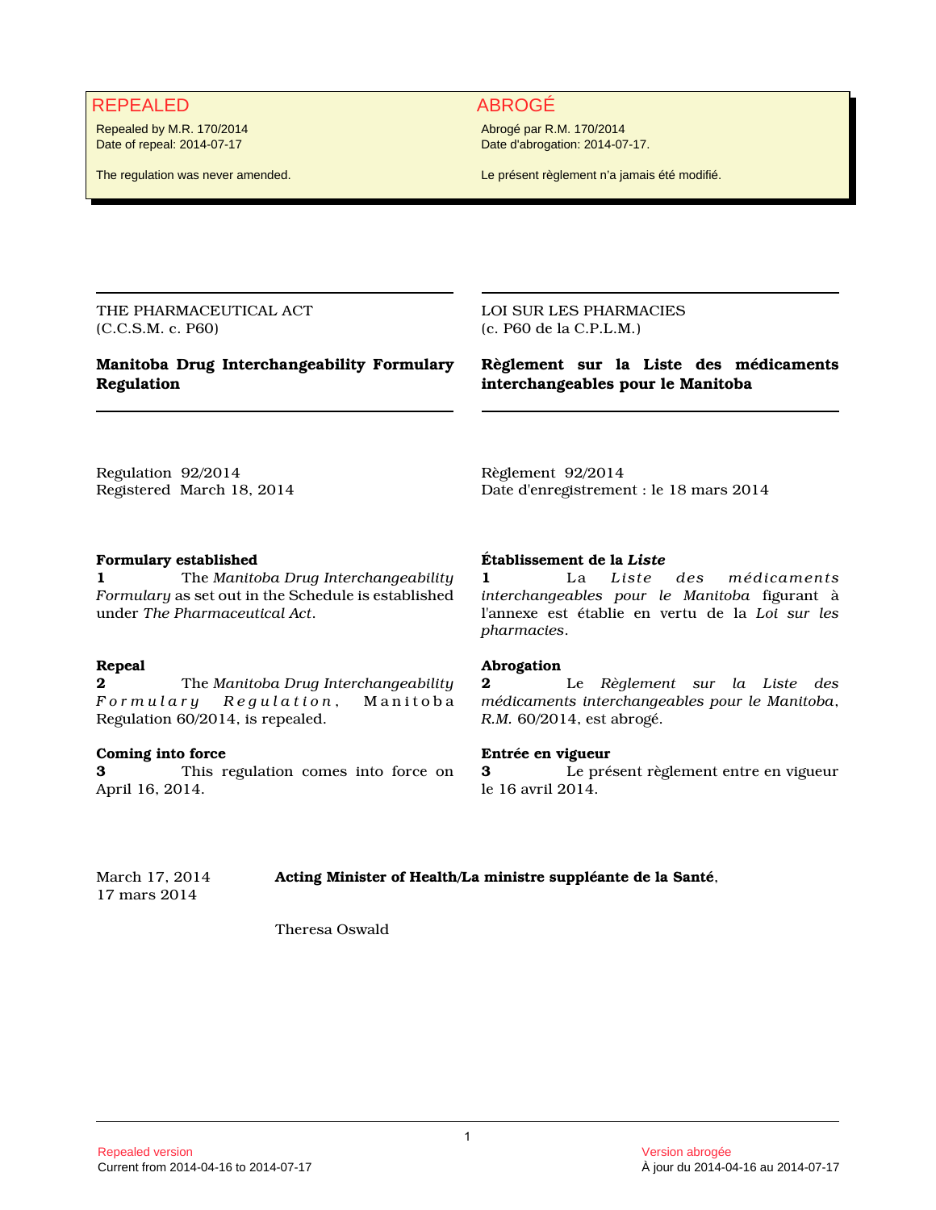REPEALED

Repealed by M.R. 170/2014
Date of repeal: 2014-07-17

The regulation was never amended.

ABROGÉ

Abrogé par R.M. 170/2014
Date d'abrogation: 2014-07-17.

Le présent règlement n'a jamais été modifié.

THE PHARMACEUTICAL ACT
(C.C.S.M. c. P60)

## Manitoba Drug Interchangeability Formulary Regulation

Regulation 92/2014
Registered March 18, 2014

### Formulary established

**1** The *Manitoba Drug Interchangeability Formulary* as set out in the Schedule is established under *The Pharmaceutical Act*.

### Repeal

**2** The *Manitoba Drug Interchangeability Formulary Regulation*, Manitoba Regulation 60/2014, is repealed.

### Coming into force

**3** This regulation comes into force on April 16, 2014.

LOI SUR LES PHARMACIES
(c. P60 de la C.P.L.M.)

## Règlement sur la Liste des médicaments interchangeables pour le Manitoba

Règlement 92/2014
Date d'enregistrement : le 18 mars 2014

### Établissement de la *Liste*

**1** La *Liste des médicaments interchangeables pour le Manitoba* figurant à l'annexe est établie en vertu de la *Loi sur les pharmacies*.

### Abrogation

**2** Le *Règlement sur la Liste des médicaments interchangeables pour le Manitoba*, *R.M.* 60/2014, est abrogé.

### Entrée en vigueur

**3** Le présent règlement entre en vigueur le 16 avril 2014.

March 17, 2014
17 mars 2014

**Acting Minister of Health/La ministre suppléante de la Santé**,

Theresa Oswald

Repealed version
Current from 2014-04-16 to 2014-07-17

Version abrogée
À jour du 2014-04-16 au 2014-07-17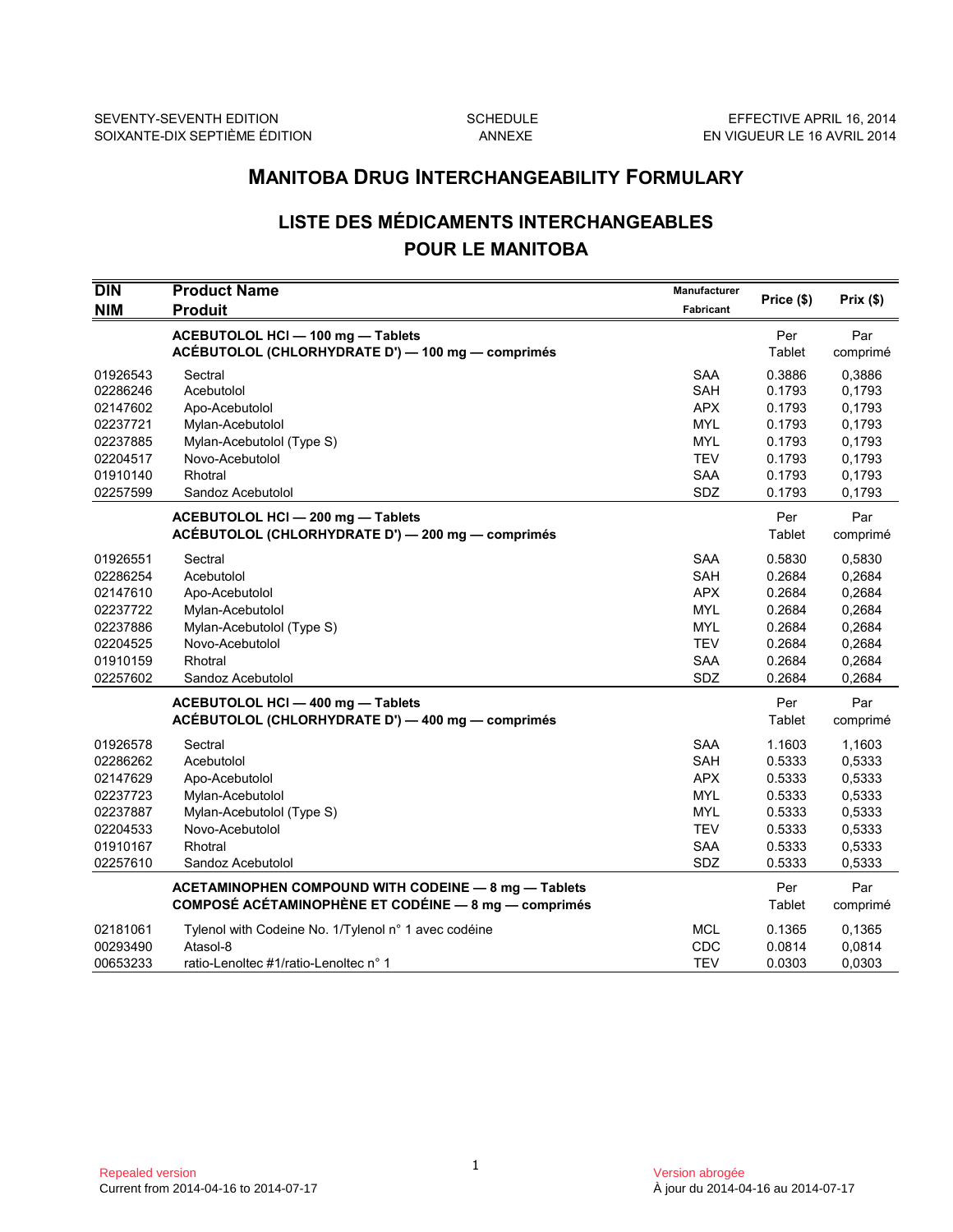SEVENTY-SEVENTH EDITION
SOIXANTE-DIX SEPTIÈME ÉDITION

SCHEDULE
ANNEXE

EFFECTIVE APRIL 16, 2014
EN VIGUEUR LE 16 AVRIL 2014

# MANITOBA DRUG INTERCHANGEABILITY FORMULARY

## LISTE DES MÉDICAMENTS INTERCHANGEABLES POUR LE MANITOBA

| DIN / NIM | Product Name / Produit | Manufacturer / Fabricant | Price ($) | Prix ($) |
|---|---|---|---|---|
| | **ACEBUTOLOL HCl — 100 mg — Tablets** **ACÉBUTOLOL (CHLORHYDRATE D') — 100 mg — comprimés** | | Per Tablet | Par comprimé |
| 01926543 | Sectral | SAA | 0.3886 | 0,3886 |
| 02286246 | Acebutolol | SAH | 0.1793 | 0,1793 |
| 02147602 | Apo-Acebutolol | APX | 0.1793 | 0,1793 |
| 02237721 | Mylan-Acebutolol | MYL | 0.1793 | 0,1793 |
| 02237885 | Mylan-Acebutolol (Type S) | MYL | 0.1793 | 0,1793 |
| 02204517 | Novo-Acebutolol | TEV | 0.1793 | 0,1793 |
| 01910140 | Rhotral | SAA | 0.1793 | 0,1793 |
| 02257599 | Sandoz Acebutolol | SDZ | 0.1793 | 0,1793 |
| | **ACEBUTOLOL HCl — 200 mg — Tablets** **ACÉBUTOLOL (CHLORHYDRATE D') — 200 mg — comprimés** | | Per Tablet | Par comprimé |
| 01926551 | Sectral | SAA | 0.5830 | 0,5830 |
| 02286254 | Acebutolol | SAH | 0.2684 | 0,2684 |
| 02147610 | Apo-Acebutolol | APX | 0.2684 | 0,2684 |
| 02237722 | Mylan-Acebutolol | MYL | 0.2684 | 0,2684 |
| 02237886 | Mylan-Acebutolol (Type S) | MYL | 0.2684 | 0,2684 |
| 02204525 | Novo-Acebutolol | TEV | 0.2684 | 0,2684 |
| 01910159 | Rhotral | SAA | 0.2684 | 0,2684 |
| 02257602 | Sandoz Acebutolol | SDZ | 0.2684 | 0,2684 |
| | **ACEBUTOLOL HCl — 400 mg — Tablets** **ACÉBUTOLOL (CHLORHYDRATE D') — 400 mg — comprimés** | | Per Tablet | Par comprimé |
| 01926578 | Sectral | SAA | 1.1603 | 1,1603 |
| 02286262 | Acebutolol | SAH | 0.5333 | 0,5333 |
| 02147629 | Apo-Acebutolol | APX | 0.5333 | 0,5333 |
| 02237723 | Mylan-Acebutolol | MYL | 0.5333 | 0,5333 |
| 02237887 | Mylan-Acebutolol (Type S) | MYL | 0.5333 | 0,5333 |
| 02204533 | Novo-Acebutolol | TEV | 0.5333 | 0,5333 |
| 01910167 | Rhotral | SAA | 0.5333 | 0,5333 |
| 02257610 | Sandoz Acebutolol | SDZ | 0.5333 | 0,5333 |
| | **ACETAMINOPHEN COMPOUND WITH CODEINE — 8 mg — Tablets** **COMPOSÉ ACÉTAMINOPHÈNE ET CODÉINE — 8 mg — comprimés** | | Per Tablet | Par comprimé |
| 02181061 | Tylenol with Codeine No. 1/Tylenol n° 1 avec codéine | MCL | 0.1365 | 0,1365 |
| 00293490 | Atasol-8 | CDC | 0.0814 | 0,0814 |
| 00653233 | ratio-Lenoltec #1/ratio-Lenoltec n° 1 | TEV | 0.0303 | 0,0303 |

Repealed version
Current from 2014-04-16 to 2014-07-17

Version abrogée
À jour du 2014-04-16 au 2014-07-17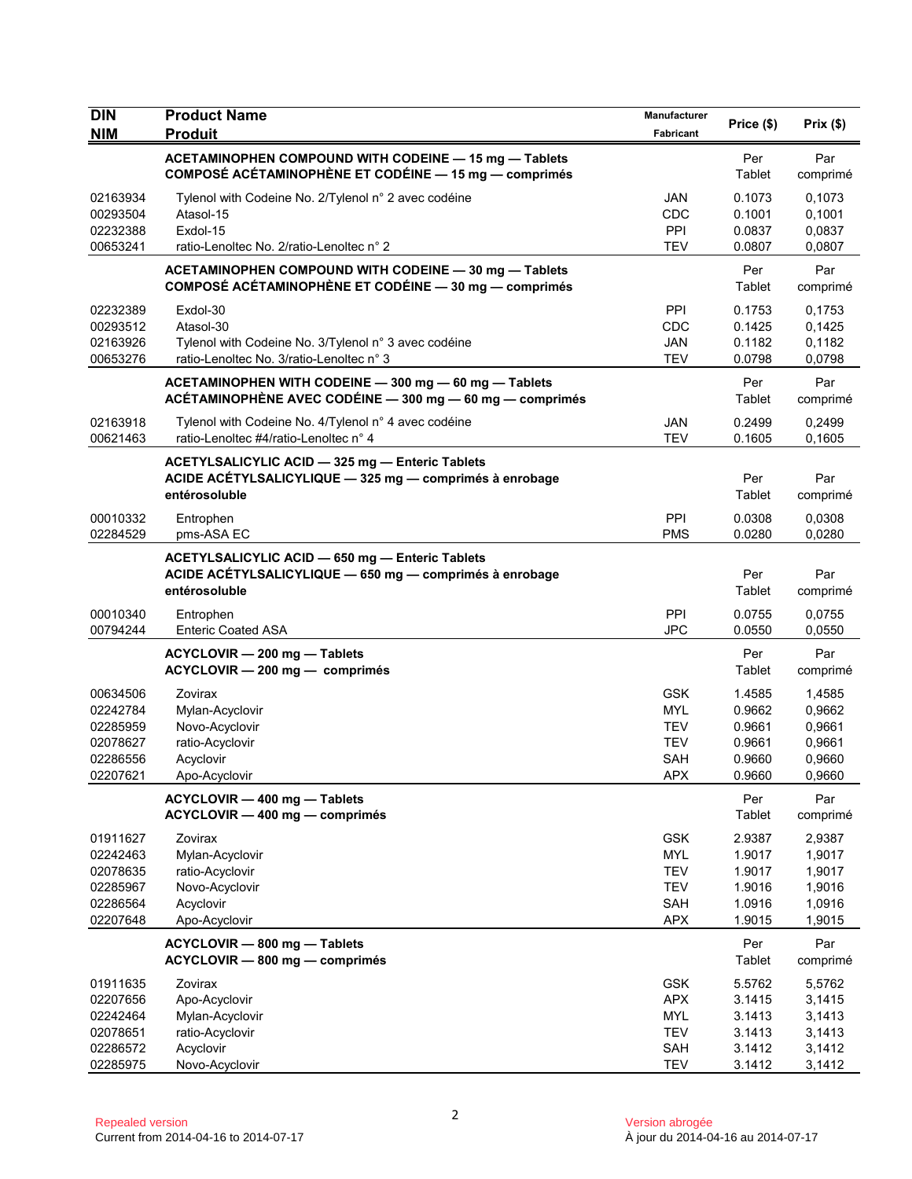| DIN<br>NIM | Product Name<br>Produit | Manufacturer<br>Fabricant | Price ($) | Prix ($) |
|---|---|---|---|---|
| | **ACETAMINOPHEN COMPOUND WITH CODEINE — 15 mg — Tablets**<br>**COMPOSÉ ACÉTAMINOPHÈNE ET CODÉINE — 15 mg — comprimés** | | Per Tablet | Par comprimé |
| 02163934 | Tylenol with Codeine No. 2/Tylenol n° 2 avec codéine | JAN | 0.1073 | 0,1073 |
| 00293504 | Atasol-15 | CDC | 0.1001 | 0,1001 |
| 02232388 | Exdol-15 | PPI | 0.0837 | 0,0837 |
| 00653241 | ratio-Lenoltec No. 2/ratio-Lenoltec n° 2 | TEV | 0.0807 | 0,0807 |
| | **ACETAMINOPHEN COMPOUND WITH CODEINE — 30 mg — Tablets**<br>**COMPOSÉ ACÉTAMINOPHÈNE ET CODÉINE — 30 mg — comprimés** | | Per Tablet | Par comprimé |
| 02232389 | Exdol-30 | PPI | 0.1753 | 0,1753 |
| 00293512 | Atasol-30 | CDC | 0.1425 | 0,1425 |
| 02163926 | Tylenol with Codeine No. 3/Tylenol n° 3 avec codéine | JAN | 0.1182 | 0,1182 |
| 00653276 | ratio-Lenoltec No. 3/ratio-Lenoltec n° 3 | TEV | 0.0798 | 0,0798 |
| | **ACETAMINOPHEN WITH CODEINE — 300 mg — 60 mg — Tablets**<br>**ACÉTAMINOPHÈNE AVEC CODÉINE — 300 mg — 60 mg — comprimés** | | Per Tablet | Par comprimé |
| 02163918 | Tylenol with Codeine No. 4/Tylenol n° 4 avec codéine | JAN | 0.2499 | 0,2499 |
| 00621463 | ratio-Lenoltec #4/ratio-Lenoltec n° 4 | TEV | 0.1605 | 0,1605 |
| | **ACETYLSALICYLIC ACID — 325 mg — Enteric Tablets**<br>**ACIDE ACÉTYLSALICYLIQUE — 325 mg — comprimés à enrobage entérosoluble** | | Per Tablet | Par comprimé |
| 00010332 | Entrophen | PPI | 0.0308 | 0,0308 |
| 02284529 | pms-ASA EC | PMS | 0.0280 | 0,0280 |
| | **ACETYLSALICYLIC ACID — 650 mg — Enteric Tablets**<br>**ACIDE ACÉTYLSALICYLIQUE — 650 mg — comprimés à enrobage entérosoluble** | | Per Tablet | Par comprimé |
| 00010340 | Entrophen | PPI | 0.0755 | 0,0755 |
| 00794244 | Enteric Coated ASA | JPC | 0.0550 | 0,0550 |
| | **ACYCLOVIR — 200 mg — Tablets**<br>**ACYCLOVIR — 200 mg — comprimés** | | Per Tablet | Par comprimé |
| 00634506 | Zovirax | GSK | 1.4585 | 1,4585 |
| 02242784 | Mylan-Acyclovir | MYL | 0.9662 | 0,9662 |
| 02285959 | Novo-Acyclovir | TEV | 0.9661 | 0,9661 |
| 02078627 | ratio-Acyclovir | TEV | 0.9661 | 0,9661 |
| 02286556 | Acyclovir | SAH | 0.9660 | 0,9660 |
| 02207621 | Apo-Acyclovir | APX | 0.9660 | 0,9660 |
| | **ACYCLOVIR — 400 mg — Tablets**<br>**ACYCLOVIR — 400 mg — comprimés** | | Per Tablet | Par comprimé |
| 01911627 | Zovirax | GSK | 2.9387 | 2,9387 |
| 02242463 | Mylan-Acyclovir | MYL | 1.9017 | 1,9017 |
| 02078635 | ratio-Acyclovir | TEV | 1.9017 | 1,9017 |
| 02285967 | Novo-Acyclovir | TEV | 1.9016 | 1,9016 |
| 02286564 | Acyclovir | SAH | 1.0916 | 1,0916 |
| 02207648 | Apo-Acyclovir | APX | 1.9015 | 1,9015 |
| | **ACYCLOVIR — 800 mg — Tablets**<br>**ACYCLOVIR — 800 mg — comprimés** | | Per Tablet | Par comprimé |
| 01911635 | Zovirax | GSK | 5.5762 | 5,5762 |
| 02207656 | Apo-Acyclovir | APX | 3.1415 | 3,1415 |
| 02242464 | Mylan-Acyclovir | MYL | 3.1413 | 3,1413 |
| 02078651 | ratio-Acyclovir | TEV | 3.1413 | 3,1413 |
| 02286572 | Acyclovir | SAH | 3.1412 | 3,1412 |
| 02285975 | Novo-Acyclovir | TEV | 3.1412 | 3,1412 |

Repealed version
Current from 2014-04-16 to 2014-07-17

Version abrogée
À jour du 2014-04-16 au 2014-07-17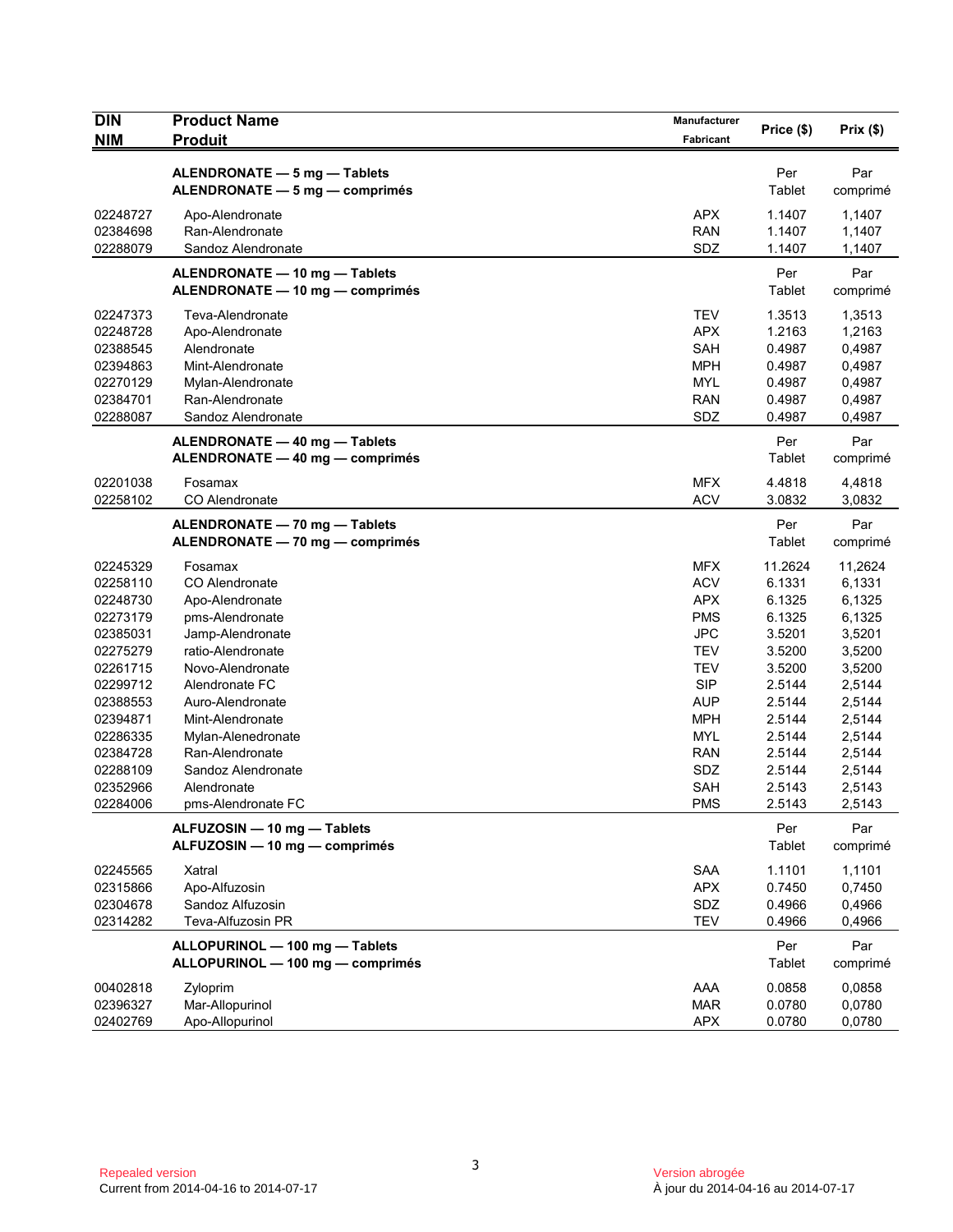| DIN<br>NIM | Product Name<br>Produit | Manufacturer<br>Fabricant | Price ($) | Prix ($) |
|---|---|---|---|---|
| | **ALENDRONATE — 5 mg — Tablets**<br>**ALENDRONATE — 5 mg — comprimés** | | Per<br>Tablet | Par<br>comprimé |
| 02248727 | Apo-Alendronate | APX | 1.1407 | 1,1407 |
| 02384698 | Ran-Alendronate | RAN | 1.1407 | 1,1407 |
| 02288079 | Sandoz Alendronate | SDZ | 1.1407 | 1,1407 |
| | **ALENDRONATE — 10 mg — Tablets**<br>**ALENDRONATE — 10 mg — comprimés** | | Per<br>Tablet | Par<br>comprimé |
| 02247373 | Teva-Alendronate | TEV | 1.3513 | 1,3513 |
| 02248728 | Apo-Alendronate | APX | 1.2163 | 1,2163 |
| 02388545 | Alendronate | SAH | 0.4987 | 0,4987 |
| 02394863 | Mint-Alendronate | MPH | 0.4987 | 0,4987 |
| 02270129 | Mylan-Alendronate | MYL | 0.4987 | 0,4987 |
| 02384701 | Ran-Alendronate | RAN | 0.4987 | 0,4987 |
| 02288087 | Sandoz Alendronate | SDZ | 0.4987 | 0,4987 |
| | **ALENDRONATE — 40 mg — Tablets**<br>**ALENDRONATE — 40 mg — comprimés** | | Per<br>Tablet | Par<br>comprimé |
| 02201038 | Fosamax | MFX | 4.4818 | 4,4818 |
| 02258102 | CO Alendronate | ACV | 3.0832 | 3,0832 |
| | **ALENDRONATE — 70 mg — Tablets**<br>**ALENDRONATE — 70 mg — comprimés** | | Per<br>Tablet | Par<br>comprimé |
| 02245329 | Fosamax | MFX | 11.2624 | 11,2624 |
| 02258110 | CO Alendronate | ACV | 6.1331 | 6,1331 |
| 02248730 | Apo-Alendronate | APX | 6.1325 | 6,1325 |
| 02273179 | pms-Alendronate | PMS | 6.1325 | 6,1325 |
| 02385031 | Jamp-Alendronate | JPC | 3.5201 | 3,5201 |
| 02275279 | ratio-Alendronate | TEV | 3.5200 | 3,5200 |
| 02261715 | Novo-Alendronate | TEV | 3.5200 | 3,5200 |
| 02299712 | Alendronate FC | SIP | 2.5144 | 2,5144 |
| 02388553 | Auro-Alendronate | AUP | 2.5144 | 2,5144 |
| 02394871 | Mint-Alendronate | MPH | 2.5144 | 2,5144 |
| 02286335 | Mylan-Alenedronate | MYL | 2.5144 | 2,5144 |
| 02384728 | Ran-Alendronate | RAN | 2.5144 | 2,5144 |
| 02288109 | Sandoz Alendronate | SDZ | 2.5144 | 2,5144 |
| 02352966 | Alendronate | SAH | 2.5143 | 2,5143 |
| 02284006 | pms-Alendronate FC | PMS | 2.5143 | 2,5143 |
| | **ALFUZOSIN — 10 mg — Tablets**<br>**ALFUZOSIN — 10 mg — comprimés** | | Per<br>Tablet | Par<br>comprimé |
| 02245565 | Xatral | SAA | 1.1101 | 1,1101 |
| 02315866 | Apo-Alfuzosin | APX | 0.7450 | 0,7450 |
| 02304678 | Sandoz Alfuzosin | SDZ | 0.4966 | 0,4966 |
| 02314282 | Teva-Alfuzosin PR | TEV | 0.4966 | 0,4966 |
| | **ALLOPURINOL — 100 mg — Tablets**<br>**ALLOPURINOL — 100 mg — comprimés** | | Per<br>Tablet | Par<br>comprimé |
| 00402818 | Zyloprim | AAA | 0.0858 | 0,0858 |
| 02396327 | Mar-Allopurinol | MAR | 0.0780 | 0,0780 |
| 02402769 | Apo-Allopurinol | APX | 0.0780 | 0,0780 |

Repealed version
Current from 2014-04-16 to 2014-07-17

Version abrogée
À jour du 2014-04-16 au 2014-07-17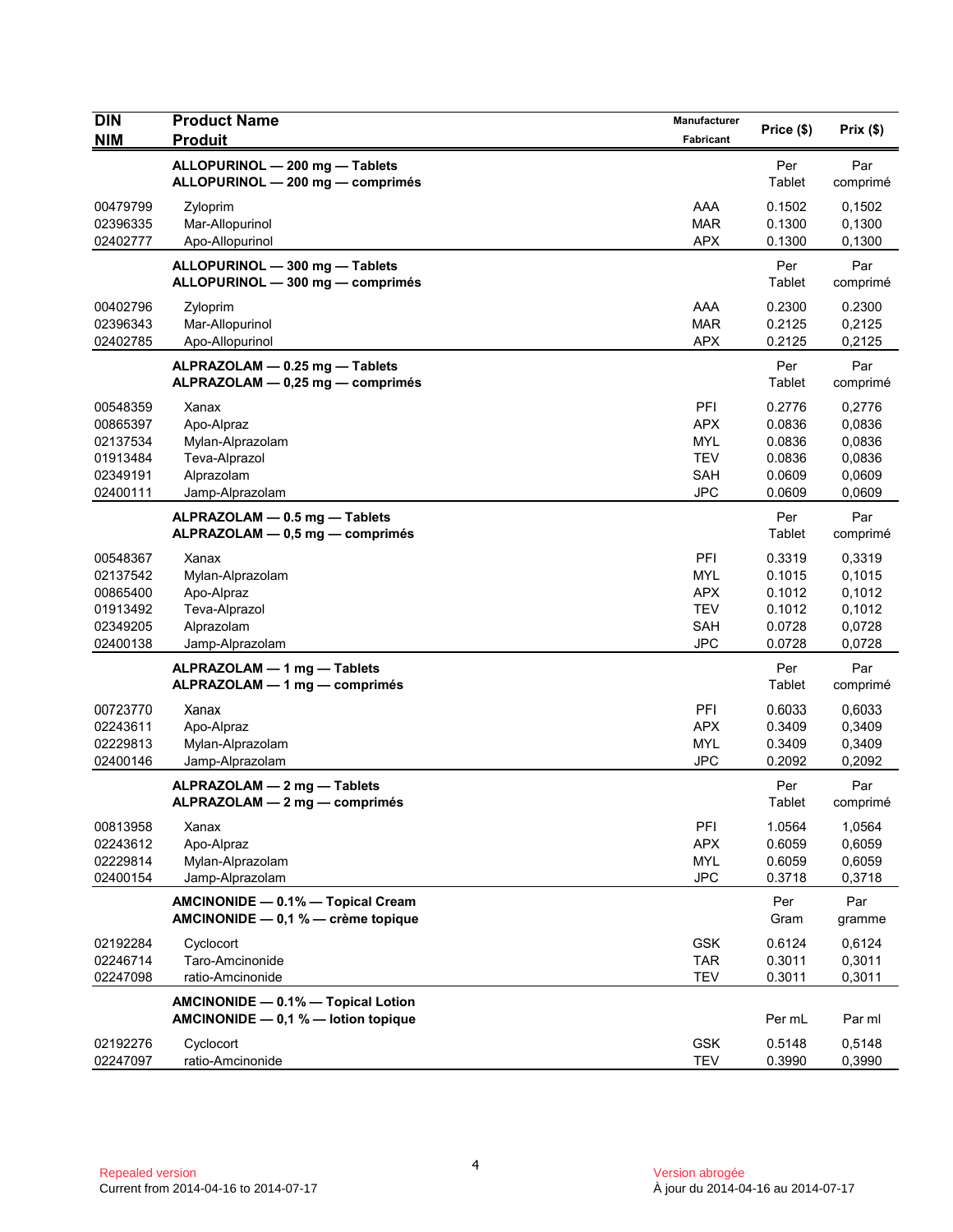| DIN<br>NIM | Product Name<br>Produit | Manufacturer<br>Fabricant | Price ($) | Prix ($) |
|---|---|---|---|---|
| | **ALLOPURINOL — 200 mg — Tablets**<br>**ALLOPURINOL — 200 mg — comprimés** | | Per Tablet | Par comprimé |
| 00479799 | Zyloprim | AAA | 0.1502 | 0,1502 |
| 02396335 | Mar-Allopurinol | MAR | 0.1300 | 0,1300 |
| 02402777 | Apo-Allopurinol | APX | 0.1300 | 0,1300 |
| | **ALLOPURINOL — 300 mg — Tablets**<br>**ALLOPURINOL — 300 mg — comprimés** | | Per Tablet | Par comprimé |
| 00402796 | Zyloprim | AAA | 0.2300 | 0.2300 |
| 02396343 | Mar-Allopurinol | MAR | 0.2125 | 0,2125 |
| 02402785 | Apo-Allopurinol | APX | 0.2125 | 0,2125 |
| | **ALPRAZOLAM — 0.25 mg — Tablets**<br>**ALPRAZOLAM — 0,25 mg — comprimés** | | Per Tablet | Par comprimé |
| 00548359 | Xanax | PFI | 0.2776 | 0,2776 |
| 00865397 | Apo-Alpraz | APX | 0.0836 | 0,0836 |
| 02137534 | Mylan-Alprazolam | MYL | 0.0836 | 0,0836 |
| 01913484 | Teva-Alprazol | TEV | 0.0836 | 0,0836 |
| 02349191 | Alprazolam | SAH | 0.0609 | 0,0609 |
| 02400111 | Jamp-Alprazolam | JPC | 0.0609 | 0,0609 |
| | **ALPRAZOLAM — 0.5 mg — Tablets**<br>**ALPRAZOLAM — 0,5 mg — comprimés** | | Per Tablet | Par comprimé |
| 00548367 | Xanax | PFI | 0.3319 | 0,3319 |
| 02137542 | Mylan-Alprazolam | MYL | 0.1015 | 0,1015 |
| 00865400 | Apo-Alpraz | APX | 0.1012 | 0,1012 |
| 01913492 | Teva-Alprazol | TEV | 0.1012 | 0,1012 |
| 02349205 | Alprazolam | SAH | 0.0728 | 0,0728 |
| 02400138 | Jamp-Alprazolam | JPC | 0.0728 | 0,0728 |
| | **ALPRAZOLAM — 1 mg — Tablets**<br>**ALPRAZOLAM — 1 mg — comprimés** | | Per Tablet | Par comprimé |
| 00723770 | Xanax | PFI | 0.6033 | 0,6033 |
| 02243611 | Apo-Alpraz | APX | 0.3409 | 0,3409 |
| 02229813 | Mylan-Alprazolam | MYL | 0.3409 | 0,3409 |
| 02400146 | Jamp-Alprazolam | JPC | 0.2092 | 0,2092 |
| | **ALPRAZOLAM — 2 mg — Tablets**<br>**ALPRAZOLAM — 2 mg — comprimés** | | Per Tablet | Par comprimé |
| 00813958 | Xanax | PFI | 1.0564 | 1,0564 |
| 02243612 | Apo-Alpraz | APX | 0.6059 | 0,6059 |
| 02229814 | Mylan-Alprazolam | MYL | 0.6059 | 0,6059 |
| 02400154 | Jamp-Alprazolam | JPC | 0.3718 | 0,3718 |
| | **AMCINONIDE — 0.1% — Topical Cream**<br>**AMCINONIDE — 0,1 % — crème topique** | | Per Gram | Par gramme |
| 02192284 | Cyclocort | GSK | 0.6124 | 0,6124 |
| 02246714 | Taro-Amcinonide | TAR | 0.3011 | 0,3011 |
| 02247098 | ratio-Amcinonide | TEV | 0.3011 | 0,3011 |
| | **AMCINONIDE — 0.1% — Topical Lotion**<br>**AMCINONIDE — 0,1 % — lotion topique** | | Per mL | Par ml |
| 02192276 | Cyclocort | GSK | 0.5148 | 0,5148 |
| 02247097 | ratio-Amcinonide | TEV | 0.3990 | 0,3990 |

Repealed version
Current from 2014-04-16 to 2014-07-17

Version abrogée
À jour du 2014-04-16 au 2014-07-17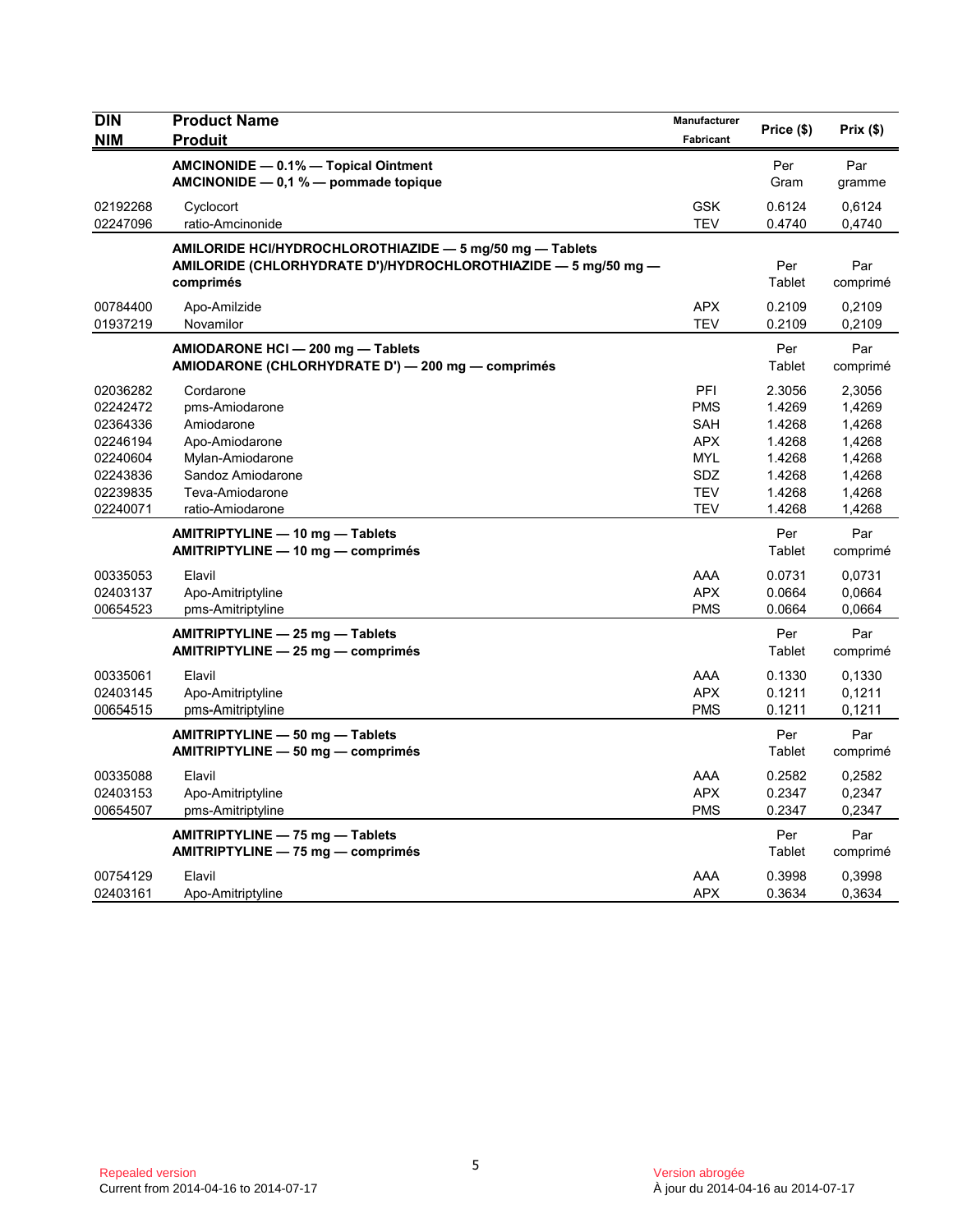| DIN<br>NIM | Product Name<br>Produit | Manufacturer<br>Fabricant | Price ($) | Prix ($) |
|---|---|---|---|---|
| | **AMCINONIDE — 0.1% — Topical Ointment**<br>**AMCINONIDE — 0,1 % — pommade topique** | | Per Gram | Par gramme |
| 02192268 | Cyclocort | GSK | 0.6124 | 0,6124 |
| 02247096 | ratio-Amcinonide | TEV | 0.4740 | 0,4740 |
| | **AMILORIDE HCl/HYDROCHLOROTHIAZIDE — 5 mg/50 mg — Tablets**<br>**AMILORIDE (CHLORHYDRATE D')/HYDROCHLOROTHIAZIDE — 5 mg/50 mg — comprimés** | | Per Tablet | Par comprimé |
| 00784400 | Apo-Amilzide | APX | 0.2109 | 0,2109 |
| 01937219 | Novamilor | TEV | 0.2109 | 0,2109 |
| | **AMIODARONE HCl — 200 mg — Tablets**<br>**AMIODARONE (CHLORHYDRATE D') — 200 mg — comprimés** | | Per Tablet | Par comprimé |
| 02036282 | Cordarone | PFI | 2.3056 | 2,3056 |
| 02242472 | pms-Amiodarone | PMS | 1.4269 | 1,4269 |
| 02364336 | Amiodarone | SAH | 1.4268 | 1,4268 |
| 02246194 | Apo-Amiodarone | APX | 1.4268 | 1,4268 |
| 02240604 | Mylan-Amiodarone | MYL | 1.4268 | 1,4268 |
| 02243836 | Sandoz Amiodarone | SDZ | 1.4268 | 1,4268 |
| 02239835 | Teva-Amiodarone | TEV | 1.4268 | 1,4268 |
| 02240071 | ratio-Amiodarone | TEV | 1.4268 | 1,4268 |
| | **AMITRIPTYLINE — 10 mg — Tablets**<br>**AMITRIPTYLINE — 10 mg — comprimés** | | Per Tablet | Par comprimé |
| 00335053 | Elavil | AAA | 0.0731 | 0,0731 |
| 02403137 | Apo-Amitriptyline | APX | 0.0664 | 0,0664 |
| 00654523 | pms-Amitriptyline | PMS | 0.0664 | 0,0664 |
| | **AMITRIPTYLINE — 25 mg — Tablets**<br>**AMITRIPTYLINE — 25 mg — comprimés** | | Per Tablet | Par comprimé |
| 00335061 | Elavil | AAA | 0.1330 | 0,1330 |
| 02403145 | Apo-Amitriptyline | APX | 0.1211 | 0,1211 |
| 00654515 | pms-Amitriptyline | PMS | 0.1211 | 0,1211 |
| | **AMITRIPTYLINE — 50 mg — Tablets**<br>**AMITRIPTYLINE — 50 mg — comprimés** | | Per Tablet | Par comprimé |
| 00335088 | Elavil | AAA | 0.2582 | 0,2582 |
| 02403153 | Apo-Amitriptyline | APX | 0.2347 | 0,2347 |
| 00654507 | pms-Amitriptyline | PMS | 0.2347 | 0,2347 |
| | **AMITRIPTYLINE — 75 mg — Tablets**<br>**AMITRIPTYLINE — 75 mg — comprimés** | | Per Tablet | Par comprimé |
| 00754129 | Elavil | AAA | 0.3998 | 0,3998 |
| 02403161 | Apo-Amitriptyline | APX | 0.3634 | 0,3634 |

Repealed version
Current from 2014-04-16 to 2014-07-17

Version abrogée
À jour du 2014-04-16 au 2014-07-17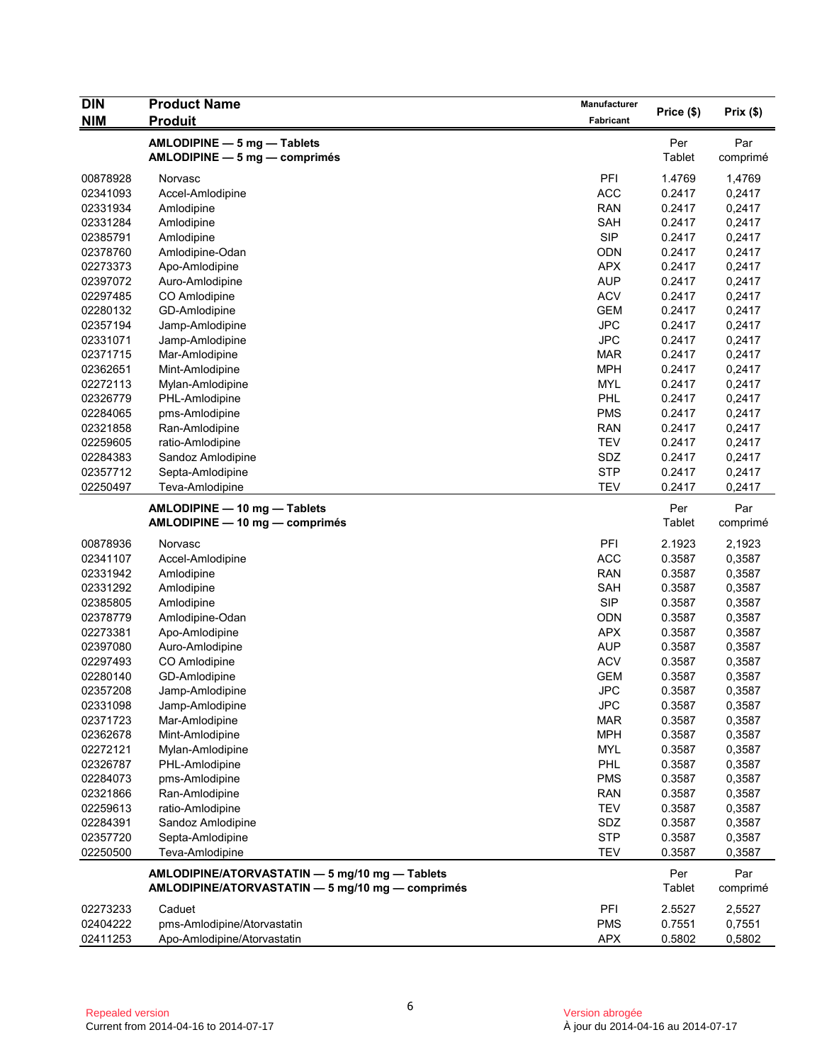| DIN<br>NIM | Product Name<br>Produit | Manufacturer<br>Fabricant | Price ($) | Prix ($) |
|---|---|---|---|---|
| | **AMLODIPINE — 5 mg — Tablets**<br>**AMLODIPINE — 5 mg — comprimés** | | Per Tablet | Par comprimé |
| 00878928 | Norvasc | PFI | 1.4769 | 1,4769 |
| 02341093 | Accel-Amlodipine | ACC | 0.2417 | 0,2417 |
| 02331934 | Amlodipine | RAN | 0.2417 | 0,2417 |
| 02331284 | Amlodipine | SAH | 0.2417 | 0,2417 |
| 02385791 | Amlodipine | SIP | 0.2417 | 0,2417 |
| 02378760 | Amlodipine-Odan | ODN | 0.2417 | 0,2417 |
| 02273373 | Apo-Amlodipine | APX | 0.2417 | 0,2417 |
| 02397072 | Auro-Amlodipine | AUP | 0.2417 | 0,2417 |
| 02297485 | CO Amlodipine | ACV | 0.2417 | 0,2417 |
| 02280132 | GD-Amlodipine | GEM | 0.2417 | 0,2417 |
| 02357194 | Jamp-Amlodipine | JPC | 0.2417 | 0,2417 |
| 02331071 | Jamp-Amlodipine | JPC | 0.2417 | 0,2417 |
| 02371715 | Mar-Amlodipine | MAR | 0.2417 | 0,2417 |
| 02362651 | Mint-Amlodipine | MPH | 0.2417 | 0,2417 |
| 02272113 | Mylan-Amlodipine | MYL | 0.2417 | 0,2417 |
| 02326779 | PHL-Amlodipine | PHL | 0.2417 | 0,2417 |
| 02284065 | pms-Amlodipine | PMS | 0.2417 | 0,2417 |
| 02321858 | Ran-Amlodipine | RAN | 0.2417 | 0,2417 |
| 02259605 | ratio-Amlodipine | TEV | 0.2417 | 0,2417 |
| 02284383 | Sandoz Amlodipine | SDZ | 0.2417 | 0,2417 |
| 02357712 | Septa-Amlodipine | STP | 0.2417 | 0,2417 |
| 02250497 | Teva-Amlodipine | TEV | 0.2417 | 0,2417 |
| | **AMLODIPINE — 10 mg — Tablets**<br>**AMLODIPINE — 10 mg — comprimés** | | Per Tablet | Par comprimé |
| 00878936 | Norvasc | PFI | 2.1923 | 2,1923 |
| 02341107 | Accel-Amlodipine | ACC | 0.3587 | 0,3587 |
| 02331942 | Amlodipine | RAN | 0.3587 | 0,3587 |
| 02331292 | Amlodipine | SAH | 0.3587 | 0,3587 |
| 02385805 | Amlodipine | SIP | 0.3587 | 0,3587 |
| 02378779 | Amlodipine-Odan | ODN | 0.3587 | 0,3587 |
| 02273381 | Apo-Amlodipine | APX | 0.3587 | 0,3587 |
| 02397080 | Auro-Amlodipine | AUP | 0.3587 | 0,3587 |
| 02297493 | CO Amlodipine | ACV | 0.3587 | 0,3587 |
| 02280140 | GD-Amlodipine | GEM | 0.3587 | 0,3587 |
| 02357208 | Jamp-Amlodipine | JPC | 0.3587 | 0,3587 |
| 02331098 | Jamp-Amlodipine | JPC | 0.3587 | 0,3587 |
| 02371723 | Mar-Amlodipine | MAR | 0.3587 | 0,3587 |
| 02362678 | Mint-Amlodipine | MPH | 0.3587 | 0,3587 |
| 02272121 | Mylan-Amlodipine | MYL | 0.3587 | 0,3587 |
| 02326787 | PHL-Amlodipine | PHL | 0.3587 | 0,3587 |
| 02284073 | pms-Amlodipine | PMS | 0.3587 | 0,3587 |
| 02321866 | Ran-Amlodipine | RAN | 0.3587 | 0,3587 |
| 02259613 | ratio-Amlodipine | TEV | 0.3587 | 0,3587 |
| 02284391 | Sandoz Amlodipine | SDZ | 0.3587 | 0,3587 |
| 02357720 | Septa-Amlodipine | STP | 0.3587 | 0,3587 |
| 02250500 | Teva-Amlodipine | TEV | 0.3587 | 0,3587 |
| | **AMLODIPINE/ATORVASTATIN — 5 mg/10 mg — Tablets**<br>**AMLODIPINE/ATORVASTATIN — 5 mg/10 mg — comprimés** | | Per Tablet | Par comprimé |
| 02273233 | Caduet | PFI | 2.5527 | 2,5527 |
| 02404222 | pms-Amlodipine/Atorvastatin | PMS | 0.7551 | 0,7551 |
| 02411253 | Apo-Amlodipine/Atorvastatin | APX | 0.5802 | 0,5802 |

Repealed version
Current from 2014-04-16 to 2014-07-17

Version abrogée
À jour du 2014-04-16 au 2014-07-17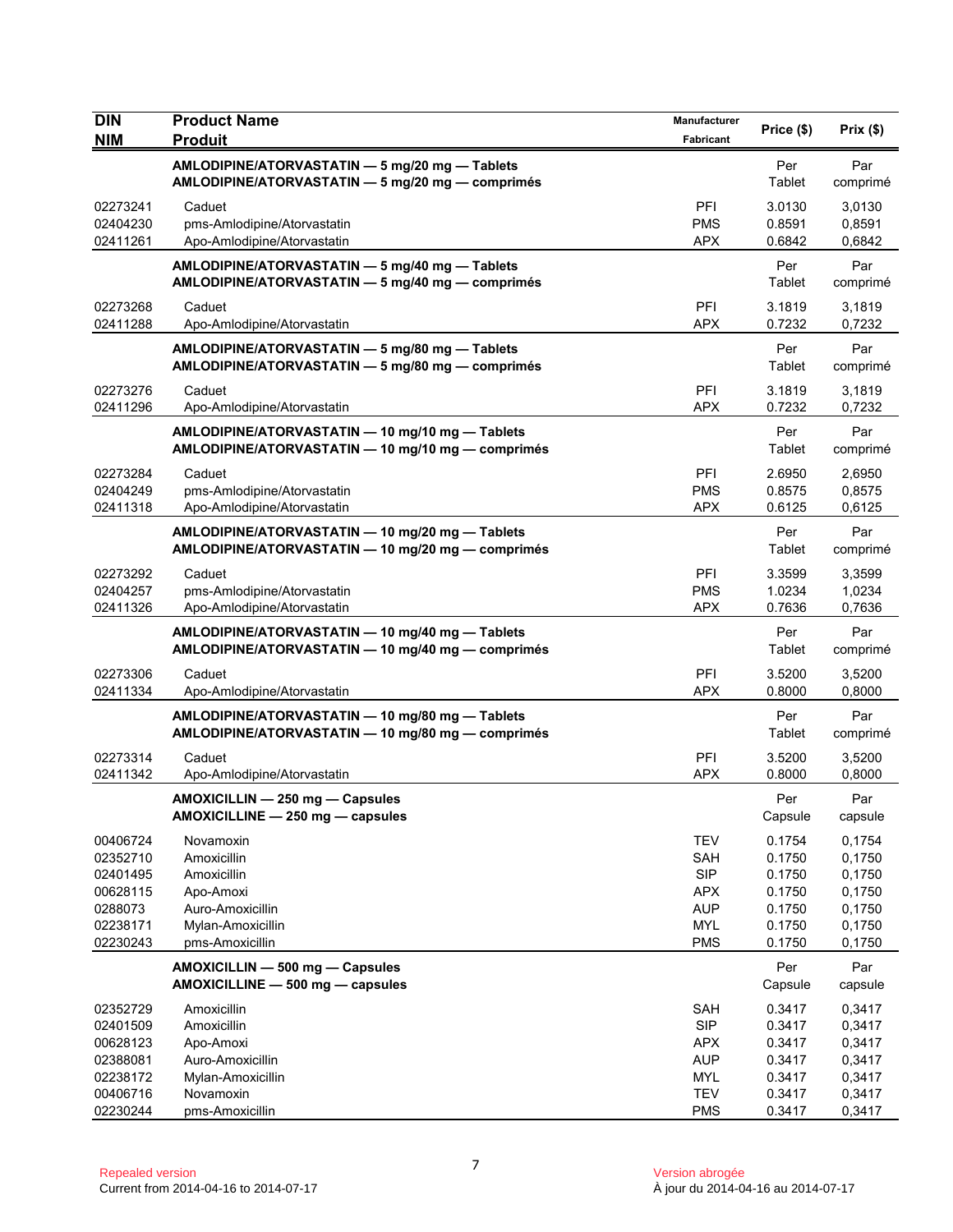| DIN<br>NIM | Product Name<br>Produit | Manufacturer<br>Fabricant | Price ($) | Prix ($) |
|---|---|---|---|---|
| | **AMLODIPINE/ATORVASTATIN — 5 mg/20 mg — Tablets**<br>**AMLODIPINE/ATORVASTATIN — 5 mg/20 mg — comprimés** | | Per<br>Tablet | Par<br>comprimé |
| 02273241 | Caduet | PFI | 3.0130 | 3,0130 |
| 02404230 | pms-Amlodipine/Atorvastatin | PMS | 0.8591 | 0,8591 |
| 02411261 | Apo-Amlodipine/Atorvastatin | APX | 0.6842 | 0,6842 |
| | **AMLODIPINE/ATORVASTATIN — 5 mg/40 mg — Tablets**<br>**AMLODIPINE/ATORVASTATIN — 5 mg/40 mg — comprimés** | | Per<br>Tablet | Par<br>comprimé |
| 02273268 | Caduet | PFI | 3.1819 | 3,1819 |
| 02411288 | Apo-Amlodipine/Atorvastatin | APX | 0.7232 | 0,7232 |
| | **AMLODIPINE/ATORVASTATIN — 5 mg/80 mg — Tablets**<br>**AMLODIPINE/ATORVASTATIN — 5 mg/80 mg — comprimés** | | Per<br>Tablet | Par<br>comprimé |
| 02273276 | Caduet | PFI | 3.1819 | 3,1819 |
| 02411296 | Apo-Amlodipine/Atorvastatin | APX | 0.7232 | 0,7232 |
| | **AMLODIPINE/ATORVASTATIN — 10 mg/10 mg — Tablets**<br>**AMLODIPINE/ATORVASTATIN — 10 mg/10 mg — comprimés** | | Per<br>Tablet | Par<br>comprimé |
| 02273284 | Caduet | PFI | 2.6950 | 2,6950 |
| 02404249 | pms-Amlodipine/Atorvastatin | PMS | 0.8575 | 0,8575 |
| 02411318 | Apo-Amlodipine/Atorvastatin | APX | 0.6125 | 0,6125 |
| | **AMLODIPINE/ATORVASTATIN — 10 mg/20 mg — Tablets**<br>**AMLODIPINE/ATORVASTATIN — 10 mg/20 mg — comprimés** | | Per<br>Tablet | Par<br>comprimé |
| 02273292 | Caduet | PFI | 3.3599 | 3,3599 |
| 02404257 | pms-Amlodipine/Atorvastatin | PMS | 1.0234 | 1,0234 |
| 02411326 | Apo-Amlodipine/Atorvastatin | APX | 0.7636 | 0,7636 |
| | **AMLODIPINE/ATORVASTATIN — 10 mg/40 mg — Tablets**<br>**AMLODIPINE/ATORVASTATIN — 10 mg/40 mg — comprimés** | | Per<br>Tablet | Par<br>comprimé |
| 02273306 | Caduet | PFI | 3.5200 | 3,5200 |
| 02411334 | Apo-Amlodipine/Atorvastatin | APX | 0.8000 | 0,8000 |
| | **AMLODIPINE/ATORVASTATIN — 10 mg/80 mg — Tablets**<br>**AMLODIPINE/ATORVASTATIN — 10 mg/80 mg — comprimés** | | Per<br>Tablet | Par<br>comprimé |
| 02273314 | Caduet | PFI | 3.5200 | 3,5200 |
| 02411342 | Apo-Amlodipine/Atorvastatin | APX | 0.8000 | 0,8000 |
| | **AMOXICILLIN — 250 mg — Capsules**<br>**AMOXICILLINE — 250 mg — capsules** | | Per<br>Capsule | Par<br>capsule |
| 00406724 | Novamoxin | TEV | 0.1754 | 0,1754 |
| 02352710 | Amoxicillin | SAH | 0.1750 | 0,1750 |
| 02401495 | Amoxicillin | SIP | 0.1750 | 0,1750 |
| 00628115 | Apo-Amoxi | APX | 0.1750 | 0,1750 |
| 0288073 | Auro-Amoxicillin | AUP | 0.1750 | 0,1750 |
| 02238171 | Mylan-Amoxicillin | MYL | 0.1750 | 0,1750 |
| 02230243 | pms-Amoxicillin | PMS | 0.1750 | 0,1750 |
| | **AMOXICILLIN — 500 mg — Capsules**<br>**AMOXICILLINE — 500 mg — capsules** | | Per<br>Capsule | Par<br>capsule |
| 02352729 | Amoxicillin | SAH | 0.3417 | 0,3417 |
| 02401509 | Amoxicillin | SIP | 0.3417 | 0,3417 |
| 00628123 | Apo-Amoxi | APX | 0.3417 | 0,3417 |
| 02388081 | Auro-Amoxicillin | AUP | 0.3417 | 0,3417 |
| 02238172 | Mylan-Amoxicillin | MYL | 0.3417 | 0,3417 |
| 00406716 | Novamoxin | TEV | 0.3417 | 0,3417 |
| 02230244 | pms-Amoxicillin | PMS | 0.3417 | 0,3417 |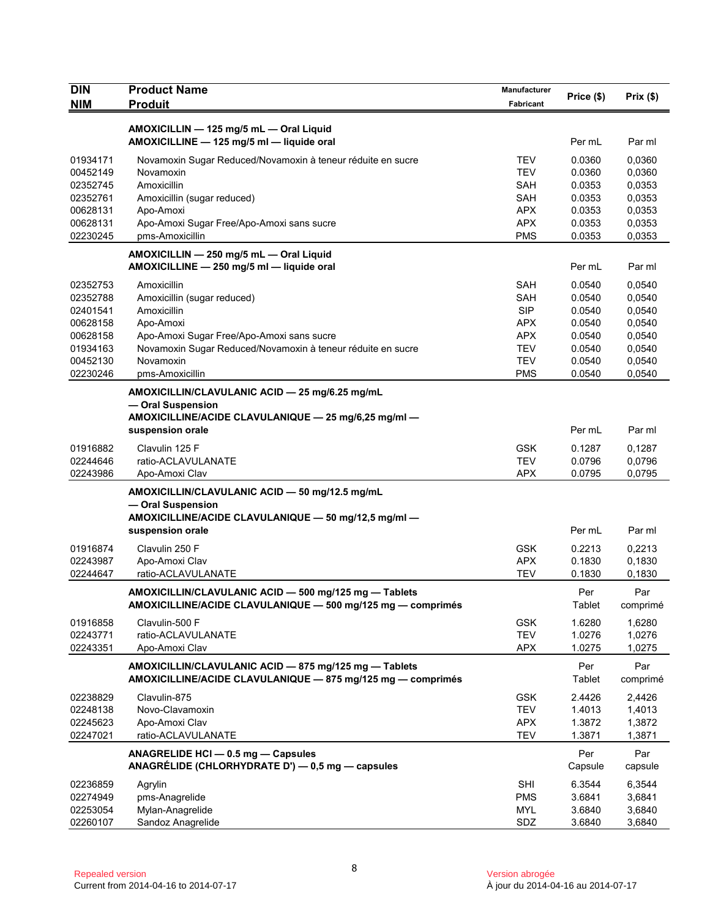| DIN<br>NIM | Product Name<br>Produit | Manufacturer<br>Fabricant | Price ($) | Prix ($) |
|---|---|---|---|---|
| | **AMOXICILLIN — 125 mg/5 mL — Oral Liquid<br>AMOXICILLINE — 125 mg/5 ml — liquide oral** | | Per mL | Par ml |
| 01934171 | Novamoxin Sugar Reduced/Novamoxin à teneur réduite en sucre | TEV | 0.0360 | 0,0360 |
| 00452149 | Novamoxin | TEV | 0.0360 | 0,0360 |
| 02352745 | Amoxicillin | SAH | 0.0353 | 0,0353 |
| 02352761 | Amoxicillin (sugar reduced) | SAH | 0.0353 | 0,0353 |
| 00628131 | Apo-Amoxi | APX | 0.0353 | 0,0353 |
| 00628131 | Apo-Amoxi Sugar Free/Apo-Amoxi sans sucre | APX | 0.0353 | 0,0353 |
| 02230245 | pms-Amoxicillin | PMS | 0.0353 | 0,0353 |
| | **AMOXICILLIN — 250 mg/5 mL — Oral Liquid<br>AMOXICILLINE — 250 mg/5 ml — liquide oral** | | Per mL | Par ml |
| 02352753 | Amoxicillin | SAH | 0.0540 | 0,0540 |
| 02352788 | Amoxicillin (sugar reduced) | SAH | 0.0540 | 0,0540 |
| 02401541 | Amoxicillin | SIP | 0.0540 | 0,0540 |
| 00628158 | Apo-Amoxi | APX | 0.0540 | 0,0540 |
| 00628158 | Apo-Amoxi Sugar Free/Apo-Amoxi sans sucre | APX | 0.0540 | 0,0540 |
| 01934163 | Novamoxin Sugar Reduced/Novamoxin à teneur réduite en sucre | TEV | 0.0540 | 0,0540 |
| 00452130 | Novamoxin | TEV | 0.0540 | 0,0540 |
| 02230246 | pms-Amoxicillin | PMS | 0.0540 | 0,0540 |
| | **AMOXICILLIN/CLAVULANIC ACID — 25 mg/6.25 mg/mL — Oral Suspension<br>AMOXICILLINE/ACIDE CLAVULANIQUE — 25 mg/6,25 mg/ml — suspension orale** | | Per mL | Par ml |
| 01916882 | Clavulin 125 F | GSK | 0.1287 | 0,1287 |
| 02244646 | ratio-ACLAVULANATE | TEV | 0.0796 | 0,0796 |
| 02243986 | Apo-Amoxi Clav | APX | 0.0795 | 0,0795 |
| | **AMOXICILLIN/CLAVULANIC ACID — 50 mg/12.5 mg/mL — Oral Suspension<br>AMOXICILLINE/ACIDE CLAVULANIQUE — 50 mg/12,5 mg/ml — suspension orale** | | Per mL | Par ml |
| 01916874 | Clavulin 250 F | GSK | 0.2213 | 0,2213 |
| 02243987 | Apo-Amoxi Clav | APX | 0.1830 | 0,1830 |
| 02244647 | ratio-ACLAVULANATE | TEV | 0.1830 | 0,1830 |
| | **AMOXICILLIN/CLAVULANIC ACID — 500 mg/125 mg — Tablets<br>AMOXICILLINE/ACIDE CLAVULANIQUE — 500 mg/125 mg — comprimés** | | Per Tablet | Par comprimé |
| 01916858 | Clavulin-500 F | GSK | 1.6280 | 1,6280 |
| 02243771 | ratio-ACLAVULANATE | TEV | 1.0276 | 1,0276 |
| 02243351 | Apo-Amoxi Clav | APX | 1.0275 | 1,0275 |
| | **AMOXICILLIN/CLAVULANIC ACID — 875 mg/125 mg — Tablets<br>AMOXICILLINE/ACIDE CLAVULANIQUE — 875 mg/125 mg — comprimés** | | Per Tablet | Par comprimé |
| 02238829 | Clavulin-875 | GSK | 2.4426 | 2,4426 |
| 02248138 | Novo-Clavamoxin | TEV | 1.4013 | 1,4013 |
| 02245623 | Apo-Amoxi Clav | APX | 1.3872 | 1,3872 |
| 02247021 | ratio-ACLAVULANATE | TEV | 1.3871 | 1,3871 |
| | **ANAGRELIDE HCl — 0.5 mg — Capsules<br>ANAGRÉLIDE (CHLORHYDRATE D') — 0,5 mg — capsules** | | Per Capsule | Par capsule |
| 02236859 | Agrylin | SHI | 6.3544 | 6,3544 |
| 02274949 | pms-Anagrelide | PMS | 3.6841 | 3,6841 |
| 02253054 | Mylan-Anagrelide | MYL | 3.6840 | 3,6840 |
| 02260107 | Sandoz Anagrelide | SDZ | 3.6840 | 3,6840 |

Repealed version
Current from 2014-04-16 to 2014-07-17

Version abrogée
À jour du 2014-04-16 au 2014-07-17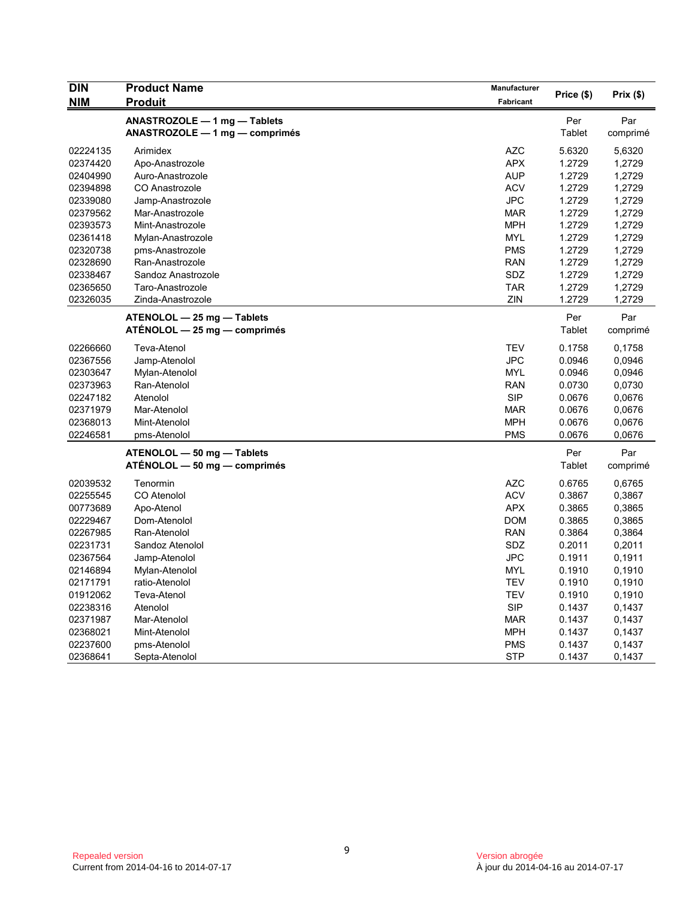| DIN<br>NIM | Product Name<br>Produit | Manufacturer<br>Fabricant | Price ($) | Prix ($) |
|---|---|---|---|---|
| | **ANASTROZOLE — 1 mg — Tablets**<br>**ANASTROZOLE — 1 mg — comprimés** | | Per Tablet | Par comprimé |
| 02224135 | Arimidex | AZC | 5.6320 | 5,6320 |
| 02374420 | Apo-Anastrozole | APX | 1.2729 | 1,2729 |
| 02404990 | Auro-Anastrozole | AUP | 1.2729 | 1,2729 |
| 02394898 | CO Anastrozole | ACV | 1.2729 | 1,2729 |
| 02339080 | Jamp-Anastrozole | JPC | 1.2729 | 1,2729 |
| 02379562 | Mar-Anastrozole | MAR | 1.2729 | 1,2729 |
| 02393573 | Mint-Anastrozole | MPH | 1.2729 | 1,2729 |
| 02361418 | Mylan-Anastrozole | MYL | 1.2729 | 1,2729 |
| 02320738 | pms-Anastrozole | PMS | 1.2729 | 1,2729 |
| 02328690 | Ran-Anastrozole | RAN | 1.2729 | 1,2729 |
| 02338467 | Sandoz Anastrozole | SDZ | 1.2729 | 1,2729 |
| 02365650 | Taro-Anastrozole | TAR | 1.2729 | 1,2729 |
| 02326035 | Zinda-Anastrozole | ZIN | 1.2729 | 1,2729 |
| | **ATENOLOL — 25 mg — Tablets**<br>**ATÉNOLOL — 25 mg — comprimés** | | Per Tablet | Par comprimé |
| 02266660 | Teva-Atenol | TEV | 0.1758 | 0,1758 |
| 02367556 | Jamp-Atenolol | JPC | 0.0946 | 0,0946 |
| 02303647 | Mylan-Atenolol | MYL | 0.0946 | 0,0946 |
| 02373963 | Ran-Atenolol | RAN | 0.0730 | 0,0730 |
| 02247182 | Atenolol | SIP | 0.0676 | 0,0676 |
| 02371979 | Mar-Atenolol | MAR | 0.0676 | 0,0676 |
| 02368013 | Mint-Atenolol | MPH | 0.0676 | 0,0676 |
| 02246581 | pms-Atenolol | PMS | 0.0676 | 0,0676 |
| | **ATENOLOL — 50 mg — Tablets**<br>**ATÉNOLOL — 50 mg — comprimés** | | Per Tablet | Par comprimé |
| 02039532 | Tenormin | AZC | 0.6765 | 0,6765 |
| 02255545 | CO Atenolol | ACV | 0.3867 | 0,3867 |
| 00773689 | Apo-Atenol | APX | 0.3865 | 0,3865 |
| 02229467 | Dom-Atenolol | DOM | 0.3865 | 0,3865 |
| 02267985 | Ran-Atenolol | RAN | 0.3864 | 0,3864 |
| 02231731 | Sandoz Atenolol | SDZ | 0.2011 | 0,2011 |
| 02367564 | Jamp-Atenolol | JPC | 0.1911 | 0,1911 |
| 02146894 | Mylan-Atenolol | MYL | 0.1910 | 0,1910 |
| 02171791 | ratio-Atenolol | TEV | 0.1910 | 0,1910 |
| 01912062 | Teva-Atenol | TEV | 0.1910 | 0,1910 |
| 02238316 | Atenolol | SIP | 0.1437 | 0,1437 |
| 02371987 | Mar-Atenolol | MAR | 0.1437 | 0,1437 |
| 02368021 | Mint-Atenolol | MPH | 0.1437 | 0,1437 |
| 02237600 | pms-Atenolol | PMS | 0.1437 | 0,1437 |
| 02368641 | Septa-Atenolol | STP | 0.1437 | 0,1437 |

Repealed version
Current from 2014-04-16 to 2014-07-17

Version abrogée
À jour du 2014-04-16 au 2014-07-17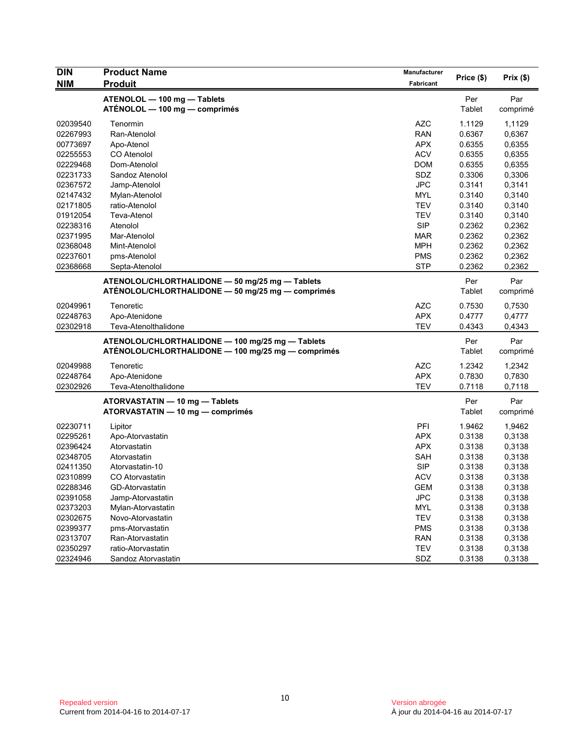| DIN<br>NIM | Product Name<br>Produit | Manufacturer<br>Fabricant | Price ($) | Prix ($) |
|---|---|---|---|---|
| | **ATENOLOL — 100 mg — Tablets**<br>**ATÉNOLOL — 100 mg — comprimés** | | Per Tablet | Par comprimé |
| 02039540 | Tenormin | AZC | 1.1129 | 1,1129 |
| 02267993 | Ran-Atenolol | RAN | 0.6367 | 0,6367 |
| 00773697 | Apo-Atenol | APX | 0.6355 | 0,6355 |
| 02255553 | CO Atenolol | ACV | 0.6355 | 0,6355 |
| 02229468 | Dom-Atenolol | DOM | 0.6355 | 0,6355 |
| 02231733 | Sandoz Atenolol | SDZ | 0.3306 | 0,3306 |
| 02367572 | Jamp-Atenolol | JPC | 0.3141 | 0,3141 |
| 02147432 | Mylan-Atenolol | MYL | 0.3140 | 0,3140 |
| 02171805 | ratio-Atenolol | TEV | 0.3140 | 0,3140 |
| 01912054 | Teva-Atenol | TEV | 0.3140 | 0,3140 |
| 02238316 | Atenolol | SIP | 0.2362 | 0,2362 |
| 02371995 | Mar-Atenolol | MAR | 0.2362 | 0,2362 |
| 02368048 | Mint-Atenolol | MPH | 0.2362 | 0,2362 |
| 02237601 | pms-Atenolol | PMS | 0.2362 | 0,2362 |
| 02368668 | Septa-Atenolol | STP | 0.2362 | 0,2362 |
| | **ATENOLOL/CHLORTHALIDONE — 50 mg/25 mg — Tablets**<br>**ATÉNOLOL/CHLORTHALIDONE — 50 mg/25 mg — comprimés** | | Per Tablet | Par comprimé |
| 02049961 | Tenoretic | AZC | 0.7530 | 0,7530 |
| 02248763 | Apo-Atenidone | APX | 0.4777 | 0,4777 |
| 02302918 | Teva-Atenolthalidone | TEV | 0.4343 | 0,4343 |
| | **ATENOLOL/CHLORTHALIDONE — 100 mg/25 mg — Tablets**<br>**ATÉNOLOL/CHLORTHALIDONE — 100 mg/25 mg — comprimés** | | Per Tablet | Par comprimé |
| 02049988 | Tenoretic | AZC | 1.2342 | 1,2342 |
| 02248764 | Apo-Atenidone | APX | 0.7830 | 0,7830 |
| 02302926 | Teva-Atenolthalidone | TEV | 0.7118 | 0,7118 |
| | **ATORVASTATIN — 10 mg — Tablets**<br>**ATORVASTATIN — 10 mg — comprimés** | | Per Tablet | Par comprimé |
| 02230711 | Lipitor | PFI | 1.9462 | 1,9462 |
| 02295261 | Apo-Atorvastatin | APX | 0.3138 | 0,3138 |
| 02396424 | Atorvastatin | APX | 0.3138 | 0,3138 |
| 02348705 | Atorvastatin | SAH | 0.3138 | 0,3138 |
| 02411350 | Atorvastatin-10 | SIP | 0.3138 | 0,3138 |
| 02310899 | CO Atorvastatin | ACV | 0.3138 | 0,3138 |
| 02288346 | GD-Atorvastatin | GEM | 0.3138 | 0,3138 |
| 02391058 | Jamp-Atorvastatin | JPC | 0.3138 | 0,3138 |
| 02373203 | Mylan-Atorvastatin | MYL | 0.3138 | 0,3138 |
| 02302675 | Novo-Atorvastatin | TEV | 0.3138 | 0,3138 |
| 02399377 | pms-Atorvastatin | PMS | 0.3138 | 0,3138 |
| 02313707 | Ran-Atorvastatin | RAN | 0.3138 | 0,3138 |
| 02350297 | ratio-Atorvastatin | TEV | 0.3138 | 0,3138 |
| 02324946 | Sandoz Atorvastatin | SDZ | 0.3138 | 0,3138 |

Repealed version
Current from 2014-04-16 to 2014-07-17

Version abrogée
À jour du 2014-04-16 au 2014-07-17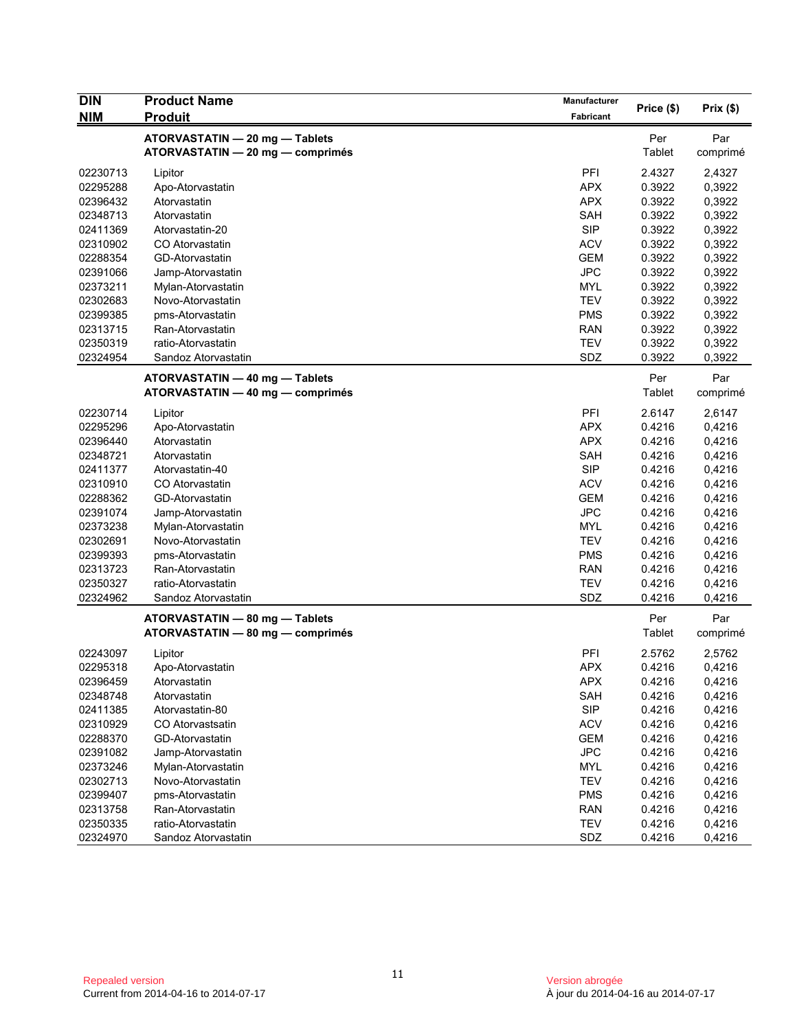| DIN<br>NIM | Product Name<br>Produit | Manufacturer<br>Fabricant | Price ($) | Prix ($) |
|---|---|---|---|---|
| | **ATORVASTATIN — 20 mg — Tablets**<br>**ATORVASTATIN — 20 mg — comprimés** | | Per Tablet | Par comprimé |
| 02230713 | Lipitor | PFI | 2.4327 | 2,4327 |
| 02295288 | Apo-Atorvastatin | APX | 0.3922 | 0,3922 |
| 02396432 | Atorvastatin | APX | 0.3922 | 0,3922 |
| 02348713 | Atorvastatin | SAH | 0.3922 | 0,3922 |
| 02411369 | Atorvastatin-20 | SIP | 0.3922 | 0,3922 |
| 02310902 | CO Atorvastatin | ACV | 0.3922 | 0,3922 |
| 02288354 | GD-Atorvastatin | GEM | 0.3922 | 0,3922 |
| 02391066 | Jamp-Atorvastatin | JPC | 0.3922 | 0,3922 |
| 02373211 | Mylan-Atorvastatin | MYL | 0.3922 | 0,3922 |
| 02302683 | Novo-Atorvastatin | TEV | 0.3922 | 0,3922 |
| 02399385 | pms-Atorvastatin | PMS | 0.3922 | 0,3922 |
| 02313715 | Ran-Atorvastatin | RAN | 0.3922 | 0,3922 |
| 02350319 | ratio-Atorvastatin | TEV | 0.3922 | 0,3922 |
| 02324954 | Sandoz Atorvastatin | SDZ | 0.3922 | 0,3922 |
| | **ATORVASTATIN — 40 mg — Tablets**<br>**ATORVASTATIN — 40 mg — comprimés** | | Per Tablet | Par comprimé |
| 02230714 | Lipitor | PFI | 2.6147 | 2,6147 |
| 02295296 | Apo-Atorvastatin | APX | 0.4216 | 0,4216 |
| 02396440 | Atorvastatin | APX | 0.4216 | 0,4216 |
| 02348721 | Atorvastatin | SAH | 0.4216 | 0,4216 |
| 02411377 | Atorvastatin-40 | SIP | 0.4216 | 0,4216 |
| 02310910 | CO Atorvastatin | ACV | 0.4216 | 0,4216 |
| 02288362 | GD-Atorvastatin | GEM | 0.4216 | 0,4216 |
| 02391074 | Jamp-Atorvastatin | JPC | 0.4216 | 0,4216 |
| 02373238 | Mylan-Atorvastatin | MYL | 0.4216 | 0,4216 |
| 02302691 | Novo-Atorvastatin | TEV | 0.4216 | 0,4216 |
| 02399393 | pms-Atorvastatin | PMS | 0.4216 | 0,4216 |
| 02313723 | Ran-Atorvastatin | RAN | 0.4216 | 0,4216 |
| 02350327 | ratio-Atorvastatin | TEV | 0.4216 | 0,4216 |
| 02324962 | Sandoz Atorvastatin | SDZ | 0.4216 | 0,4216 |
| | **ATORVASTATIN — 80 mg — Tablets**<br>**ATORVASTATIN — 80 mg — comprimés** | | Per Tablet | Par comprimé |
| 02243097 | Lipitor | PFI | 2.5762 | 2,5762 |
| 02295318 | Apo-Atorvastatin | APX | 0.4216 | 0,4216 |
| 02396459 | Atorvastatin | APX | 0.4216 | 0,4216 |
| 02348748 | Atorvastatin | SAH | 0.4216 | 0,4216 |
| 02411385 | Atorvastatin-80 | SIP | 0.4216 | 0,4216 |
| 02310929 | CO Atorvastsatin | ACV | 0.4216 | 0,4216 |
| 02288370 | GD-Atorvastatin | GEM | 0.4216 | 0,4216 |
| 02391082 | Jamp-Atorvastatin | JPC | 0.4216 | 0,4216 |
| 02373246 | Mylan-Atorvastatin | MYL | 0.4216 | 0,4216 |
| 02302713 | Novo-Atorvastatin | TEV | 0.4216 | 0,4216 |
| 02399407 | pms-Atorvastatin | PMS | 0.4216 | 0,4216 |
| 02313758 | Ran-Atorvastatin | RAN | 0.4216 | 0,4216 |
| 02350335 | ratio-Atorvastatin | TEV | 0.4216 | 0,4216 |
| 02324970 | Sandoz Atorvastatin | SDZ | 0.4216 | 0,4216 |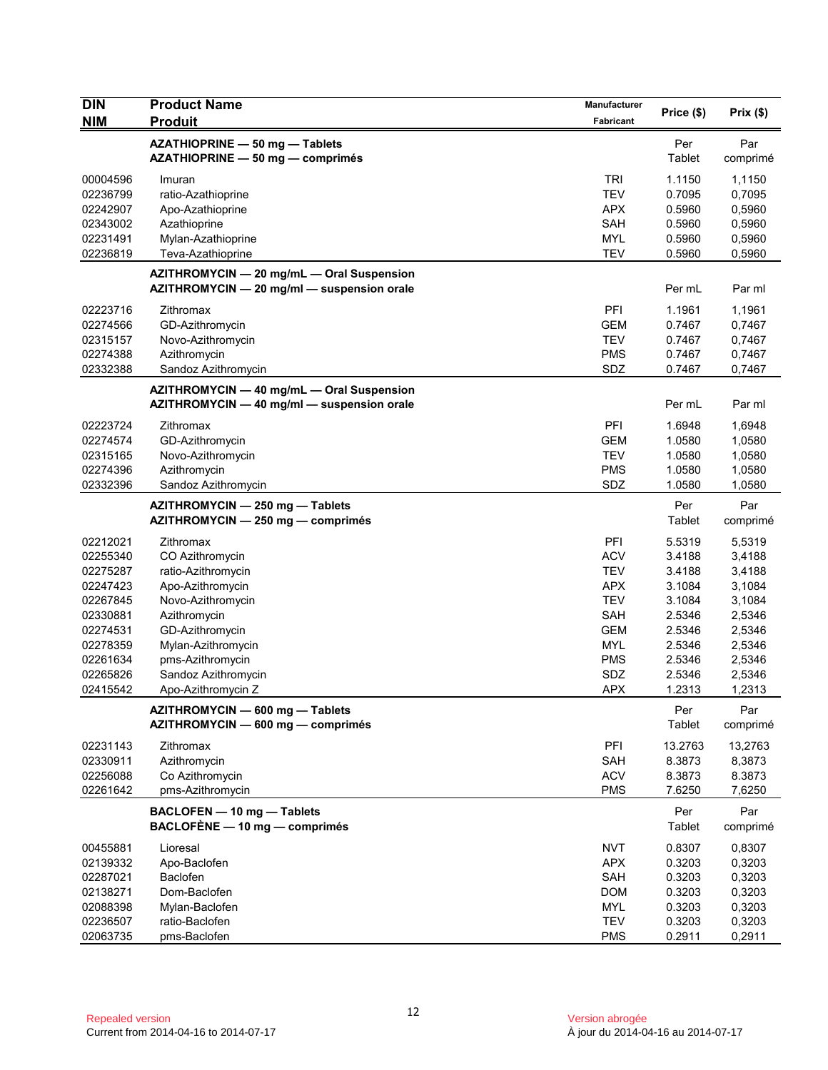| DIN<br>NIM | Product Name<br>Produit | Manufacturer<br>Fabricant | Price ($) | Prix ($) |
|---|---|---|---|---|
| | **AZATHIOPRINE — 50 mg — Tablets**<br>**AZATHIOPRINE — 50 mg — comprimés** | | Per Tablet | Par comprimé |
| 00004596 | Imuran | TRI | 1.1150 | 1,1150 |
| 02236799 | ratio-Azathioprine | TEV | 0.7095 | 0,7095 |
| 02242907 | Apo-Azathioprine | APX | 0.5960 | 0,5960 |
| 02343002 | Azathioprine | SAH | 0.5960 | 0,5960 |
| 02231491 | Mylan-Azathioprine | MYL | 0.5960 | 0,5960 |
| 02236819 | Teva-Azathioprine | TEV | 0.5960 | 0,5960 |
| | **AZITHROMYCIN — 20 mg/mL — Oral Suspension**<br>**AZITHROMYCIN — 20 mg/ml — suspension orale** | | Per mL | Par ml |
| 02223716 | Zithromax | PFI | 1.1961 | 1,1961 |
| 02274566 | GD-Azithromycin | GEM | 0.7467 | 0,7467 |
| 02315157 | Novo-Azithromycin | TEV | 0.7467 | 0,7467 |
| 02274388 | Azithromycin | PMS | 0.7467 | 0,7467 |
| 02332388 | Sandoz Azithromycin | SDZ | 0.7467 | 0,7467 |
| | **AZITHROMYCIN — 40 mg/mL — Oral Suspension**<br>**AZITHROMYCIN — 40 mg/ml — suspension orale** | | Per mL | Par ml |
| 02223724 | Zithromax | PFI | 1.6948 | 1,6948 |
| 02274574 | GD-Azithromycin | GEM | 1.0580 | 1,0580 |
| 02315165 | Novo-Azithromycin | TEV | 1.0580 | 1,0580 |
| 02274396 | Azithromycin | PMS | 1.0580 | 1,0580 |
| 02332396 | Sandoz Azithromycin | SDZ | 1.0580 | 1,0580 |
| | **AZITHROMYCIN — 250 mg — Tablets**<br>**AZITHROMYCIN — 250 mg — comprimés** | | Per Tablet | Par comprimé |
| 02212021 | Zithromax | PFI | 5.5319 | 5,5319 |
| 02255340 | CO Azithromycin | ACV | 3.4188 | 3,4188 |
| 02275287 | ratio-Azithromycin | TEV | 3.4188 | 3,4188 |
| 02247423 | Apo-Azithromycin | APX | 3.1084 | 3,1084 |
| 02267845 | Novo-Azithromycin | TEV | 3.1084 | 3,1084 |
| 02330881 | Azithromycin | SAH | 2.5346 | 2,5346 |
| 02274531 | GD-Azithromycin | GEM | 2.5346 | 2,5346 |
| 02278359 | Mylan-Azithromycin | MYL | 2.5346 | 2,5346 |
| 02261634 | pms-Azithromycin | PMS | 2.5346 | 2,5346 |
| 02265826 | Sandoz Azithromycin | SDZ | 2.5346 | 2,5346 |
| 02415542 | Apo-Azithromycin Z | APX | 1.2313 | 1,2313 |
| | **AZITHROMYCIN — 600 mg — Tablets**<br>**AZITHROMYCIN — 600 mg — comprimés** | | Per Tablet | Par comprimé |
| 02231143 | Zithromax | PFI | 13.2763 | 13,2763 |
| 02330911 | Azithromycin | SAH | 8.3873 | 8,3873 |
| 02256088 | Co Azithromycin | ACV | 8.3873 | 8.3873 |
| 02261642 | pms-Azithromycin | PMS | 7.6250 | 7,6250 |
| | **BACLOFEN — 10 mg — Tablets**<br>**BACLOFÈNE — 10 mg — comprimés** | | Per Tablet | Par comprimé |
| 00455881 | Lioresal | NVT | 0.8307 | 0,8307 |
| 02139332 | Apo-Baclofen | APX | 0.3203 | 0,3203 |
| 02287021 | Baclofen | SAH | 0.3203 | 0,3203 |
| 02138271 | Dom-Baclofen | DOM | 0.3203 | 0,3203 |
| 02088398 | Mylan-Baclofen | MYL | 0.3203 | 0,3203 |
| 02236507 | ratio-Baclofen | TEV | 0.3203 | 0,3203 |
| 02063735 | pms-Baclofen | PMS | 0.2911 | 0,2911 |

Repealed version
Current from 2014-04-16 to 2014-07-17

Version abrogée
À jour du 2014-04-16 au 2014-07-17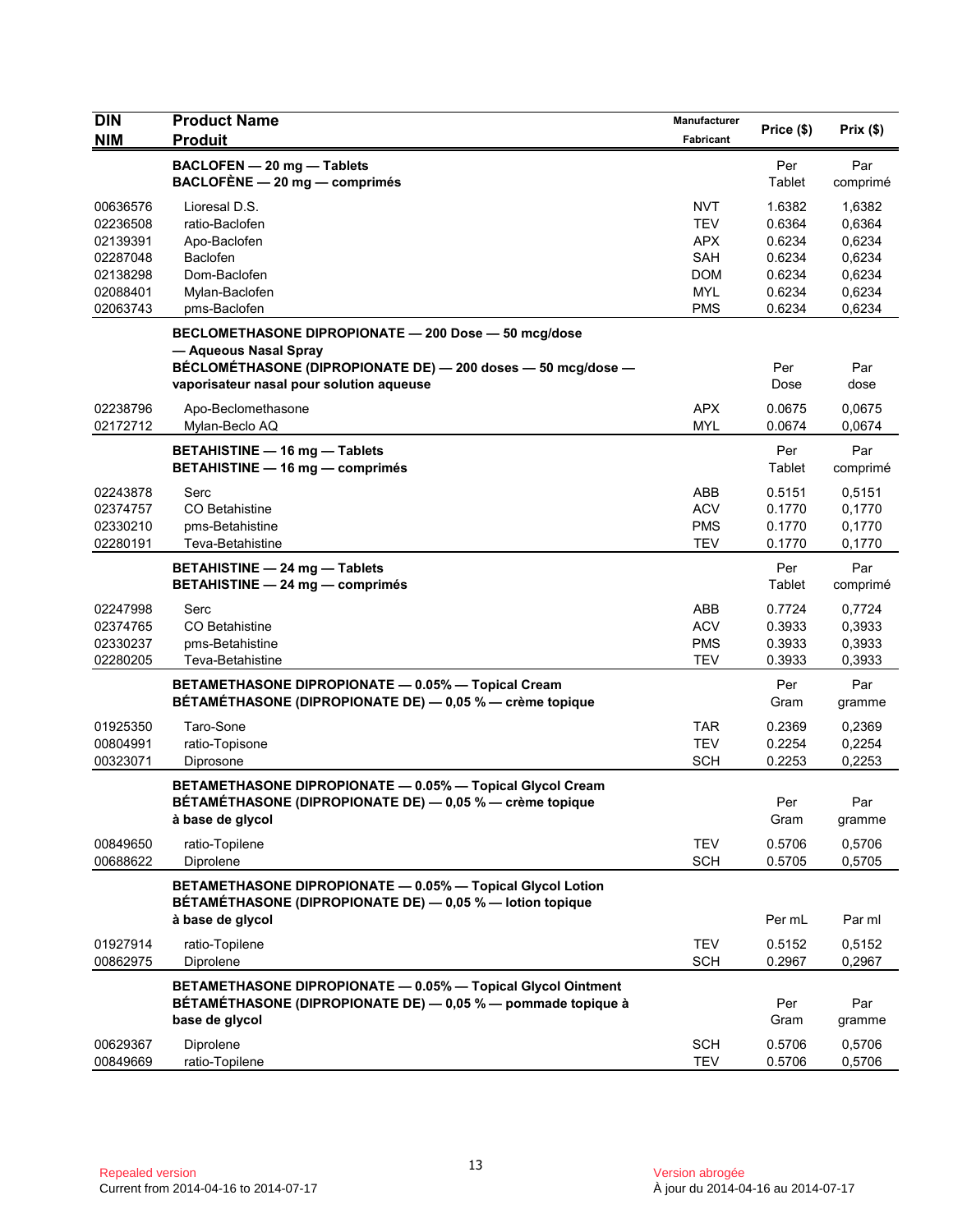| DIN<br>NIM | Product Name<br>Produit | Manufacturer<br>Fabricant | Price ($) | Prix ($) |
|---|---|---|---|---|
| | **BACLOFEN — 20 mg — Tablets**<br>**BACLOFÈNE — 20 mg — comprimés** | | Per<br>Tablet | Par<br>comprimé |
| 00636576 | Lioresal D.S. | NVT | 1.6382 | 1,6382 |
| 02236508 | ratio-Baclofen | TEV | 0.6364 | 0,6364 |
| 02139391 | Apo-Baclofen | APX | 0.6234 | 0,6234 |
| 02287048 | Baclofen | SAH | 0.6234 | 0,6234 |
| 02138298 | Dom-Baclofen | DOM | 0.6234 | 0,6234 |
| 02088401 | Mylan-Baclofen | MYL | 0.6234 | 0,6234 |
| 02063743 | pms-Baclofen | PMS | 0.6234 | 0,6234 |
| | **BECLOMETHASONE DIPROPIONATE — 200 Dose — 50 mcg/dose — Aqueous Nasal Spray**<br>**BÉCLOMÉTHASONE (DIPROPIONATE DE) — 200 doses — 50 mcg/dose — vaporisateur nasal pour solution aqueuse** | | Per<br>Dose | Par<br>dose |
| 02238796 | Apo-Beclomethasone | APX | 0.0675 | 0,0675 |
| 02172712 | Mylan-Beclo AQ | MYL | 0.0674 | 0,0674 |
| | **BETAHISTINE — 16 mg — Tablets**<br>**BETAHISTINE — 16 mg — comprimés** | | Per<br>Tablet | Par<br>comprimé |
| 02243878 | Serc | ABB | 0.5151 | 0,5151 |
| 02374757 | CO Betahistine | ACV | 0.1770 | 0,1770 |
| 02330210 | pms-Betahistine | PMS | 0.1770 | 0,1770 |
| 02280191 | Teva-Betahistine | TEV | 0.1770 | 0,1770 |
| | **BETAHISTINE — 24 mg — Tablets**<br>**BETAHISTINE — 24 mg — comprimés** | | Per<br>Tablet | Par<br>comprimé |
| 02247998 | Serc | ABB | 0.7724 | 0,7724 |
| 02374765 | CO Betahistine | ACV | 0.3933 | 0,3933 |
| 02330237 | pms-Betahistine | PMS | 0.3933 | 0,3933 |
| 02280205 | Teva-Betahistine | TEV | 0.3933 | 0,3933 |
| | **BETAMETHASONE DIPROPIONATE — 0.05% — Topical Cream**<br>**BÉTAMÉTHASONE (DIPROPIONATE DE) — 0,05 % — crème topique** | | Per<br>Gram | Par<br>gramme |
| 01925350 | Taro-Sone | TAR | 0.2369 | 0,2369 |
| 00804991 | ratio-Topisone | TEV | 0.2254 | 0,2254 |
| 00323071 | Diprosone | SCH | 0.2253 | 0,2253 |
| | **BETAMETHASONE DIPROPIONATE — 0.05% — Topical Glycol Cream**<br>**BÉTAMÉTHASONE (DIPROPIONATE DE) — 0,05 % — crème topique à base de glycol** | | Per<br>Gram | Par<br>gramme |
| 00849650 | ratio-Topilene | TEV | 0.5706 | 0,5706 |
| 00688622 | Diprolene | SCH | 0.5705 | 0,5705 |
| | **BETAMETHASONE DIPROPIONATE — 0.05% — Topical Glycol Lotion**<br>**BÉTAMÉTHASONE (DIPROPIONATE DE) — 0,05 % — lotion topique à base de glycol** | | Per mL | Par ml |
| 01927914 | ratio-Topilene | TEV | 0.5152 | 0,5152 |
| 00862975 | Diprolene | SCH | 0.2967 | 0,2967 |
| | **BETAMETHASONE DIPROPIONATE — 0.05% — Topical Glycol Ointment**<br>**BÉTAMÉTHASONE (DIPROPIONATE DE) — 0,05 % — pommade topique à base de glycol** | | Per<br>Gram | Par<br>gramme |
| 00629367 | Diprolene | SCH | 0.5706 | 0,5706 |
| 00849669 | ratio-Topilene | TEV | 0.5706 | 0,5706 |

Repealed version
Current from 2014-04-16 to 2014-07-17

Version abrogée
À jour du 2014-04-16 au 2014-07-17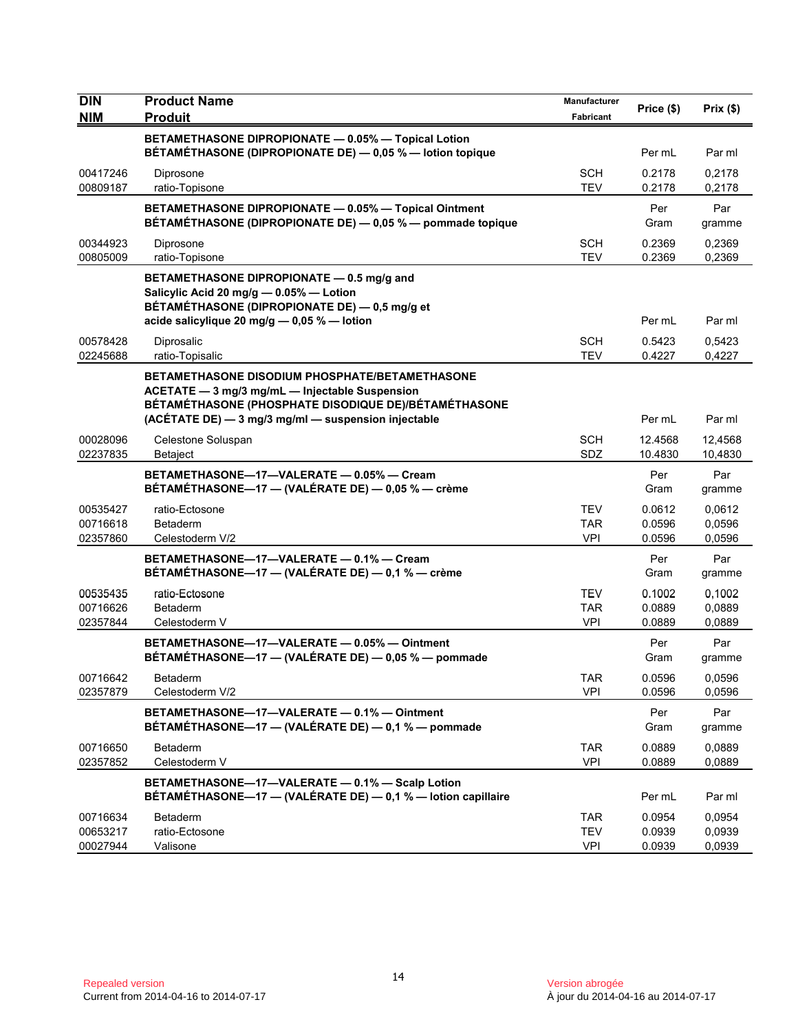| DIN<br>NIM | Product Name<br>Produit | Manufacturer<br>Fabricant | Price ($) | Prix ($) |
|---|---|---|---|---|
| | **BETAMETHASONE DIPROPIONATE — 0.05% — Topical Lotion<br>BÉTAMÉTHASONE (DIPROPIONATE DE) — 0,05 % — lotion topique** | | Per mL | Par ml |
| 00417246 | Diprosone | SCH | 0.2178 | 0,2178 |
| 00809187 | ratio-Topisone | TEV | 0.2178 | 0,2178 |
| | **BETAMETHASONE DIPROPIONATE — 0.05% — Topical Ointment<br>BÉTAMÉTHASONE (DIPROPIONATE DE) — 0,05 % — pommade topique** | | Per Gram | Par gramme |
| 00344923 | Diprosone | SCH | 0.2369 | 0,2369 |
| 00805009 | ratio-Topisone | TEV | 0.2369 | 0,2369 |
| | **BETAMETHASONE DIPROPIONATE — 0.5 mg/g and Salicylic Acid 20 mg/g — 0.05% — Lotion<br>BÉTAMÉTHASONE (DIPROPIONATE DE) — 0,5 mg/g et acide salicylique 20 mg/g — 0,05 % — lotion** | | Per mL | Par ml |
| 00578428 | Diprosalic | SCH | 0.5423 | 0,5423 |
| 02245688 | ratio-Topisalic | TEV | 0.4227 | 0,4227 |
| | **BETAMETHASONE DISODIUM PHOSPHATE/BETAMETHASONE ACETATE — 3 mg/3 mg/mL — Injectable Suspension<br>BÉTAMÉTHASONE (PHOSPHATE DISODIQUE DE)/BÉTAMÉTHASONE (ACÉTATE DE) — 3 mg/3 mg/ml — suspension injectable** | | Per mL | Par ml |
| 00028096 | Celestone Soluspan | SCH | 12.4568 | 12,4568 |
| 02237835 | Betaject | SDZ | 10.4830 | 10,4830 |
| | **BETAMETHASONE—17—VALERATE — 0.05% — Cream<br>BÉTAMÉTHASONE—17 — (VALÉRATE DE) — 0,05 % — crème** | | Per Gram | Par gramme |
| 00535427 | ratio-Ectosone | TEV | 0.0612 | 0,0612 |
| 00716618 | Betaderm | TAR | 0.0596 | 0,0596 |
| 02357860 | Celestoderm V/2 | VPI | 0.0596 | 0,0596 |
| | **BETAMETHASONE—17—VALERATE — 0.1% — Cream<br>BÉTAMÉTHASONE—17 — (VALÉRATE DE) — 0,1 % — crème** | | Per Gram | Par gramme |
| 00535435 | ratio-Ectosone | TEV | 0.1002 | 0,1002 |
| 00716626 | Betaderm | TAR | 0.0889 | 0,0889 |
| 02357844 | Celestoderm V | VPI | 0.0889 | 0,0889 |
| | **BETAMETHASONE—17—VALERATE — 0.05% — Ointment<br>BÉTAMÉTHASONE—17 — (VALÉRATE DE) — 0,05 % — pommade** | | Per Gram | Par gramme |
| 00716642 | Betaderm | TAR | 0.0596 | 0,0596 |
| 02357879 | Celestoderm V/2 | VPI | 0.0596 | 0,0596 |
| | **BETAMETHASONE—17—VALERATE — 0.1% — Ointment<br>BÉTAMÉTHASONE—17 — (VALÉRATE DE) — 0,1 % — pommade** | | Per Gram | Par gramme |
| 00716650 | Betaderm | TAR | 0.0889 | 0,0889 |
| 02357852 | Celestoderm V | VPI | 0.0889 | 0,0889 |
| | **BETAMETHASONE—17—VALERATE — 0.1% — Scalp Lotion<br>BÉTAMÉTHASONE—17 — (VALÉRATE DE) — 0,1 % — lotion capillaire** | | Per mL | Par ml |
| 00716634 | Betaderm | TAR | 0.0954 | 0,0954 |
| 00653217 | ratio-Ectosone | TEV | 0.0939 | 0,0939 |
| 00027944 | Valisone | VPI | 0.0939 | 0,0939 |

Repealed version
Current from 2014-04-16 to 2014-07-17

Version abrogée
À jour du 2014-04-16 au 2014-07-17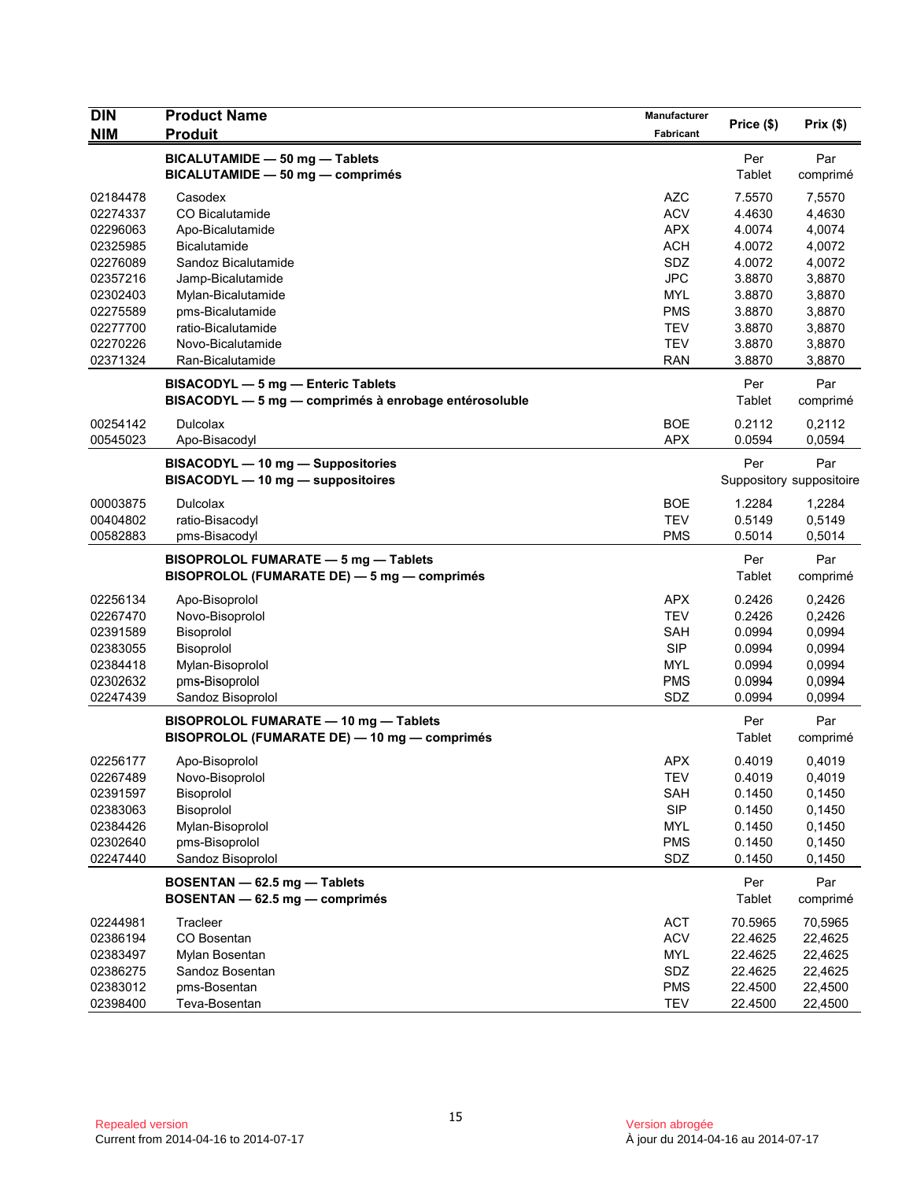| DIN<br>NIM | Product Name<br>Produit | Manufacturer<br>Fabricant | Price ($) | Prix ($) |
|---|---|---|---|---|
| | **BICALUTAMIDE — 50 mg — Tablets**<br>**BICALUTAMIDE — 50 mg — comprimés** | | Per Tablet | Par comprimé |
| 02184478 | Casodex | AZC | 7.5570 | 7,5570 |
| 02274337 | CO Bicalutamide | ACV | 4.4630 | 4,4630 |
| 02296063 | Apo-Bicalutamide | APX | 4.0074 | 4,0074 |
| 02325985 | Bicalutamide | ACH | 4.0072 | 4,0072 |
| 02276089 | Sandoz Bicalutamide | SDZ | 4.0072 | 4,0072 |
| 02357216 | Jamp-Bicalutamide | JPC | 3.8870 | 3,8870 |
| 02302403 | Mylan-Bicalutamide | MYL | 3.8870 | 3,8870 |
| 02275589 | pms-Bicalutamide | PMS | 3.8870 | 3,8870 |
| 02277700 | ratio-Bicalutamide | TEV | 3.8870 | 3,8870 |
| 02270226 | Novo-Bicalutamide | TEV | 3.8870 | 3,8870 |
| 02371324 | Ran-Bicalutamide | RAN | 3.8870 | 3,8870 |
| | **BISACODYL — 5 mg — Enteric Tablets**<br>**BISACODYL — 5 mg — comprimés à enrobage entérosoluble** | | Per Tablet | Par comprimé |
| 00254142 | Dulcolax | BOE | 0.2112 | 0,2112 |
| 00545023 | Apo-Bisacodyl | APX | 0.0594 | 0,0594 |
| | **BISACODYL — 10 mg — Suppositories**<br>**BISACODYL — 10 mg — suppositoires** | | Per Suppository | Par suppositoire |
| 00003875 | Dulcolax | BOE | 1.2284 | 1,2284 |
| 00404802 | ratio-Bisacodyl | TEV | 0.5149 | 0,5149 |
| 00582883 | pms-Bisacodyl | PMS | 0.5014 | 0,5014 |
| | **BISOPROLOL FUMARATE — 5 mg — Tablets**<br>**BISOPROLOL (FUMARATE DE) — 5 mg — comprimés** | | Per Tablet | Par comprimé |
| 02256134 | Apo-Bisoprolol | APX | 0.2426 | 0,2426 |
| 02267470 | Novo-Bisoprolol | TEV | 0.2426 | 0,2426 |
| 02391589 | Bisoprolol | SAH | 0.0994 | 0,0994 |
| 02383055 | Bisoprolol | SIP | 0.0994 | 0,0994 |
| 02384418 | Mylan-Bisoprolol | MYL | 0.0994 | 0,0994 |
| 02302632 | pms-Bisoprolol | PMS | 0.0994 | 0,0994 |
| 02247439 | Sandoz Bisoprolol | SDZ | 0.0994 | 0,0994 |
| | **BISOPROLOL FUMARATE — 10 mg — Tablets**<br>**BISOPROLOL (FUMARATE DE) — 10 mg — comprimés** | | Per Tablet | Par comprimé |
| 02256177 | Apo-Bisoprolol | APX | 0.4019 | 0,4019 |
| 02267489 | Novo-Bisoprolol | TEV | 0.4019 | 0,4019 |
| 02391597 | Bisoprolol | SAH | 0.1450 | 0,1450 |
| 02383063 | Bisoprolol | SIP | 0.1450 | 0,1450 |
| 02384426 | Mylan-Bisoprolol | MYL | 0.1450 | 0,1450 |
| 02302640 | pms-Bisoprolol | PMS | 0.1450 | 0,1450 |
| 02247440 | Sandoz Bisoprolol | SDZ | 0.1450 | 0,1450 |
| | **BOSENTAN — 62.5 mg — Tablets**<br>**BOSENTAN — 62.5 mg — comprimés** | | Per Tablet | Par comprimé |
| 02244981 | Tracleer | ACT | 70.5965 | 70,5965 |
| 02386194 | CO Bosentan | ACV | 22.4625 | 22,4625 |
| 02383497 | Mylan Bosentan | MYL | 22.4625 | 22,4625 |
| 02386275 | Sandoz Bosentan | SDZ | 22.4625 | 22,4625 |
| 02383012 | pms-Bosentan | PMS | 22.4500 | 22,4500 |
| 02398400 | Teva-Bosentan | TEV | 22.4500 | 22,4500 |

Repealed version
Current from 2014-04-16 to 2014-07-17

Version abrogée
À jour du 2014-04-16 au 2014-07-17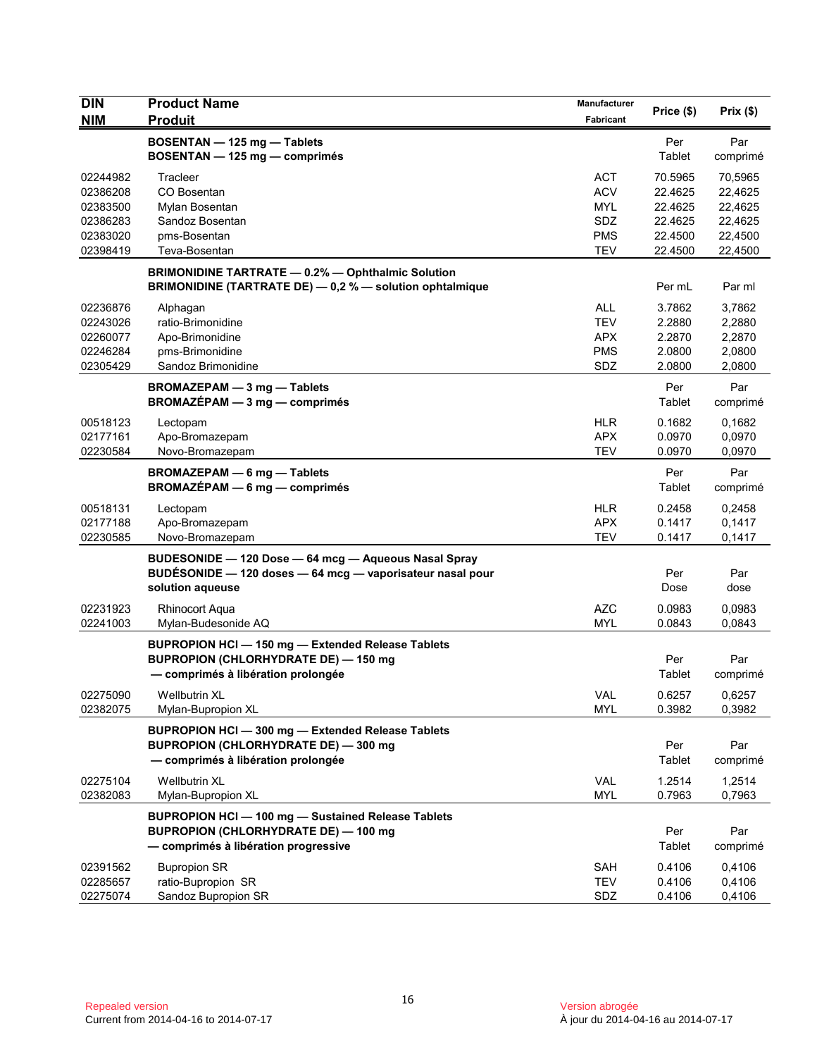| DIN<br>NIM | Product Name<br>Produit | Manufacturer<br>Fabricant | Price ($) | Prix ($) |
|---|---|---|---|---|
| | **BOSENTAN — 125 mg — Tablets**<br>**BOSENTAN — 125 mg — comprimés** | | Per Tablet | Par comprimé |
| 02244982 | Tracleer | ACT | 70.5965 | 70,5965 |
| 02386208 | CO Bosentan | ACV | 22.4625 | 22,4625 |
| 02383500 | Mylan Bosentan | MYL | 22.4625 | 22,4625 |
| 02386283 | Sandoz Bosentan | SDZ | 22.4625 | 22,4625 |
| 02383020 | pms-Bosentan | PMS | 22.4500 | 22,4500 |
| 02398419 | Teva-Bosentan | TEV | 22.4500 | 22,4500 |
| | **BRIMONIDINE TARTRATE — 0.2% — Ophthalmic Solution**<br>**BRIMONIDINE (TARTRATE DE) — 0,2 % — solution ophtalmique** | | Per mL | Par ml |
| 02236876 | Alphagan | ALL | 3.7862 | 3,7862 |
| 02243026 | ratio-Brimonidine | TEV | 2.2880 | 2,2880 |
| 02260077 | Apo-Brimonidine | APX | 2.2870 | 2,2870 |
| 02246284 | pms-Brimonidine | PMS | 2.0800 | 2,0800 |
| 02305429 | Sandoz Brimonidine | SDZ | 2.0800 | 2,0800 |
| | **BROMAZEPAM — 3 mg — Tablets**<br>**BROMAZÉPAM — 3 mg — comprimés** | | Per Tablet | Par comprimé |
| 00518123 | Lectopam | HLR | 0.1682 | 0,1682 |
| 02177161 | Apo-Bromazepam | APX | 0.0970 | 0,0970 |
| 02230584 | Novo-Bromazepam | TEV | 0.0970 | 0,0970 |
| | **BROMAZEPAM — 6 mg — Tablets**<br>**BROMAZÉPAM — 6 mg — comprimés** | | Per Tablet | Par comprimé |
| 00518131 | Lectopam | HLR | 0.2458 | 0,2458 |
| 02177188 | Apo-Bromazepam | APX | 0.1417 | 0,1417 |
| 02230585 | Novo-Bromazepam | TEV | 0.1417 | 0,1417 |
| | **BUDESONIDE — 120 Dose — 64 mcg — Aqueous Nasal Spray**<br>**BUDÉSONIDE — 120 doses — 64 mcg — vaporisateur nasal pour solution aqueuse** | | Per Dose | Par dose |
| 02231923 | Rhinocort Aqua | AZC | 0.0983 | 0,0983 |
| 02241003 | Mylan-Budesonide AQ | MYL | 0.0843 | 0,0843 |
| | **BUPROPION HCl — 150 mg — Extended Release Tablets**<br>**BUPROPION (CHLORHYDRATE DE) — 150 mg — comprimés à libération prolongée** | | Per Tablet | Par comprimé |
| 02275090 | Wellbutrin XL | VAL | 0.6257 | 0,6257 |
| 02382075 | Mylan-Bupropion XL | MYL | 0.3982 | 0,3982 |
| | **BUPROPION HCl — 300 mg — Extended Release Tablets**<br>**BUPROPION (CHLORHYDRATE DE) — 300 mg — comprimés à libération prolongée** | | Per Tablet | Par comprimé |
| 02275104 | Wellbutrin XL | VAL | 1.2514 | 1,2514 |
| 02382083 | Mylan-Bupropion XL | MYL | 0.7963 | 0,7963 |
| | **BUPROPION HCl — 100 mg — Sustained Release Tablets**<br>**BUPROPION (CHLORHYDRATE DE) — 100 mg — comprimés à libération progressive** | | Per Tablet | Par comprimé |
| 02391562 | Bupropion SR | SAH | 0.4106 | 0,4106 |
| 02285657 | ratio-Bupropion SR | TEV | 0.4106 | 0,4106 |
| 02275074 | Sandoz Bupropion SR | SDZ | 0.4106 | 0,4106 |

Repealed version
Current from 2014-04-16 to 2014-07-17

Version abrogée
À jour du 2014-04-16 au 2014-07-17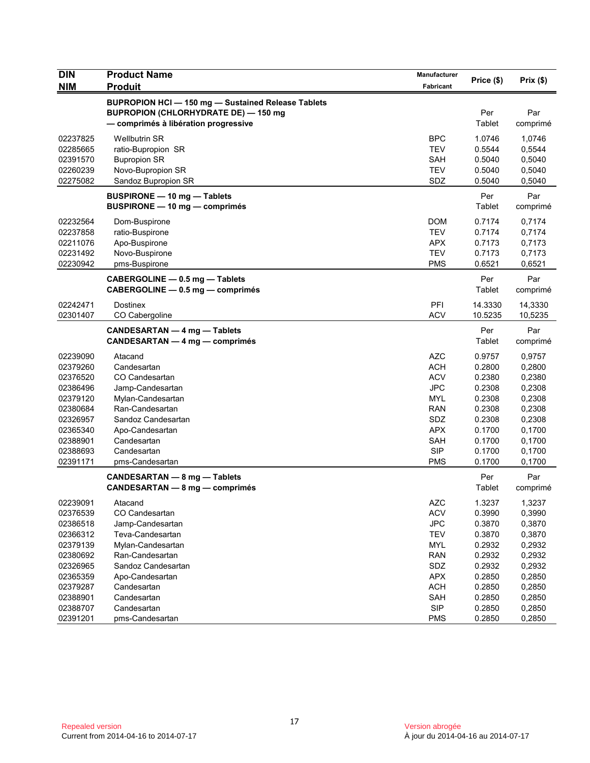| DIN<br>NIM | Product Name<br>Produit | Manufacturer<br>Fabricant | Price ($) | Prix ($) |
|---|---|---|---|---|
| | **BUPROPION HCl — 150 mg — Sustained Release Tablets**<br>**BUPROPION (CHLORHYDRATE DE) — 150 mg**<br>**— comprimés à libération progressive** | | Per<br>Tablet | Par<br>comprimé |
| 02237825 | Wellbutrin SR | BPC | 1.0746 | 1,0746 |
| 02285665 | ratio-Bupropion SR | TEV | 0.5544 | 0,5544 |
| 02391570 | Bupropion SR | SAH | 0.5040 | 0,5040 |
| 02260239 | Novo-Bupropion SR | TEV | 0.5040 | 0,5040 |
| 02275082 | Sandoz Bupropion SR | SDZ | 0.5040 | 0,5040 |
| | **BUSPIRONE — 10 mg — Tablets**<br>**BUSPIRONE — 10 mg — comprimés** | | Per<br>Tablet | Par<br>comprimé |
| 02232564 | Dom-Buspirone | DOM | 0.7174 | 0,7174 |
| 02237858 | ratio-Buspirone | TEV | 0.7174 | 0,7174 |
| 02211076 | Apo-Buspirone | APX | 0.7173 | 0,7173 |
| 02231492 | Novo-Buspirone | TEV | 0.7173 | 0,7173 |
| 02230942 | pms-Buspirone | PMS | 0.6521 | 0,6521 |
| | **CABERGOLINE — 0.5 mg — Tablets**<br>**CABERGOLINE — 0.5 mg — comprimés** | | Per<br>Tablet | Par<br>comprimé |
| 02242471 | Dostinex | PFI | 14.3330 | 14,3330 |
| 02301407 | CO Cabergoline | ACV | 10.5235 | 10,5235 |
| | **CANDESARTAN — 4 mg — Tablets**<br>**CANDESARTAN — 4 mg — comprimés** | | Per<br>Tablet | Par<br>comprimé |
| 02239090 | Atacand | AZC | 0.9757 | 0,9757 |
| 02379260 | Candesartan | ACH | 0.2800 | 0,2800 |
| 02376520 | CO Candesartan | ACV | 0.2380 | 0,2380 |
| 02386496 | Jamp-Candesartan | JPC | 0.2308 | 0,2308 |
| 02379120 | Mylan-Candesartan | MYL | 0.2308 | 0,2308 |
| 02380684 | Ran-Candesartan | RAN | 0.2308 | 0,2308 |
| 02326957 | Sandoz Candesartan | SDZ | 0.2308 | 0,2308 |
| 02365340 | Apo-Candesartan | APX | 0.1700 | 0,1700 |
| 02388901 | Candesartan | SAH | 0.1700 | 0,1700 |
| 02388693 | Candesartan | SIP | 0.1700 | 0,1700 |
| 02391171 | pms-Candesartan | PMS | 0.1700 | 0,1700 |
| | **CANDESARTAN — 8 mg — Tablets**<br>**CANDESARTAN — 8 mg — comprimés** | | Per<br>Tablet | Par<br>comprimé |
| 02239091 | Atacand | AZC | 1.3237 | 1,3237 |
| 02376539 | CO Candesartan | ACV | 0.3990 | 0,3990 |
| 02386518 | Jamp-Candesartan | JPC | 0.3870 | 0,3870 |
| 02366312 | Teva-Candesartan | TEV | 0.3870 | 0,3870 |
| 02379139 | Mylan-Candesartan | MYL | 0.2932 | 0,2932 |
| 02380692 | Ran-Candesartan | RAN | 0.2932 | 0,2932 |
| 02326965 | Sandoz Candesartan | SDZ | 0.2932 | 0,2932 |
| 02365359 | Apo-Candesartan | APX | 0.2850 | 0,2850 |
| 02379287 | Candesartan | ACH | 0.2850 | 0,2850 |
| 02388901 | Candesartan | SAH | 0.2850 | 0,2850 |
| 02388707 | Candesartan | SIP | 0.2850 | 0,2850 |
| 02391201 | pms-Candesartan | PMS | 0.2850 | 0,2850 |

Repealed version
Current from 2014-04-16 to 2014-07-17

Version abrogée
À jour du 2014-04-16 au 2014-07-17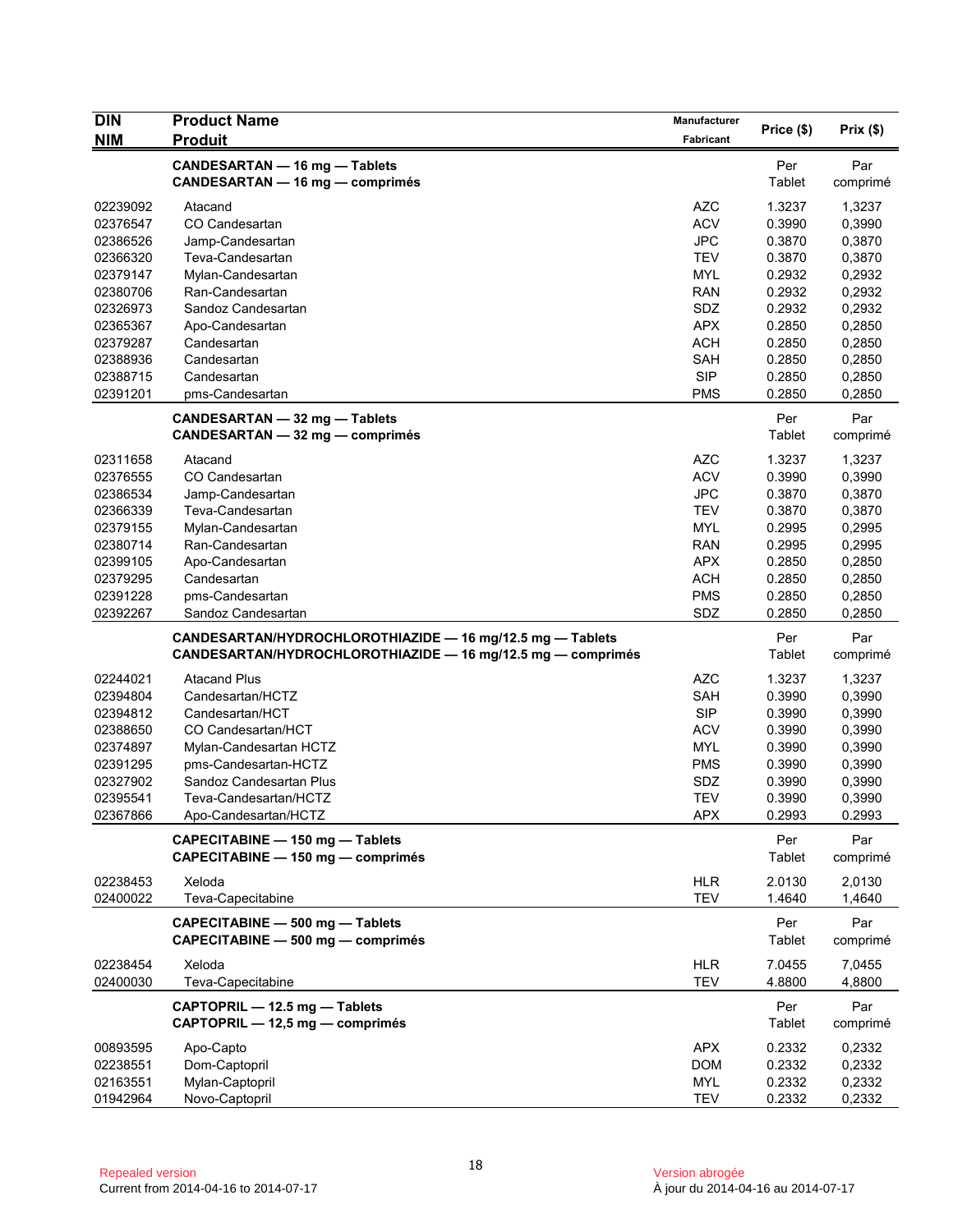| DIN<br>NIM | Product Name<br>Produit | Manufacturer<br>Fabricant | Price ($) | Prix ($) |
|---|---|---|---|---|
| | **CANDESARTAN — 16 mg — Tablets**<br>**CANDESARTAN — 16 mg — comprimés** | | Per Tablet | Par comprimé |
| 02239092 | Atacand | AZC | 1.3237 | 1,3237 |
| 02376547 | CO Candesartan | ACV | 0.3990 | 0,3990 |
| 02386526 | Jamp-Candesartan | JPC | 0.3870 | 0,3870 |
| 02366320 | Teva-Candesartan | TEV | 0.3870 | 0,3870 |
| 02379147 | Mylan-Candesartan | MYL | 0.2932 | 0,2932 |
| 02380706 | Ran-Candesartan | RAN | 0.2932 | 0,2932 |
| 02326973 | Sandoz Candesartan | SDZ | 0.2932 | 0,2932 |
| 02365367 | Apo-Candesartan | APX | 0.2850 | 0,2850 |
| 02379287 | Candesartan | ACH | 0.2850 | 0,2850 |
| 02388936 | Candesartan | SAH | 0.2850 | 0,2850 |
| 02388715 | Candesartan | SIP | 0.2850 | 0,2850 |
| 02391201 | pms-Candesartan | PMS | 0.2850 | 0,2850 |
| | **CANDESARTAN — 32 mg — Tablets**<br>**CANDESARTAN — 32 mg — comprimés** | | Per Tablet | Par comprimé |
| 02311658 | Atacand | AZC | 1.3237 | 1,3237 |
| 02376555 | CO Candesartan | ACV | 0.3990 | 0,3990 |
| 02386534 | Jamp-Candesartan | JPC | 0.3870 | 0,3870 |
| 02366339 | Teva-Candesartan | TEV | 0.3870 | 0,3870 |
| 02379155 | Mylan-Candesartan | MYL | 0.2995 | 0,2995 |
| 02380714 | Ran-Candesartan | RAN | 0.2995 | 0,2995 |
| 02399105 | Apo-Candesartan | APX | 0.2850 | 0,2850 |
| 02379295 | Candesartan | ACH | 0.2850 | 0,2850 |
| 02391228 | pms-Candesartan | PMS | 0.2850 | 0,2850 |
| 02392267 | Sandoz Candesartan | SDZ | 0.2850 | 0,2850 |
| | **CANDESARTAN/HYDROCHLOROTHIAZIDE — 16 mg/12.5 mg — Tablets**<br>**CANDESARTAN/HYDROCHLOROTHIAZIDE — 16 mg/12.5 mg — comprimés** | | Per Tablet | Par comprimé |
| 02244021 | Atacand Plus | AZC | 1.3237 | 1,3237 |
| 02394804 | Candesartan/HCTZ | SAH | 0.3990 | 0,3990 |
| 02394812 | Candesartan/HCT | SIP | 0.3990 | 0,3990 |
| 02388650 | CO Candesartan/HCT | ACV | 0.3990 | 0,3990 |
| 02374897 | Mylan-Candesartan HCTZ | MYL | 0.3990 | 0,3990 |
| 02391295 | pms-Candesartan-HCTZ | PMS | 0.3990 | 0,3990 |
| 02327902 | Sandoz Candesartan Plus | SDZ | 0.3990 | 0,3990 |
| 02395541 | Teva-Candesartan/HCTZ | TEV | 0.3990 | 0,3990 |
| 02367866 | Apo-Candesartan/HCTZ | APX | 0.2993 | 0.2993 |
| | **CAPECITABINE — 150 mg — Tablets**<br>**CAPECITABINE — 150 mg — comprimés** | | Per Tablet | Par comprimé |
| 02238453 | Xeloda | HLR | 2.0130 | 2,0130 |
| 02400022 | Teva-Capecitabine | TEV | 1.4640 | 1,4640 |
| | **CAPECITABINE — 500 mg — Tablets**<br>**CAPECITABINE — 500 mg — comprimés** | | Per Tablet | Par comprimé |
| 02238454 | Xeloda | HLR | 7.0455 | 7,0455 |
| 02400030 | Teva-Capecitabine | TEV | 4.8800 | 4,8800 |
| | **CAPTOPRIL — 12.5 mg — Tablets**<br>**CAPTOPRIL — 12,5 mg — comprimés** | | Per Tablet | Par comprimé |
| 00893595 | Apo-Capto | APX | 0.2332 | 0,2332 |
| 02238551 | Dom-Captopril | DOM | 0.2332 | 0,2332 |
| 02163551 | Mylan-Captopril | MYL | 0.2332 | 0,2332 |
| 01942964 | Novo-Captopril | TEV | 0.2332 | 0,2332 |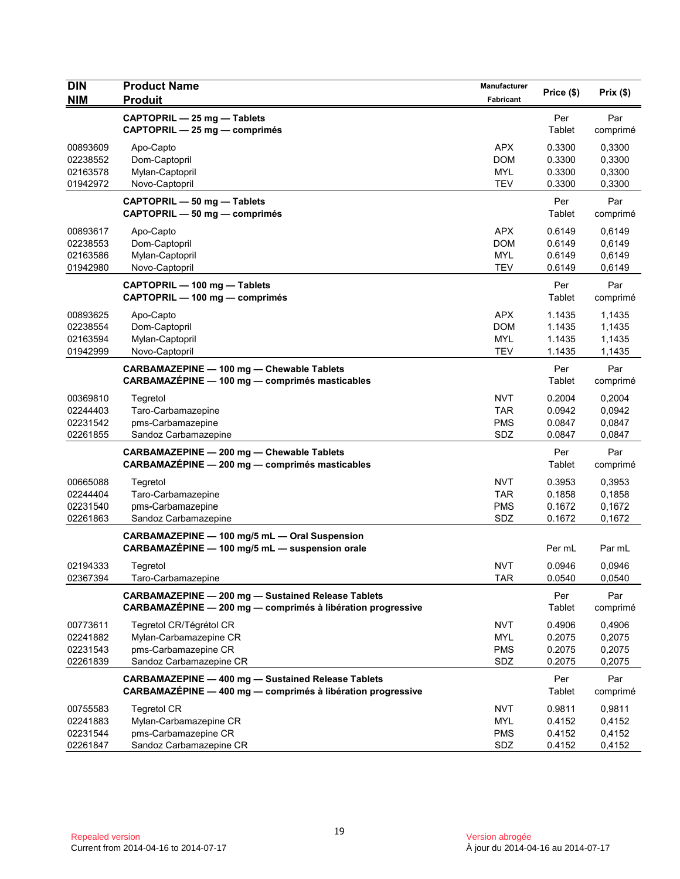| DIN<br>NIM | Product Name<br>Produit | Manufacturer<br>Fabricant | Price ($) | Prix ($) |
|---|---|---|---|---|
| | **CAPTOPRIL — 25 mg — Tablets**<br>**CAPTOPRIL — 25 mg — comprimés** | | Per Tablet | Par comprimé |
| 00893609 | Apo-Capto | APX | 0.3300 | 0,3300 |
| 02238552 | Dom-Captopril | DOM | 0.3300 | 0,3300 |
| 02163578 | Mylan-Captopril | MYL | 0.3300 | 0,3300 |
| 01942972 | Novo-Captopril | TEV | 0.3300 | 0,3300 |
| | **CAPTOPRIL — 50 mg — Tablets**<br>**CAPTOPRIL — 50 mg — comprimés** | | Per Tablet | Par comprimé |
| 00893617 | Apo-Capto | APX | 0.6149 | 0,6149 |
| 02238553 | Dom-Captopril | DOM | 0.6149 | 0,6149 |
| 02163586 | Mylan-Captopril | MYL | 0.6149 | 0,6149 |
| 01942980 | Novo-Captopril | TEV | 0.6149 | 0,6149 |
| | **CAPTOPRIL — 100 mg — Tablets**<br>**CAPTOPRIL — 100 mg — comprimés** | | Per Tablet | Par comprimé |
| 00893625 | Apo-Capto | APX | 1.1435 | 1,1435 |
| 02238554 | Dom-Captopril | DOM | 1.1435 | 1,1435 |
| 02163594 | Mylan-Captopril | MYL | 1.1435 | 1,1435 |
| 01942999 | Novo-Captopril | TEV | 1.1435 | 1,1435 |
| | **CARBAMAZEPINE — 100 mg — Chewable Tablets**<br>**CARBAMAZÉPINE — 100 mg — comprimés masticables** | | Per Tablet | Par comprimé |
| 00369810 | Tegretol | NVT | 0.2004 | 0,2004 |
| 02244403 | Taro-Carbamazepine | TAR | 0.0942 | 0,0942 |
| 02231542 | pms-Carbamazepine | PMS | 0.0847 | 0,0847 |
| 02261855 | Sandoz Carbamazepine | SDZ | 0.0847 | 0,0847 |
| | **CARBAMAZEPINE — 200 mg — Chewable Tablets**<br>**CARBAMAZÉPINE — 200 mg — comprimés masticables** | | Per Tablet | Par comprimé |
| 00665088 | Tegretol | NVT | 0.3953 | 0,3953 |
| 02244404 | Taro-Carbamazepine | TAR | 0.1858 | 0,1858 |
| 02231540 | pms-Carbamazepine | PMS | 0.1672 | 0,1672 |
| 02261863 | Sandoz Carbamazepine | SDZ | 0.1672 | 0,1672 |
| | **CARBAMAZEPINE — 100 mg/5 mL — Oral Suspension**<br>**CARBAMAZÉPINE — 100 mg/5 mL — suspension orale** | | Per mL | Par mL |
| 02194333 | Tegretol | NVT | 0.0946 | 0,0946 |
| 02367394 | Taro-Carbamazepine | TAR | 0.0540 | 0,0540 |
| | **CARBAMAZEPINE — 200 mg — Sustained Release Tablets**<br>**CARBAMAZÉPINE — 200 mg — comprimés à libération progressive** | | Per Tablet | Par comprimé |
| 00773611 | Tegretol CR/Tégrétol CR | NVT | 0.4906 | 0,4906 |
| 02241882 | Mylan-Carbamazepine CR | MYL | 0.2075 | 0,2075 |
| 02231543 | pms-Carbamazepine CR | PMS | 0.2075 | 0,2075 |
| 02261839 | Sandoz Carbamazepine CR | SDZ | 0.2075 | 0,2075 |
| | **CARBAMAZEPINE — 400 mg — Sustained Release Tablets**<br>**CARBAMAZÉPINE — 400 mg — comprimés à libération progressive** | | Per Tablet | Par comprimé |
| 00755583 | Tegretol CR | NVT | 0.9811 | 0,9811 |
| 02241883 | Mylan-Carbamazepine CR | MYL | 0.4152 | 0,4152 |
| 02231544 | pms-Carbamazepine CR | PMS | 0.4152 | 0,4152 |
| 02261847 | Sandoz Carbamazepine CR | SDZ | 0.4152 | 0,4152 |

Repealed version
Current from 2014-04-16 to 2014-07-17

Version abrogée
À jour du 2014-04-16 au 2014-07-17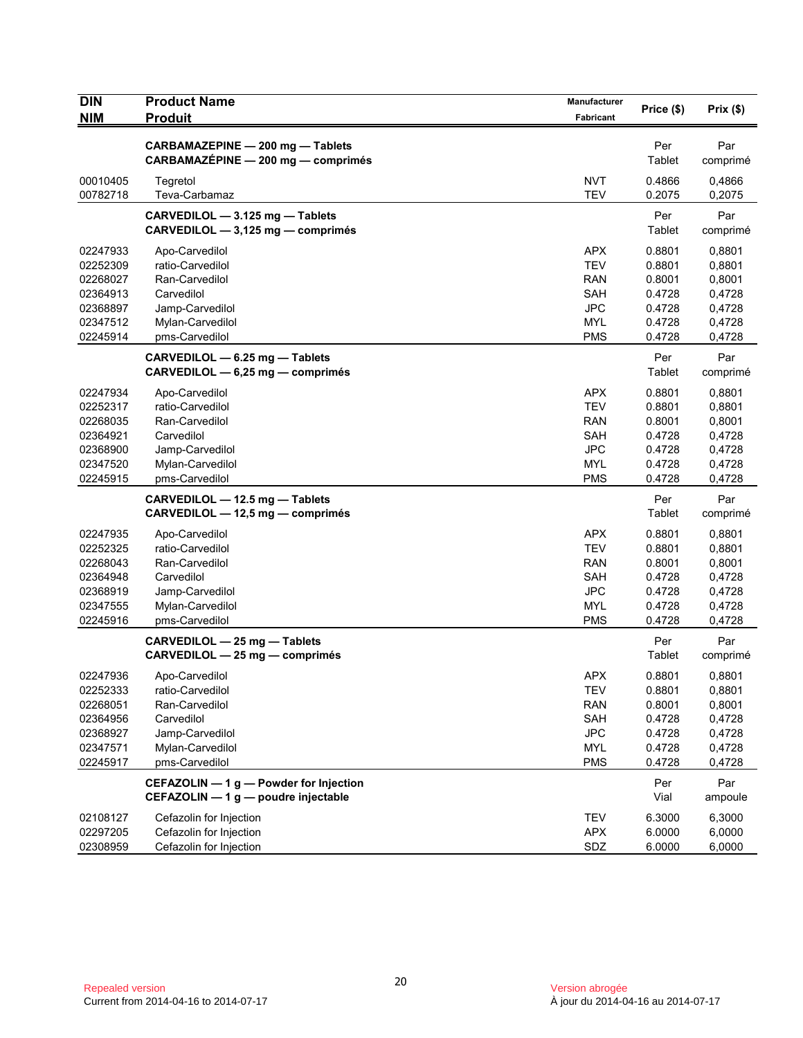| DIN<br>NIM | Product Name<br>Produit | Manufacturer<br>Fabricant | Price ($) | Prix ($) |
|---|---|---|---|---|
| | **CARBAMAZEPINE — 200 mg — Tablets**<br>**CARBAMAZÉPINE — 200 mg — comprimés** | | Per<br>Tablet | Par<br>comprimé |
| 00010405 | Tegretol | NVT | 0.4866 | 0,4866 |
| 00782718 | Teva-Carbamaz | TEV | 0.2075 | 0,2075 |
| | **CARVEDILOL — 3.125 mg — Tablets**<br>**CARVEDILOL — 3,125 mg — comprimés** | | Per<br>Tablet | Par<br>comprimé |
| 02247933 | Apo-Carvedilol | APX | 0.8801 | 0,8801 |
| 02252309 | ratio-Carvedilol | TEV | 0.8801 | 0,8801 |
| 02268027 | Ran-Carvedilol | RAN | 0.8001 | 0,8001 |
| 02364913 | Carvedilol | SAH | 0.4728 | 0,4728 |
| 02368897 | Jamp-Carvedilol | JPC | 0.4728 | 0,4728 |
| 02347512 | Mylan-Carvedilol | MYL | 0.4728 | 0,4728 |
| 02245914 | pms-Carvedilol | PMS | 0.4728 | 0,4728 |
| | **CARVEDILOL — 6.25 mg — Tablets**<br>**CARVEDILOL — 6,25 mg — comprimés** | | Per<br>Tablet | Par<br>comprimé |
| 02247934 | Apo-Carvedilol | APX | 0.8801 | 0,8801 |
| 02252317 | ratio-Carvedilol | TEV | 0.8801 | 0,8801 |
| 02268035 | Ran-Carvedilol | RAN | 0.8001 | 0,8001 |
| 02364921 | Carvedilol | SAH | 0.4728 | 0,4728 |
| 02368900 | Jamp-Carvedilol | JPC | 0.4728 | 0,4728 |
| 02347520 | Mylan-Carvedilol | MYL | 0.4728 | 0,4728 |
| 02245915 | pms-Carvedilol | PMS | 0.4728 | 0,4728 |
| | **CARVEDILOL — 12.5 mg — Tablets**<br>**CARVEDILOL — 12,5 mg — comprimés** | | Per<br>Tablet | Par<br>comprimé |
| 02247935 | Apo-Carvedilol | APX | 0.8801 | 0,8801 |
| 02252325 | ratio-Carvedilol | TEV | 0.8801 | 0,8801 |
| 02268043 | Ran-Carvedilol | RAN | 0.8001 | 0,8001 |
| 02364948 | Carvedilol | SAH | 0.4728 | 0,4728 |
| 02368919 | Jamp-Carvedilol | JPC | 0.4728 | 0,4728 |
| 02347555 | Mylan-Carvedilol | MYL | 0.4728 | 0,4728 |
| 02245916 | pms-Carvedilol | PMS | 0.4728 | 0,4728 |
| | **CARVEDILOL — 25 mg — Tablets**<br>**CARVEDILOL — 25 mg — comprimés** | | Per<br>Tablet | Par<br>comprimé |
| 02247936 | Apo-Carvedilol | APX | 0.8801 | 0,8801 |
| 02252333 | ratio-Carvedilol | TEV | 0.8801 | 0,8801 |
| 02268051 | Ran-Carvedilol | RAN | 0.8001 | 0,8001 |
| 02364956 | Carvedilol | SAH | 0.4728 | 0,4728 |
| 02368927 | Jamp-Carvedilol | JPC | 0.4728 | 0,4728 |
| 02347571 | Mylan-Carvedilol | MYL | 0.4728 | 0,4728 |
| 02245917 | pms-Carvedilol | PMS | 0.4728 | 0,4728 |
| | **CEFAZOLIN — 1 g — Powder for Injection**<br>**CEFAZOLIN — 1 g — poudre injectable** | | Per<br>Vial | Par<br>ampoule |
| 02108127 | Cefazolin for Injection | TEV | 6.3000 | 6,3000 |
| 02297205 | Cefazolin for Injection | APX | 6.0000 | 6,0000 |
| 02308959 | Cefazolin for Injection | SDZ | 6.0000 | 6,0000 |

Repealed version
Current from 2014-04-16 to 2014-07-17

Version abrogée
À jour du 2014-04-16 au 2014-07-17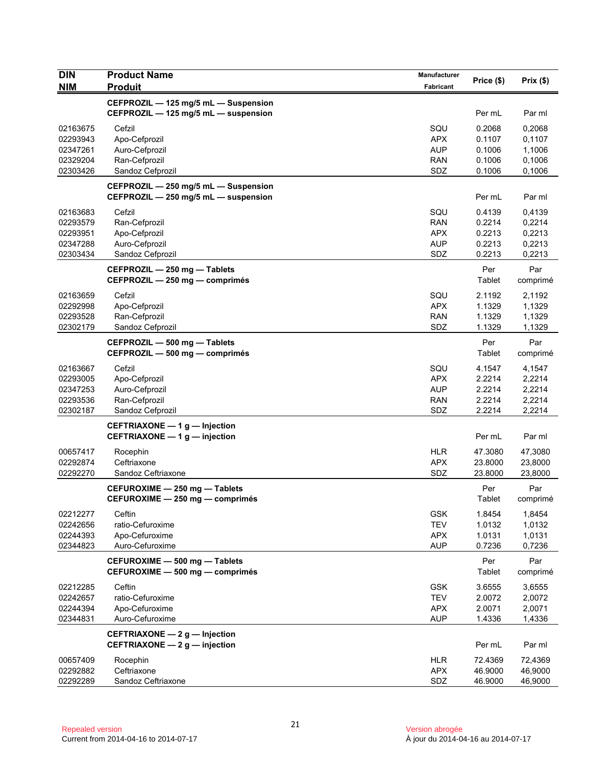| DIN<br>NIM | Product Name<br>Produit | Manufacturer<br>Fabricant | Price ($) | Prix ($) |
|---|---|---|---|---|
| | **CEFPROZIL — 125 mg/5 mL — Suspension**<br>**CEFPROZIL — 125 mg/5 mL — suspension** | | Per mL | Par ml |
| 02163675 | Cefzil | SQU | 0.2068 | 0,2068 |
| 02293943 | Apo-Cefprozil | APX | 0.1107 | 0,1107 |
| 02347261 | Auro-Cefprozil | AUP | 0.1006 | 1,1006 |
| 02329204 | Ran-Cefprozil | RAN | 0.1006 | 0,1006 |
| 02303426 | Sandoz Cefprozil | SDZ | 0.1006 | 0,1006 |
| | **CEFPROZIL — 250 mg/5 mL — Suspension**<br>**CEFPROZIL — 250 mg/5 mL — suspension** | | Per mL | Par ml |
| 02163683 | Cefzil | SQU | 0.4139 | 0,4139 |
| 02293579 | Ran-Cefprozil | RAN | 0.2214 | 0,2214 |
| 02293951 | Apo-Cefprozil | APX | 0.2213 | 0,2213 |
| 02347288 | Auro-Cefprozil | AUP | 0.2213 | 0,2213 |
| 02303434 | Sandoz Cefprozil | SDZ | 0.2213 | 0,2213 |
| | **CEFPROZIL — 250 mg — Tablets**<br>**CEFPROZIL — 250 mg — comprimés** | | Per Tablet | Par comprimé |
| 02163659 | Cefzil | SQU | 2.1192 | 2,1192 |
| 02292998 | Apo-Cefprozil | APX | 1.1329 | 1,1329 |
| 02293528 | Ran-Cefprozil | RAN | 1.1329 | 1,1329 |
| 02302179 | Sandoz Cefprozil | SDZ | 1.1329 | 1,1329 |
| | **CEFPROZIL — 500 mg — Tablets**<br>**CEFPROZIL — 500 mg — comprimés** | | Per Tablet | Par comprimé |
| 02163667 | Cefzil | SQU | 4.1547 | 4,1547 |
| 02293005 | Apo-Cefprozil | APX | 2.2214 | 2,2214 |
| 02347253 | Auro-Cefprozil | AUP | 2.2214 | 2,2214 |
| 02293536 | Ran-Cefprozil | RAN | 2.2214 | 2,2214 |
| 02302187 | Sandoz Cefprozil | SDZ | 2.2214 | 2,2214 |
| | **CEFTRIAXONE — 1 g — Injection**<br>**CEFTRIAXONE — 1 g — injection** | | Per mL | Par ml |
| 00657417 | Rocephin | HLR | 47.3080 | 47,3080 |
| 02292874 | Ceftriaxone | APX | 23.8000 | 23,8000 |
| 02292270 | Sandoz Ceftriaxone | SDZ | 23.8000 | 23,8000 |
| | **CEFUROXIME — 250 mg — Tablets**<br>**CEFUROXIME — 250 mg — comprimés** | | Per Tablet | Par comprimé |
| 02212277 | Ceftin | GSK | 1.8454 | 1,8454 |
| 02242656 | ratio-Cefuroxime | TEV | 1.0132 | 1,0132 |
| 02244393 | Apo-Cefuroxime | APX | 1.0131 | 1,0131 |
| 02344823 | Auro-Cefuroxime | AUP | 0.7236 | 0,7236 |
| | **CEFUROXIME — 500 mg — Tablets**<br>**CEFUROXIME — 500 mg — comprimés** | | Per Tablet | Par comprimé |
| 02212285 | Ceftin | GSK | 3.6555 | 3,6555 |
| 02242657 | ratio-Cefuroxime | TEV | 2.0072 | 2,0072 |
| 02244394 | Apo-Cefuroxime | APX | 2.0071 | 2,0071 |
| 02344831 | Auro-Cefuroxime | AUP | 1.4336 | 1,4336 |
| | **CEFTRIAXONE — 2 g — Injection**<br>**CEFTRIAXONE — 2 g — injection** | | Per mL | Par ml |
| 00657409 | Rocephin | HLR | 72.4369 | 72,4369 |
| 02292882 | Ceftriaxone | APX | 46.9000 | 46,9000 |
| 02292289 | Sandoz Ceftriaxone | SDZ | 46.9000 | 46,9000 |

Repealed version
Current from 2014-04-16 to 2014-07-17

Version abrogée
À jour du 2014-04-16 au 2014-07-17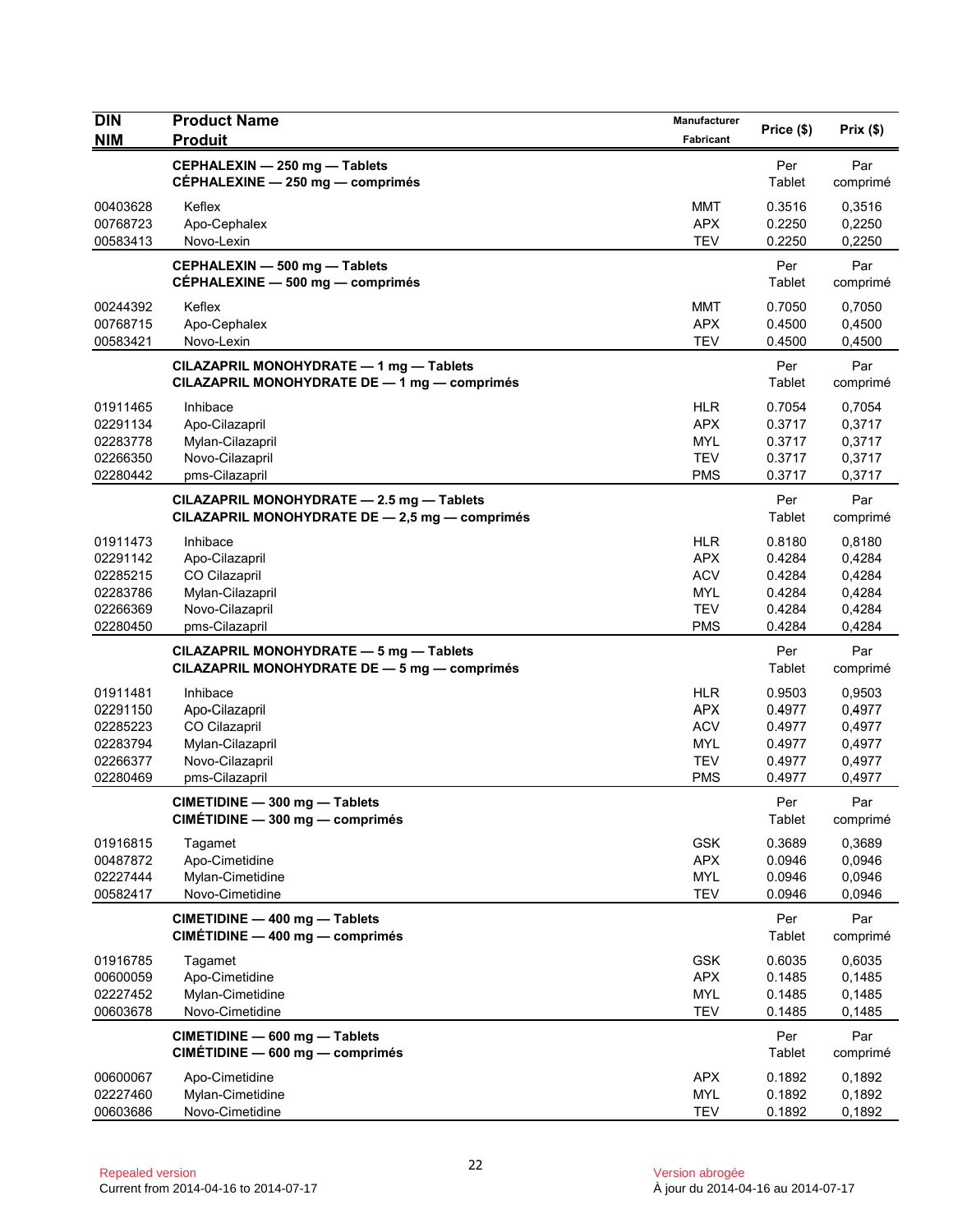| DIN<br>NIM | Product Name<br>Produit | Manufacturer<br>Fabricant | Price ($) | Prix ($) |
|---|---|---|---|---|
| | **CEPHALEXIN — 250 mg — Tablets**<br>**CÉPHALEXINE — 250 mg — comprimés** | | Per Tablet | Par comprimé |
| 00403628 | Keflex | MMT | 0.3516 | 0,3516 |
| 00768723 | Apo-Cephalex | APX | 0.2250 | 0,2250 |
| 00583413 | Novo-Lexin | TEV | 0.2250 | 0,2250 |
| | **CEPHALEXIN — 500 mg — Tablets**<br>**CÉPHALEXINE — 500 mg — comprimés** | | Per Tablet | Par comprimé |
| 00244392 | Keflex | MMT | 0.7050 | 0,7050 |
| 00768715 | Apo-Cephalex | APX | 0.4500 | 0,4500 |
| 00583421 | Novo-Lexin | TEV | 0.4500 | 0,4500 |
| | **CILAZAPRIL MONOHYDRATE — 1 mg — Tablets**<br>**CILAZAPRIL MONOHYDRATE DE — 1 mg — comprimés** | | Per Tablet | Par comprimé |
| 01911465 | Inhibace | HLR | 0.7054 | 0,7054 |
| 02291134 | Apo-Cilazapril | APX | 0.3717 | 0,3717 |
| 02283778 | Mylan-Cilazapril | MYL | 0.3717 | 0,3717 |
| 02266350 | Novo-Cilazapril | TEV | 0.3717 | 0,3717 |
| 02280442 | pms-Cilazapril | PMS | 0.3717 | 0,3717 |
| | **CILAZAPRIL MONOHYDRATE — 2.5 mg — Tablets**<br>**CILAZAPRIL MONOHYDRATE DE — 2,5 mg — comprimés** | | Per Tablet | Par comprimé |
| 01911473 | Inhibace | HLR | 0.8180 | 0,8180 |
| 02291142 | Apo-Cilazapril | APX | 0.4284 | 0,4284 |
| 02285215 | CO Cilazapril | ACV | 0.4284 | 0,4284 |
| 02283786 | Mylan-Cilazapril | MYL | 0.4284 | 0,4284 |
| 02266369 | Novo-Cilazapril | TEV | 0.4284 | 0,4284 |
| 02280450 | pms-Cilazapril | PMS | 0.4284 | 0,4284 |
| | **CILAZAPRIL MONOHYDRATE — 5 mg — Tablets**<br>**CILAZAPRIL MONOHYDRATE DE — 5 mg — comprimés** | | Per Tablet | Par comprimé |
| 01911481 | Inhibace | HLR | 0.9503 | 0,9503 |
| 02291150 | Apo-Cilazapril | APX | 0.4977 | 0,4977 |
| 02285223 | CO Cilazapril | ACV | 0.4977 | 0,4977 |
| 02283794 | Mylan-Cilazapril | MYL | 0.4977 | 0,4977 |
| 02266377 | Novo-Cilazapril | TEV | 0.4977 | 0,4977 |
| 02280469 | pms-Cilazapril | PMS | 0.4977 | 0,4977 |
| | **CIMETIDINE — 300 mg — Tablets**<br>**CIMÉTIDINE — 300 mg — comprimés** | | Per Tablet | Par comprimé |
| 01916815 | Tagamet | GSK | 0.3689 | 0,3689 |
| 00487872 | Apo-Cimetidine | APX | 0.0946 | 0,0946 |
| 02227444 | Mylan-Cimetidine | MYL | 0.0946 | 0,0946 |
| 00582417 | Novo-Cimetidine | TEV | 0.0946 | 0,0946 |
| | **CIMETIDINE — 400 mg — Tablets**<br>**CIMÉTIDINE — 400 mg — comprimés** | | Per Tablet | Par comprimé |
| 01916785 | Tagamet | GSK | 0.6035 | 0,6035 |
| 00600059 | Apo-Cimetidine | APX | 0.1485 | 0,1485 |
| 02227452 | Mylan-Cimetidine | MYL | 0.1485 | 0,1485 |
| 00603678 | Novo-Cimetidine | TEV | 0.1485 | 0,1485 |
| | **CIMETIDINE — 600 mg — Tablets**<br>**CIMÉTIDINE — 600 mg — comprimés** | | Per Tablet | Par comprimé |
| 00600067 | Apo-Cimetidine | APX | 0.1892 | 0,1892 |
| 02227460 | Mylan-Cimetidine | MYL | 0.1892 | 0,1892 |
| 00603686 | Novo-Cimetidine | TEV | 0.1892 | 0,1892 |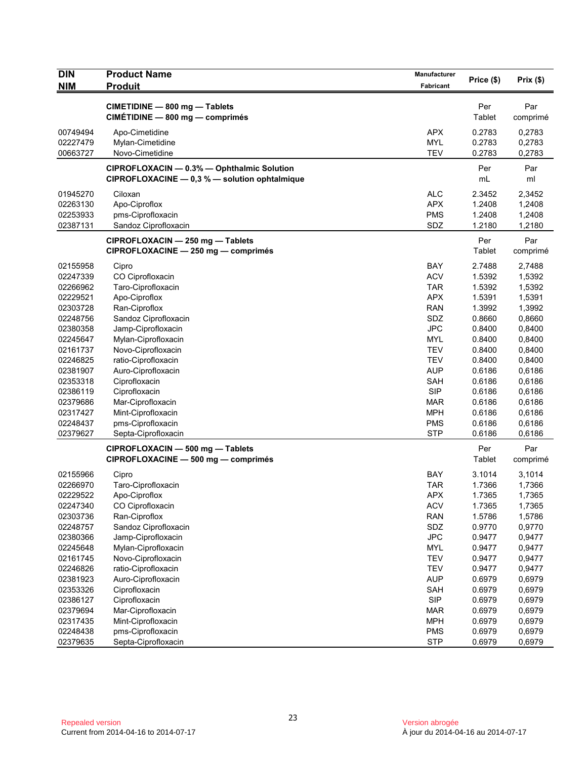| DIN<br>NIM | Product Name<br>Produit | Manufacturer<br>Fabricant | Price ($) | Prix ($) |
|---|---|---|---|---|
| | **CIMETIDINE — 800 mg — Tablets**<br>**CIMÉTIDINE — 800 mg — comprimés** | | Per<br>Tablet | Par<br>comprimé |
| 00749494 | Apo-Cimetidine | APX | 0.2783 | 0,2783 |
| 02227479 | Mylan-Cimetidine | MYL | 0.2783 | 0,2783 |
| 00663727 | Novo-Cimetidine | TEV | 0.2783 | 0,2783 |
| | **CIPROFLOXACIN — 0.3% — Ophthalmic Solution**<br>**CIPROFLOXACINE — 0,3 % — solution ophtalmique** | | Per<br>mL | Par<br>ml |
| 01945270 | Ciloxan | ALC | 2.3452 | 2,3452 |
| 02263130 | Apo-Ciproflox | APX | 1.2408 | 1,2408 |
| 02253933 | pms-Ciprofloxacin | PMS | 1.2408 | 1,2408 |
| 02387131 | Sandoz Ciprofloxacin | SDZ | 1.2180 | 1,2180 |
| | **CIPROFLOXACIN — 250 mg — Tablets**<br>**CIPROFLOXACINE — 250 mg — comprimés** | | Per<br>Tablet | Par<br>comprimé |
| 02155958 | Cipro | BAY | 2.7488 | 2,7488 |
| 02247339 | CO Ciprofloxacin | ACV | 1.5392 | 1,5392 |
| 02266962 | Taro-Ciprofloxacin | TAR | 1.5392 | 1,5392 |
| 02229521 | Apo-Ciproflox | APX | 1.5391 | 1,5391 |
| 02303728 | Ran-Ciproflox | RAN | 1.3992 | 1,3992 |
| 02248756 | Sandoz Ciprofloxacin | SDZ | 0.8660 | 0,8660 |
| 02380358 | Jamp-Ciprofloxacin | JPC | 0.8400 | 0,8400 |
| 02245647 | Mylan-Ciprofloxacin | MYL | 0.8400 | 0,8400 |
| 02161737 | Novo-Ciprofloxacin | TEV | 0.8400 | 0,8400 |
| 02246825 | ratio-Ciprofloxacin | TEV | 0.8400 | 0,8400 |
| 02381907 | Auro-Ciprofloxacin | AUP | 0.6186 | 0,6186 |
| 02353318 | Ciprofloxacin | SAH | 0.6186 | 0,6186 |
| 02386119 | Ciprofloxacin | SIP | 0.6186 | 0,6186 |
| 02379686 | Mar-Ciprofloxacin | MAR | 0.6186 | 0,6186 |
| 02317427 | Mint-Ciprofloxacin | MPH | 0.6186 | 0,6186 |
| 02248437 | pms-Ciprofloxacin | PMS | 0.6186 | 0,6186 |
| 02379627 | Septa-Ciprofloxacin | STP | 0.6186 | 0,6186 |
| | **CIPROFLOXACIN — 500 mg — Tablets**<br>**CIPROFLOXACINE — 500 mg — comprimés** | | Per<br>Tablet | Par<br>comprimé |
| 02155966 | Cipro | BAY | 3.1014 | 3,1014 |
| 02266970 | Taro-Ciprofloxacin | TAR | 1.7366 | 1,7366 |
| 02229522 | Apo-Ciproflox | APX | 1.7365 | 1,7365 |
| 02247340 | CO Ciprofloxacin | ACV | 1.7365 | 1,7365 |
| 02303736 | Ran-Ciproflox | RAN | 1.5786 | 1,5786 |
| 02248757 | Sandoz Ciprofloxacin | SDZ | 0.9770 | 0,9770 |
| 02380366 | Jamp-Ciprofloxacin | JPC | 0.9477 | 0,9477 |
| 02245648 | Mylan-Ciprofloxacin | MYL | 0.9477 | 0,9477 |
| 02161745 | Novo-Ciprofloxacin | TEV | 0.9477 | 0,9477 |
| 02246826 | ratio-Ciprofloxacin | TEV | 0.9477 | 0,9477 |
| 02381923 | Auro-Ciprofloxacin | AUP | 0.6979 | 0,6979 |
| 02353326 | Ciprofloxacin | SAH | 0.6979 | 0,6979 |
| 02386127 | Ciprofloxacin | SIP | 0.6979 | 0,6979 |
| 02379694 | Mar-Ciprofloxacin | MAR | 0.6979 | 0,6979 |
| 02317435 | Mint-Ciprofloxacin | MPH | 0.6979 | 0,6979 |
| 02248438 | pms-Ciprofloxacin | PMS | 0.6979 | 0,6979 |
| 02379635 | Septa-Ciprofloxacin | STP | 0.6979 | 0,6979 |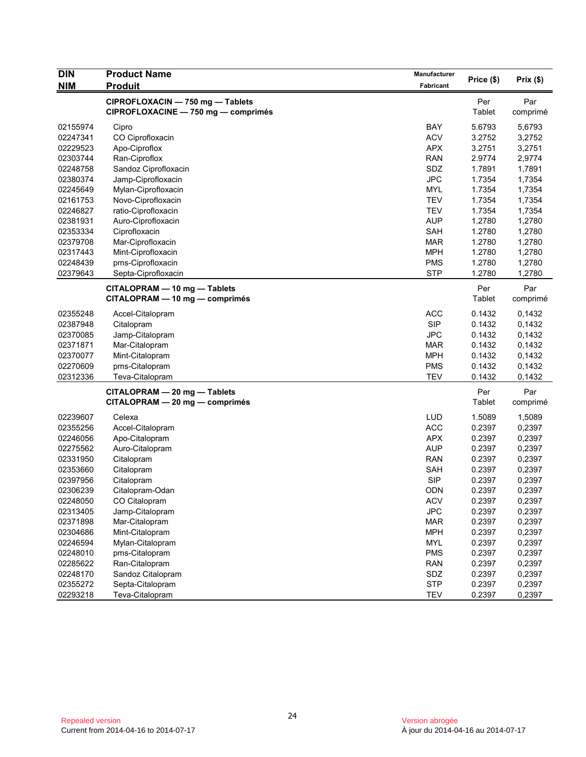| DIN<br>NIM | Product Name<br>Produit | Manufacturer<br>Fabricant | Price ($) | Prix ($) |
|---|---|---|---|---|
| | **CIPROFLOXACIN — 750 mg — Tablets**<br>**CIPROFLOXACINE — 750 mg — comprimés** | | Per Tablet | Par comprimé |
| 02155974 | Cipro | BAY | 5.6793 | 5,6793 |
| 02247341 | CO Ciprofloxacin | ACV | 3.2752 | 3,2752 |
| 02229523 | Apo-Ciproflox | APX | 3.2751 | 3,2751 |
| 02303744 | Ran-Ciproflox | RAN | 2.9774 | 2,9774 |
| 02248758 | Sandoz Ciprofloxacin | SDZ | 1.7891 | 1,7891 |
| 02380374 | Jamp-Ciprofloxacin | JPC | 1.7354 | 1,7354 |
| 02245649 | Mylan-Ciprofloxacin | MYL | 1.7354 | 1,7354 |
| 02161753 | Novo-Ciprofloxacin | TEV | 1.7354 | 1,7354 |
| 02246827 | ratio-Ciprofloxacin | TEV | 1.7354 | 1,7354 |
| 02381931 | Auro-Ciprofloxacin | AUP | 1.2780 | 1,2780 |
| 02353334 | Ciprofloxacin | SAH | 1.2780 | 1,2780 |
| 02379708 | Mar-Ciprofloxacin | MAR | 1.2780 | 1,2780 |
| 02317443 | Mint-Ciprofloxacin | MPH | 1.2780 | 1,2780 |
| 02248439 | pms-Ciprofloxacin | PMS | 1.2780 | 1,2780 |
| 02379643 | Septa-Ciprofloxacin | STP | 1.2780 | 1,2780 |
| | **CITALOPRAM — 10 mg — Tablets**<br>**CITALOPRAM — 10 mg — comprimés** | | Per Tablet | Par comprimé |
| 02355248 | Accel-Citalopram | ACC | 0.1432 | 0,1432 |
| 02387948 | Citalopram | SIP | 0.1432 | 0,1432 |
| 02370085 | Jamp-Citalopram | JPC | 0.1432 | 0,1432 |
| 02371871 | Mar-Citalopram | MAR | 0.1432 | 0,1432 |
| 02370077 | Mint-Citalopram | MPH | 0.1432 | 0,1432 |
| 02270609 | pms-Citalopram | PMS | 0.1432 | 0,1432 |
| 02312336 | Teva-Citalopram | TEV | 0.1432 | 0,1432 |
| | **CITALOPRAM — 20 mg — Tablets**<br>**CITALOPRAM — 20 mg — comprimés** | | Per Tablet | Par comprimé |
| 02239607 | Celexa | LUD | 1.5089 | 1,5089 |
| 02355256 | Accel-Citalopram | ACC | 0.2397 | 0,2397 |
| 02246056 | Apo-Citalopram | APX | 0.2397 | 0,2397 |
| 02275562 | Auro-Citalopram | AUP | 0.2397 | 0,2397 |
| 02331950 | Citalopram | RAN | 0.2397 | 0,2397 |
| 02353660 | Citalopram | SAH | 0.2397 | 0,2397 |
| 02397956 | Citalopram | SIP | 0.2397 | 0,2397 |
| 02306239 | Citalopram-Odan | ODN | 0.2397 | 0,2397 |
| 02248050 | CO Citalopram | ACV | 0.2397 | 0,2397 |
| 02313405 | Jamp-Citalopram | JPC | 0.2397 | 0,2397 |
| 02371898 | Mar-Citalopram | MAR | 0.2397 | 0,2397 |
| 02304686 | Mint-Citalopram | MPH | 0.2397 | 0,2397 |
| 02246594 | Mylan-Citalopram | MYL | 0.2397 | 0,2397 |
| 02248010 | pms-Citalopram | PMS | 0.2397 | 0,2397 |
| 02285622 | Ran-Citalopram | RAN | 0.2397 | 0,2397 |
| 02248170 | Sandoz Citalopram | SDZ | 0.2397 | 0,2397 |
| 02355272 | Septa-Citalopram | STP | 0.2397 | 0,2397 |
| 02293218 | Teva-Citalopram | TEV | 0.2397 | 0,2397 |

Repealed version
Current from 2014-04-16 to 2014-07-17

Version abrogée
À jour du 2014-04-16 au 2014-07-17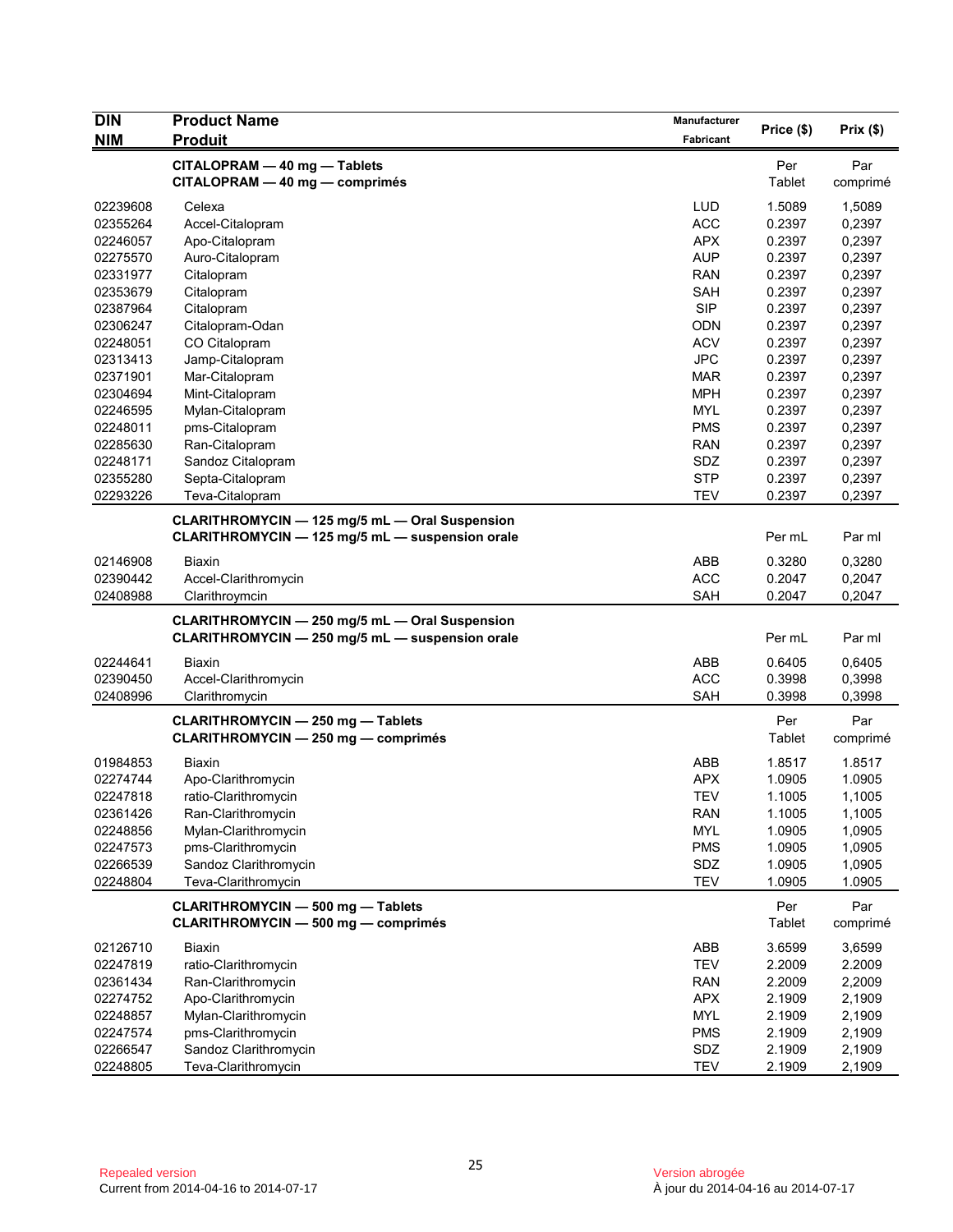| DIN<br>NIM | Product Name<br>Produit | Manufacturer<br>Fabricant | Price ($) | Prix ($) |
|---|---|---|---|---|
| | **CITALOPRAM — 40 mg — Tablets**<br>**CITALOPRAM — 40 mg — comprimés** | | Per Tablet | Par comprimé |
| 02239608 | Celexa | LUD | 1.5089 | 1,5089 |
| 02355264 | Accel-Citalopram | ACC | 0.2397 | 0,2397 |
| 02246057 | Apo-Citalopram | APX | 0.2397 | 0,2397 |
| 02275570 | Auro-Citalopram | AUP | 0.2397 | 0,2397 |
| 02331977 | Citalopram | RAN | 0.2397 | 0,2397 |
| 02353679 | Citalopram | SAH | 0.2397 | 0,2397 |
| 02387964 | Citalopram | SIP | 0.2397 | 0,2397 |
| 02306247 | Citalopram-Odan | ODN | 0.2397 | 0,2397 |
| 02248051 | CO Citalopram | ACV | 0.2397 | 0,2397 |
| 02313413 | Jamp-Citalopram | JPC | 0.2397 | 0,2397 |
| 02371901 | Mar-Citalopram | MAR | 0.2397 | 0,2397 |
| 02304694 | Mint-Citalopram | MPH | 0.2397 | 0,2397 |
| 02246595 | Mylan-Citalopram | MYL | 0.2397 | 0,2397 |
| 02248011 | pms-Citalopram | PMS | 0.2397 | 0,2397 |
| 02285630 | Ran-Citalopram | RAN | 0.2397 | 0,2397 |
| 02248171 | Sandoz Citalopram | SDZ | 0.2397 | 0,2397 |
| 02355280 | Septa-Citalopram | STP | 0.2397 | 0,2397 |
| 02293226 | Teva-Citalopram | TEV | 0.2397 | 0,2397 |
| | **CLARITHROMYCIN — 125 mg/5 mL — Oral Suspension**<br>**CLARITHROMYCIN — 125 mg/5 mL — suspension orale** | | Per mL | Par ml |
| 02146908 | Biaxin | ABB | 0.3280 | 0,3280 |
| 02390442 | Accel-Clarithromycin | ACC | 0.2047 | 0,2047 |
| 02408988 | Clarithroymcin | SAH | 0.2047 | 0,2047 |
| | **CLARITHROMYCIN — 250 mg/5 mL — Oral Suspension**<br>**CLARITHROMYCIN — 250 mg/5 mL — suspension orale** | | Per mL | Par ml |
| 02244641 | Biaxin | ABB | 0.6405 | 0,6405 |
| 02390450 | Accel-Clarithromycin | ACC | 0.3998 | 0,3998 |
| 02408996 | Clarithromycin | SAH | 0.3998 | 0,3998 |
| | **CLARITHROMYCIN — 250 mg — Tablets**<br>**CLARITHROMYCIN — 250 mg — comprimés** | | Per Tablet | Par comprimé |
| 01984853 | Biaxin | ABB | 1.8517 | 1.8517 |
| 02274744 | Apo-Clarithromycin | APX | 1.0905 | 1.0905 |
| 02247818 | ratio-Clarithromycin | TEV | 1.1005 | 1,1005 |
| 02361426 | Ran-Clarithromycin | RAN | 1.1005 | 1,1005 |
| 02248856 | Mylan-Clarithromycin | MYL | 1.0905 | 1,0905 |
| 02247573 | pms-Clarithromycin | PMS | 1.0905 | 1,0905 |
| 02266539 | Sandoz Clarithromycin | SDZ | 1.0905 | 1,0905 |
| 02248804 | Teva-Clarithromycin | TEV | 1.0905 | 1.0905 |
| | **CLARITHROMYCIN — 500 mg — Tablets**<br>**CLARITHROMYCIN — 500 mg — comprimés** | | Per Tablet | Par comprimé |
| 02126710 | Biaxin | ABB | 3.6599 | 3,6599 |
| 02247819 | ratio-Clarithromycin | TEV | 2.2009 | 2.2009 |
| 02361434 | Ran-Clarithromycin | RAN | 2.2009 | 2,2009 |
| 02274752 | Apo-Clarithromycin | APX | 2.1909 | 2,1909 |
| 02248857 | Mylan-Clarithromycin | MYL | 2.1909 | 2,1909 |
| 02247574 | pms-Clarithromycin | PMS | 2.1909 | 2,1909 |
| 02266547 | Sandoz Clarithromycin | SDZ | 2.1909 | 2,1909 |
| 02248805 | Teva-Clarithromycin | TEV | 2.1909 | 2,1909 |

Repealed version
Current from 2014-04-16 to 2014-07-17

Version abrogée
À jour du 2014-04-16 au 2014-07-17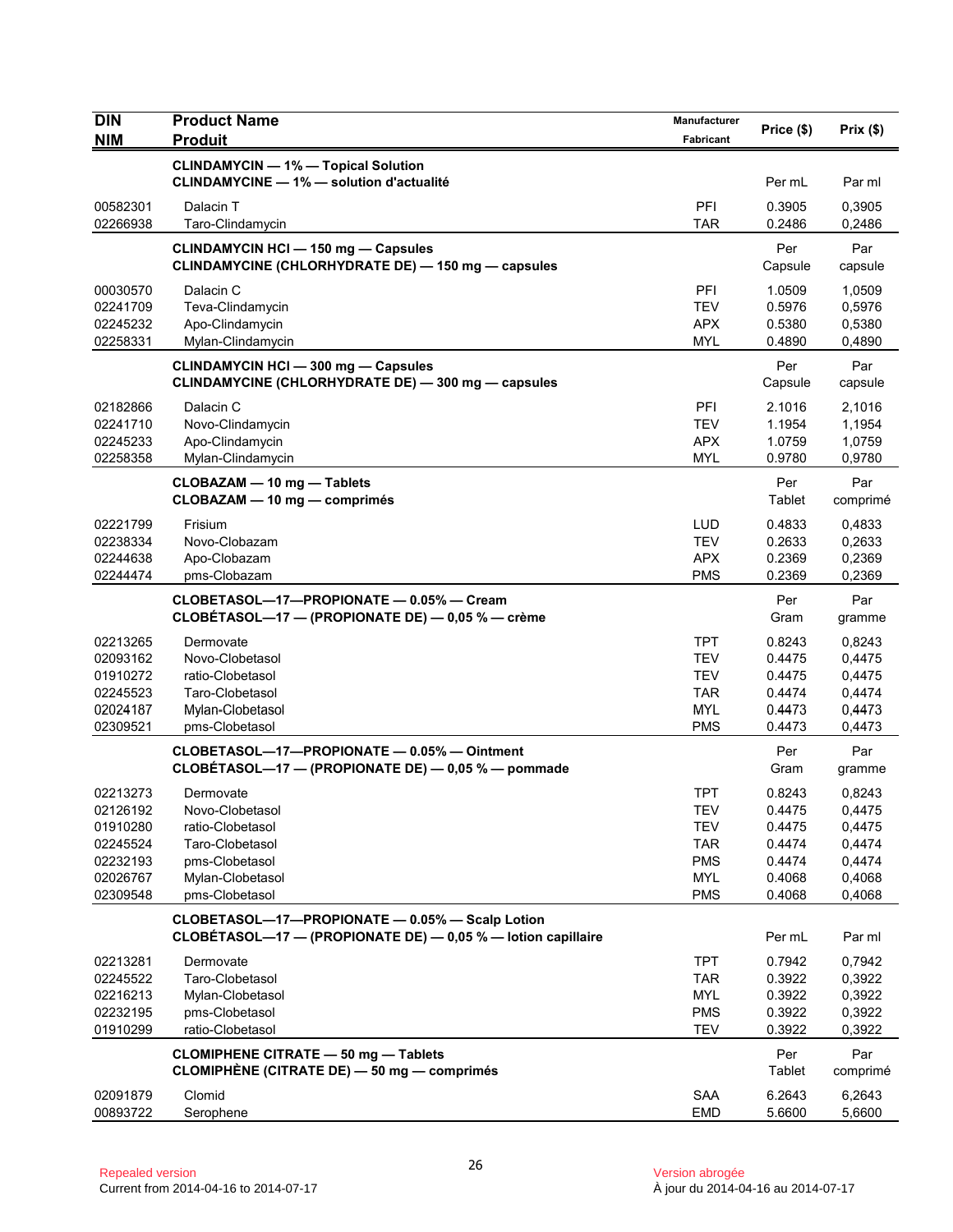| DIN<br>NIM | Product Name<br>Produit | Manufacturer<br>Fabricant | Price ($) | Prix ($) |
|---|---|---|---|---|
| | **CLINDAMYCIN — 1% — Topical Solution**<br>**CLINDAMYCINE — 1% — solution d'actualité** | | Per mL | Par ml |
| 00582301 | Dalacin T | PFI | 0.3905 | 0,3905 |
| 02266938 | Taro-Clindamycin | TAR | 0.2486 | 0,2486 |
| | **CLINDAMYCIN HCl — 150 mg — Capsules**<br>**CLINDAMYCINE (CHLORHYDRATE DE) — 150 mg — capsules** | | Per Capsule | Par capsule |
| 00030570 | Dalacin C | PFI | 1.0509 | 1,0509 |
| 02241709 | Teva-Clindamycin | TEV | 0.5976 | 0,5976 |
| 02245232 | Apo-Clindamycin | APX | 0.5380 | 0,5380 |
| 02258331 | Mylan-Clindamycin | MYL | 0.4890 | 0,4890 |
| | **CLINDAMYCIN HCl — 300 mg — Capsules**<br>**CLINDAMYCINE (CHLORHYDRATE DE) — 300 mg — capsules** | | Per Capsule | Par capsule |
| 02182866 | Dalacin C | PFI | 2.1016 | 2,1016 |
| 02241710 | Novo-Clindamycin | TEV | 1.1954 | 1,1954 |
| 02245233 | Apo-Clindamycin | APX | 1.0759 | 1,0759 |
| 02258358 | Mylan-Clindamycin | MYL | 0.9780 | 0,9780 |
| | **CLOBAZAM — 10 mg — Tablets**<br>**CLOBAZAM — 10 mg — comprimés** | | Per Tablet | Par comprimé |
| 02221799 | Frisium | LUD | 0.4833 | 0,4833 |
| 02238334 | Novo-Clobazam | TEV | 0.2633 | 0,2633 |
| 02244638 | Apo-Clobazam | APX | 0.2369 | 0,2369 |
| 02244474 | pms-Clobazam | PMS | 0.2369 | 0,2369 |
| | **CLOBETASOL—17—PROPIONATE — 0.05% — Cream**<br>**CLOBÉTASOL—17 — (PROPIONATE DE) — 0,05 % — crème** | | Per Gram | Par gramme |
| 02213265 | Dermovate | TPT | 0.8243 | 0,8243 |
| 02093162 | Novo-Clobetasol | TEV | 0.4475 | 0,4475 |
| 01910272 | ratio-Clobetasol | TEV | 0.4475 | 0,4475 |
| 02245523 | Taro-Clobetasol | TAR | 0.4474 | 0,4474 |
| 02024187 | Mylan-Clobetasol | MYL | 0.4473 | 0,4473 |
| 02309521 | pms-Clobetasol | PMS | 0.4473 | 0,4473 |
| | **CLOBETASOL—17—PROPIONATE — 0.05% — Ointment**<br>**CLOBÉTASOL—17 — (PROPIONATE DE) — 0,05 % — pommade** | | Per Gram | Par gramme |
| 02213273 | Dermovate | TPT | 0.8243 | 0,8243 |
| 02126192 | Novo-Clobetasol | TEV | 0.4475 | 0,4475 |
| 01910280 | ratio-Clobetasol | TEV | 0.4475 | 0,4475 |
| 02245524 | Taro-Clobetasol | TAR | 0.4474 | 0,4474 |
| 02232193 | pms-Clobetasol | PMS | 0.4474 | 0,4474 |
| 02026767 | Mylan-Clobetasol | MYL | 0.4068 | 0,4068 |
| 02309548 | pms-Clobetasol | PMS | 0.4068 | 0,4068 |
| | **CLOBETASOL—17—PROPIONATE — 0.05% — Scalp Lotion**<br>**CLOBÉTASOL—17 — (PROPIONATE DE) — 0,05 % — lotion capillaire** | | Per mL | Par ml |
| 02213281 | Dermovate | TPT | 0.7942 | 0,7942 |
| 02245522 | Taro-Clobetasol | TAR | 0.3922 | 0,3922 |
| 02216213 | Mylan-Clobetasol | MYL | 0.3922 | 0,3922 |
| 02232195 | pms-Clobetasol | PMS | 0.3922 | 0,3922 |
| 01910299 | ratio-Clobetasol | TEV | 0.3922 | 0,3922 |
| | **CLOMIPHENE CITRATE — 50 mg — Tablets**<br>**CLOMIPHÈNE (CITRATE DE) — 50 mg — comprimés** | | Per Tablet | Par comprimé |
| 02091879 | Clomid | SAA | 6.2643 | 6,2643 |
| 00893722 | Serophene | EMD | 5.6600 | 5,6600 |

Repealed version
Current from 2014-04-16 to 2014-07-17

Version abrogée
À jour du 2014-04-16 au 2014-07-17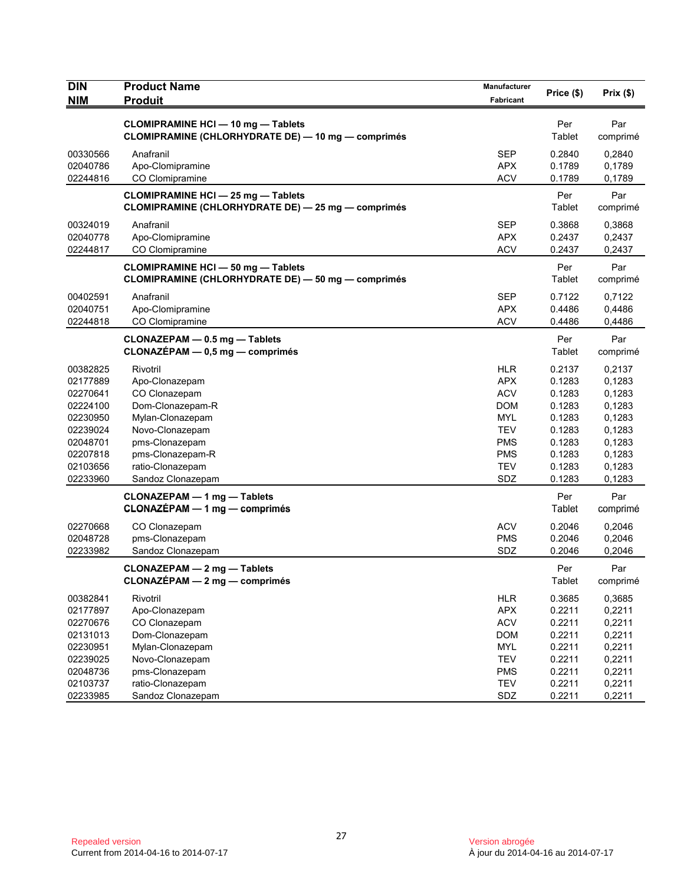| DIN<br>NIM | Product Name<br>Produit | Manufacturer<br>Fabricant | Price ($) | Prix ($) |
|---|---|---|---|---|
| | **CLOMIPRAMINE HCl — 10 mg — Tablets**<br>**CLOMIPRAMINE (CHLORHYDRATE DE) — 10 mg — comprimés** | | Per<br>Tablet | Par<br>comprimé |
| 00330566 | Anafranil | SEP | 0.2840 | 0,2840 |
| 02040786 | Apo-Clomipramine | APX | 0.1789 | 0,1789 |
| 02244816 | CO Clomipramine | ACV | 0.1789 | 0,1789 |
| | **CLOMIPRAMINE HCl — 25 mg — Tablets**<br>**CLOMIPRAMINE (CHLORHYDRATE DE) — 25 mg — comprimés** | | Per<br>Tablet | Par<br>comprimé |
| 00324019 | Anafranil | SEP | 0.3868 | 0,3868 |
| 02040778 | Apo-Clomipramine | APX | 0.2437 | 0,2437 |
| 02244817 | CO Clomipramine | ACV | 0.2437 | 0,2437 |
| | **CLOMIPRAMINE HCl — 50 mg — Tablets**<br>**CLOMIPRAMINE (CHLORHYDRATE DE) — 50 mg — comprimés** | | Per<br>Tablet | Par<br>comprimé |
| 00402591 | Anafranil | SEP | 0.7122 | 0,7122 |
| 02040751 | Apo-Clomipramine | APX | 0.4486 | 0,4486 |
| 02244818 | CO Clomipramine | ACV | 0.4486 | 0,4486 |
| | **CLONAZEPAM — 0.5 mg — Tablets**<br>**CLONAZÉPAM — 0,5 mg — comprimés** | | Per<br>Tablet | Par<br>comprimé |
| 00382825 | Rivotril | HLR | 0.2137 | 0,2137 |
| 02177889 | Apo-Clonazepam | APX | 0.1283 | 0,1283 |
| 02270641 | CO Clonazepam | ACV | 0.1283 | 0,1283 |
| 02224100 | Dom-Clonazepam-R | DOM | 0.1283 | 0,1283 |
| 02230950 | Mylan-Clonazepam | MYL | 0.1283 | 0,1283 |
| 02239024 | Novo-Clonazepam | TEV | 0.1283 | 0,1283 |
| 02048701 | pms-Clonazepam | PMS | 0.1283 | 0,1283 |
| 02207818 | pms-Clonazepam-R | PMS | 0.1283 | 0,1283 |
| 02103656 | ratio-Clonazepam | TEV | 0.1283 | 0,1283 |
| 02233960 | Sandoz Clonazepam | SDZ | 0.1283 | 0,1283 |
| | **CLONAZEPAM — 1 mg — Tablets**<br>**CLONAZÉPAM — 1 mg — comprimés** | | Per<br>Tablet | Par<br>comprimé |
| 02270668 | CO Clonazepam | ACV | 0.2046 | 0,2046 |
| 02048728 | pms-Clonazepam | PMS | 0.2046 | 0,2046 |
| 02233982 | Sandoz Clonazepam | SDZ | 0.2046 | 0,2046 |
| | **CLONAZEPAM — 2 mg — Tablets**<br>**CLONAZÉPAM — 2 mg — comprimés** | | Per<br>Tablet | Par<br>comprimé |
| 00382841 | Rivotril | HLR | 0.3685 | 0,3685 |
| 02177897 | Apo-Clonazepam | APX | 0.2211 | 0,2211 |
| 02270676 | CO Clonazepam | ACV | 0.2211 | 0,2211 |
| 02131013 | Dom-Clonazepam | DOM | 0.2211 | 0,2211 |
| 02230951 | Mylan-Clonazepam | MYL | 0.2211 | 0,2211 |
| 02239025 | Novo-Clonazepam | TEV | 0.2211 | 0,2211 |
| 02048736 | pms-Clonazepam | PMS | 0.2211 | 0,2211 |
| 02103737 | ratio-Clonazepam | TEV | 0.2211 | 0,2211 |
| 02233985 | Sandoz Clonazepam | SDZ | 0.2211 | 0,2211 |

Repealed version
Current from 2014-04-16 to 2014-07-17

Version abrogée
À jour du 2014-04-16 au 2014-07-17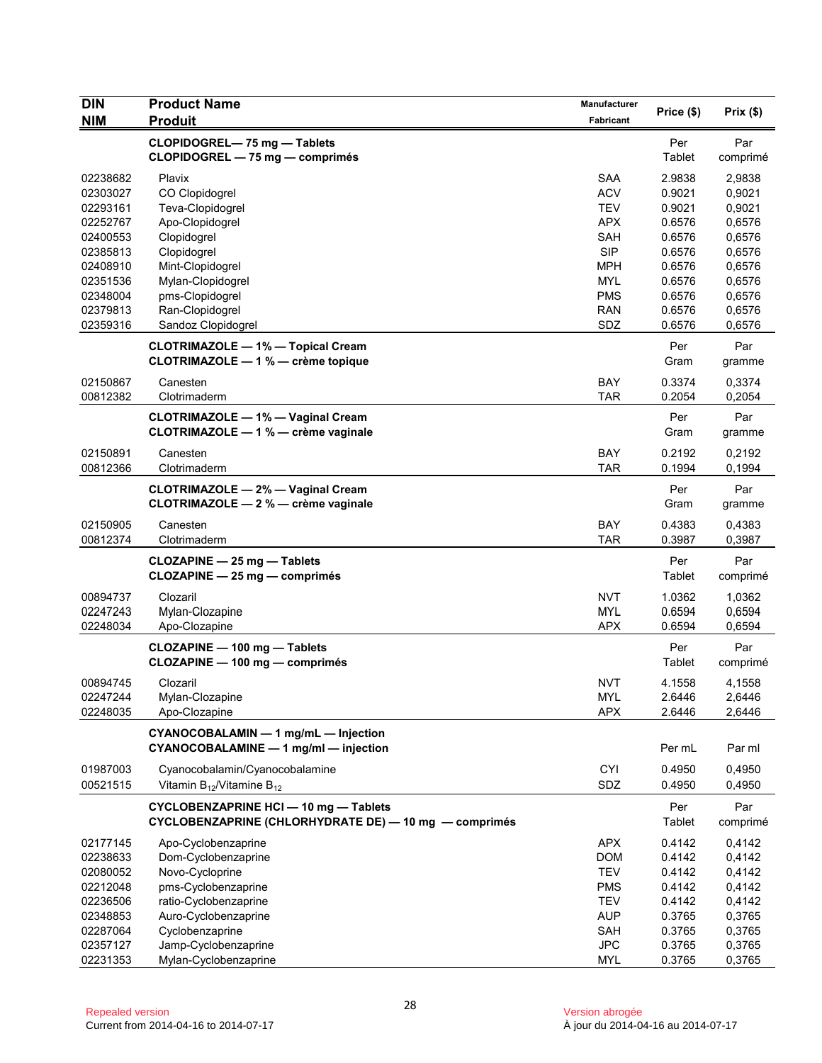| DIN<br>NIM | Product Name<br>Produit | Manufacturer<br>Fabricant | Price ($) | Prix ($) |
|---|---|---|---|---|
| | **CLOPIDOGREL— 75 mg — Tablets**<br>**CLOPIDOGREL — 75 mg — comprimés** | | Per Tablet | Par comprimé |
| 02238682 | Plavix | SAA | 2.9838 | 2,9838 |
| 02303027 | CO Clopidogrel | ACV | 0.9021 | 0,9021 |
| 02293161 | Teva-Clopidogrel | TEV | 0.9021 | 0,9021 |
| 02252767 | Apo-Clopidogrel | APX | 0.6576 | 0,6576 |
| 02400553 | Clopidogrel | SAH | 0.6576 | 0,6576 |
| 02385813 | Clopidogrel | SIP | 0.6576 | 0,6576 |
| 02408910 | Mint-Clopidogrel | MPH | 0.6576 | 0,6576 |
| 02351536 | Mylan-Clopidogrel | MYL | 0.6576 | 0,6576 |
| 02348004 | pms-Clopidogrel | PMS | 0.6576 | 0,6576 |
| 02379813 | Ran-Clopidogrel | RAN | 0.6576 | 0,6576 |
| 02359316 | Sandoz Clopidogrel | SDZ | 0.6576 | 0,6576 |
| | **CLOTRIMAZOLE — 1% — Topical Cream**<br>**CLOTRIMAZOLE — 1 % — crème topique** | | Per Gram | Par gramme |
| 02150867 | Canesten | BAY | 0.3374 | 0,3374 |
| 00812382 | Clotrimaderm | TAR | 0.2054 | 0,2054 |
| | **CLOTRIMAZOLE — 1% — Vaginal Cream**<br>**CLOTRIMAZOLE — 1 % — crème vaginale** | | Per Gram | Par gramme |
| 02150891 | Canesten | BAY | 0.2192 | 0,2192 |
| 00812366 | Clotrimaderm | TAR | 0.1994 | 0,1994 |
| | **CLOTRIMAZOLE — 2% — Vaginal Cream**<br>**CLOTRIMAZOLE — 2 % — crème vaginale** | | Per Gram | Par gramme |
| 02150905 | Canesten | BAY | 0.4383 | 0,4383 |
| 00812374 | Clotrimaderm | TAR | 0.3987 | 0,3987 |
| | **CLOZAPINE — 25 mg — Tablets**<br>**CLOZAPINE — 25 mg — comprimés** | | Per Tablet | Par comprimé |
| 00894737 | Clozaril | NVT | 1.0362 | 1,0362 |
| 02247243 | Mylan-Clozapine | MYL | 0.6594 | 0,6594 |
| 02248034 | Apo-Clozapine | APX | 0.6594 | 0,6594 |
| | **CLOZAPINE — 100 mg — Tablets**<br>**CLOZAPINE — 100 mg — comprimés** | | Per Tablet | Par comprimé |
| 00894745 | Clozaril | NVT | 4.1558 | 4,1558 |
| 02247244 | Mylan-Clozapine | MYL | 2.6446 | 2,6446 |
| 02248035 | Apo-Clozapine | APX | 2.6446 | 2,6446 |
| | **CYANOCOBALAMIN — 1 mg/mL — Injection**<br>**CYANOCOBALAMINE — 1 mg/ml — injection** | | Per mL | Par ml |
| 01987003 | Cyanocobalamin/Cyanocobalamine | CYI | 0.4950 | 0,4950 |
| 00521515 | Vitamin $B_{12}$/Vitamine $B_{12}$ | SDZ | 0.4950 | 0,4950 |
| | **CYCLOBENZAPRINE HCl — 10 mg — Tablets**<br>**CYCLOBENZAPRINE (CHLORHYDRATE DE) — 10 mg — comprimés** | | Per Tablet | Par comprimé |
| 02177145 | Apo-Cyclobenzaprine | APX | 0.4142 | 0,4142 |
| 02238633 | Dom-Cyclobenzaprine | DOM | 0.4142 | 0,4142 |
| 02080052 | Novo-Cycloprine | TEV | 0.4142 | 0,4142 |
| 02212048 | pms-Cyclobenzaprine | PMS | 0.4142 | 0,4142 |
| 02236506 | ratio-Cyclobenzaprine | TEV | 0.4142 | 0,4142 |
| 02348853 | Auro-Cyclobenzaprine | AUP | 0.3765 | 0,3765 |
| 02287064 | Cyclobenzaprine | SAH | 0.3765 | 0,3765 |
| 02357127 | Jamp-Cyclobenzaprine | JPC | 0.3765 | 0,3765 |
| 02231353 | Mylan-Cyclobenzaprine | MYL | 0.3765 | 0,3765 |

Repealed version
Current from 2014-04-16 to 2014-07-17

Version abrogée
À jour du 2014-04-16 au 2014-07-17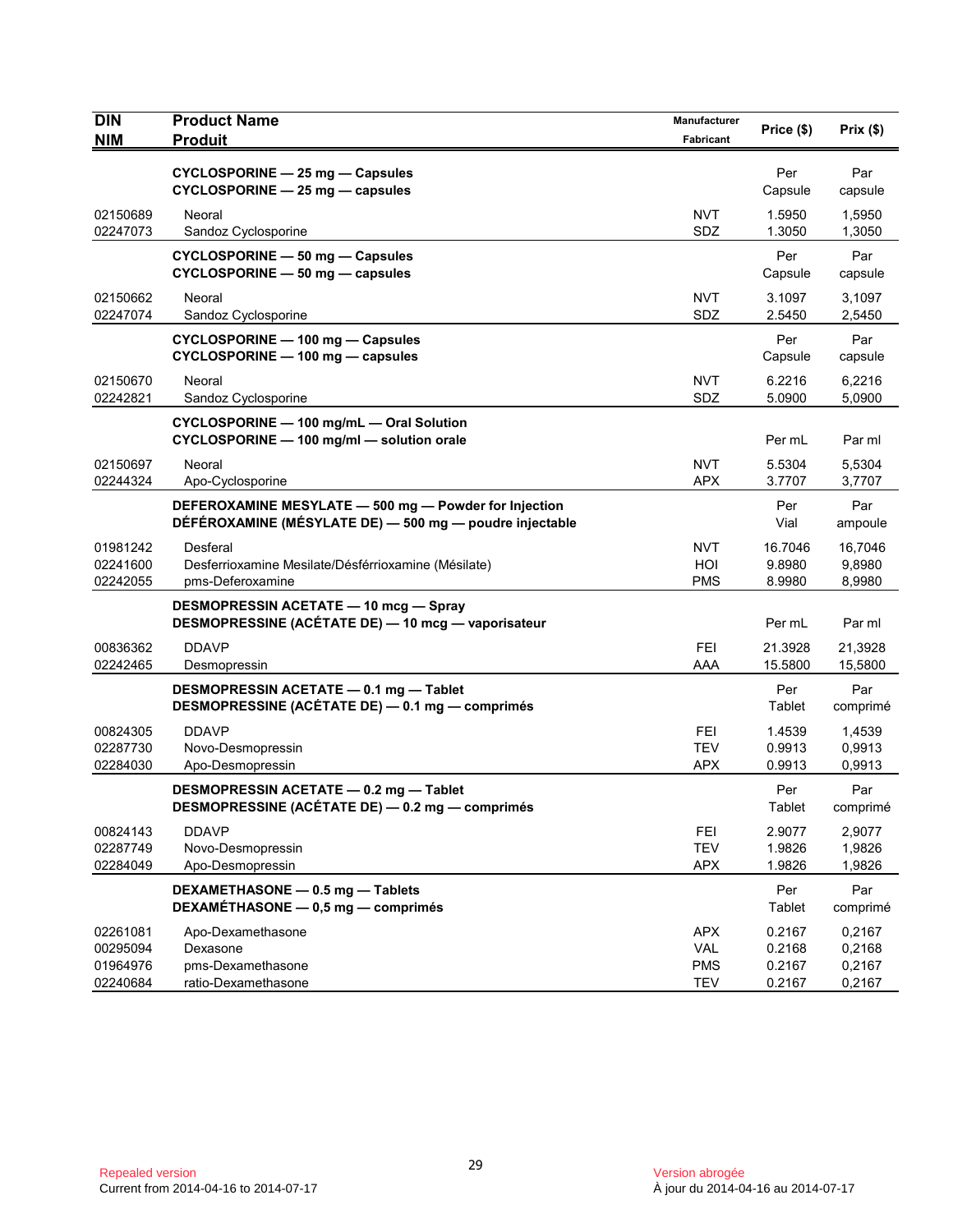| DIN<br>NIM | Product Name<br>Produit | Manufacturer<br>Fabricant | Price ($) | Prix ($) |
|---|---|---|---|---|
| | **CYCLOSPORINE — 25 mg — Capsules**<br>**CYCLOSPORINE — 25 mg — capsules** | | Per Capsule | Par capsule |
| 02150689 | Neoral | NVT | 1.5950 | 1,5950 |
| 02247073 | Sandoz Cyclosporine | SDZ | 1.3050 | 1,3050 |
| | **CYCLOSPORINE — 50 mg — Capsules**<br>**CYCLOSPORINE — 50 mg — capsules** | | Per Capsule | Par capsule |
| 02150662 | Neoral | NVT | 3.1097 | 3,1097 |
| 02247074 | Sandoz Cyclosporine | SDZ | 2.5450 | 2,5450 |
| | **CYCLOSPORINE — 100 mg — Capsules**<br>**CYCLOSPORINE — 100 mg — capsules** | | Per Capsule | Par capsule |
| 02150670 | Neoral | NVT | 6.2216 | 6,2216 |
| 02242821 | Sandoz Cyclosporine | SDZ | 5.0900 | 5,0900 |
| | **CYCLOSPORINE — 100 mg/mL — Oral Solution**<br>**CYCLOSPORINE — 100 mg/ml — solution orale** | | Per mL | Par ml |
| 02150697 | Neoral | NVT | 5.5304 | 5,5304 |
| 02244324 | Apo-Cyclosporine | APX | 3.7707 | 3,7707 |
| | **DEFEROXAMINE MESYLATE — 500 mg — Powder for Injection**<br>**DÉFÉROXAMINE (MÉSYLATE DE) — 500 mg — poudre injectable** | | Per Vial | Par ampoule |
| 01981242 | Desferal | NVT | 16.7046 | 16,7046 |
| 02241600 | Desferrioxamine Mesilate/Désférrioxamine (Mésilate) | HOI | 9.8980 | 9,8980 |
| 02242055 | pms-Deferoxamine | PMS | 8.9980 | 8,9980 |
| | **DESMOPRESSIN ACETATE — 10 mcg — Spray**<br>**DESMOPRESSINE (ACÉTATE DE) — 10 mcg — vaporisateur** | | Per mL | Par ml |
| 00836362 | DDAVP | FEI | 21.3928 | 21,3928 |
| 02242465 | Desmopressin | AAA | 15.5800 | 15,5800 |
| | **DESMOPRESSIN ACETATE — 0.1 mg — Tablet**<br>**DESMOPRESSINE (ACÉTATE DE) — 0.1 mg — comprimés** | | Per Tablet | Par comprimé |
| 00824305 | DDAVP | FEI | 1.4539 | 1,4539 |
| 02287730 | Novo-Desmopressin | TEV | 0.9913 | 0,9913 |
| 02284030 | Apo-Desmopressin | APX | 0.9913 | 0,9913 |
| | **DESMOPRESSIN ACETATE — 0.2 mg — Tablet**<br>**DESMOPRESSINE (ACÉTATE DE) — 0.2 mg — comprimés** | | Per Tablet | Par comprimé |
| 00824143 | DDAVP | FEI | 2.9077 | 2,9077 |
| 02287749 | Novo-Desmopressin | TEV | 1.9826 | 1,9826 |
| 02284049 | Apo-Desmopressin | APX | 1.9826 | 1,9826 |
| | **DEXAMETHASONE — 0.5 mg — Tablets**<br>**DEXAMÉTHASONE — 0,5 mg — comprimés** | | Per Tablet | Par comprimé |
| 02261081 | Apo-Dexamethasone | APX | 0.2167 | 0,2167 |
| 00295094 | Dexasone | VAL | 0.2168 | 0,2168 |
| 01964976 | pms-Dexamethasone | PMS | 0.2167 | 0,2167 |
| 02240684 | ratio-Dexamethasone | TEV | 0.2167 | 0,2167 |

Repealed version
Current from 2014-04-16 to 2014-07-17

Version abrogée
À jour du 2014-04-16 au 2014-07-17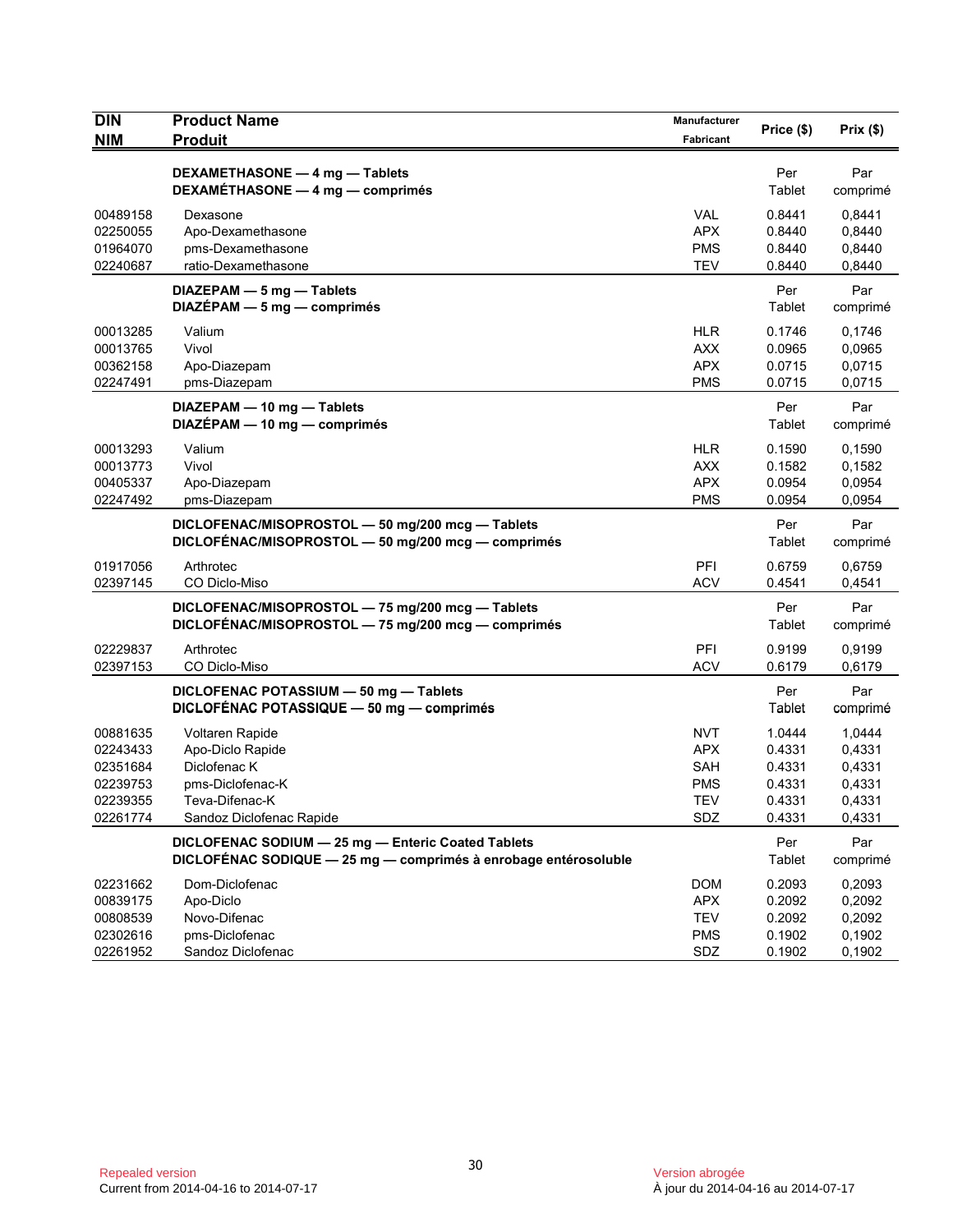| DIN<br>NIM | Product Name<br>Produit | Manufacturer<br>Fabricant | Price ($) | Prix ($) |
|---|---|---|---|---|
| | **DEXAMETHASONE — 4 mg — Tablets**<br>**DEXAMÉTHASONE — 4 mg — comprimés** | | Per Tablet | Par comprimé |
| 00489158 | Dexasone | VAL | 0.8441 | 0,8441 |
| 02250055 | Apo-Dexamethasone | APX | 0.8440 | 0,8440 |
| 01964070 | pms-Dexamethasone | PMS | 0.8440 | 0,8440 |
| 02240687 | ratio-Dexamethasone | TEV | 0.8440 | 0,8440 |
| | **DIAZEPAM — 5 mg — Tablets**<br>**DIAZÉPAM — 5 mg — comprimés** | | Per Tablet | Par comprimé |
| 00013285 | Valium | HLR | 0.1746 | 0,1746 |
| 00013765 | Vivol | AXX | 0.0965 | 0,0965 |
| 00362158 | Apo-Diazepam | APX | 0.0715 | 0,0715 |
| 02247491 | pms-Diazepam | PMS | 0.0715 | 0,0715 |
| | **DIAZEPAM — 10 mg — Tablets**<br>**DIAZÉPAM — 10 mg — comprimés** | | Per Tablet | Par comprimé |
| 00013293 | Valium | HLR | 0.1590 | 0,1590 |
| 00013773 | Vivol | AXX | 0.1582 | 0,1582 |
| 00405337 | Apo-Diazepam | APX | 0.0954 | 0,0954 |
| 02247492 | pms-Diazepam | PMS | 0.0954 | 0,0954 |
| | **DICLOFENAC/MISOPROSTOL — 50 mg/200 mcg — Tablets**<br>**DICLOFÉNAC/MISOPROSTOL — 50 mg/200 mcg — comprimés** | | Per Tablet | Par comprimé |
| 01917056 | Arthrotec | PFI | 0.6759 | 0,6759 |
| 02397145 | CO Diclo-Miso | ACV | 0.4541 | 0,4541 |
| | **DICLOFENAC/MISOPROSTOL — 75 mg/200 mcg — Tablets**<br>**DICLOFÉNAC/MISOPROSTOL — 75 mg/200 mcg — comprimés** | | Per Tablet | Par comprimé |
| 02229837 | Arthrotec | PFI | 0.9199 | 0,9199 |
| 02397153 | CO Diclo-Miso | ACV | 0.6179 | 0,6179 |
| | **DICLOFENAC POTASSIUM — 50 mg — Tablets**<br>**DICLOFÉNAC POTASSIQUE — 50 mg — comprimés** | | Per Tablet | Par comprimé |
| 00881635 | Voltaren Rapide | NVT | 1.0444 | 1,0444 |
| 02243433 | Apo-Diclo Rapide | APX | 0.4331 | 0,4331 |
| 02351684 | Diclofenac K | SAH | 0.4331 | 0,4331 |
| 02239753 | pms-Diclofenac-K | PMS | 0.4331 | 0,4331 |
| 02239355 | Teva-Difenac-K | TEV | 0.4331 | 0,4331 |
| 02261774 | Sandoz Diclofenac Rapide | SDZ | 0.4331 | 0,4331 |
| | **DICLOFENAC SODIUM — 25 mg — Enteric Coated Tablets**<br>**DICLOFÉNAC SODIQUE — 25 mg — comprimés à enrobage entérosoluble** | | Per Tablet | Par comprimé |
| 02231662 | Dom-Diclofenac | DOM | 0.2093 | 0,2093 |
| 00839175 | Apo-Diclo | APX | 0.2092 | 0,2092 |
| 00808539 | Novo-Difenac | TEV | 0.2092 | 0,2092 |
| 02302616 | pms-Diclofenac | PMS | 0.1902 | 0,1902 |
| 02261952 | Sandoz Diclofenac | SDZ | 0.1902 | 0,1902 |

Repealed version
Current from 2014-04-16 to 2014-07-17

Version abrogée
À jour du 2014-04-16 au 2014-07-17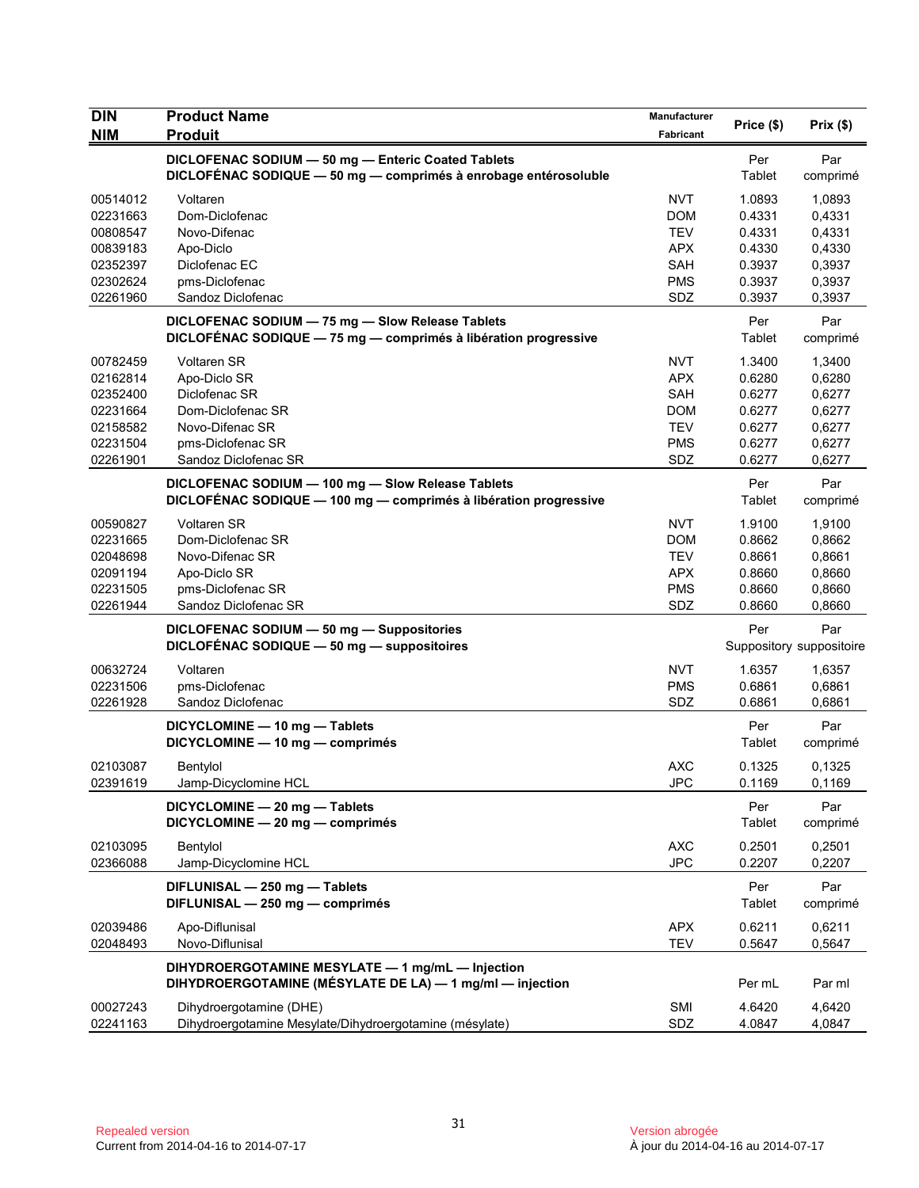| DIN<br>NIM | Product Name<br>Produit | Manufacturer<br>Fabricant | Price ($) | Prix ($) |
|---|---|---|---|---|
| | **DICLOFENAC SODIUM — 50 mg — Enteric Coated Tablets**<br>**DICLOFÉNAC SODIQUE — 50 mg — comprimés à enrobage entérosoluble** | | Per Tablet | Par comprimé |
| 00514012 | Voltaren | NVT | 1.0893 | 1,0893 |
| 02231663 | Dom-Diclofenac | DOM | 0.4331 | 0,4331 |
| 00808547 | Novo-Difenac | TEV | 0.4331 | 0,4331 |
| 00839183 | Apo-Diclo | APX | 0.4330 | 0,4330 |
| 02352397 | Diclofenac EC | SAH | 0.3937 | 0,3937 |
| 02302624 | pms-Diclofenac | PMS | 0.3937 | 0,3937 |
| 02261960 | Sandoz Diclofenac | SDZ | 0.3937 | 0,3937 |
| | **DICLOFENAC SODIUM — 75 mg — Slow Release Tablets**<br>**DICLOFÉNAC SODIQUE — 75 mg — comprimés à libération progressive** | | Per Tablet | Par comprimé |
| 00782459 | Voltaren SR | NVT | 1.3400 | 1,3400 |
| 02162814 | Apo-Diclo SR | APX | 0.6280 | 0,6280 |
| 02352400 | Diclofenac SR | SAH | 0.6277 | 0,6277 |
| 02231664 | Dom-Diclofenac SR | DOM | 0.6277 | 0,6277 |
| 02158582 | Novo-Difenac SR | TEV | 0.6277 | 0,6277 |
| 02231504 | pms-Diclofenac SR | PMS | 0.6277 | 0,6277 |
| 02261901 | Sandoz Diclofenac SR | SDZ | 0.6277 | 0,6277 |
| | **DICLOFENAC SODIUM — 100 mg — Slow Release Tablets**<br>**DICLOFÉNAC SODIQUE — 100 mg — comprimés à libération progressive** | | Per Tablet | Par comprimé |
| 00590827 | Voltaren SR | NVT | 1.9100 | 1,9100 |
| 02231665 | Dom-Diclofenac SR | DOM | 0.8662 | 0,8662 |
| 02048698 | Novo-Difenac SR | TEV | 0.8661 | 0,8661 |
| 02091194 | Apo-Diclo SR | APX | 0.8660 | 0,8660 |
| 02231505 | pms-Diclofenac SR | PMS | 0.8660 | 0,8660 |
| 02261944 | Sandoz Diclofenac SR | SDZ | 0.8660 | 0,8660 |
| | **DICLOFENAC SODIUM — 50 mg — Suppositories**<br>**DICLOFÉNAC SODIQUE — 50 mg — suppositoires** | | Per Suppository | Par suppositoire |
| 00632724 | Voltaren | NVT | 1.6357 | 1,6357 |
| 02231506 | pms-Diclofenac | PMS | 0.6861 | 0,6861 |
| 02261928 | Sandoz Diclofenac | SDZ | 0.6861 | 0,6861 |
| | **DICYCLOMINE — 10 mg — Tablets**<br>**DICYCLOMINE — 10 mg — comprimés** | | Per Tablet | Par comprimé |
| 02103087 | Bentylol | AXC | 0.1325 | 0,1325 |
| 02391619 | Jamp-Dicyclomine HCL | JPC | 0.1169 | 0,1169 |
| | **DICYCLOMINE — 20 mg — Tablets**<br>**DICYCLOMINE — 20 mg — comprimés** | | Per Tablet | Par comprimé |
| 02103095 | Bentylol | AXC | 0.2501 | 0,2501 |
| 02366088 | Jamp-Dicyclomine HCL | JPC | 0.2207 | 0,2207 |
| | **DIFLUNISAL — 250 mg — Tablets**<br>**DIFLUNISAL — 250 mg — comprimés** | | Per Tablet | Par comprimé |
| 02039486 | Apo-Diflunisal | APX | 0.6211 | 0,6211 |
| 02048493 | Novo-Diflunisal | TEV | 0.5647 | 0,5647 |
| | **DIHYDROERGOTAMINE MESYLATE — 1 mg/mL — Injection**<br>**DIHYDROERGOTAMINE (MÉSYLATE DE LA) — 1 mg/ml — injection** | | Per mL | Par ml |
| 00027243 | Dihydroergotamine (DHE) | SMI | 4.6420 | 4,6420 |
| 02241163 | Dihydroergotamine Mesylate/Dihydroergotamine (mésylate) | SDZ | 4.0847 | 4,0847 |

Repealed version
Current from 2014-04-16 to 2014-07-17

Version abrogée
À jour du 2014-04-16 au 2014-07-17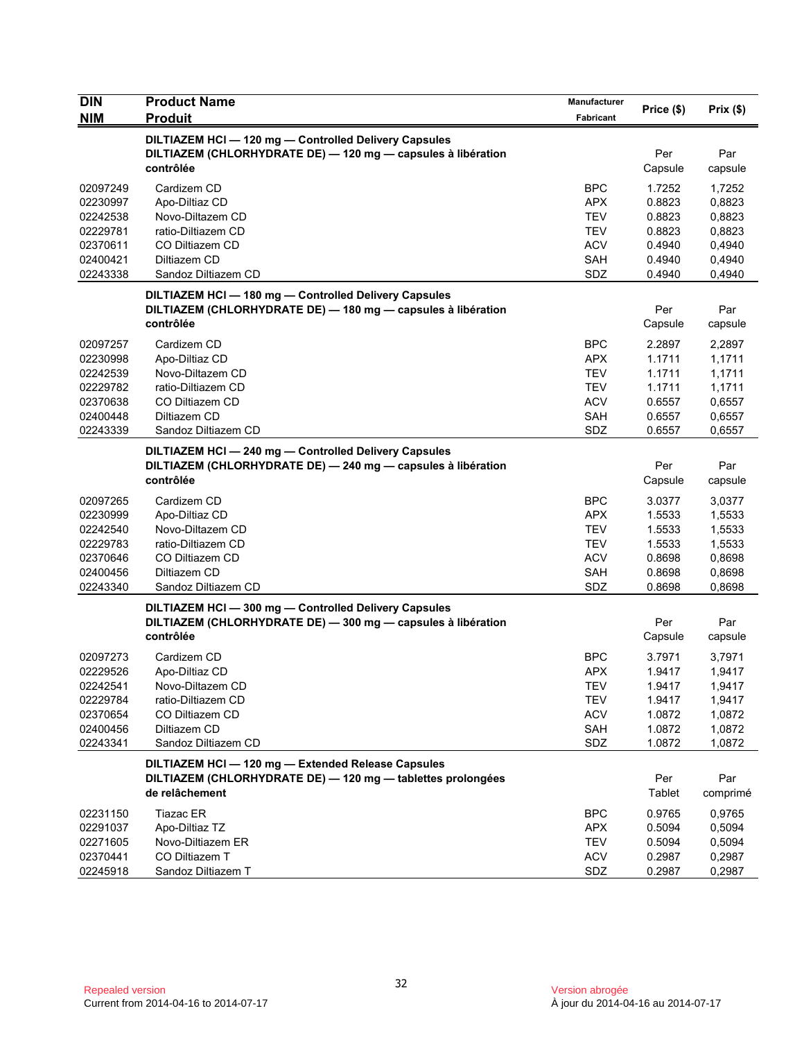| DIN<br>NIM | Product Name<br>Produit | Manufacturer<br>Fabricant | Price ($) | Prix ($) |
|---|---|---|---|---|
| | **DILTIAZEM HCl — 120 mg — Controlled Delivery Capsules**<br>**DILTIAZEM (CHLORHYDRATE DE) — 120 mg — capsules à libération contrôlée** | | Per Capsule | Par capsule |
| 02097249 | Cardizem CD | BPC | 1.7252 | 1,7252 |
| 02230997 | Apo-Diltiaz CD | APX | 0.8823 | 0,8823 |
| 02242538 | Novo-Diltazem CD | TEV | 0.8823 | 0,8823 |
| 02229781 | ratio-Diltiazem CD | TEV | 0.8823 | 0,8823 |
| 02370611 | CO Diltiazem CD | ACV | 0.4940 | 0,4940 |
| 02400421 | Diltiazem CD | SAH | 0.4940 | 0,4940 |
| 02243338 | Sandoz Diltiazem CD | SDZ | 0.4940 | 0,4940 |
| | **DILTIAZEM HCl — 180 mg — Controlled Delivery Capsules**<br>**DILTIAZEM (CHLORHYDRATE DE) — 180 mg — capsules à libération contrôlée** | | Per Capsule | Par capsule |
| 02097257 | Cardizem CD | BPC | 2.2897 | 2,2897 |
| 02230998 | Apo-Diltiaz CD | APX | 1.1711 | 1,1711 |
| 02242539 | Novo-Diltazem CD | TEV | 1.1711 | 1,1711 |
| 02229782 | ratio-Diltiazem CD | TEV | 1.1711 | 1,1711 |
| 02370638 | CO Diltiazem CD | ACV | 0.6557 | 0,6557 |
| 02400448 | Diltiazem CD | SAH | 0.6557 | 0,6557 |
| 02243339 | Sandoz Diltiazem CD | SDZ | 0.6557 | 0,6557 |
| | **DILTIAZEM HCl — 240 mg — Controlled Delivery Capsules**<br>**DILTIAZEM (CHLORHYDRATE DE) — 240 mg — capsules à libération contrôlée** | | Per Capsule | Par capsule |
| 02097265 | Cardizem CD | BPC | 3.0377 | 3,0377 |
| 02230999 | Apo-Diltiaz CD | APX | 1.5533 | 1,5533 |
| 02242540 | Novo-Diltazem CD | TEV | 1.5533 | 1,5533 |
| 02229783 | ratio-Diltiazem CD | TEV | 1.5533 | 1,5533 |
| 02370646 | CO Diltiazem CD | ACV | 0.8698 | 0,8698 |
| 02400456 | Diltiazem CD | SAH | 0.8698 | 0,8698 |
| 02243340 | Sandoz Diltiazem CD | SDZ | 0.8698 | 0,8698 |
| | **DILTIAZEM HCl — 300 mg — Controlled Delivery Capsules**<br>**DILTIAZEM (CHLORHYDRATE DE) — 300 mg — capsules à libération contrôlée** | | Per Capsule | Par capsule |
| 02097273 | Cardizem CD | BPC | 3.7971 | 3,7971 |
| 02229526 | Apo-Diltiaz CD | APX | 1.9417 | 1,9417 |
| 02242541 | Novo-Diltazem CD | TEV | 1.9417 | 1,9417 |
| 02229784 | ratio-Diltiazem CD | TEV | 1.9417 | 1,9417 |
| 02370654 | CO Diltiazem CD | ACV | 1.0872 | 1,0872 |
| 02400456 | Diltiazem CD | SAH | 1.0872 | 1,0872 |
| 02243341 | Sandoz Diltiazem CD | SDZ | 1.0872 | 1,0872 |
| | **DILTIAZEM HCl — 120 mg — Extended Release Capsules**<br>**DILTIAZEM (CHLORHYDRATE DE) — 120 mg — tablettes prolongées de relâchement** | | Per Tablet | Par comprimé |
| 02231150 | Tiazac ER | BPC | 0.9765 | 0,9765 |
| 02291037 | Apo-Diltiaz TZ | APX | 0.5094 | 0,5094 |
| 02271605 | Novo-Diltiazem ER | TEV | 0.5094 | 0,5094 |
| 02370441 | CO Diltiazem T | ACV | 0.2987 | 0,2987 |
| 02245918 | Sandoz Diltiazem T | SDZ | 0.2987 | 0,2987 |

Repealed version
Current from 2014-04-16 to 2014-07-17

Version abrogée
À jour du 2014-04-16 au 2014-07-17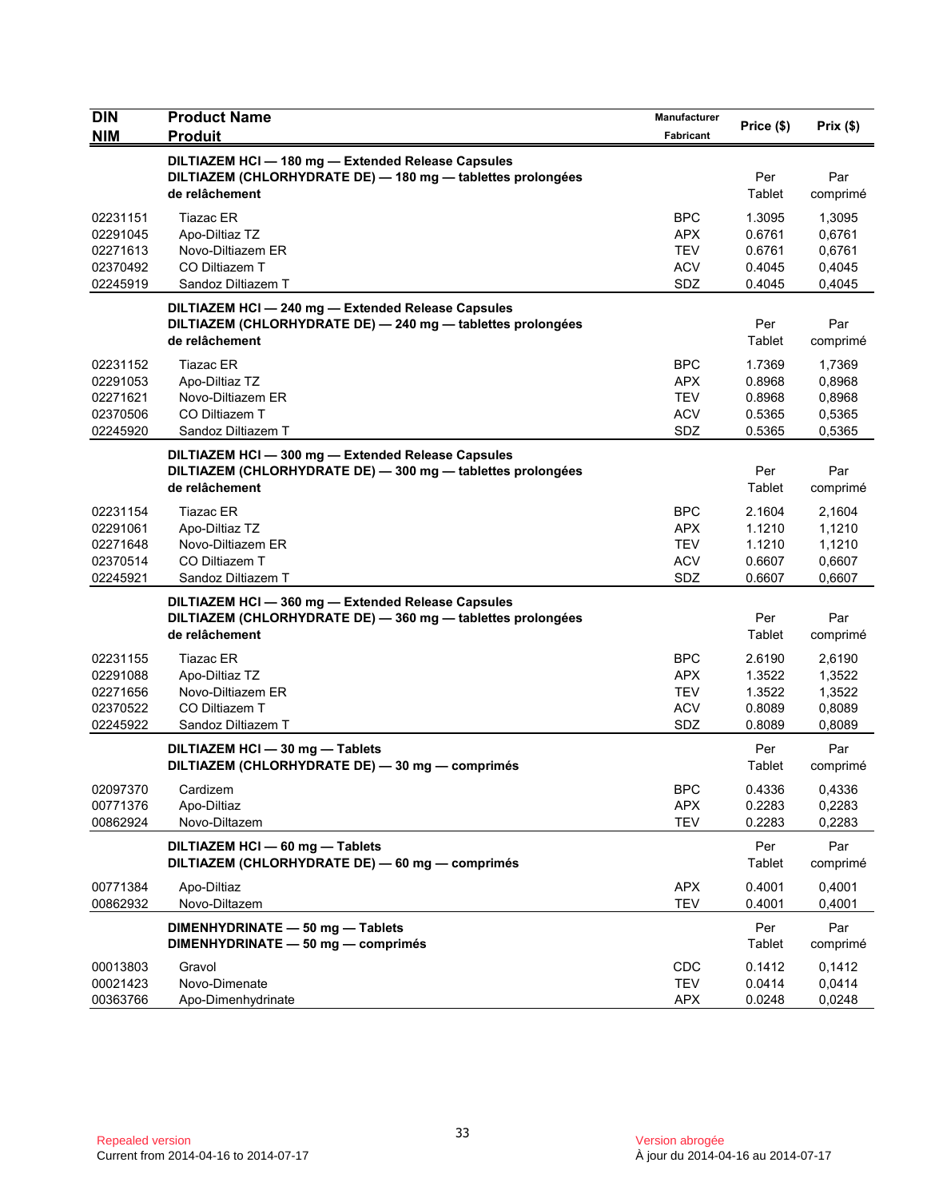| DIN<br>NIM | Product Name<br>Produit | Manufacturer<br>Fabricant | Price ($) | Prix ($) |
|---|---|---|---|---|
| | **DILTIAZEM HCl — 180 mg — Extended Release Capsules**<br>**DILTIAZEM (CHLORHYDRATE DE) — 180 mg — tablettes prolongées de relâchement** | | Per Tablet | Par comprimé |
| 02231151 | Tiazac ER | BPC | 1.3095 | 1,3095 |
| 02291045 | Apo-Diltiaz TZ | APX | 0.6761 | 0,6761 |
| 02271613 | Novo-Diltiazem ER | TEV | 0.6761 | 0,6761 |
| 02370492 | CO Diltiazem T | ACV | 0.4045 | 0,4045 |
| 02245919 | Sandoz Diltiazem T | SDZ | 0.4045 | 0,4045 |
| | **DILTIAZEM HCl — 240 mg — Extended Release Capsules**<br>**DILTIAZEM (CHLORHYDRATE DE) — 240 mg — tablettes prolongées de relâchement** | | Per Tablet | Par comprimé |
| 02231152 | Tiazac ER | BPC | 1.7369 | 1,7369 |
| 02291053 | Apo-Diltiaz TZ | APX | 0.8968 | 0,8968 |
| 02271621 | Novo-Diltiazem ER | TEV | 0.8968 | 0,8968 |
| 02370506 | CO Diltiazem T | ACV | 0.5365 | 0,5365 |
| 02245920 | Sandoz Diltiazem T | SDZ | 0.5365 | 0,5365 |
| | **DILTIAZEM HCl — 300 mg — Extended Release Capsules**<br>**DILTIAZEM (CHLORHYDRATE DE) — 300 mg — tablettes prolongées de relâchement** | | Per Tablet | Par comprimé |
| 02231154 | Tiazac ER | BPC | 2.1604 | 2,1604 |
| 02291061 | Apo-Diltiaz TZ | APX | 1.1210 | 1,1210 |
| 02271648 | Novo-Diltiazem ER | TEV | 1.1210 | 1,1210 |
| 02370514 | CO Diltiazem T | ACV | 0.6607 | 0,6607 |
| 02245921 | Sandoz Diltiazem T | SDZ | 0.6607 | 0,6607 |
| | **DILTIAZEM HCl — 360 mg — Extended Release Capsules**<br>**DILTIAZEM (CHLORHYDRATE DE) — 360 mg — tablettes prolongées de relâchement** | | Per Tablet | Par comprimé |
| 02231155 | Tiazac ER | BPC | 2.6190 | 2,6190 |
| 02291088 | Apo-Diltiaz TZ | APX | 1.3522 | 1,3522 |
| 02271656 | Novo-Diltiazem ER | TEV | 1.3522 | 1,3522 |
| 02370522 | CO Diltiazem T | ACV | 0.8089 | 0,8089 |
| 02245922 | Sandoz Diltiazem T | SDZ | 0.8089 | 0,8089 |
| | **DILTIAZEM HCl — 30 mg — Tablets**<br>**DILTIAZEM (CHLORHYDRATE DE) — 30 mg — comprimés** | | Per Tablet | Par comprimé |
| 02097370 | Cardizem | BPC | 0.4336 | 0,4336 |
| 00771376 | Apo-Diltiaz | APX | 0.2283 | 0,2283 |
| 00862924 | Novo-Diltazem | TEV | 0.2283 | 0,2283 |
| | **DILTIAZEM HCl — 60 mg — Tablets**<br>**DILTIAZEM (CHLORHYDRATE DE) — 60 mg — comprimés** | | Per Tablet | Par comprimé |
| 00771384 | Apo-Diltiaz | APX | 0.4001 | 0,4001 |
| 00862932 | Novo-Diltazem | TEV | 0.4001 | 0,4001 |
| | **DIMENHYDRINATE — 50 mg — Tablets**<br>**DIMENHYDRINATE — 50 mg — comprimés** | | Per Tablet | Par comprimé |
| 00013803 | Gravol | CDC | 0.1412 | 0,1412 |
| 00021423 | Novo-Dimenate | TEV | 0.0414 | 0,0414 |
| 00363766 | Apo-Dimenhydrinate | APX | 0.0248 | 0,0248 |

Repealed version
Current from 2014-04-16 to 2014-07-17

Version abrogée
À jour du 2014-04-16 au 2014-07-17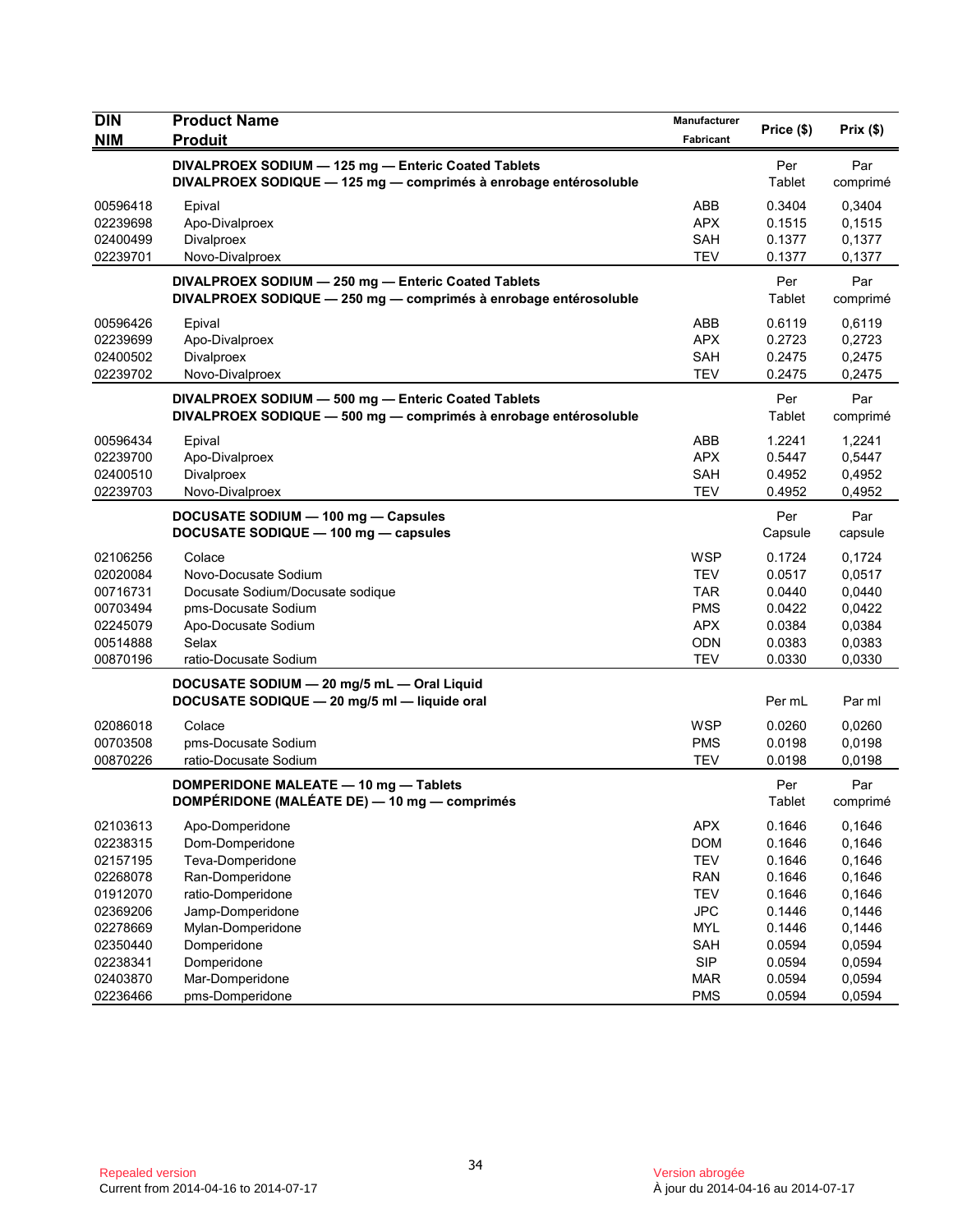| DIN<br>NIM | Product Name<br>Produit | Manufacturer<br>Fabricant | Price ($) | Prix ($) |
|---|---|---|---|---|
| | **DIVALPROEX SODIUM — 125 mg — Enteric Coated Tablets**<br>**DIVALPROEX SODIQUE — 125 mg — comprimés à enrobage entérosoluble** | | Per Tablet | Par comprimé |
| 00596418 | Epival | ABB | 0.3404 | 0,3404 |
| 02239698 | Apo-Divalproex | APX | 0.1515 | 0,1515 |
| 02400499 | Divalproex | SAH | 0.1377 | 0,1377 |
| 02239701 | Novo-Divalproex | TEV | 0.1377 | 0,1377 |
| | **DIVALPROEX SODIUM — 250 mg — Enteric Coated Tablets**<br>**DIVALPROEX SODIQUE — 250 mg — comprimés à enrobage entérosoluble** | | Per Tablet | Par comprimé |
| 00596426 | Epival | ABB | 0.6119 | 0,6119 |
| 02239699 | Apo-Divalproex | APX | 0.2723 | 0,2723 |
| 02400502 | Divalproex | SAH | 0.2475 | 0,2475 |
| 02239702 | Novo-Divalproex | TEV | 0.2475 | 0,2475 |
| | **DIVALPROEX SODIUM — 500 mg — Enteric Coated Tablets**<br>**DIVALPROEX SODIQUE — 500 mg — comprimés à enrobage entérosoluble** | | Per Tablet | Par comprimé |
| 00596434 | Epival | ABB | 1.2241 | 1,2241 |
| 02239700 | Apo-Divalproex | APX | 0.5447 | 0,5447 |
| 02400510 | Divalproex | SAH | 0.4952 | 0,4952 |
| 02239703 | Novo-Divalproex | TEV | 0.4952 | 0,4952 |
| | **DOCUSATE SODIUM — 100 mg — Capsules**<br>**DOCUSATE SODIQUE — 100 mg — capsules** | | Per Capsule | Par capsule |
| 02106256 | Colace | WSP | 0.1724 | 0,1724 |
| 02020084 | Novo-Docusate Sodium | TEV | 0.0517 | 0,0517 |
| 00716731 | Docusate Sodium/Docusate sodique | TAR | 0.0440 | 0,0440 |
| 00703494 | pms-Docusate Sodium | PMS | 0.0422 | 0,0422 |
| 02245079 | Apo-Docusate Sodium | APX | 0.0384 | 0,0384 |
| 00514888 | Selax | ODN | 0.0383 | 0,0383 |
| 00870196 | ratio-Docusate Sodium | TEV | 0.0330 | 0,0330 |
| | **DOCUSATE SODIUM — 20 mg/5 mL — Oral Liquid**<br>**DOCUSATE SODIQUE — 20 mg/5 ml — liquide oral** | | Per mL | Par ml |
| 02086018 | Colace | WSP | 0.0260 | 0,0260 |
| 00703508 | pms-Docusate Sodium | PMS | 0.0198 | 0,0198 |
| 00870226 | ratio-Docusate Sodium | TEV | 0.0198 | 0,0198 |
| | **DOMPERIDONE MALEATE — 10 mg — Tablets**<br>**DOMPÉRIDONE (MALÉATE DE) — 10 mg — comprimés** | | Per Tablet | Par comprimé |
| 02103613 | Apo-Domperidone | APX | 0.1646 | 0,1646 |
| 02238315 | Dom-Domperidone | DOM | 0.1646 | 0,1646 |
| 02157195 | Teva-Domperidone | TEV | 0.1646 | 0,1646 |
| 02268078 | Ran-Domperidone | RAN | 0.1646 | 0,1646 |
| 01912070 | ratio-Domperidone | TEV | 0.1646 | 0,1646 |
| 02369206 | Jamp-Domperidone | JPC | 0.1446 | 0,1446 |
| 02278669 | Mylan-Domperidone | MYL | 0.1446 | 0,1446 |
| 02350440 | Domperidone | SAH | 0.0594 | 0,0594 |
| 02238341 | Domperidone | SIP | 0.0594 | 0,0594 |
| 02403870 | Mar-Domperidone | MAR | 0.0594 | 0,0594 |
| 02236466 | pms-Domperidone | PMS | 0.0594 | 0,0594 |

Repealed version
Current from 2014-04-16 to 2014-07-17

Version abrogée
À jour du 2014-04-16 au 2014-07-17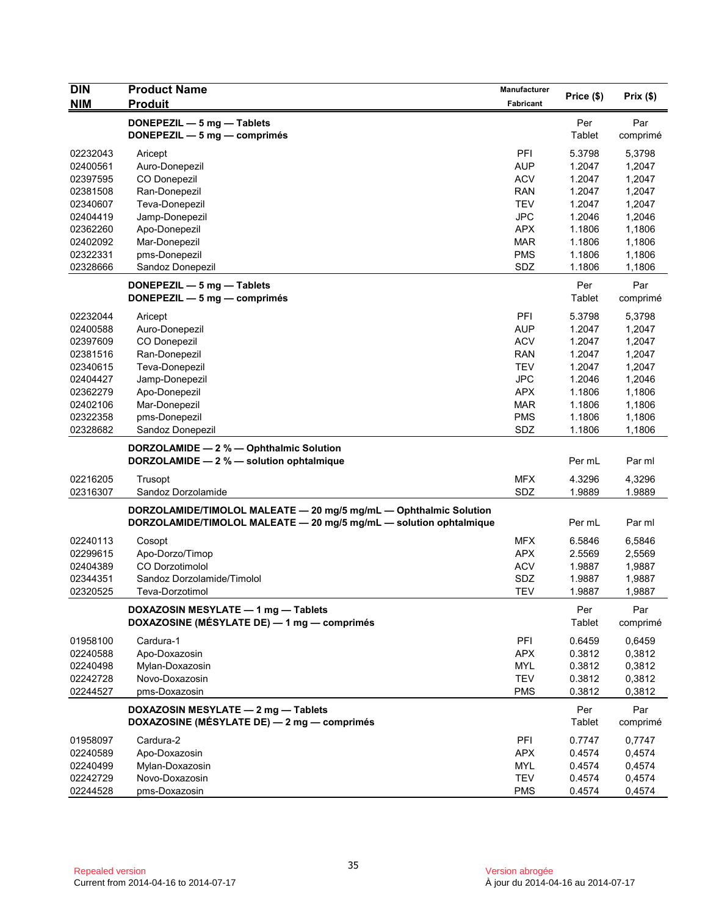| DIN<br>NIM | Product Name<br>Produit | Manufacturer<br>Fabricant | Price ($) | Prix ($) |
|---|---|---|---|---|
| | **DONEPEZIL — 5 mg — Tablets**<br>**DONEPEZIL — 5 mg — comprimés** | | Per Tablet | Par comprimé |
| 02232043 | Aricept | PFI | 5.3798 | 5,3798 |
| 02400561 | Auro-Donepezil | AUP | 1.2047 | 1,2047 |
| 02397595 | CO Donepezil | ACV | 1.2047 | 1,2047 |
| 02381508 | Ran-Donepezil | RAN | 1.2047 | 1,2047 |
| 02340607 | Teva-Donepezil | TEV | 1.2047 | 1,2047 |
| 02404419 | Jamp-Donepezil | JPC | 1.2046 | 1,2046 |
| 02362260 | Apo-Donepezil | APX | 1.1806 | 1,1806 |
| 02402092 | Mar-Donepezil | MAR | 1.1806 | 1,1806 |
| 02322331 | pms-Donepezil | PMS | 1.1806 | 1,1806 |
| 02328666 | Sandoz Donepezil | SDZ | 1.1806 | 1,1806 |
| | **DONEPEZIL — 5 mg — Tablets**<br>**DONEPEZIL — 5 mg — comprimés** | | Per Tablet | Par comprimé |
| 02232044 | Aricept | PFI | 5.3798 | 5,3798 |
| 02400588 | Auro-Donepezil | AUP | 1.2047 | 1,2047 |
| 02397609 | CO Donepezil | ACV | 1.2047 | 1,2047 |
| 02381516 | Ran-Donepezil | RAN | 1.2047 | 1,2047 |
| 02340615 | Teva-Donepezil | TEV | 1.2047 | 1,2047 |
| 02404427 | Jamp-Donepezil | JPC | 1.2046 | 1,2046 |
| 02362279 | Apo-Donepezil | APX | 1.1806 | 1,1806 |
| 02402106 | Mar-Donepezil | MAR | 1.1806 | 1,1806 |
| 02322358 | pms-Donepezil | PMS | 1.1806 | 1,1806 |
| 02328682 | Sandoz Donepezil | SDZ | 1.1806 | 1,1806 |
| | **DORZOLAMIDE — 2 % — Ophthalmic Solution**<br>**DORZOLAMIDE — 2 % — solution ophtalmique** | | Per mL | Par ml |
| 02216205 | Trusopt | MFX | 4.3296 | 4,3296 |
| 02316307 | Sandoz Dorzolamide | SDZ | 1.9889 | 1.9889 |
| | **DORZOLAMIDE/TIMOLOL MALEATE — 20 mg/5 mg/mL — Ophthalmic Solution**<br>**DORZOLAMIDE/TIMOLOL MALEATE — 20 mg/5 mg/mL — solution ophtalmique** | | Per mL | Par ml |
| 02240113 | Cosopt | MFX | 6.5846 | 6,5846 |
| 02299615 | Apo-Dorzo/Timop | APX | 2.5569 | 2,5569 |
| 02404389 | CO Dorzotimolol | ACV | 1.9887 | 1,9887 |
| 02344351 | Sandoz Dorzolamide/Timolol | SDZ | 1.9887 | 1,9887 |
| 02320525 | Teva-Dorzotimol | TEV | 1.9887 | 1,9887 |
| | **DOXAZOSIN MESYLATE — 1 mg — Tablets**<br>**DOXAZOSINE (MÉSYLATE DE) — 1 mg — comprimés** | | Per Tablet | Par comprimé |
| 01958100 | Cardura-1 | PFI | 0.6459 | 0,6459 |
| 02240588 | Apo-Doxazosin | APX | 0.3812 | 0,3812 |
| 02240498 | Mylan-Doxazosin | MYL | 0.3812 | 0,3812 |
| 02242728 | Novo-Doxazosin | TEV | 0.3812 | 0,3812 |
| 02244527 | pms-Doxazosin | PMS | 0.3812 | 0,3812 |
| | **DOXAZOSIN MESYLATE — 2 mg — Tablets**<br>**DOXAZOSINE (MÉSYLATE DE) — 2 mg — comprimés** | | Per Tablet | Par comprimé |
| 01958097 | Cardura-2 | PFI | 0.7747 | 0,7747 |
| 02240589 | Apo-Doxazosin | APX | 0.4574 | 0,4574 |
| 02240499 | Mylan-Doxazosin | MYL | 0.4574 | 0,4574 |
| 02242729 | Novo-Doxazosin | TEV | 0.4574 | 0,4574 |
| 02244528 | pms-Doxazosin | PMS | 0.4574 | 0,4574 |

Repealed version
Current from 2014-04-16 to 2014-07-17

Version abrogée
À jour du 2014-04-16 au 2014-07-17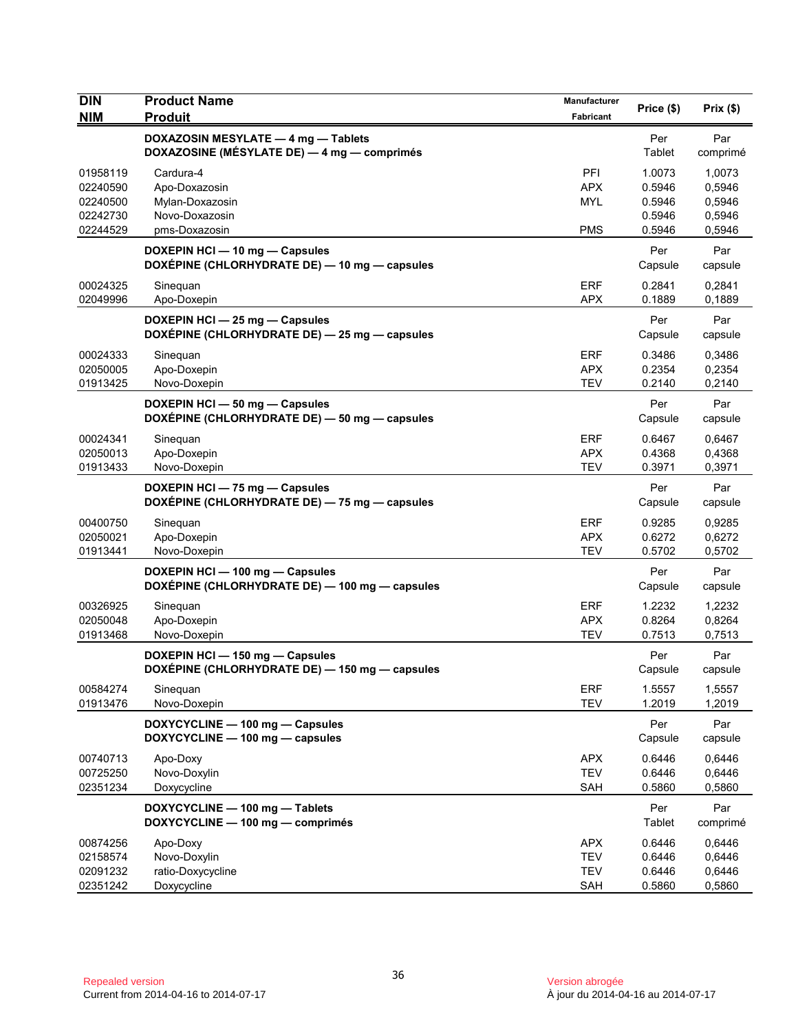| DIN<br>NIM | Product Name<br>Produit | Manufacturer<br>Fabricant | Price ($) | Prix ($) |
|---|---|---|---|---|
| | **DOXAZOSIN MESYLATE — 4 mg — Tablets**<br>**DOXAZOSINE (MÉSYLATE DE) — 4 mg — comprimés** | | Per Tablet | Par comprimé |
| 01958119 | Cardura-4 | PFI | 1.0073 | 1,0073 |
| 02240590 | Apo-Doxazosin | APX | 0.5946 | 0,5946 |
| 02240500 | Mylan-Doxazosin | MYL | 0.5946 | 0,5946 |
| 02242730 | Novo-Doxazosin | | 0.5946 | 0,5946 |
| 02244529 | pms-Doxazosin | PMS | 0.5946 | 0,5946 |
| | **DOXEPIN HCl — 10 mg — Capsules**<br>**DOXÉPINE (CHLORHYDRATE DE) — 10 mg — capsules** | | Per Capsule | Par capsule |
| 00024325 | Sinequan | ERF | 0.2841 | 0,2841 |
| 02049996 | Apo-Doxepin | APX | 0.1889 | 0,1889 |
| | **DOXEPIN HCl — 25 mg — Capsules**<br>**DOXÉPINE (CHLORHYDRATE DE) — 25 mg — capsules** | | Per Capsule | Par capsule |
| 00024333 | Sinequan | ERF | 0.3486 | 0,3486 |
| 02050005 | Apo-Doxepin | APX | 0.2354 | 0,2354 |
| 01913425 | Novo-Doxepin | TEV | 0.2140 | 0,2140 |
| | **DOXEPIN HCl — 50 mg — Capsules**<br>**DOXÉPINE (CHLORHYDRATE DE) — 50 mg — capsules** | | Per Capsule | Par capsule |
| 00024341 | Sinequan | ERF | 0.6467 | 0,6467 |
| 02050013 | Apo-Doxepin | APX | 0.4368 | 0,4368 |
| 01913433 | Novo-Doxepin | TEV | 0.3971 | 0,3971 |
| | **DOXEPIN HCl — 75 mg — Capsules**<br>**DOXÉPINE (CHLORHYDRATE DE) — 75 mg — capsules** | | Per Capsule | Par capsule |
| 00400750 | Sinequan | ERF | 0.9285 | 0,9285 |
| 02050021 | Apo-Doxepin | APX | 0.6272 | 0,6272 |
| 01913441 | Novo-Doxepin | TEV | 0.5702 | 0,5702 |
| | **DOXEPIN HCl — 100 mg — Capsules**<br>**DOXÉPINE (CHLORHYDRATE DE) — 100 mg — capsules** | | Per Capsule | Par capsule |
| 00326925 | Sinequan | ERF | 1.2232 | 1,2232 |
| 02050048 | Apo-Doxepin | APX | 0.8264 | 0,8264 |
| 01913468 | Novo-Doxepin | TEV | 0.7513 | 0,7513 |
| | **DOXEPIN HCl — 150 mg — Capsules**<br>**DOXÉPINE (CHLORHYDRATE DE) — 150 mg — capsules** | | Per Capsule | Par capsule |
| 00584274 | Sinequan | ERF | 1.5557 | 1,5557 |
| 01913476 | Novo-Doxepin | TEV | 1.2019 | 1,2019 |
| | **DOXYCYCLINE — 100 mg — Capsules**<br>**DOXYCYCLINE — 100 mg — capsules** | | Per Capsule | Par capsule |
| 00740713 | Apo-Doxy | APX | 0.6446 | 0,6446 |
| 00725250 | Novo-Doxylin | TEV | 0.6446 | 0,6446 |
| 02351234 | Doxycycline | SAH | 0.5860 | 0,5860 |
| | **DOXYCYCLINE — 100 mg — Tablets**<br>**DOXYCYCLINE — 100 mg — comprimés** | | Per Tablet | Par comprimé |
| 00874256 | Apo-Doxy | APX | 0.6446 | 0,6446 |
| 02158574 | Novo-Doxylin | TEV | 0.6446 | 0,6446 |
| 02091232 | ratio-Doxycycline | TEV | 0.6446 | 0,6446 |
| 02351242 | Doxycycline | SAH | 0.5860 | 0,5860 |

Repealed version
Current from 2014-04-16 to 2014-07-17

Version abrogée
À jour du 2014-04-16 au 2014-07-17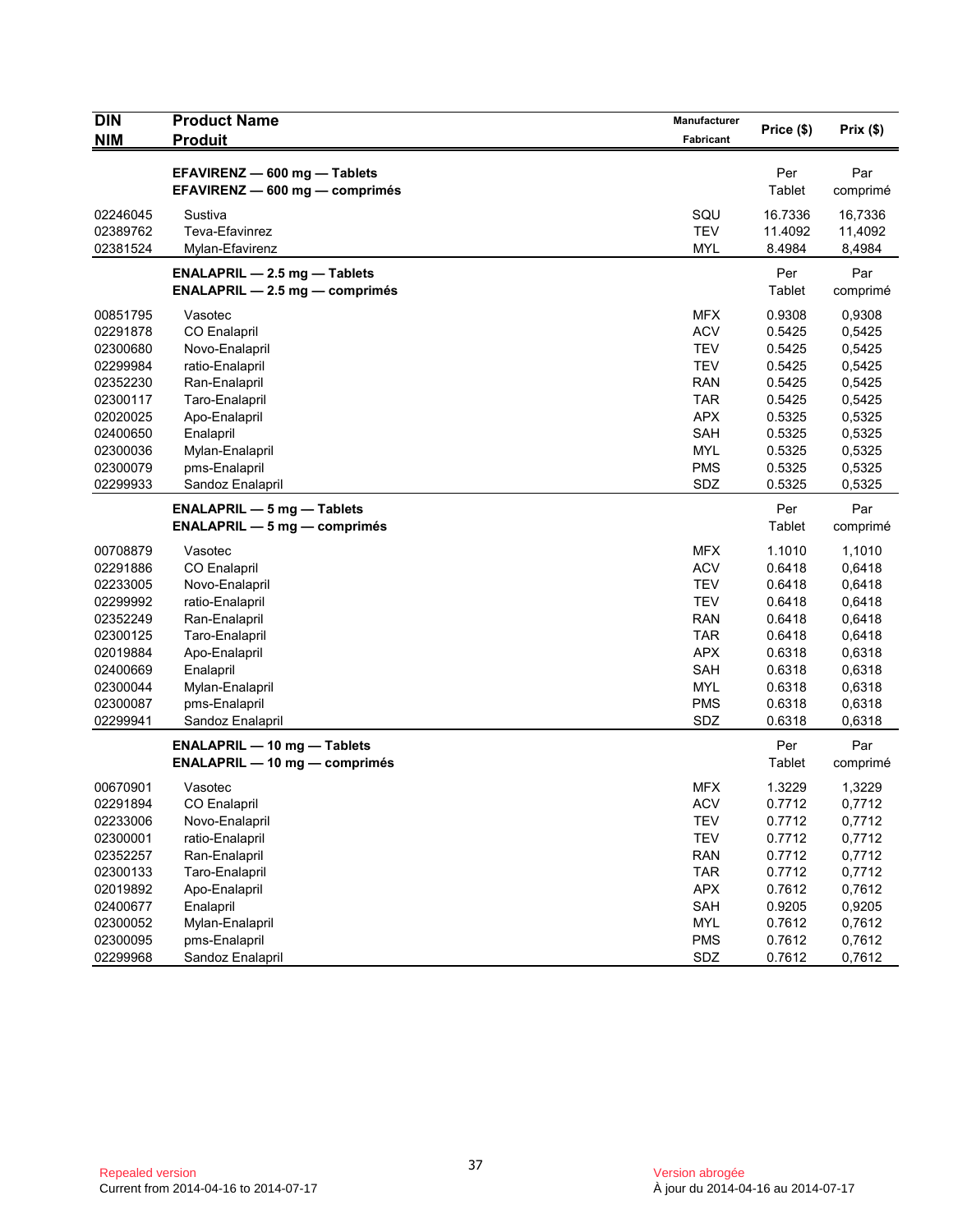| DIN<br>NIM | Product Name<br>Produit | Manufacturer<br>Fabricant | Price ($) | Prix ($) |
|---|---|---|---|---|
| | **EFAVIRENZ — 600 mg — Tablets**<br>**EFAVIRENZ — 600 mg — comprimés** | | Per<br>Tablet | Par<br>comprimé |
| 02246045 | Sustiva | SQU | 16.7336 | 16,7336 |
| 02389762 | Teva-Efavinrez | TEV | 11.4092 | 11,4092 |
| 02381524 | Mylan-Efavirenz | MYL | 8.4984 | 8,4984 |
| | **ENALAPRIL — 2.5 mg — Tablets**<br>**ENALAPRIL — 2.5 mg — comprimés** | | Per<br>Tablet | Par<br>comprimé |
| 00851795 | Vasotec | MFX | 0.9308 | 0,9308 |
| 02291878 | CO Enalapril | ACV | 0.5425 | 0,5425 |
| 02300680 | Novo-Enalapril | TEV | 0.5425 | 0,5425 |
| 02299984 | ratio-Enalapril | TEV | 0.5425 | 0,5425 |
| 02352230 | Ran-Enalapril | RAN | 0.5425 | 0,5425 |
| 02300117 | Taro-Enalapril | TAR | 0.5425 | 0,5425 |
| 02020025 | Apo-Enalapril | APX | 0.5325 | 0,5325 |
| 02400650 | Enalapril | SAH | 0.5325 | 0,5325 |
| 02300036 | Mylan-Enalapril | MYL | 0.5325 | 0,5325 |
| 02300079 | pms-Enalapril | PMS | 0.5325 | 0,5325 |
| 02299933 | Sandoz Enalapril | SDZ | 0.5325 | 0,5325 |
| | **ENALAPRIL — 5 mg — Tablets**<br>**ENALAPRIL — 5 mg — comprimés** | | Per<br>Tablet | Par<br>comprimé |
| 00708879 | Vasotec | MFX | 1.1010 | 1,1010 |
| 02291886 | CO Enalapril | ACV | 0.6418 | 0,6418 |
| 02233005 | Novo-Enalapril | TEV | 0.6418 | 0,6418 |
| 02299992 | ratio-Enalapril | TEV | 0.6418 | 0,6418 |
| 02352249 | Ran-Enalapril | RAN | 0.6418 | 0,6418 |
| 02300125 | Taro-Enalapril | TAR | 0.6418 | 0,6418 |
| 02019884 | Apo-Enalapril | APX | 0.6318 | 0,6318 |
| 02400669 | Enalapril | SAH | 0.6318 | 0,6318 |
| 02300044 | Mylan-Enalapril | MYL | 0.6318 | 0,6318 |
| 02300087 | pms-Enalapril | PMS | 0.6318 | 0,6318 |
| 02299941 | Sandoz Enalapril | SDZ | 0.6318 | 0,6318 |
| | **ENALAPRIL — 10 mg — Tablets**<br>**ENALAPRIL — 10 mg — comprimés** | | Per<br>Tablet | Par<br>comprimé |
| 00670901 | Vasotec | MFX | 1.3229 | 1,3229 |
| 02291894 | CO Enalapril | ACV | 0.7712 | 0,7712 |
| 02233006 | Novo-Enalapril | TEV | 0.7712 | 0,7712 |
| 02300001 | ratio-Enalapril | TEV | 0.7712 | 0,7712 |
| 02352257 | Ran-Enalapril | RAN | 0.7712 | 0,7712 |
| 02300133 | Taro-Enalapril | TAR | 0.7712 | 0,7712 |
| 02019892 | Apo-Enalapril | APX | 0.7612 | 0,7612 |
| 02400677 | Enalapril | SAH | 0.9205 | 0,9205 |
| 02300052 | Mylan-Enalapril | MYL | 0.7612 | 0,7612 |
| 02300095 | pms-Enalapril | PMS | 0.7612 | 0,7612 |
| 02299968 | Sandoz Enalapril | SDZ | 0.7612 | 0,7612 |

Repealed version
Current from 2014-04-16 to 2014-07-17

Version abrogée
À jour du 2014-04-16 au 2014-07-17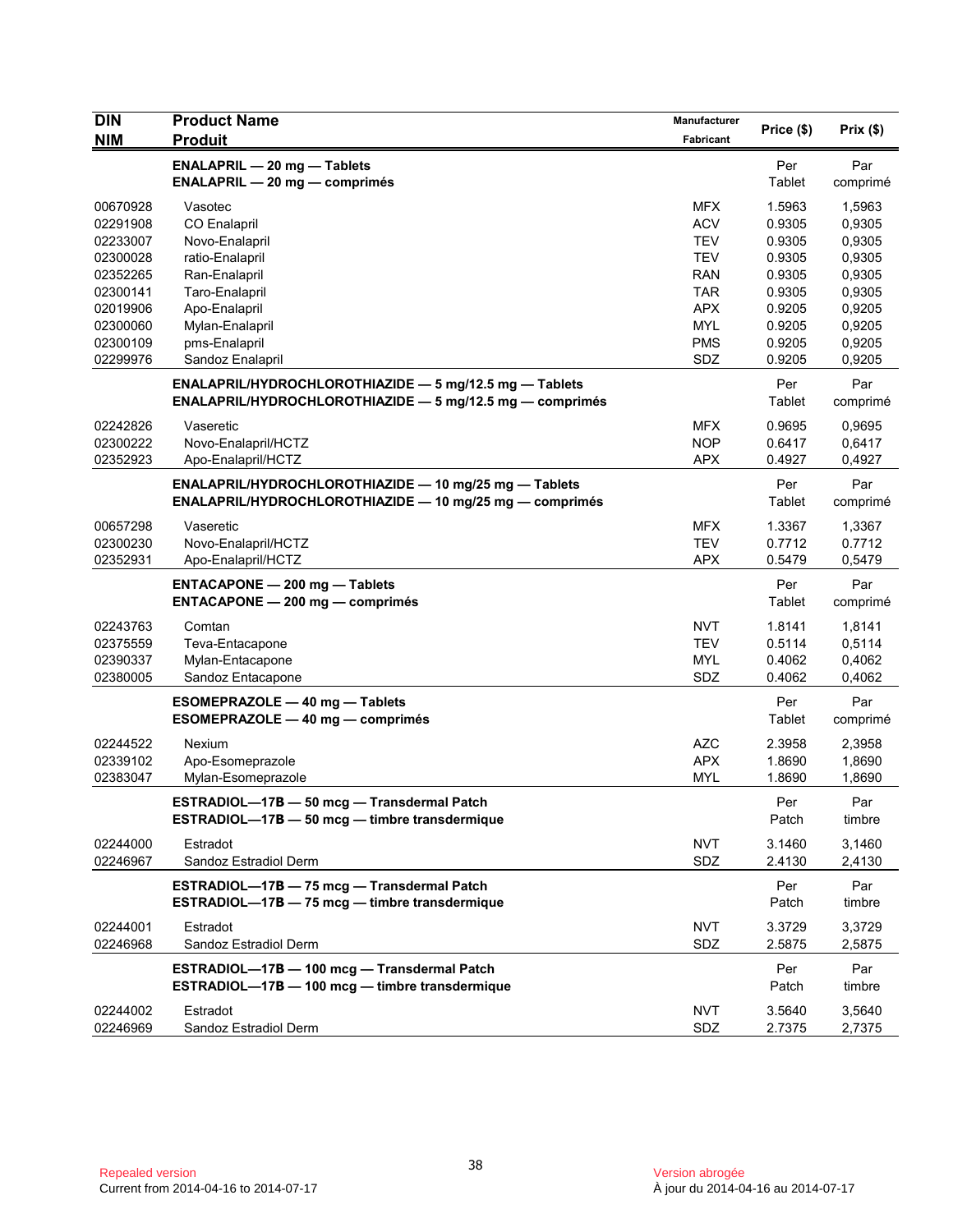| DIN<br>NIM | Product Name<br>Produit | Manufacturer<br>Fabricant | Price ($) | Prix ($) |
|---|---|---|---|---|
| | **ENALAPRIL — 20 mg — Tablets**<br>**ENALAPRIL — 20 mg — comprimés** | | Per Tablet | Par comprimé |
| 00670928 | Vasotec | MFX | 1.5963 | 1,5963 |
| 02291908 | CO Enalapril | ACV | 0.9305 | 0,9305 |
| 02233007 | Novo-Enalapril | TEV | 0.9305 | 0,9305 |
| 02300028 | ratio-Enalapril | TEV | 0.9305 | 0,9305 |
| 02352265 | Ran-Enalapril | RAN | 0.9305 | 0,9305 |
| 02300141 | Taro-Enalapril | TAR | 0.9305 | 0,9305 |
| 02019906 | Apo-Enalapril | APX | 0.9205 | 0,9205 |
| 02300060 | Mylan-Enalapril | MYL | 0.9205 | 0,9205 |
| 02300109 | pms-Enalapril | PMS | 0.9205 | 0,9205 |
| 02299976 | Sandoz Enalapril | SDZ | 0.9205 | 0,9205 |
| | **ENALAPRIL/HYDROCHLOROTHIAZIDE — 5 mg/12.5 mg — Tablets**<br>**ENALAPRIL/HYDROCHLOROTHIAZIDE — 5 mg/12.5 mg — comprimés** | | Per Tablet | Par comprimé |
| 02242826 | Vaseretic | MFX | 0.9695 | 0,9695 |
| 02300222 | Novo-Enalapril/HCTZ | NOP | 0.6417 | 0,6417 |
| 02352923 | Apo-Enalapril/HCTZ | APX | 0.4927 | 0,4927 |
| | **ENALAPRIL/HYDROCHLOROTHIAZIDE — 10 mg/25 mg — Tablets**<br>**ENALAPRIL/HYDROCHLOROTHIAZIDE — 10 mg/25 mg — comprimés** | | Per Tablet | Par comprimé |
| 00657298 | Vaseretic | MFX | 1.3367 | 1,3367 |
| 02300230 | Novo-Enalapril/HCTZ | TEV | 0.7712 | 0.7712 |
| 02352931 | Apo-Enalapril/HCTZ | APX | 0.5479 | 0,5479 |
| | **ENTACAPONE — 200 mg — Tablets**<br>**ENTACAPONE — 200 mg — comprimés** | | Per Tablet | Par comprimé |
| 02243763 | Comtan | NVT | 1.8141 | 1,8141 |
| 02375559 | Teva-Entacapone | TEV | 0.5114 | 0,5114 |
| 02390337 | Mylan-Entacapone | MYL | 0.4062 | 0,4062 |
| 02380005 | Sandoz Entacapone | SDZ | 0.4062 | 0,4062 |
| | **ESOMEPRAZOLE — 40 mg — Tablets**<br>**ESOMEPRAZOLE — 40 mg — comprimés** | | Per Tablet | Par comprimé |
| 02244522 | Nexium | AZC | 2.3958 | 2,3958 |
| 02339102 | Apo-Esomeprazole | APX | 1.8690 | 1,8690 |
| 02383047 | Mylan-Esomeprazole | MYL | 1.8690 | 1,8690 |
| | **ESTRADIOL—17B — 50 mcg — Transdermal Patch**<br>**ESTRADIOL—17B — 50 mcg — timbre transdermique** | | Per Patch | Par timbre |
| 02244000 | Estradot | NVT | 3.1460 | 3,1460 |
| 02246967 | Sandoz Estradiol Derm | SDZ | 2.4130 | 2,4130 |
| | **ESTRADIOL—17B — 75 mcg — Transdermal Patch**<br>**ESTRADIOL—17B — 75 mcg — timbre transdermique** | | Per Patch | Par timbre |
| 02244001 | Estradot | NVT | 3.3729 | 3,3729 |
| 02246968 | Sandoz Estradiol Derm | SDZ | 2.5875 | 2,5875 |
| | **ESTRADIOL—17B — 100 mcg — Transdermal Patch**<br>**ESTRADIOL—17B — 100 mcg — timbre transdermique** | | Per Patch | Par timbre |
| 02244002 | Estradot | NVT | 3.5640 | 3,5640 |
| 02246969 | Sandoz Estradiol Derm | SDZ | 2.7375 | 2,7375 |

Repealed version
Current from 2014-04-16 to 2014-07-17

Version abrogée
À jour du 2014-04-16 au 2014-07-17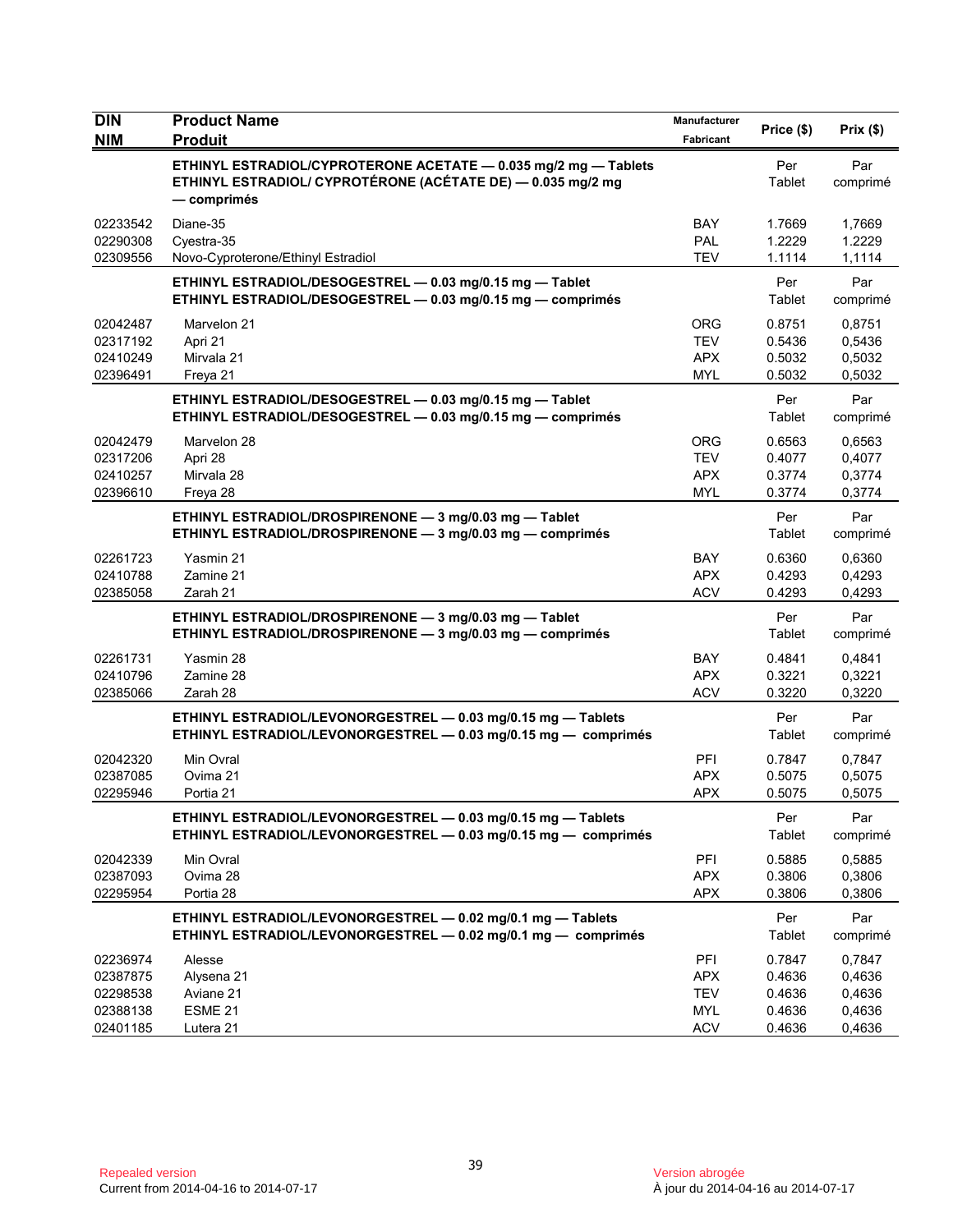| DIN<br>NIM | Product Name<br>Produit | Manufacturer<br>Fabricant | Price ($) | Prix ($) |
|---|---|---|---|---|
| | **ETHINYL ESTRADIOL/CYPROTERONE ACETATE — 0.035 mg/2 mg — Tablets**<br>**ETHINYL ESTRADIOL/ CYPROTÉRONE (ACÉTATE DE) — 0.035 mg/2 mg — comprimés** | | Per Tablet | Par comprimé |
| 02233542 | Diane-35 | BAY | 1.7669 | 1,7669 |
| 02290308 | Cyestra-35 | PAL | 1.2229 | 1.2229 |
| 02309556 | Novo-Cyproterone/Ethinyl Estradiol | TEV | 1.1114 | 1,1114 |
| | **ETHINYL ESTRADIOL/DESOGESTREL — 0.03 mg/0.15 mg — Tablet**<br>**ETHINYL ESTRADIOL/DESOGESTREL — 0.03 mg/0.15 mg — comprimés** | | Per Tablet | Par comprimé |
| 02042487 | Marvelon 21 | ORG | 0.8751 | 0,8751 |
| 02317192 | Apri 21 | TEV | 0.5436 | 0,5436 |
| 02410249 | Mirvala 21 | APX | 0.5032 | 0,5032 |
| 02396491 | Freya 21 | MYL | 0.5032 | 0,5032 |
| | **ETHINYL ESTRADIOL/DESOGESTREL — 0.03 mg/0.15 mg — Tablet**<br>**ETHINYL ESTRADIOL/DESOGESTREL — 0.03 mg/0.15 mg — comprimés** | | Per Tablet | Par comprimé |
| 02042479 | Marvelon 28 | ORG | 0.6563 | 0,6563 |
| 02317206 | Apri 28 | TEV | 0.4077 | 0,4077 |
| 02410257 | Mirvala 28 | APX | 0.3774 | 0,3774 |
| 02396610 | Freya 28 | MYL | 0.3774 | 0,3774 |
| | **ETHINYL ESTRADIOL/DROSPIRENONE — 3 mg/0.03 mg — Tablet**<br>**ETHINYL ESTRADIOL/DROSPIRENONE — 3 mg/0.03 mg — comprimés** | | Per Tablet | Par comprimé |
| 02261723 | Yasmin 21 | BAY | 0.6360 | 0,6360 |
| 02410788 | Zamine 21 | APX | 0.4293 | 0,4293 |
| 02385058 | Zarah 21 | ACV | 0.4293 | 0,4293 |
| | **ETHINYL ESTRADIOL/DROSPIRENONE — 3 mg/0.03 mg — Tablet**<br>**ETHINYL ESTRADIOL/DROSPIRENONE — 3 mg/0.03 mg — comprimés** | | Per Tablet | Par comprimé |
| 02261731 | Yasmin 28 | BAY | 0.4841 | 0,4841 |
| 02410796 | Zamine 28 | APX | 0.3221 | 0,3221 |
| 02385066 | Zarah 28 | ACV | 0.3220 | 0,3220 |
| | **ETHINYL ESTRADIOL/LEVONORGESTREL — 0.03 mg/0.15 mg — Tablets**<br>**ETHINYL ESTRADIOL/LEVONORGESTREL — 0.03 mg/0.15 mg — comprimés** | | Per Tablet | Par comprimé |
| 02042320 | Min Ovral | PFI | 0.7847 | 0,7847 |
| 02387085 | Ovima 21 | APX | 0.5075 | 0,5075 |
| 02295946 | Portia 21 | APX | 0.5075 | 0,5075 |
| | **ETHINYL ESTRADIOL/LEVONORGESTREL — 0.03 mg/0.15 mg — Tablets**<br>**ETHINYL ESTRADIOL/LEVONORGESTREL — 0.03 mg/0.15 mg — comprimés** | | Per Tablet | Par comprimé |
| 02042339 | Min Ovral | PFI | 0.5885 | 0,5885 |
| 02387093 | Ovima 28 | APX | 0.3806 | 0,3806 |
| 02295954 | Portia 28 | APX | 0.3806 | 0,3806 |
| | **ETHINYL ESTRADIOL/LEVONORGESTREL — 0.02 mg/0.1 mg — Tablets**<br>**ETHINYL ESTRADIOL/LEVONORGESTREL — 0.02 mg/0.1 mg — comprimés** | | Per Tablet | Par comprimé |
| 02236974 | Alesse | PFI | 0.7847 | 0,7847 |
| 02387875 | Alysena 21 | APX | 0.4636 | 0,4636 |
| 02298538 | Aviane 21 | TEV | 0.4636 | 0,4636 |
| 02388138 | ESME 21 | MYL | 0.4636 | 0,4636 |
| 02401185 | Lutera 21 | ACV | 0.4636 | 0,4636 |

Repealed version
Current from 2014-04-16 to 2014-07-17

Version abrogée
À jour du 2014-04-16 au 2014-07-17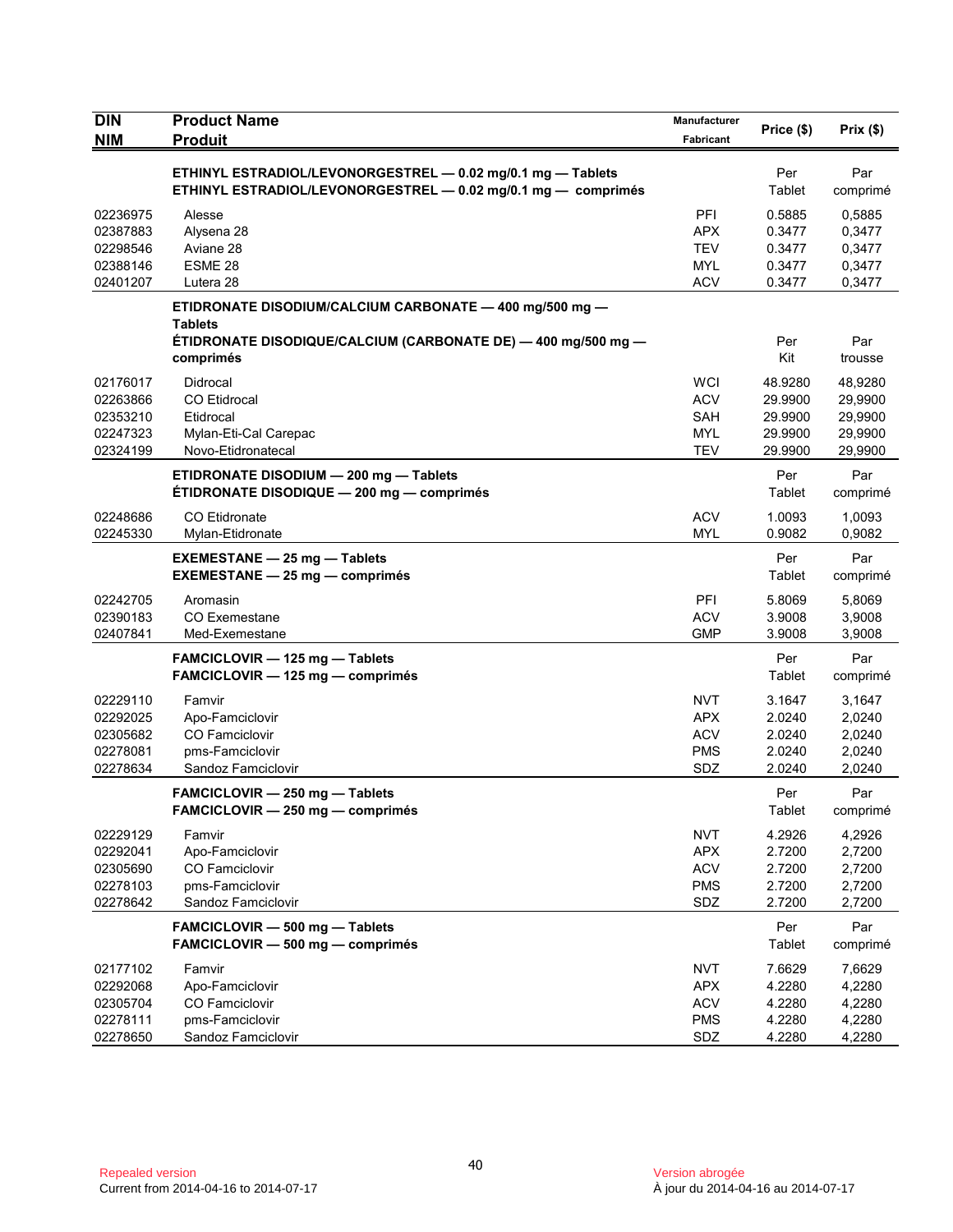| DIN / NIM | Product Name / Produit | Manufacturer / Fabricant | Price ($) | Prix ($) |
|---|---|---|---|---|
| | **ETHINYL ESTRADIOL/LEVONORGESTREL — 0.02 mg/0.1 mg — Tablets** **ETHINYL ESTRADIOL/LEVONORGESTREL — 0.02 mg/0.1 mg — comprimés** | | Per Tablet | Par comprimé |
| 02236975 | Alesse | PFI | 0.5885 | 0,5885 |
| 02387883 | Alysena 28 | APX | 0.3477 | 0,3477 |
| 02298546 | Aviane 28 | TEV | 0.3477 | 0,3477 |
| 02388146 | ESME 28 | MYL | 0.3477 | 0,3477 |
| 02401207 | Lutera 28 | ACV | 0.3477 | 0,3477 |
| | **ETIDRONATE DISODIUM/CALCIUM CARBONATE — 400 mg/500 mg — Tablets** **ÉTIDRONATE DISODIQUE/CALCIUM (CARBONATE DE) — 400 mg/500 mg — comprimés** | | Per Kit | Par trousse |
| 02176017 | Didrocal | WCI | 48.9280 | 48,9280 |
| 02263866 | CO Etidrocal | ACV | 29.9900 | 29,9900 |
| 02353210 | Etidrocal | SAH | 29.9900 | 29,9900 |
| 02247323 | Mylan-Eti-Cal Carepac | MYL | 29.9900 | 29,9900 |
| 02324199 | Novo-Etidronatecal | TEV | 29.9900 | 29,9900 |
| | **ETIDRONATE DISODIUM — 200 mg — Tablets** **ÉTIDRONATE DISODIQUE — 200 mg — comprimés** | | Per Tablet | Par comprimé |
| 02248686 | CO Etidronate | ACV | 1.0093 | 1,0093 |
| 02245330 | Mylan-Etidronate | MYL | 0.9082 | 0,9082 |
| | **EXEMESTANE — 25 mg — Tablets** **EXEMESTANE — 25 mg — comprimés** | | Per Tablet | Par comprimé |
| 02242705 | Aromasin | PFI | 5.8069 | 5,8069 |
| 02390183 | CO Exemestane | ACV | 3.9008 | 3,9008 |
| 02407841 | Med-Exemestane | GMP | 3.9008 | 3,9008 |
| | **FAMCICLOVIR — 125 mg — Tablets** **FAMCICLOVIR — 125 mg — comprimés** | | Per Tablet | Par comprimé |
| 02229110 | Famvir | NVT | 3.1647 | 3,1647 |
| 02292025 | Apo-Famciclovir | APX | 2.0240 | 2,0240 |
| 02305682 | CO Famciclovir | ACV | 2.0240 | 2,0240 |
| 02278081 | pms-Famciclovir | PMS | 2.0240 | 2,0240 |
| 02278634 | Sandoz Famciclovir | SDZ | 2.0240 | 2,0240 |
| | **FAMCICLOVIR — 250 mg — Tablets** **FAMCICLOVIR — 250 mg — comprimés** | | Per Tablet | Par comprimé |
| 02229129 | Famvir | NVT | 4.2926 | 4,2926 |
| 02292041 | Apo-Famciclovir | APX | 2.7200 | 2,7200 |
| 02305690 | CO Famciclovir | ACV | 2.7200 | 2,7200 |
| 02278103 | pms-Famciclovir | PMS | 2.7200 | 2,7200 |
| 02278642 | Sandoz Famciclovir | SDZ | 2.7200 | 2,7200 |
| | **FAMCICLOVIR — 500 mg — Tablets** **FAMCICLOVIR — 500 mg — comprimés** | | Per Tablet | Par comprimé |
| 02177102 | Famvir | NVT | 7.6629 | 7,6629 |
| 02292068 | Apo-Famciclovir | APX | 4.2280 | 4,2280 |
| 02305704 | CO Famciclovir | ACV | 4.2280 | 4,2280 |
| 02278111 | pms-Famciclovir | PMS | 4.2280 | 4,2280 |
| 02278650 | Sandoz Famciclovir | SDZ | 4.2280 | 4,2280 |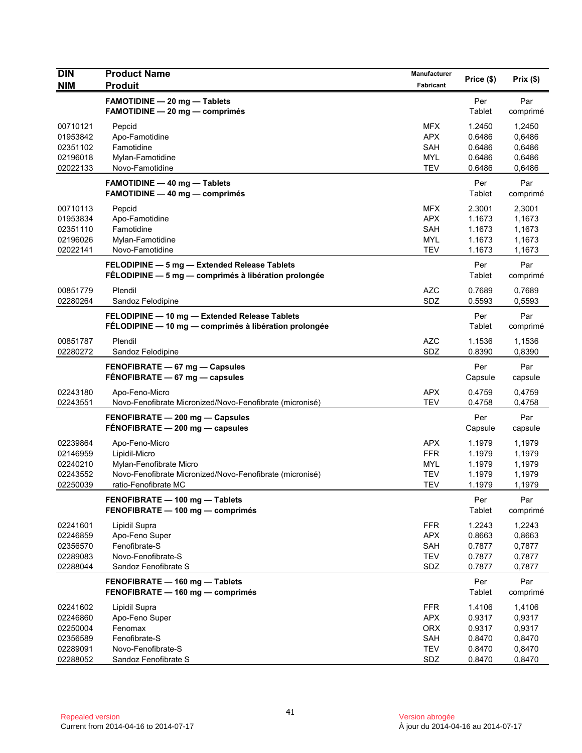| DIN<br>NIM | Product Name<br>Produit | Manufacturer<br>Fabricant | Price ($) | Prix ($) |
|---|---|---|---|---|
| | **FAMOTIDINE — 20 mg — Tablets**<br>**FAMOTIDINE — 20 mg — comprimés** | | Per Tablet | Par comprimé |
| 00710121 | Pepcid | MFX | 1.2450 | 1,2450 |
| 01953842 | Apo-Famotidine | APX | 0.6486 | 0,6486 |
| 02351102 | Famotidine | SAH | 0.6486 | 0,6486 |
| 02196018 | Mylan-Famotidine | MYL | 0.6486 | 0,6486 |
| 02022133 | Novo-Famotidine | TEV | 0.6486 | 0,6486 |
| | **FAMOTIDINE — 40 mg — Tablets**<br>**FAMOTIDINE — 40 mg — comprimés** | | Per Tablet | Par comprimé |
| 00710113 | Pepcid | MFX | 2.3001 | 2,3001 |
| 01953834 | Apo-Famotidine | APX | 1.1673 | 1,1673 |
| 02351110 | Famotidine | SAH | 1.1673 | 1,1673 |
| 02196026 | Mylan-Famotidine | MYL | 1.1673 | 1,1673 |
| 02022141 | Novo-Famotidine | TEV | 1.1673 | 1,1673 |
| | **FELODIPINE — 5 mg — Extended Release Tablets**<br>**FÉLODIPINE — 5 mg — comprimés à libération prolongée** | | Per Tablet | Par comprimé |
| 00851779 | Plendil | AZC | 0.7689 | 0,7689 |
| 02280264 | Sandoz Felodipine | SDZ | 0.5593 | 0,5593 |
| | **FELODIPINE — 10 mg — Extended Release Tablets**<br>**FÉLODIPINE — 10 mg — comprimés à libération prolongée** | | Per Tablet | Par comprimé |
| 00851787 | Plendil | AZC | 1.1536 | 1,1536 |
| 02280272 | Sandoz Felodipine | SDZ | 0.8390 | 0,8390 |
| | **FENOFIBRATE — 67 mg — Capsules**<br>**FÉNOFIBRATE — 67 mg — capsules** | | Per Capsule | Par capsule |
| 02243180 | Apo-Feno-Micro | APX | 0.4759 | 0,4759 |
| 02243551 | Novo-Fenofibrate Micronized/Novo-Fenofibrate (micronisé) | TEV | 0.4758 | 0,4758 |
| | **FENOFIBRATE — 200 mg — Capsules**<br>**FÉNOFIBRATE — 200 mg — capsules** | | Per Capsule | Par capsule |
| 02239864 | Apo-Feno-Micro | APX | 1.1979 | 1,1979 |
| 02146959 | Lipidil-Micro | FFR | 1.1979 | 1,1979 |
| 02240210 | Mylan-Fenofibrate Micro | MYL | 1.1979 | 1,1979 |
| 02243552 | Novo-Fenofibrate Micronized/Novo-Fenofibrate (micronisé) | TEV | 1.1979 | 1,1979 |
| 02250039 | ratio-Fenofibrate MC | TEV | 1.1979 | 1,1979 |
| | **FENOFIBRATE — 100 mg — Tablets**<br>**FENOFIBRATE — 100 mg — comprimés** | | Per Tablet | Par comprimé |
| 02241601 | Lipidil Supra | FFR | 1.2243 | 1,2243 |
| 02246859 | Apo-Feno Super | APX | 0.8663 | 0,8663 |
| 02356570 | Fenofibrate-S | SAH | 0.7877 | 0,7877 |
| 02289083 | Novo-Fenofibrate-S | TEV | 0.7877 | 0,7877 |
| 02288044 | Sandoz Fenofibrate S | SDZ | 0.7877 | 0,7877 |
| | **FENOFIBRATE — 160 mg — Tablets**<br>**FENOFIBRATE — 160 mg — comprimés** | | Per Tablet | Par comprimé |
| 02241602 | Lipidil Supra | FFR | 1.4106 | 1,4106 |
| 02246860 | Apo-Feno Super | APX | 0.9317 | 0,9317 |
| 02250004 | Fenomax | ORX | 0.9317 | 0,9317 |
| 02356589 | Fenofibrate-S | SAH | 0.8470 | 0,8470 |
| 02289091 | Novo-Fenofibrate-S | TEV | 0.8470 | 0,8470 |
| 02288052 | Sandoz Fenofibrate S | SDZ | 0.8470 | 0,8470 |

Repealed version
Current from 2014-04-16 to 2014-07-17

Version abrogée
À jour du 2014-04-16 au 2014-07-17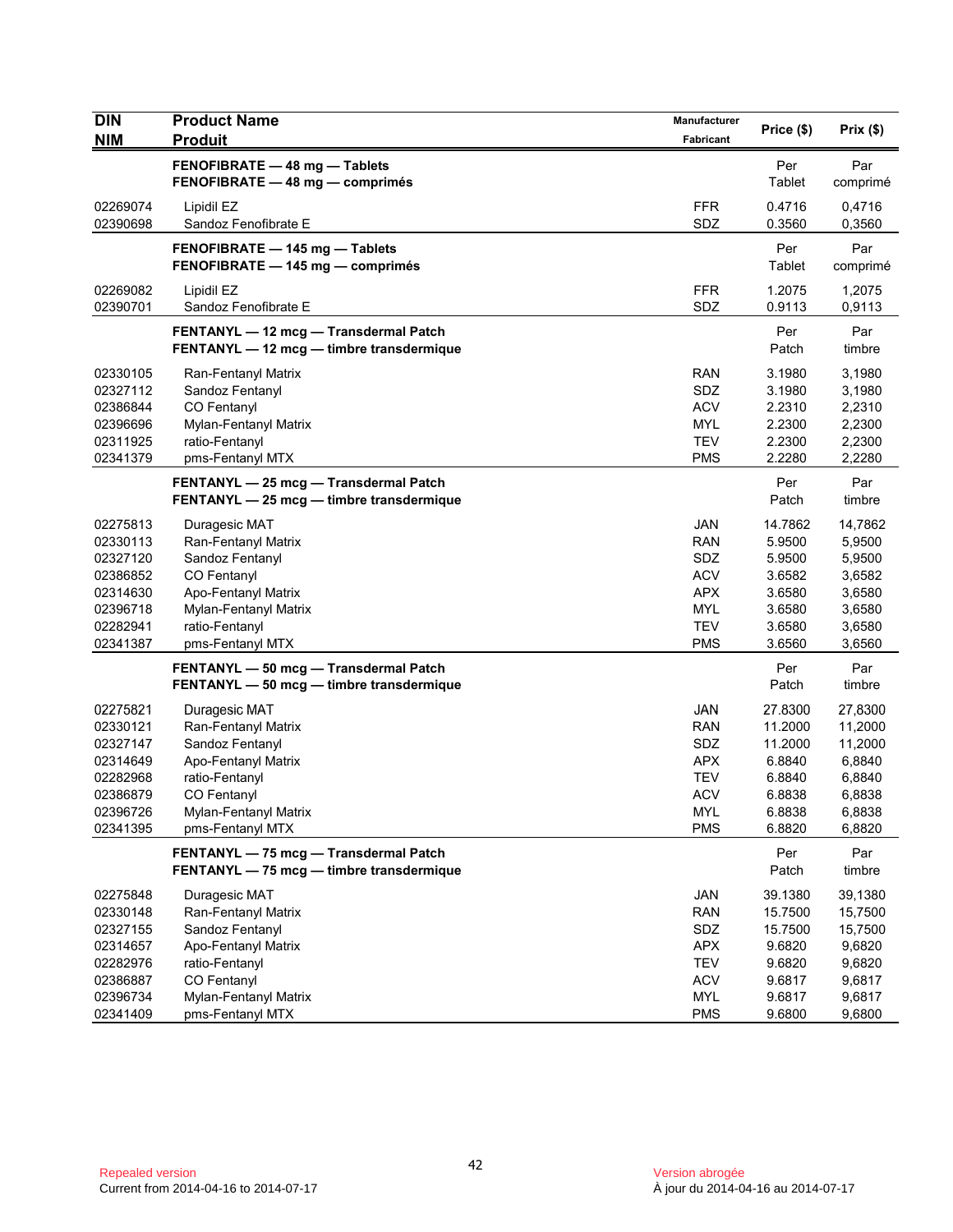| DIN<br>NIM | Product Name<br>Produit | Manufacturer<br>Fabricant | Price ($) | Prix ($) |
|---|---|---|---|---|
| | **FENOFIBRATE — 48 mg — Tablets**<br>**FENOFIBRATE — 48 mg — comprimés** | | Per Tablet | Par comprimé |
| 02269074 | Lipidil EZ | FFR | 0.4716 | 0,4716 |
| 02390698 | Sandoz Fenofibrate E | SDZ | 0.3560 | 0,3560 |
| | **FENOFIBRATE — 145 mg — Tablets**<br>**FENOFIBRATE — 145 mg — comprimés** | | Per Tablet | Par comprimé |
| 02269082 | Lipidil EZ | FFR | 1.2075 | 1,2075 |
| 02390701 | Sandoz Fenofibrate E | SDZ | 0.9113 | 0,9113 |
| | **FENTANYL — 12 mcg — Transdermal Patch**<br>**FENTANYL — 12 mcg — timbre transdermique** | | Per Patch | Par timbre |
| 02330105 | Ran-Fentanyl Matrix | RAN | 3.1980 | 3,1980 |
| 02327112 | Sandoz Fentanyl | SDZ | 3.1980 | 3,1980 |
| 02386844 | CO Fentanyl | ACV | 2.2310 | 2,2310 |
| 02396696 | Mylan-Fentanyl Matrix | MYL | 2.2300 | 2,2300 |
| 02311925 | ratio-Fentanyl | TEV | 2.2300 | 2,2300 |
| 02341379 | pms-Fentanyl MTX | PMS | 2.2280 | 2,2280 |
| | **FENTANYL — 25 mcg — Transdermal Patch**<br>**FENTANYL — 25 mcg — timbre transdermique** | | Per Patch | Par timbre |
| 02275813 | Duragesic MAT | JAN | 14.7862 | 14,7862 |
| 02330113 | Ran-Fentanyl Matrix | RAN | 5.9500 | 5,9500 |
| 02327120 | Sandoz Fentanyl | SDZ | 5.9500 | 5,9500 |
| 02386852 | CO Fentanyl | ACV | 3.6582 | 3,6582 |
| 02314630 | Apo-Fentanyl Matrix | APX | 3.6580 | 3,6580 |
| 02396718 | Mylan-Fentanyl Matrix | MYL | 3.6580 | 3,6580 |
| 02282941 | ratio-Fentanyl | TEV | 3.6580 | 3,6580 |
| 02341387 | pms-Fentanyl MTX | PMS | 3.6560 | 3,6560 |
| | **FENTANYL — 50 mcg — Transdermal Patch**<br>**FENTANYL — 50 mcg — timbre transdermique** | | Per Patch | Par timbre |
| 02275821 | Duragesic MAT | JAN | 27.8300 | 27,8300 |
| 02330121 | Ran-Fentanyl Matrix | RAN | 11.2000 | 11,2000 |
| 02327147 | Sandoz Fentanyl | SDZ | 11.2000 | 11,2000 |
| 02314649 | Apo-Fentanyl Matrix | APX | 6.8840 | 6,8840 |
| 02282968 | ratio-Fentanyl | TEV | 6.8840 | 6,8840 |
| 02386879 | CO Fentanyl | ACV | 6.8838 | 6,8838 |
| 02396726 | Mylan-Fentanyl Matrix | MYL | 6.8838 | 6,8838 |
| 02341395 | pms-Fentanyl MTX | PMS | 6.8820 | 6,8820 |
| | **FENTANYL — 75 mcg — Transdermal Patch**<br>**FENTANYL — 75 mcg — timbre transdermique** | | Per Patch | Par timbre |
| 02275848 | Duragesic MAT | JAN | 39.1380 | 39,1380 |
| 02330148 | Ran-Fentanyl Matrix | RAN | 15.7500 | 15,7500 |
| 02327155 | Sandoz Fentanyl | SDZ | 15.7500 | 15,7500 |
| 02314657 | Apo-Fentanyl Matrix | APX | 9.6820 | 9,6820 |
| 02282976 | ratio-Fentanyl | TEV | 9.6820 | 9,6820 |
| 02386887 | CO Fentanyl | ACV | 9.6817 | 9,6817 |
| 02396734 | Mylan-Fentanyl Matrix | MYL | 9.6817 | 9,6817 |
| 02341409 | pms-Fentanyl MTX | PMS | 9.6800 | 9,6800 |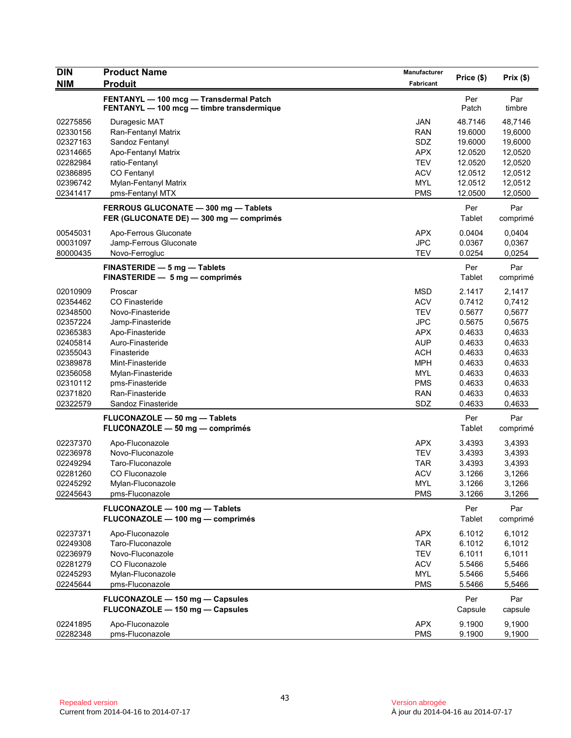| DIN<br>NIM | Product Name<br>Produit | Manufacturer<br>Fabricant | Price ($) | Prix ($) |
|---|---|---|---|---|
| | **FENTANYL — 100 mcg — Transdermal Patch**<br>**FENTANYL — 100 mcg — timbre transdermique** | | Per<br>Patch | Par<br>timbre |
| 02275856 | Duragesic MAT | JAN | 48.7146 | 48,7146 |
| 02330156 | Ran-Fentanyl Matrix | RAN | 19.6000 | 19,6000 |
| 02327163 | Sandoz Fentanyl | SDZ | 19.6000 | 19,6000 |
| 02314665 | Apo-Fentanyl Matrix | APX | 12.0520 | 12,0520 |
| 02282984 | ratio-Fentanyl | TEV | 12.0520 | 12,0520 |
| 02386895 | CO Fentanyl | ACV | 12.0512 | 12,0512 |
| 02396742 | Mylan-Fentanyl Matrix | MYL | 12.0512 | 12,0512 |
| 02341417 | pms-Fentanyl MTX | PMS | 12.0500 | 12,0500 |
| | **FERROUS GLUCONATE — 300 mg — Tablets**<br>**FER (GLUCONATE DE) — 300 mg — comprimés** | | Per<br>Tablet | Par<br>comprimé |
| 00545031 | Apo-Ferrous Gluconate | APX | 0.0404 | 0,0404 |
| 00031097 | Jamp-Ferrous Gluconate | JPC | 0.0367 | 0,0367 |
| 80000435 | Novo-Ferrogluc | TEV | 0.0254 | 0,0254 |
| | **FINASTERIDE — 5 mg — Tablets**<br>**FINASTERIDE — 5 mg — comprimés** | | Per<br>Tablet | Par<br>comprimé |
| 02010909 | Proscar | MSD | 2.1417 | 2,1417 |
| 02354462 | CO Finasteride | ACV | 0.7412 | 0,7412 |
| 02348500 | Novo-Finasteride | TEV | 0.5677 | 0,5677 |
| 02357224 | Jamp-Finasteride | JPC | 0.5675 | 0,5675 |
| 02365383 | Apo-Finasteride | APX | 0.4633 | 0,4633 |
| 02405814 | Auro-Finasteride | AUP | 0.4633 | 0,4633 |
| 02355043 | Finasteride | ACH | 0.4633 | 0,4633 |
| 02389878 | Mint-Finasteride | MPH | 0.4633 | 0,4633 |
| 02356058 | Mylan-Finasteride | MYL | 0.4633 | 0,4633 |
| 02310112 | pms-Finasteride | PMS | 0.4633 | 0,4633 |
| 02371820 | Ran-Finasteride | RAN | 0.4633 | 0,4633 |
| 02322579 | Sandoz Finasteride | SDZ | 0.4633 | 0,4633 |
| | **FLUCONAZOLE — 50 mg — Tablets**<br>**FLUCONAZOLE — 50 mg — comprimés** | | Per<br>Tablet | Par<br>comprimé |
| 02237370 | Apo-Fluconazole | APX | 3.4393 | 3,4393 |
| 02236978 | Novo-Fluconazole | TEV | 3.4393 | 3,4393 |
| 02249294 | Taro-Fluconazole | TAR | 3.4393 | 3,4393 |
| 02281260 | CO Fluconazole | ACV | 3.1266 | 3,1266 |
| 02245292 | Mylan-Fluconazole | MYL | 3.1266 | 3,1266 |
| 02245643 | pms-Fluconazole | PMS | 3.1266 | 3,1266 |
| | **FLUCONAZOLE — 100 mg — Tablets**<br>**FLUCONAZOLE — 100 mg — comprimés** | | Per<br>Tablet | Par<br>comprimé |
| 02237371 | Apo-Fluconazole | APX | 6.1012 | 6,1012 |
| 02249308 | Taro-Fluconazole | TAR | 6.1012 | 6,1012 |
| 02236979 | Novo-Fluconazole | TEV | 6.1011 | 6,1011 |
| 02281279 | CO Fluconazole | ACV | 5.5466 | 5,5466 |
| 02245293 | Mylan-Fluconazole | MYL | 5.5466 | 5,5466 |
| 02245644 | pms-Fluconazole | PMS | 5.5466 | 5,5466 |
| | **FLUCONAZOLE — 150 mg — Capsules**<br>**FLUCONAZOLE — 150 mg — Capsules** | | Per<br>Capsule | Par<br>capsule |
| 02241895 | Apo-Fluconazole | APX | 9.1900 | 9,1900 |
| 02282348 | pms-Fluconazole | PMS | 9.1900 | 9,1900 |

Repealed version
Current from 2014-04-16 to 2014-07-17

Version abrogée
À jour du 2014-04-16 au 2014-07-17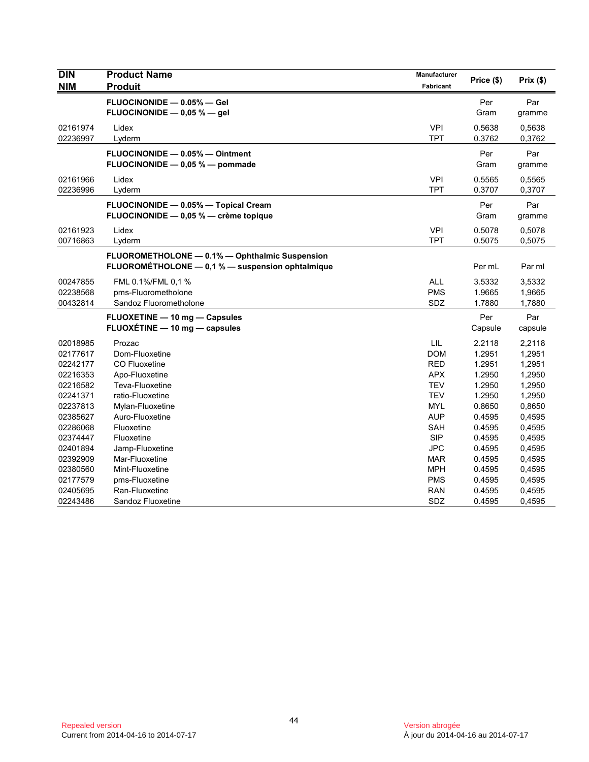| DIN<br>NIM | Product Name<br>Produit | Manufacturer<br>Fabricant | Price ($) | Prix ($) |
|---|---|---|---|---|
| | **FLUOCINONIDE — 0.05% — Gel**<br>**FLUOCINONIDE — 0,05 % — gel** | | Per Gram | Par gramme |
| 02161974 | Lidex | VPI | 0.5638 | 0,5638 |
| 02236997 | Lyderm | TPT | 0.3762 | 0,3762 |
| | **FLUOCINONIDE — 0.05% — Ointment**<br>**FLUOCINONIDE — 0,05 % — pommade** | | Per Gram | Par gramme |
| 02161966 | Lidex | VPI | 0.5565 | 0,5565 |
| 02236996 | Lyderm | TPT | 0.3707 | 0,3707 |
| | **FLUOCINONIDE — 0.05% — Topical Cream**<br>**FLUOCINONIDE — 0,05 % — crème topique** | | Per Gram | Par gramme |
| 02161923 | Lidex | VPI | 0.5078 | 0,5078 |
| 00716863 | Lyderm | TPT | 0.5075 | 0,5075 |
| | **FLUOROMETHOLONE — 0.1% — Ophthalmic Suspension**<br>**FLUOROMÉTHOLONE — 0,1 % — suspension ophtalmique** | | Per mL | Par ml |
| 00247855 | FML 0.1%/FML 0,1 % | ALL | 3.5332 | 3,5332 |
| 02238568 | pms-Fluorometholone | PMS | 1.9665 | 1,9665 |
| 00432814 | Sandoz Fluorometholone | SDZ | 1.7880 | 1,7880 |
| | **FLUOXETINE — 10 mg — Capsules**<br>**FLUOXÉTINE — 10 mg — capsules** | | Per Capsule | Par capsule |
| 02018985 | Prozac | LIL | 2.2118 | 2,2118 |
| 02177617 | Dom-Fluoxetine | DOM | 1.2951 | 1,2951 |
| 02242177 | CO Fluoxetine | RED | 1.2951 | 1,2951 |
| 02216353 | Apo-Fluoxetine | APX | 1.2950 | 1,2950 |
| 02216582 | Teva-Fluoxetine | TEV | 1.2950 | 1,2950 |
| 02241371 | ratio-Fluoxetine | TEV | 1.2950 | 1,2950 |
| 02237813 | Mylan-Fluoxetine | MYL | 0.8650 | 0,8650 |
| 02385627 | Auro-Fluoxetine | AUP | 0.4595 | 0,4595 |
| 02286068 | Fluoxetine | SAH | 0.4595 | 0,4595 |
| 02374447 | Fluoxetine | SIP | 0.4595 | 0,4595 |
| 02401894 | Jamp-Fluoxetine | JPC | 0.4595 | 0,4595 |
| 02392909 | Mar-Fluoxetine | MAR | 0.4595 | 0,4595 |
| 02380560 | Mint-Fluoxetine | MPH | 0.4595 | 0,4595 |
| 02177579 | pms-Fluoxetine | PMS | 0.4595 | 0,4595 |
| 02405695 | Ran-Fluoxetine | RAN | 0.4595 | 0,4595 |
| 02243486 | Sandoz Fluoxetine | SDZ | 0.4595 | 0,4595 |

Repealed version
Current from 2014-04-16 to 2014-07-17

Version abrogée
À jour du 2014-04-16 au 2014-07-17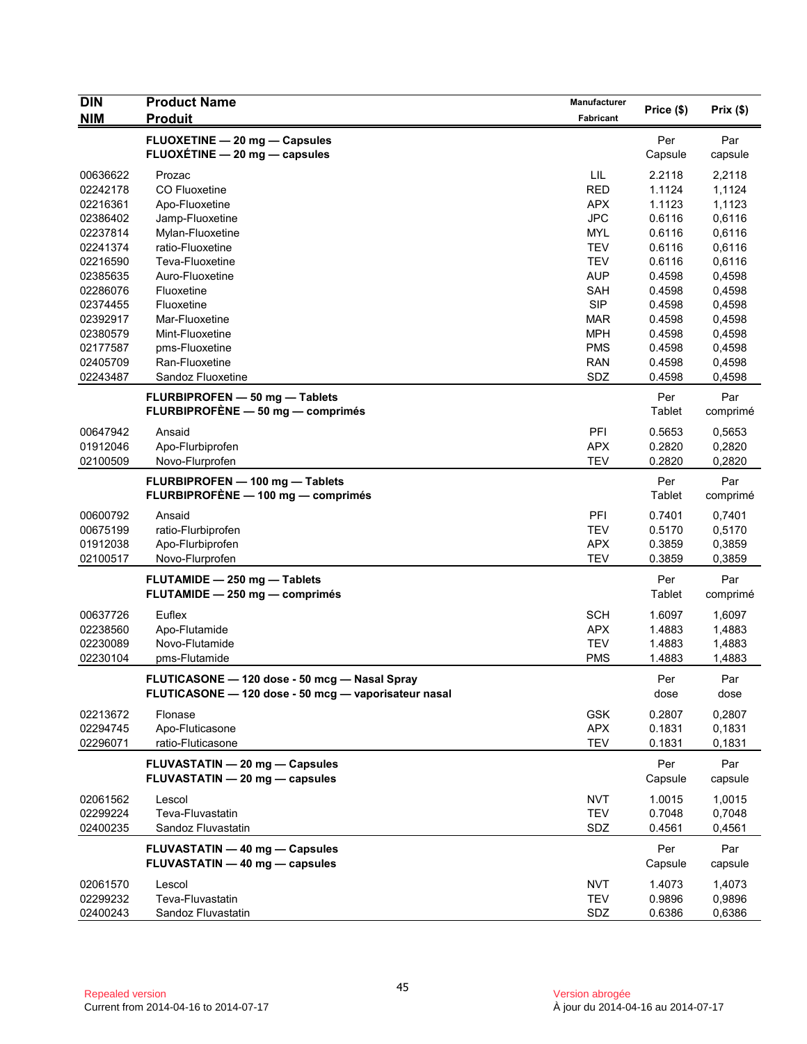| DIN<br>NIM | Product Name<br>Produit | Manufacturer<br>Fabricant | Price ($) | Prix ($) |
|---|---|---|---|---|
| | **FLUOXETINE — 20 mg — Capsules**<br>**FLUOXÉTINE — 20 mg — capsules** | | Per<br>Capsule | Par<br>capsule |
| 00636622 | Prozac | LIL | 2.2118 | 2,2118 |
| 02242178 | CO Fluoxetine | RED | 1.1124 | 1,1124 |
| 02216361 | Apo-Fluoxetine | APX | 1.1123 | 1,1123 |
| 02386402 | Jamp-Fluoxetine | JPC | 0.6116 | 0,6116 |
| 02237814 | Mylan-Fluoxetine | MYL | 0.6116 | 0,6116 |
| 02241374 | ratio-Fluoxetine | TEV | 0.6116 | 0,6116 |
| 02216590 | Teva-Fluoxetine | TEV | 0.6116 | 0,6116 |
| 02385635 | Auro-Fluoxetine | AUP | 0.4598 | 0,4598 |
| 02286076 | Fluoxetine | SAH | 0.4598 | 0,4598 |
| 02374455 | Fluoxetine | SIP | 0.4598 | 0,4598 |
| 02392917 | Mar-Fluoxetine | MAR | 0.4598 | 0,4598 |
| 02380579 | Mint-Fluoxetine | MPH | 0.4598 | 0,4598 |
| 02177587 | pms-Fluoxetine | PMS | 0.4598 | 0,4598 |
| 02405709 | Ran-Fluoxetine | RAN | 0.4598 | 0,4598 |
| 02243487 | Sandoz Fluoxetine | SDZ | 0.4598 | 0,4598 |
| | **FLURBIPROFEN — 50 mg — Tablets**<br>**FLURBIPROFÈNE — 50 mg — comprimés** | | Per<br>Tablet | Par<br>comprimé |
| 00647942 | Ansaid | PFI | 0.5653 | 0,5653 |
| 01912046 | Apo-Flurbiprofen | APX | 0.2820 | 0,2820 |
| 02100509 | Novo-Flurprofen | TEV | 0.2820 | 0,2820 |
| | **FLURBIPROFEN — 100 mg — Tablets**<br>**FLURBIPROFÈNE — 100 mg — comprimés** | | Per<br>Tablet | Par<br>comprimé |
| 00600792 | Ansaid | PFI | 0.7401 | 0,7401 |
| 00675199 | ratio-Flurbiprofen | TEV | 0.5170 | 0,5170 |
| 01912038 | Apo-Flurbiprofen | APX | 0.3859 | 0,3859 |
| 02100517 | Novo-Flurprofen | TEV | 0.3859 | 0,3859 |
| | **FLUTAMIDE — 250 mg — Tablets**<br>**FLUTAMIDE — 250 mg — comprimés** | | Per<br>Tablet | Par<br>comprimé |
| 00637726 | Euflex | SCH | 1.6097 | 1,6097 |
| 02238560 | Apo-Flutamide | APX | 1.4883 | 1,4883 |
| 02230089 | Novo-Flutamide | TEV | 1.4883 | 1,4883 |
| 02230104 | pms-Flutamide | PMS | 1.4883 | 1,4883 |
| | **FLUTICASONE — 120 dose - 50 mcg — Nasal Spray**<br>**FLUTICASONE — 120 dose - 50 mcg — vaporisateur nasal** | | Per<br>dose | Par<br>dose |
| 02213672 | Flonase | GSK | 0.2807 | 0,2807 |
| 02294745 | Apo-Fluticasone | APX | 0.1831 | 0,1831 |
| 02296071 | ratio-Fluticasone | TEV | 0.1831 | 0,1831 |
| | **FLUVASTATIN — 20 mg — Capsules**<br>**FLUVASTATIN — 20 mg — capsules** | | Per<br>Capsule | Par<br>capsule |
| 02061562 | Lescol | NVT | 1.0015 | 1,0015 |
| 02299224 | Teva-Fluvastatin | TEV | 0.7048 | 0,7048 |
| 02400235 | Sandoz Fluvastatin | SDZ | 0.4561 | 0,4561 |
| | **FLUVASTATIN — 40 mg — Capsules**<br>**FLUVASTATIN — 40 mg — capsules** | | Per<br>Capsule | Par<br>capsule |
| 02061570 | Lescol | NVT | 1.4073 | 1,4073 |
| 02299232 | Teva-Fluvastatin | TEV | 0.9896 | 0,9896 |
| 02400243 | Sandoz Fluvastatin | SDZ | 0.6386 | 0,6386 |

Repealed version
Current from 2014-04-16 to 2014-07-17

Version abrogée
À jour du 2014-04-16 au 2014-07-17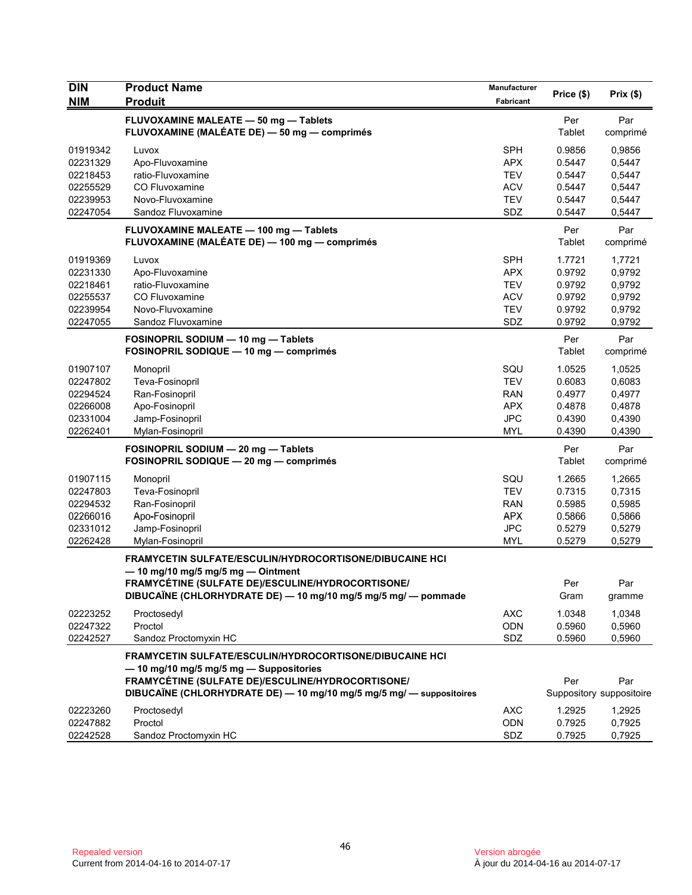| DIN<br>NIM | Product Name<br>Produit | Manufacturer<br>Fabricant | Price ($) | Prix ($) |
|---|---|---|---|---|
| | **FLUVOXAMINE MALEATE — 50 mg — Tablets**<br>**FLUVOXAMINE (MALÉATE DE) — 50 mg — comprimés** | | Per Tablet | Par comprimé |
| 01919342 | Luvox | SPH | 0.9856 | 0,9856 |
| 02231329 | Apo-Fluvoxamine | APX | 0.5447 | 0,5447 |
| 02218453 | ratio-Fluvoxamine | TEV | 0.5447 | 0,5447 |
| 02255529 | CO Fluvoxamine | ACV | 0.5447 | 0,5447 |
| 02239953 | Novo-Fluvoxamine | TEV | 0.5447 | 0,5447 |
| 02247054 | Sandoz Fluvoxamine | SDZ | 0.5447 | 0,5447 |
| | **FLUVOXAMINE MALEATE — 100 mg — Tablets**<br>**FLUVOXAMINE (MALÉATE DE) — 100 mg — comprimés** | | Per Tablet | Par comprimé |
| 01919369 | Luvox | SPH | 1.7721 | 1,7721 |
| 02231330 | Apo-Fluvoxamine | APX | 0.9792 | 0,9792 |
| 02218461 | ratio-Fluvoxamine | TEV | 0.9792 | 0,9792 |
| 02255537 | CO Fluvoxamine | ACV | 0.9792 | 0,9792 |
| 02239954 | Novo-Fluvoxamine | TEV | 0.9792 | 0,9792 |
| 02247055 | Sandoz Fluvoxamine | SDZ | 0.9792 | 0,9792 |
| | **FOSINOPRIL SODIUM — 10 mg — Tablets**<br>**FOSINOPRIL SODIQUE — 10 mg — comprimés** | | Per Tablet | Par comprimé |
| 01907107 | Monopril | SQU | 1.0525 | 1,0525 |
| 02247802 | Teva-Fosinopril | TEV | 0.6083 | 0,6083 |
| 02294524 | Ran-Fosinopril | RAN | 0.4977 | 0,4977 |
| 02266008 | Apo-Fosinopril | APX | 0.4878 | 0,4878 |
| 02331004 | Jamp-Fosinopril | JPC | 0.4390 | 0,4390 |
| 02262401 | Mylan-Fosinopril | MYL | 0.4390 | 0,4390 |
| | **FOSINOPRIL SODIUM — 20 mg — Tablets**<br>**FOSINOPRIL SODIQUE — 20 mg — comprimés** | | Per Tablet | Par comprimé |
| 01907115 | Monopril | SQU | 1.2665 | 1,2665 |
| 02247803 | Teva-Fosinopril | TEV | 0.7315 | 0,7315 |
| 02294532 | Ran-Fosinopril | RAN | 0.5985 | 0,5985 |
| 02266016 | Apo-Fosinopril | APX | 0.5866 | 0,5866 |
| 02331012 | Jamp-Fosinopril | JPC | 0.5279 | 0,5279 |
| 02262428 | Mylan-Fosinopril | MYL | 0.5279 | 0,5279 |
| | **FRAMYCETIN SULFATE/ESCULIN/HYDROCORTISONE/DIBUCAINE HCl — 10 mg/10 mg/5 mg/5 mg — Ointment**<br>**FRAMYCÉTINE (SULFATE DE)/ESCULINE/HYDROCORTISONE/ DIBUCAÏNE (CHLORHYDRATE DE) — 10 mg/10 mg/5 mg/5 mg/ — pommade** | | Per Gram | Par gramme |
| 02223252 | Proctosedyl | AXC | 1.0348 | 1,0348 |
| 02247322 | Proctol | ODN | 0.5960 | 0,5960 |
| 02242527 | Sandoz Proctomyxin HC | SDZ | 0.5960 | 0,5960 |
| | **FRAMYCETIN SULFATE/ESCULIN/HYDROCORTISONE/DIBUCAINE HCl — 10 mg/10 mg/5 mg/5 mg — Suppositories**<br>**FRAMYCÉTINE (SULFATE DE)/ESCULINE/HYDROCORTISONE/ DIBUCAÏNE (CHLORHYDRATE DE) — 10 mg/10 mg/5 mg/5 mg/ — suppositoires** | | Per Suppository | Par suppositoire |
| 02223260 | Proctosedyl | AXC | 1.2925 | 1,2925 |
| 02247882 | Proctol | ODN | 0.7925 | 0,7925 |
| 02242528 | Sandoz Proctomyxin HC | SDZ | 0.7925 | 0,7925 |

Repealed version
Current from 2014-04-16 to 2014-07-17

Version abrogée
À jour du 2014-04-16 au 2014-07-17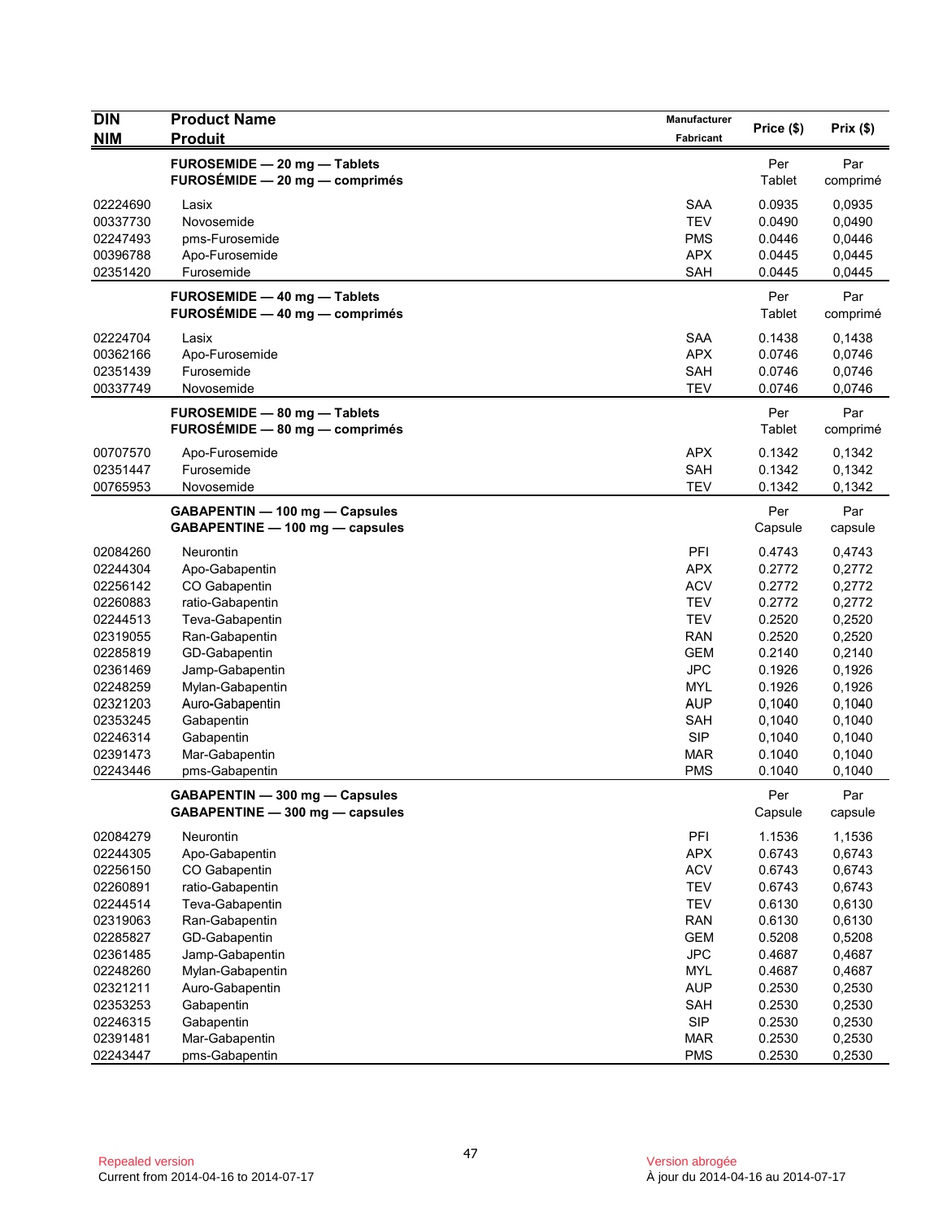| DIN<br>NIM | Product Name<br>Produit | Manufacturer<br>Fabricant | Price ($) | Prix ($) |
|---|---|---|---|---|
| | **FUROSEMIDE — 20 mg — Tablets**<br>**FUROSÉMIDE — 20 mg — comprimés** | | Per<br>Tablet | Par<br>comprimé |
| 02224690 | Lasix | SAA | 0.0935 | 0,0935 |
| 00337730 | Novosemide | TEV | 0.0490 | 0,0490 |
| 02247493 | pms-Furosemide | PMS | 0.0446 | 0,0446 |
| 00396788 | Apo-Furosemide | APX | 0.0445 | 0,0445 |
| 02351420 | Furosemide | SAH | 0.0445 | 0,0445 |
| | **FUROSEMIDE — 40 mg — Tablets**<br>**FUROSÉMIDE — 40 mg — comprimés** | | Per<br>Tablet | Par<br>comprimé |
| 02224704 | Lasix | SAA | 0.1438 | 0,1438 |
| 00362166 | Apo-Furosemide | APX | 0.0746 | 0,0746 |
| 02351439 | Furosemide | SAH | 0.0746 | 0,0746 |
| 00337749 | Novosemide | TEV | 0.0746 | 0,0746 |
| | **FUROSEMIDE — 80 mg — Tablets**<br>**FUROSÉMIDE — 80 mg — comprimés** | | Per<br>Tablet | Par<br>comprimé |
| 00707570 | Apo-Furosemide | APX | 0.1342 | 0,1342 |
| 02351447 | Furosemide | SAH | 0.1342 | 0,1342 |
| 00765953 | Novosemide | TEV | 0.1342 | 0,1342 |
| | **GABAPENTIN — 100 mg — Capsules**<br>**GABAPENTINE — 100 mg — capsules** | | Per<br>Capsule | Par<br>capsule |
| 02084260 | Neurontin | PFI | 0.4743 | 0,4743 |
| 02244304 | Apo-Gabapentin | APX | 0.2772 | 0,2772 |
| 02256142 | CO Gabapentin | ACV | 0.2772 | 0,2772 |
| 02260883 | ratio-Gabapentin | TEV | 0.2772 | 0,2772 |
| 02244513 | Teva-Gabapentin | TEV | 0.2520 | 0,2520 |
| 02319055 | Ran-Gabapentin | RAN | 0.2520 | 0,2520 |
| 02285819 | GD-Gabapentin | GEM | 0.2140 | 0,2140 |
| 02361469 | Jamp-Gabapentin | JPC | 0.1926 | 0,1926 |
| 02248259 | Mylan-Gabapentin | MYL | 0.1926 | 0,1926 |
| 02321203 | Auro-Gabapentin | AUP | 0,1040 | 0,1040 |
| 02353245 | Gabapentin | SAH | 0,1040 | 0,1040 |
| 02246314 | Gabapentin | SIP | 0,1040 | 0,1040 |
| 02391473 | Mar-Gabapentin | MAR | 0.1040 | 0,1040 |
| 02243446 | pms-Gabapentin | PMS | 0.1040 | 0,1040 |
| | **GABAPENTIN — 300 mg — Capsules**<br>**GABAPENTINE — 300 mg — capsules** | | Per<br>Capsule | Par<br>capsule |
| 02084279 | Neurontin | PFI | 1.1536 | 1,1536 |
| 02244305 | Apo-Gabapentin | APX | 0.6743 | 0,6743 |
| 02256150 | CO Gabapentin | ACV | 0.6743 | 0,6743 |
| 02260891 | ratio-Gabapentin | TEV | 0.6743 | 0,6743 |
| 02244514 | Teva-Gabapentin | TEV | 0.6130 | 0,6130 |
| 02319063 | Ran-Gabapentin | RAN | 0.6130 | 0,6130 |
| 02285827 | GD-Gabapentin | GEM | 0.5208 | 0,5208 |
| 02361485 | Jamp-Gabapentin | JPC | 0.4687 | 0,4687 |
| 02248260 | Mylan-Gabapentin | MYL | 0.4687 | 0,4687 |
| 02321211 | Auro-Gabapentin | AUP | 0.2530 | 0,2530 |
| 02353253 | Gabapentin | SAH | 0.2530 | 0,2530 |
| 02246315 | Gabapentin | SIP | 0.2530 | 0,2530 |
| 02391481 | Mar-Gabapentin | MAR | 0.2530 | 0,2530 |
| 02243447 | pms-Gabapentin | PMS | 0.2530 | 0,2530 |

Repealed version
Current from 2014-04-16 to 2014-07-17

Version abrogée
À jour du 2014-04-16 au 2014-07-17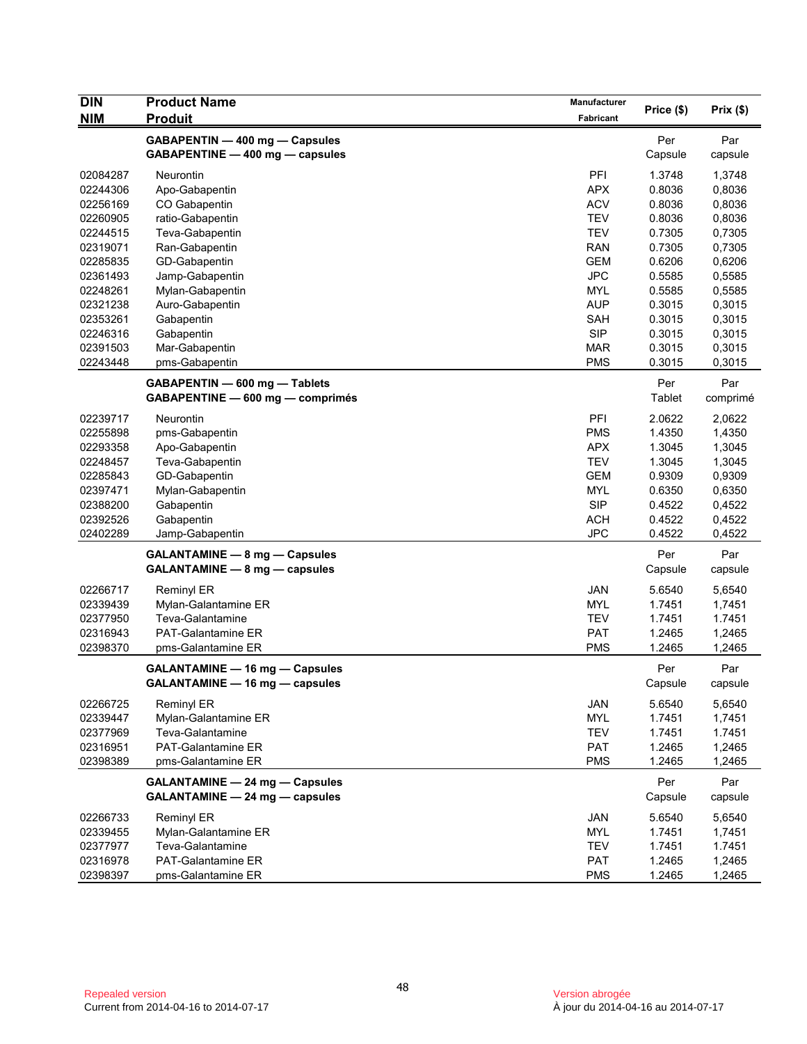| DIN<br>NIM | Product Name<br>Produit | Manufacturer<br>Fabricant | Price ($) | Prix ($) |
|---|---|---|---|---|
| | **GABAPENTIN — 400 mg — Capsules**<br>**GABAPENTINE — 400 mg — capsules** | | Per<br>Capsule | Par<br>capsule |
| 02084287 | Neurontin | PFI | 1.3748 | 1,3748 |
| 02244306 | Apo-Gabapentin | APX | 0.8036 | 0,8036 |
| 02256169 | CO Gabapentin | ACV | 0.8036 | 0,8036 |
| 02260905 | ratio-Gabapentin | TEV | 0.8036 | 0,8036 |
| 02244515 | Teva-Gabapentin | TEV | 0.7305 | 0,7305 |
| 02319071 | Ran-Gabapentin | RAN | 0.7305 | 0,7305 |
| 02285835 | GD-Gabapentin | GEM | 0.6206 | 0,6206 |
| 02361493 | Jamp-Gabapentin | JPC | 0.5585 | 0,5585 |
| 02248261 | Mylan-Gabapentin | MYL | 0.5585 | 0,5585 |
| 02321238 | Auro-Gabapentin | AUP | 0.3015 | 0,3015 |
| 02353261 | Gabapentin | SAH | 0.3015 | 0,3015 |
| 02246316 | Gabapentin | SIP | 0.3015 | 0,3015 |
| 02391503 | Mar-Gabapentin | MAR | 0.3015 | 0,3015 |
| 02243448 | pms-Gabapentin | PMS | 0.3015 | 0,3015 |
| | **GABAPENTIN — 600 mg — Tablets**<br>**GABAPENTINE — 600 mg — comprimés** | | Per<br>Tablet | Par<br>comprimé |
| 02239717 | Neurontin | PFI | 2.0622 | 2,0622 |
| 02255898 | pms-Gabapentin | PMS | 1.4350 | 1,4350 |
| 02293358 | Apo-Gabapentin | APX | 1.3045 | 1,3045 |
| 02248457 | Teva-Gabapentin | TEV | 1.3045 | 1,3045 |
| 02285843 | GD-Gabapentin | GEM | 0.9309 | 0,9309 |
| 02397471 | Mylan-Gabapentin | MYL | 0.6350 | 0,6350 |
| 02388200 | Gabapentin | SIP | 0.4522 | 0,4522 |
| 02392526 | Gabapentin | ACH | 0.4522 | 0,4522 |
| 02402289 | Jamp-Gabapentin | JPC | 0.4522 | 0,4522 |
| | **GALANTAMINE — 8 mg — Capsules**<br>**GALANTAMINE — 8 mg — capsules** | | Per<br>Capsule | Par<br>capsule |
| 02266717 | Reminyl ER | JAN | 5.6540 | 5,6540 |
| 02339439 | Mylan-Galantamine ER | MYL | 1.7451 | 1,7451 |
| 02377950 | Teva-Galantamine | TEV | 1.7451 | 1.7451 |
| 02316943 | PAT-Galantamine ER | PAT | 1.2465 | 1,2465 |
| 02398370 | pms-Galantamine ER | PMS | 1.2465 | 1,2465 |
| | **GALANTAMINE — 16 mg — Capsules**<br>**GALANTAMINE — 16 mg — capsules** | | Per<br>Capsule | Par<br>capsule |
| 02266725 | Reminyl ER | JAN | 5.6540 | 5,6540 |
| 02339447 | Mylan-Galantamine ER | MYL | 1.7451 | 1,7451 |
| 02377969 | Teva-Galantamine | TEV | 1.7451 | 1.7451 |
| 02316951 | PAT-Galantamine ER | PAT | 1.2465 | 1,2465 |
| 02398389 | pms-Galantamine ER | PMS | 1.2465 | 1,2465 |
| | **GALANTAMINE — 24 mg — Capsules**<br>**GALANTAMINE — 24 mg — capsules** | | Per<br>Capsule | Par<br>capsule |
| 02266733 | Reminyl ER | JAN | 5.6540 | 5,6540 |
| 02339455 | Mylan-Galantamine ER | MYL | 1.7451 | 1,7451 |
| 02377977 | Teva-Galantamine | TEV | 1.7451 | 1.7451 |
| 02316978 | PAT-Galantamine ER | PAT | 1.2465 | 1,2465 |
| 02398397 | pms-Galantamine ER | PMS | 1.2465 | 1,2465 |

Repealed version
Current from 2014-04-16 to 2014-07-17

Version abrogée
À jour du 2014-04-16 au 2014-07-17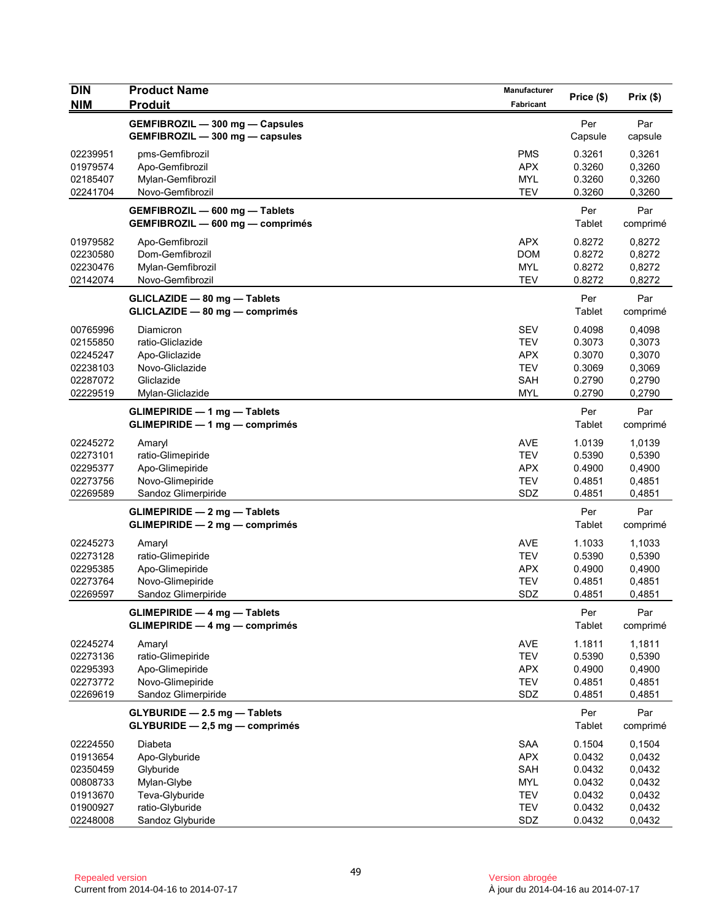| DIN<br>NIM | Product Name<br>Produit | Manufacturer<br>Fabricant | Price ($) | Prix ($) |
|---|---|---|---|---|
| | **GEMFIBROZIL — 300 mg — Capsules**<br>**GEMFIBROZIL — 300 mg — capsules** | | Per Capsule | Par capsule |
| 02239951 | pms-Gemfibrozil | PMS | 0.3261 | 0,3261 |
| 01979574 | Apo-Gemfibrozil | APX | 0.3260 | 0,3260 |
| 02185407 | Mylan-Gemfibrozil | MYL | 0.3260 | 0,3260 |
| 02241704 | Novo-Gemfibrozil | TEV | 0.3260 | 0,3260 |
| | **GEMFIBROZIL — 600 mg — Tablets**<br>**GEMFIBROZIL — 600 mg — comprimés** | | Per Tablet | Par comprimé |
| 01979582 | Apo-Gemfibrozil | APX | 0.8272 | 0,8272 |
| 02230580 | Dom-Gemfibrozil | DOM | 0.8272 | 0,8272 |
| 02230476 | Mylan-Gemfibrozil | MYL | 0.8272 | 0,8272 |
| 02142074 | Novo-Gemfibrozil | TEV | 0.8272 | 0,8272 |
| | **GLICLAZIDE — 80 mg — Tablets**<br>**GLICLAZIDE — 80 mg — comprimés** | | Per Tablet | Par comprimé |
| 00765996 | Diamicron | SEV | 0.4098 | 0,4098 |
| 02155850 | ratio-Gliclazide | TEV | 0.3073 | 0,3073 |
| 02245247 | Apo-Gliclazide | APX | 0.3070 | 0,3070 |
| 02238103 | Novo-Gliclazide | TEV | 0.3069 | 0,3069 |
| 02287072 | Gliclazide | SAH | 0.2790 | 0,2790 |
| 02229519 | Mylan-Gliclazide | MYL | 0.2790 | 0,2790 |
| | **GLIMEPIRIDE — 1 mg — Tablets**<br>**GLIMEPIRIDE — 1 mg — comprimés** | | Per Tablet | Par comprimé |
| 02245272 | Amaryl | AVE | 1.0139 | 1,0139 |
| 02273101 | ratio-Glimepiride | TEV | 0.5390 | 0,5390 |
| 02295377 | Apo-Glimepiride | APX | 0.4900 | 0,4900 |
| 02273756 | Novo-Glimepiride | TEV | 0.4851 | 0,4851 |
| 02269589 | Sandoz Glimerpiride | SDZ | 0.4851 | 0,4851 |
| | **GLIMEPIRIDE — 2 mg — Tablets**<br>**GLIMEPIRIDE — 2 mg — comprimés** | | Per Tablet | Par comprimé |
| 02245273 | Amaryl | AVE | 1.1033 | 1,1033 |
| 02273128 | ratio-Glimepiride | TEV | 0.5390 | 0,5390 |
| 02295385 | Apo-Glimepiride | APX | 0.4900 | 0,4900 |
| 02273764 | Novo-Glimepiride | TEV | 0.4851 | 0,4851 |
| 02269597 | Sandoz Glimerpiride | SDZ | 0.4851 | 0,4851 |
| | **GLIMEPIRIDE — 4 mg — Tablets**<br>**GLIMEPIRIDE — 4 mg — comprimés** | | Per Tablet | Par comprimé |
| 02245274 | Amaryl | AVE | 1.1811 | 1,1811 |
| 02273136 | ratio-Glimepiride | TEV | 0.5390 | 0,5390 |
| 02295393 | Apo-Glimepiride | APX | 0.4900 | 0,4900 |
| 02273772 | Novo-Glimepiride | TEV | 0.4851 | 0,4851 |
| 02269619 | Sandoz Glimerpiride | SDZ | 0.4851 | 0,4851 |
| | **GLYBURIDE — 2.5 mg — Tablets**<br>**GLYBURIDE — 2,5 mg — comprimés** | | Per Tablet | Par comprimé |
| 02224550 | Diabeta | SAA | 0.1504 | 0,1504 |
| 01913654 | Apo-Glyburide | APX | 0.0432 | 0,0432 |
| 02350459 | Glyburide | SAH | 0.0432 | 0,0432 |
| 00808733 | Mylan-Glybe | MYL | 0.0432 | 0,0432 |
| 01913670 | Teva-Glyburide | TEV | 0.0432 | 0,0432 |
| 01900927 | ratio-Glyburide | TEV | 0.0432 | 0,0432 |
| 02248008 | Sandoz Glyburide | SDZ | 0.0432 | 0,0432 |

Repealed version
Current from 2014-04-16 to 2014-07-17

Version abrogée
À jour du 2014-04-16 au 2014-07-17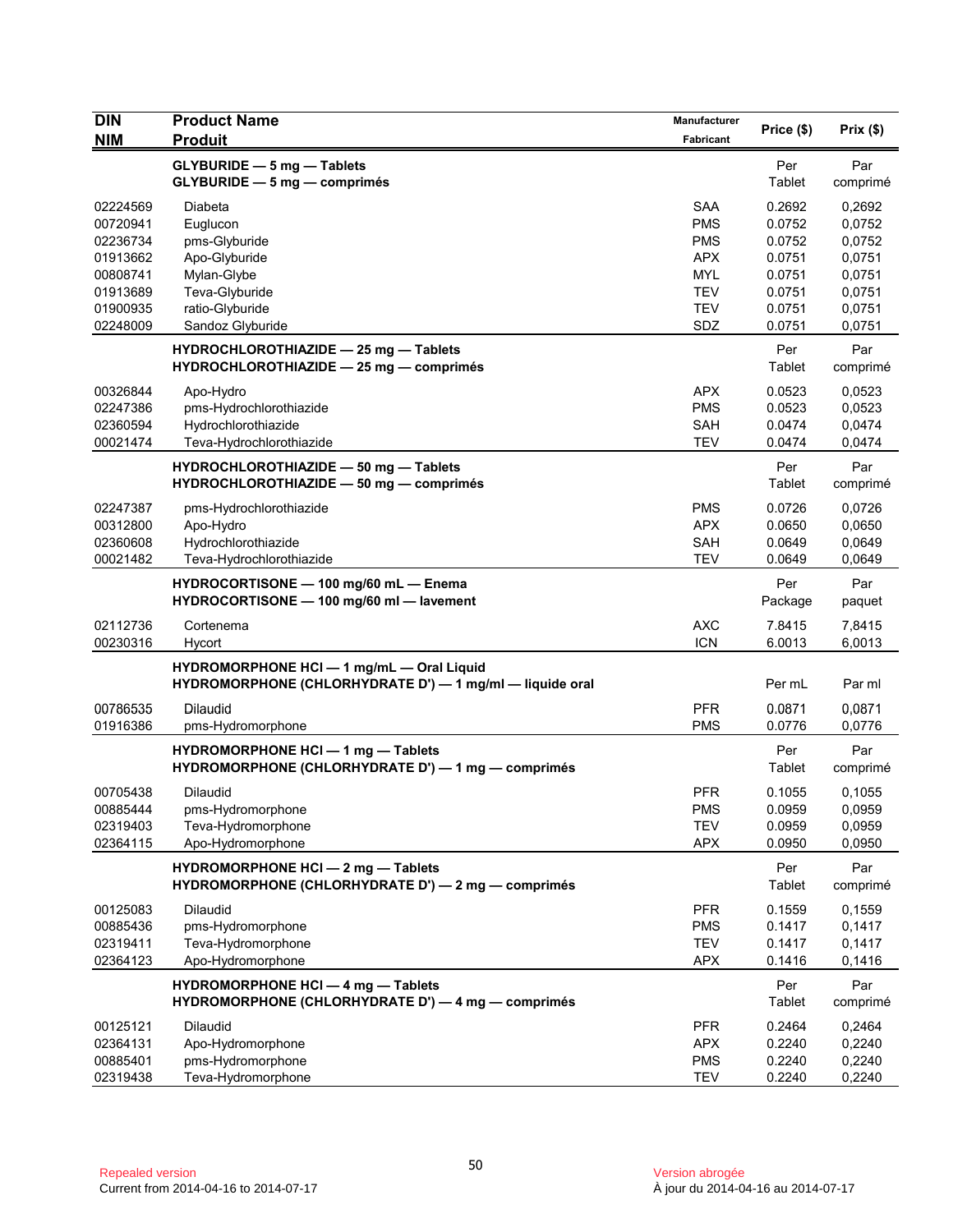| DIN<br>NIM | Product Name<br>Produit | Manufacturer<br>Fabricant | Price ($) | Prix ($) |
|---|---|---|---|---|
| | **GLYBURIDE — 5 mg — Tablets**<br>**GLYBURIDE — 5 mg — comprimés** | | Per<br>Tablet | Par<br>comprimé |
| 02224569 | Diabeta | SAA | 0.2692 | 0,2692 |
| 00720941 | Euglucon | PMS | 0.0752 | 0,0752 |
| 02236734 | pms-Glyburide | PMS | 0.0752 | 0,0752 |
| 01913662 | Apo-Glyburide | APX | 0.0751 | 0,0751 |
| 00808741 | Mylan-Glybe | MYL | 0.0751 | 0,0751 |
| 01913689 | Teva-Glyburide | TEV | 0.0751 | 0,0751 |
| 01900935 | ratio-Glyburide | TEV | 0.0751 | 0,0751 |
| 02248009 | Sandoz Glyburide | SDZ | 0.0751 | 0,0751 |
| | **HYDROCHLOROTHIAZIDE — 25 mg — Tablets**<br>**HYDROCHLOROTHIAZIDE — 25 mg — comprimés** | | Per<br>Tablet | Par<br>comprimé |
| 00326844 | Apo-Hydro | APX | 0.0523 | 0,0523 |
| 02247386 | pms-Hydrochlorothiazide | PMS | 0.0523 | 0,0523 |
| 02360594 | Hydrochlorothiazide | SAH | 0.0474 | 0,0474 |
| 00021474 | Teva-Hydrochlorothiazide | TEV | 0.0474 | 0,0474 |
| | **HYDROCHLOROTHIAZIDE — 50 mg — Tablets**<br>**HYDROCHLOROTHIAZIDE — 50 mg — comprimés** | | Per<br>Tablet | Par<br>comprimé |
| 02247387 | pms-Hydrochlorothiazide | PMS | 0.0726 | 0,0726 |
| 00312800 | Apo-Hydro | APX | 0.0650 | 0,0650 |
| 02360608 | Hydrochlorothiazide | SAH | 0.0649 | 0,0649 |
| 00021482 | Teva-Hydrochlorothiazide | TEV | 0.0649 | 0,0649 |
| | **HYDROCORTISONE — 100 mg/60 mL — Enema**<br>**HYDROCORTISONE — 100 mg/60 ml — lavement** | | Per<br>Package | Par<br>paquet |
| 02112736 | Cortenema | AXC | 7.8415 | 7,8415 |
| 00230316 | Hycort | ICN | 6.0013 | 6,0013 |
| | **HYDROMORPHONE HCl — 1 mg/mL — Oral Liquid**<br>**HYDROMORPHONE (CHLORHYDRATE D') — 1 mg/ml — liquide oral** | | Per mL | Par ml |
| 00786535 | Dilaudid | PFR | 0.0871 | 0,0871 |
| 01916386 | pms-Hydromorphone | PMS | 0.0776 | 0,0776 |
| | **HYDROMORPHONE HCl — 1 mg — Tablets**<br>**HYDROMORPHONE (CHLORHYDRATE D') — 1 mg — comprimés** | | Per<br>Tablet | Par<br>comprimé |
| 00705438 | Dilaudid | PFR | 0.1055 | 0,1055 |
| 00885444 | pms-Hydromorphone | PMS | 0.0959 | 0,0959 |
| 02319403 | Teva-Hydromorphone | TEV | 0.0959 | 0,0959 |
| 02364115 | Apo-Hydromorphone | APX | 0.0950 | 0,0950 |
| | **HYDROMORPHONE HCl — 2 mg — Tablets**<br>**HYDROMORPHONE (CHLORHYDRATE D') — 2 mg — comprimés** | | Per<br>Tablet | Par<br>comprimé |
| 00125083 | Dilaudid | PFR | 0.1559 | 0,1559 |
| 00885436 | pms-Hydromorphone | PMS | 0.1417 | 0,1417 |
| 02319411 | Teva-Hydromorphone | TEV | 0.1417 | 0,1417 |
| 02364123 | Apo-Hydromorphone | APX | 0.1416 | 0,1416 |
| | **HYDROMORPHONE HCl — 4 mg — Tablets**<br>**HYDROMORPHONE (CHLORHYDRATE D') — 4 mg — comprimés** | | Per<br>Tablet | Par<br>comprimé |
| 00125121 | Dilaudid | PFR | 0.2464 | 0,2464 |
| 02364131 | Apo-Hydromorphone | APX | 0.2240 | 0,2240 |
| 00885401 | pms-Hydromorphone | PMS | 0.2240 | 0,2240 |
| 02319438 | Teva-Hydromorphone | TEV | 0.2240 | 0,2240 |

Repealed version
Current from 2014-04-16 to 2014-07-17

Version abrogée
À jour du 2014-04-16 au 2014-07-17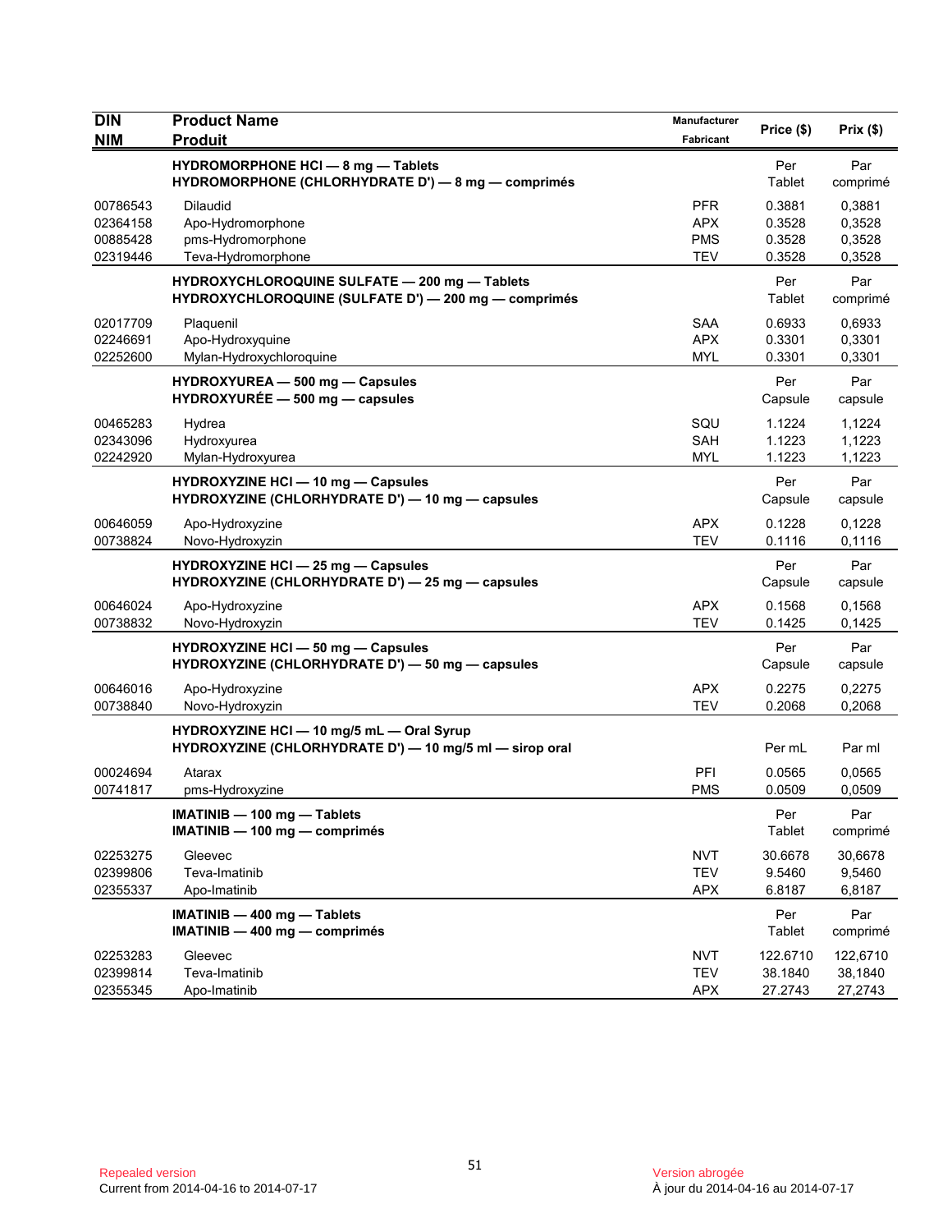| DIN<br>NIM | Product Name<br>Produit | Manufacturer<br>Fabricant | Price ($) | Prix ($) |
|---|---|---|---|---|
| | **HYDROMORPHONE HCl — 8 mg — Tablets**<br>**HYDROMORPHONE (CHLORHYDRATE D') — 8 mg — comprimés** | | Per Tablet | Par comprimé |
| 00786543 | Dilaudid | PFR | 0.3881 | 0,3881 |
| 02364158 | Apo-Hydromorphone | APX | 0.3528 | 0,3528 |
| 00885428 | pms-Hydromorphone | PMS | 0.3528 | 0,3528 |
| 02319446 | Teva-Hydromorphone | TEV | 0.3528 | 0,3528 |
| | **HYDROXYCHLOROQUINE SULFATE — 200 mg — Tablets**<br>**HYDROXYCHLOROQUINE (SULFATE D') — 200 mg — comprimés** | | Per Tablet | Par comprimé |
| 02017709 | Plaquenil | SAA | 0.6933 | 0,6933 |
| 02246691 | Apo-Hydroxyquine | APX | 0.3301 | 0,3301 |
| 02252600 | Mylan-Hydroxychloroquine | MYL | 0.3301 | 0,3301 |
| | **HYDROXYUREA — 500 mg — Capsules**<br>**HYDROXYURÉE — 500 mg — capsules** | | Per Capsule | Par capsule |
| 00465283 | Hydrea | SQU | 1.1224 | 1,1224 |
| 02343096 | Hydroxyurea | SAH | 1.1223 | 1,1223 |
| 02242920 | Mylan-Hydroxyurea | MYL | 1.1223 | 1,1223 |
| | **HYDROXYZINE HCl — 10 mg — Capsules**<br>**HYDROXYZINE (CHLORHYDRATE D') — 10 mg — capsules** | | Per Capsule | Par capsule |
| 00646059 | Apo-Hydroxyzine | APX | 0.1228 | 0,1228 |
| 00738824 | Novo-Hydroxyzin | TEV | 0.1116 | 0,1116 |
| | **HYDROXYZINE HCl — 25 mg — Capsules**<br>**HYDROXYZINE (CHLORHYDRATE D') — 25 mg — capsules** | | Per Capsule | Par capsule |
| 00646024 | Apo-Hydroxyzine | APX | 0.1568 | 0,1568 |
| 00738832 | Novo-Hydroxyzin | TEV | 0.1425 | 0,1425 |
| | **HYDROXYZINE HCl — 50 mg — Capsules**<br>**HYDROXYZINE (CHLORHYDRATE D') — 50 mg — capsules** | | Per Capsule | Par capsule |
| 00646016 | Apo-Hydroxyzine | APX | 0.2275 | 0,2275 |
| 00738840 | Novo-Hydroxyzin | TEV | 0.2068 | 0,2068 |
| | **HYDROXYZINE HCl — 10 mg/5 mL — Oral Syrup**<br>**HYDROXYZINE (CHLORHYDRATE D') — 10 mg/5 ml — sirop oral** | | Per mL | Par ml |
| 00024694 | Atarax | PFI | 0.0565 | 0,0565 |
| 00741817 | pms-Hydroxyzine | PMS | 0.0509 | 0,0509 |
| | **IMATINIB — 100 mg — Tablets**<br>**IMATINIB — 100 mg — comprimés** | | Per Tablet | Par comprimé |
| 02253275 | Gleevec | NVT | 30.6678 | 30,6678 |
| 02399806 | Teva-Imatinib | TEV | 9.5460 | 9,5460 |
| 02355337 | Apo-Imatinib | APX | 6.8187 | 6,8187 |
| | **IMATINIB — 400 mg — Tablets**<br>**IMATINIB — 400 mg — comprimés** | | Per Tablet | Par comprimé |
| 02253283 | Gleevec | NVT | 122.6710 | 122,6710 |
| 02399814 | Teva-Imatinib | TEV | 38.1840 | 38,1840 |
| 02355345 | Apo-Imatinib | APX | 27.2743 | 27,2743 |

Repealed version
Current from 2014-04-16 to 2014-07-17

Version abrogée
À jour du 2014-04-16 au 2014-07-17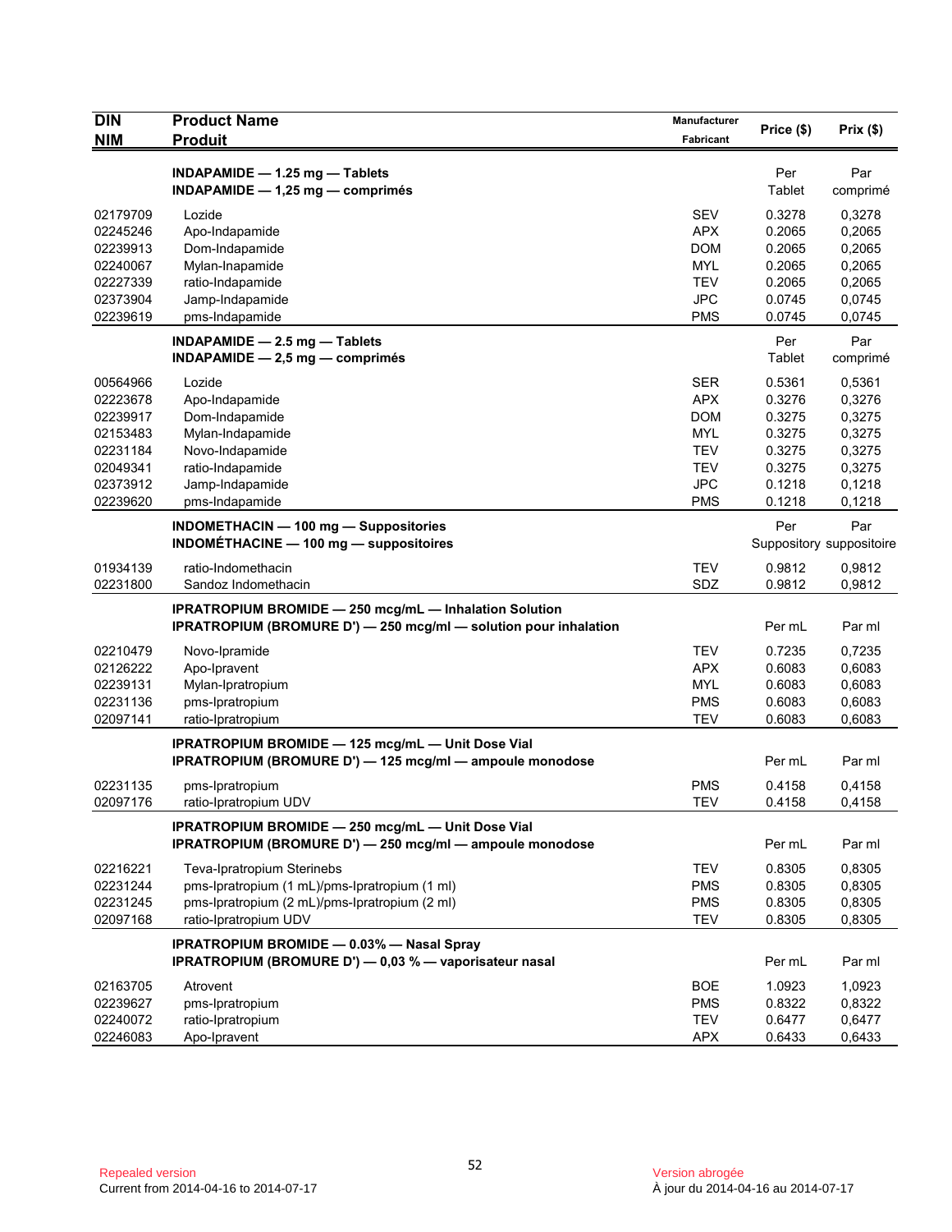| DIN<br>NIM | Product Name<br>Produit | Manufacturer<br>Fabricant | Price ($) | Prix ($) |
|---|---|---|---|---|
| | **INDAPAMIDE — 1.25 mg — Tablets**<br>**INDAPAMIDE — 1,25 mg — comprimés** | | Per Tablet | Par comprimé |
| 02179709 | Lozide | SEV | 0.3278 | 0,3278 |
| 02245246 | Apo-Indapamide | APX | 0.2065 | 0,2065 |
| 02239913 | Dom-Indapamide | DOM | 0.2065 | 0,2065 |
| 02240067 | Mylan-Inapamide | MYL | 0.2065 | 0,2065 |
| 02227339 | ratio-Indapamide | TEV | 0.2065 | 0,2065 |
| 02373904 | Jamp-Indapamide | JPC | 0.0745 | 0,0745 |
| 02239619 | pms-Indapamide | PMS | 0.0745 | 0,0745 |
| | **INDAPAMIDE — 2.5 mg — Tablets**<br>**INDAPAMIDE — 2,5 mg — comprimés** | | Per Tablet | Par comprimé |
| 00564966 | Lozide | SER | 0.5361 | 0,5361 |
| 02223678 | Apo-Indapamide | APX | 0.3276 | 0,3276 |
| 02239917 | Dom-Indapamide | DOM | 0.3275 | 0,3275 |
| 02153483 | Mylan-Indapamide | MYL | 0.3275 | 0,3275 |
| 02231184 | Novo-Indapamide | TEV | 0.3275 | 0,3275 |
| 02049341 | ratio-Indapamide | TEV | 0.3275 | 0,3275 |
| 02373912 | Jamp-Indapamide | JPC | 0.1218 | 0,1218 |
| 02239620 | pms-Indapamide | PMS | 0.1218 | 0,1218 |
| | **INDOMETHACIN — 100 mg — Suppositories**<br>**INDOMÉTHACINE — 100 mg — suppositoires** | | Per Suppository | Par suppositoire |
| 01934139 | ratio-Indomethacin | TEV | 0.9812 | 0,9812 |
| 02231800 | Sandoz Indomethacin | SDZ | 0.9812 | 0,9812 |
| | **IPRATROPIUM BROMIDE — 250 mcg/mL — Inhalation Solution**<br>**IPRATROPIUM (BROMURE D') — 250 mcg/ml — solution pour inhalation** | | Per mL | Par ml |
| 02210479 | Novo-Ipramide | TEV | 0.7235 | 0,7235 |
| 02126222 | Apo-Ipravent | APX | 0.6083 | 0,6083 |
| 02239131 | Mylan-Ipratropium | MYL | 0.6083 | 0,6083 |
| 02231136 | pms-Ipratropium | PMS | 0.6083 | 0,6083 |
| 02097141 | ratio-Ipratropium | TEV | 0.6083 | 0,6083 |
| | **IPRATROPIUM BROMIDE — 125 mcg/mL — Unit Dose Vial**<br>**IPRATROPIUM (BROMURE D') — 125 mcg/ml — ampoule monodose** | | Per mL | Par ml |
| 02231135 | pms-Ipratropium | PMS | 0.4158 | 0,4158 |
| 02097176 | ratio-Ipratropium UDV | TEV | 0.4158 | 0,4158 |
| | **IPRATROPIUM BROMIDE — 250 mcg/mL — Unit Dose Vial**<br>**IPRATROPIUM (BROMURE D') — 250 mcg/ml — ampoule monodose** | | Per mL | Par ml |
| 02216221 | Teva-Ipratropium Sterinebs | TEV | 0.8305 | 0,8305 |
| 02231244 | pms-Ipratropium (1 mL)/pms-Ipratropium (1 ml) | PMS | 0.8305 | 0,8305 |
| 02231245 | pms-Ipratropium (2 mL)/pms-Ipratropium (2 ml) | PMS | 0.8305 | 0,8305 |
| 02097168 | ratio-Ipratropium UDV | TEV | 0.8305 | 0,8305 |
| | **IPRATROPIUM BROMIDE — 0.03% — Nasal Spray**<br>**IPRATROPIUM (BROMURE D') — 0,03 % — vaporisateur nasal** | | Per mL | Par ml |
| 02163705 | Atrovent | BOE | 1.0923 | 1,0923 |
| 02239627 | pms-Ipratropium | PMS | 0.8322 | 0,8322 |
| 02240072 | ratio-Ipratropium | TEV | 0.6477 | 0,6477 |
| 02246083 | Apo-Ipravent | APX | 0.6433 | 0,6433 |

Repealed version
Current from 2014-04-16 to 2014-07-17

Version abrogée
À jour du 2014-04-16 au 2014-07-17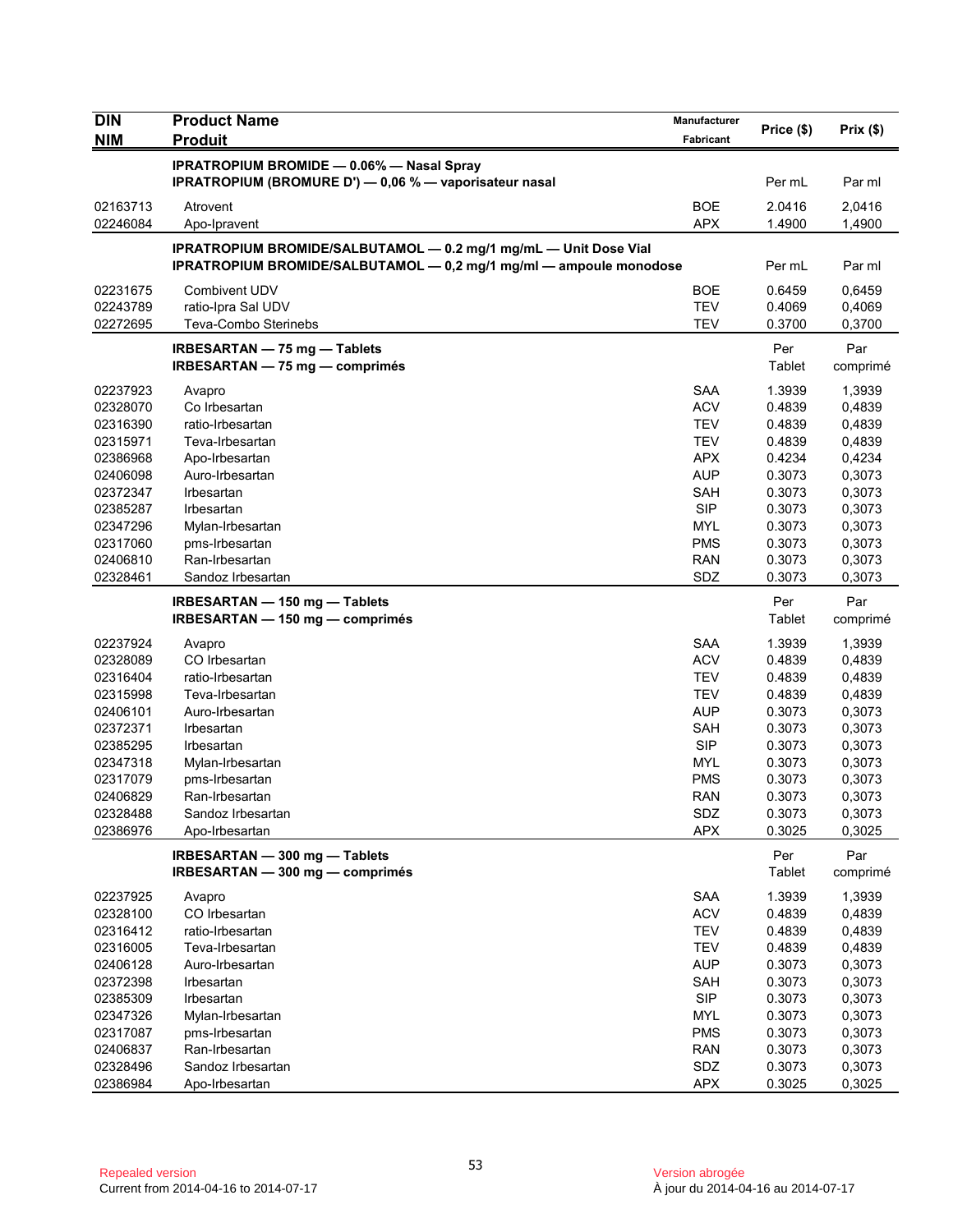| DIN<br>NIM | Product Name<br>Produit | Manufacturer<br>Fabricant | Price ($) | Prix ($) |
|---|---|---|---|---|
| | **IPRATROPIUM BROMIDE — 0.06% — Nasal Spray**<br>**IPRATROPIUM (BROMURE D') — 0,06 % — vaporisateur nasal** | | Per mL | Par ml |
| 02163713 | Atrovent | BOE | 2.0416 | 2,0416 |
| 02246084 | Apo-Ipravent | APX | 1.4900 | 1,4900 |
| | **IPRATROPIUM BROMIDE/SALBUTAMOL — 0.2 mg/1 mg/mL — Unit Dose Vial**<br>**IPRATROPIUM BROMIDE/SALBUTAMOL — 0,2 mg/1 mg/ml — ampoule monodose** | | Per mL | Par ml |
| 02231675 | Combivent UDV | BOE | 0.6459 | 0,6459 |
| 02243789 | ratio-Ipra Sal UDV | TEV | 0.4069 | 0,4069 |
| 02272695 | Teva-Combo Sterinebs | TEV | 0.3700 | 0,3700 |
| | **IRBESARTAN — 75 mg — Tablets**<br>**IRBESARTAN — 75 mg — comprimés** | | Per Tablet | Par comprimé |
| 02237923 | Avapro | SAA | 1.3939 | 1,3939 |
| 02328070 | Co Irbesartan | ACV | 0.4839 | 0,4839 |
| 02316390 | ratio-Irbesartan | TEV | 0.4839 | 0,4839 |
| 02315971 | Teva-Irbesartan | TEV | 0.4839 | 0,4839 |
| 02386968 | Apo-Irbesartan | APX | 0.4234 | 0,4234 |
| 02406098 | Auro-Irbesartan | AUP | 0.3073 | 0,3073 |
| 02372347 | Irbesartan | SAH | 0.3073 | 0,3073 |
| 02385287 | Irbesartan | SIP | 0.3073 | 0,3073 |
| 02347296 | Mylan-Irbesartan | MYL | 0.3073 | 0,3073 |
| 02317060 | pms-Irbesartan | PMS | 0.3073 | 0,3073 |
| 02406810 | Ran-Irbesartan | RAN | 0.3073 | 0,3073 |
| 02328461 | Sandoz Irbesartan | SDZ | 0.3073 | 0,3073 |
| | **IRBESARTAN — 150 mg — Tablets**<br>**IRBESARTAN — 150 mg — comprimés** | | Per Tablet | Par comprimé |
| 02237924 | Avapro | SAA | 1.3939 | 1,3939 |
| 02328089 | CO Irbesartan | ACV | 0.4839 | 0,4839 |
| 02316404 | ratio-Irbesartan | TEV | 0.4839 | 0,4839 |
| 02315998 | Teva-Irbesartan | TEV | 0.4839 | 0,4839 |
| 02406101 | Auro-Irbesartan | AUP | 0.3073 | 0,3073 |
| 02372371 | Irbesartan | SAH | 0.3073 | 0,3073 |
| 02385295 | Irbesartan | SIP | 0.3073 | 0,3073 |
| 02347318 | Mylan-Irbesartan | MYL | 0.3073 | 0,3073 |
| 02317079 | pms-Irbesartan | PMS | 0.3073 | 0,3073 |
| 02406829 | Ran-Irbesartan | RAN | 0.3073 | 0,3073 |
| 02328488 | Sandoz Irbesartan | SDZ | 0.3073 | 0,3073 |
| 02386976 | Apo-Irbesartan | APX | 0.3025 | 0,3025 |
| | **IRBESARTAN — 300 mg — Tablets**<br>**IRBESARTAN — 300 mg — comprimés** | | Per Tablet | Par comprimé |
| 02237925 | Avapro | SAA | 1.3939 | 1,3939 |
| 02328100 | CO Irbesartan | ACV | 0.4839 | 0,4839 |
| 02316412 | ratio-Irbesartan | TEV | 0.4839 | 0,4839 |
| 02316005 | Teva-Irbesartan | TEV | 0.4839 | 0,4839 |
| 02406128 | Auro-Irbesartan | AUP | 0.3073 | 0,3073 |
| 02372398 | Irbesartan | SAH | 0.3073 | 0,3073 |
| 02385309 | Irbesartan | SIP | 0.3073 | 0,3073 |
| 02347326 | Mylan-Irbesartan | MYL | 0.3073 | 0,3073 |
| 02317087 | pms-Irbesartan | PMS | 0.3073 | 0,3073 |
| 02406837 | Ran-Irbesartan | RAN | 0.3073 | 0,3073 |
| 02328496 | Sandoz Irbesartan | SDZ | 0.3073 | 0,3073 |
| 02386984 | Apo-Irbesartan | APX | 0.3025 | 0,3025 |

Repealed version
Current from 2014-04-16 to 2014-07-17

Version abrogée
À jour du 2014-04-16 au 2014-07-17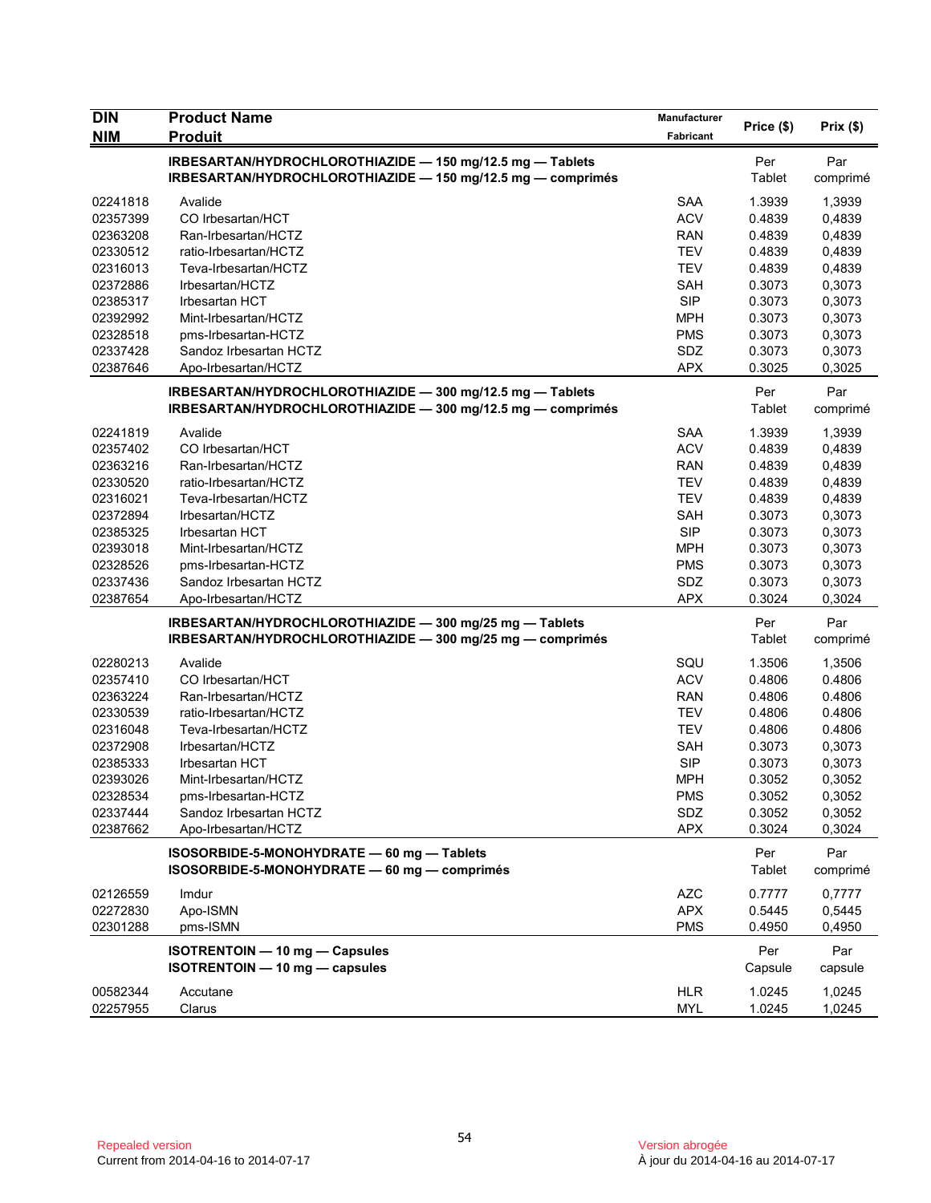| DIN<br>NIM | Product Name<br>Produit | Manufacturer<br>Fabricant | Price ($) | Prix ($) |
|---|---|---|---|---|
| | **IRBESARTAN/HYDROCHLOROTHIAZIDE — 150 mg/12.5 mg — Tablets**<br>**IRBESARTAN/HYDROCHLOROTHIAZIDE — 150 mg/12.5 mg — comprimés** | | Per Tablet | Par comprimé |
| 02241818 | Avalide | SAA | 1.3939 | 1,3939 |
| 02357399 | CO Irbesartan/HCT | ACV | 0.4839 | 0,4839 |
| 02363208 | Ran-Irbesartan/HCTZ | RAN | 0.4839 | 0,4839 |
| 02330512 | ratio-Irbesartan/HCTZ | TEV | 0.4839 | 0,4839 |
| 02316013 | Teva-Irbesartan/HCTZ | TEV | 0.4839 | 0,4839 |
| 02372886 | Irbesartan/HCTZ | SAH | 0.3073 | 0,3073 |
| 02385317 | Irbesartan HCT | SIP | 0.3073 | 0,3073 |
| 02392992 | Mint-Irbesartan/HCTZ | MPH | 0.3073 | 0,3073 |
| 02328518 | pms-Irbesartan-HCTZ | PMS | 0.3073 | 0,3073 |
| 02337428 | Sandoz Irbesartan HCTZ | SDZ | 0.3073 | 0,3073 |
| 02387646 | Apo-Irbesartan/HCTZ | APX | 0.3025 | 0,3025 |
| | **IRBESARTAN/HYDROCHLOROTHIAZIDE — 300 mg/12.5 mg — Tablets**<br>**IRBESARTAN/HYDROCHLOROTHIAZIDE — 300 mg/12.5 mg — comprimés** | | Per Tablet | Par comprimé |
| 02241819 | Avalide | SAA | 1.3939 | 1,3939 |
| 02357402 | CO Irbesartan/HCT | ACV | 0.4839 | 0,4839 |
| 02363216 | Ran-Irbesartan/HCTZ | RAN | 0.4839 | 0,4839 |
| 02330520 | ratio-Irbesartan/HCTZ | TEV | 0.4839 | 0,4839 |
| 02316021 | Teva-Irbesartan/HCTZ | TEV | 0.4839 | 0,4839 |
| 02372894 | Irbesartan/HCTZ | SAH | 0.3073 | 0,3073 |
| 02385325 | Irbesartan HCT | SIP | 0.3073 | 0,3073 |
| 02393018 | Mint-Irbesartan/HCTZ | MPH | 0.3073 | 0,3073 |
| 02328526 | pms-Irbesartan-HCTZ | PMS | 0.3073 | 0,3073 |
| 02337436 | Sandoz Irbesartan HCTZ | SDZ | 0.3073 | 0,3073 |
| 02387654 | Apo-Irbesartan/HCTZ | APX | 0.3024 | 0,3024 |
| | **IRBESARTAN/HYDROCHLOROTHIAZIDE — 300 mg/25 mg — Tablets**<br>**IRBESARTAN/HYDROCHLOROTHIAZIDE — 300 mg/25 mg — comprimés** | | Per Tablet | Par comprimé |
| 02280213 | Avalide | SQU | 1.3506 | 1,3506 |
| 02357410 | CO Irbesartan/HCT | ACV | 0.4806 | 0.4806 |
| 02363224 | Ran-Irbesartan/HCTZ | RAN | 0.4806 | 0.4806 |
| 02330539 | ratio-Irbesartan/HCTZ | TEV | 0.4806 | 0.4806 |
| 02316048 | Teva-Irbesartan/HCTZ | TEV | 0.4806 | 0.4806 |
| 02372908 | Irbesartan/HCTZ | SAH | 0.3073 | 0,3073 |
| 02385333 | Irbesartan HCT | SIP | 0.3073 | 0,3073 |
| 02393026 | Mint-Irbesartan/HCTZ | MPH | 0.3052 | 0,3052 |
| 02328534 | pms-Irbesartan-HCTZ | PMS | 0.3052 | 0,3052 |
| 02337444 | Sandoz Irbesartan HCTZ | SDZ | 0.3052 | 0,3052 |
| 02387662 | Apo-Irbesartan/HCTZ | APX | 0.3024 | 0,3024 |
| | **ISOSORBIDE-5-MONOHYDRATE — 60 mg — Tablets**<br>**ISOSORBIDE-5-MONOHYDRATE — 60 mg — comprimés** | | Per Tablet | Par comprimé |
| 02126559 | Imdur | AZC | 0.7777 | 0,7777 |
| 02272830 | Apo-ISMN | APX | 0.5445 | 0,5445 |
| 02301288 | pms-ISMN | PMS | 0.4950 | 0,4950 |
| | **ISOTRENTOIN — 10 mg — Capsules**<br>**ISOTRENTOIN — 10 mg — capsules** | | Per Capsule | Par capsule |
| 00582344 | Accutane | HLR | 1.0245 | 1,0245 |
| 02257955 | Clarus | MYL | 1.0245 | 1,0245 |

Repealed version
Current from 2014-04-16 to 2014-07-17

Version abrogée
À jour du 2014-04-16 au 2014-07-17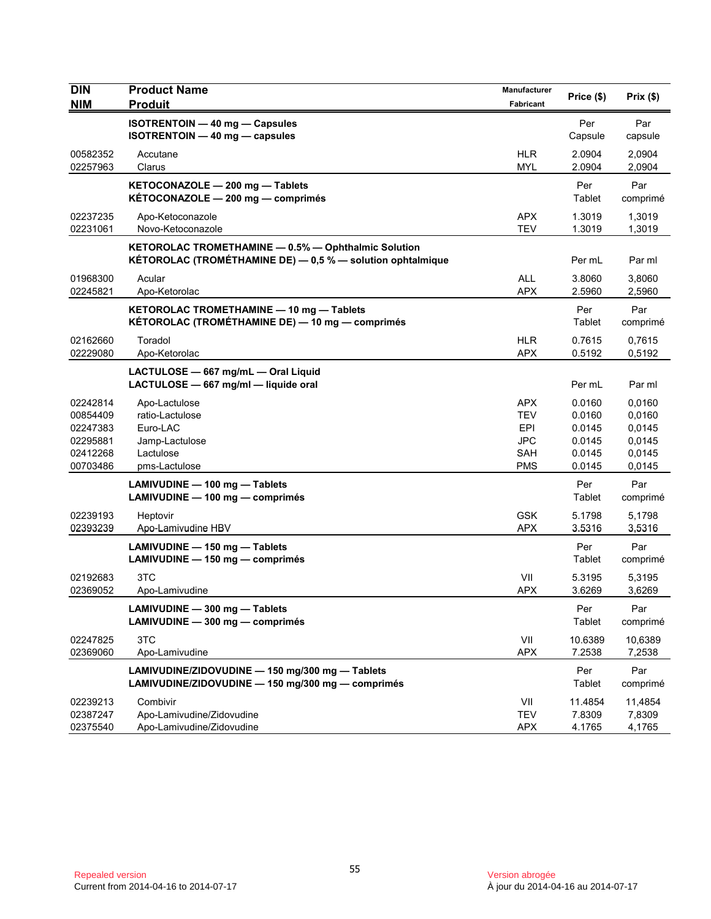| DIN<br>NIM | Product Name<br>Produit | Manufacturer<br>Fabricant | Price ($) | Prix ($) |
|---|---|---|---|---|
| | **ISOTRENTOIN — 40 mg — Capsules**<br>**ISOTRENTOIN — 40 mg — capsules** | | Per Capsule | Par capsule |
| 00582352 | Accutane | HLR | 2.0904 | 2,0904 |
| 02257963 | Clarus | MYL | 2.0904 | 2,0904 |
| | **KETOCONAZOLE — 200 mg — Tablets**<br>**KÉTOCONAZOLE — 200 mg — comprimés** | | Per Tablet | Par comprimé |
| 02237235 | Apo-Ketoconazole | APX | 1.3019 | 1,3019 |
| 02231061 | Novo-Ketoconazole | TEV | 1.3019 | 1,3019 |
| | **KETOROLAC TROMETHAMINE — 0.5% — Ophthalmic Solution**<br>**KÉTOROLAC (TROMÉTHAMINE DE) — 0,5 % — solution ophtalmique** | | Per mL | Par ml |
| 01968300 | Acular | ALL | 3.8060 | 3,8060 |
| 02245821 | Apo-Ketorolac | APX | 2.5960 | 2,5960 |
| | **KETOROLAC TROMETHAMINE — 10 mg — Tablets**<br>**KÉTOROLAC (TROMÉTHAMINE DE) — 10 mg — comprimés** | | Per Tablet | Par comprimé |
| 02162660 | Toradol | HLR | 0.7615 | 0,7615 |
| 02229080 | Apo-Ketorolac | APX | 0.5192 | 0,5192 |
| | **LACTULOSE — 667 mg/mL — Oral Liquid**<br>**LACTULOSE — 667 mg/ml — liquide oral** | | Per mL | Par ml |
| 02242814 | Apo-Lactulose | APX | 0.0160 | 0,0160 |
| 00854409 | ratio-Lactulose | TEV | 0.0160 | 0,0160 |
| 02247383 | Euro-LAC | EPI | 0.0145 | 0,0145 |
| 02295881 | Jamp-Lactulose | JPC | 0.0145 | 0,0145 |
| 02412268 | Lactulose | SAH | 0.0145 | 0,0145 |
| 00703486 | pms-Lactulose | PMS | 0.0145 | 0,0145 |
| | **LAMIVUDINE — 100 mg — Tablets**<br>**LAMIVUDINE — 100 mg — comprimés** | | Per Tablet | Par comprimé |
| 02239193 | Heptovir | GSK | 5.1798 | 5,1798 |
| 02393239 | Apo-Lamivudine HBV | APX | 3.5316 | 3,5316 |
| | **LAMIVUDINE — 150 mg — Tablets**<br>**LAMIVUDINE — 150 mg — comprimés** | | Per Tablet | Par comprimé |
| 02192683 | 3TC | VII | 5.3195 | 5,3195 |
| 02369052 | Apo-Lamivudine | APX | 3.6269 | 3,6269 |
| | **LAMIVUDINE — 300 mg — Tablets**<br>**LAMIVUDINE — 300 mg — comprimés** | | Per Tablet | Par comprimé |
| 02247825 | 3TC | VII | 10.6389 | 10,6389 |
| 02369060 | Apo-Lamivudine | APX | 7.2538 | 7,2538 |
| | **LAMIVUDINE/ZIDOVUDINE — 150 mg/300 mg — Tablets**<br>**LAMIVUDINE/ZIDOVUDINE — 150 mg/300 mg — comprimés** | | Per Tablet | Par comprimé |
| 02239213 | Combivir | VII | 11.4854 | 11,4854 |
| 02387247 | Apo-Lamivudine/Zidovudine | TEV | 7.8309 | 7,8309 |
| 02375540 | Apo-Lamivudine/Zidovudine | APX | 4.1765 | 4,1765 |

Repealed version
Current from 2014-04-16 to 2014-07-17

Version abrogée
À jour du 2014-04-16 au 2014-07-17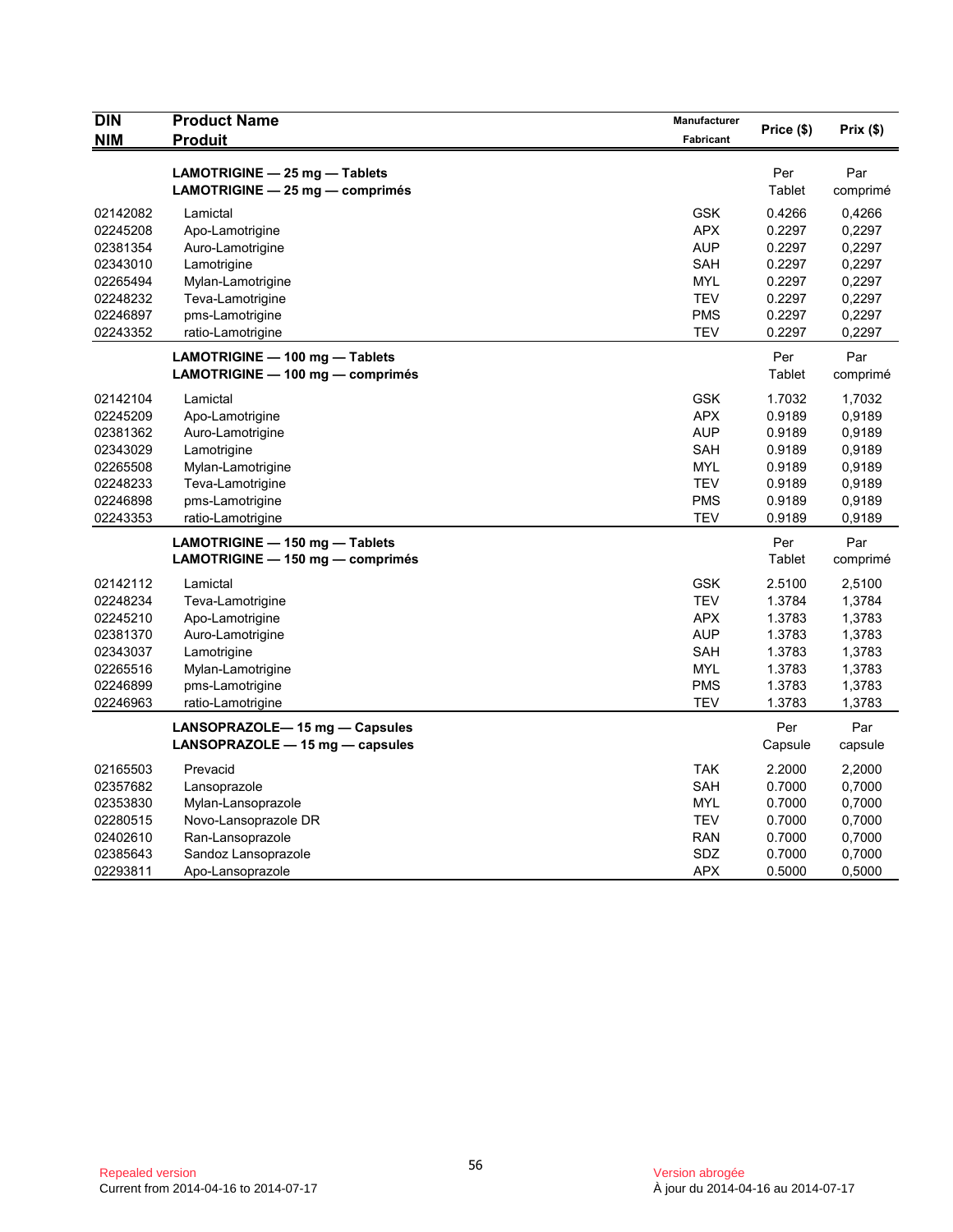| DIN<br>NIM | Product Name<br>Produit | Manufacturer<br>Fabricant | Price ($) | Prix ($) |
|---|---|---|---|---|
| | **LAMOTRIGINE — 25 mg — Tablets**<br>**LAMOTRIGINE — 25 mg — comprimés** | | Per<br>Tablet | Par<br>comprimé |
| 02142082 | Lamictal | GSK | 0.4266 | 0,4266 |
| 02245208 | Apo-Lamotrigine | APX | 0.2297 | 0,2297 |
| 02381354 | Auro-Lamotrigine | AUP | 0.2297 | 0,2297 |
| 02343010 | Lamotrigine | SAH | 0.2297 | 0,2297 |
| 02265494 | Mylan-Lamotrigine | MYL | 0.2297 | 0,2297 |
| 02248232 | Teva-Lamotrigine | TEV | 0.2297 | 0,2297 |
| 02246897 | pms-Lamotrigine | PMS | 0.2297 | 0,2297 |
| 02243352 | ratio-Lamotrigine | TEV | 0.2297 | 0,2297 |
| | **LAMOTRIGINE — 100 mg — Tablets**<br>**LAMOTRIGINE — 100 mg — comprimés** | | Per<br>Tablet | Par<br>comprimé |
| 02142104 | Lamictal | GSK | 1.7032 | 1,7032 |
| 02245209 | Apo-Lamotrigine | APX | 0.9189 | 0,9189 |
| 02381362 | Auro-Lamotrigine | AUP | 0.9189 | 0,9189 |
| 02343029 | Lamotrigine | SAH | 0.9189 | 0,9189 |
| 02265508 | Mylan-Lamotrigine | MYL | 0.9189 | 0,9189 |
| 02248233 | Teva-Lamotrigine | TEV | 0.9189 | 0,9189 |
| 02246898 | pms-Lamotrigine | PMS | 0.9189 | 0,9189 |
| 02243353 | ratio-Lamotrigine | TEV | 0.9189 | 0,9189 |
| | **LAMOTRIGINE — 150 mg — Tablets**<br>**LAMOTRIGINE — 150 mg — comprimés** | | Per<br>Tablet | Par<br>comprimé |
| 02142112 | Lamictal | GSK | 2.5100 | 2,5100 |
| 02248234 | Teva-Lamotrigine | TEV | 1.3784 | 1,3784 |
| 02245210 | Apo-Lamotrigine | APX | 1.3783 | 1,3783 |
| 02381370 | Auro-Lamotrigine | AUP | 1.3783 | 1,3783 |
| 02343037 | Lamotrigine | SAH | 1.3783 | 1,3783 |
| 02265516 | Mylan-Lamotrigine | MYL | 1.3783 | 1,3783 |
| 02246899 | pms-Lamotrigine | PMS | 1.3783 | 1,3783 |
| 02246963 | ratio-Lamotrigine | TEV | 1.3783 | 1,3783 |
| | **LANSOPRAZOLE— 15 mg — Capsules**<br>**LANSOPRAZOLE — 15 mg — capsules** | | Per<br>Capsule | Par<br>capsule |
| 02165503 | Prevacid | TAK | 2.2000 | 2,2000 |
| 02357682 | Lansoprazole | SAH | 0.7000 | 0,7000 |
| 02353830 | Mylan-Lansoprazole | MYL | 0.7000 | 0,7000 |
| 02280515 | Novo-Lansoprazole DR | TEV | 0.7000 | 0,7000 |
| 02402610 | Ran-Lansoprazole | RAN | 0.7000 | 0,7000 |
| 02385643 | Sandoz Lansoprazole | SDZ | 0.7000 | 0,7000 |
| 02293811 | Apo-Lansoprazole | APX | 0.5000 | 0,5000 |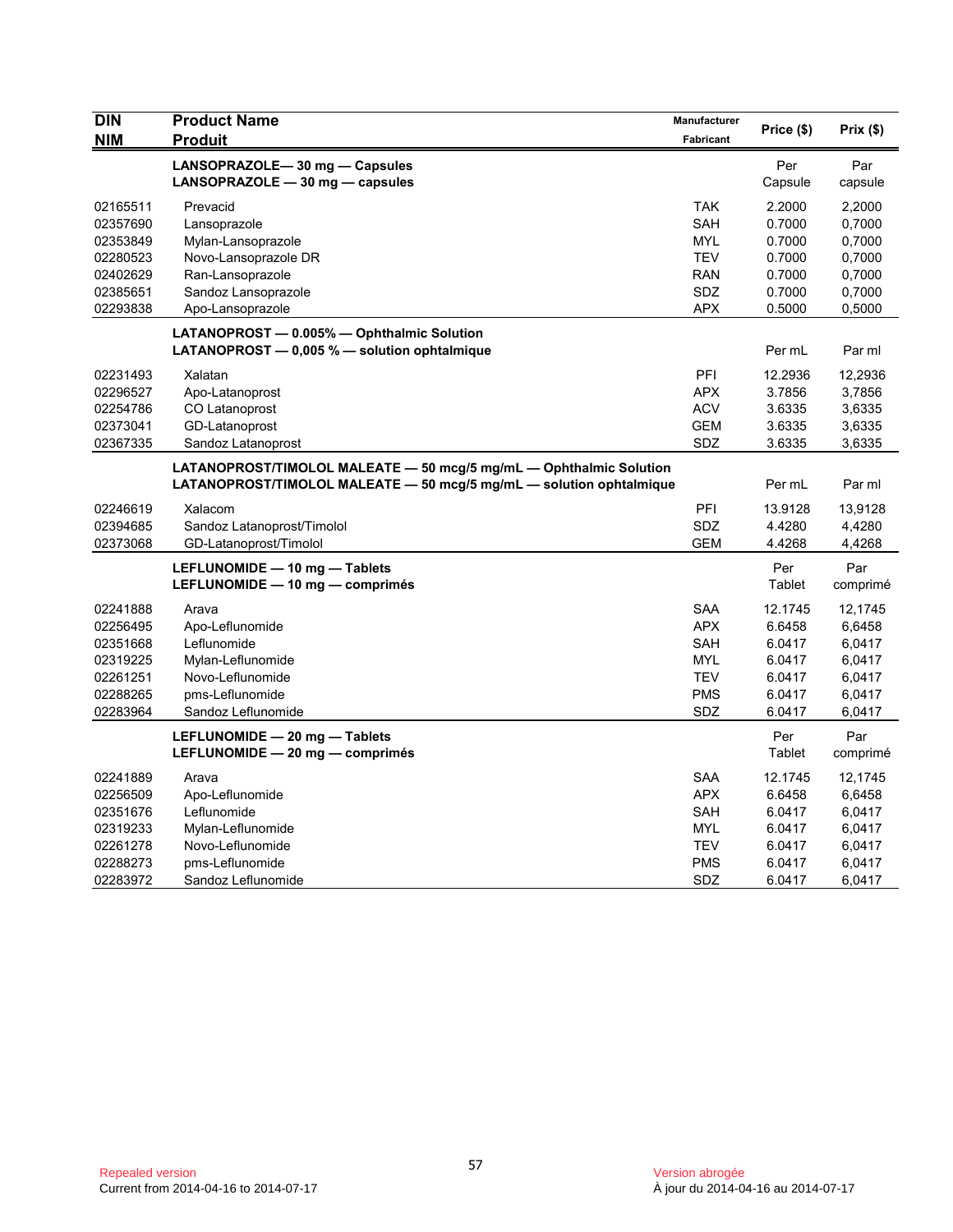| DIN<br>NIM | Product Name<br>Produit | Manufacturer<br>Fabricant | Price ($) | Prix ($) |
|---|---|---|---|---|
| | **LANSOPRAZOLE— 30 mg — Capsules**<br>**LANSOPRAZOLE — 30 mg — capsules** | | Per Capsule | Par capsule |
| 02165511 | Prevacid | TAK | 2.2000 | 2,2000 |
| 02357690 | Lansoprazole | SAH | 0.7000 | 0,7000 |
| 02353849 | Mylan-Lansoprazole | MYL | 0.7000 | 0,7000 |
| 02280523 | Novo-Lansoprazole DR | TEV | 0.7000 | 0,7000 |
| 02402629 | Ran-Lansoprazole | RAN | 0.7000 | 0,7000 |
| 02385651 | Sandoz Lansoprazole | SDZ | 0.7000 | 0,7000 |
| 02293838 | Apo-Lansoprazole | APX | 0.5000 | 0,5000 |
| | **LATANOPROST — 0.005% — Ophthalmic Solution**<br>**LATANOPROST — 0,005 % — solution ophtalmique** | | Per mL | Par ml |
| 02231493 | Xalatan | PFI | 12.2936 | 12,2936 |
| 02296527 | Apo-Latanoprost | APX | 3.7856 | 3,7856 |
| 02254786 | CO Latanoprost | ACV | 3.6335 | 3,6335 |
| 02373041 | GD-Latanoprost | GEM | 3.6335 | 3,6335 |
| 02367335 | Sandoz Latanoprost | SDZ | 3.6335 | 3,6335 |
| | **LATANOPROST/TIMOLOL MALEATE — 50 mcg/5 mg/mL — Ophthalmic Solution**<br>**LATANOPROST/TIMOLOL MALEATE — 50 mcg/5 mg/mL — solution ophtalmique** | | Per mL | Par ml |
| 02246619 | Xalacom | PFI | 13.9128 | 13,9128 |
| 02394685 | Sandoz Latanoprost/Timolol | SDZ | 4.4280 | 4,4280 |
| 02373068 | GD-Latanoprost/Timolol | GEM | 4.4268 | 4,4268 |
| | **LEFLUNOMIDE — 10 mg — Tablets**<br>**LEFLUNOMIDE — 10 mg — comprimés** | | Per Tablet | Par comprimé |
| 02241888 | Arava | SAA | 12.1745 | 12,1745 |
| 02256495 | Apo-Leflunomide | APX | 6.6458 | 6,6458 |
| 02351668 | Leflunomide | SAH | 6.0417 | 6,0417 |
| 02319225 | Mylan-Leflunomide | MYL | 6.0417 | 6,0417 |
| 02261251 | Novo-Leflunomide | TEV | 6.0417 | 6,0417 |
| 02288265 | pms-Leflunomide | PMS | 6.0417 | 6,0417 |
| 02283964 | Sandoz Leflunomide | SDZ | 6.0417 | 6,0417 |
| | **LEFLUNOMIDE — 20 mg — Tablets**<br>**LEFLUNOMIDE — 20 mg — comprimés** | | Per Tablet | Par comprimé |
| 02241889 | Arava | SAA | 12.1745 | 12,1745 |
| 02256509 | Apo-Leflunomide | APX | 6.6458 | 6,6458 |
| 02351676 | Leflunomide | SAH | 6.0417 | 6,0417 |
| 02319233 | Mylan-Leflunomide | MYL | 6.0417 | 6,0417 |
| 02261278 | Novo-Leflunomide | TEV | 6.0417 | 6,0417 |
| 02288273 | pms-Leflunomide | PMS | 6.0417 | 6,0417 |
| 02283972 | Sandoz Leflunomide | SDZ | 6.0417 | 6,0417 |

Repealed version
Current from 2014-04-16 to 2014-07-17

Version abrogée
À jour du 2014-04-16 au 2014-07-17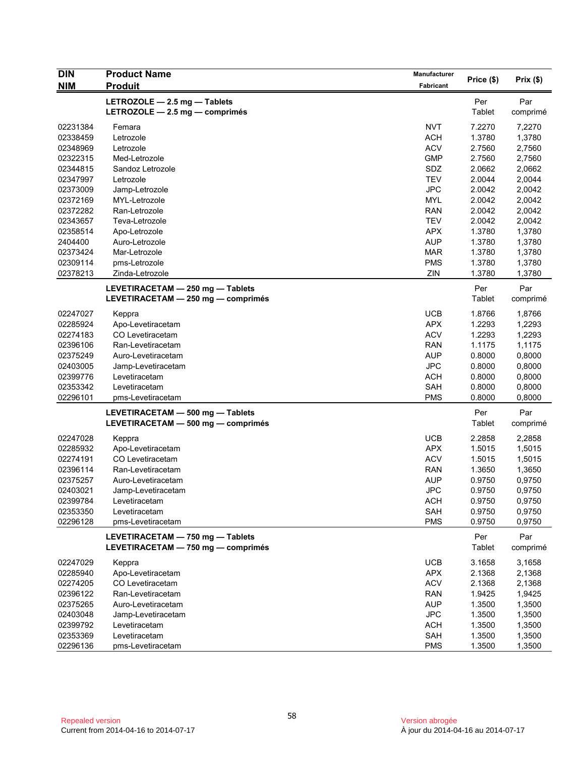| DIN<br>NIM | Product Name<br>Produit | Manufacturer<br>Fabricant | Price ($) | Prix ($) |
|---|---|---|---|---|
| | **LETROZOLE — 2.5 mg — Tablets**<br>**LETROZOLE — 2.5 mg — comprimés** | | Per Tablet | Par comprimé |
| 02231384 | Femara | NVT | 7.2270 | 7,2270 |
| 02338459 | Letrozole | ACH | 1.3780 | 1,3780 |
| 02348969 | Letrozole | ACV | 2.7560 | 2,7560 |
| 02322315 | Med-Letrozole | GMP | 2.7560 | 2,7560 |
| 02344815 | Sandoz Letrozole | SDZ | 2.0662 | 2,0662 |
| 02347997 | Letrozole | TEV | 2.0044 | 2,0044 |
| 02373009 | Jamp-Letrozole | JPC | 2.0042 | 2,0042 |
| 02372169 | MYL-Letrozole | MYL | 2.0042 | 2,0042 |
| 02372282 | Ran-Letrozole | RAN | 2.0042 | 2,0042 |
| 02343657 | Teva-Letrozole | TEV | 2.0042 | 2,0042 |
| 02358514 | Apo-Letrozole | APX | 1.3780 | 1,3780 |
| 2404400 | Auro-Letrozole | AUP | 1.3780 | 1,3780 |
| 02373424 | Mar-Letrozole | MAR | 1.3780 | 1,3780 |
| 02309114 | pms-Letrozole | PMS | 1.3780 | 1,3780 |
| 02378213 | Zinda-Letrozole | ZIN | 1.3780 | 1,3780 |
| | **LEVETIRACETAM — 250 mg — Tablets**<br>**LEVETIRACETAM — 250 mg — comprimés** | | Per Tablet | Par comprimé |
| 02247027 | Keppra | UCB | 1.8766 | 1,8766 |
| 02285924 | Apo-Levetiracetam | APX | 1.2293 | 1,2293 |
| 02274183 | CO Levetiracetam | ACV | 1.2293 | 1,2293 |
| 02396106 | Ran-Levetiracetam | RAN | 1.1175 | 1,1175 |
| 02375249 | Auro-Levetiracetam | AUP | 0.8000 | 0,8000 |
| 02403005 | Jamp-Levetiracetam | JPC | 0.8000 | 0,8000 |
| 02399776 | Levetiracetam | ACH | 0.8000 | 0,8000 |
| 02353342 | Levetiracetam | SAH | 0.8000 | 0,8000 |
| 02296101 | pms-Levetiracetam | PMS | 0.8000 | 0,8000 |
| | **LEVETIRACETAM — 500 mg — Tablets**<br>**LEVETIRACETAM — 500 mg — comprimés** | | Per Tablet | Par comprimé |
| 02247028 | Keppra | UCB | 2.2858 | 2,2858 |
| 02285932 | Apo-Levetiracetam | APX | 1.5015 | 1,5015 |
| 02274191 | CO Levetiracetam | ACV | 1.5015 | 1,5015 |
| 02396114 | Ran-Levetiracetam | RAN | 1.3650 | 1,3650 |
| 02375257 | Auro-Levetiracetam | AUP | 0.9750 | 0,9750 |
| 02403021 | Jamp-Levetiracetam | JPC | 0.9750 | 0,9750 |
| 02399784 | Levetiracetam | ACH | 0.9750 | 0,9750 |
| 02353350 | Levetiracetam | SAH | 0.9750 | 0,9750 |
| 02296128 | pms-Levetiracetam | PMS | 0.9750 | 0,9750 |
| | **LEVETIRACETAM — 750 mg — Tablets**<br>**LEVETIRACETAM — 750 mg — comprimés** | | Per Tablet | Par comprimé |
| 02247029 | Keppra | UCB | 3.1658 | 3,1658 |
| 02285940 | Apo-Levetiracetam | APX | 2.1368 | 2,1368 |
| 02274205 | CO Levetiracetam | ACV | 2.1368 | 2,1368 |
| 02396122 | Ran-Levetiracetam | RAN | 1.9425 | 1,9425 |
| 02375265 | Auro-Levetiracetam | AUP | 1.3500 | 1,3500 |
| 02403048 | Jamp-Levetiracetam | JPC | 1.3500 | 1,3500 |
| 02399792 | Levetiracetam | ACH | 1.3500 | 1,3500 |
| 02353369 | Levetiracetam | SAH | 1.3500 | 1,3500 |
| 02296136 | pms-Levetiracetam | PMS | 1.3500 | 1,3500 |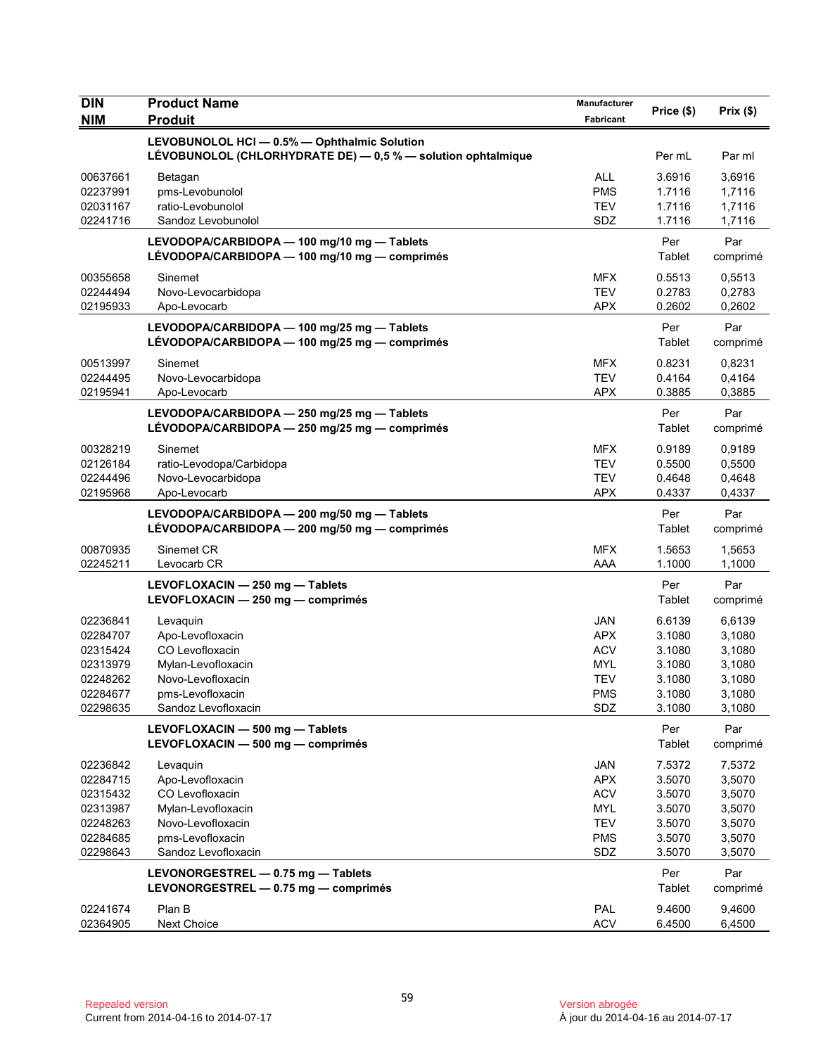| DIN<br>NIM | Product Name<br>Produit | Manufacturer<br>Fabricant | Price ($) | Prix ($) |
|---|---|---|---|---|
| | **LEVOBUNOLOL HCl — 0.5% — Ophthalmic Solution**<br>**LÉVOBUNOLOL (CHLORHYDRATE DE) — 0,5 % — solution ophtalmique** | | Per mL | Par ml |
| 00637661 | Betagan | ALL | 3.6916 | 3,6916 |
| 02237991 | pms-Levobunolol | PMS | 1.7116 | 1,7116 |
| 02031167 | ratio-Levobunolol | TEV | 1.7116 | 1,7116 |
| 02241716 | Sandoz Levobunolol | SDZ | 1.7116 | 1,7116 |
| | **LEVODOPA/CARBIDOPA — 100 mg/10 mg — Tablets**<br>**LÉVODOPA/CARBIDOPA — 100 mg/10 mg — comprimés** | | Per Tablet | Par comprimé |
| 00355658 | Sinemet | MFX | 0.5513 | 0,5513 |
| 02244494 | Novo-Levocarbidopa | TEV | 0.2783 | 0,2783 |
| 02195933 | Apo-Levocarb | APX | 0.2602 | 0,2602 |
| | **LEVODOPA/CARBIDOPA — 100 mg/25 mg — Tablets**<br>**LÉVODOPA/CARBIDOPA — 100 mg/25 mg — comprimés** | | Per Tablet | Par comprimé |
| 00513997 | Sinemet | MFX | 0.8231 | 0,8231 |
| 02244495 | Novo-Levocarbidopa | TEV | 0.4164 | 0,4164 |
| 02195941 | Apo-Levocarb | APX | 0.3885 | 0,3885 |
| | **LEVODOPA/CARBIDOPA — 250 mg/25 mg — Tablets**<br>**LÉVODOPA/CARBIDOPA — 250 mg/25 mg — comprimés** | | Per Tablet | Par comprimé |
| 00328219 | Sinemet | MFX | 0.9189 | 0,9189 |
| 02126184 | ratio-Levodopa/Carbidopa | TEV | 0.5500 | 0,5500 |
| 02244496 | Novo-Levocarbidopa | TEV | 0.4648 | 0,4648 |
| 02195968 | Apo-Levocarb | APX | 0.4337 | 0,4337 |
| | **LEVODOPA/CARBIDOPA — 200 mg/50 mg — Tablets**<br>**LÉVODOPA/CARBIDOPA — 200 mg/50 mg — comprimés** | | Per Tablet | Par comprimé |
| 00870935 | Sinemet CR | MFX | 1.5653 | 1,5653 |
| 02245211 | Levocarb CR | AAA | 1.1000 | 1,1000 |
| | **LEVOFLOXACIN — 250 mg — Tablets**<br>**LEVOFLOXACIN — 250 mg — comprimés** | | Per Tablet | Par comprimé |
| 02236841 | Levaquin | JAN | 6.6139 | 6,6139 |
| 02284707 | Apo-Levofloxacin | APX | 3.1080 | 3,1080 |
| 02315424 | CO Levofloxacin | ACV | 3.1080 | 3,1080 |
| 02313979 | Mylan-Levofloxacin | MYL | 3.1080 | 3,1080 |
| 02248262 | Novo-Levofloxacin | TEV | 3.1080 | 3,1080 |
| 02284677 | pms-Levofloxacin | PMS | 3.1080 | 3,1080 |
| 02298635 | Sandoz Levofloxacin | SDZ | 3.1080 | 3,1080 |
| | **LEVOFLOXACIN — 500 mg — Tablets**<br>**LEVOFLOXACIN — 500 mg — comprimés** | | Per Tablet | Par comprimé |
| 02236842 | Levaquin | JAN | 7.5372 | 7,5372 |
| 02284715 | Apo-Levofloxacin | APX | 3.5070 | 3,5070 |
| 02315432 | CO Levofloxacin | ACV | 3.5070 | 3,5070 |
| 02313987 | Mylan-Levofloxacin | MYL | 3.5070 | 3,5070 |
| 02248263 | Novo-Levofloxacin | TEV | 3.5070 | 3,5070 |
| 02284685 | pms-Levofloxacin | PMS | 3.5070 | 3,5070 |
| 02298643 | Sandoz Levofloxacin | SDZ | 3.5070 | 3,5070 |
| | **LEVONORGESTREL — 0.75 mg — Tablets**<br>**LEVONORGESTREL — 0.75 mg — comprimés** | | Per Tablet | Par comprimé |
| 02241674 | Plan B | PAL | 9.4600 | 9,4600 |
| 02364905 | Next Choice | ACV | 6.4500 | 6,4500 |

Repealed version
Current from 2014-04-16 to 2014-07-17

Version abrogée
À jour du 2014-04-16 au 2014-07-17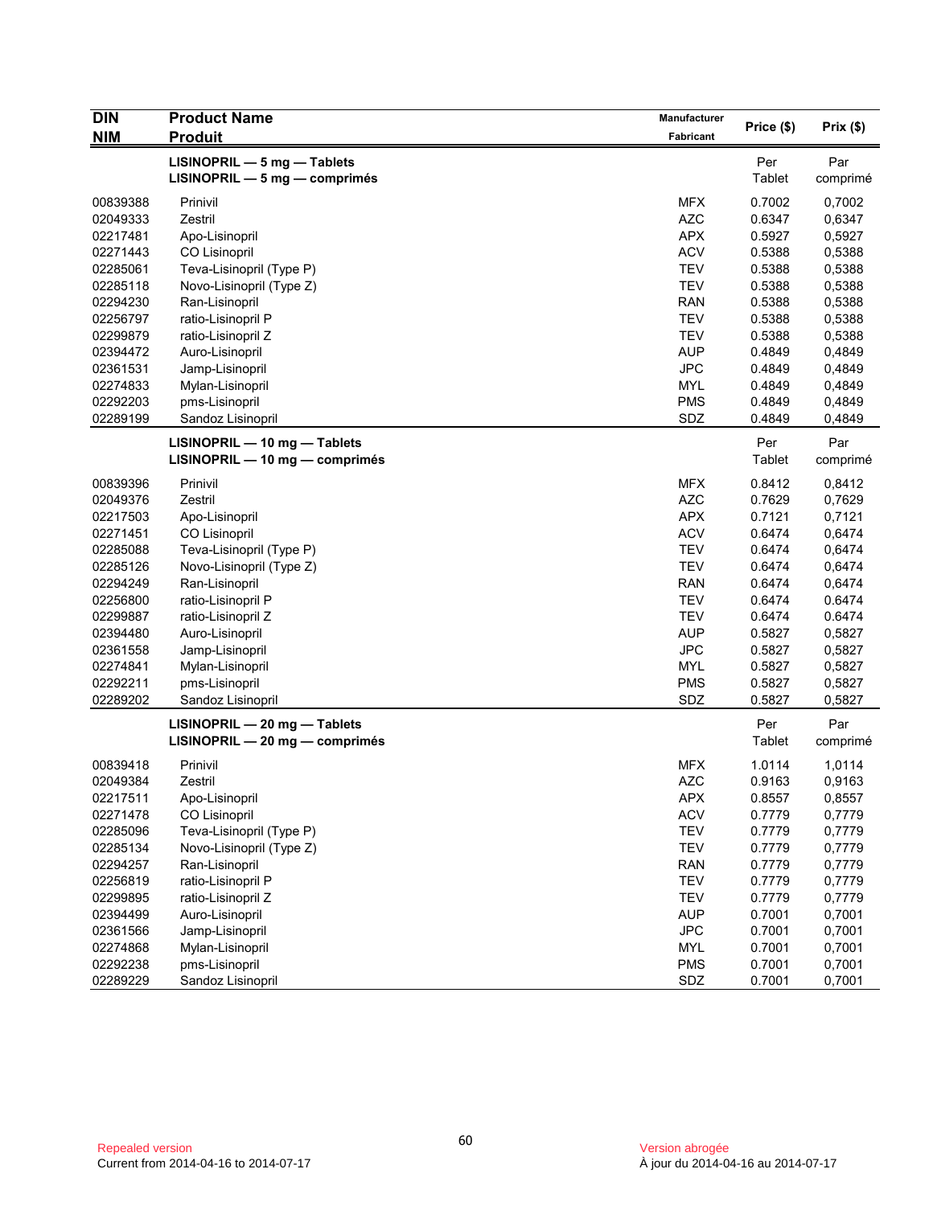| DIN<br>NIM | Product Name<br>Produit | Manufacturer<br>Fabricant | Price ($) | Prix ($) |
|---|---|---|---|---|
| | **LISINOPRIL — 5 mg — Tablets**<br>**LISINOPRIL — 5 mg — comprimés** | | Per Tablet | Par comprimé |
| 00839388 | Prinivil | MFX | 0.7002 | 0,7002 |
| 02049333 | Zestril | AZC | 0.6347 | 0,6347 |
| 02217481 | Apo-Lisinopril | APX | 0.5927 | 0,5927 |
| 02271443 | CO Lisinopril | ACV | 0.5388 | 0,5388 |
| 02285061 | Teva-Lisinopril (Type P) | TEV | 0.5388 | 0,5388 |
| 02285118 | Novo-Lisinopril (Type Z) | TEV | 0.5388 | 0,5388 |
| 02294230 | Ran-Lisinopril | RAN | 0.5388 | 0,5388 |
| 02256797 | ratio-Lisinopril P | TEV | 0.5388 | 0,5388 |
| 02299879 | ratio-Lisinopril Z | TEV | 0.5388 | 0,5388 |
| 02394472 | Auro-Lisinopril | AUP | 0.4849 | 0,4849 |
| 02361531 | Jamp-Lisinopril | JPC | 0.4849 | 0,4849 |
| 02274833 | Mylan-Lisinopril | MYL | 0.4849 | 0,4849 |
| 02292203 | pms-Lisinopril | PMS | 0.4849 | 0,4849 |
| 02289199 | Sandoz Lisinopril | SDZ | 0.4849 | 0,4849 |
| | **LISINOPRIL — 10 mg — Tablets**<br>**LISINOPRIL — 10 mg — comprimés** | | Per Tablet | Par comprimé |
| 00839396 | Prinivil | MFX | 0.8412 | 0,8412 |
| 02049376 | Zestril | AZC | 0.7629 | 0,7629 |
| 02217503 | Apo-Lisinopril | APX | 0.7121 | 0,7121 |
| 02271451 | CO Lisinopril | ACV | 0.6474 | 0,6474 |
| 02285088 | Teva-Lisinopril (Type P) | TEV | 0.6474 | 0,6474 |
| 02285126 | Novo-Lisinopril (Type Z) | TEV | 0.6474 | 0,6474 |
| 02294249 | Ran-Lisinopril | RAN | 0.6474 | 0,6474 |
| 02256800 | ratio-Lisinopril P | TEV | 0.6474 | 0.6474 |
| 02299887 | ratio-Lisinopril Z | TEV | 0.6474 | 0.6474 |
| 02394480 | Auro-Lisinopril | AUP | 0.5827 | 0,5827 |
| 02361558 | Jamp-Lisinopril | JPC | 0.5827 | 0,5827 |
| 02274841 | Mylan-Lisinopril | MYL | 0.5827 | 0,5827 |
| 02292211 | pms-Lisinopril | PMS | 0.5827 | 0,5827 |
| 02289202 | Sandoz Lisinopril | SDZ | 0.5827 | 0,5827 |
| | **LISINOPRIL — 20 mg — Tablets**<br>**LISINOPRIL — 20 mg — comprimés** | | Per Tablet | Par comprimé |
| 00839418 | Prinivil | MFX | 1.0114 | 1,0114 |
| 02049384 | Zestril | AZC | 0.9163 | 0,9163 |
| 02217511 | Apo-Lisinopril | APX | 0.8557 | 0,8557 |
| 02271478 | CO Lisinopril | ACV | 0.7779 | 0,7779 |
| 02285096 | Teva-Lisinopril (Type P) | TEV | 0.7779 | 0,7779 |
| 02285134 | Novo-Lisinopril (Type Z) | TEV | 0.7779 | 0,7779 |
| 02294257 | Ran-Lisinopril | RAN | 0.7779 | 0,7779 |
| 02256819 | ratio-Lisinopril P | TEV | 0.7779 | 0,7779 |
| 02299895 | ratio-Lisinopril Z | TEV | 0.7779 | 0,7779 |
| 02394499 | Auro-Lisinopril | AUP | 0.7001 | 0,7001 |
| 02361566 | Jamp-Lisinopril | JPC | 0.7001 | 0,7001 |
| 02274868 | Mylan-Lisinopril | MYL | 0.7001 | 0,7001 |
| 02292238 | pms-Lisinopril | PMS | 0.7001 | 0,7001 |
| 02289229 | Sandoz Lisinopril | SDZ | 0.7001 | 0,7001 |

Repealed version
Current from 2014-04-16 to 2014-07-17

Version abrogée
À jour du 2014-04-16 au 2014-07-17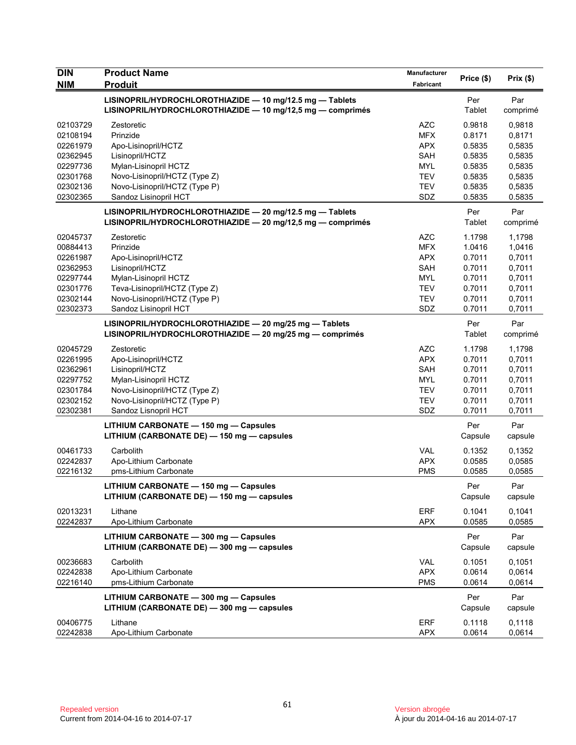| DIN<br>NIM | Product Name<br>Produit | Manufacturer<br>Fabricant | Price ($) | Prix ($) |
|---|---|---|---|---|
| | **LISINOPRIL/HYDROCHLOROTHIAZIDE — 10 mg/12.5 mg — Tablets**<br>**LISINOPRIL/HYDROCHLOROTHIAZIDE — 10 mg/12,5 mg — comprimés** | | Per Tablet | Par comprimé |
| 02103729 | Zestoretic | AZC | 0.9818 | 0,9818 |
| 02108194 | Prinzide | MFX | 0.8171 | 0,8171 |
| 02261979 | Apo-Lisinopril/HCTZ | APX | 0.5835 | 0,5835 |
| 02362945 | Lisinopril/HCTZ | SAH | 0.5835 | 0,5835 |
| 02297736 | Mylan-Lisinopril HCTZ | MYL | 0.5835 | 0,5835 |
| 02301768 | Novo-Lisinopril/HCTZ (Type Z) | TEV | 0.5835 | 0,5835 |
| 02302136 | Novo-Lisinopril/HCTZ (Type P) | TEV | 0.5835 | 0,5835 |
| 02302365 | Sandoz Lisinopril HCT | SDZ | 0.5835 | 0.5835 |
| | **LISINOPRIL/HYDROCHLOROTHIAZIDE — 20 mg/12.5 mg — Tablets**<br>**LISINOPRIL/HYDROCHLOROTHIAZIDE — 20 mg/12,5 mg — comprimés** | | Per Tablet | Par comprimé |
| 02045737 | Zestoretic | AZC | 1.1798 | 1,1798 |
| 00884413 | Prinzide | MFX | 1.0416 | 1,0416 |
| 02261987 | Apo-Lisinopril/HCTZ | APX | 0.7011 | 0,7011 |
| 02362953 | Lisinopril/HCTZ | SAH | 0.7011 | 0,7011 |
| 02297744 | Mylan-Lisinopril HCTZ | MYL | 0.7011 | 0,7011 |
| 02301776 | Teva-Lisinopril/HCTZ (Type Z) | TEV | 0.7011 | 0,7011 |
| 02302144 | Novo-Lisinopril/HCTZ (Type P) | TEV | 0.7011 | 0,7011 |
| 02302373 | Sandoz Lisinopril HCT | SDZ | 0.7011 | 0,7011 |
| | **LISINOPRIL/HYDROCHLOROTHIAZIDE — 20 mg/25 mg — Tablets**<br>**LISINOPRIL/HYDROCHLOROTHIAZIDE — 20 mg/25 mg — comprimés** | | Per Tablet | Par comprimé |
| 02045729 | Zestoretic | AZC | 1.1798 | 1,1798 |
| 02261995 | Apo-Lisinopril/HCTZ | APX | 0.7011 | 0,7011 |
| 02362961 | Lisinopril/HCTZ | SAH | 0.7011 | 0,7011 |
| 02297752 | Mylan-Lisinopril HCTZ | MYL | 0.7011 | 0,7011 |
| 02301784 | Novo-Lisinopril/HCTZ (Type Z) | TEV | 0.7011 | 0,7011 |
| 02302152 | Novo-Lisinopril/HCTZ (Type P) | TEV | 0.7011 | 0,7011 |
| 02302381 | Sandoz Lisnopril HCT | SDZ | 0.7011 | 0,7011 |
| | **LITHIUM CARBONATE — 150 mg — Capsules**<br>**LITHIUM (CARBONATE DE) — 150 mg — capsules** | | Per Capsule | Par capsule |
| 00461733 | Carbolith | VAL | 0.1352 | 0,1352 |
| 02242837 | Apo-Lithium Carbonate | APX | 0.0585 | 0,0585 |
| 02216132 | pms-Lithium Carbonate | PMS | 0.0585 | 0,0585 |
| | **LITHIUM CARBONATE — 150 mg — Capsules**<br>**LITHIUM (CARBONATE DE) — 150 mg — capsules** | | Per Capsule | Par capsule |
| 02013231 | Lithane | ERF | 0.1041 | 0,1041 |
| 02242837 | Apo-Lithium Carbonate | APX | 0.0585 | 0,0585 |
| | **LITHIUM CARBONATE — 300 mg — Capsules**<br>**LITHIUM (CARBONATE DE) — 300 mg — capsules** | | Per Capsule | Par capsule |
| 00236683 | Carbolith | VAL | 0.1051 | 0,1051 |
| 02242838 | Apo-Lithium Carbonate | APX | 0.0614 | 0,0614 |
| 02216140 | pms-Lithium Carbonate | PMS | 0.0614 | 0,0614 |
| | **LITHIUM CARBONATE — 300 mg — Capsules**<br>**LITHIUM (CARBONATE DE) — 300 mg — capsules** | | Per Capsule | Par capsule |
| 00406775 | Lithane | ERF | 0.1118 | 0,1118 |
| 02242838 | Apo-Lithium Carbonate | APX | 0.0614 | 0,0614 |

Repealed version
Current from 2014-04-16 to 2014-07-17

Version abrogée
À jour du 2014-04-16 au 2014-07-17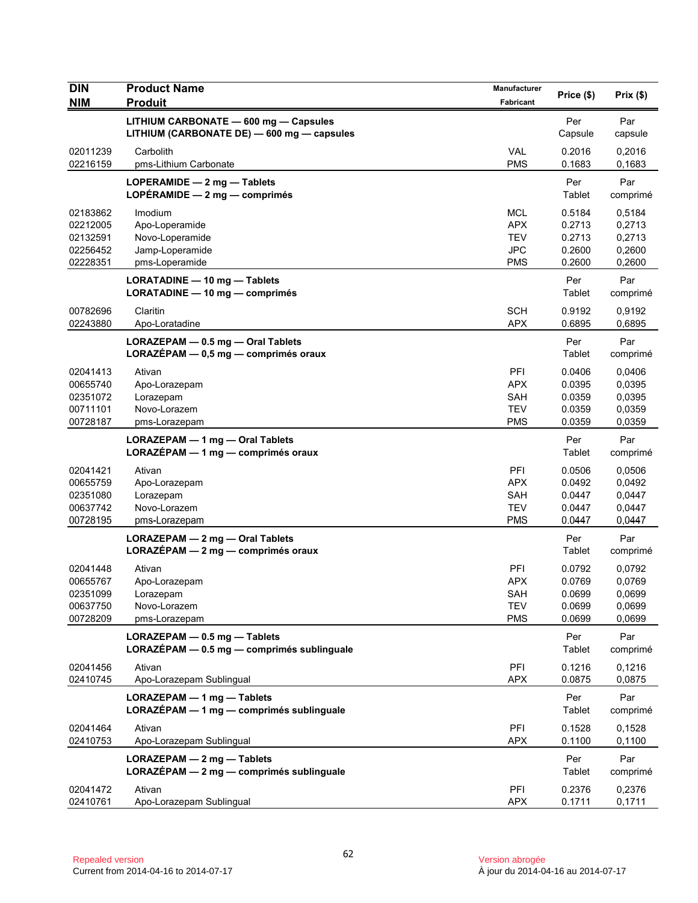| DIN<br>NIM | Product Name<br>Produit | Manufacturer<br>Fabricant | Price ($) | Prix ($) |
|---|---|---|---|---|
| | **LITHIUM CARBONATE — 600 mg — Capsules**<br>**LITHIUM (CARBONATE DE) — 600 mg — capsules** | | Per Capsule | Par capsule |
| 02011239 | Carbolith | VAL | 0.2016 | 0,2016 |
| 02216159 | pms-Lithium Carbonate | PMS | 0.1683 | 0,1683 |
| | **LOPERAMIDE — 2 mg — Tablets**<br>**LOPÉRAMIDE — 2 mg — comprimés** | | Per Tablet | Par comprimé |
| 02183862 | Imodium | MCL | 0.5184 | 0,5184 |
| 02212005 | Apo-Loperamide | APX | 0.2713 | 0,2713 |
| 02132591 | Novo-Loperamide | TEV | 0.2713 | 0,2713 |
| 02256452 | Jamp-Loperamide | JPC | 0.2600 | 0,2600 |
| 02228351 | pms-Loperamide | PMS | 0.2600 | 0,2600 |
| | **LORATADINE — 10 mg — Tablets**<br>**LORATADINE — 10 mg — comprimés** | | Per Tablet | Par comprimé |
| 00782696 | Claritin | SCH | 0.9192 | 0,9192 |
| 02243880 | Apo-Loratadine | APX | 0.6895 | 0,6895 |
| | **LORAZEPAM — 0.5 mg — Oral Tablets**<br>**LORAZÉPAM — 0,5 mg — comprimés oraux** | | Per Tablet | Par comprimé |
| 02041413 | Ativan | PFI | 0.0406 | 0,0406 |
| 00655740 | Apo-Lorazepam | APX | 0.0395 | 0,0395 |
| 02351072 | Lorazepam | SAH | 0.0359 | 0,0395 |
| 00711101 | Novo-Lorazem | TEV | 0.0359 | 0,0359 |
| 00728187 | pms-Lorazepam | PMS | 0.0359 | 0,0359 |
| | **LORAZEPAM — 1 mg — Oral Tablets**<br>**LORAZÉPAM — 1 mg — comprimés oraux** | | Per Tablet | Par comprimé |
| 02041421 | Ativan | PFI | 0.0506 | 0,0506 |
| 00655759 | Apo-Lorazepam | APX | 0.0492 | 0,0492 |
| 02351080 | Lorazepam | SAH | 0.0447 | 0,0447 |
| 00637742 | Novo-Lorazem | TEV | 0.0447 | 0,0447 |
| 00728195 | pms-Lorazepam | PMS | 0.0447 | 0,0447 |
| | **LORAZEPAM — 2 mg — Oral Tablets**<br>**LORAZÉPAM — 2 mg — comprimés oraux** | | Per Tablet | Par comprimé |
| 02041448 | Ativan | PFI | 0.0792 | 0,0792 |
| 00655767 | Apo-Lorazepam | APX | 0.0769 | 0,0769 |
| 02351099 | Lorazepam | SAH | 0.0699 | 0,0699 |
| 00637750 | Novo-Lorazem | TEV | 0.0699 | 0,0699 |
| 00728209 | pms-Lorazepam | PMS | 0.0699 | 0,0699 |
| | **LORAZEPAM — 0.5 mg — Tablets**<br>**LORAZÉPAM — 0.5 mg — comprimés sublinguale** | | Per Tablet | Par comprimé |
| 02041456 | Ativan | PFI | 0.1216 | 0,1216 |
| 02410745 | Apo-Lorazepam Sublingual | APX | 0.0875 | 0,0875 |
| | **LORAZEPAM — 1 mg — Tablets**<br>**LORAZÉPAM — 1 mg — comprimés sublinguale** | | Per Tablet | Par comprimé |
| 02041464 | Ativan | PFI | 0.1528 | 0,1528 |
| 02410753 | Apo-Lorazepam Sublingual | APX | 0.1100 | 0,1100 |
| | **LORAZEPAM — 2 mg — Tablets**<br>**LORAZÉPAM — 2 mg — comprimés sublinguale** | | Per Tablet | Par comprimé |
| 02041472 | Ativan | PFI | 0.2376 | 0,2376 |
| 02410761 | Apo-Lorazepam Sublingual | APX | 0.1711 | 0,1711 |

Repealed version
Current from 2014-04-16 to 2014-07-17

Version abrogée
À jour du 2014-04-16 au 2014-07-17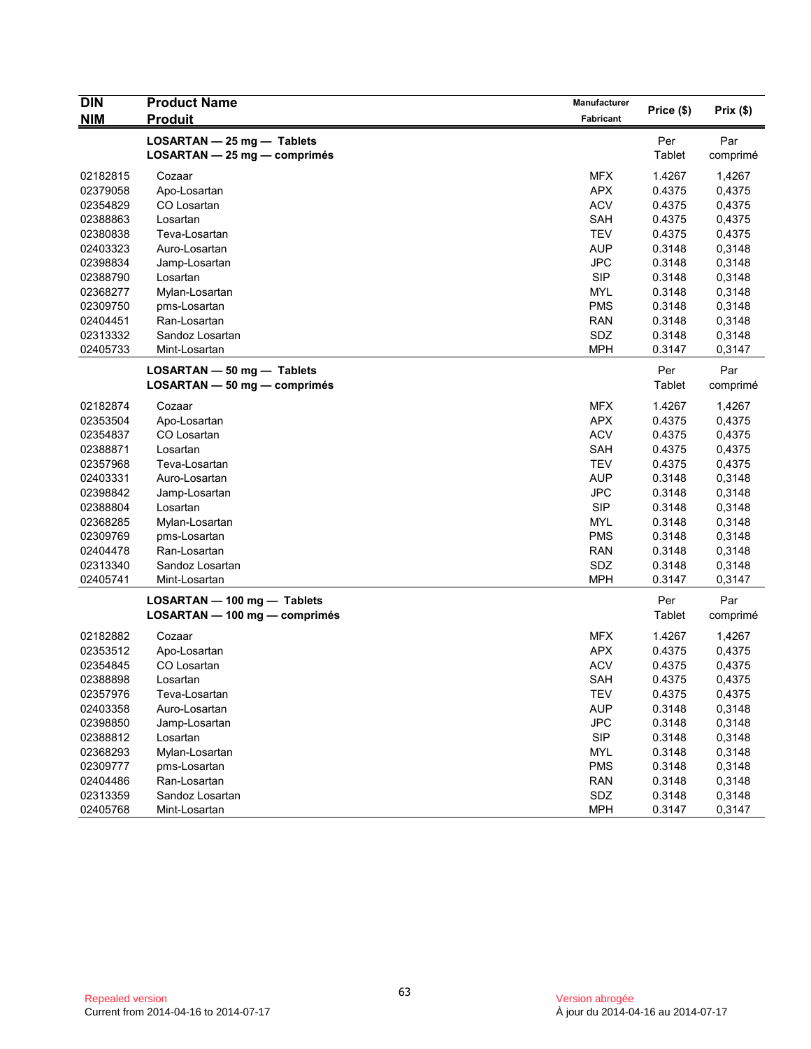| DIN<br>NIM | Product Name<br>Produit | Manufacturer<br>Fabricant | Price ($) | Prix ($) |
|---|---|---|---|---|
| | **LOSARTAN — 25 mg — Tablets**<br>**LOSARTAN — 25 mg — comprimés** | | Per Tablet | Par comprimé |
| 02182815 | Cozaar | MFX | 1.4267 | 1,4267 |
| 02379058 | Apo-Losartan | APX | 0.4375 | 0,4375 |
| 02354829 | CO Losartan | ACV | 0.4375 | 0,4375 |
| 02388863 | Losartan | SAH | 0.4375 | 0,4375 |
| 02380838 | Teva-Losartan | TEV | 0.4375 | 0,4375 |
| 02403323 | Auro-Losartan | AUP | 0.3148 | 0,3148 |
| 02398834 | Jamp-Losartan | JPC | 0.3148 | 0,3148 |
| 02388790 | Losartan | SIP | 0.3148 | 0,3148 |
| 02368277 | Mylan-Losartan | MYL | 0.3148 | 0,3148 |
| 02309750 | pms-Losartan | PMS | 0.3148 | 0,3148 |
| 02404451 | Ran-Losartan | RAN | 0.3148 | 0,3148 |
| 02313332 | Sandoz Losartan | SDZ | 0.3148 | 0,3148 |
| 02405733 | Mint-Losartan | MPH | 0.3147 | 0,3147 |
| | **LOSARTAN — 50 mg — Tablets**<br>**LOSARTAN — 50 mg — comprimés** | | Per Tablet | Par comprimé |
| 02182874 | Cozaar | MFX | 1.4267 | 1,4267 |
| 02353504 | Apo-Losartan | APX | 0.4375 | 0,4375 |
| 02354837 | CO Losartan | ACV | 0.4375 | 0,4375 |
| 02388871 | Losartan | SAH | 0.4375 | 0,4375 |
| 02357968 | Teva-Losartan | TEV | 0.4375 | 0,4375 |
| 02403331 | Auro-Losartan | AUP | 0.3148 | 0,3148 |
| 02398842 | Jamp-Losartan | JPC | 0.3148 | 0,3148 |
| 02388804 | Losartan | SIP | 0.3148 | 0,3148 |
| 02368285 | Mylan-Losartan | MYL | 0.3148 | 0,3148 |
| 02309769 | pms-Losartan | PMS | 0.3148 | 0,3148 |
| 02404478 | Ran-Losartan | RAN | 0.3148 | 0,3148 |
| 02313340 | Sandoz Losartan | SDZ | 0.3148 | 0,3148 |
| 02405741 | Mint-Losartan | MPH | 0.3147 | 0,3147 |
| | **LOSARTAN — 100 mg — Tablets**<br>**LOSARTAN — 100 mg — comprimés** | | Per Tablet | Par comprimé |
| 02182882 | Cozaar | MFX | 1.4267 | 1,4267 |
| 02353512 | Apo-Losartan | APX | 0.4375 | 0,4375 |
| 02354845 | CO Losartan | ACV | 0.4375 | 0,4375 |
| 02388898 | Losartan | SAH | 0.4375 | 0,4375 |
| 02357976 | Teva-Losartan | TEV | 0.4375 | 0,4375 |
| 02403358 | Auro-Losartan | AUP | 0.3148 | 0,3148 |
| 02398850 | Jamp-Losartan | JPC | 0.3148 | 0,3148 |
| 02388812 | Losartan | SIP | 0.3148 | 0,3148 |
| 02368293 | Mylan-Losartan | MYL | 0.3148 | 0,3148 |
| 02309777 | pms-Losartan | PMS | 0.3148 | 0,3148 |
| 02404486 | Ran-Losartan | RAN | 0.3148 | 0,3148 |
| 02313359 | Sandoz Losartan | SDZ | 0.3148 | 0,3148 |
| 02405768 | Mint-Losartan | MPH | 0.3147 | 0,3147 |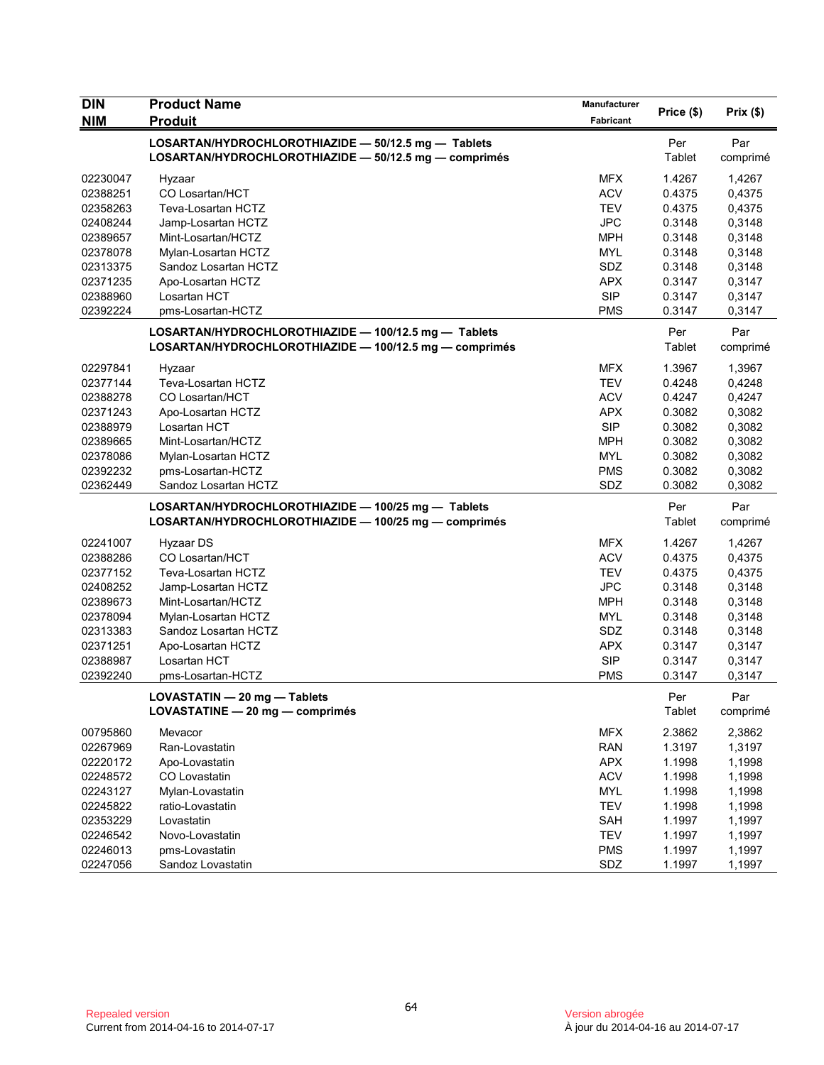| DIN<br>NIM | Product Name<br>Produit | Manufacturer<br>Fabricant | Price ($) | Prix ($) |
|---|---|---|---|---|
| | **LOSARTAN/HYDROCHLOROTHIAZIDE — 50/12.5 mg — Tablets**<br>**LOSARTAN/HYDROCHLOROTHIAZIDE — 50/12.5 mg — comprimés** | | Per Tablet | Par comprimé |
| 02230047 | Hyzaar | MFX | 1.4267 | 1,4267 |
| 02388251 | CO Losartan/HCT | ACV | 0.4375 | 0,4375 |
| 02358263 | Teva-Losartan HCTZ | TEV | 0.4375 | 0,4375 |
| 02408244 | Jamp-Losartan HCTZ | JPC | 0.3148 | 0,3148 |
| 02389657 | Mint-Losartan/HCTZ | MPH | 0.3148 | 0,3148 |
| 02378078 | Mylan-Losartan HCTZ | MYL | 0.3148 | 0,3148 |
| 02313375 | Sandoz Losartan HCTZ | SDZ | 0.3148 | 0,3148 |
| 02371235 | Apo-Losartan HCTZ | APX | 0.3147 | 0,3147 |
| 02388960 | Losartan HCT | SIP | 0.3147 | 0,3147 |
| 02392224 | pms-Losartan-HCTZ | PMS | 0.3147 | 0,3147 |
| | **LOSARTAN/HYDROCHLOROTHIAZIDE — 100/12.5 mg — Tablets**<br>**LOSARTAN/HYDROCHLOROTHIAZIDE — 100/12.5 mg — comprimés** | | Per Tablet | Par comprimé |
| 02297841 | Hyzaar | MFX | 1.3967 | 1,3967 |
| 02377144 | Teva-Losartan HCTZ | TEV | 0.4248 | 0,4248 |
| 02388278 | CO Losartan/HCT | ACV | 0.4247 | 0,4247 |
| 02371243 | Apo-Losartan HCTZ | APX | 0.3082 | 0,3082 |
| 02388979 | Losartan HCT | SIP | 0.3082 | 0,3082 |
| 02389665 | Mint-Losartan/HCTZ | MPH | 0.3082 | 0,3082 |
| 02378086 | Mylan-Losartan HCTZ | MYL | 0.3082 | 0,3082 |
| 02392232 | pms-Losartan-HCTZ | PMS | 0.3082 | 0,3082 |
| 02362449 | Sandoz Losartan HCTZ | SDZ | 0.3082 | 0,3082 |
| | **LOSARTAN/HYDROCHLOROTHIAZIDE — 100/25 mg — Tablets**<br>**LOSARTAN/HYDROCHLOROTHIAZIDE — 100/25 mg — comprimés** | | Per Tablet | Par comprimé |
| 02241007 | Hyzaar DS | MFX | 1.4267 | 1,4267 |
| 02388286 | CO Losartan/HCT | ACV | 0.4375 | 0,4375 |
| 02377152 | Teva-Losartan HCTZ | TEV | 0.4375 | 0,4375 |
| 02408252 | Jamp-Losartan HCTZ | JPC | 0.3148 | 0,3148 |
| 02389673 | Mint-Losartan/HCTZ | MPH | 0.3148 | 0,3148 |
| 02378094 | Mylan-Losartan HCTZ | MYL | 0.3148 | 0,3148 |
| 02313383 | Sandoz Losartan HCTZ | SDZ | 0.3148 | 0,3148 |
| 02371251 | Apo-Losartan HCTZ | APX | 0.3147 | 0,3147 |
| 02388987 | Losartan HCT | SIP | 0.3147 | 0,3147 |
| 02392240 | pms-Losartan-HCTZ | PMS | 0.3147 | 0,3147 |
| | **LOVASTATIN — 20 mg — Tablets**<br>**LOVASTATINE — 20 mg — comprimés** | | Per Tablet | Par comprimé |
| 00795860 | Mevacor | MFX | 2.3862 | 2,3862 |
| 02267969 | Ran-Lovastatin | RAN | 1.3197 | 1,3197 |
| 02220172 | Apo-Lovastatin | APX | 1.1998 | 1,1998 |
| 02248572 | CO Lovastatin | ACV | 1.1998 | 1,1998 |
| 02243127 | Mylan-Lovastatin | MYL | 1.1998 | 1,1998 |
| 02245822 | ratio-Lovastatin | TEV | 1.1998 | 1,1998 |
| 02353229 | Lovastatin | SAH | 1.1997 | 1,1997 |
| 02246542 | Novo-Lovastatin | TEV | 1.1997 | 1,1997 |
| 02246013 | pms-Lovastatin | PMS | 1.1997 | 1,1997 |
| 02247056 | Sandoz Lovastatin | SDZ | 1.1997 | 1,1997 |

Repealed version
Current from 2014-04-16 to 2014-07-17

Version abrogée
À jour du 2014-04-16 au 2014-07-17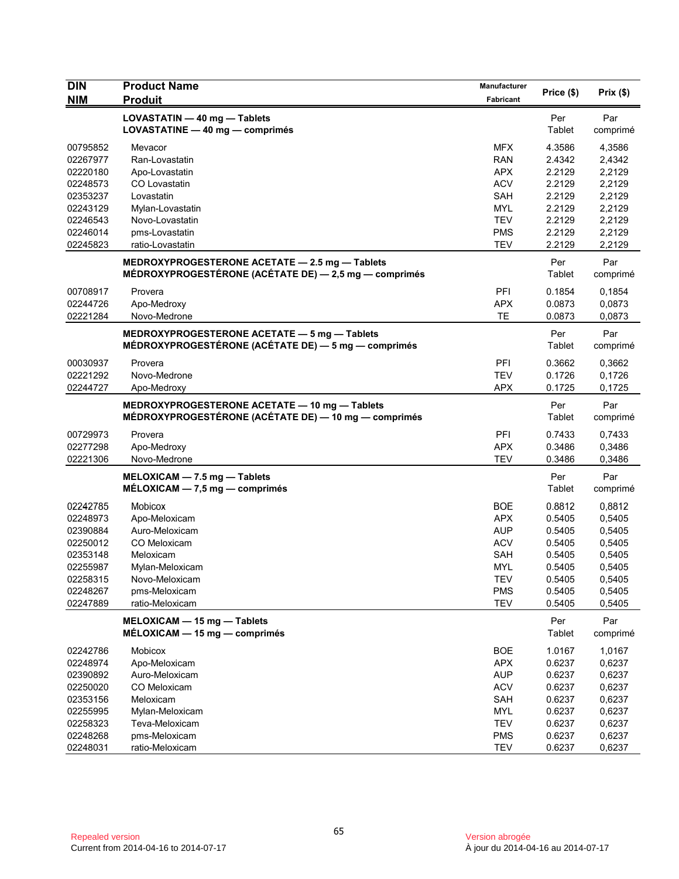| DIN<br>NIM | Product Name<br>Produit | Manufacturer<br>Fabricant | Price ($) | Prix ($) |
|---|---|---|---|---|
| | **LOVASTATIN — 40 mg — Tablets**<br>**LOVASTATINE — 40 mg — comprimés** | | Per Tablet | Par comprimé |
| 00795852 | Mevacor | MFX | 4.3586 | 4,3586 |
| 02267977 | Ran-Lovastatin | RAN | 2.4342 | 2,4342 |
| 02220180 | Apo-Lovastatin | APX | 2.2129 | 2,2129 |
| 02248573 | CO Lovastatin | ACV | 2.2129 | 2,2129 |
| 02353237 | Lovastatin | SAH | 2.2129 | 2,2129 |
| 02243129 | Mylan-Lovastatin | MYL | 2.2129 | 2,2129 |
| 02246543 | Novo-Lovastatin | TEV | 2.2129 | 2,2129 |
| 02246014 | pms-Lovastatin | PMS | 2.2129 | 2,2129 |
| 02245823 | ratio-Lovastatin | TEV | 2.2129 | 2,2129 |
| | **MEDROXYPROGESTERONE ACETATE — 2.5 mg — Tablets**<br>**MÉDROXYPROGESTÉRONE (ACÉTATE DE) — 2,5 mg — comprimés** | | Per Tablet | Par comprimé |
| 00708917 | Provera | PFI | 0.1854 | 0,1854 |
| 02244726 | Apo-Medroxy | APX | 0.0873 | 0,0873 |
| 02221284 | Novo-Medrone | TE | 0.0873 | 0,0873 |
| | **MEDROXYPROGESTERONE ACETATE — 5 mg — Tablets**<br>**MÉDROXYPROGESTÉRONE (ACÉTATE DE) — 5 mg — comprimés** | | Per Tablet | Par comprimé |
| 00030937 | Provera | PFI | 0.3662 | 0,3662 |
| 02221292 | Novo-Medrone | TEV | 0.1726 | 0,1726 |
| 02244727 | Apo-Medroxy | APX | 0.1725 | 0,1725 |
| | **MEDROXYPROGESTERONE ACETATE — 10 mg — Tablets**<br>**MÉDROXYPROGESTÉRONE (ACÉTATE DE) — 10 mg — comprimés** | | Per Tablet | Par comprimé |
| 00729973 | Provera | PFI | 0.7433 | 0,7433 |
| 02277298 | Apo-Medroxy | APX | 0.3486 | 0,3486 |
| 02221306 | Novo-Medrone | TEV | 0.3486 | 0,3486 |
| | **MELOXICAM — 7.5 mg — Tablets**<br>**MÉLOXICAM — 7,5 mg — comprimés** | | Per Tablet | Par comprimé |
| 02242785 | Mobicox | BOE | 0.8812 | 0,8812 |
| 02248973 | Apo-Meloxicam | APX | 0.5405 | 0,5405 |
| 02390884 | Auro-Meloxicam | AUP | 0.5405 | 0,5405 |
| 02250012 | CO Meloxicam | ACV | 0.5405 | 0,5405 |
| 02353148 | Meloxicam | SAH | 0.5405 | 0,5405 |
| 02255987 | Mylan-Meloxicam | MYL | 0.5405 | 0,5405 |
| 02258315 | Novo-Meloxicam | TEV | 0.5405 | 0,5405 |
| 02248267 | pms-Meloxicam | PMS | 0.5405 | 0,5405 |
| 02247889 | ratio-Meloxicam | TEV | 0.5405 | 0,5405 |
| | **MELOXICAM — 15 mg — Tablets**<br>**MÉLOXICAM — 15 mg — comprimés** | | Per Tablet | Par comprimé |
| 02242786 | Mobicox | BOE | 1.0167 | 1,0167 |
| 02248974 | Apo-Meloxicam | APX | 0.6237 | 0,6237 |
| 02390892 | Auro-Meloxicam | AUP | 0.6237 | 0,6237 |
| 02250020 | CO Meloxicam | ACV | 0.6237 | 0,6237 |
| 02353156 | Meloxicam | SAH | 0.6237 | 0,6237 |
| 02255995 | Mylan-Meloxicam | MYL | 0.6237 | 0,6237 |
| 02258323 | Teva-Meloxicam | TEV | 0.6237 | 0,6237 |
| 02248268 | pms-Meloxicam | PMS | 0.6237 | 0,6237 |
| 02248031 | ratio-Meloxicam | TEV | 0.6237 | 0,6237 |

Repealed version
Current from 2014-04-16 to 2014-07-17

Version abrogée
À jour du 2014-04-16 au 2014-07-17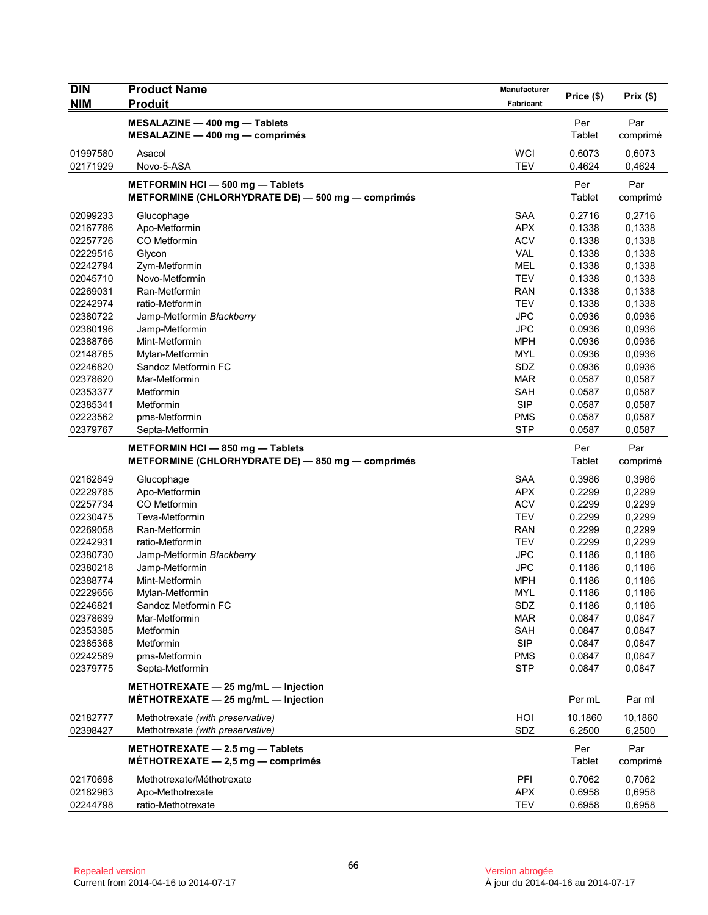| DIN<br>NIM | Product Name<br>Produit | Manufacturer<br>Fabricant | Price ($) | Prix ($) |
|---|---|---|---|---|
| | **MESALAZINE — 400 mg — Tablets**<br>**MESALAZINE — 400 mg — comprimés** | | Per Tablet | Par comprimé |
| 01997580 | Asacol | WCI | 0.6073 | 0,6073 |
| 02171929 | Novo-5-ASA | TEV | 0.4624 | 0,4624 |
| | **METFORMIN HCl — 500 mg — Tablets**<br>**METFORMINE (CHLORHYDRATE DE) — 500 mg — comprimés** | | Per Tablet | Par comprimé |
| 02099233 | Glucophage | SAA | 0.2716 | 0,2716 |
| 02167786 | Apo-Metformin | APX | 0.1338 | 0,1338 |
| 02257726 | CO Metformin | ACV | 0.1338 | 0,1338 |
| 02229516 | Glycon | VAL | 0.1338 | 0,1338 |
| 02242794 | Zym-Metformin | MEL | 0.1338 | 0,1338 |
| 02045710 | Novo-Metformin | TEV | 0.1338 | 0,1338 |
| 02269031 | Ran-Metformin | RAN | 0.1338 | 0,1338 |
| 02242974 | ratio-Metformin | TEV | 0.1338 | 0,1338 |
| 02380722 | Jamp-Metformin *Blackberry* | JPC | 0.0936 | 0,0936 |
| 02380196 | Jamp-Metformin | JPC | 0.0936 | 0,0936 |
| 02388766 | Mint-Metformin | MPH | 0.0936 | 0,0936 |
| 02148765 | Mylan-Metformin | MYL | 0.0936 | 0,0936 |
| 02246820 | Sandoz Metformin FC | SDZ | 0.0936 | 0,0936 |
| 02378620 | Mar-Metformin | MAR | 0.0587 | 0,0587 |
| 02353377 | Metformin | SAH | 0.0587 | 0,0587 |
| 02385341 | Metformin | SIP | 0.0587 | 0,0587 |
| 02223562 | pms-Metformin | PMS | 0.0587 | 0,0587 |
| 02379767 | Septa-Metformin | STP | 0.0587 | 0,0587 |
| | **METFORMIN HCl — 850 mg — Tablets**<br>**METFORMINE (CHLORHYDRATE DE) — 850 mg — comprimés** | | Per Tablet | Par comprimé |
| 02162849 | Glucophage | SAA | 0.3986 | 0,3986 |
| 02229785 | Apo-Metformin | APX | 0.2299 | 0,2299 |
| 02257734 | CO Metformin | ACV | 0.2299 | 0,2299 |
| 02230475 | Teva-Metformin | TEV | 0.2299 | 0,2299 |
| 02269058 | Ran-Metformin | RAN | 0.2299 | 0,2299 |
| 02242931 | ratio-Metformin | TEV | 0.2299 | 0,2299 |
| 02380730 | Jamp-Metformin *Blackberry* | JPC | 0.1186 | 0,1186 |
| 02380218 | Jamp-Metformin | JPC | 0.1186 | 0,1186 |
| 02388774 | Mint-Metformin | MPH | 0.1186 | 0,1186 |
| 02229656 | Mylan-Metformin | MYL | 0.1186 | 0,1186 |
| 02246821 | Sandoz Metformin FC | SDZ | 0.1186 | 0,1186 |
| 02378639 | Mar-Metformin | MAR | 0.0847 | 0,0847 |
| 02353385 | Metformin | SAH | 0.0847 | 0,0847 |
| 02385368 | Metformin | SIP | 0.0847 | 0,0847 |
| 02242589 | pms-Metformin | PMS | 0.0847 | 0,0847 |
| 02379775 | Septa-Metformin | STP | 0.0847 | 0,0847 |
| | **METHOTREXATE — 25 mg/mL — Injection**<br>**MÉTHOTREXATE — 25 mg/mL — Injection** | | Per mL | Par ml |
| 02182777 | Methotrexate *(with preservative)* | HOI | 10.1860 | 10,1860 |
| 02398427 | Methotrexate *(with preservative)* | SDZ | 6.2500 | 6,2500 |
| | **METHOTREXATE — 2.5 mg — Tablets**<br>**MÉTHOTREXATE — 2,5 mg — comprimés** | | Per Tablet | Par comprimé |
| 02170698 | Methotrexate/Méthotrexate | PFI | 0.7062 | 0,7062 |
| 02182963 | Apo-Methotrexate | APX | 0.6958 | 0,6958 |
| 02244798 | ratio-Methotrexate | TEV | 0.6958 | 0,6958 |

Repealed version
Current from 2014-04-16 to 2014-07-17

Version abrogée
À jour du 2014-04-16 au 2014-07-17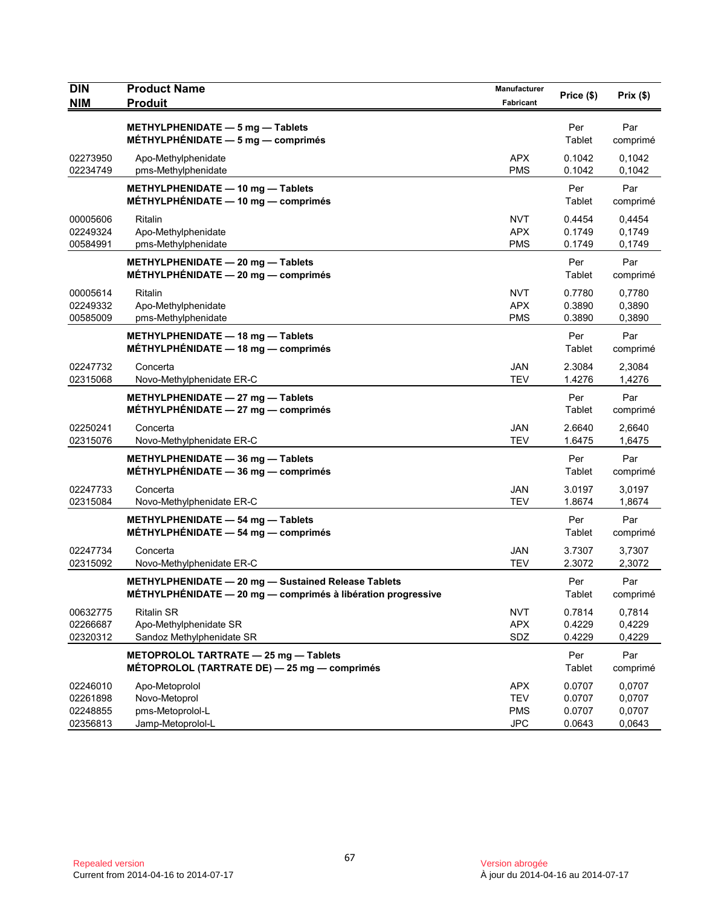| DIN<br>NIM | Product Name<br>Produit | Manufacturer<br>Fabricant | Price ($) | Prix ($) |
|---|---|---|---|---|
| | **METHYLPHENIDATE — 5 mg — Tablets**<br>**MÉTHYLPHÉNIDATE — 5 mg — comprimés** | | Per Tablet | Par comprimé |
| 02273950 | Apo-Methylphenidate | APX | 0.1042 | 0,1042 |
| 02234749 | pms-Methylphenidate | PMS | 0.1042 | 0,1042 |
| | **METHYLPHENIDATE — 10 mg — Tablets**<br>**MÉTHYLPHÉNIDATE — 10 mg — comprimés** | | Per Tablet | Par comprimé |
| 00005606 | Ritalin | NVT | 0.4454 | 0,4454 |
| 02249324 | Apo-Methylphenidate | APX | 0.1749 | 0,1749 |
| 00584991 | pms-Methylphenidate | PMS | 0.1749 | 0,1749 |
| | **METHYLPHENIDATE — 20 mg — Tablets**<br>**MÉTHYLPHÉNIDATE — 20 mg — comprimés** | | Per Tablet | Par comprimé |
| 00005614 | Ritalin | NVT | 0.7780 | 0,7780 |
| 02249332 | Apo-Methylphenidate | APX | 0.3890 | 0,3890 |
| 00585009 | pms-Methylphenidate | PMS | 0.3890 | 0,3890 |
| | **METHYLPHENIDATE — 18 mg — Tablets**<br>**MÉTHYLPHÉNIDATE — 18 mg — comprimés** | | Per Tablet | Par comprimé |
| 02247732 | Concerta | JAN | 2.3084 | 2,3084 |
| 02315068 | Novo-Methylphenidate ER-C | TEV | 1.4276 | 1,4276 |
| | **METHYLPHENIDATE — 27 mg — Tablets**<br>**MÉTHYLPHÉNIDATE — 27 mg — comprimés** | | Per Tablet | Par comprimé |
| 02250241 | Concerta | JAN | 2.6640 | 2,6640 |
| 02315076 | Novo-Methylphenidate ER-C | TEV | 1.6475 | 1,6475 |
| | **METHYLPHENIDATE — 36 mg — Tablets**<br>**MÉTHYLPHÉNIDATE — 36 mg — comprimés** | | Per Tablet | Par comprimé |
| 02247733 | Concerta | JAN | 3.0197 | 3,0197 |
| 02315084 | Novo-Methylphenidate ER-C | TEV | 1.8674 | 1,8674 |
| | **METHYLPHENIDATE — 54 mg — Tablets**<br>**MÉTHYLPHÉNIDATE — 54 mg — comprimés** | | Per Tablet | Par comprimé |
| 02247734 | Concerta | JAN | 3.7307 | 3,7307 |
| 02315092 | Novo-Methylphenidate ER-C | TEV | 2.3072 | 2,3072 |
| | **METHYLPHENIDATE — 20 mg — Sustained Release Tablets**<br>**MÉTHYLPHÉNIDATE — 20 mg — comprimés à libération progressive** | | Per Tablet | Par comprimé |
| 00632775 | Ritalin SR | NVT | 0.7814 | 0,7814 |
| 02266687 | Apo-Methylphenidate SR | APX | 0.4229 | 0,4229 |
| 02320312 | Sandoz Methylphenidate SR | SDZ | 0.4229 | 0,4229 |
| | **METOPROLOL TARTRATE — 25 mg — Tablets**<br>**MÉTOPROLOL (TARTRATE DE) — 25 mg — comprimés** | | Per Tablet | Par comprimé |
| 02246010 | Apo-Metoprolol | APX | 0.0707 | 0,0707 |
| 02261898 | Novo-Metoprol | TEV | 0.0707 | 0,0707 |
| 02248855 | pms-Metoprolol-L | PMS | 0.0707 | 0,0707 |
| 02356813 | Jamp-Metoprolol-L | JPC | 0.0643 | 0,0643 |

Repealed version
Current from 2014-04-16 to 2014-07-17

Version abrogée
À jour du 2014-04-16 au 2014-07-17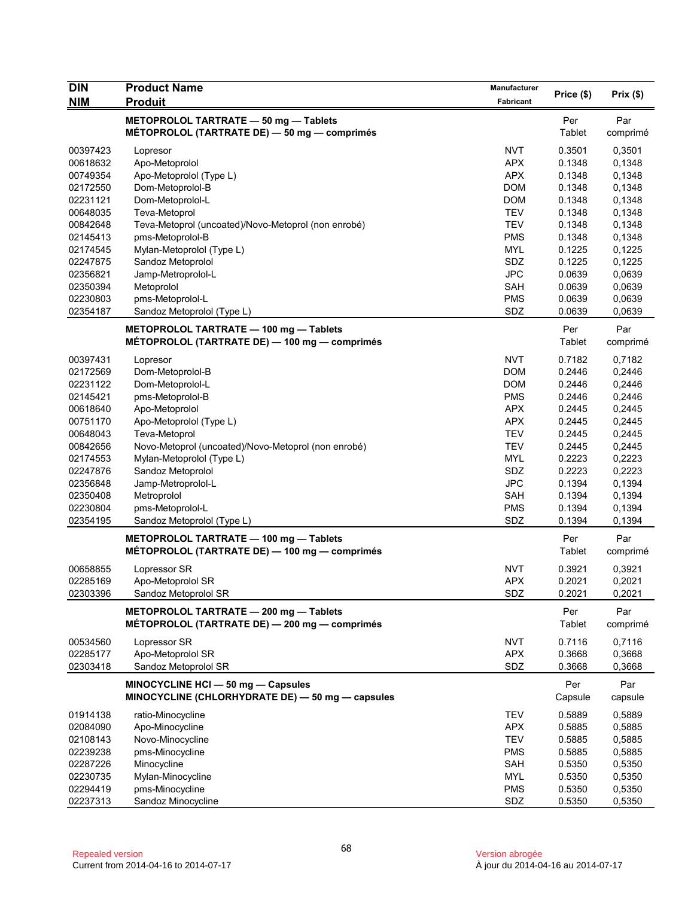| DIN<br>NIM | Product Name<br>Produit | Manufacturer<br>Fabricant | Price ($) | Prix ($) |
|---|---|---|---|---|
| | **METOPROLOL TARTRATE — 50 mg — Tablets<br>MÉTOPROLOL (TARTRATE DE) — 50 mg — comprimés** | | Per Tablet | Par comprimé |
| 00397423 | Lopresor | NVT | 0.3501 | 0,3501 |
| 00618632 | Apo-Metoprolol | APX | 0.1348 | 0,1348 |
| 00749354 | Apo-Metoprolol (Type L) | APX | 0.1348 | 0,1348 |
| 02172550 | Dom-Metoprolol-B | DOM | 0.1348 | 0,1348 |
| 02231121 | Dom-Metoprolol-L | DOM | 0.1348 | 0,1348 |
| 00648035 | Teva-Metoprol | TEV | 0.1348 | 0,1348 |
| 00842648 | Teva-Metoprol (uncoated)/Novo-Metoprol (non enrobé) | TEV | 0.1348 | 0,1348 |
| 02145413 | pms-Metoprolol-B | PMS | 0.1348 | 0,1348 |
| 02174545 | Mylan-Metoprolol (Type L) | MYL | 0.1225 | 0,1225 |
| 02247875 | Sandoz Metoprolol | SDZ | 0.1225 | 0,1225 |
| 02356821 | Jamp-Metroprolol-L | JPC | 0.0639 | 0,0639 |
| 02350394 | Metoprolol | SAH | 0.0639 | 0,0639 |
| 02230803 | pms-Metoprolol-L | PMS | 0.0639 | 0,0639 |
| 02354187 | Sandoz Metoprolol (Type L) | SDZ | 0.0639 | 0,0639 |
| | **METOPROLOL TARTRATE — 100 mg — Tablets<br>MÉTOPROLOL (TARTRATE DE) — 100 mg — comprimés** | | Per Tablet | Par comprimé |
| 00397431 | Lopresor | NVT | 0.7182 | 0,7182 |
| 02172569 | Dom-Metoprolol-B | DOM | 0.2446 | 0,2446 |
| 02231122 | Dom-Metoprolol-L | DOM | 0.2446 | 0,2446 |
| 02145421 | pms-Metoprolol-B | PMS | 0.2446 | 0,2446 |
| 00618640 | Apo-Metoprolol | APX | 0.2445 | 0,2445 |
| 00751170 | Apo-Metoprolol (Type L) | APX | 0.2445 | 0,2445 |
| 00648043 | Teva-Metoprol | TEV | 0.2445 | 0,2445 |
| 00842656 | Novo-Metoprol (uncoated)/Novo-Metoprol (non enrobé) | TEV | 0.2445 | 0,2445 |
| 02174553 | Mylan-Metoprolol (Type L) | MYL | 0.2223 | 0,2223 |
| 02247876 | Sandoz Metoprolol | SDZ | 0.2223 | 0,2223 |
| 02356848 | Jamp-Metroprolol-L | JPC | 0.1394 | 0,1394 |
| 02350408 | Metroprolol | SAH | 0.1394 | 0,1394 |
| 02230804 | pms-Metoprolol-L | PMS | 0.1394 | 0,1394 |
| 02354195 | Sandoz Metoprolol (Type L) | SDZ | 0.1394 | 0,1394 |
| | **METOPROLOL TARTRATE — 100 mg — Tablets<br>MÉTOPROLOL (TARTRATE DE) — 100 mg — comprimés** | | Per Tablet | Par comprimé |
| 00658855 | Lopressor SR | NVT | 0.3921 | 0,3921 |
| 02285169 | Apo-Metoprolol SR | APX | 0.2021 | 0,2021 |
| 02303396 | Sandoz Metoprolol SR | SDZ | 0.2021 | 0,2021 |
| | **METOPROLOL TARTRATE — 200 mg — Tablets<br>MÉTOPROLOL (TARTRATE DE) — 200 mg — comprimés** | | Per Tablet | Par comprimé |
| 00534560 | Lopressor SR | NVT | 0.7116 | 0,7116 |
| 02285177 | Apo-Metoprolol SR | APX | 0.3668 | 0,3668 |
| 02303418 | Sandoz Metoprolol SR | SDZ | 0.3668 | 0,3668 |
| | **MINOCYCLINE HCl — 50 mg — Capsules<br>MINOCYCLINE (CHLORHYDRATE DE) — 50 mg — capsules** | | Per Capsule | Par capsule |
| 01914138 | ratio-Minocycline | TEV | 0.5889 | 0,5889 |
| 02084090 | Apo-Minocycline | APX | 0.5885 | 0,5885 |
| 02108143 | Novo-Minocycline | TEV | 0.5885 | 0,5885 |
| 02239238 | pms-Minocycline | PMS | 0.5885 | 0,5885 |
| 02287226 | Minocycline | SAH | 0.5350 | 0,5350 |
| 02230735 | Mylan-Minocycline | MYL | 0.5350 | 0,5350 |
| 02294419 | pms-Minocycline | PMS | 0.5350 | 0,5350 |
| 02237313 | Sandoz Minocycline | SDZ | 0.5350 | 0,5350 |

Repealed version
Current from 2014-04-16 to 2014-07-17

Version abrogée
À jour du 2014-04-16 au 2014-07-17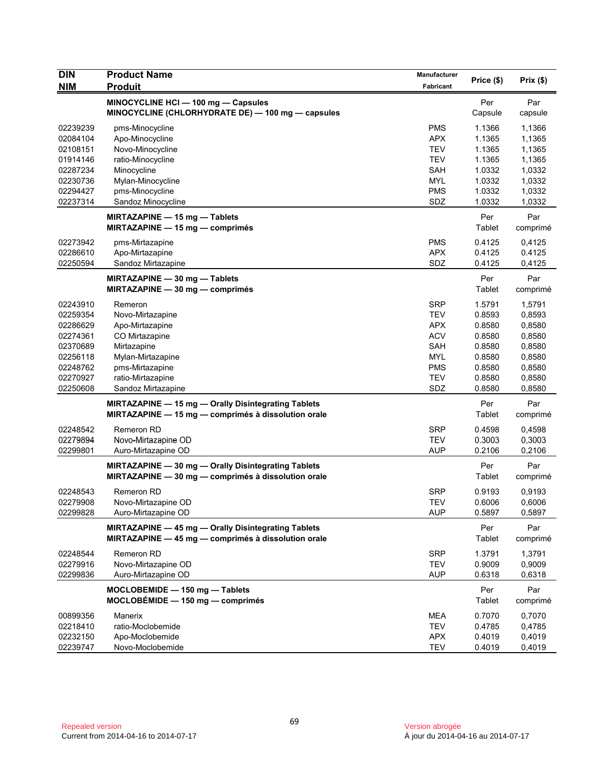| DIN<br>NIM | Product Name<br>Produit | Manufacturer<br>Fabricant | Price ($) | Prix ($) |
|---|---|---|---|---|
| | **MINOCYCLINE HCl — 100 mg — Capsules**<br>**MINOCYCLINE (CHLORHYDRATE DE) — 100 mg — capsules** | | Per Capsule | Par capsule |
| 02239239 | pms-Minocycline | PMS | 1.1366 | 1,1366 |
| 02084104 | Apo-Minocycline | APX | 1.1365 | 1,1365 |
| 02108151 | Novo-Minocycline | TEV | 1.1365 | 1,1365 |
| 01914146 | ratio-Minocycline | TEV | 1.1365 | 1,1365 |
| 02287234 | Minocycline | SAH | 1.0332 | 1,0332 |
| 02230736 | Mylan-Minocycline | MYL | 1.0332 | 1,0332 |
| 02294427 | pms-Minocycline | PMS | 1.0332 | 1,0332 |
| 02237314 | Sandoz Minocycline | SDZ | 1.0332 | 1,0332 |
| | **MIRTAZAPINE — 15 mg — Tablets**<br>**MIRTAZAPINE — 15 mg — comprimés** | | Per Tablet | Par comprimé |
| 02273942 | pms-Mirtazapine | PMS | 0.4125 | 0,4125 |
| 02286610 | Apo-Mirtazapine | APX | 0.4125 | 0.4125 |
| 02250594 | Sandoz Mirtazapine | SDZ | 0.4125 | 0,4125 |
| | **MIRTAZAPINE — 30 mg — Tablets**<br>**MIRTAZAPINE — 30 mg — comprimés** | | Per Tablet | Par comprimé |
| 02243910 | Remeron | SRP | 1.5791 | 1,5791 |
| 02259354 | Novo-Mirtazapine | TEV | 0.8593 | 0,8593 |
| 02286629 | Apo-Mirtazapine | APX | 0.8580 | 0,8580 |
| 02274361 | CO Mirtazapine | ACV | 0.8580 | 0,8580 |
| 02370689 | Mirtazapine | SAH | 0.8580 | 0,8580 |
| 02256118 | Mylan-Mirtazapine | MYL | 0.8580 | 0,8580 |
| 02248762 | pms-Mirtazapine | PMS | 0.8580 | 0,8580 |
| 02270927 | ratio-Mirtazapine | TEV | 0.8580 | 0,8580 |
| 02250608 | Sandoz Mirtazapine | SDZ | 0.8580 | 0,8580 |
| | **MIRTAZAPINE — 15 mg — Orally Disintegrating Tablets**<br>**MIRTAZAPINE — 15 mg — comprimés à dissolution orale** | | Per Tablet | Par comprimé |
| 02248542 | Remeron RD | SRP | 0.4598 | 0,4598 |
| 02279894 | Novo-Mirtazapine OD | TEV | 0.3003 | 0,3003 |
| 02299801 | Auro-Mirtazapine OD | AUP | 0.2106 | 0,2106 |
| | **MIRTAZAPINE — 30 mg — Orally Disintegrating Tablets**<br>**MIRTAZAPINE — 30 mg — comprimés à dissolution orale** | | Per Tablet | Par comprimé |
| 02248543 | Remeron RD | SRP | 0.9193 | 0,9193 |
| 02279908 | Novo-Mirtazapine OD | TEV | 0.6006 | 0,6006 |
| 02299828 | Auro-Mirtazapine OD | AUP | 0.5897 | 0,5897 |
| | **MIRTAZAPINE — 45 mg — Orally Disintegrating Tablets**<br>**MIRTAZAPINE — 45 mg — comprimés à dissolution orale** | | Per Tablet | Par comprimé |
| 02248544 | Remeron RD | SRP | 1.3791 | 1,3791 |
| 02279916 | Novo-Mirtazapine OD | TEV | 0.9009 | 0,9009 |
| 02299836 | Auro-Mirtazapine OD | AUP | 0.6318 | 0,6318 |
| | **MOCLOBEMIDE — 150 mg — Tablets**<br>**MOCLOBÉMIDE — 150 mg — comprimés** | | Per Tablet | Par comprimé |
| 00899356 | Manerix | MEA | 0.7070 | 0,7070 |
| 02218410 | ratio-Moclobemide | TEV | 0.4785 | 0,4785 |
| 02232150 | Apo-Moclobemide | APX | 0.4019 | 0,4019 |
| 02239747 | Novo-Moclobemide | TEV | 0.4019 | 0,4019 |

Repealed version
Current from 2014-04-16 to 2014-07-17

Version abrogée
À jour du 2014-04-16 au 2014-07-17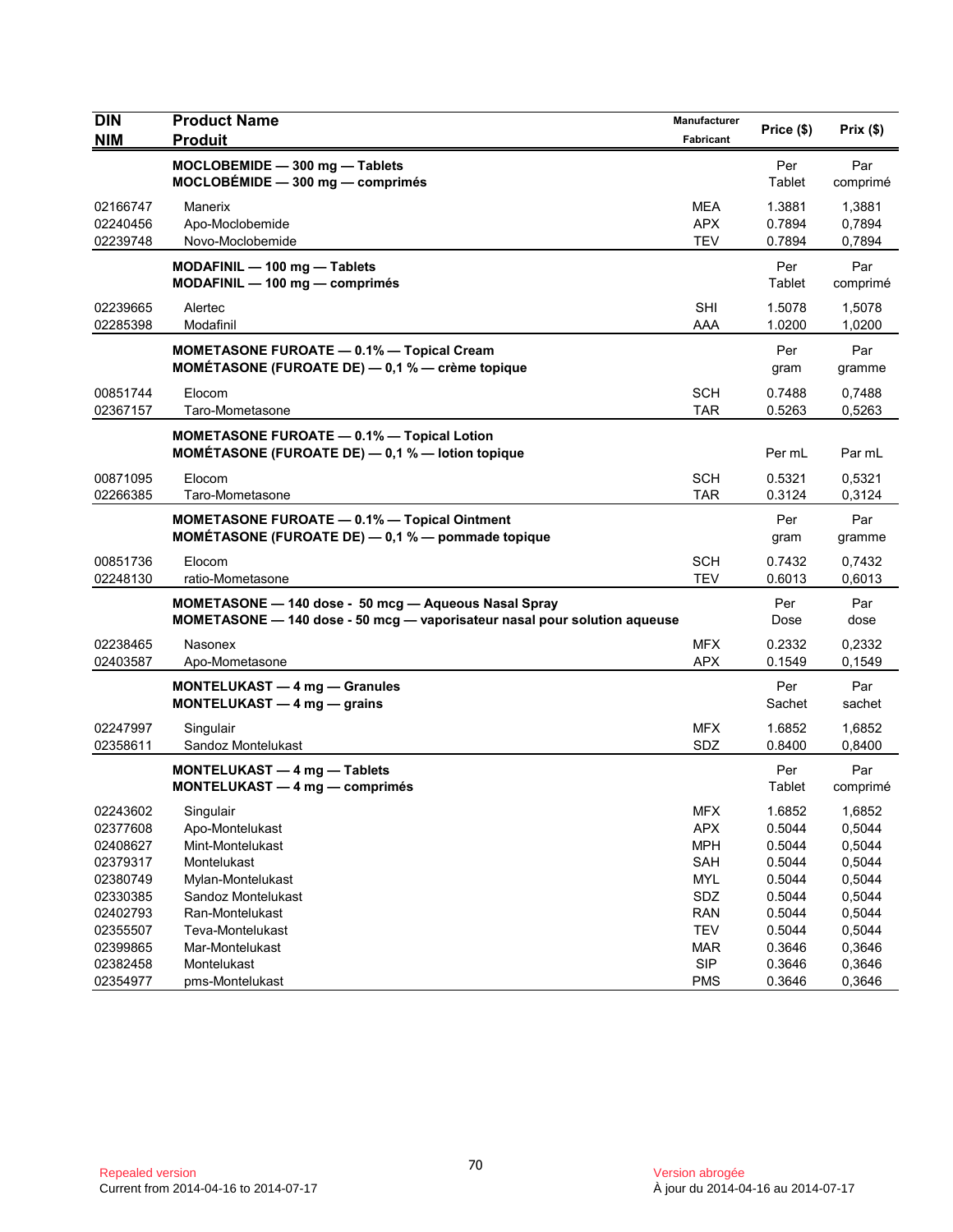| DIN<br>NIM | Product Name<br>Produit | Manufacturer<br>Fabricant | Price ($) | Prix ($) |
|---|---|---|---|---|
| | **MOCLOBEMIDE — 300 mg — Tablets**<br>**MOCLOBÉMIDE — 300 mg — comprimés** | | Per Tablet | Par comprimé |
| 02166747 | Manerix | MEA | 1.3881 | 1,3881 |
| 02240456 | Apo-Moclobemide | APX | 0.7894 | 0,7894 |
| 02239748 | Novo-Moclobemide | TEV | 0.7894 | 0,7894 |
| | **MODAFINIL — 100 mg — Tablets**<br>**MODAFINIL — 100 mg — comprimés** | | Per Tablet | Par comprimé |
| 02239665 | Alertec | SHI | 1.5078 | 1,5078 |
| 02285398 | Modafinil | AAA | 1.0200 | 1,0200 |
| | **MOMETASONE FUROATE — 0.1% — Topical Cream**<br>**MOMÉTASONE (FUROATE DE) — 0,1 % — crème topique** | | Per gram | Par gramme |
| 00851744 | Elocom | SCH | 0.7488 | 0,7488 |
| 02367157 | Taro-Mometasone | TAR | 0.5263 | 0,5263 |
| | **MOMETASONE FUROATE — 0.1% — Topical Lotion**<br>**MOMÉTASONE (FUROATE DE) — 0,1 % — lotion topique** | | Per mL | Par mL |
| 00871095 | Elocom | SCH | 0.5321 | 0,5321 |
| 02266385 | Taro-Mometasone | TAR | 0.3124 | 0,3124 |
| | **MOMETASONE FUROATE — 0.1% — Topical Ointment**<br>**MOMÉTASONE (FUROATE DE) — 0,1 % — pommade topique** | | Per gram | Par gramme |
| 00851736 | Elocom | SCH | 0.7432 | 0,7432 |
| 02248130 | ratio-Mometasone | TEV | 0.6013 | 0,6013 |
| | **MOMETASONE — 140 dose - 50 mcg — Aqueous Nasal Spray**<br>**MOMETASONE — 140 dose - 50 mcg — vaporisateur nasal pour solution aqueuse** | | Per Dose | Par dose |
| 02238465 | Nasonex | MFX | 0.2332 | 0,2332 |
| 02403587 | Apo-Mometasone | APX | 0.1549 | 0,1549 |
| | **MONTELUKAST — 4 mg — Granules**<br>**MONTELUKAST — 4 mg — grains** | | Per Sachet | Par sachet |
| 02247997 | Singulair | MFX | 1.6852 | 1,6852 |
| 02358611 | Sandoz Montelukast | SDZ | 0.8400 | 0,8400 |
| | **MONTELUKAST — 4 mg — Tablets**<br>**MONTELUKAST — 4 mg — comprimés** | | Per Tablet | Par comprimé |
| 02243602 | Singulair | MFX | 1.6852 | 1,6852 |
| 02377608 | Apo-Montelukast | APX | 0.5044 | 0,5044 |
| 02408627 | Mint-Montelukast | MPH | 0.5044 | 0,5044 |
| 02379317 | Montelukast | SAH | 0.5044 | 0,5044 |
| 02380749 | Mylan-Montelukast | MYL | 0.5044 | 0,5044 |
| 02330385 | Sandoz Montelukast | SDZ | 0.5044 | 0,5044 |
| 02402793 | Ran-Montelukast | RAN | 0.5044 | 0,5044 |
| 02355507 | Teva-Montelukast | TEV | 0.5044 | 0,5044 |
| 02399865 | Mar-Montelukast | MAR | 0.3646 | 0,3646 |
| 02382458 | Montelukast | SIP | 0.3646 | 0,3646 |
| 02354977 | pms-Montelukast | PMS | 0.3646 | 0,3646 |

Repealed version
Current from 2014-04-16 to 2014-07-17

Version abrogée
À jour du 2014-04-16 au 2014-07-17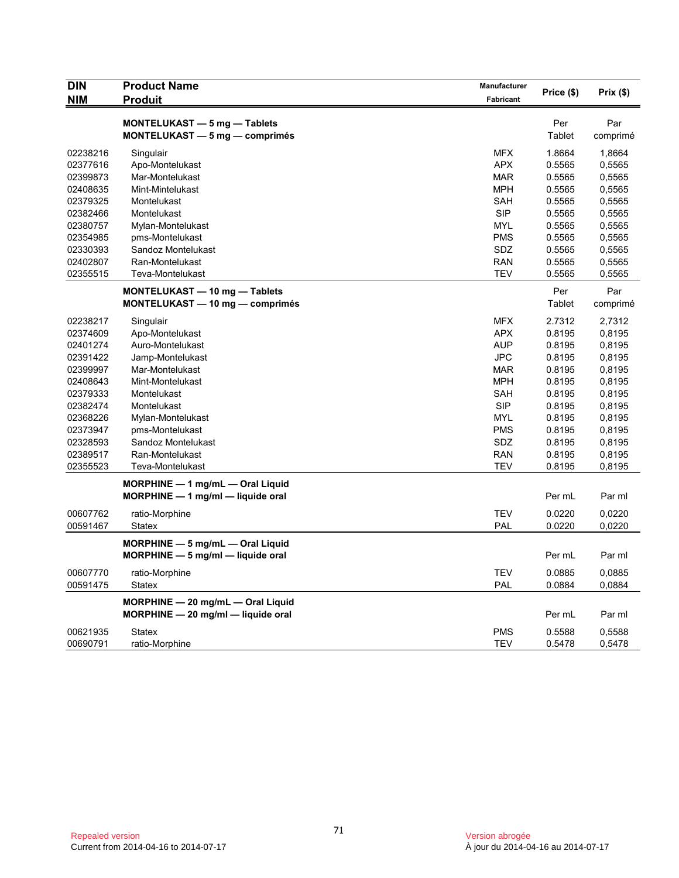| DIN<br>NIM | Product Name<br>Produit | Manufacturer<br>Fabricant | Price ($) | Prix ($) |
|---|---|---|---|---|
| | **MONTELUKAST — 5 mg — Tablets**<br>**MONTELUKAST — 5 mg — comprimés** | | Per<br>Tablet | Par<br>comprimé |
| 02238216 | Singulair | MFX | 1.8664 | 1,8664 |
| 02377616 | Apo-Montelukast | APX | 0.5565 | 0,5565 |
| 02399873 | Mar-Montelukast | MAR | 0.5565 | 0,5565 |
| 02408635 | Mint-Mintelukast | MPH | 0.5565 | 0,5565 |
| 02379325 | Montelukast | SAH | 0.5565 | 0,5565 |
| 02382466 | Montelukast | SIP | 0.5565 | 0,5565 |
| 02380757 | Mylan-Montelukast | MYL | 0.5565 | 0,5565 |
| 02354985 | pms-Montelukast | PMS | 0.5565 | 0,5565 |
| 02330393 | Sandoz Montelukast | SDZ | 0.5565 | 0,5565 |
| 02402807 | Ran-Montelukast | RAN | 0.5565 | 0,5565 |
| 02355515 | Teva-Montelukast | TEV | 0.5565 | 0,5565 |
| | **MONTELUKAST — 10 mg — Tablets**<br>**MONTELUKAST — 10 mg — comprimés** | | Per<br>Tablet | Par<br>comprimé |
| 02238217 | Singulair | MFX | 2.7312 | 2,7312 |
| 02374609 | Apo-Montelukast | APX | 0.8195 | 0,8195 |
| 02401274 | Auro-Montelukast | AUP | 0.8195 | 0,8195 |
| 02391422 | Jamp-Montelukast | JPC | 0.8195 | 0,8195 |
| 02399997 | Mar-Montelukast | MAR | 0.8195 | 0,8195 |
| 02408643 | Mint-Montelukast | MPH | 0.8195 | 0,8195 |
| 02379333 | Montelukast | SAH | 0.8195 | 0,8195 |
| 02382474 | Montelukast | SIP | 0.8195 | 0,8195 |
| 02368226 | Mylan-Montelukast | MYL | 0.8195 | 0,8195 |
| 02373947 | pms-Montelukast | PMS | 0.8195 | 0,8195 |
| 02328593 | Sandoz Montelukast | SDZ | 0.8195 | 0,8195 |
| 02389517 | Ran-Montelukast | RAN | 0.8195 | 0,8195 |
| 02355523 | Teva-Montelukast | TEV | 0.8195 | 0,8195 |
| | **MORPHINE — 1 mg/mL — Oral Liquid**<br>**MORPHINE — 1 mg/ml — liquide oral** | | Per mL | Par ml |
| 00607762 | ratio-Morphine | TEV | 0.0220 | 0,0220 |
| 00591467 | Statex | PAL | 0.0220 | 0,0220 |
| | **MORPHINE — 5 mg/mL — Oral Liquid**<br>**MORPHINE — 5 mg/ml — liquide oral** | | Per mL | Par ml |
| 00607770 | ratio-Morphine | TEV | 0.0885 | 0,0885 |
| 00591475 | Statex | PAL | 0.0884 | 0,0884 |
| | **MORPHINE — 20 mg/mL — Oral Liquid**<br>**MORPHINE — 20 mg/ml — liquide oral** | | Per mL | Par ml |
| 00621935 | Statex | PMS | 0.5588 | 0,5588 |
| 00690791 | ratio-Morphine | TEV | 0.5478 | 0,5478 |

Repealed version
Current from 2014-04-16 to 2014-07-17

Version abrogée
À jour du 2014-04-16 au 2014-07-17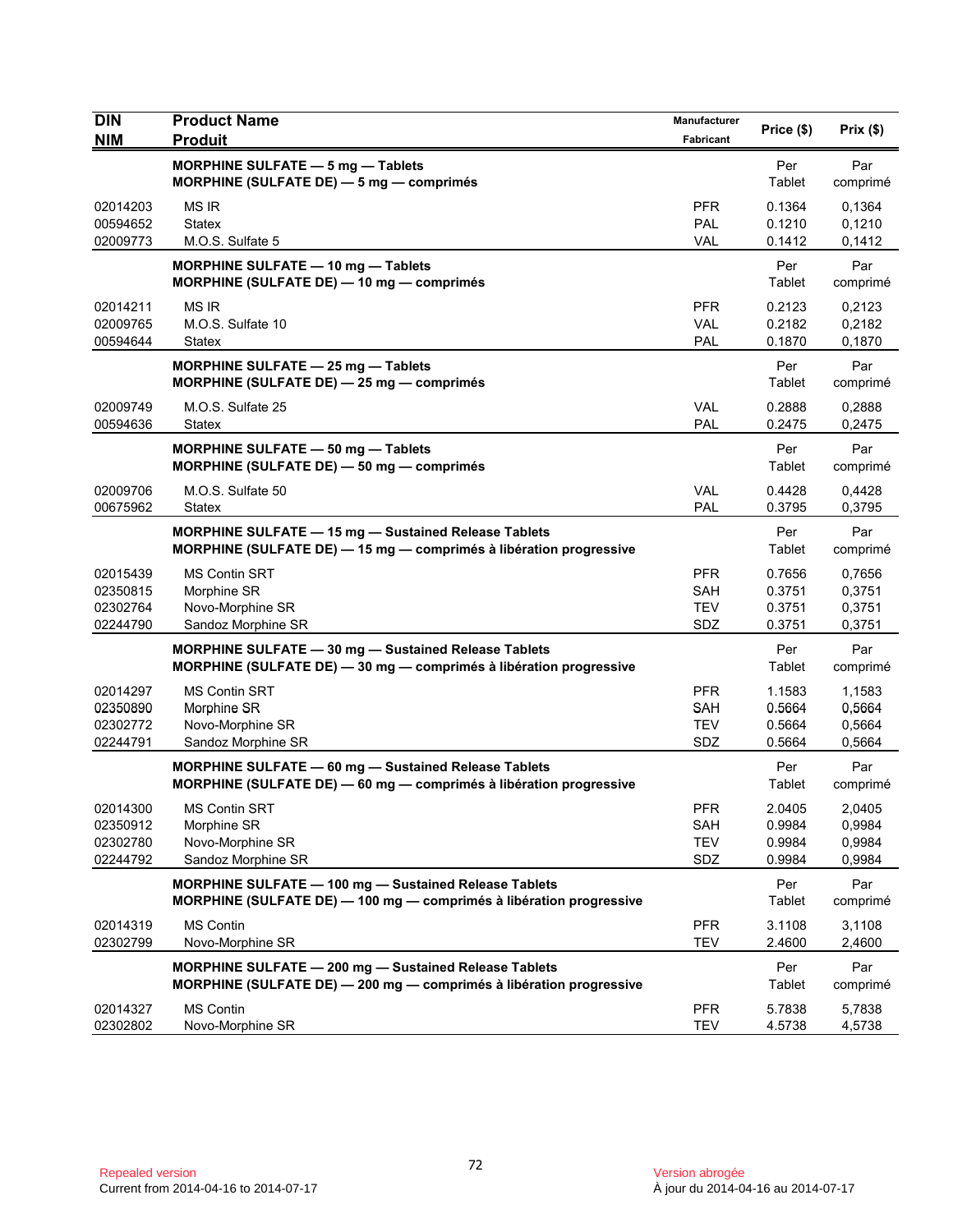| DIN<br>NIM | Product Name<br>Produit | Manufacturer<br>Fabricant | Price ($) | Prix ($) |
|---|---|---|---|---|
| | **MORPHINE SULFATE — 5 mg — Tablets**<br>**MORPHINE (SULFATE DE) — 5 mg — comprimés** | | Per Tablet | Par comprimé |
| 02014203 | MS IR | PFR | 0.1364 | 0,1364 |
| 00594652 | Statex | PAL | 0.1210 | 0,1210 |
| 02009773 | M.O.S. Sulfate 5 | VAL | 0.1412 | 0,1412 |
| | **MORPHINE SULFATE — 10 mg — Tablets**<br>**MORPHINE (SULFATE DE) — 10 mg — comprimés** | | Per Tablet | Par comprimé |
| 02014211 | MS IR | PFR | 0.2123 | 0,2123 |
| 02009765 | M.O.S. Sulfate 10 | VAL | 0.2182 | 0,2182 |
| 00594644 | Statex | PAL | 0.1870 | 0,1870 |
| | **MORPHINE SULFATE — 25 mg — Tablets**<br>**MORPHINE (SULFATE DE) — 25 mg — comprimés** | | Per Tablet | Par comprimé |
| 02009749 | M.O.S. Sulfate 25 | VAL | 0.2888 | 0,2888 |
| 00594636 | Statex | PAL | 0.2475 | 0,2475 |
| | **MORPHINE SULFATE — 50 mg — Tablets**<br>**MORPHINE (SULFATE DE) — 50 mg — comprimés** | | Per Tablet | Par comprimé |
| 02009706 | M.O.S. Sulfate 50 | VAL | 0.4428 | 0,4428 |
| 00675962 | Statex | PAL | 0.3795 | 0,3795 |
| | **MORPHINE SULFATE — 15 mg — Sustained Release Tablets**<br>**MORPHINE (SULFATE DE) — 15 mg — comprimés à libération progressive** | | Per Tablet | Par comprimé |
| 02015439 | MS Contin SRT | PFR | 0.7656 | 0,7656 |
| 02350815 | Morphine SR | SAH | 0.3751 | 0,3751 |
| 02302764 | Novo-Morphine SR | TEV | 0.3751 | 0,3751 |
| 02244790 | Sandoz Morphine SR | SDZ | 0.3751 | 0,3751 |
| | **MORPHINE SULFATE — 30 mg — Sustained Release Tablets**<br>**MORPHINE (SULFATE DE) — 30 mg — comprimés à libération progressive** | | Per Tablet | Par comprimé |
| 02014297 | MS Contin SRT | PFR | 1.1583 | 1,1583 |
| 02350890 | Morphine SR | SAH | 0.5664 | 0,5664 |
| 02302772 | Novo-Morphine SR | TEV | 0.5664 | 0,5664 |
| 02244791 | Sandoz Morphine SR | SDZ | 0.5664 | 0,5664 |
| | **MORPHINE SULFATE — 60 mg — Sustained Release Tablets**<br>**MORPHINE (SULFATE DE) — 60 mg — comprimés à libération progressive** | | Per Tablet | Par comprimé |
| 02014300 | MS Contin SRT | PFR | 2.0405 | 2,0405 |
| 02350912 | Morphine SR | SAH | 0.9984 | 0,9984 |
| 02302780 | Novo-Morphine SR | TEV | 0.9984 | 0,9984 |
| 02244792 | Sandoz Morphine SR | SDZ | 0.9984 | 0,9984 |
| | **MORPHINE SULFATE — 100 mg — Sustained Release Tablets**<br>**MORPHINE (SULFATE DE) — 100 mg — comprimés à libération progressive** | | Per Tablet | Par comprimé |
| 02014319 | MS Contin | PFR | 3.1108 | 3,1108 |
| 02302799 | Novo-Morphine SR | TEV | 2.4600 | 2,4600 |
| | **MORPHINE SULFATE — 200 mg — Sustained Release Tablets**<br>**MORPHINE (SULFATE DE) — 200 mg — comprimés à libération progressive** | | Per Tablet | Par comprimé |
| 02014327 | MS Contin | PFR | 5.7838 | 5,7838 |
| 02302802 | Novo-Morphine SR | TEV | 4.5738 | 4,5738 |

Repealed version
Current from 2014-04-16 to 2014-07-17

Version abrogée
À jour du 2014-04-16 au 2014-07-17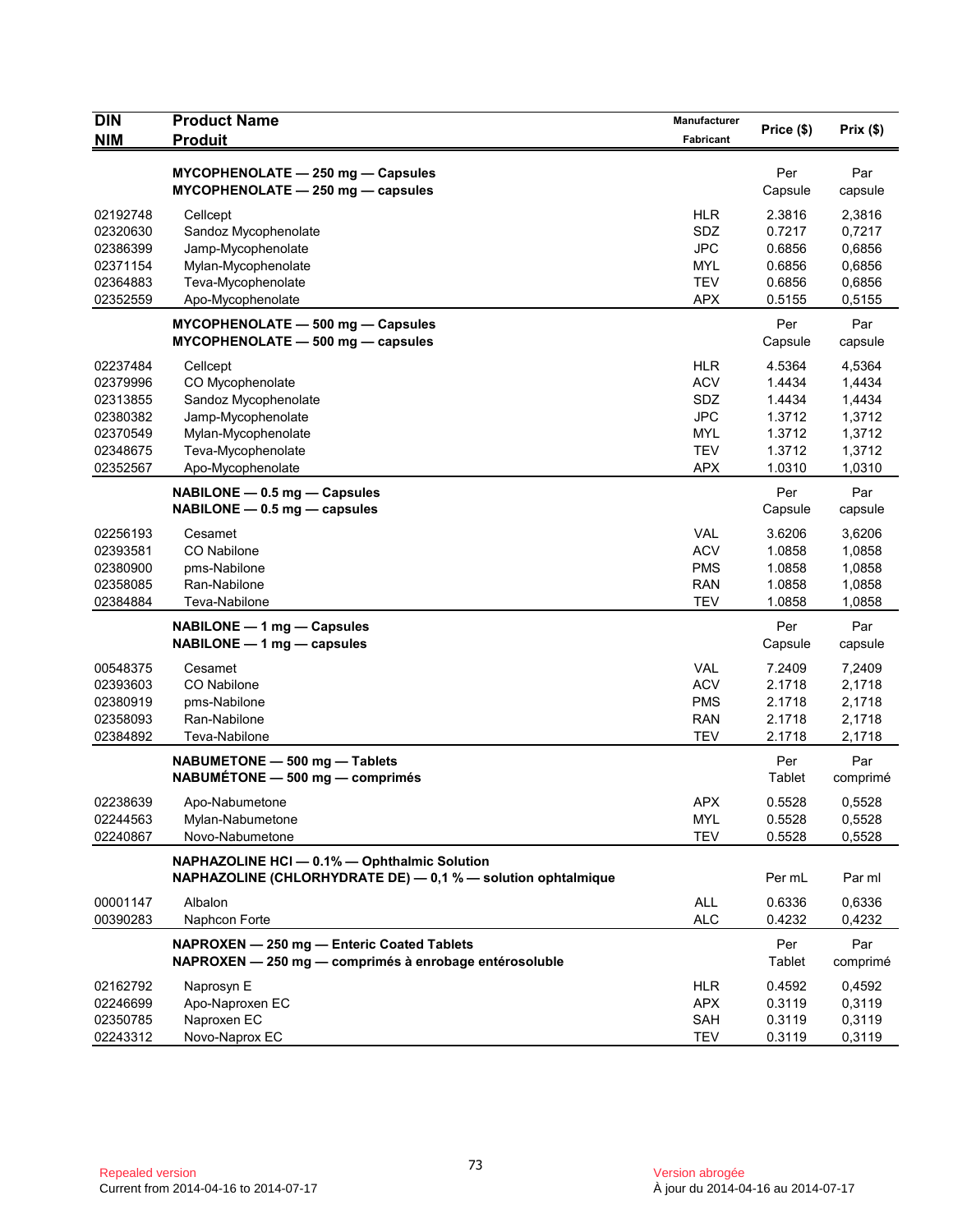| DIN<br>NIM | Product Name<br>Produit | Manufacturer<br>Fabricant | Price ($) | Prix ($) |
|---|---|---|---|---|
| | **MYCOPHENOLATE — 250 mg — Capsules**<br>**MYCOPHENOLATE — 250 mg — capsules** | | Per<br>Capsule | Par<br>capsule |
| 02192748 | Cellcept | HLR | 2.3816 | 2,3816 |
| 02320630 | Sandoz Mycophenolate | SDZ | 0.7217 | 0,7217 |
| 02386399 | Jamp-Mycophenolate | JPC | 0.6856 | 0,6856 |
| 02371154 | Mylan-Mycophenolate | MYL | 0.6856 | 0,6856 |
| 02364883 | Teva-Mycophenolate | TEV | 0.6856 | 0,6856 |
| 02352559 | Apo-Mycophenolate | APX | 0.5155 | 0,5155 |
| | **MYCOPHENOLATE — 500 mg — Capsules**<br>**MYCOPHENOLATE — 500 mg — capsules** | | Per<br>Capsule | Par<br>capsule |
| 02237484 | Cellcept | HLR | 4.5364 | 4,5364 |
| 02379996 | CO Mycophenolate | ACV | 1.4434 | 1,4434 |
| 02313855 | Sandoz Mycophenolate | SDZ | 1.4434 | 1,4434 |
| 02380382 | Jamp-Mycophenolate | JPC | 1.3712 | 1,3712 |
| 02370549 | Mylan-Mycophenolate | MYL | 1.3712 | 1,3712 |
| 02348675 | Teva-Mycophenolate | TEV | 1.3712 | 1,3712 |
| 02352567 | Apo-Mycophenolate | APX | 1.0310 | 1,0310 |
| | **NABILONE — 0.5 mg — Capsules**<br>**NABILONE — 0.5 mg — capsules** | | Per<br>Capsule | Par<br>capsule |
| 02256193 | Cesamet | VAL | 3.6206 | 3,6206 |
| 02393581 | CO Nabilone | ACV | 1.0858 | 1,0858 |
| 02380900 | pms-Nabilone | PMS | 1.0858 | 1,0858 |
| 02358085 | Ran-Nabilone | RAN | 1.0858 | 1,0858 |
| 02384884 | Teva-Nabilone | TEV | 1.0858 | 1,0858 |
| | **NABILONE — 1 mg — Capsules**<br>**NABILONE — 1 mg — capsules** | | Per<br>Capsule | Par<br>capsule |
| 00548375 | Cesamet | VAL | 7.2409 | 7,2409 |
| 02393603 | CO Nabilone | ACV | 2.1718 | 2,1718 |
| 02380919 | pms-Nabilone | PMS | 2.1718 | 2,1718 |
| 02358093 | Ran-Nabilone | RAN | 2.1718 | 2,1718 |
| 02384892 | Teva-Nabilone | TEV | 2.1718 | 2,1718 |
| | **NABUMETONE — 500 mg — Tablets**<br>**NABUMÉTONE — 500 mg — comprimés** | | Per<br>Tablet | Par<br>comprimé |
| 02238639 | Apo-Nabumetone | APX | 0.5528 | 0,5528 |
| 02244563 | Mylan-Nabumetone | MYL | 0.5528 | 0,5528 |
| 02240867 | Novo-Nabumetone | TEV | 0.5528 | 0,5528 |
| | **NAPHAZOLINE HCl — 0.1% — Ophthalmic Solution**<br>**NAPHAZOLINE (CHLORHYDRATE DE) — 0,1 % — solution ophtalmique** | | Per mL | Par ml |
| 00001147 | Albalon | ALL | 0.6336 | 0,6336 |
| 00390283 | Naphcon Forte | ALC | 0.4232 | 0,4232 |
| | **NAPROXEN — 250 mg — Enteric Coated Tablets**<br>**NAPROXEN — 250 mg — comprimés à enrobage entérosoluble** | | Per<br>Tablet | Par<br>comprimé |
| 02162792 | Naprosyn E | HLR | 0.4592 | 0,4592 |
| 02246699 | Apo-Naproxen EC | APX | 0.3119 | 0,3119 |
| 02350785 | Naproxen EC | SAH | 0.3119 | 0,3119 |
| 02243312 | Novo-Naprox EC | TEV | 0.3119 | 0,3119 |

Repealed version
Current from 2014-04-16 to 2014-07-17

Version abrogée
À jour du 2014-04-16 au 2014-07-17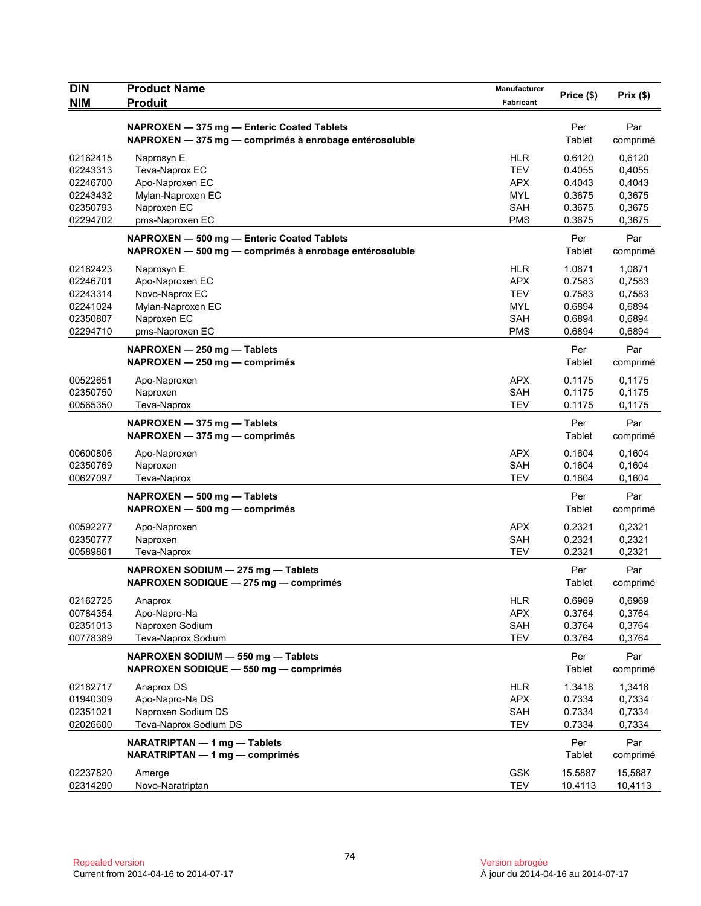| DIN<br>NIM | Product Name<br>Produit | Manufacturer<br>Fabricant | Price ($) | Prix ($) |
|---|---|---|---|---|
| | **NAPROXEN — 375 mg — Enteric Coated Tablets**<br>**NAPROXEN — 375 mg — comprimés à enrobage entérosoluble** | | Per<br>Tablet | Par<br>comprimé |
| 02162415 | Naprosyn E | HLR | 0.6120 | 0,6120 |
| 02243313 | Teva-Naprox EC | TEV | 0.4055 | 0,4055 |
| 02246700 | Apo-Naproxen EC | APX | 0.4043 | 0,4043 |
| 02243432 | Mylan-Naproxen EC | MYL | 0.3675 | 0,3675 |
| 02350793 | Naproxen EC | SAH | 0.3675 | 0,3675 |
| 02294702 | pms-Naproxen EC | PMS | 0.3675 | 0,3675 |
| | **NAPROXEN — 500 mg — Enteric Coated Tablets**<br>**NAPROXEN — 500 mg — comprimés à enrobage entérosoluble** | | Per<br>Tablet | Par<br>comprimé |
| 02162423 | Naprosyn E | HLR | 1.0871 | 1,0871 |
| 02246701 | Apo-Naproxen EC | APX | 0.7583 | 0,7583 |
| 02243314 | Novo-Naprox EC | TEV | 0.7583 | 0,7583 |
| 02241024 | Mylan-Naproxen EC | MYL | 0.6894 | 0,6894 |
| 02350807 | Naproxen EC | SAH | 0.6894 | 0,6894 |
| 02294710 | pms-Naproxen EC | PMS | 0.6894 | 0,6894 |
| | **NAPROXEN — 250 mg — Tablets**<br>**NAPROXEN — 250 mg — comprimés** | | Per<br>Tablet | Par<br>comprimé |
| 00522651 | Apo-Naproxen | APX | 0.1175 | 0,1175 |
| 02350750 | Naproxen | SAH | 0.1175 | 0,1175 |
| 00565350 | Teva-Naprox | TEV | 0.1175 | 0,1175 |
| | **NAPROXEN — 375 mg — Tablets**<br>**NAPROXEN — 375 mg — comprimés** | | Per<br>Tablet | Par<br>comprimé |
| 00600806 | Apo-Naproxen | APX | 0.1604 | 0,1604 |
| 02350769 | Naproxen | SAH | 0.1604 | 0,1604 |
| 00627097 | Teva-Naprox | TEV | 0.1604 | 0,1604 |
| | **NAPROXEN — 500 mg — Tablets**<br>**NAPROXEN — 500 mg — comprimés** | | Per<br>Tablet | Par<br>comprimé |
| 00592277 | Apo-Naproxen | APX | 0.2321 | 0,2321 |
| 02350777 | Naproxen | SAH | 0.2321 | 0,2321 |
| 00589861 | Teva-Naprox | TEV | 0.2321 | 0,2321 |
| | **NAPROXEN SODIUM — 275 mg — Tablets**<br>**NAPROXEN SODIQUE — 275 mg — comprimés** | | Per<br>Tablet | Par<br>comprimé |
| 02162725 | Anaprox | HLR | 0.6969 | 0,6969 |
| 00784354 | Apo-Napro-Na | APX | 0.3764 | 0,3764 |
| 02351013 | Naproxen Sodium | SAH | 0.3764 | 0,3764 |
| 00778389 | Teva-Naprox Sodium | TEV | 0.3764 | 0,3764 |
| | **NAPROXEN SODIUM — 550 mg — Tablets**<br>**NAPROXEN SODIQUE — 550 mg — comprimés** | | Per<br>Tablet | Par<br>comprimé |
| 02162717 | Anaprox DS | HLR | 1.3418 | 1,3418 |
| 01940309 | Apo-Napro-Na DS | APX | 0.7334 | 0,7334 |
| 02351021 | Naproxen Sodium DS | SAH | 0.7334 | 0,7334 |
| 02026600 | Teva-Naprox Sodium DS | TEV | 0.7334 | 0,7334 |
| | **NARATRIPTAN — 1 mg — Tablets**<br>**NARATRIPTAN — 1 mg — comprimés** | | Per<br>Tablet | Par<br>comprimé |
| 02237820 | Amerge | GSK | 15.5887 | 15,5887 |
| 02314290 | Novo-Naratriptan | TEV | 10.4113 | 10,4113 |

Repealed version
Current from 2014-04-16 to 2014-07-17

Version abrogée
À jour du 2014-04-16 au 2014-07-17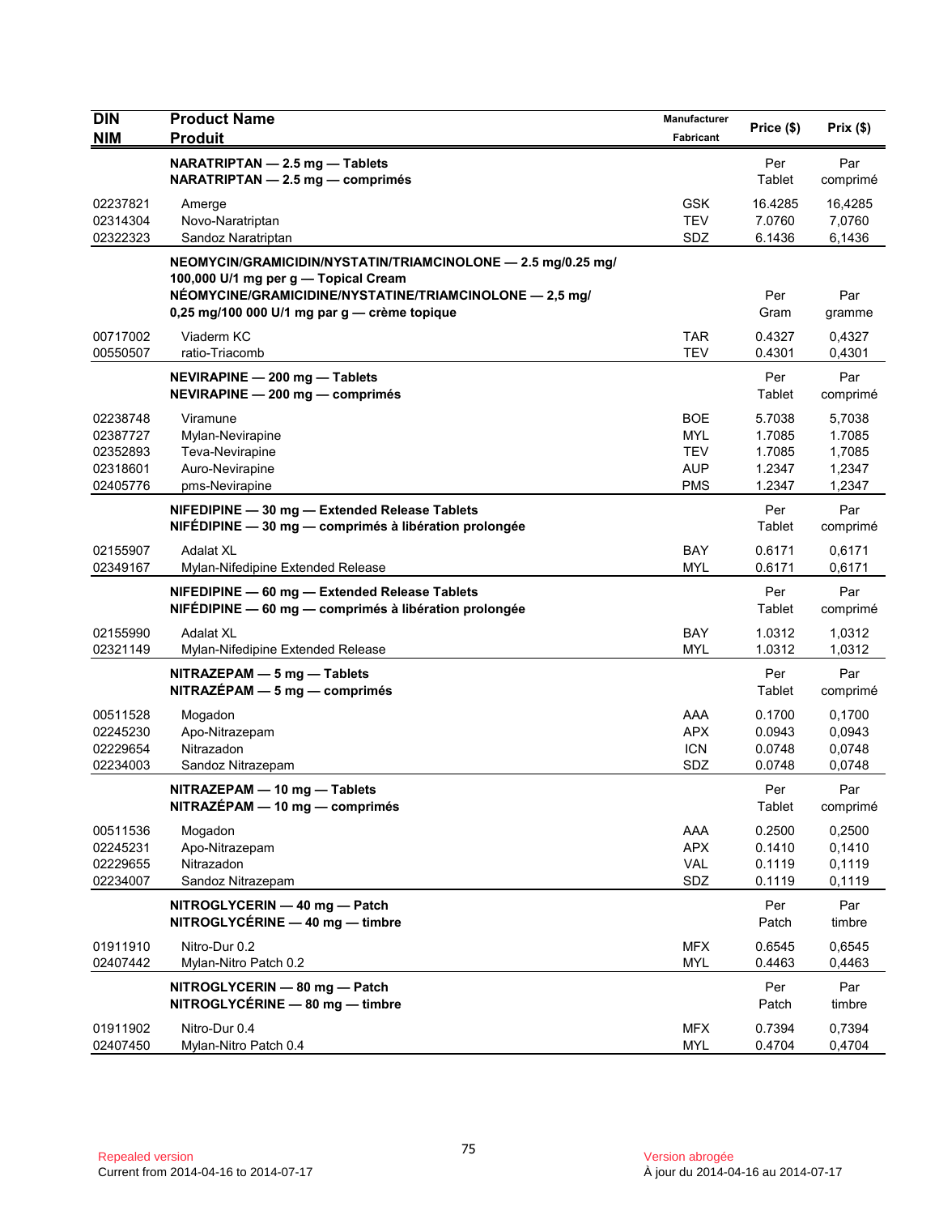| DIN<br>NIM | Product Name<br>Produit | Manufacturer<br>Fabricant | Price ($) | Prix ($) |
|---|---|---|---|---|
| | **NARATRIPTAN — 2.5 mg — Tablets**<br>**NARATRIPTAN — 2.5 mg — comprimés** | | Per<br>Tablet | Par<br>comprimé |
| 02237821 | Amerge | GSK | 16.4285 | 16,4285 |
| 02314304 | Novo-Naratriptan | TEV | 7.0760 | 7,0760 |
| 02322323 | Sandoz Naratriptan | SDZ | 6.1436 | 6,1436 |
| | **NEOMYCIN/GRAMICIDIN/NYSTATIN/TRIAMCINOLONE — 2.5 mg/0.25 mg/ 100,000 U/1 mg per g — Topical Cream**<br>**NÉOMYCINE/GRAMICIDINE/NYSTATINE/TRIAMCINOLONE — 2,5 mg/ 0,25 mg/100 000 U/1 mg par g — crème topique** | | Per<br>Gram | Par<br>gramme |
| 00717002 | Viaderm KC | TAR | 0.4327 | 0,4327 |
| 00550507 | ratio-Triacomb | TEV | 0.4301 | 0,4301 |
| | **NEVIRAPINE — 200 mg — Tablets**<br>**NEVIRAPINE — 200 mg — comprimés** | | Per<br>Tablet | Par<br>comprimé |
| 02238748 | Viramune | BOE | 5.7038 | 5,7038 |
| 02387727 | Mylan-Nevirapine | MYL | 1.7085 | 1,7085 |
| 02352893 | Teva-Nevirapine | TEV | 1.7085 | 1,7085 |
| 02318601 | Auro-Nevirapine | AUP | 1.2347 | 1,2347 |
| 02405776 | pms-Nevirapine | PMS | 1.2347 | 1,2347 |
| | **NIFEDIPINE — 30 mg — Extended Release Tablets**<br>**NIFÉDIPINE — 30 mg — comprimés à libération prolongée** | | Per<br>Tablet | Par<br>comprimé |
| 02155907 | Adalat XL | BAY | 0.6171 | 0,6171 |
| 02349167 | Mylan-Nifedipine Extended Release | MYL | 0.6171 | 0,6171 |
| | **NIFEDIPINE — 60 mg — Extended Release Tablets**<br>**NIFÉDIPINE — 60 mg — comprimés à libération prolongée** | | Per<br>Tablet | Par<br>comprimé |
| 02155990 | Adalat XL | BAY | 1.0312 | 1,0312 |
| 02321149 | Mylan-Nifedipine Extended Release | MYL | 1.0312 | 1,0312 |
| | **NITRAZEPAM — 5 mg — Tablets**<br>**NITRAZÉPAM — 5 mg — comprimés** | | Per<br>Tablet | Par<br>comprimé |
| 00511528 | Mogadon | AAA | 0.1700 | 0,1700 |
| 02245230 | Apo-Nitrazepam | APX | 0.0943 | 0,0943 |
| 02229654 | Nitrazadon | ICN | 0.0748 | 0,0748 |
| 02234003 | Sandoz Nitrazepam | SDZ | 0.0748 | 0,0748 |
| | **NITRAZEPAM — 10 mg — Tablets**<br>**NITRAZÉPAM — 10 mg — comprimés** | | Per<br>Tablet | Par<br>comprimé |
| 00511536 | Mogadon | AAA | 0.2500 | 0,2500 |
| 02245231 | Apo-Nitrazepam | APX | 0.1410 | 0,1410 |
| 02229655 | Nitrazadon | VAL | 0.1119 | 0,1119 |
| 02234007 | Sandoz Nitrazepam | SDZ | 0.1119 | 0,1119 |
| | **NITROGLYCERIN — 40 mg — Patch**<br>**NITROGLYCÉRINE — 40 mg — timbre** | | Per<br>Patch | Par<br>timbre |
| 01911910 | Nitro-Dur 0.2 | MFX | 0.6545 | 0,6545 |
| 02407442 | Mylan-Nitro Patch 0.2 | MYL | 0.4463 | 0,4463 |
| | **NITROGLYCERIN — 80 mg — Patch**<br>**NITROGLYCÉRINE — 80 mg — timbre** | | Per<br>Patch | Par<br>timbre |
| 01911902 | Nitro-Dur 0.4 | MFX | 0.7394 | 0,7394 |
| 02407450 | Mylan-Nitro Patch 0.4 | MYL | 0.4704 | 0,4704 |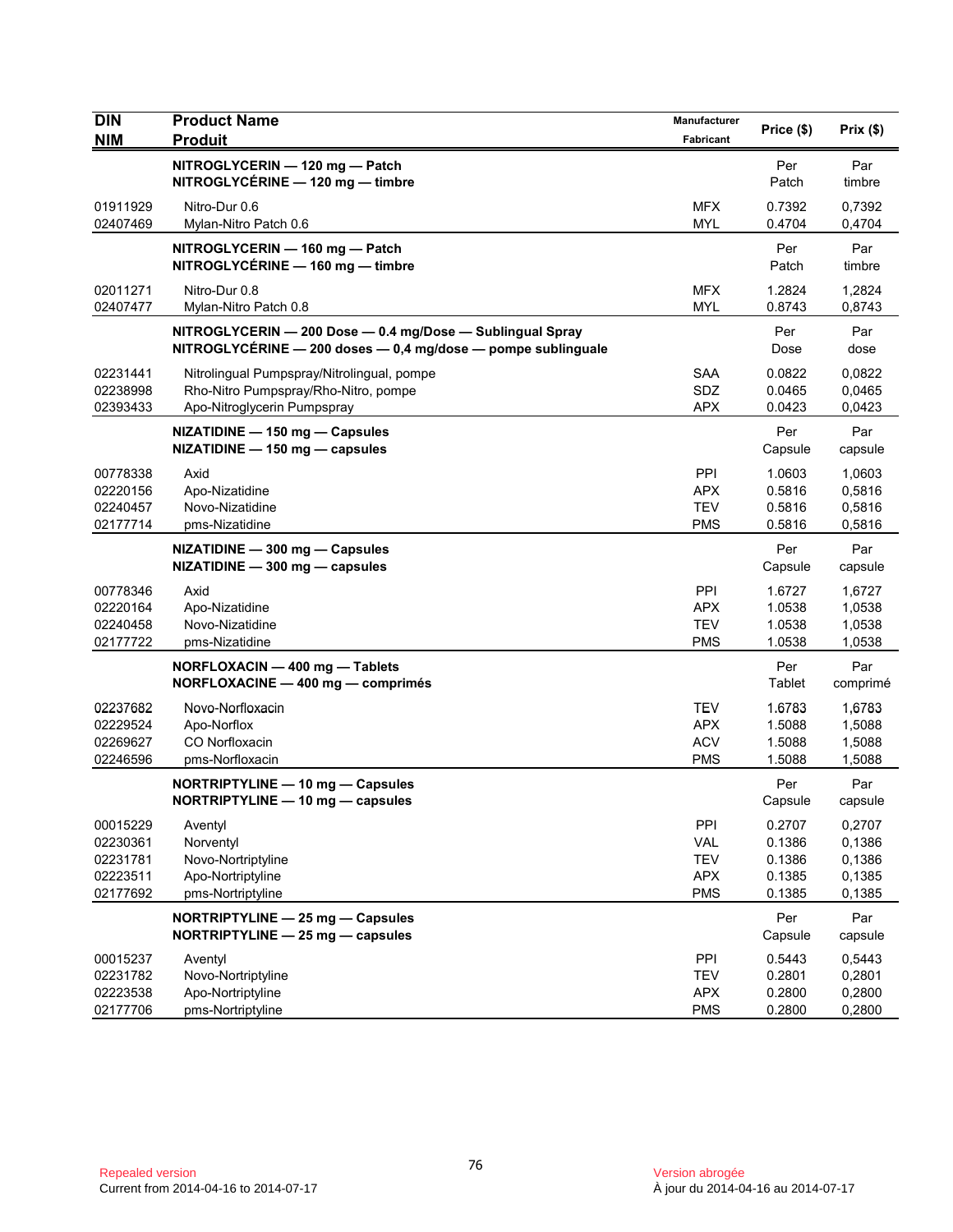| DIN<br>NIM | Product Name<br>Produit | Manufacturer<br>Fabricant | Price ($) | Prix ($) |
|---|---|---|---|---|
| | **NITROGLYCERIN — 120 mg — Patch**<br>**NITROGLYCÉRINE — 120 mg — timbre** | | Per Patch | Par timbre |
| 01911929 | Nitro-Dur 0.6 | MFX | 0.7392 | 0,7392 |
| 02407469 | Mylan-Nitro Patch 0.6 | MYL | 0.4704 | 0,4704 |
| | **NITROGLYCERIN — 160 mg — Patch**<br>**NITROGLYCÉRINE — 160 mg — timbre** | | Per Patch | Par timbre |
| 02011271 | Nitro-Dur 0.8 | MFX | 1.2824 | 1,2824 |
| 02407477 | Mylan-Nitro Patch 0.8 | MYL | 0.8743 | 0,8743 |
| | **NITROGLYCERIN — 200 Dose — 0.4 mg/Dose — Sublingual Spray**<br>**NITROGLYCÉRINE — 200 doses — 0,4 mg/dose — pompe sublinguale** | | Per Dose | Par dose |
| 02231441 | Nitrolingual Pumpspray/Nitrolingual, pompe | SAA | 0.0822 | 0,0822 |
| 02238998 | Rho-Nitro Pumpspray/Rho-Nitro, pompe | SDZ | 0.0465 | 0,0465 |
| 02393433 | Apo-Nitroglycerin Pumpspray | APX | 0.0423 | 0,0423 |
| | **NIZATIDINE — 150 mg — Capsules**<br>**NIZATIDINE — 150 mg — capsules** | | Per Capsule | Par capsule |
| 00778338 | Axid | PPI | 1.0603 | 1,0603 |
| 02220156 | Apo-Nizatidine | APX | 0.5816 | 0,5816 |
| 02240457 | Novo-Nizatidine | TEV | 0.5816 | 0,5816 |
| 02177714 | pms-Nizatidine | PMS | 0.5816 | 0,5816 |
| | **NIZATIDINE — 300 mg — Capsules**<br>**NIZATIDINE — 300 mg — capsules** | | Per Capsule | Par capsule |
| 00778346 | Axid | PPI | 1.6727 | 1,6727 |
| 02220164 | Apo-Nizatidine | APX | 1.0538 | 1,0538 |
| 02240458 | Novo-Nizatidine | TEV | 1.0538 | 1,0538 |
| 02177722 | pms-Nizatidine | PMS | 1.0538 | 1,0538 |
| | **NORFLOXACIN — 400 mg — Tablets**<br>**NORFLOXACINE — 400 mg — comprimés** | | Per Tablet | Par comprimé |
| 02237682 | Novo-Norfloxacin | TEV | 1.6783 | 1,6783 |
| 02229524 | Apo-Norflox | APX | 1.5088 | 1,5088 |
| 02269627 | CO Norfloxacin | ACV | 1.5088 | 1,5088 |
| 02246596 | pms-Norfloxacin | PMS | 1.5088 | 1,5088 |
| | **NORTRIPTYLINE — 10 mg — Capsules**<br>**NORTRIPTYLINE — 10 mg — capsules** | | Per Capsule | Par capsule |
| 00015229 | Aventyl | PPI | 0.2707 | 0,2707 |
| 02230361 | Norventyl | VAL | 0.1386 | 0,1386 |
| 02231781 | Novo-Nortriptyline | TEV | 0.1386 | 0,1386 |
| 02223511 | Apo-Nortriptyline | APX | 0.1385 | 0,1385 |
| 02177692 | pms-Nortriptyline | PMS | 0.1385 | 0,1385 |
| | **NORTRIPTYLINE — 25 mg — Capsules**<br>**NORTRIPTYLINE — 25 mg — capsules** | | Per Capsule | Par capsule |
| 00015237 | Aventyl | PPI | 0.5443 | 0,5443 |
| 02231782 | Novo-Nortriptyline | TEV | 0.2801 | 0,2801 |
| 02223538 | Apo-Nortriptyline | APX | 0.2800 | 0,2800 |
| 02177706 | pms-Nortriptyline | PMS | 0.2800 | 0,2800 |

Repealed version
Current from 2014-04-16 to 2014-07-17

Version abrogée
À jour du 2014-04-16 au 2014-07-17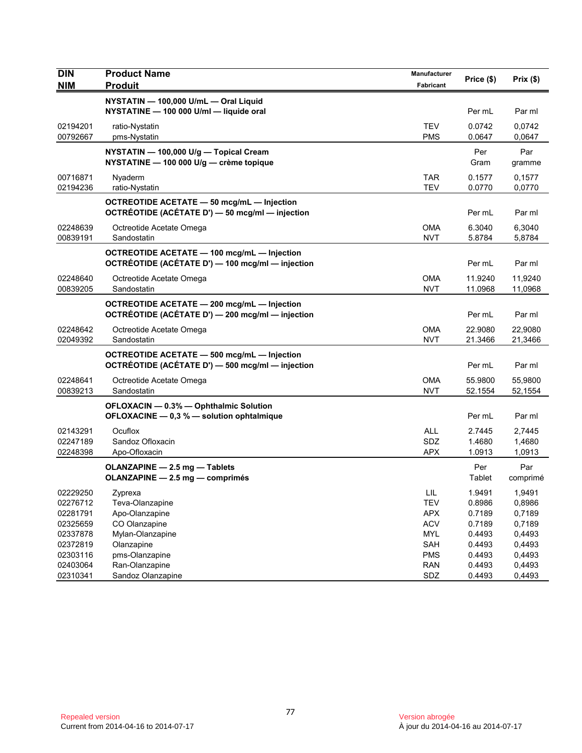| DIN<br>NIM | Product Name<br>Produit | Manufacturer<br>Fabricant | Price ($) | Prix ($) |
|---|---|---|---|---|
| | **NYSTATIN — 100,000 U/mL — Oral Liquid**<br>**NYSTATINE — 100 000 U/ml — liquide oral** | | Per mL | Par ml |
| 02194201 | ratio-Nystatin | TEV | 0.0742 | 0,0742 |
| 00792667 | pms-Nystatin | PMS | 0.0647 | 0,0647 |
| | **NYSTATIN — 100,000 U/g — Topical Cream**<br>**NYSTATINE — 100 000 U/g — crème topique** | | Per Gram | Par gramme |
| 00716871 | Nyaderm | TAR | 0.1577 | 0,1577 |
| 02194236 | ratio-Nystatin | TEV | 0.0770 | 0,0770 |
| | **OCTREOTIDE ACETATE — 50 mcg/mL — Injection**<br>**OCTRÉOTIDE (ACÉTATE D') — 50 mcg/ml — injection** | | Per mL | Par ml |
| 02248639 | Octreotide Acetate Omega | OMA | 6.3040 | 6,3040 |
| 00839191 | Sandostatin | NVT | 5.8784 | 5,8784 |
| | **OCTREOTIDE ACETATE — 100 mcg/mL — Injection**<br>**OCTRÉOTIDE (ACÉTATE D') — 100 mcg/ml — injection** | | Per mL | Par ml |
| 02248640 | Octreotide Acetate Omega | OMA | 11.9240 | 11,9240 |
| 00839205 | Sandostatin | NVT | 11.0968 | 11,0968 |
| | **OCTREOTIDE ACETATE — 200 mcg/mL — Injection**<br>**OCTRÉOTIDE (ACÉTATE D') — 200 mcg/ml — injection** | | Per mL | Par ml |
| 02248642 | Octreotide Acetate Omega | OMA | 22.9080 | 22,9080 |
| 02049392 | Sandostatin | NVT | 21.3466 | 21,3466 |
| | **OCTREOTIDE ACETATE — 500 mcg/mL — Injection**<br>**OCTRÉOTIDE (ACÉTATE D') — 500 mcg/ml — injection** | | Per mL | Par ml |
| 02248641 | Octreotide Acetate Omega | OMA | 55.9800 | 55,9800 |
| 00839213 | Sandostatin | NVT | 52.1554 | 52,1554 |
| | **OFLOXACIN — 0.3% — Ophthalmic Solution**<br>**OFLOXACINE — 0,3 % — solution ophtalmique** | | Per mL | Par ml |
| 02143291 | Ocuflox | ALL | 2.7445 | 2,7445 |
| 02247189 | Sandoz Ofloxacin | SDZ | 1.4680 | 1,4680 |
| 02248398 | Apo-Ofloxacin | APX | 1.0913 | 1,0913 |
| | **OLANZAPINE — 2.5 mg — Tablets**<br>**OLANZAPINE — 2.5 mg — comprimés** | | Per Tablet | Par comprimé |
| 02229250 | Zyprexa | LIL | 1.9491 | 1,9491 |
| 02276712 | Teva-Olanzapine | TEV | 0.8986 | 0,8986 |
| 02281791 | Apo-Olanzapine | APX | 0.7189 | 0,7189 |
| 02325659 | CO Olanzapine | ACV | 0.7189 | 0,7189 |
| 02337878 | Mylan-Olanzapine | MYL | 0.4493 | 0,4493 |
| 02372819 | Olanzapine | SAH | 0.4493 | 0,4493 |
| 02303116 | pms-Olanzapine | PMS | 0.4493 | 0,4493 |
| 02403064 | Ran-Olanzapine | RAN | 0.4493 | 0,4493 |
| 02310341 | Sandoz Olanzapine | SDZ | 0.4493 | 0,4493 |

Repealed version
Current from 2014-04-16 to 2014-07-17

Version abrogée
À jour du 2014-04-16 au 2014-07-17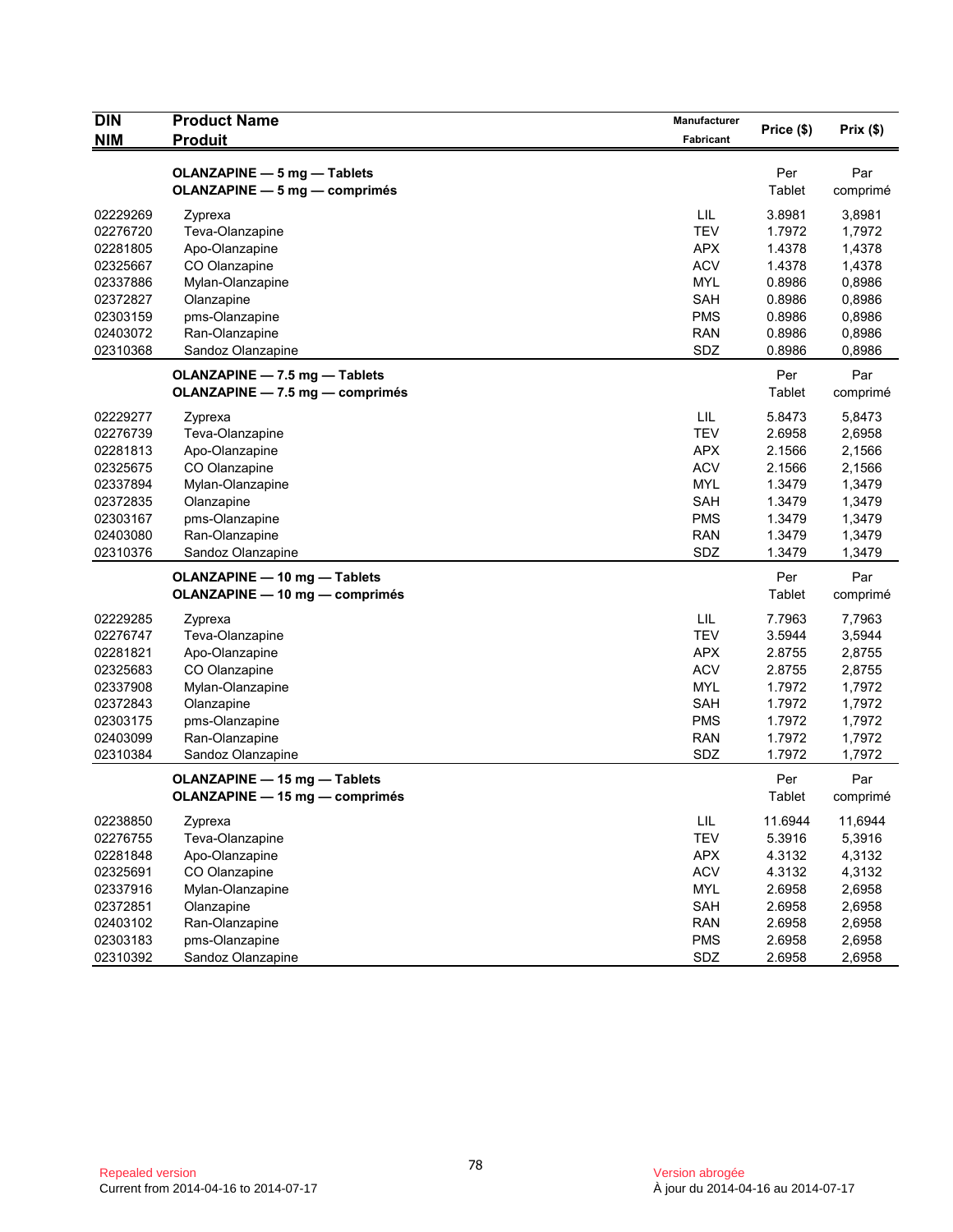| DIN<br>NIM | Product Name<br>Produit | Manufacturer<br>Fabricant | Price ($) | Prix ($) |
|---|---|---|---|---|
| | **OLANZAPINE — 5 mg — Tablets**<br>**OLANZAPINE — 5 mg — comprimés** | | Per Tablet | Par comprimé |
| 02229269 | Zyprexa | LIL | 3.8981 | 3,8981 |
| 02276720 | Teva-Olanzapine | TEV | 1.7972 | 1,7972 |
| 02281805 | Apo-Olanzapine | APX | 1.4378 | 1,4378 |
| 02325667 | CO Olanzapine | ACV | 1.4378 | 1,4378 |
| 02337886 | Mylan-Olanzapine | MYL | 0.8986 | 0,8986 |
| 02372827 | Olanzapine | SAH | 0.8986 | 0,8986 |
| 02303159 | pms-Olanzapine | PMS | 0.8986 | 0,8986 |
| 02403072 | Ran-Olanzapine | RAN | 0.8986 | 0,8986 |
| 02310368 | Sandoz Olanzapine | SDZ | 0.8986 | 0,8986 |
| | **OLANZAPINE — 7.5 mg — Tablets**<br>**OLANZAPINE — 7.5 mg — comprimés** | | Per Tablet | Par comprimé |
| 02229277 | Zyprexa | LIL | 5.8473 | 5,8473 |
| 02276739 | Teva-Olanzapine | TEV | 2.6958 | 2,6958 |
| 02281813 | Apo-Olanzapine | APX | 2.1566 | 2,1566 |
| 02325675 | CO Olanzapine | ACV | 2.1566 | 2,1566 |
| 02337894 | Mylan-Olanzapine | MYL | 1.3479 | 1,3479 |
| 02372835 | Olanzapine | SAH | 1.3479 | 1,3479 |
| 02303167 | pms-Olanzapine | PMS | 1.3479 | 1,3479 |
| 02403080 | Ran-Olanzapine | RAN | 1.3479 | 1,3479 |
| 02310376 | Sandoz Olanzapine | SDZ | 1.3479 | 1,3479 |
| | **OLANZAPINE — 10 mg — Tablets**<br>**OLANZAPINE — 10 mg — comprimés** | | Per Tablet | Par comprimé |
| 02229285 | Zyprexa | LIL | 7.7963 | 7,7963 |
| 02276747 | Teva-Olanzapine | TEV | 3.5944 | 3,5944 |
| 02281821 | Apo-Olanzapine | APX | 2.8755 | 2,8755 |
| 02325683 | CO Olanzapine | ACV | 2.8755 | 2,8755 |
| 02337908 | Mylan-Olanzapine | MYL | 1.7972 | 1,7972 |
| 02372843 | Olanzapine | SAH | 1.7972 | 1,7972 |
| 02303175 | pms-Olanzapine | PMS | 1.7972 | 1,7972 |
| 02403099 | Ran-Olanzapine | RAN | 1.7972 | 1,7972 |
| 02310384 | Sandoz Olanzapine | SDZ | 1.7972 | 1,7972 |
| | **OLANZAPINE — 15 mg — Tablets**<br>**OLANZAPINE — 15 mg — comprimés** | | Per Tablet | Par comprimé |
| 02238850 | Zyprexa | LIL | 11.6944 | 11,6944 |
| 02276755 | Teva-Olanzapine | TEV | 5.3916 | 5,3916 |
| 02281848 | Apo-Olanzapine | APX | 4.3132 | 4,3132 |
| 02325691 | CO Olanzapine | ACV | 4.3132 | 4,3132 |
| 02337916 | Mylan-Olanzapine | MYL | 2.6958 | 2,6958 |
| 02372851 | Olanzapine | SAH | 2.6958 | 2,6958 |
| 02403102 | Ran-Olanzapine | RAN | 2.6958 | 2,6958 |
| 02303183 | pms-Olanzapine | PMS | 2.6958 | 2,6958 |
| 02310392 | Sandoz Olanzapine | SDZ | 2.6958 | 2,6958 |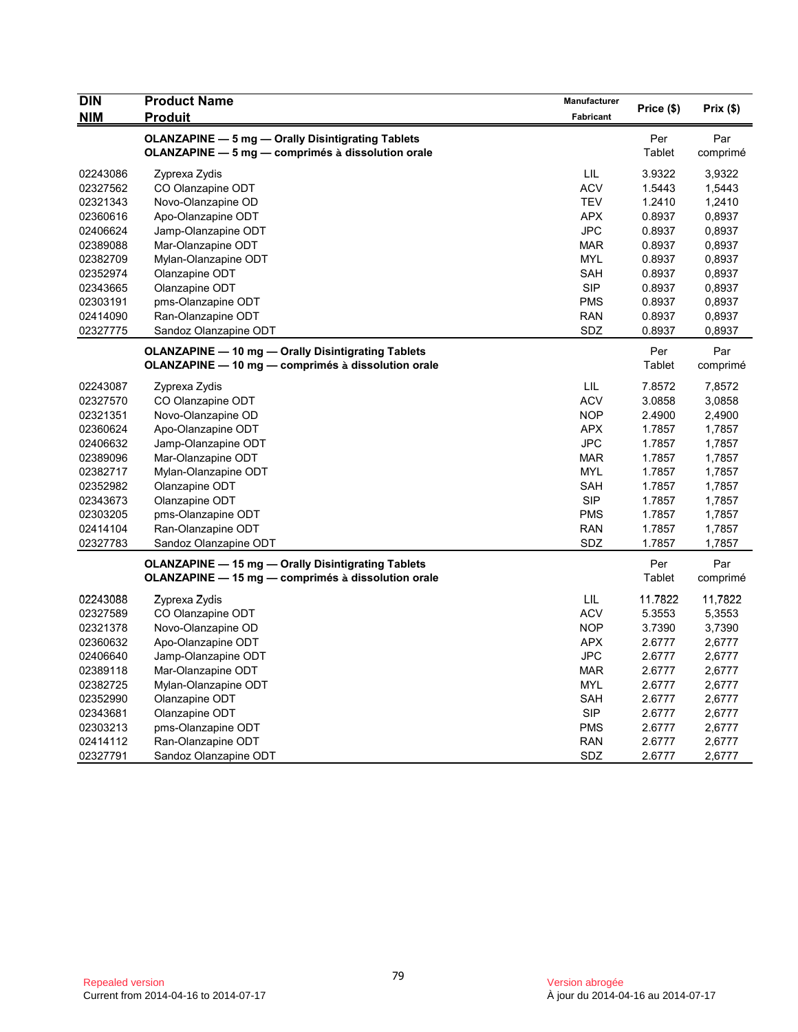| DIN<br>NIM | Product Name<br>Produit | Manufacturer<br>Fabricant | Price ($) | Prix ($) |
|---|---|---|---|---|
| | **OLANZAPINE — 5 mg — Orally Disintegrating Tablets**<br>**OLANZAPINE — 5 mg — comprimés à dissolution orale** | | Per Tablet | Par comprimé |
| 02243086 | Zyprexa Zydis | LIL | 3.9322 | 3,9322 |
| 02327562 | CO Olanzapine ODT | ACV | 1.5443 | 1,5443 |
| 02321343 | Novo-Olanzapine OD | TEV | 1.2410 | 1,2410 |
| 02360616 | Apo-Olanzapine ODT | APX | 0.8937 | 0,8937 |
| 02406624 | Jamp-Olanzapine ODT | JPC | 0.8937 | 0,8937 |
| 02389088 | Mar-Olanzapine ODT | MAR | 0.8937 | 0,8937 |
| 02382709 | Mylan-Olanzapine ODT | MYL | 0.8937 | 0,8937 |
| 02352974 | Olanzapine ODT | SAH | 0.8937 | 0,8937 |
| 02343665 | Olanzapine ODT | SIP | 0.8937 | 0,8937 |
| 02303191 | pms-Olanzapine ODT | PMS | 0.8937 | 0,8937 |
| 02414090 | Ran-Olanzapine ODT | RAN | 0.8937 | 0,8937 |
| 02327775 | Sandoz Olanzapine ODT | SDZ | 0.8937 | 0,8937 |
| | **OLANZAPINE — 10 mg — Orally Disintegrating Tablets**<br>**OLANZAPINE — 10 mg — comprimés à dissolution orale** | | Per Tablet | Par comprimé |
| 02243087 | Zyprexa Zydis | LIL | 7.8572 | 7,8572 |
| 02327570 | CO Olanzapine ODT | ACV | 3.0858 | 3,0858 |
| 02321351 | Novo-Olanzapine OD | NOP | 2.4900 | 2,4900 |
| 02360624 | Apo-Olanzapine ODT | APX | 1.7857 | 1,7857 |
| 02406632 | Jamp-Olanzapine ODT | JPC | 1.7857 | 1,7857 |
| 02389096 | Mar-Olanzapine ODT | MAR | 1.7857 | 1,7857 |
| 02382717 | Mylan-Olanzapine ODT | MYL | 1.7857 | 1,7857 |
| 02352982 | Olanzapine ODT | SAH | 1.7857 | 1,7857 |
| 02343673 | Olanzapine ODT | SIP | 1.7857 | 1,7857 |
| 02303205 | pms-Olanzapine ODT | PMS | 1.7857 | 1,7857 |
| 02414104 | Ran-Olanzapine ODT | RAN | 1.7857 | 1,7857 |
| 02327783 | Sandoz Olanzapine ODT | SDZ | 1.7857 | 1,7857 |
| | **OLANZAPINE — 15 mg — Orally Disintegrating Tablets**<br>**OLANZAPINE — 15 mg — comprimés à dissolution orale** | | Per Tablet | Par comprimé |
| 02243088 | Zyprexa Zydis | LIL | 11.7822 | 11,7822 |
| 02327589 | CO Olanzapine ODT | ACV | 5.3553 | 5,3553 |
| 02321378 | Novo-Olanzapine OD | NOP | 3.7390 | 3,7390 |
| 02360632 | Apo-Olanzapine ODT | APX | 2.6777 | 2,6777 |
| 02406640 | Jamp-Olanzapine ODT | JPC | 2.6777 | 2,6777 |
| 02389118 | Mar-Olanzapine ODT | MAR | 2.6777 | 2,6777 |
| 02382725 | Mylan-Olanzapine ODT | MYL | 2.6777 | 2,6777 |
| 02352990 | Olanzapine ODT | SAH | 2.6777 | 2,6777 |
| 02343681 | Olanzapine ODT | SIP | 2.6777 | 2,6777 |
| 02303213 | pms-Olanzapine ODT | PMS | 2.6777 | 2,6777 |
| 02414112 | Ran-Olanzapine ODT | RAN | 2.6777 | 2,6777 |
| 02327791 | Sandoz Olanzapine ODT | SDZ | 2.6777 | 2,6777 |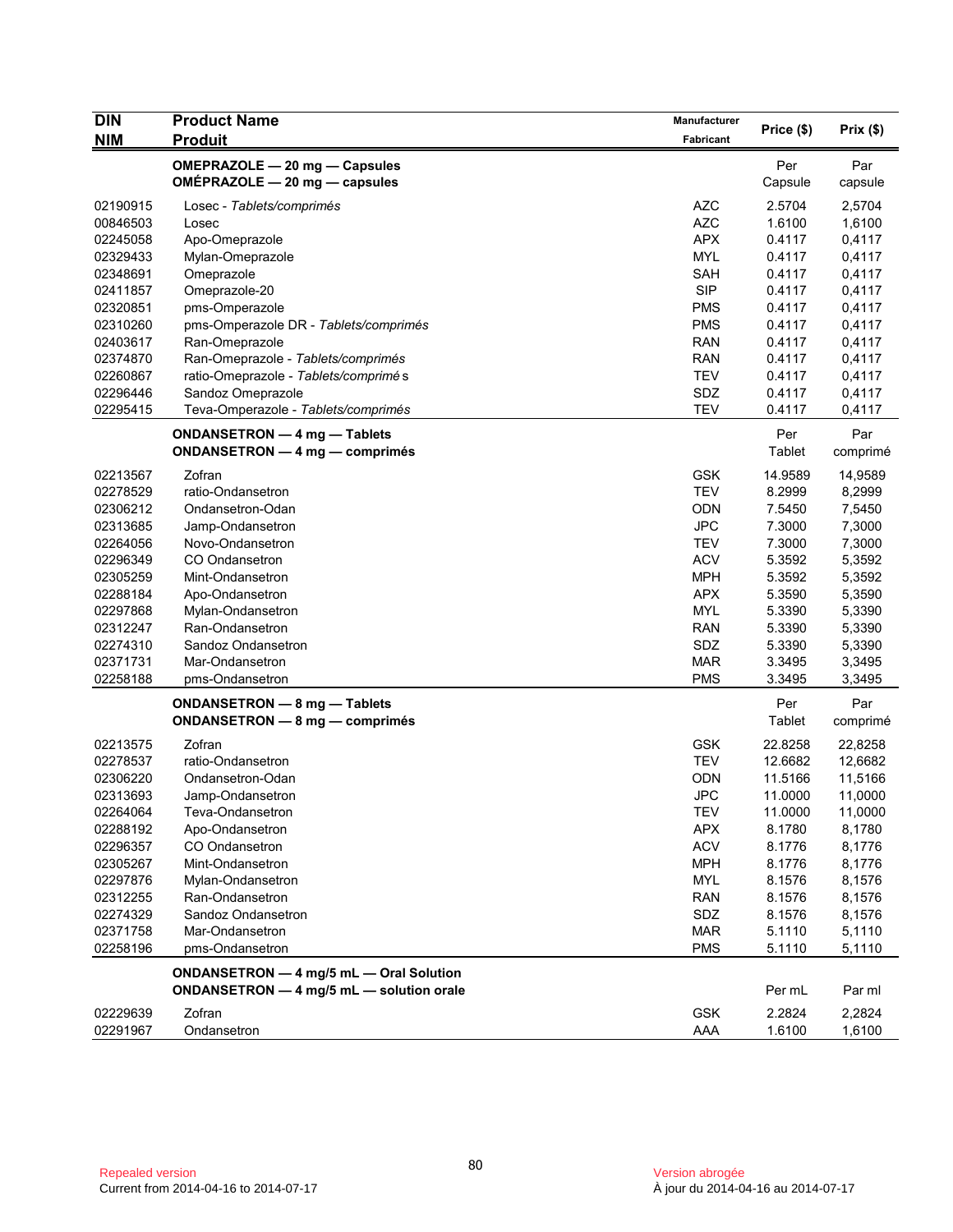| DIN<br>NIM | Product Name<br>Produit | Manufacturer<br>Fabricant | Price ($) | Prix ($) |
|---|---|---|---|---|
| | **OMEPRAZOLE — 20 mg — Capsules**<br>**OMÉPRAZOLE — 20 mg — capsules** | | Per<br>Capsule | Par<br>capsule |
| 02190915 | Losec - *Tablets/comprimés* | AZC | 2.5704 | 2,5704 |
| 00846503 | Losec | AZC | 1.6100 | 1,6100 |
| 02245058 | Apo-Omeprazole | APX | 0.4117 | 0,4117 |
| 02329433 | Mylan-Omeprazole | MYL | 0.4117 | 0,4117 |
| 02348691 | Omeprazole | SAH | 0.4117 | 0,4117 |
| 02411857 | Omeprazole-20 | SIP | 0.4117 | 0,4117 |
| 02320851 | pms-Omperazole | PMS | 0.4117 | 0,4117 |
| 02310260 | pms-Omperazole DR - *Tablets/comprimés* | PMS | 0.4117 | 0,4117 |
| 02403617 | Ran-Omeprazole | RAN | 0.4117 | 0,4117 |
| 02374870 | Ran-Omeprazole - *Tablets/comprimés* | RAN | 0.4117 | 0,4117 |
| 02260867 | ratio-Omeprazole - *Tablets/comprimé s* | TEV | 0.4117 | 0,4117 |
| 02296446 | Sandoz Omeprazole | SDZ | 0.4117 | 0,4117 |
| 02295415 | Teva-Omperazole - *Tablets/comprimés* | TEV | 0.4117 | 0,4117 |
| | **ONDANSETRON — 4 mg — Tablets**<br>**ONDANSETRON — 4 mg — comprimés** | | Per<br>Tablet | Par<br>comprimé |
| 02213567 | Zofran | GSK | 14.9589 | 14,9589 |
| 02278529 | ratio-Ondansetron | TEV | 8.2999 | 8,2999 |
| 02306212 | Ondansetron-Odan | ODN | 7.5450 | 7,5450 |
| 02313685 | Jamp-Ondansetron | JPC | 7.3000 | 7,3000 |
| 02264056 | Novo-Ondansetron | TEV | 7.3000 | 7,3000 |
| 02296349 | CO Ondansetron | ACV | 5.3592 | 5,3592 |
| 02305259 | Mint-Ondansetron | MPH | 5.3592 | 5,3592 |
| 02288184 | Apo-Ondansetron | APX | 5.3590 | 5,3590 |
| 02297868 | Mylan-Ondansetron | MYL | 5.3390 | 5,3390 |
| 02312247 | Ran-Ondansetron | RAN | 5.3390 | 5,3390 |
| 02274310 | Sandoz Ondansetron | SDZ | 5.3390 | 5,3390 |
| 02371731 | Mar-Ondansetron | MAR | 3.3495 | 3,3495 |
| 02258188 | pms-Ondansetron | PMS | 3.3495 | 3,3495 |
| | **ONDANSETRON — 8 mg — Tablets**<br>**ONDANSETRON — 8 mg — comprimés** | | Per<br>Tablet | Par<br>comprimé |
| 02213575 | Zofran | GSK | 22.8258 | 22,8258 |
| 02278537 | ratio-Ondansetron | TEV | 12.6682 | 12,6682 |
| 02306220 | Ondansetron-Odan | ODN | 11.5166 | 11,5166 |
| 02313693 | Jamp-Ondansetron | JPC | 11.0000 | 11,0000 |
| 02264064 | Teva-Ondansetron | TEV | 11.0000 | 11,0000 |
| 02288192 | Apo-Ondansetron | APX | 8.1780 | 8,1780 |
| 02296357 | CO Ondansetron | ACV | 8.1776 | 8,1776 |
| 02305267 | Mint-Ondansetron | MPH | 8.1776 | 8,1776 |
| 02297876 | Mylan-Ondansetron | MYL | 8.1576 | 8,1576 |
| 02312255 | Ran-Ondansetron | RAN | 8.1576 | 8,1576 |
| 02274329 | Sandoz Ondansetron | SDZ | 8.1576 | 8,1576 |
| 02371758 | Mar-Ondansetron | MAR | 5.1110 | 5,1110 |
| 02258196 | pms-Ondansetron | PMS | 5.1110 | 5,1110 |
| | **ONDANSETRON — 4 mg/5 mL — Oral Solution**<br>**ONDANSETRON — 4 mg/5 mL — solution orale** | | Per mL | Par ml |
| 02229639 | Zofran | GSK | 2.2824 | 2,2824 |
| 02291967 | Ondansetron | AAA | 1.6100 | 1,6100 |

Repealed version
Current from 2014-04-16 to 2014-07-17

Version abrogée
À jour du 2014-04-16 au 2014-07-17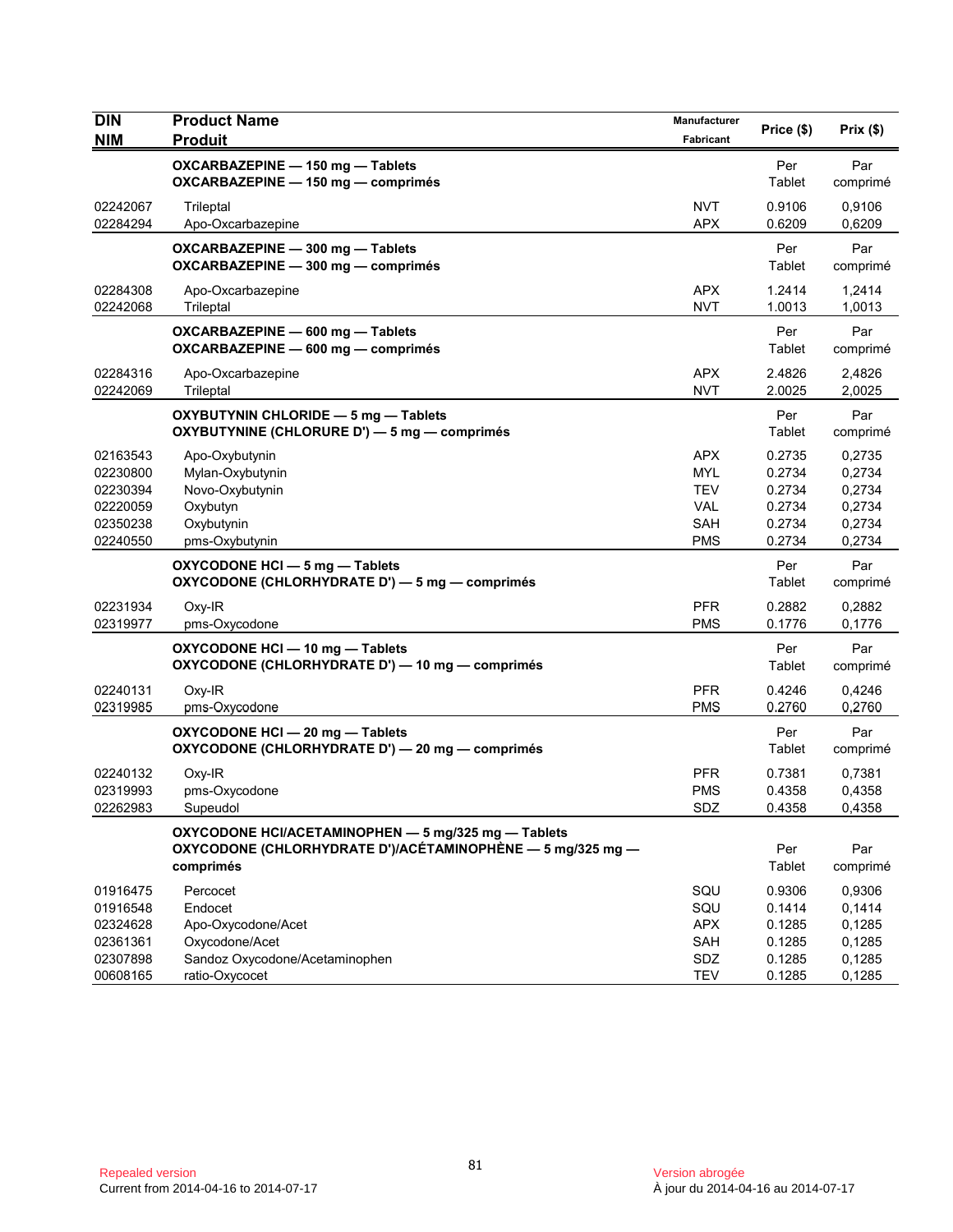| DIN<br>NIM | Product Name<br>Produit | Manufacturer<br>Fabricant | Price ($) | Prix ($) |
|---|---|---|---|---|
| | **OXCARBAZEPINE — 150 mg — Tablets**<br>**OXCARBAZEPINE — 150 mg — comprimés** | | Per Tablet | Par comprimé |
| 02242067 | Trileptal | NVT | 0.9106 | 0,9106 |
| 02284294 | Apo-Oxcarbazepine | APX | 0.6209 | 0,6209 |
| | **OXCARBAZEPINE — 300 mg — Tablets**<br>**OXCARBAZEPINE — 300 mg — comprimés** | | Per Tablet | Par comprimé |
| 02284308 | Apo-Oxcarbazepine | APX | 1.2414 | 1,2414 |
| 02242068 | Trileptal | NVT | 1.0013 | 1,0013 |
| | **OXCARBAZEPINE — 600 mg — Tablets**<br>**OXCARBAZEPINE — 600 mg — comprimés** | | Per Tablet | Par comprimé |
| 02284316 | Apo-Oxcarbazepine | APX | 2.4826 | 2,4826 |
| 02242069 | Trileptal | NVT | 2.0025 | 2,0025 |
| | **OXYBUTYNIN CHLORIDE — 5 mg — Tablets**<br>**OXYBUTYNINE (CHLORURE D') — 5 mg — comprimés** | | Per Tablet | Par comprimé |
| 02163543 | Apo-Oxybutynin | APX | 0.2735 | 0,2735 |
| 02230800 | Mylan-Oxybutynin | MYL | 0.2734 | 0,2734 |
| 02230394 | Novo-Oxybutynin | TEV | 0.2734 | 0,2734 |
| 02220059 | Oxybutyn | VAL | 0.2734 | 0,2734 |
| 02350238 | Oxybutynin | SAH | 0.2734 | 0,2734 |
| 02240550 | pms-Oxybutynin | PMS | 0.2734 | 0,2734 |
| | **OXYCODONE HCl — 5 mg — Tablets**<br>**OXYCODONE (CHLORHYDRATE D') — 5 mg — comprimés** | | Per Tablet | Par comprimé |
| 02231934 | Oxy-IR | PFR | 0.2882 | 0,2882 |
| 02319977 | pms-Oxycodone | PMS | 0.1776 | 0,1776 |
| | **OXYCODONE HCl — 10 mg — Tablets**<br>**OXYCODONE (CHLORHYDRATE D') — 10 mg — comprimés** | | Per Tablet | Par comprimé |
| 02240131 | Oxy-IR | PFR | 0.4246 | 0,4246 |
| 02319985 | pms-Oxycodone | PMS | 0.2760 | 0,2760 |
| | **OXYCODONE HCl — 20 mg — Tablets**<br>**OXYCODONE (CHLORHYDRATE D') — 20 mg — comprimés** | | Per Tablet | Par comprimé |
| 02240132 | Oxy-IR | PFR | 0.7381 | 0,7381 |
| 02319993 | pms-Oxycodone | PMS | 0.4358 | 0,4358 |
| 02262983 | Supeudol | SDZ | 0.4358 | 0,4358 |
| | **OXYCODONE HCl/ACETAMINOPHEN — 5 mg/325 mg — Tablets**<br>**OXYCODONE (CHLORHYDRATE D')/ACÉTAMINOPHÈNE — 5 mg/325 mg — comprimés** | | Per Tablet | Par comprimé |
| 01916475 | Percocet | SQU | 0.9306 | 0,9306 |
| 01916548 | Endocet | SQU | 0.1414 | 0,1414 |
| 02324628 | Apo-Oxycodone/Acet | APX | 0.1285 | 0,1285 |
| 02361361 | Oxycodone/Acet | SAH | 0.1285 | 0,1285 |
| 02307898 | Sandoz Oxycodone/Acetaminophen | SDZ | 0.1285 | 0,1285 |
| 00608165 | ratio-Oxycocet | TEV | 0.1285 | 0,1285 |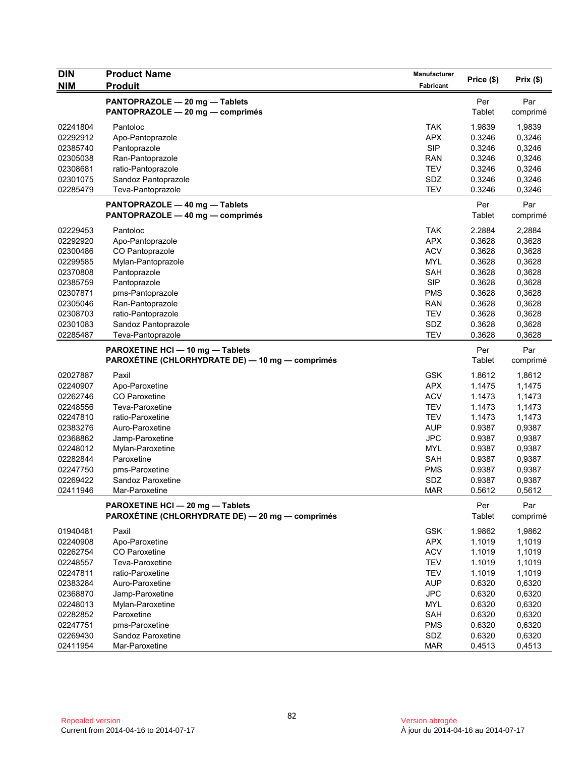| DIN<br>NIM | Product Name<br>Produit | Manufacturer<br>Fabricant | Price ($) | Prix ($) |
|---|---|---|---|---|
| | **PANTOPRAZOLE — 20 mg — Tablets**<br>**PANTOPRAZOLE — 20 mg — comprimés** | | Per Tablet | Par comprimé |
| 02241804 | Pantoloc | TAK | 1.9839 | 1,9839 |
| 02292912 | Apo-Pantoprazole | APX | 0.3246 | 0,3246 |
| 02385740 | Pantoprazole | SIP | 0.3246 | 0,3246 |
| 02305038 | Ran-Pantoprazole | RAN | 0.3246 | 0,3246 |
| 02308681 | ratio-Pantoprazole | TEV | 0.3246 | 0,3246 |
| 02301075 | Sandoz Pantoprazole | SDZ | 0.3246 | 0,3246 |
| 02285479 | Teva-Pantoprazole | TEV | 0.3246 | 0,3246 |
| | **PANTOPRAZOLE — 40 mg — Tablets**<br>**PANTOPRAZOLE — 40 mg — comprimés** | | Per Tablet | Par comprimé |
| 02229453 | Pantoloc | TAK | 2.2884 | 2,2884 |
| 02292920 | Apo-Pantoprazole | APX | 0.3628 | 0,3628 |
| 02300486 | CO Pantoprazole | ACV | 0.3628 | 0,3628 |
| 02299585 | Mylan-Pantoprazole | MYL | 0.3628 | 0,3628 |
| 02370808 | Pantoprazole | SAH | 0.3628 | 0,3628 |
| 02385759 | Pantoprazole | SIP | 0.3628 | 0,3628 |
| 02307871 | pms-Pantoprazole | PMS | 0.3628 | 0,3628 |
| 02305046 | Ran-Pantoprazole | RAN | 0.3628 | 0,3628 |
| 02308703 | ratio-Pantoprazole | TEV | 0.3628 | 0,3628 |
| 02301083 | Sandoz Pantoprazole | SDZ | 0.3628 | 0,3628 |
| 02285487 | Teva-Pantoprazole | TEV | 0.3628 | 0,3628 |
| | **PAROXETINE HCl — 10 mg — Tablets**<br>**PAROXÉTINE (CHLORHYDRATE DE) — 10 mg — comprimés** | | Per Tablet | Par comprimé |
| 02027887 | Paxil | GSK | 1.8612 | 1,8612 |
| 02240907 | Apo-Paroxetine | APX | 1.1475 | 1,1475 |
| 02262746 | CO Paroxetine | ACV | 1.1473 | 1,1473 |
| 02248556 | Teva-Paroxetine | TEV | 1.1473 | 1,1473 |
| 02247810 | ratio-Paroxetine | TEV | 1.1473 | 1,1473 |
| 02383276 | Auro-Paroxetine | AUP | 0.9387 | 0,9387 |
| 02368862 | Jamp-Paroxetine | JPC | 0.9387 | 0,9387 |
| 02248012 | Mylan-Paroxetine | MYL | 0.9387 | 0,9387 |
| 02282844 | Paroxetine | SAH | 0.9387 | 0,9387 |
| 02247750 | pms-Paroxetine | PMS | 0.9387 | 0,9387 |
| 02269422 | Sandoz Paroxetine | SDZ | 0.9387 | 0,9387 |
| 02411946 | Mar-Paroxetine | MAR | 0.5612 | 0,5612 |
| | **PAROXETINE HCl — 20 mg — Tablets**<br>**PAROXÉTINE (CHLORHYDRATE DE) — 20 mg — comprimés** | | Per Tablet | Par comprimé |
| 01940481 | Paxil | GSK | 1.9862 | 1,9862 |
| 02240908 | Apo-Paroxetine | APX | 1.1019 | 1,1019 |
| 02262754 | CO Paroxetine | ACV | 1.1019 | 1,1019 |
| 02248557 | Teva-Paroxetine | TEV | 1.1019 | 1,1019 |
| 02247811 | ratio-Paroxetine | TEV | 1.1019 | 1,1019 |
| 02383284 | Auro-Paroxetine | AUP | 0.6320 | 0,6320 |
| 02368870 | Jamp-Paroxetine | JPC | 0.6320 | 0,6320 |
| 02248013 | Mylan-Paroxetine | MYL | 0.6320 | 0,6320 |
| 02282852 | Paroxetine | SAH | 0.6320 | 0,6320 |
| 02247751 | pms-Paroxetine | PMS | 0.6320 | 0,6320 |
| 02269430 | Sandoz Paroxetine | SDZ | 0.6320 | 0,6320 |
| 02411954 | Mar-Paroxetine | MAR | 0.4513 | 0,4513 |

Repealed version
Current from 2014-04-16 to 2014-07-17

Version abrogée
À jour du 2014-04-16 au 2014-07-17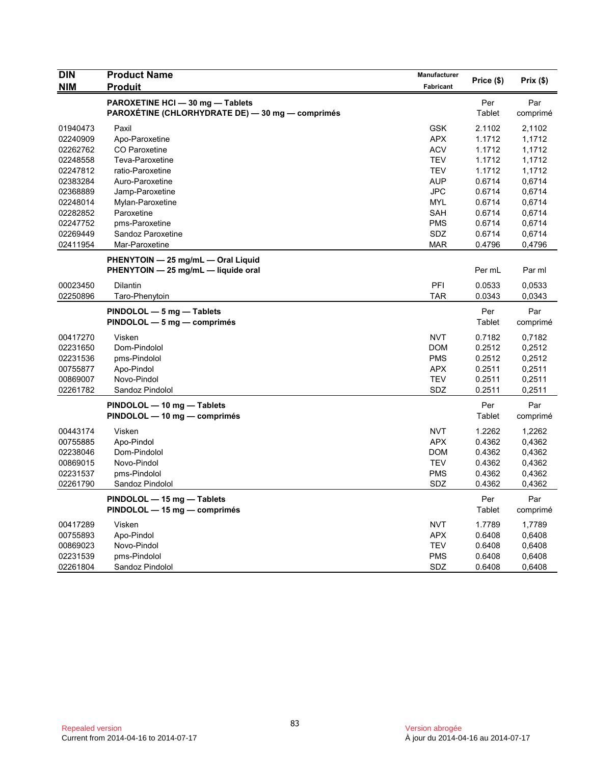| DIN<br>NIM | Product Name<br>Produit | Manufacturer<br>Fabricant | Price ($) | Prix ($) |
|---|---|---|---|---|
| | **PAROXETINE HCl — 30 mg — Tablets**<br>**PAROXÉTINE (CHLORHYDRATE DE) — 30 mg — comprimés** | | Per Tablet | Par comprimé |
| 01940473 | Paxil | GSK | 2.1102 | 2,1102 |
| 02240909 | Apo-Paroxetine | APX | 1.1712 | 1,1712 |
| 02262762 | CO Paroxetine | ACV | 1.1712 | 1,1712 |
| 02248558 | Teva-Paroxetine | TEV | 1.1712 | 1,1712 |
| 02247812 | ratio-Paroxetine | TEV | 1.1712 | 1,1712 |
| 02383284 | Auro-Paroxetine | AUP | 0.6714 | 0,6714 |
| 02368889 | Jamp-Paroxetine | JPC | 0.6714 | 0,6714 |
| 02248014 | Mylan-Paroxetine | MYL | 0.6714 | 0,6714 |
| 02282852 | Paroxetine | SAH | 0.6714 | 0,6714 |
| 02247752 | pms-Paroxetine | PMS | 0.6714 | 0,6714 |
| 02269449 | Sandoz Paroxetine | SDZ | 0.6714 | 0,6714 |
| 02411954 | Mar-Paroxetine | MAR | 0.4796 | 0,4796 |
| | **PHENYTOIN — 25 mg/mL — Oral Liquid**<br>**PHENYTOIN — 25 mg/mL — liquide oral** | | Per mL | Par ml |
| 00023450 | Dilantin | PFI | 0.0533 | 0,0533 |
| 02250896 | Taro-Phenytoin | TAR | 0.0343 | 0,0343 |
| | **PINDOLOL — 5 mg — Tablets**<br>**PINDOLOL — 5 mg — comprimés** | | Per Tablet | Par comprimé |
| 00417270 | Visken | NVT | 0.7182 | 0,7182 |
| 02231650 | Dom-Pindolol | DOM | 0.2512 | 0,2512 |
| 02231536 | pms-Pindolol | PMS | 0.2512 | 0,2512 |
| 00755877 | Apo-Pindol | APX | 0.2511 | 0,2511 |
| 00869007 | Novo-Pindol | TEV | 0.2511 | 0,2511 |
| 02261782 | Sandoz Pindolol | SDZ | 0.2511 | 0,2511 |
| | **PINDOLOL — 10 mg — Tablets**<br>**PINDOLOL — 10 mg — comprimés** | | Per Tablet | Par comprimé |
| 00443174 | Visken | NVT | 1.2262 | 1,2262 |
| 00755885 | Apo-Pindol | APX | 0.4362 | 0,4362 |
| 02238046 | Dom-Pindolol | DOM | 0.4362 | 0,4362 |
| 00869015 | Novo-Pindol | TEV | 0.4362 | 0,4362 |
| 02231537 | pms-Pindolol | PMS | 0.4362 | 0,4362 |
| 02261790 | Sandoz Pindolol | SDZ | 0.4362 | 0,4362 |
| | **PINDOLOL — 15 mg — Tablets**<br>**PINDOLOL — 15 mg — comprimés** | | Per Tablet | Par comprimé |
| 00417289 | Visken | NVT | 1.7789 | 1,7789 |
| 00755893 | Apo-Pindol | APX | 0.6408 | 0,6408 |
| 00869023 | Novo-Pindol | TEV | 0.6408 | 0,6408 |
| 02231539 | pms-Pindolol | PMS | 0.6408 | 0,6408 |
| 02261804 | Sandoz Pindolol | SDZ | 0.6408 | 0,6408 |

Repealed version
Current from 2014-04-16 to 2014-07-17

Version abrogée
À jour du 2014-04-16 au 2014-07-17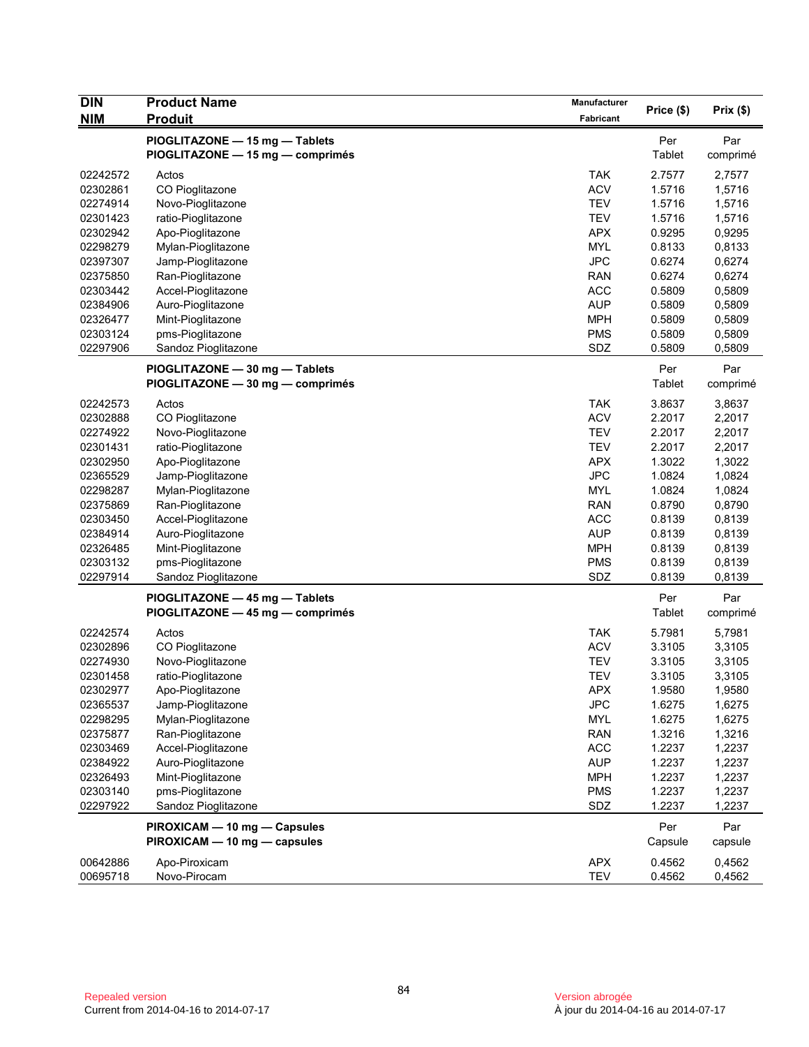| DIN<br>NIM | Product Name<br>Produit | Manufacturer<br>Fabricant | Price ($) | Prix ($) |
|---|---|---|---|---|
| | **PIOGLITAZONE — 15 mg — Tablets**<br>**PIOGLITAZONE — 15 mg — comprimés** | | Per<br>Tablet | Par<br>comprimé |
| 02242572 | Actos | TAK | 2.7577 | 2,7577 |
| 02302861 | CO Pioglitazone | ACV | 1.5716 | 1,5716 |
| 02274914 | Novo-Pioglitazone | TEV | 1.5716 | 1,5716 |
| 02301423 | ratio-Pioglitazone | TEV | 1.5716 | 1,5716 |
| 02302942 | Apo-Pioglitazone | APX | 0.9295 | 0,9295 |
| 02298279 | Mylan-Pioglitazone | MYL | 0.8133 | 0,8133 |
| 02397307 | Jamp-Pioglitazone | JPC | 0.6274 | 0,6274 |
| 02375850 | Ran-Pioglitazone | RAN | 0.6274 | 0,6274 |
| 02303442 | Accel-Pioglitazone | ACC | 0.5809 | 0,5809 |
| 02384906 | Auro-Pioglitazone | AUP | 0.5809 | 0,5809 |
| 02326477 | Mint-Pioglitazone | MPH | 0.5809 | 0,5809 |
| 02303124 | pms-Pioglitazone | PMS | 0.5809 | 0,5809 |
| 02297906 | Sandoz Pioglitazone | SDZ | 0.5809 | 0,5809 |
| | **PIOGLITAZONE — 30 mg — Tablets**<br>**PIOGLITAZONE — 30 mg — comprimés** | | Per<br>Tablet | Par<br>comprimé |
| 02242573 | Actos | TAK | 3.8637 | 3,8637 |
| 02302888 | CO Pioglitazone | ACV | 2.2017 | 2,2017 |
| 02274922 | Novo-Pioglitazone | TEV | 2.2017 | 2,2017 |
| 02301431 | ratio-Pioglitazone | TEV | 2.2017 | 2,2017 |
| 02302950 | Apo-Pioglitazone | APX | 1.3022 | 1,3022 |
| 02365529 | Jamp-Pioglitazone | JPC | 1.0824 | 1,0824 |
| 02298287 | Mylan-Pioglitazone | MYL | 1.0824 | 1,0824 |
| 02375869 | Ran-Pioglitazone | RAN | 0.8790 | 0,8790 |
| 02303450 | Accel-Pioglitazone | ACC | 0.8139 | 0,8139 |
| 02384914 | Auro-Pioglitazone | AUP | 0.8139 | 0,8139 |
| 02326485 | Mint-Pioglitazone | MPH | 0.8139 | 0,8139 |
| 02303132 | pms-Pioglitazone | PMS | 0.8139 | 0,8139 |
| 02297914 | Sandoz Pioglitazone | SDZ | 0.8139 | 0,8139 |
| | **PIOGLITAZONE — 45 mg — Tablets**<br>**PIOGLITAZONE — 45 mg — comprimés** | | Per<br>Tablet | Par<br>comprimé |
| 02242574 | Actos | TAK | 5.7981 | 5,7981 |
| 02302896 | CO Pioglitazone | ACV | 3.3105 | 3,3105 |
| 02274930 | Novo-Pioglitazone | TEV | 3.3105 | 3,3105 |
| 02301458 | ratio-Pioglitazone | TEV | 3.3105 | 3,3105 |
| 02302977 | Apo-Pioglitazone | APX | 1.9580 | 1,9580 |
| 02365537 | Jamp-Pioglitazone | JPC | 1.6275 | 1,6275 |
| 02298295 | Mylan-Pioglitazone | MYL | 1.6275 | 1,6275 |
| 02375877 | Ran-Pioglitazone | RAN | 1.3216 | 1,3216 |
| 02303469 | Accel-Pioglitazone | ACC | 1.2237 | 1,2237 |
| 02384922 | Auro-Pioglitazone | AUP | 1.2237 | 1,2237 |
| 02326493 | Mint-Pioglitazone | MPH | 1.2237 | 1,2237 |
| 02303140 | pms-Pioglitazone | PMS | 1.2237 | 1,2237 |
| 02297922 | Sandoz Pioglitazone | SDZ | 1.2237 | 1,2237 |
| | **PIROXICAM — 10 mg — Capsules**<br>**PIROXICAM — 10 mg — capsules** | | Per<br>Capsule | Par<br>capsule |
| 00642886 | Apo-Piroxicam | APX | 0.4562 | 0,4562 |
| 00695718 | Novo-Pirocam | TEV | 0.4562 | 0,4562 |

Repealed version
Current from 2014-04-16 to 2014-07-17

Version abrogée
À jour du 2014-04-16 au 2014-07-17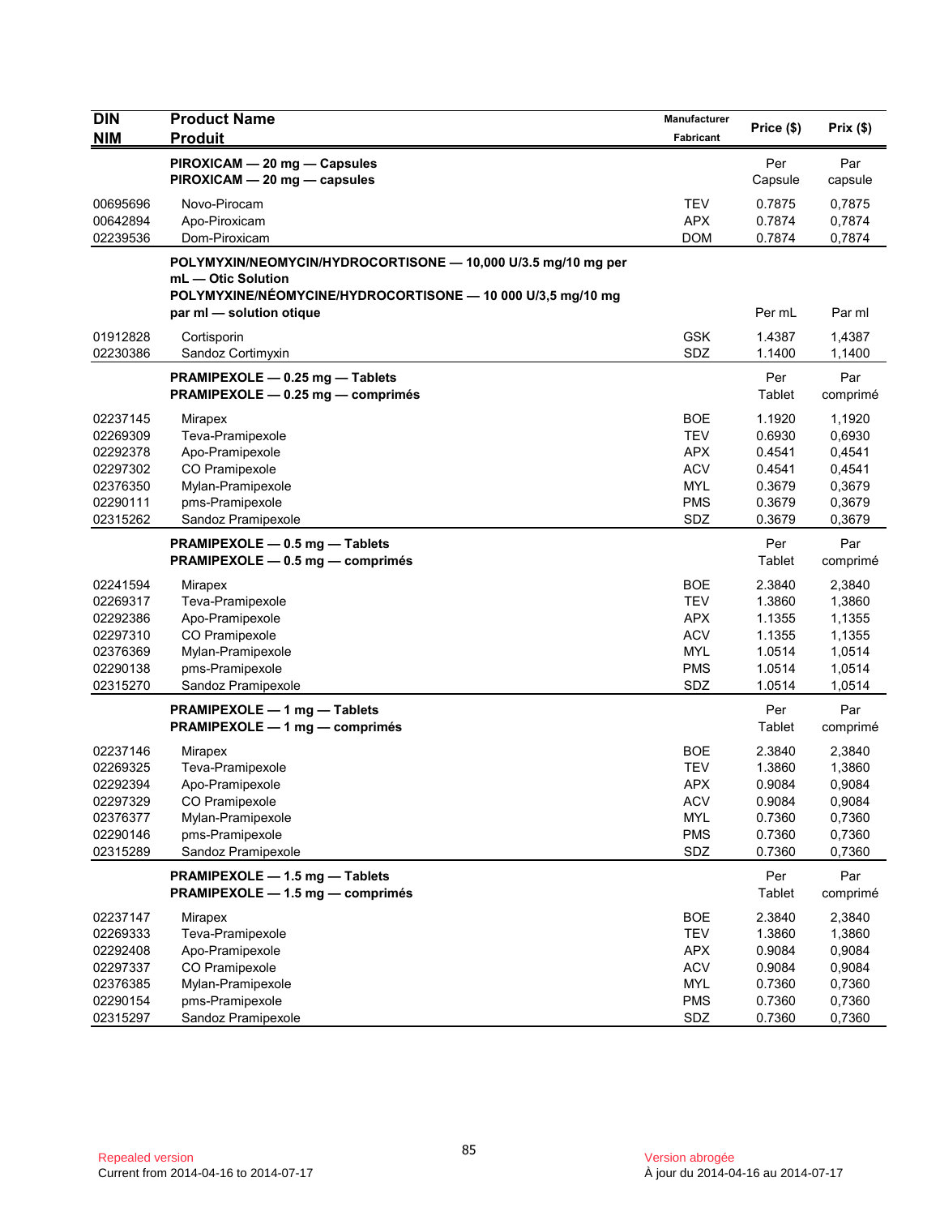| DIN<br>NIM | Product Name<br>Produit | Manufacturer<br>Fabricant | Price ($) | Prix ($) |
|---|---|---|---|---|
| | **PIROXICAM — 20 mg — Capsules**<br>**PIROXICAM — 20 mg — capsules** | | Per Capsule | Par capsule |
| 00695696 | Novo-Pirocam | TEV | 0.7875 | 0,7875 |
| 00642894 | Apo-Piroxicam | APX | 0.7874 | 0,7874 |
| 02239536 | Dom-Piroxicam | DOM | 0.7874 | 0,7874 |
| | **POLYMYXIN/NEOMYCIN/HYDROCORTISONE — 10,000 U/3.5 mg/10 mg per mL — Otic Solution**<br>**POLYMYXINE/NÉOMYCINE/HYDROCORTISONE — 10 000 U/3,5 mg/10 mg par ml — solution otique** | | Per mL | Par ml |
| 01912828 | Cortisporin | GSK | 1.4387 | 1,4387 |
| 02230386 | Sandoz Cortimyxin | SDZ | 1.1400 | 1,1400 |
| | **PRAMIPEXOLE — 0.25 mg — Tablets**<br>**PRAMIPEXOLE — 0.25 mg — comprimés** | | Per Tablet | Par comprimé |
| 02237145 | Mirapex | BOE | 1.1920 | 1,1920 |
| 02269309 | Teva-Pramipexole | TEV | 0.6930 | 0,6930 |
| 02292378 | Apo-Pramipexole | APX | 0.4541 | 0,4541 |
| 02297302 | CO Pramipexole | ACV | 0.4541 | 0,4541 |
| 02376350 | Mylan-Pramipexole | MYL | 0.3679 | 0,3679 |
| 02290111 | pms-Pramipexole | PMS | 0.3679 | 0,3679 |
| 02315262 | Sandoz Pramipexole | SDZ | 0.3679 | 0,3679 |
| | **PRAMIPEXOLE — 0.5 mg — Tablets**<br>**PRAMIPEXOLE — 0.5 mg — comprimés** | | Per Tablet | Par comprimé |
| 02241594 | Mirapex | BOE | 2.3840 | 2,3840 |
| 02269317 | Teva-Pramipexole | TEV | 1.3860 | 1,3860 |
| 02292386 | Apo-Pramipexole | APX | 1.1355 | 1,1355 |
| 02297310 | CO Pramipexole | ACV | 1.1355 | 1,1355 |
| 02376369 | Mylan-Pramipexole | MYL | 1.0514 | 1,0514 |
| 02290138 | pms-Pramipexole | PMS | 1.0514 | 1,0514 |
| 02315270 | Sandoz Pramipexole | SDZ | 1.0514 | 1,0514 |
| | **PRAMIPEXOLE — 1 mg — Tablets**<br>**PRAMIPEXOLE — 1 mg — comprimés** | | Per Tablet | Par comprimé |
| 02237146 | Mirapex | BOE | 2.3840 | 2,3840 |
| 02269325 | Teva-Pramipexole | TEV | 1.3860 | 1,3860 |
| 02292394 | Apo-Pramipexole | APX | 0.9084 | 0,9084 |
| 02297329 | CO Pramipexole | ACV | 0.9084 | 0,9084 |
| 02376377 | Mylan-Pramipexole | MYL | 0.7360 | 0,7360 |
| 02290146 | pms-Pramipexole | PMS | 0.7360 | 0,7360 |
| 02315289 | Sandoz Pramipexole | SDZ | 0.7360 | 0,7360 |
| | **PRAMIPEXOLE — 1.5 mg — Tablets**<br>**PRAMIPEXOLE — 1.5 mg — comprimés** | | Per Tablet | Par comprimé |
| 02237147 | Mirapex | BOE | 2.3840 | 2,3840 |
| 02269333 | Teva-Pramipexole | TEV | 1.3860 | 1,3860 |
| 02292408 | Apo-Pramipexole | APX | 0.9084 | 0,9084 |
| 02297337 | CO Pramipexole | ACV | 0.9084 | 0,9084 |
| 02376385 | Mylan-Pramipexole | MYL | 0.7360 | 0,7360 |
| 02290154 | pms-Pramipexole | PMS | 0.7360 | 0,7360 |
| 02315297 | Sandoz Pramipexole | SDZ | 0.7360 | 0,7360 |

Repealed version
Current from 2014-04-16 to 2014-07-17

Version abrogée
À jour du 2014-04-16 au 2014-07-17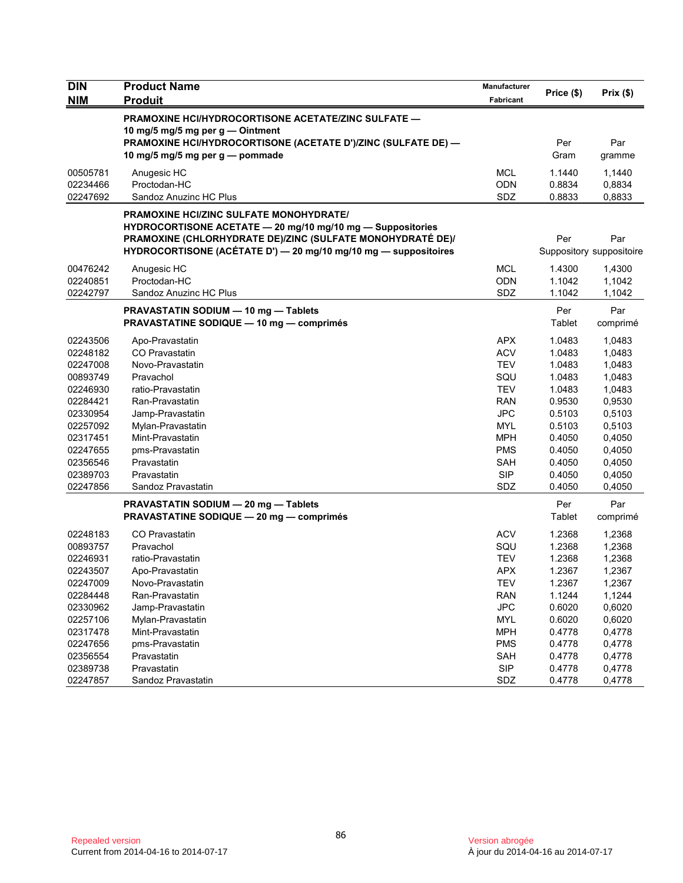| DIN<br>NIM | Product Name<br>Produit | Manufacturer<br>Fabricant | Price ($) | Prix ($) |
|---|---|---|---|---|
| | **PRAMOXINE HCl/HYDROCORTISONE ACETATE/ZINC SULFATE — 10 mg/5 mg/5 mg per g — Ointment**<br>**PRAMOXINE HCl/HYDROCORTISONE (ACETATE D')/ZINC (SULFATE DE) — 10 mg/5 mg/5 mg per g — pommade** | | Per Gram | Par gramme |
| 00505781 | Anugesic HC | MCL | 1.1440 | 1,1440 |
| 02234466 | Proctodan-HC | ODN | 0.8834 | 0,8834 |
| 02247692 | Sandoz Anuzinc HC Plus | SDZ | 0.8833 | 0,8833 |
| | **PRAMOXINE HCl/ZINC SULFATE MONOHYDRATE/ HYDROCORTISONE ACETATE — 20 mg/10 mg/10 mg — Suppositories**<br>**PRAMOXINE (CHLORHYDRATE DE)/ZINC (SULFATE MONOHYDRATÉ DE)/ HYDROCORTISONE (ACÉTATE D') — 20 mg/10 mg/10 mg — suppositoires** | | Per Suppository | Par suppositoire |
| 00476242 | Anugesic HC | MCL | 1.4300 | 1,4300 |
| 02240851 | Proctodan-HC | ODN | 1.1042 | 1,1042 |
| 02242797 | Sandoz Anuzinc HC Plus | SDZ | 1.1042 | 1,1042 |
| | **PRAVASTATIN SODIUM — 10 mg — Tablets**<br>**PRAVASTATINE SODIQUE — 10 mg — comprimés** | | Per Tablet | Par comprimé |
| 02243506 | Apo-Pravastatin | APX | 1.0483 | 1,0483 |
| 02248182 | CO Pravastatin | ACV | 1.0483 | 1,0483 |
| 02247008 | Novo-Pravastatin | TEV | 1.0483 | 1,0483 |
| 00893749 | Pravachol | SQU | 1.0483 | 1,0483 |
| 02246930 | ratio-Pravastatin | TEV | 1.0483 | 1,0483 |
| 02284421 | Ran-Pravastatin | RAN | 0.9530 | 0,9530 |
| 02330954 | Jamp-Pravastatin | JPC | 0.5103 | 0,5103 |
| 02257092 | Mylan-Pravastatin | MYL | 0.5103 | 0,5103 |
| 02317451 | Mint-Pravastatin | MPH | 0.4050 | 0,4050 |
| 02247655 | pms-Pravastatin | PMS | 0.4050 | 0,4050 |
| 02356546 | Pravastatin | SAH | 0.4050 | 0,4050 |
| 02389703 | Pravastatin | SIP | 0.4050 | 0,4050 |
| 02247856 | Sandoz Pravastatin | SDZ | 0.4050 | 0,4050 |
| | **PRAVASTATIN SODIUM — 20 mg — Tablets**<br>**PRAVASTATINE SODIQUE — 20 mg — comprimés** | | Per Tablet | Par comprimé |
| 02248183 | CO Pravastatin | ACV | 1.2368 | 1,2368 |
| 00893757 | Pravachol | SQU | 1.2368 | 1,2368 |
| 02246931 | ratio-Pravastatin | TEV | 1.2368 | 1,2368 |
| 02243507 | Apo-Pravastatin | APX | 1.2367 | 1,2367 |
| 02247009 | Novo-Pravastatin | TEV | 1.2367 | 1,2367 |
| 02284448 | Ran-Pravastatin | RAN | 1.1244 | 1,1244 |
| 02330962 | Jamp-Pravastatin | JPC | 0.6020 | 0,6020 |
| 02257106 | Mylan-Pravastatin | MYL | 0.6020 | 0,6020 |
| 02317478 | Mint-Pravastatin | MPH | 0.4778 | 0,4778 |
| 02247656 | pms-Pravastatin | PMS | 0.4778 | 0,4778 |
| 02356554 | Pravastatin | SAH | 0.4778 | 0,4778 |
| 02389738 | Pravastatin | SIP | 0.4778 | 0,4778 |
| 02247857 | Sandoz Pravastatin | SDZ | 0.4778 | 0,4778 |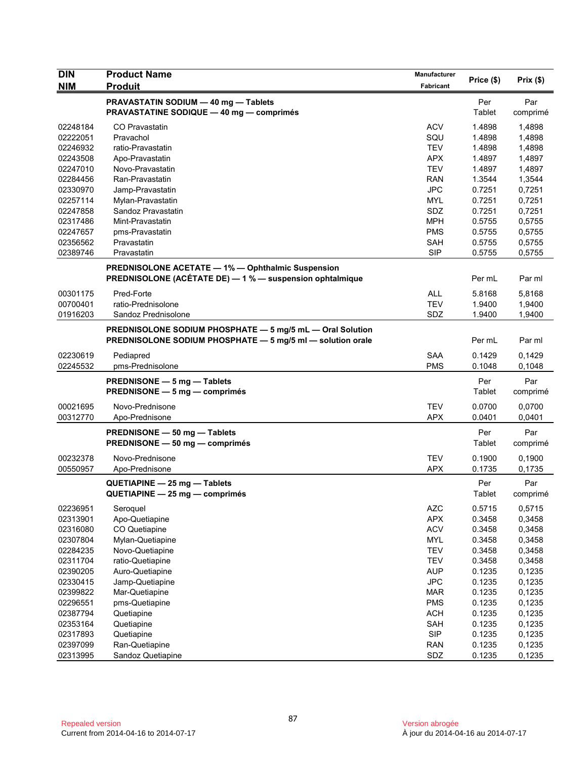| DIN<br>NIM | Product Name<br>Produit | Manufacturer<br>Fabricant | Price ($) | Prix ($) |
|---|---|---|---|---|
| | **PRAVASTATIN SODIUM — 40 mg — Tablets**<br>**PRAVASTATINE SODIQUE — 40 mg — comprimés** | | Per Tablet | Par comprimé |
| 02248184 | CO Pravastatin | ACV | 1.4898 | 1,4898 |
| 02222051 | Pravachol | SQU | 1.4898 | 1,4898 |
| 02246932 | ratio-Pravastatin | TEV | 1.4898 | 1,4898 |
| 02243508 | Apo-Pravastatin | APX | 1.4897 | 1,4897 |
| 02247010 | Novo-Pravastatin | TEV | 1.4897 | 1,4897 |
| 02284456 | Ran-Pravastatin | RAN | 1.3544 | 1,3544 |
| 02330970 | Jamp-Pravastatin | JPC | 0.7251 | 0,7251 |
| 02257114 | Mylan-Pravastatin | MYL | 0.7251 | 0,7251 |
| 02247858 | Sandoz Pravastatin | SDZ | 0.7251 | 0,7251 |
| 02317486 | Mint-Pravastatin | MPH | 0.5755 | 0,5755 |
| 02247657 | pms-Pravastatin | PMS | 0.5755 | 0,5755 |
| 02356562 | Pravastatin | SAH | 0.5755 | 0,5755 |
| 02389746 | Pravastatin | SIP | 0.5755 | 0,5755 |
| | **PREDNISOLONE ACETATE — 1% — Ophthalmic Suspension**<br>**PREDNISOLONE (ACÉTATE DE) — 1 % — suspension ophtalmique** | | Per mL | Par ml |
| 00301175 | Pred-Forte | ALL | 5.8168 | 5,8168 |
| 00700401 | ratio-Prednisolone | TEV | 1.9400 | 1,9400 |
| 01916203 | Sandoz Prednisolone | SDZ | 1.9400 | 1,9400 |
| | **PREDNISOLONE SODIUM PHOSPHATE — 5 mg/5 mL — Oral Solution**<br>**PREDNISOLONE SODIUM PHOSPHATE — 5 mg/5 ml — solution orale** | | Per mL | Par ml |
| 02230619 | Pediapred | SAA | 0.1429 | 0,1429 |
| 02245532 | pms-Prednisolone | PMS | 0.1048 | 0,1048 |
| | **PREDNISONE — 5 mg — Tablets**<br>**PREDNISONE — 5 mg — comprimés** | | Per Tablet | Par comprimé |
| 00021695 | Novo-Prednisone | TEV | 0.0700 | 0,0700 |
| 00312770 | Apo-Prednisone | APX | 0.0401 | 0,0401 |
| | **PREDNISONE — 50 mg — Tablets**<br>**PREDNISONE — 50 mg — comprimés** | | Per Tablet | Par comprimé |
| 00232378 | Novo-Prednisone | TEV | 0.1900 | 0,1900 |
| 00550957 | Apo-Prednisone | APX | 0.1735 | 0,1735 |
| | **QUETIAPINE — 25 mg — Tablets**<br>**QUETIAPINE — 25 mg — comprimés** | | Per Tablet | Par comprimé |
| 02236951 | Seroquel | AZC | 0.5715 | 0,5715 |
| 02313901 | Apo-Quetiapine | APX | 0.3458 | 0,3458 |
| 02316080 | CO Quetiapine | ACV | 0.3458 | 0,3458 |
| 02307804 | Mylan-Quetiapine | MYL | 0.3458 | 0,3458 |
| 02284235 | Novo-Quetiapine | TEV | 0.3458 | 0,3458 |
| 02311704 | ratio-Quetiapine | TEV | 0.3458 | 0,3458 |
| 02390205 | Auro-Quetiapine | AUP | 0.1235 | 0,1235 |
| 02330415 | Jamp-Quetiapine | JPC | 0.1235 | 0,1235 |
| 02399822 | Mar-Quetiapine | MAR | 0.1235 | 0,1235 |
| 02296551 | pms-Quetiapine | PMS | 0.1235 | 0,1235 |
| 02387794 | Quetiapine | ACH | 0.1235 | 0,1235 |
| 02353164 | Quetiapine | SAH | 0.1235 | 0,1235 |
| 02317893 | Quetiapine | SIP | 0.1235 | 0,1235 |
| 02397099 | Ran-Quetiapine | RAN | 0.1235 | 0,1235 |
| 02313995 | Sandoz Quetiapine | SDZ | 0.1235 | 0,1235 |

Repealed version
Current from 2014-04-16 to 2014-07-17

Version abrogée
À jour du 2014-04-16 au 2014-07-17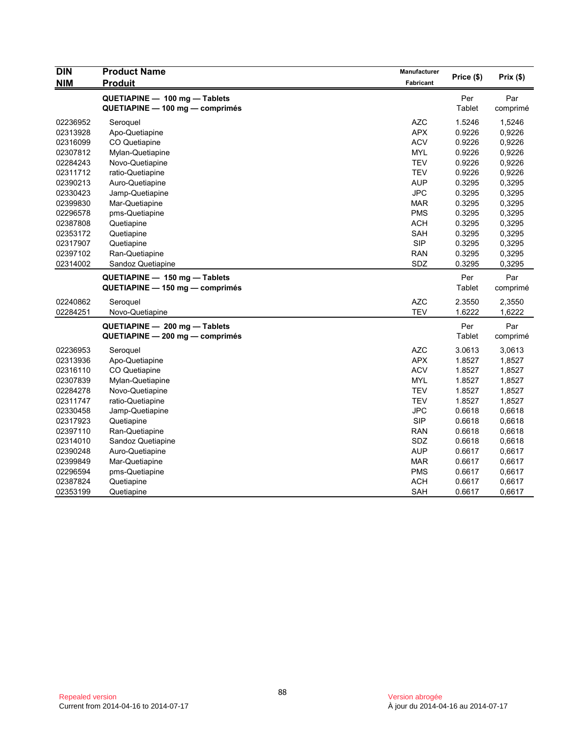| DIN<br>NIM | Product Name<br>Produit | Manufacturer<br>Fabricant | Price ($) | Prix ($) |
|---|---|---|---|---|
| | **QUETIAPINE — 100 mg — Tablets**<br>**QUETIAPINE — 100 mg — comprimés** | | Per Tablet | Par comprimé |
| 02236952 | Seroquel | AZC | 1.5246 | 1,5246 |
| 02313928 | Apo-Quetiapine | APX | 0.9226 | 0,9226 |
| 02316099 | CO Quetiapine | ACV | 0.9226 | 0,9226 |
| 02307812 | Mylan-Quetiapine | MYL | 0.9226 | 0,9226 |
| 02284243 | Novo-Quetiapine | TEV | 0.9226 | 0,9226 |
| 02311712 | ratio-Quetiapine | TEV | 0.9226 | 0,9226 |
| 02390213 | Auro-Quetiapine | AUP | 0.3295 | 0,3295 |
| 02330423 | Jamp-Quetiapine | JPC | 0.3295 | 0,3295 |
| 02399830 | Mar-Quetiapine | MAR | 0.3295 | 0,3295 |
| 02296578 | pms-Quetiapine | PMS | 0.3295 | 0,3295 |
| 02387808 | Quetiapine | ACH | 0.3295 | 0,3295 |
| 02353172 | Quetiapine | SAH | 0.3295 | 0,3295 |
| 02317907 | Quetiapine | SIP | 0.3295 | 0,3295 |
| 02397102 | Ran-Quetiapine | RAN | 0.3295 | 0,3295 |
| 02314002 | Sandoz Quetiapine | SDZ | 0.3295 | 0,3295 |
| | **QUETIAPINE — 150 mg — Tablets**<br>**QUETIAPINE — 150 mg — comprimés** | | Per Tablet | Par comprimé |
| 02240862 | Seroquel | AZC | 2.3550 | 2,3550 |
| 02284251 | Novo-Quetiapine | TEV | 1.6222 | 1,6222 |
| | **QUETIAPINE — 200 mg — Tablets**<br>**QUETIAPINE — 200 mg — comprimés** | | Per Tablet | Par comprimé |
| 02236953 | Seroquel | AZC | 3.0613 | 3,0613 |
| 02313936 | Apo-Quetiapine | APX | 1.8527 | 1,8527 |
| 02316110 | CO Quetiapine | ACV | 1.8527 | 1,8527 |
| 02307839 | Mylan-Quetiapine | MYL | 1.8527 | 1,8527 |
| 02284278 | Novo-Quetiapine | TEV | 1.8527 | 1,8527 |
| 02311747 | ratio-Quetiapine | TEV | 1.8527 | 1,8527 |
| 02330458 | Jamp-Quetiapine | JPC | 0.6618 | 0,6618 |
| 02317923 | Quetiapine | SIP | 0.6618 | 0,6618 |
| 02397110 | Ran-Quetiapine | RAN | 0.6618 | 0,6618 |
| 02314010 | Sandoz Quetiapine | SDZ | 0.6618 | 0,6618 |
| 02390248 | Auro-Quetiapine | AUP | 0.6617 | 0,6617 |
| 02399849 | Mar-Quetiapine | MAR | 0.6617 | 0,6617 |
| 02296594 | pms-Quetiapine | PMS | 0.6617 | 0,6617 |
| 02387824 | Quetiapine | ACH | 0.6617 | 0,6617 |
| 02353199 | Quetiapine | SAH | 0.6617 | 0,6617 |

Repealed version
Current from 2014-04-16 to 2014-07-17

Version abrogée
À jour du 2014-04-16 au 2014-07-17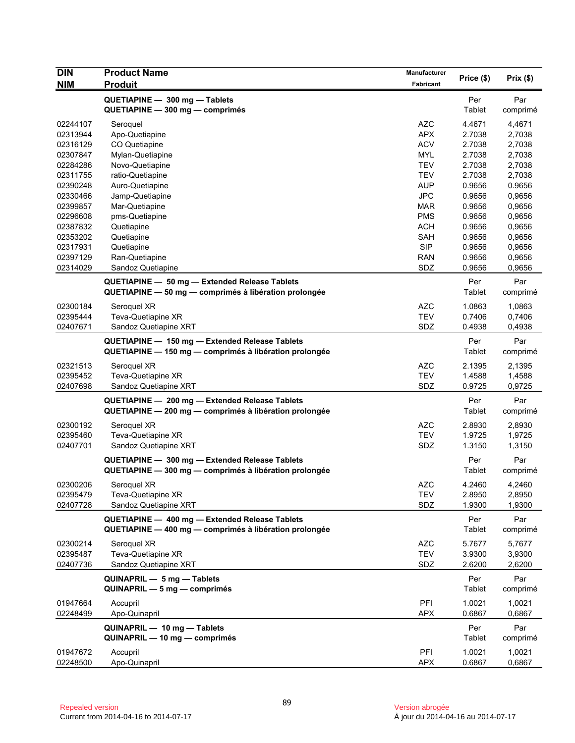| DIN<br>NIM | Product Name<br>Produit | Manufacturer<br>Fabricant | Price ($) | Prix ($) |
|---|---|---|---|---|
| | **QUETIAPINE — 300 mg — Tablets**<br>**QUETIAPINE — 300 mg — comprimés** | | Per Tablet | Par comprimé |
| 02244107 | Seroquel | AZC | 4.4671 | 4,4671 |
| 02313944 | Apo-Quetiapine | APX | 2.7038 | 2,7038 |
| 02316129 | CO Quetiapine | ACV | 2.7038 | 2,7038 |
| 02307847 | Mylan-Quetiapine | MYL | 2.7038 | 2,7038 |
| 02284286 | Novo-Quetiapine | TEV | 2.7038 | 2,7038 |
| 02311755 | ratio-Quetiapine | TEV | 2.7038 | 2,7038 |
| 02390248 | Auro-Quetiapine | AUP | 0.9656 | 0,9656 |
| 02330466 | Jamp-Quetiapine | JPC | 0.9656 | 0,9656 |
| 02399857 | Mar-Quetiapine | MAR | 0.9656 | 0,9656 |
| 02296608 | pms-Quetiapine | PMS | 0.9656 | 0,9656 |
| 02387832 | Quetiapine | ACH | 0.9656 | 0,9656 |
| 02353202 | Quetiapine | SAH | 0.9656 | 0,9656 |
| 02317931 | Quetiapine | SIP | 0.9656 | 0,9656 |
| 02397129 | Ran-Quetiapine | RAN | 0.9656 | 0,9656 |
| 02314029 | Sandoz Quetiapine | SDZ | 0.9656 | 0,9656 |
| | **QUETIAPINE — 50 mg — Extended Release Tablets**<br>**QUETIAPINE — 50 mg — comprimés à libération prolongée** | | Per Tablet | Par comprimé |
| 02300184 | Seroquel XR | AZC | 1.0863 | 1,0863 |
| 02395444 | Teva-Quetiapine XR | TEV | 0.7406 | 0,7406 |
| 02407671 | Sandoz Quetiapine XRT | SDZ | 0.4938 | 0,4938 |
| | **QUETIAPINE — 150 mg — Extended Release Tablets**<br>**QUETIAPINE — 150 mg — comprimés à libération prolongée** | | Per Tablet | Par comprimé |
| 02321513 | Seroquel XR | AZC | 2.1395 | 2,1395 |
| 02395452 | Teva-Quetiapine XR | TEV | 1.4588 | 1,4588 |
| 02407698 | Sandoz Quetiapine XRT | SDZ | 0.9725 | 0,9725 |
| | **QUETIAPINE — 200 mg — Extended Release Tablets**<br>**QUETIAPINE — 200 mg — comprimés à libération prolongée** | | Per Tablet | Par comprimé |
| 02300192 | Seroquel XR | AZC | 2.8930 | 2,8930 |
| 02395460 | Teva-Quetiapine XR | TEV | 1.9725 | 1,9725 |
| 02407701 | Sandoz Quetiapine XRT | SDZ | 1.3150 | 1,3150 |
| | **QUETIAPINE — 300 mg — Extended Release Tablets**<br>**QUETIAPINE — 300 mg — comprimés à libération prolongée** | | Per Tablet | Par comprimé |
| 02300206 | Seroquel XR | AZC | 4.2460 | 4,2460 |
| 02395479 | Teva-Quetiapine XR | TEV | 2.8950 | 2,8950 |
| 02407728 | Sandoz Quetiapine XRT | SDZ | 1.9300 | 1,9300 |
| | **QUETIAPINE — 400 mg — Extended Release Tablets**<br>**QUETIAPINE — 400 mg — comprimés à libération prolongée** | | Per Tablet | Par comprimé |
| 02300214 | Seroquel XR | AZC | 5.7677 | 5,7677 |
| 02395487 | Teva-Quetiapine XR | TEV | 3.9300 | 3,9300 |
| 02407736 | Sandoz Quetiapine XRT | SDZ | 2.6200 | 2,6200 |
| | **QUINAPRIL — 5 mg — Tablets**<br>**QUINAPRIL — 5 mg — comprimés** | | Per Tablet | Par comprimé |
| 01947664 | Accupril | PFI | 1.0021 | 1,0021 |
| 02248499 | Apo-Quinapril | APX | 0.6867 | 0,6867 |
| | **QUINAPRIL — 10 mg — Tablets**<br>**QUINAPRIL — 10 mg — comprimés** | | Per Tablet | Par comprimé |
| 01947672 | Accupril | PFI | 1.0021 | 1,0021 |
| 02248500 | Apo-Quinapril | APX | 0.6867 | 0,6867 |

Repealed version
Current from 2014-04-16 to 2014-07-17

Version abrogée
À jour du 2014-04-16 au 2014-07-17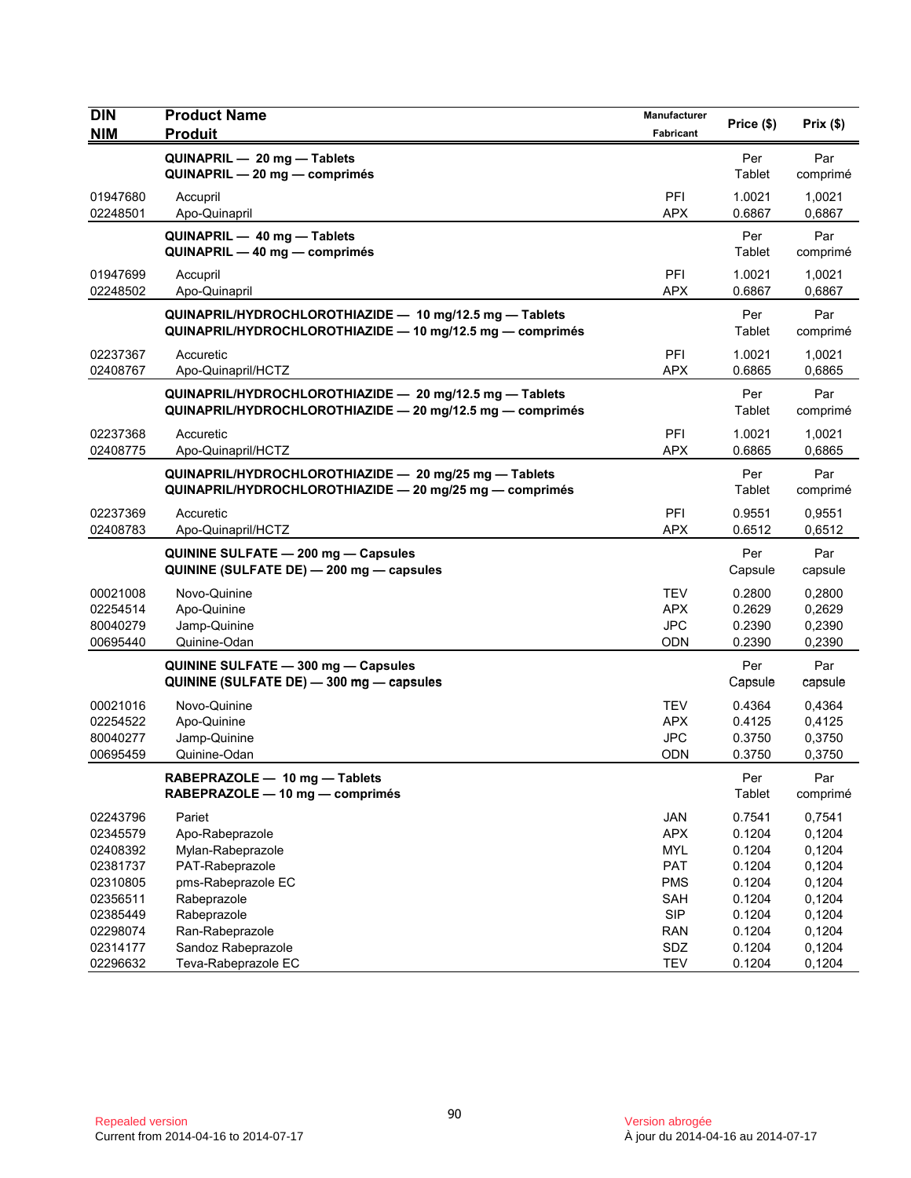| DIN<br>NIM | Product Name<br>Produit | Manufacturer<br>Fabricant | Price ($) | Prix ($) |
|---|---|---|---|---|
| | **QUINAPRIL — 20 mg — Tablets**<br>**QUINAPRIL — 20 mg — comprimés** | | Per Tablet | Par comprimé |
| 01947680 | Accupril | PFI | 1.0021 | 1,0021 |
| 02248501 | Apo-Quinapril | APX | 0.6867 | 0,6867 |
| | **QUINAPRIL — 40 mg — Tablets**<br>**QUINAPRIL — 40 mg — comprimés** | | Per Tablet | Par comprimé |
| 01947699 | Accupril | PFI | 1.0021 | 1,0021 |
| 02248502 | Apo-Quinapril | APX | 0.6867 | 0,6867 |
| | **QUINAPRIL/HYDROCHLOROTHIAZIDE — 10 mg/12.5 mg — Tablets**<br>**QUINAPRIL/HYDROCHLOROTHIAZIDE — 10 mg/12.5 mg — comprimés** | | Per Tablet | Par comprimé |
| 02237367 | Accuretic | PFI | 1.0021 | 1,0021 |
| 02408767 | Apo-Quinapril/HCTZ | APX | 0.6865 | 0,6865 |
| | **QUINAPRIL/HYDROCHLOROTHIAZIDE — 20 mg/12.5 mg — Tablets**<br>**QUINAPRIL/HYDROCHLOROTHIAZIDE — 20 mg/12.5 mg — comprimés** | | Per Tablet | Par comprimé |
| 02237368 | Accuretic | PFI | 1.0021 | 1,0021 |
| 02408775 | Apo-Quinapril/HCTZ | APX | 0.6865 | 0,6865 |
| | **QUINAPRIL/HYDROCHLOROTHIAZIDE — 20 mg/25 mg — Tablets**<br>**QUINAPRIL/HYDROCHLOROTHIAZIDE — 20 mg/25 mg — comprimés** | | Per Tablet | Par comprimé |
| 02237369 | Accuretic | PFI | 0.9551 | 0,9551 |
| 02408783 | Apo-Quinapril/HCTZ | APX | 0.6512 | 0,6512 |
| | **QUININE SULFATE — 200 mg — Capsules**<br>**QUININE (SULFATE DE) — 200 mg — capsules** | | Per Capsule | Par capsule |
| 00021008 | Novo-Quinine | TEV | 0.2800 | 0,2800 |
| 02254514 | Apo-Quinine | APX | 0.2629 | 0,2629 |
| 80040279 | Jamp-Quinine | JPC | 0.2390 | 0,2390 |
| 00695440 | Quinine-Odan | ODN | 0.2390 | 0,2390 |
| | **QUININE SULFATE — 300 mg — Capsules**<br>**QUININE (SULFATE DE) — 300 mg — capsules** | | Per Capsule | Par capsule |
| 00021016 | Novo-Quinine | TEV | 0.4364 | 0,4364 |
| 02254522 | Apo-Quinine | APX | 0.4125 | 0,4125 |
| 80040277 | Jamp-Quinine | JPC | 0.3750 | 0,3750 |
| 00695459 | Quinine-Odan | ODN | 0.3750 | 0,3750 |
| | **RABEPRAZOLE — 10 mg — Tablets**<br>**RABEPRAZOLE — 10 mg — comprimés** | | Per Tablet | Par comprimé |
| 02243796 | Pariet | JAN | 0.7541 | 0,7541 |
| 02345579 | Apo-Rabeprazole | APX | 0.1204 | 0,1204 |
| 02408392 | Mylan-Rabeprazole | MYL | 0.1204 | 0,1204 |
| 02381737 | PAT-Rabeprazole | PAT | 0.1204 | 0,1204 |
| 02310805 | pms-Rabeprazole EC | PMS | 0.1204 | 0,1204 |
| 02356511 | Rabeprazole | SAH | 0.1204 | 0,1204 |
| 02385449 | Rabeprazole | SIP | 0.1204 | 0,1204 |
| 02298074 | Ran-Rabeprazole | RAN | 0.1204 | 0,1204 |
| 02314177 | Sandoz Rabeprazole | SDZ | 0.1204 | 0,1204 |
| 02296632 | Teva-Rabeprazole EC | TEV | 0.1204 | 0,1204 |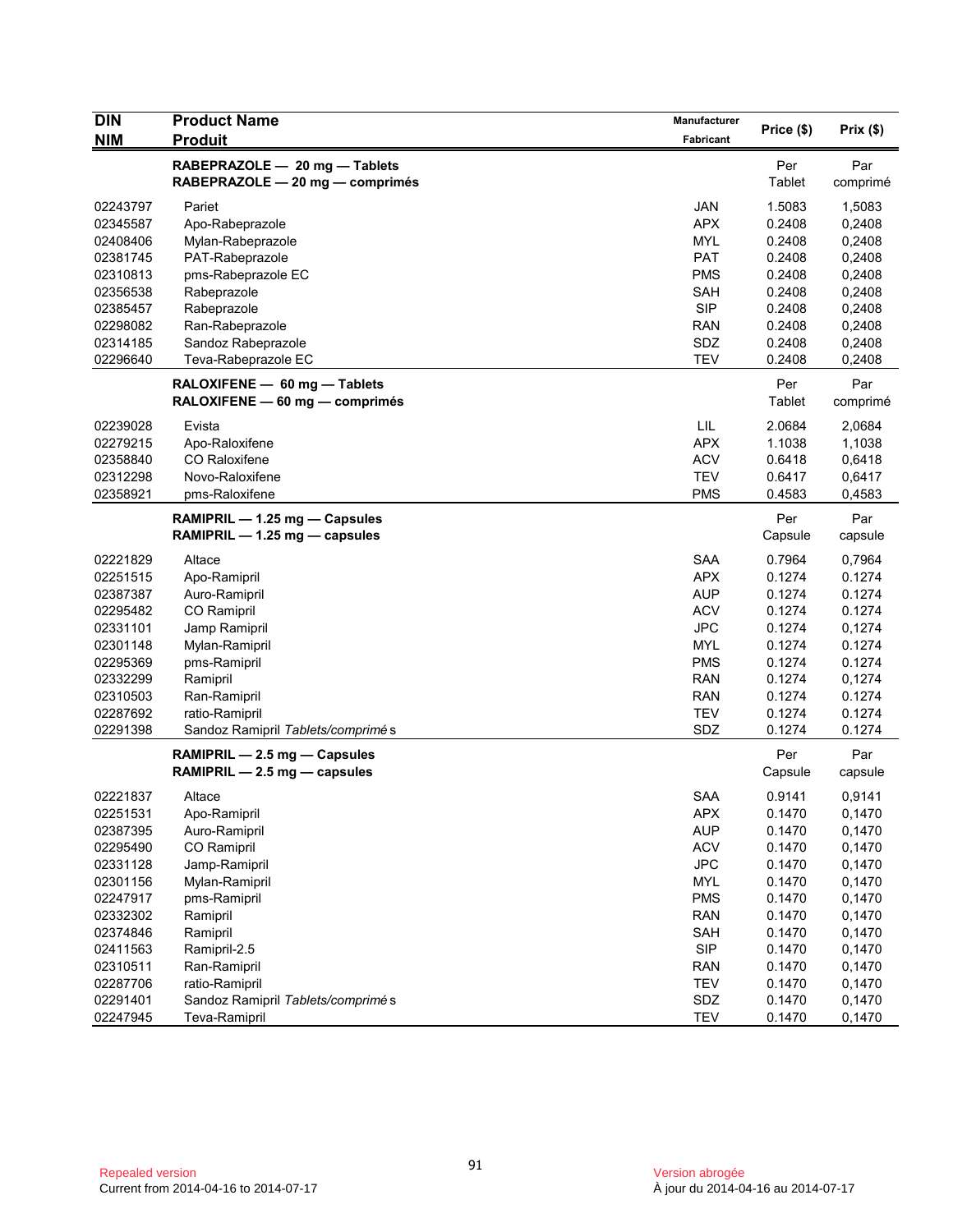| DIN<br>NIM | Product Name<br>Produit | Manufacturer<br>Fabricant | Price ($) | Prix ($) |
|---|---|---|---|---|
| | **RABEPRAZOLE — 20 mg — Tablets**<br>**RABEPRAZOLE — 20 mg — comprimés** | | Per<br>Tablet | Par<br>comprimé |
| 02243797 | Pariet | JAN | 1.5083 | 1,5083 |
| 02345587 | Apo-Rabeprazole | APX | 0.2408 | 0,2408 |
| 02408406 | Mylan-Rabeprazole | MYL | 0.2408 | 0,2408 |
| 02381745 | PAT-Rabeprazole | PAT | 0.2408 | 0,2408 |
| 02310813 | pms-Rabeprazole EC | PMS | 0.2408 | 0,2408 |
| 02356538 | Rabeprazole | SAH | 0.2408 | 0,2408 |
| 02385457 | Rabeprazole | SIP | 0.2408 | 0,2408 |
| 02298082 | Ran-Rabeprazole | RAN | 0.2408 | 0,2408 |
| 02314185 | Sandoz Rabeprazole | SDZ | 0.2408 | 0,2408 |
| 02296640 | Teva-Rabeprazole EC | TEV | 0.2408 | 0,2408 |
| | **RALOXIFENE — 60 mg — Tablets**<br>**RALOXIFENE — 60 mg — comprimés** | | Per<br>Tablet | Par<br>comprimé |
| 02239028 | Evista | LIL | 2.0684 | 2,0684 |
| 02279215 | Apo-Raloxifene | APX | 1.1038 | 1,1038 |
| 02358840 | CO Raloxifene | ACV | 0.6418 | 0,6418 |
| 02312298 | Novo-Raloxifene | TEV | 0.6417 | 0,6417 |
| 02358921 | pms-Raloxifene | PMS | 0.4583 | 0,4583 |
| | **RAMIPRIL — 1.25 mg — Capsules**<br>**RAMIPRIL — 1.25 mg — capsules** | | Per<br>Capsule | Par<br>capsule |
| 02221829 | Altace | SAA | 0.7964 | 0,7964 |
| 02251515 | Apo-Ramipril | APX | 0.1274 | 0.1274 |
| 02387387 | Auro-Ramipril | AUP | 0.1274 | 0.1274 |
| 02295482 | CO Ramipril | ACV | 0.1274 | 0.1274 |
| 02331101 | Jamp Ramipril | JPC | 0.1274 | 0,1274 |
| 02301148 | Mylan-Ramipril | MYL | 0.1274 | 0.1274 |
| 02295369 | pms-Ramipril | PMS | 0.1274 | 0.1274 |
| 02332299 | Ramipril | RAN | 0.1274 | 0,1274 |
| 02310503 | Ran-Ramipril | RAN | 0.1274 | 0.1274 |
| 02287692 | ratio-Ramipril | TEV | 0.1274 | 0.1274 |
| 02291398 | Sandoz Ramipril *Tablets/comprimés* | SDZ | 0.1274 | 0.1274 |
| | **RAMIPRIL — 2.5 mg — Capsules**<br>**RAMIPRIL — 2.5 mg — capsules** | | Per<br>Capsule | Par<br>capsule |
| 02221837 | Altace | SAA | 0.9141 | 0,9141 |
| 02251531 | Apo-Ramipril | APX | 0.1470 | 0,1470 |
| 02387395 | Auro-Ramipril | AUP | 0.1470 | 0,1470 |
| 02295490 | CO Ramipril | ACV | 0.1470 | 0,1470 |
| 02331128 | Jamp-Ramipril | JPC | 0.1470 | 0,1470 |
| 02301156 | Mylan-Ramipril | MYL | 0.1470 | 0,1470 |
| 02247917 | pms-Ramipril | PMS | 0.1470 | 0,1470 |
| 02332302 | Ramipril | RAN | 0.1470 | 0,1470 |
| 02374846 | Ramipril | SAH | 0.1470 | 0,1470 |
| 02411563 | Ramipril-2.5 | SIP | 0.1470 | 0,1470 |
| 02310511 | Ran-Ramipril | RAN | 0.1470 | 0,1470 |
| 02287706 | ratio-Ramipril | TEV | 0.1470 | 0,1470 |
| 02291401 | Sandoz Ramipril *Tablets/comprimés* | SDZ | 0.1470 | 0,1470 |
| 02247945 | Teva-Ramipril | TEV | 0.1470 | 0,1470 |

Repealed version
Current from 2014-04-16 to 2014-07-17

Version abrogée
À jour du 2014-04-16 au 2014-07-17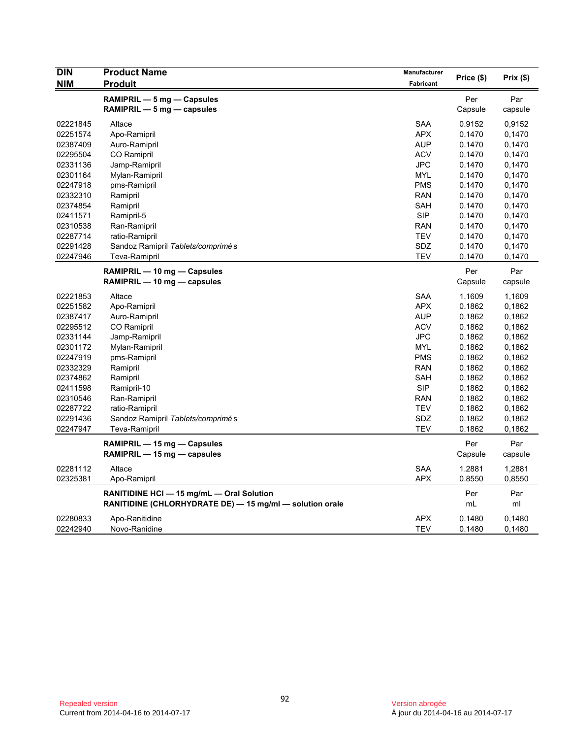| DIN<br>NIM | Product Name<br>Produit | Manufacturer<br>Fabricant | Price ($) | Prix ($) |
|---|---|---|---|---|
| | **RAMIPRIL — 5 mg — Capsules**<br>**RAMIPRIL — 5 mg — capsules** | | Per<br>Capsule | Par<br>capsule |
| 02221845 | Altace | SAA | 0.9152 | 0,9152 |
| 02251574 | Apo-Ramipril | APX | 0.1470 | 0,1470 |
| 02387409 | Auro-Ramipril | AUP | 0.1470 | 0,1470 |
| 02295504 | CO Ramipril | ACV | 0.1470 | 0,1470 |
| 02331136 | Jamp-Ramipril | JPC | 0.1470 | 0,1470 |
| 02301164 | Mylan-Ramipril | MYL | 0.1470 | 0,1470 |
| 02247918 | pms-Ramipril | PMS | 0.1470 | 0,1470 |
| 02332310 | Ramipril | RAN | 0.1470 | 0,1470 |
| 02374854 | Ramipril | SAH | 0.1470 | 0,1470 |
| 02411571 | Ramipril-5 | SIP | 0.1470 | 0,1470 |
| 02310538 | Ran-Ramipril | RAN | 0.1470 | 0,1470 |
| 02287714 | ratio-Ramipril | TEV | 0.1470 | 0,1470 |
| 02291428 | Sandoz Ramipril *Tablets/comprimés* | SDZ | 0.1470 | 0,1470 |
| 02247946 | Teva-Ramipril | TEV | 0.1470 | 0,1470 |
| | **RAMIPRIL — 10 mg — Capsules**<br>**RAMIPRIL — 10 mg — capsules** | | Per<br>Capsule | Par<br>capsule |
| 02221853 | Altace | SAA | 1.1609 | 1,1609 |
| 02251582 | Apo-Ramipril | APX | 0.1862 | 0,1862 |
| 02387417 | Auro-Ramipril | AUP | 0.1862 | 0,1862 |
| 02295512 | CO Ramipril | ACV | 0.1862 | 0,1862 |
| 02331144 | Jamp-Ramipril | JPC | 0.1862 | 0,1862 |
| 02301172 | Mylan-Ramipril | MYL | 0.1862 | 0,1862 |
| 02247919 | pms-Ramipril | PMS | 0.1862 | 0,1862 |
| 02332329 | Ramipril | RAN | 0.1862 | 0,1862 |
| 02374862 | Ramipril | SAH | 0.1862 | 0,1862 |
| 02411598 | Ramipril-10 | SIP | 0.1862 | 0,1862 |
| 02310546 | Ran-Ramipril | RAN | 0.1862 | 0,1862 |
| 02287722 | ratio-Ramipril | TEV | 0.1862 | 0,1862 |
| 02291436 | Sandoz Ramipril *Tablets/comprimés* | SDZ | 0.1862 | 0,1862 |
| 02247947 | Teva-Ramipril | TEV | 0.1862 | 0,1862 |
| | **RAMIPRIL — 15 mg — Capsules**<br>**RAMIPRIL — 15 mg — capsules** | | Per<br>Capsule | Par<br>capsule |
| 02281112 | Altace | SAA | 1.2881 | 1,2881 |
| 02325381 | Apo-Ramipril | APX | 0.8550 | 0,8550 |
| | **RANITIDINE HCl — 15 mg/mL — Oral Solution**<br>**RANITIDINE (CHLORHYDRATE DE) — 15 mg/ml — solution orale** | | Per<br>mL | Par<br>ml |
| 02280833 | Apo-Ranitidine | APX | 0.1480 | 0,1480 |
| 02242940 | Novo-Ranidine | TEV | 0.1480 | 0,1480 |

Repealed version
Current from 2014-04-16 to 2014-07-17

Version abrogée
À jour du 2014-04-16 au 2014-07-17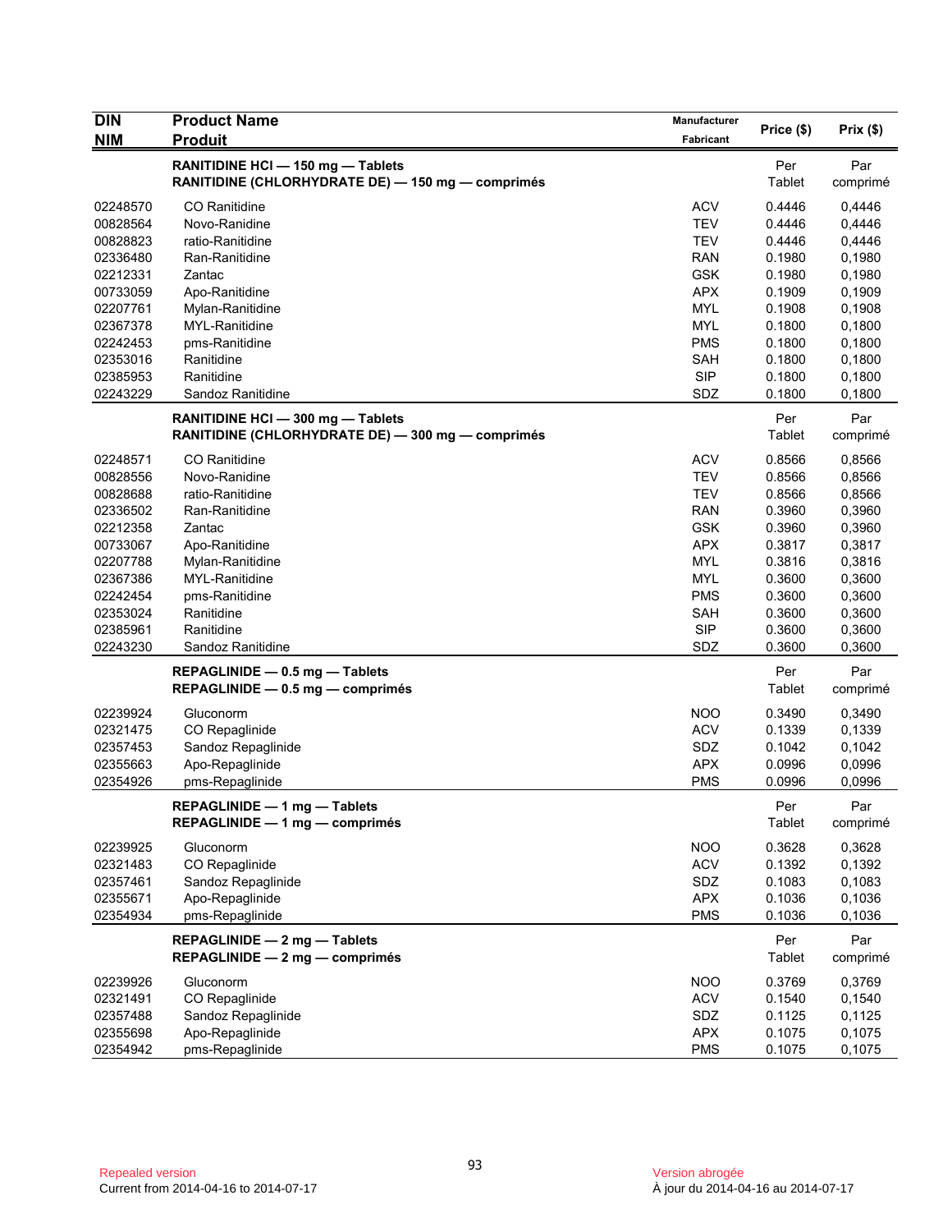| DIN<br>NIM | Product Name<br>Produit | Manufacturer<br>Fabricant | Price ($) | Prix ($) |
|---|---|---|---|---|
| | **RANITIDINE HCl — 150 mg — Tablets<br>RANITIDINE (CHLORHYDRATE DE) — 150 mg — comprimés** | | Per Tablet | Par comprimé |
| 02248570 | CO Ranitidine | ACV | 0.4446 | 0,4446 |
| 00828564 | Novo-Ranidine | TEV | 0.4446 | 0,4446 |
| 00828823 | ratio-Ranitidine | TEV | 0.4446 | 0,4446 |
| 02336480 | Ran-Ranitidine | RAN | 0.1980 | 0,1980 |
| 02212331 | Zantac | GSK | 0.1980 | 0,1980 |
| 00733059 | Apo-Ranitidine | APX | 0.1909 | 0,1909 |
| 02207761 | Mylan-Ranitidine | MYL | 0.1908 | 0,1908 |
| 02367378 | MYL-Ranitidine | MYL | 0.1800 | 0,1800 |
| 02242453 | pms-Ranitidine | PMS | 0.1800 | 0,1800 |
| 02353016 | Ranitidine | SAH | 0.1800 | 0,1800 |
| 02385953 | Ranitidine | SIP | 0.1800 | 0,1800 |
| 02243229 | Sandoz Ranitidine | SDZ | 0.1800 | 0,1800 |
| | **RANITIDINE HCl — 300 mg — Tablets<br>RANITIDINE (CHLORHYDRATE DE) — 300 mg — comprimés** | | Per Tablet | Par comprimé |
| 02248571 | CO Ranitidine | ACV | 0.8566 | 0,8566 |
| 00828556 | Novo-Ranidine | TEV | 0.8566 | 0,8566 |
| 00828688 | ratio-Ranitidine | TEV | 0.8566 | 0,8566 |
| 02336502 | Ran-Ranitidine | RAN | 0.3960 | 0,3960 |
| 02212358 | Zantac | GSK | 0.3960 | 0,3960 |
| 00733067 | Apo-Ranitidine | APX | 0.3817 | 0,3817 |
| 02207788 | Mylan-Ranitidine | MYL | 0.3816 | 0,3816 |
| 02367386 | MYL-Ranitidine | MYL | 0.3600 | 0,3600 |
| 02242454 | pms-Ranitidine | PMS | 0.3600 | 0,3600 |
| 02353024 | Ranitidine | SAH | 0.3600 | 0,3600 |
| 02385961 | Ranitidine | SIP | 0.3600 | 0,3600 |
| 02243230 | Sandoz Ranitidine | SDZ | 0.3600 | 0,3600 |
| | **REPAGLINIDE — 0.5 mg — Tablets<br>REPAGLINIDE — 0.5 mg — comprimés** | | Per Tablet | Par comprimé |
| 02239924 | Gluconorm | NOO | 0.3490 | 0,3490 |
| 02321475 | CO Repaglinide | ACV | 0.1339 | 0,1339 |
| 02357453 | Sandoz Repaglinide | SDZ | 0.1042 | 0,1042 |
| 02355663 | Apo-Repaglinide | APX | 0.0996 | 0,0996 |
| 02354926 | pms-Repaglinide | PMS | 0.0996 | 0,0996 |
| | **REPAGLINIDE — 1 mg — Tablets<br>REPAGLINIDE — 1 mg — comprimés** | | Per Tablet | Par comprimé |
| 02239925 | Gluconorm | NOO | 0.3628 | 0,3628 |
| 02321483 | CO Repaglinide | ACV | 0.1392 | 0,1392 |
| 02357461 | Sandoz Repaglinide | SDZ | 0.1083 | 0,1083 |
| 02355671 | Apo-Repaglinide | APX | 0.1036 | 0,1036 |
| 02354934 | pms-Repaglinide | PMS | 0.1036 | 0,1036 |
| | **REPAGLINIDE — 2 mg — Tablets<br>REPAGLINIDE — 2 mg — comprimés** | | Per Tablet | Par comprimé |
| 02239926 | Gluconorm | NOO | 0.3769 | 0,3769 |
| 02321491 | CO Repaglinide | ACV | 0.1540 | 0,1540 |
| 02357488 | Sandoz Repaglinide | SDZ | 0.1125 | 0,1125 |
| 02355698 | Apo-Repaglinide | APX | 0.1075 | 0,1075 |
| 02354942 | pms-Repaglinide | PMS | 0.1075 | 0,1075 |

Repealed version
Current from 2014-04-16 to 2014-07-17

Version abrogée
À jour du 2014-04-16 au 2014-07-17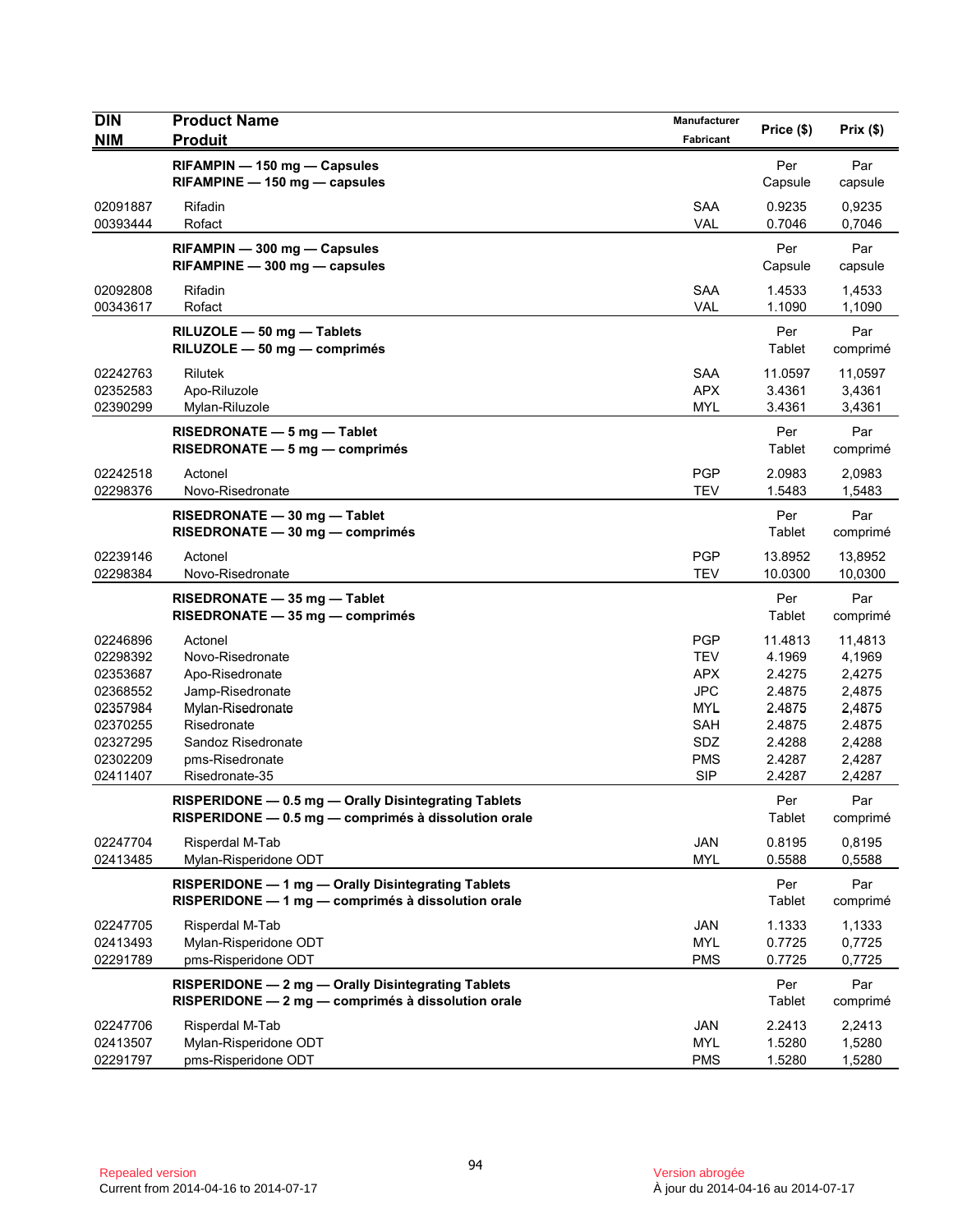| DIN<br>NIM | Product Name<br>Produit | Manufacturer<br>Fabricant | Price ($) | Prix ($) |
|---|---|---|---|---|
| | **RIFAMPIN — 150 mg — Capsules**<br>**RIFAMPINE — 150 mg — capsules** | | Per Capsule | Par capsule |
| 02091887 | Rifadin | SAA | 0.9235 | 0,9235 |
| 00393444 | Rofact | VAL | 0.7046 | 0,7046 |
| | **RIFAMPIN — 300 mg — Capsules**<br>**RIFAMPINE — 300 mg — capsules** | | Per Capsule | Par capsule |
| 02092808 | Rifadin | SAA | 1.4533 | 1,4533 |
| 00343617 | Rofact | VAL | 1.1090 | 1,1090 |
| | **RILUZOLE — 50 mg — Tablets**<br>**RILUZOLE — 50 mg — comprimés** | | Per Tablet | Par comprimé |
| 02242763 | Rilutek | SAA | 11.0597 | 11,0597 |
| 02352583 | Apo-Riluzole | APX | 3.4361 | 3,4361 |
| 02390299 | Mylan-Riluzole | MYL | 3.4361 | 3,4361 |
| | **RISEDRONATE — 5 mg — Tablet**<br>**RISEDRONATE — 5 mg — comprimés** | | Per Tablet | Par comprimé |
| 02242518 | Actonel | PGP | 2.0983 | 2,0983 |
| 02298376 | Novo-Risedronate | TEV | 1.5483 | 1,5483 |
| | **RISEDRONATE — 30 mg — Tablet**<br>**RISEDRONATE — 30 mg — comprimés** | | Per Tablet | Par comprimé |
| 02239146 | Actonel | PGP | 13.8952 | 13,8952 |
| 02298384 | Novo-Risedronate | TEV | 10.0300 | 10,0300 |
| | **RISEDRONATE — 35 mg — Tablet**<br>**RISEDRONATE — 35 mg — comprimés** | | Per Tablet | Par comprimé |
| 02246896 | Actonel | PGP | 11.4813 | 11,4813 |
| 02298392 | Novo-Risedronate | TEV | 4.1969 | 4,1969 |
| 02353687 | Apo-Risedronate | APX | 2.4275 | 2,4275 |
| 02368552 | Jamp-Risedronate | JPC | 2.4875 | 2,4875 |
| 02357984 | Mylan-Risedronate | MYL | 2.4875 | 2,4875 |
| 02370255 | Risedronate | SAH | 2.4875 | 2.4875 |
| 02327295 | Sandoz Risedronate | SDZ | 2.4288 | 2,4288 |
| 02302209 | pms-Risedronate | PMS | 2.4287 | 2,4287 |
| 02411407 | Risedronate-35 | SIP | 2.4287 | 2,4287 |
| | **RISPERIDONE — 0.5 mg — Orally Disintegrating Tablets**<br>**RISPERIDONE — 0.5 mg — comprimés à dissolution orale** | | Per Tablet | Par comprimé |
| 02247704 | Risperdal M-Tab | JAN | 0.8195 | 0,8195 |
| 02413485 | Mylan-Risperidone ODT | MYL | 0.5588 | 0,5588 |
| | **RISPERIDONE — 1 mg — Orally Disintegrating Tablets**<br>**RISPERIDONE — 1 mg — comprimés à dissolution orale** | | Per Tablet | Par comprimé |
| 02247705 | Risperdal M-Tab | JAN | 1.1333 | 1,1333 |
| 02413493 | Mylan-Risperidone ODT | MYL | 0.7725 | 0,7725 |
| 02291789 | pms-Risperidone ODT | PMS | 0.7725 | 0,7725 |
| | **RISPERIDONE — 2 mg — Orally Disintegrating Tablets**<br>**RISPERIDONE — 2 mg — comprimés à dissolution orale** | | Per Tablet | Par comprimé |
| 02247706 | Risperdal M-Tab | JAN | 2.2413 | 2,2413 |
| 02413507 | Mylan-Risperidone ODT | MYL | 1.5280 | 1,5280 |
| 02291797 | pms-Risperidone ODT | PMS | 1.5280 | 1,5280 |

Repealed version
Current from 2014-04-16 to 2014-07-17

Version abrogée
À jour du 2014-04-16 au 2014-07-17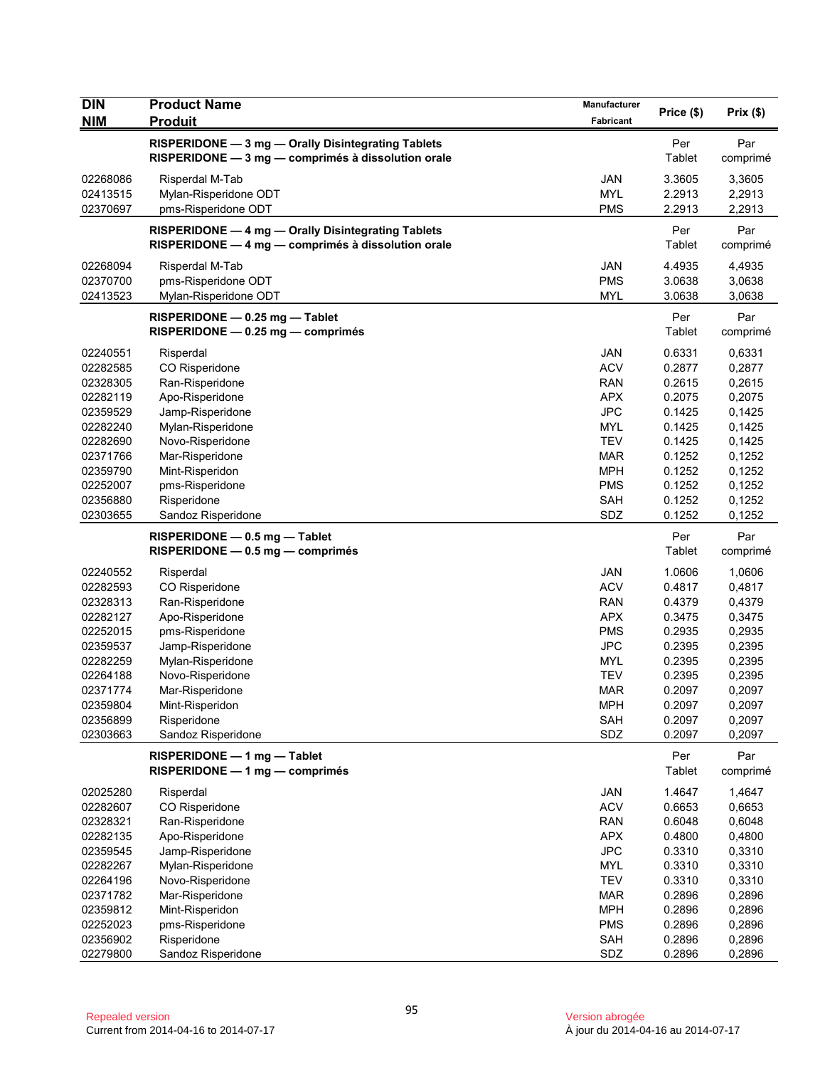| DIN<br>NIM | Product Name<br>Produit | Manufacturer<br>Fabricant | Price ($) | Prix ($) |
|---|---|---|---|---|
| | **RISPERIDONE — 3 mg — Orally Disintegrating Tablets**<br>**RISPERIDONE — 3 mg — comprimés à dissolution orale** | | Per Tablet | Par comprimé |
| 02268086 | Risperdal M-Tab | JAN | 3.3605 | 3,3605 |
| 02413515 | Mylan-Risperidone ODT | MYL | 2.2913 | 2,2913 |
| 02370697 | pms-Risperidone ODT | PMS | 2.2913 | 2,2913 |
| | **RISPERIDONE — 4 mg — Orally Disintegrating Tablets**<br>**RISPERIDONE — 4 mg — comprimés à dissolution orale** | | Per Tablet | Par comprimé |
| 02268094 | Risperdal M-Tab | JAN | 4.4935 | 4,4935 |
| 02370700 | pms-Risperidone ODT | PMS | 3.0638 | 3,0638 |
| 02413523 | Mylan-Risperidone ODT | MYL | 3.0638 | 3,0638 |
| | **RISPERIDONE — 0.25 mg — Tablet**<br>**RISPERIDONE — 0.25 mg — comprimés** | | Per Tablet | Par comprimé |
| 02240551 | Risperdal | JAN | 0.6331 | 0,6331 |
| 02282585 | CO Risperidone | ACV | 0.2877 | 0,2877 |
| 02328305 | Ran-Risperidone | RAN | 0.2615 | 0,2615 |
| 02282119 | Apo-Risperidone | APX | 0.2075 | 0,2075 |
| 02359529 | Jamp-Risperidone | JPC | 0.1425 | 0,1425 |
| 02282240 | Mylan-Risperidone | MYL | 0.1425 | 0,1425 |
| 02282690 | Novo-Risperidone | TEV | 0.1425 | 0,1425 |
| 02371766 | Mar-Risperidone | MAR | 0.1252 | 0,1252 |
| 02359790 | Mint-Risperidon | MPH | 0.1252 | 0,1252 |
| 02252007 | pms-Risperidone | PMS | 0.1252 | 0,1252 |
| 02356880 | Risperidone | SAH | 0.1252 | 0,1252 |
| 02303655 | Sandoz Risperidone | SDZ | 0.1252 | 0,1252 |
| | **RISPERIDONE — 0.5 mg — Tablet**<br>**RISPERIDONE — 0.5 mg — comprimés** | | Per Tablet | Par comprimé |
| 02240552 | Risperdal | JAN | 1.0606 | 1,0606 |
| 02282593 | CO Risperidone | ACV | 0.4817 | 0,4817 |
| 02328313 | Ran-Risperidone | RAN | 0.4379 | 0,4379 |
| 02282127 | Apo-Risperidone | APX | 0.3475 | 0,3475 |
| 02252015 | pms-Risperidone | PMS | 0.2935 | 0,2935 |
| 02359537 | Jamp-Risperidone | JPC | 0.2395 | 0,2395 |
| 02282259 | Mylan-Risperidone | MYL | 0.2395 | 0,2395 |
| 02264188 | Novo-Risperidone | TEV | 0.2395 | 0,2395 |
| 02371774 | Mar-Risperidone | MAR | 0.2097 | 0,2097 |
| 02359804 | Mint-Risperidon | MPH | 0.2097 | 0,2097 |
| 02356899 | Risperidone | SAH | 0.2097 | 0,2097 |
| 02303663 | Sandoz Risperidone | SDZ | 0.2097 | 0,2097 |
| | **RISPERIDONE — 1 mg — Tablet**<br>**RISPERIDONE — 1 mg — comprimés** | | Per Tablet | Par comprimé |
| 02025280 | Risperdal | JAN | 1.4647 | 1,4647 |
| 02282607 | CO Risperidone | ACV | 0.6653 | 0,6653 |
| 02328321 | Ran-Risperidone | RAN | 0.6048 | 0,6048 |
| 02282135 | Apo-Risperidone | APX | 0.4800 | 0,4800 |
| 02359545 | Jamp-Risperidone | JPC | 0.3310 | 0,3310 |
| 02282267 | Mylan-Risperidone | MYL | 0.3310 | 0,3310 |
| 02264196 | Novo-Risperidone | TEV | 0.3310 | 0,3310 |
| 02371782 | Mar-Risperidone | MAR | 0.2896 | 0,2896 |
| 02359812 | Mint-Risperidon | MPH | 0.2896 | 0,2896 |
| 02252023 | pms-Risperidone | PMS | 0.2896 | 0,2896 |
| 02356902 | Risperidone | SAH | 0.2896 | 0,2896 |
| 02279800 | Sandoz Risperidone | SDZ | 0.2896 | 0,2896 |

Repealed version
Current from 2014-04-16 to 2014-07-17

Version abrogée
À jour du 2014-04-16 au 2014-07-17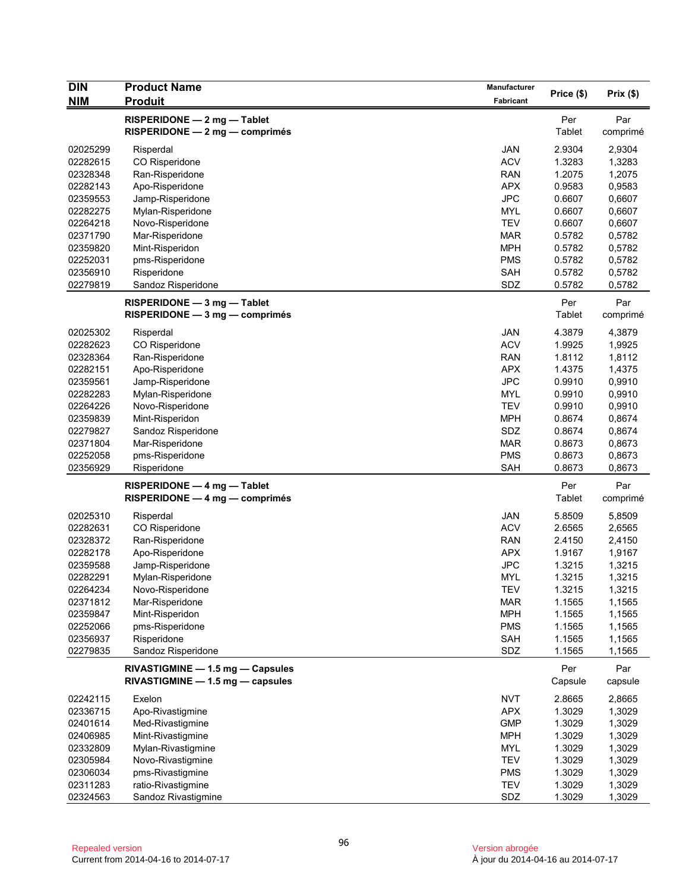| DIN<br>NIM | Product Name<br>Produit | Manufacturer<br>Fabricant | Price ($) | Prix ($) |
|---|---|---|---|---|
| | **RISPERIDONE — 2 mg — Tablet**<br>**RISPERIDONE — 2 mg — comprimés** | | Per Tablet | Par comprimé |
| 02025299 | Risperdal | JAN | 2.9304 | 2,9304 |
| 02282615 | CO Risperidone | ACV | 1.3283 | 1,3283 |
| 02328348 | Ran-Risperidone | RAN | 1.2075 | 1,2075 |
| 02282143 | Apo-Risperidone | APX | 0.9583 | 0,9583 |
| 02359553 | Jamp-Risperidone | JPC | 0.6607 | 0,6607 |
| 02282275 | Mylan-Risperidone | MYL | 0.6607 | 0,6607 |
| 02264218 | Novo-Risperidone | TEV | 0.6607 | 0,6607 |
| 02371790 | Mar-Risperidone | MAR | 0.5782 | 0,5782 |
| 02359820 | Mint-Risperidon | MPH | 0.5782 | 0,5782 |
| 02252031 | pms-Risperidone | PMS | 0.5782 | 0,5782 |
| 02356910 | Risperidone | SAH | 0.5782 | 0,5782 |
| 02279819 | Sandoz Risperidone | SDZ | 0.5782 | 0,5782 |
| | **RISPERIDONE — 3 mg — Tablet**<br>**RISPERIDONE — 3 mg — comprimés** | | Per Tablet | Par comprimé |
| 02025302 | Risperdal | JAN | 4.3879 | 4,3879 |
| 02282623 | CO Risperidone | ACV | 1.9925 | 1,9925 |
| 02328364 | Ran-Risperidone | RAN | 1.8112 | 1,8112 |
| 02282151 | Apo-Risperidone | APX | 1.4375 | 1,4375 |
| 02359561 | Jamp-Risperidone | JPC | 0.9910 | 0,9910 |
| 02282283 | Mylan-Risperidone | MYL | 0.9910 | 0,9910 |
| 02264226 | Novo-Risperidone | TEV | 0.9910 | 0,9910 |
| 02359839 | Mint-Risperidon | MPH | 0.8674 | 0,8674 |
| 02279827 | Sandoz Risperidone | SDZ | 0.8674 | 0,8674 |
| 02371804 | Mar-Risperidone | MAR | 0.8673 | 0,8673 |
| 02252058 | pms-Risperidone | PMS | 0.8673 | 0,8673 |
| 02356929 | Risperidone | SAH | 0.8673 | 0,8673 |
| | **RISPERIDONE — 4 mg — Tablet**<br>**RISPERIDONE — 4 mg — comprimés** | | Per Tablet | Par comprimé |
| 02025310 | Risperdal | JAN | 5.8509 | 5,8509 |
| 02282631 | CO Risperidone | ACV | 2.6565 | 2,6565 |
| 02328372 | Ran-Risperidone | RAN | 2.4150 | 2,4150 |
| 02282178 | Apo-Risperidone | APX | 1.9167 | 1,9167 |
| 02359588 | Jamp-Risperidone | JPC | 1.3215 | 1,3215 |
| 02282291 | Mylan-Risperidone | MYL | 1.3215 | 1,3215 |
| 02264234 | Novo-Risperidone | TEV | 1.3215 | 1,3215 |
| 02371812 | Mar-Risperidone | MAR | 1.1565 | 1,1565 |
| 02359847 | Mint-Risperidon | MPH | 1.1565 | 1,1565 |
| 02252066 | pms-Risperidone | PMS | 1.1565 | 1,1565 |
| 02356937 | Risperidone | SAH | 1.1565 | 1,1565 |
| 02279835 | Sandoz Risperidone | SDZ | 1.1565 | 1,1565 |
| | **RIVASTIGMINE — 1.5 mg — Capsules**<br>**RIVASTIGMINE — 1.5 mg — capsules** | | Per Capsule | Par capsule |
| 02242115 | Exelon | NVT | 2.8665 | 2,8665 |
| 02336715 | Apo-Rivastigmine | APX | 1.3029 | 1,3029 |
| 02401614 | Med-Rivastigmine | GMP | 1.3029 | 1,3029 |
| 02406985 | Mint-Rivastigmine | MPH | 1.3029 | 1,3029 |
| 02332809 | Mylan-Rivastigmine | MYL | 1.3029 | 1,3029 |
| 02305984 | Novo-Rivastigmine | TEV | 1.3029 | 1,3029 |
| 02306034 | pms-Rivastigmine | PMS | 1.3029 | 1,3029 |
| 02311283 | ratio-Rivastigmine | TEV | 1.3029 | 1,3029 |
| 02324563 | Sandoz Rivastigmine | SDZ | 1.3029 | 1,3029 |

Repealed version
Current from 2014-04-16 to 2014-07-17

Version abrogée
À jour du 2014-04-16 au 2014-07-17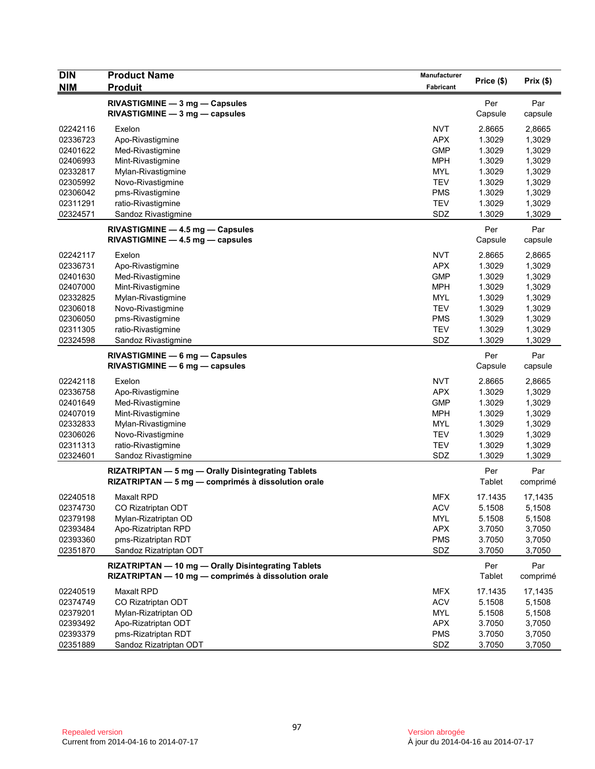| DIN<br>NIM | Product Name<br>Produit | Manufacturer<br>Fabricant | Price ($) | Prix ($) |
|---|---|---|---|---|
| | **RIVASTIGMINE — 3 mg — Capsules**<br>**RIVASTIGMINE — 3 mg — capsules** | | Per<br>Capsule | Par<br>capsule |
| 02242116 | Exelon | NVT | 2.8665 | 2,8665 |
| 02336723 | Apo-Rivastigmine | APX | 1.3029 | 1,3029 |
| 02401622 | Med-Rivastigmine | GMP | 1.3029 | 1,3029 |
| 02406993 | Mint-Rivastigmine | MPH | 1.3029 | 1,3029 |
| 02332817 | Mylan-Rivastigmine | MYL | 1.3029 | 1,3029 |
| 02305992 | Novo-Rivastigmine | TEV | 1.3029 | 1,3029 |
| 02306042 | pms-Rivastigmine | PMS | 1.3029 | 1,3029 |
| 02311291 | ratio-Rivastigmine | TEV | 1.3029 | 1,3029 |
| 02324571 | Sandoz Rivastigmine | SDZ | 1.3029 | 1,3029 |
| | **RIVASTIGMINE — 4.5 mg — Capsules**<br>**RIVASTIGMINE — 4.5 mg — capsules** | | Per<br>Capsule | Par<br>capsule |
| 02242117 | Exelon | NVT | 2.8665 | 2,8665 |
| 02336731 | Apo-Rivastigmine | APX | 1.3029 | 1,3029 |
| 02401630 | Med-Rivastigmine | GMP | 1.3029 | 1,3029 |
| 02407000 | Mint-Rivastigmine | MPH | 1.3029 | 1,3029 |
| 02332825 | Mylan-Rivastigmine | MYL | 1.3029 | 1,3029 |
| 02306018 | Novo-Rivastigmine | TEV | 1.3029 | 1,3029 |
| 02306050 | pms-Rivastigmine | PMS | 1.3029 | 1,3029 |
| 02311305 | ratio-Rivastigmine | TEV | 1.3029 | 1,3029 |
| 02324598 | Sandoz Rivastigmine | SDZ | 1.3029 | 1,3029 |
| | **RIVASTIGMINE — 6 mg — Capsules**<br>**RIVASTIGMINE — 6 mg — capsules** | | Per<br>Capsule | Par<br>capsule |
| 02242118 | Exelon | NVT | 2.8665 | 2,8665 |
| 02336758 | Apo-Rivastigmine | APX | 1.3029 | 1,3029 |
| 02401649 | Med-Rivastigmine | GMP | 1.3029 | 1,3029 |
| 02407019 | Mint-Rivastigmine | MPH | 1.3029 | 1,3029 |
| 02332833 | Mylan-Rivastigmine | MYL | 1.3029 | 1,3029 |
| 02306026 | Novo-Rivastigmine | TEV | 1.3029 | 1,3029 |
| 02311313 | ratio-Rivastigmine | TEV | 1.3029 | 1,3029 |
| 02324601 | Sandoz Rivastigmine | SDZ | 1.3029 | 1,3029 |
| | **RIZATRIPTAN — 5 mg — Orally Disintegrating Tablets**<br>**RIZATRIPTAN — 5 mg — comprimés à dissolution orale** | | Per<br>Tablet | Par<br>comprimé |
| 02240518 | Maxalt RPD | MFX | 17.1435 | 17,1435 |
| 02374730 | CO Rizatriptan ODT | ACV | 5.1508 | 5,1508 |
| 02379198 | Mylan-Rizatriptan OD | MYL | 5.1508 | 5,1508 |
| 02393484 | Apo-Rizatriptan RPD | APX | 3.7050 | 3,7050 |
| 02393360 | pms-Rizatriptan RDT | PMS | 3.7050 | 3,7050 |
| 02351870 | Sandoz Rizatriptan ODT | SDZ | 3.7050 | 3,7050 |
| | **RIZATRIPTAN — 10 mg — Orally Disintegrating Tablets**<br>**RIZATRIPTAN — 10 mg — comprimés à dissolution orale** | | Per<br>Tablet | Par<br>comprimé |
| 02240519 | Maxalt RPD | MFX | 17.1435 | 17,1435 |
| 02374749 | CO Rizatriptan ODT | ACV | 5.1508 | 5,1508 |
| 02379201 | Mylan-Rizatriptan OD | MYL | 5.1508 | 5,1508 |
| 02393492 | Apo-Rizatriptan ODT | APX | 3.7050 | 3,7050 |
| 02393379 | pms-Rizatriptan RDT | PMS | 3.7050 | 3,7050 |
| 02351889 | Sandoz Rizatriptan ODT | SDZ | 3.7050 | 3,7050 |

Repealed version
Current from 2014-04-16 to 2014-07-17

Version abrogée
À jour du 2014-04-16 au 2014-07-17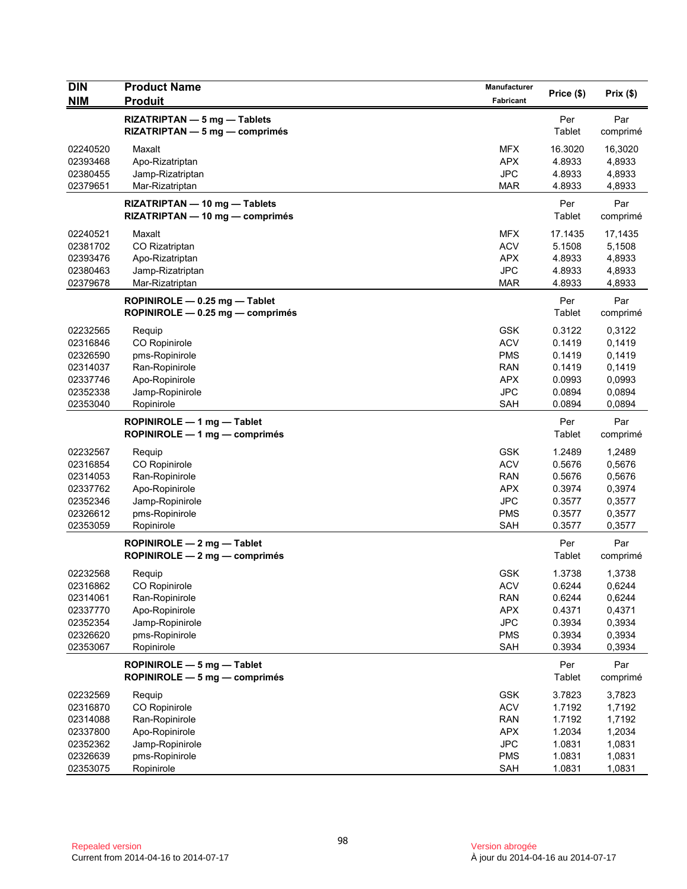| DIN<br>NIM | Product Name<br>Produit | Manufacturer<br>Fabricant | Price ($) | Prix ($) |
|---|---|---|---|---|
| | **RIZATRIPTAN — 5 mg — Tablets**<br>**RIZATRIPTAN — 5 mg — comprimés** | | Per<br>Tablet | Par<br>comprimé |
| 02240520 | Maxalt | MFX | 16.3020 | 16,3020 |
| 02393468 | Apo-Rizatriptan | APX | 4.8933 | 4,8933 |
| 02380455 | Jamp-Rizatriptan | JPC | 4.8933 | 4,8933 |
| 02379651 | Mar-Rizatriptan | MAR | 4.8933 | 4,8933 |
| | **RIZATRIPTAN — 10 mg — Tablets**<br>**RIZATRIPTAN — 10 mg — comprimés** | | Per<br>Tablet | Par<br>comprimé |
| 02240521 | Maxalt | MFX | 17.1435 | 17,1435 |
| 02381702 | CO Rizatriptan | ACV | 5.1508 | 5,1508 |
| 02393476 | Apo-Rizatriptan | APX | 4.8933 | 4,8933 |
| 02380463 | Jamp-Rizatriptan | JPC | 4.8933 | 4,8933 |
| 02379678 | Mar-Rizatriptan | MAR | 4.8933 | 4,8933 |
| | **ROPINIROLE — 0.25 mg — Tablet**<br>**ROPINIROLE — 0.25 mg — comprimés** | | Per<br>Tablet | Par<br>comprimé |
| 02232565 | Requip | GSK | 0.3122 | 0,3122 |
| 02316846 | CO Ropinirole | ACV | 0.1419 | 0,1419 |
| 02326590 | pms-Ropinirole | PMS | 0.1419 | 0,1419 |
| 02314037 | Ran-Ropinirole | RAN | 0.1419 | 0,1419 |
| 02337746 | Apo-Ropinirole | APX | 0.0993 | 0,0993 |
| 02352338 | Jamp-Ropinirole | JPC | 0.0894 | 0,0894 |
| 02353040 | Ropinirole | SAH | 0.0894 | 0,0894 |
| | **ROPINIROLE — 1 mg — Tablet**<br>**ROPINIROLE — 1 mg — comprimés** | | Per<br>Tablet | Par<br>comprimé |
| 02232567 | Requip | GSK | 1.2489 | 1,2489 |
| 02316854 | CO Ropinirole | ACV | 0.5676 | 0,5676 |
| 02314053 | Ran-Ropinirole | RAN | 0.5676 | 0,5676 |
| 02337762 | Apo-Ropinirole | APX | 0.3974 | 0,3974 |
| 02352346 | Jamp-Ropinirole | JPC | 0.3577 | 0,3577 |
| 02326612 | pms-Ropinirole | PMS | 0.3577 | 0,3577 |
| 02353059 | Ropinirole | SAH | 0.3577 | 0,3577 |
| | **ROPINIROLE — 2 mg — Tablet**<br>**ROPINIROLE — 2 mg — comprimés** | | Per<br>Tablet | Par<br>comprimé |
| 02232568 | Requip | GSK | 1.3738 | 1,3738 |
| 02316862 | CO Ropinirole | ACV | 0.6244 | 0,6244 |
| 02314061 | Ran-Ropinirole | RAN | 0.6244 | 0,6244 |
| 02337770 | Apo-Ropinirole | APX | 0.4371 | 0,4371 |
| 02352354 | Jamp-Ropinirole | JPC | 0.3934 | 0,3934 |
| 02326620 | pms-Ropinirole | PMS | 0.3934 | 0,3934 |
| 02353067 | Ropinirole | SAH | 0.3934 | 0,3934 |
| | **ROPINIROLE — 5 mg — Tablet**<br>**ROPINIROLE — 5 mg — comprimés** | | Per<br>Tablet | Par<br>comprimé |
| 02232569 | Requip | GSK | 3.7823 | 3,7823 |
| 02316870 | CO Ropinirole | ACV | 1.7192 | 1,7192 |
| 02314088 | Ran-Ropinirole | RAN | 1.7192 | 1,7192 |
| 02337800 | Apo-Ropinirole | APX | 1.2034 | 1,2034 |
| 02352362 | Jamp-Ropinirole | JPC | 1.0831 | 1,0831 |
| 02326639 | pms-Ropinirole | PMS | 1.0831 | 1,0831 |
| 02353075 | Ropinirole | SAH | 1.0831 | 1,0831 |

Repealed version
Current from 2014-04-16 to 2014-07-17

Version abrogée
À jour du 2014-04-16 au 2014-07-17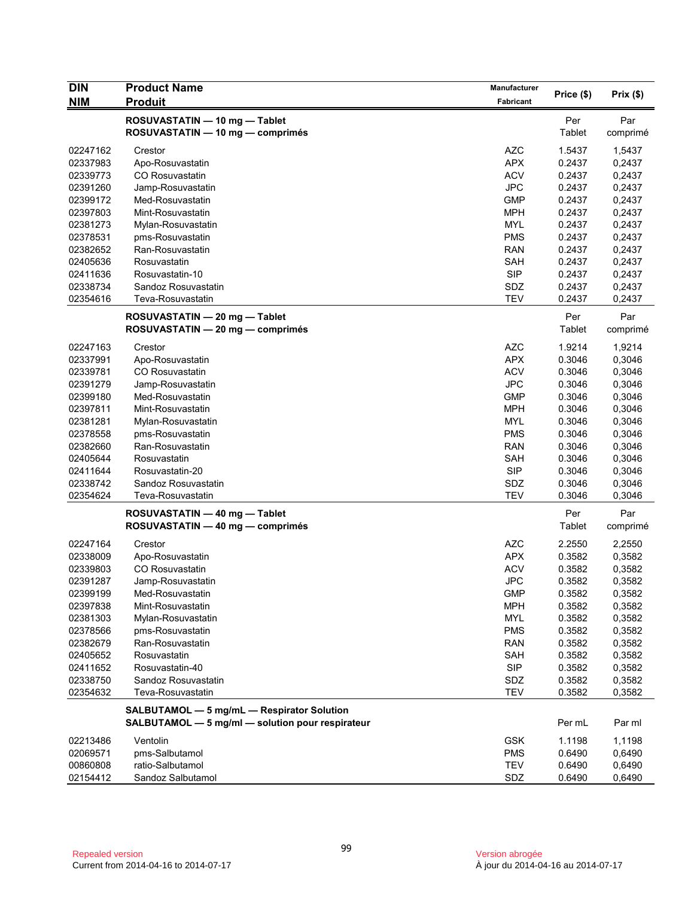| DIN<br>NIM | Product Name<br>Produit | Manufacturer<br>Fabricant | Price ($) | Prix ($) |
|---|---|---|---|---|
| | **ROSUVASTATIN — 10 mg — Tablet**<br>**ROSUVASTATIN — 10 mg — comprimés** | | Per Tablet | Par comprimé |
| 02247162 | Crestor | AZC | 1.5437 | 1,5437 |
| 02337983 | Apo-Rosuvastatin | APX | 0.2437 | 0,2437 |
| 02339773 | CO Rosuvastatin | ACV | 0.2437 | 0,2437 |
| 02391260 | Jamp-Rosuvastatin | JPC | 0.2437 | 0,2437 |
| 02399172 | Med-Rosuvastatin | GMP | 0.2437 | 0,2437 |
| 02397803 | Mint-Rosuvastatin | MPH | 0.2437 | 0,2437 |
| 02381273 | Mylan-Rosuvastatin | MYL | 0.2437 | 0,2437 |
| 02378531 | pms-Rosuvastatin | PMS | 0.2437 | 0,2437 |
| 02382652 | Ran-Rosuvastatin | RAN | 0.2437 | 0,2437 |
| 02405636 | Rosuvastatin | SAH | 0.2437 | 0,2437 |
| 02411636 | Rosuvastatin-10 | SIP | 0.2437 | 0,2437 |
| 02338734 | Sandoz Rosuvastatin | SDZ | 0.2437 | 0,2437 |
| 02354616 | Teva-Rosuvastatin | TEV | 0.2437 | 0,2437 |
| | **ROSUVASTATIN — 20 mg — Tablet**<br>**ROSUVASTATIN — 20 mg — comprimés** | | Per Tablet | Par comprimé |
| 02247163 | Crestor | AZC | 1.9214 | 1,9214 |
| 02337991 | Apo-Rosuvastatin | APX | 0.3046 | 0,3046 |
| 02339781 | CO Rosuvastatin | ACV | 0.3046 | 0,3046 |
| 02391279 | Jamp-Rosuvastatin | JPC | 0.3046 | 0,3046 |
| 02399180 | Med-Rosuvastatin | GMP | 0.3046 | 0,3046 |
| 02397811 | Mint-Rosuvastatin | MPH | 0.3046 | 0,3046 |
| 02381281 | Mylan-Rosuvastatin | MYL | 0.3046 | 0,3046 |
| 02378558 | pms-Rosuvastatin | PMS | 0.3046 | 0,3046 |
| 02382660 | Ran-Rosuvastatin | RAN | 0.3046 | 0,3046 |
| 02405644 | Rosuvastatin | SAH | 0.3046 | 0,3046 |
| 02411644 | Rosuvastatin-20 | SIP | 0.3046 | 0,3046 |
| 02338742 | Sandoz Rosuvastatin | SDZ | 0.3046 | 0,3046 |
| 02354624 | Teva-Rosuvastatin | TEV | 0.3046 | 0,3046 |
| | **ROSUVASTATIN — 40 mg — Tablet**<br>**ROSUVASTATIN — 40 mg — comprimés** | | Per Tablet | Par comprimé |
| 02247164 | Crestor | AZC | 2.2550 | 2,2550 |
| 02338009 | Apo-Rosuvastatin | APX | 0.3582 | 0,3582 |
| 02339803 | CO Rosuvastatin | ACV | 0.3582 | 0,3582 |
| 02391287 | Jamp-Rosuvastatin | JPC | 0.3582 | 0,3582 |
| 02399199 | Med-Rosuvastatin | GMP | 0.3582 | 0,3582 |
| 02397838 | Mint-Rosuvastatin | MPH | 0.3582 | 0,3582 |
| 02381303 | Mylan-Rosuvastatin | MYL | 0.3582 | 0,3582 |
| 02378566 | pms-Rosuvastatin | PMS | 0.3582 | 0,3582 |
| 02382679 | Ran-Rosuvastatin | RAN | 0.3582 | 0,3582 |
| 02405652 | Rosuvastatin | SAH | 0.3582 | 0,3582 |
| 02411652 | Rosuvastatin-40 | SIP | 0.3582 | 0,3582 |
| 02338750 | Sandoz Rosuvastatin | SDZ | 0.3582 | 0,3582 |
| 02354632 | Teva-Rosuvastatin | TEV | 0.3582 | 0,3582 |
| | **SALBUTAMOL — 5 mg/mL — Respirator Solution**<br>**SALBUTAMOL — 5 mg/ml — solution pour respirateur** | | Per mL | Par ml |
| 02213486 | Ventolin | GSK | 1.1198 | 1,1198 |
| 02069571 | pms-Salbutamol | PMS | 0.6490 | 0,6490 |
| 00860808 | ratio-Salbutamol | TEV | 0.6490 | 0,6490 |
| 02154412 | Sandoz Salbutamol | SDZ | 0.6490 | 0,6490 |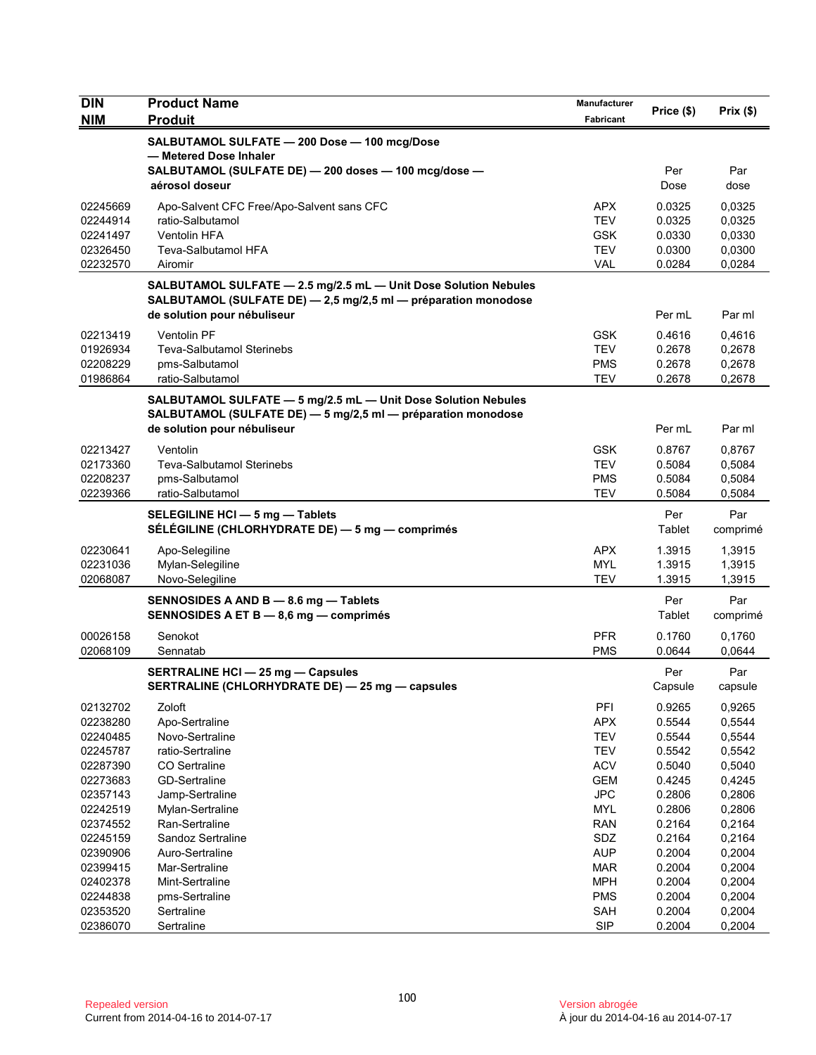| DIN<br>NIM | Product Name<br>Produit | Manufacturer<br>Fabricant | Price ($) | Prix ($) |
|---|---|---|---|---|
| | **SALBUTAMOL SULFATE — 200 Dose — 100 mcg/Dose — Metered Dose Inhaler**<br>**SALBUTAMOL (SULFATE DE) — 200 doses — 100 mcg/dose — aérosol doseur** | | Per Dose | Par dose |
| 02245669 | Apo-Salvent CFC Free/Apo-Salvent sans CFC | APX | 0.0325 | 0,0325 |
| 02244914 | ratio-Salbutamol | TEV | 0.0325 | 0,0325 |
| 02241497 | Ventolin HFA | GSK | 0.0330 | 0,0330 |
| 02326450 | Teva-Salbutamol HFA | TEV | 0.0300 | 0,0300 |
| 02232570 | Airomir | VAL | 0.0284 | 0,0284 |
| | **SALBUTAMOL SULFATE — 2.5 mg/2.5 mL — Unit Dose Solution Nebules**<br>**SALBUTAMOL (SULFATE DE) — 2,5 mg/2,5 ml — préparation monodose de solution pour nébuliseur** | | Per mL | Par ml |
| 02213419 | Ventolin PF | GSK | 0.4616 | 0,4616 |
| 01926934 | Teva-Salbutamol Sterinebs | TEV | 0.2678 | 0,2678 |
| 02208229 | pms-Salbutamol | PMS | 0.2678 | 0,2678 |
| 01986864 | ratio-Salbutamol | TEV | 0.2678 | 0,2678 |
| | **SALBUTAMOL SULFATE — 5 mg/2.5 mL — Unit Dose Solution Nebules**<br>**SALBUTAMOL (SULFATE DE) — 5 mg/2,5 ml — préparation monodose de solution pour nébuliseur** | | Per mL | Par ml |
| 02213427 | Ventolin | GSK | 0.8767 | 0,8767 |
| 02173360 | Teva-Salbutamol Sterinebs | TEV | 0.5084 | 0,5084 |
| 02208237 | pms-Salbutamol | PMS | 0.5084 | 0,5084 |
| 02239366 | ratio-Salbutamol | TEV | 0.5084 | 0,5084 |
| | **SELEGILINE HCl — 5 mg — Tablets**<br>**SÉLÉGILINE (CHLORHYDRATE DE) — 5 mg — comprimés** | | Per Tablet | Par comprimé |
| 02230641 | Apo-Selegiline | APX | 1.3915 | 1,3915 |
| 02231036 | Mylan-Selegiline | MYL | 1.3915 | 1,3915 |
| 02068087 | Novo-Selegiline | TEV | 1.3915 | 1,3915 |
| | **SENNOSIDES A AND B — 8.6 mg — Tablets**<br>**SENNOSIDES A ET B — 8,6 mg — comprimés** | | Per Tablet | Par comprimé |
| 00026158 | Senokot | PFR | 0.1760 | 0,1760 |
| 02068109 | Sennatab | PMS | 0.0644 | 0,0644 |
| | **SERTRALINE HCl — 25 mg — Capsules**<br>**SERTRALINE (CHLORHYDRATE DE) — 25 mg — capsules** | | Per Capsule | Par capsule |
| 02132702 | Zoloft | PFI | 0.9265 | 0,9265 |
| 02238280 | Apo-Sertraline | APX | 0.5544 | 0,5544 |
| 02240485 | Novo-Sertraline | TEV | 0.5544 | 0,5544 |
| 02245787 | ratio-Sertraline | TEV | 0.5542 | 0,5542 |
| 02287390 | CO Sertraline | ACV | 0.5040 | 0,5040 |
| 02273683 | GD-Sertraline | GEM | 0.4245 | 0,4245 |
| 02357143 | Jamp-Sertraline | JPC | 0.2806 | 0,2806 |
| 02242519 | Mylan-Sertraline | MYL | 0.2806 | 0,2806 |
| 02374552 | Ran-Sertraline | RAN | 0.2164 | 0,2164 |
| 02245159 | Sandoz Sertraline | SDZ | 0.2164 | 0,2164 |
| 02390906 | Auro-Sertraline | AUP | 0.2004 | 0,2004 |
| 02399415 | Mar-Sertraline | MAR | 0.2004 | 0,2004 |
| 02402378 | Mint-Sertraline | MPH | 0.2004 | 0,2004 |
| 02244838 | pms-Sertraline | PMS | 0.2004 | 0,2004 |
| 02353520 | Sertraline | SAH | 0.2004 | 0,2004 |
| 02386070 | Sertraline | SIP | 0.2004 | 0,2004 |

Repealed version
Current from 2014-04-16 to 2014-07-17

Version abrogée
À jour du 2014-04-16 au 2014-07-17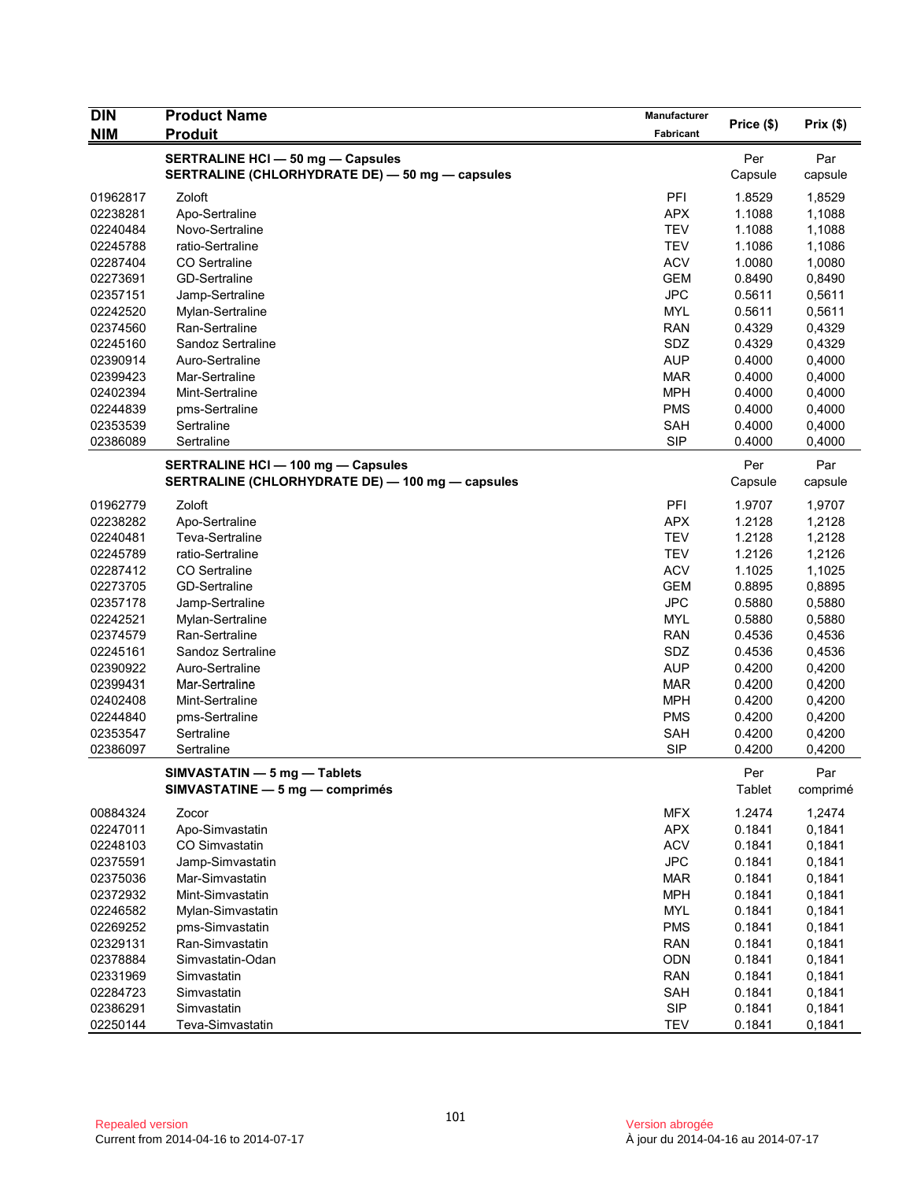| DIN<br>NIM | Product Name<br>Produit | Manufacturer<br>Fabricant | Price ($) | Prix ($) |
|---|---|---|---|---|
| | **SERTRALINE HCl — 50 mg — Capsules<br>SERTRALINE (CHLORHYDRATE DE) — 50 mg — capsules** | | Per Capsule | Par capsule |
| 01962817 | Zoloft | PFI | 1.8529 | 1,8529 |
| 02238281 | Apo-Sertraline | APX | 1.1088 | 1,1088 |
| 02240484 | Novo-Sertraline | TEV | 1.1088 | 1,1088 |
| 02245788 | ratio-Sertraline | TEV | 1.1086 | 1,1086 |
| 02287404 | CO Sertraline | ACV | 1.0080 | 1,0080 |
| 02273691 | GD-Sertraline | GEM | 0.8490 | 0,8490 |
| 02357151 | Jamp-Sertraline | JPC | 0.5611 | 0,5611 |
| 02242520 | Mylan-Sertraline | MYL | 0.5611 | 0,5611 |
| 02374560 | Ran-Sertraline | RAN | 0.4329 | 0,4329 |
| 02245160 | Sandoz Sertraline | SDZ | 0.4329 | 0,4329 |
| 02390914 | Auro-Sertraline | AUP | 0.4000 | 0,4000 |
| 02399423 | Mar-Sertraline | MAR | 0.4000 | 0,4000 |
| 02402394 | Mint-Sertraline | MPH | 0.4000 | 0,4000 |
| 02244839 | pms-Sertraline | PMS | 0.4000 | 0,4000 |
| 02353539 | Sertraline | SAH | 0.4000 | 0,4000 |
| 02386089 | Sertraline | SIP | 0.4000 | 0,4000 |
| | **SERTRALINE HCl — 100 mg — Capsules<br>SERTRALINE (CHLORHYDRATE DE) — 100 mg — capsules** | | Per Capsule | Par capsule |
| 01962779 | Zoloft | PFI | 1.9707 | 1,9707 |
| 02238282 | Apo-Sertraline | APX | 1.2128 | 1,2128 |
| 02240481 | Teva-Sertraline | TEV | 1.2128 | 1,2128 |
| 02245789 | ratio-Sertraline | TEV | 1.2126 | 1,2126 |
| 02287412 | CO Sertraline | ACV | 1.1025 | 1,1025 |
| 02273705 | GD-Sertraline | GEM | 0.8895 | 0,8895 |
| 02357178 | Jamp-Sertraline | JPC | 0.5880 | 0,5880 |
| 02242521 | Mylan-Sertraline | MYL | 0.5880 | 0,5880 |
| 02374579 | Ran-Sertraline | RAN | 0.4536 | 0,4536 |
| 02245161 | Sandoz Sertraline | SDZ | 0.4536 | 0,4536 |
| 02390922 | Auro-Sertraline | AUP | 0.4200 | 0,4200 |
| 02399431 | Mar-Sertraline | MAR | 0.4200 | 0,4200 |
| 02402408 | Mint-Sertraline | MPH | 0.4200 | 0,4200 |
| 02244840 | pms-Sertraline | PMS | 0.4200 | 0,4200 |
| 02353547 | Sertraline | SAH | 0.4200 | 0,4200 |
| 02386097 | Sertraline | SIP | 0.4200 | 0,4200 |
| | **SIMVASTATIN — 5 mg — Tablets<br>SIMVASTATINE — 5 mg — comprimés** | | Per Tablet | Par comprimé |
| 00884324 | Zocor | MFX | 1.2474 | 1,2474 |
| 02247011 | Apo-Simvastatin | APX | 0.1841 | 0,1841 |
| 02248103 | CO Simvastatin | ACV | 0.1841 | 0,1841 |
| 02375591 | Jamp-Simvastatin | JPC | 0.1841 | 0,1841 |
| 02375036 | Mar-Simvastatin | MAR | 0.1841 | 0,1841 |
| 02372932 | Mint-Simvastatin | MPH | 0.1841 | 0,1841 |
| 02246582 | Mylan-Simvastatin | MYL | 0.1841 | 0,1841 |
| 02269252 | pms-Simvastatin | PMS | 0.1841 | 0,1841 |
| 02329131 | Ran-Simvastatin | RAN | 0.1841 | 0,1841 |
| 02378884 | Simvastatin-Odan | ODN | 0.1841 | 0,1841 |
| 02331969 | Simvastatin | RAN | 0.1841 | 0,1841 |
| 02284723 | Simvastatin | SAH | 0.1841 | 0,1841 |
| 02386291 | Simvastatin | SIP | 0.1841 | 0,1841 |
| 02250144 | Teva-Simvastatin | TEV | 0.1841 | 0,1841 |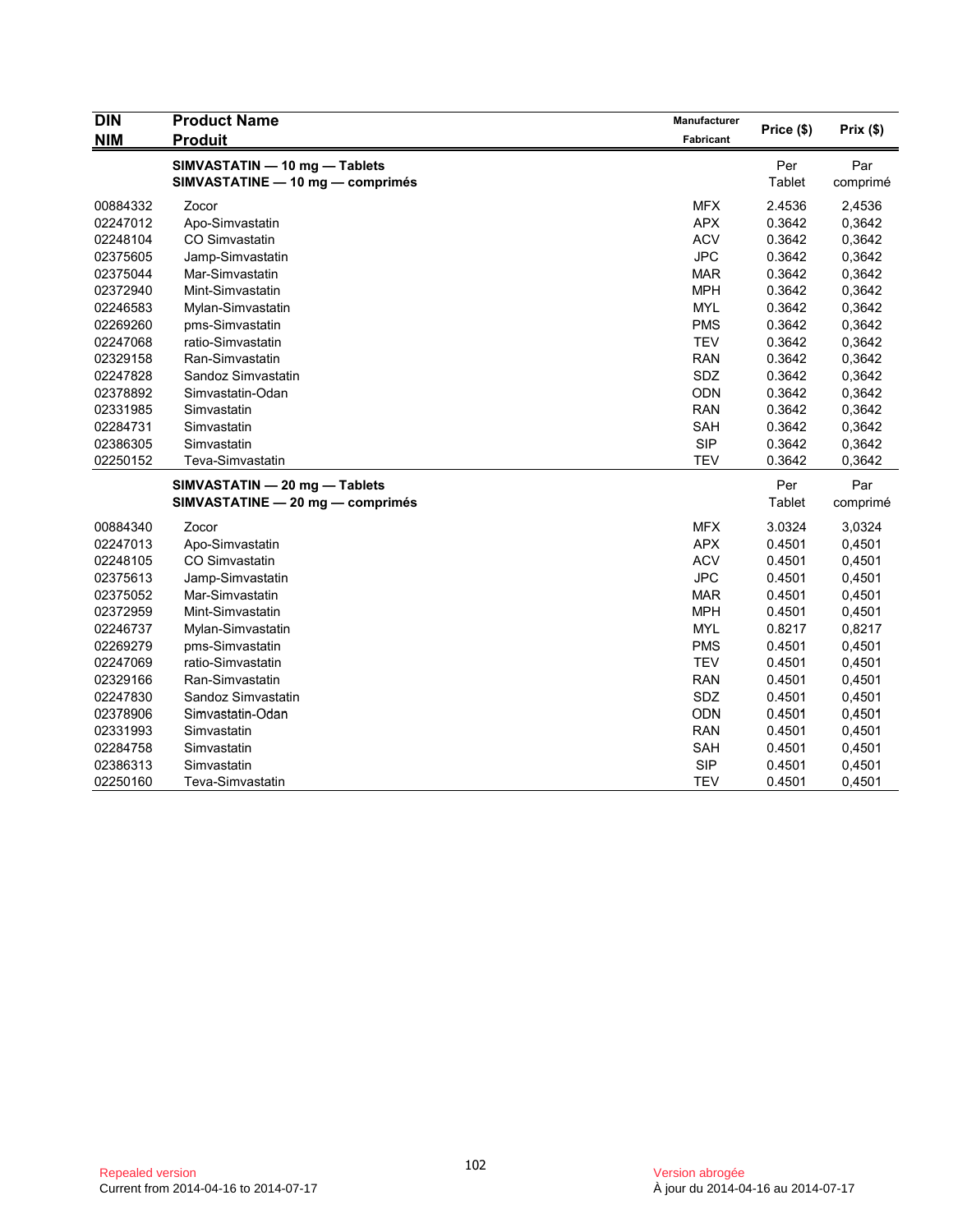| DIN<br>NIM | Product Name<br>Produit | Manufacturer<br>Fabricant | Price ($) | Prix ($) |
|---|---|---|---|---|
| | **SIMVASTATIN — 10 mg — Tablets**<br>**SIMVASTATINE — 10 mg — comprimés** | | Per Tablet | Par comprimé |
| 00884332 | Zocor | MFX | 2.4536 | 2,4536 |
| 02247012 | Apo-Simvastatin | APX | 0.3642 | 0,3642 |
| 02248104 | CO Simvastatin | ACV | 0.3642 | 0,3642 |
| 02375605 | Jamp-Simvastatin | JPC | 0.3642 | 0,3642 |
| 02375044 | Mar-Simvastatin | MAR | 0.3642 | 0,3642 |
| 02372940 | Mint-Simvastatin | MPH | 0.3642 | 0,3642 |
| 02246583 | Mylan-Simvastatin | MYL | 0.3642 | 0,3642 |
| 02269260 | pms-Simvastatin | PMS | 0.3642 | 0,3642 |
| 02247068 | ratio-Simvastatin | TEV | 0.3642 | 0,3642 |
| 02329158 | Ran-Simvastatin | RAN | 0.3642 | 0,3642 |
| 02247828 | Sandoz Simvastatin | SDZ | 0.3642 | 0,3642 |
| 02378892 | Simvastatin-Odan | ODN | 0.3642 | 0,3642 |
| 02331985 | Simvastatin | RAN | 0.3642 | 0,3642 |
| 02284731 | Simvastatin | SAH | 0.3642 | 0,3642 |
| 02386305 | Simvastatin | SIP | 0.3642 | 0,3642 |
| 02250152 | Teva-Simvastatin | TEV | 0.3642 | 0,3642 |
| | **SIMVASTATIN — 20 mg — Tablets**<br>**SIMVASTATINE — 20 mg — comprimés** | | Per Tablet | Par comprimé |
| 00884340 | Zocor | MFX | 3.0324 | 3,0324 |
| 02247013 | Apo-Simvastatin | APX | 0.4501 | 0,4501 |
| 02248105 | CO Simvastatin | ACV | 0.4501 | 0,4501 |
| 02375613 | Jamp-Simvastatin | JPC | 0.4501 | 0,4501 |
| 02375052 | Mar-Simvastatin | MAR | 0.4501 | 0,4501 |
| 02372959 | Mint-Simvastatin | MPH | 0.4501 | 0,4501 |
| 02246737 | Mylan-Simvastatin | MYL | 0.8217 | 0,8217 |
| 02269279 | pms-Simvastatin | PMS | 0.4501 | 0,4501 |
| 02247069 | ratio-Simvastatin | TEV | 0.4501 | 0,4501 |
| 02329166 | Ran-Simvastatin | RAN | 0.4501 | 0,4501 |
| 02247830 | Sandoz Simvastatin | SDZ | 0.4501 | 0,4501 |
| 02378906 | Simvastatin-Odan | ODN | 0.4501 | 0,4501 |
| 02331993 | Simvastatin | RAN | 0.4501 | 0,4501 |
| 02284758 | Simvastatin | SAH | 0.4501 | 0,4501 |
| 02386313 | Simvastatin | SIP | 0.4501 | 0,4501 |
| 02250160 | Teva-Simvastatin | TEV | 0.4501 | 0,4501 |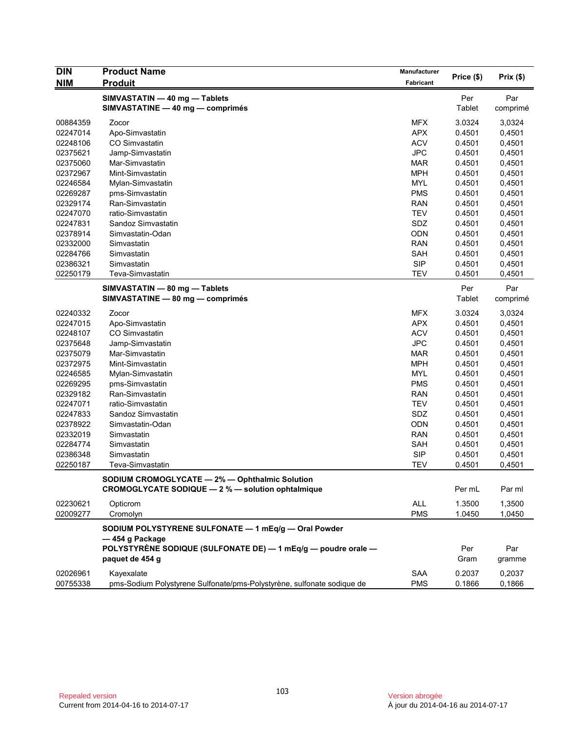| DIN<br>NIM | Product Name<br>Produit | Manufacturer<br>Fabricant | Price ($) | Prix ($) |
|---|---|---|---|---|
| | **SIMVASTATIN — 40 mg — Tablets**<br>**SIMVASTATINE — 40 mg — comprimés** | | Per Tablet | Par comprimé |
| 00884359 | Zocor | MFX | 3.0324 | 3,0324 |
| 02247014 | Apo-Simvastatin | APX | 0.4501 | 0,4501 |
| 02248106 | CO Simvastatin | ACV | 0.4501 | 0,4501 |
| 02375621 | Jamp-Simvastatin | JPC | 0.4501 | 0,4501 |
| 02375060 | Mar-Simvastatin | MAR | 0.4501 | 0,4501 |
| 02372967 | Mint-Simvastatin | MPH | 0.4501 | 0,4501 |
| 02246584 | Mylan-Simvastatin | MYL | 0.4501 | 0,4501 |
| 02269287 | pms-Simvastatin | PMS | 0.4501 | 0,4501 |
| 02329174 | Ran-Simvastatin | RAN | 0.4501 | 0,4501 |
| 02247070 | ratio-Simvastatin | TEV | 0.4501 | 0,4501 |
| 02247831 | Sandoz Simvastatin | SDZ | 0.4501 | 0,4501 |
| 02378914 | Simvastatin-Odan | ODN | 0.4501 | 0,4501 |
| 02332000 | Simvastatin | RAN | 0.4501 | 0,4501 |
| 02284766 | Simvastatin | SAH | 0.4501 | 0,4501 |
| 02386321 | Simvastatin | SIP | 0.4501 | 0,4501 |
| 02250179 | Teva-Simvastatin | TEV | 0.4501 | 0,4501 |
| | **SIMVASTATIN — 80 mg — Tablets**<br>**SIMVASTATINE — 80 mg — comprimés** | | Per Tablet | Par comprimé |
| 02240332 | Zocor | MFX | 3.0324 | 3,0324 |
| 02247015 | Apo-Simvastatin | APX | 0.4501 | 0,4501 |
| 02248107 | CO Simvastatin | ACV | 0.4501 | 0,4501 |
| 02375648 | Jamp-Simvastatin | JPC | 0.4501 | 0,4501 |
| 02375079 | Mar-Simvastatin | MAR | 0.4501 | 0,4501 |
| 02372975 | Mint-Simvastatin | MPH | 0.4501 | 0,4501 |
| 02246585 | Mylan-Simvastatin | MYL | 0.4501 | 0,4501 |
| 02269295 | pms-Simvastatin | PMS | 0.4501 | 0,4501 |
| 02329182 | Ran-Simvastatin | RAN | 0.4501 | 0,4501 |
| 02247071 | ratio-Simvastatin | TEV | 0.4501 | 0,4501 |
| 02247833 | Sandoz Simvastatin | SDZ | 0.4501 | 0,4501 |
| 02378922 | Simvastatin-Odan | ODN | 0.4501 | 0,4501 |
| 02332019 | Simvastatin | RAN | 0.4501 | 0,4501 |
| 02284774 | Simvastatin | SAH | 0.4501 | 0,4501 |
| 02386348 | Simvastatin | SIP | 0.4501 | 0,4501 |
| 02250187 | Teva-Simvastatin | TEV | 0.4501 | 0,4501 |
| | **SODIUM CROMOGLYCATE — 2% — Ophthalmic Solution**<br>**CROMOGLYCATE SODIQUE — 2 % — solution ophtalmique** | | Per mL | Par ml |
| 02230621 | Opticrom | ALL | 1.3500 | 1,3500 |
| 02009277 | Cromolyn | PMS | 1.0450 | 1,0450 |
| | **SODIUM POLYSTYRENE SULFONATE — 1 mEq/g — Oral Powder — 454 g Package**<br>**POLYSTYRÈNE SODIQUE (SULFONATE DE) — 1 mEq/g — poudre orale — paquet de 454 g** | | Per Gram | Par gramme |
| 02026961 | Kayexalate | SAA | 0.2037 | 0,2037 |
| 00755338 | pms-Sodium Polystyrene Sulfonate/pms-Polystyrène, sulfonate sodique de | PMS | 0.1866 | 0,1866 |

Repealed version
Current from 2014-04-16 to 2014-07-17

Version abrogée
À jour du 2014-04-16 au 2014-07-17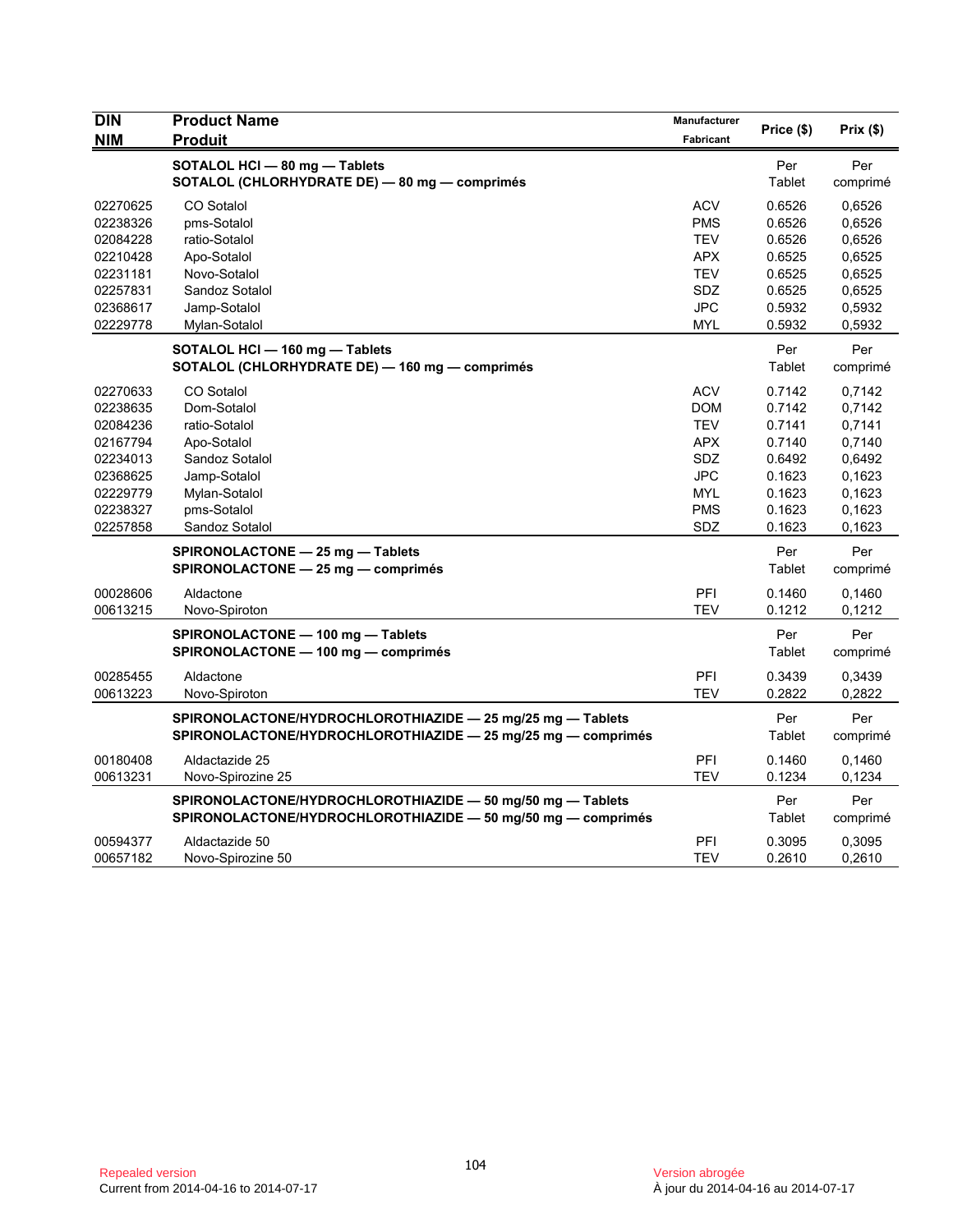| DIN<br>NIM | Product Name<br>Produit | Manufacturer<br>Fabricant | Price ($) | Prix ($) |
|---|---|---|---|---|
| | **SOTALOL HCl — 80 mg — Tablets**<br>**SOTALOL (CHLORHYDRATE DE) — 80 mg — comprimés** | | Per Tablet | Per comprimé |
| 02270625 | CO Sotalol | ACV | 0.6526 | 0,6526 |
| 02238326 | pms-Sotalol | PMS | 0.6526 | 0,6526 |
| 02084228 | ratio-Sotalol | TEV | 0.6526 | 0,6526 |
| 02210428 | Apo-Sotalol | APX | 0.6525 | 0,6525 |
| 02231181 | Novo-Sotalol | TEV | 0.6525 | 0,6525 |
| 02257831 | Sandoz Sotalol | SDZ | 0.6525 | 0,6525 |
| 02368617 | Jamp-Sotalol | JPC | 0.5932 | 0,5932 |
| 02229778 | Mylan-Sotalol | MYL | 0.5932 | 0,5932 |
| | **SOTALOL HCl — 160 mg — Tablets**<br>**SOTALOL (CHLORHYDRATE DE) — 160 mg — comprimés** | | Per Tablet | Per comprimé |
| 02270633 | CO Sotalol | ACV | 0.7142 | 0,7142 |
| 02238635 | Dom-Sotalol | DOM | 0.7142 | 0,7142 |
| 02084236 | ratio-Sotalol | TEV | 0.7141 | 0,7141 |
| 02167794 | Apo-Sotalol | APX | 0.7140 | 0,7140 |
| 02234013 | Sandoz Sotalol | SDZ | 0.6492 | 0,6492 |
| 02368625 | Jamp-Sotalol | JPC | 0.1623 | 0,1623 |
| 02229779 | Mylan-Sotalol | MYL | 0.1623 | 0,1623 |
| 02238327 | pms-Sotalol | PMS | 0.1623 | 0,1623 |
| 02257858 | Sandoz Sotalol | SDZ | 0.1623 | 0,1623 |
| | **SPIRONOLACTONE — 25 mg — Tablets**<br>**SPIRONOLACTONE — 25 mg — comprimés** | | Per Tablet | Per comprimé |
| 00028606 | Aldactone | PFI | 0.1460 | 0,1460 |
| 00613215 | Novo-Spiroton | TEV | 0.1212 | 0,1212 |
| | **SPIRONOLACTONE — 100 mg — Tablets**<br>**SPIRONOLACTONE — 100 mg — comprimés** | | Per Tablet | Per comprimé |
| 00285455 | Aldactone | PFI | 0.3439 | 0,3439 |
| 00613223 | Novo-Spiroton | TEV | 0.2822 | 0,2822 |
| | **SPIRONOLACTONE/HYDROCHLOROTHIAZIDE — 25 mg/25 mg — Tablets**<br>**SPIRONOLACTONE/HYDROCHLOROTHIAZIDE — 25 mg/25 mg — comprimés** | | Per Tablet | Per comprimé |
| 00180408 | Aldactazide 25 | PFI | 0.1460 | 0,1460 |
| 00613231 | Novo-Spirozine 25 | TEV | 0.1234 | 0,1234 |
| | **SPIRONOLACTONE/HYDROCHLOROTHIAZIDE — 50 mg/50 mg — Tablets**<br>**SPIRONOLACTONE/HYDROCHLOROTHIAZIDE — 50 mg/50 mg — comprimés** | | Per Tablet | Per comprimé |
| 00594377 | Aldactazide 50 | PFI | 0.3095 | 0,3095 |
| 00657182 | Novo-Spirozine 50 | TEV | 0.2610 | 0,2610 |

Repealed version
Current from 2014-04-16 to 2014-07-17

Version abrogée
À jour du 2014-04-16 au 2014-07-17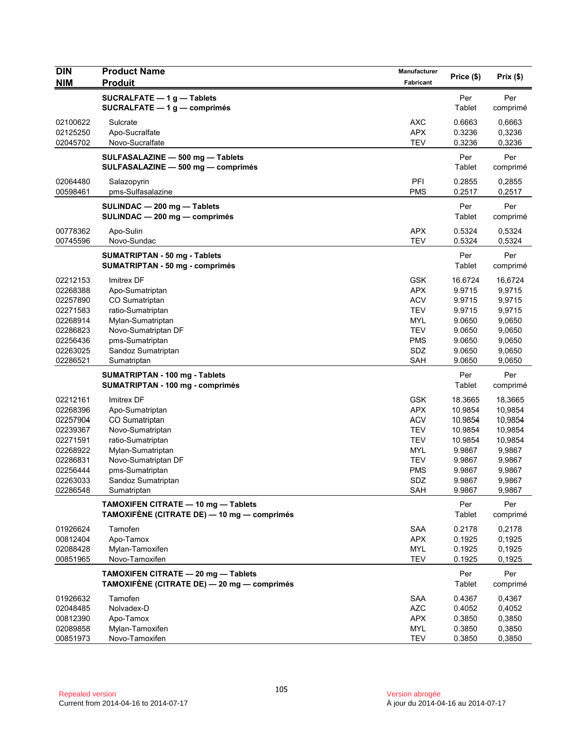| DIN<br>NIM | Product Name<br>Produit | Manufacturer<br>Fabricant | Price ($) | Prix ($) |
|---|---|---|---|---|
| | **SUCRALFATE — 1 g — Tablets**<br>**SUCRALFATE — 1 g — comprimés** | | Per Tablet | Per comprimé |
| 02100622 | Sulcrate | AXC | 0.6663 | 0,6663 |
| 02125250 | Apo-Sucralfate | APX | 0.3236 | 0,3236 |
| 02045702 | Novo-Sucralfate | TEV | 0.3236 | 0,3236 |
| | **SULFASALAZINE — 500 mg — Tablets**<br>**SULFASALAZINE — 500 mg — comprimés** | | Per Tablet | Per comprimé |
| 02064480 | Salazopyrin | PFI | 0.2855 | 0,2855 |
| 00598461 | pms-Sulfasalazine | PMS | 0.2517 | 0,2517 |
| | **SULINDAC — 200 mg — Tablets**<br>**SULINDAC — 200 mg — comprimés** | | Per Tablet | Per comprimé |
| 00778362 | Apo-Sulin | APX | 0.5324 | 0,5324 |
| 00745596 | Novo-Sundac | TEV | 0.5324 | 0,5324 |
| | **SUMATRIPTAN - 50 mg - Tablets**<br>**SUMATRIPTAN - 50 mg - comprimés** | | Per Tablet | Per comprimé |
| 02212153 | Imitrex DF | GSK | 16.6724 | 16,6724 |
| 02268388 | Apo-Sumatriptan | APX | 9.9715 | 9,9715 |
| 02257890 | CO Sumatriptan | ACV | 9.9715 | 9,9715 |
| 02271583 | ratio-Sumatriptan | TEV | 9.9715 | 9,9715 |
| 02268914 | Mylan-Sumatriptan | MYL | 9.0650 | 9,0650 |
| 02286823 | Novo-Sumatriptan DF | TEV | 9.0650 | 9,0650 |
| 02256436 | pms-Sumatriptan | PMS | 9.0650 | 9,0650 |
| 02263025 | Sandoz Sumatriptan | SDZ | 9.0650 | 9,0650 |
| 02286521 | Sumatriptan | SAH | 9.0650 | 9,0650 |
| | **SUMATRIPTAN - 100 mg - Tablets**<br>**SUMATRIPTAN - 100 mg - comprimés** | | Per Tablet | Per comprimé |
| 02212161 | Imitrex DF | GSK | 18.3665 | 18,3665 |
| 02268396 | Apo-Sumatriptan | APX | 10.9854 | 10,9854 |
| 02257904 | CO Sumatriptan | ACV | 10.9854 | 10,9854 |
| 02239367 | Novo-Sumatriptan | TEV | 10.9854 | 10,9854 |
| 02271591 | ratio-Sumatriptan | TEV | 10.9854 | 10,9854 |
| 02268922 | Mylan-Sumatriptan | MYL | 9.9867 | 9,9867 |
| 02286831 | Novo-Sumatriptan DF | TEV | 9.9867 | 9,9867 |
| 02256444 | pms-Sumatriptan | PMS | 9.9867 | 9,9867 |
| 02263033 | Sandoz Sumatriptan | SDZ | 9.9867 | 9,9867 |
| 02286548 | Sumatriptan | SAH | 9.9867 | 9,9867 |
| | **TAMOXIFEN CITRATE — 10 mg — Tablets**<br>**TAMOXIFÈNE (CITRATE DE) — 10 mg — comprimés** | | Per Tablet | Per comprimé |
| 01926624 | Tamofen | SAA | 0.2178 | 0,2178 |
| 00812404 | Apo-Tamox | APX | 0.1925 | 0,1925 |
| 02088428 | Mylan-Tamoxifen | MYL | 0.1925 | 0,1925 |
| 00851965 | Novo-Tamoxifen | TEV | 0.1925 | 0,1925 |
| | **TAMOXIFEN CITRATE — 20 mg — Tablets**<br>**TAMOXIFÈNE (CITRATE DE) — 20 mg — comprimés** | | Per Tablet | Per comprimé |
| 01926632 | Tamofen | SAA | 0.4367 | 0,4367 |
| 02048485 | Nolvadex-D | AZC | 0.4052 | 0,4052 |
| 00812390 | Apo-Tamox | APX | 0.3850 | 0,3850 |
| 02089858 | Mylan-Tamoxifen | MYL | 0.3850 | 0,3850 |
| 00851973 | Novo-Tamoxifen | TEV | 0.3850 | 0,3850 |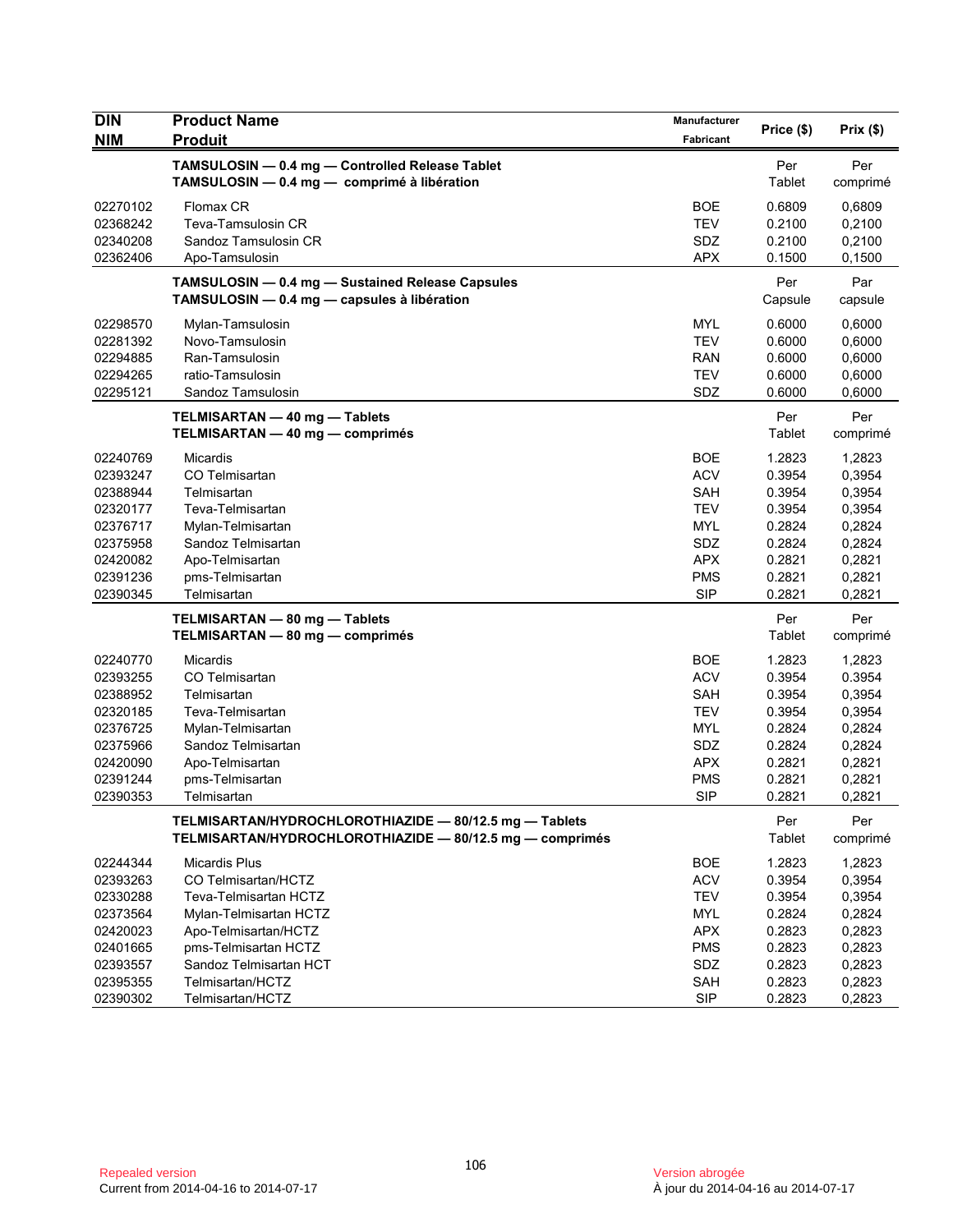| DIN<br>NIM | Product Name<br>Produit | Manufacturer<br>Fabricant | Price ($) | Prix ($) |
|---|---|---|---|---|
| | **TAMSULOSIN — 0.4 mg — Controlled Release Tablet**<br>**TAMSULOSIN — 0.4 mg — comprimé à libération** | | Per Tablet | Per comprimé |
| 02270102 | Flomax CR | BOE | 0.6809 | 0,6809 |
| 02368242 | Teva-Tamsulosin CR | TEV | 0.2100 | 0,2100 |
| 02340208 | Sandoz Tamsulosin CR | SDZ | 0.2100 | 0,2100 |
| 02362406 | Apo-Tamsulosin | APX | 0.1500 | 0,1500 |
| | **TAMSULOSIN — 0.4 mg — Sustained Release Capsules**<br>**TAMSULOSIN — 0.4 mg — capsules à libération** | | Per Capsule | Par capsule |
| 02298570 | Mylan-Tamsulosin | MYL | 0.6000 | 0,6000 |
| 02281392 | Novo-Tamsulosin | TEV | 0.6000 | 0,6000 |
| 02294885 | Ran-Tamsulosin | RAN | 0.6000 | 0,6000 |
| 02294265 | ratio-Tamsulosin | TEV | 0.6000 | 0,6000 |
| 02295121 | Sandoz Tamsulosin | SDZ | 0.6000 | 0,6000 |
| | **TELMISARTAN — 40 mg — Tablets**<br>**TELMISARTAN — 40 mg — comprimés** | | Per Tablet | Per comprimé |
| 02240769 | Micardis | BOE | 1.2823 | 1,2823 |
| 02393247 | CO Telmisartan | ACV | 0.3954 | 0,3954 |
| 02388944 | Telmisartan | SAH | 0.3954 | 0,3954 |
| 02320177 | Teva-Telmisartan | TEV | 0.3954 | 0,3954 |
| 02376717 | Mylan-Telmisartan | MYL | 0.2824 | 0,2824 |
| 02375958 | Sandoz Telmisartan | SDZ | 0.2824 | 0,2824 |
| 02420082 | Apo-Telmisartan | APX | 0.2821 | 0,2821 |
| 02391236 | pms-Telmisartan | PMS | 0.2821 | 0,2821 |
| 02390345 | Telmisartan | SIP | 0.2821 | 0,2821 |
| | **TELMISARTAN — 80 mg — Tablets**<br>**TELMISARTAN — 80 mg — comprimés** | | Per Tablet | Per comprimé |
| 02240770 | Micardis | BOE | 1.2823 | 1,2823 |
| 02393255 | CO Telmisartan | ACV | 0.3954 | 0.3954 |
| 02388952 | Telmisartan | SAH | 0.3954 | 0,3954 |
| 02320185 | Teva-Telmisartan | TEV | 0.3954 | 0,3954 |
| 02376725 | Mylan-Telmisartan | MYL | 0.2824 | 0,2824 |
| 02375966 | Sandoz Telmisartan | SDZ | 0.2824 | 0,2824 |
| 02420090 | Apo-Telmisartan | APX | 0.2821 | 0,2821 |
| 02391244 | pms-Telmisartan | PMS | 0.2821 | 0,2821 |
| 02390353 | Telmisartan | SIP | 0.2821 | 0,2821 |
| | **TELMISARTAN/HYDROCHLOROTHIAZIDE — 80/12.5 mg — Tablets**<br>**TELMISARTAN/HYDROCHLOROTHIAZIDE — 80/12.5 mg — comprimés** | | Per Tablet | Per comprimé |
| 02244344 | Micardis Plus | BOE | 1.2823 | 1,2823 |
| 02393263 | CO Telmisartan/HCTZ | ACV | 0.3954 | 0,3954 |
| 02330288 | Teva-Telmisartan HCTZ | TEV | 0.3954 | 0,3954 |
| 02373564 | Mylan-Telmisartan HCTZ | MYL | 0.2824 | 0,2824 |
| 02420023 | Apo-Telmisartan/HCTZ | APX | 0.2823 | 0,2823 |
| 02401665 | pms-Telmisartan HCTZ | PMS | 0.2823 | 0,2823 |
| 02393557 | Sandoz Telmisartan HCT | SDZ | 0.2823 | 0,2823 |
| 02395355 | Telmisartan/HCTZ | SAH | 0.2823 | 0,2823 |
| 02390302 | Telmisartan/HCTZ | SIP | 0.2823 | 0,2823 |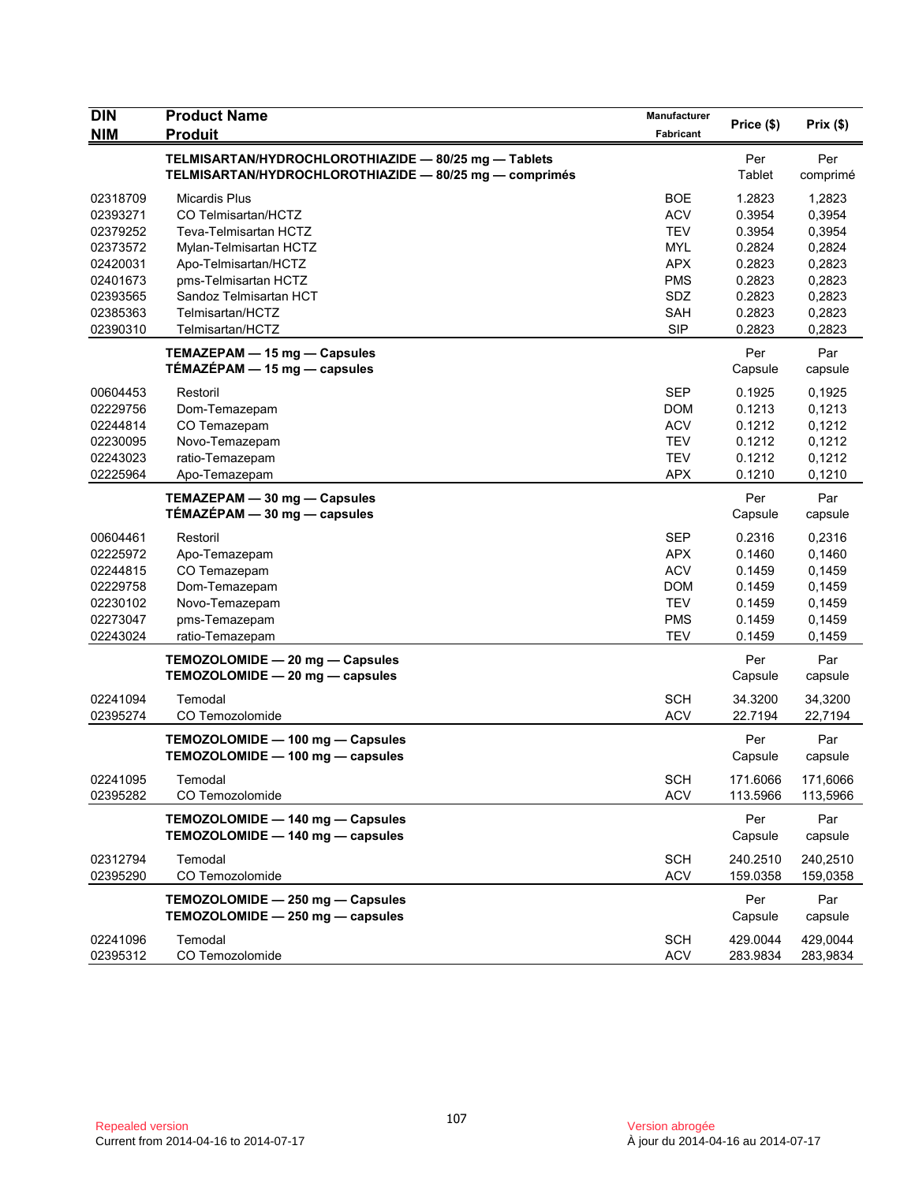| DIN<br>NIM | Product Name<br>Produit | Manufacturer<br>Fabricant | Price ($) | Prix ($) |
|---|---|---|---|---|
| | **TELMISARTAN/HYDROCHLOROTHIAZIDE — 80/25 mg — Tablets**<br>**TELMISARTAN/HYDROCHLOROTHIAZIDE — 80/25 mg — comprimés** | | Per Tablet | Per comprimé |
| 02318709 | Micardis Plus | BOE | 1.2823 | 1,2823 |
| 02393271 | CO Telmisartan/HCTZ | ACV | 0.3954 | 0,3954 |
| 02379252 | Teva-Telmisartan HCTZ | TEV | 0.3954 | 0,3954 |
| 02373572 | Mylan-Telmisartan HCTZ | MYL | 0.2824 | 0,2824 |
| 02420031 | Apo-Telmisartan/HCTZ | APX | 0.2823 | 0,2823 |
| 02401673 | pms-Telmisartan HCTZ | PMS | 0.2823 | 0,2823 |
| 02393565 | Sandoz Telmisartan HCT | SDZ | 0.2823 | 0,2823 |
| 02385363 | Telmisartan/HCTZ | SAH | 0.2823 | 0,2823 |
| 02390310 | Telmisartan/HCTZ | SIP | 0.2823 | 0,2823 |
| | **TEMAZEPAM — 15 mg — Capsules**<br>**TÉMAZÉPAM — 15 mg — capsules** | | Per Capsule | Par capsule |
| 00604453 | Restoril | SEP | 0.1925 | 0,1925 |
| 02229756 | Dom-Temazepam | DOM | 0.1213 | 0,1213 |
| 02244814 | CO Temazepam | ACV | 0.1212 | 0,1212 |
| 02230095 | Novo-Temazepam | TEV | 0.1212 | 0,1212 |
| 02243023 | ratio-Temazepam | TEV | 0.1212 | 0,1212 |
| 02225964 | Apo-Temazepam | APX | 0.1210 | 0,1210 |
| | **TEMAZEPAM — 30 mg — Capsules**<br>**TÉMAZÉPAM — 30 mg — capsules** | | Per Capsule | Par capsule |
| 00604461 | Restoril | SEP | 0.2316 | 0,2316 |
| 02225972 | Apo-Temazepam | APX | 0.1460 | 0,1460 |
| 02244815 | CO Temazepam | ACV | 0.1459 | 0,1459 |
| 02229758 | Dom-Temazepam | DOM | 0.1459 | 0,1459 |
| 02230102 | Novo-Temazepam | TEV | 0.1459 | 0,1459 |
| 02273047 | pms-Temazepam | PMS | 0.1459 | 0,1459 |
| 02243024 | ratio-Temazepam | TEV | 0.1459 | 0,1459 |
| | **TEMOZOLOMIDE — 20 mg — Capsules**<br>**TEMOZOLOMIDE — 20 mg — capsules** | | Per Capsule | Par capsule |
| 02241094 | Temodal | SCH | 34.3200 | 34,3200 |
| 02395274 | CO Temozolomide | ACV | 22.7194 | 22,7194 |
| | **TEMOZOLOMIDE — 100 mg — Capsules**<br>**TEMOZOLOMIDE — 100 mg — capsules** | | Per Capsule | Par capsule |
| 02241095 | Temodal | SCH | 171.6066 | 171,6066 |
| 02395282 | CO Temozolomide | ACV | 113.5966 | 113,5966 |
| | **TEMOZOLOMIDE — 140 mg — Capsules**<br>**TEMOZOLOMIDE — 140 mg — capsules** | | Per Capsule | Par capsule |
| 02312794 | Temodal | SCH | 240.2510 | 240,2510 |
| 02395290 | CO Temozolomide | ACV | 159.0358 | 159,0358 |
| | **TEMOZOLOMIDE — 250 mg — Capsules**<br>**TEMOZOLOMIDE — 250 mg — capsules** | | Per Capsule | Par capsule |
| 02241096 | Temodal | SCH | 429.0044 | 429,0044 |
| 02395312 | CO Temozolomide | ACV | 283.9834 | 283,9834 |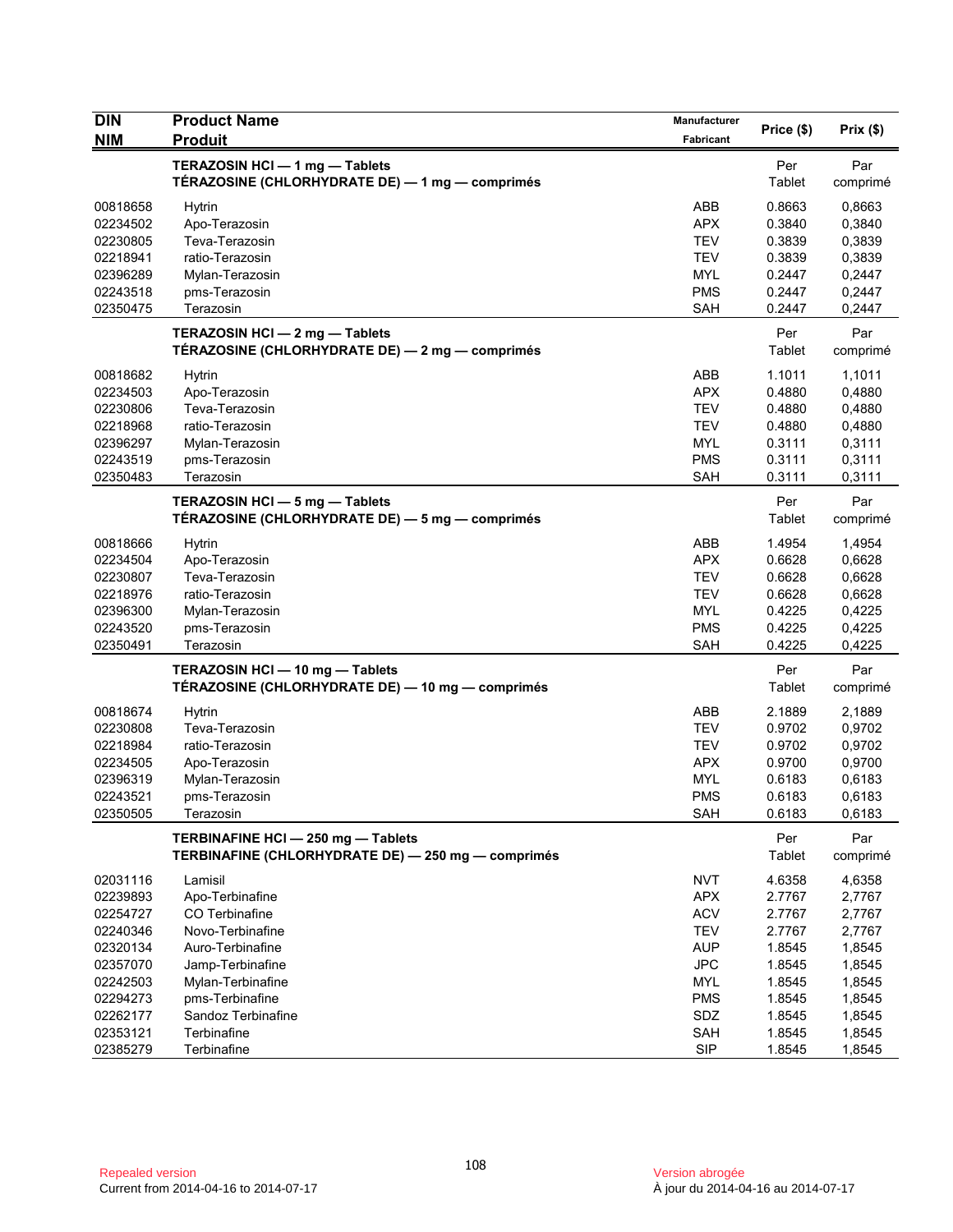| DIN<br>NIM | Product Name<br>Produit | Manufacturer<br>Fabricant | Price ($) | Prix ($) |
|---|---|---|---|---|
| | **TERAZOSIN HCl — 1 mg — Tablets**<br>**TÉRAZOSINE (CHLORHYDRATE DE) — 1 mg — comprimés** | | Per Tablet | Par comprimé |
| 00818658 | Hytrin | ABB | 0.8663 | 0,8663 |
| 02234502 | Apo-Terazosin | APX | 0.3840 | 0,3840 |
| 02230805 | Teva-Terazosin | TEV | 0.3839 | 0,3839 |
| 02218941 | ratio-Terazosin | TEV | 0.3839 | 0,3839 |
| 02396289 | Mylan-Terazosin | MYL | 0.2447 | 0,2447 |
| 02243518 | pms-Terazosin | PMS | 0.2447 | 0,2447 |
| 02350475 | Terazosin | SAH | 0.2447 | 0,2447 |
| | **TERAZOSIN HCl — 2 mg — Tablets**<br>**TÉRAZOSINE (CHLORHYDRATE DE) — 2 mg — comprimés** | | Per Tablet | Par comprimé |
| 00818682 | Hytrin | ABB | 1.1011 | 1,1011 |
| 02234503 | Apo-Terazosin | APX | 0.4880 | 0,4880 |
| 02230806 | Teva-Terazosin | TEV | 0.4880 | 0,4880 |
| 02218968 | ratio-Terazosin | TEV | 0.4880 | 0,4880 |
| 02396297 | Mylan-Terazosin | MYL | 0.3111 | 0,3111 |
| 02243519 | pms-Terazosin | PMS | 0.3111 | 0,3111 |
| 02350483 | Terazosin | SAH | 0.3111 | 0,3111 |
| | **TERAZOSIN HCl — 5 mg — Tablets**<br>**TÉRAZOSINE (CHLORHYDRATE DE) — 5 mg — comprimés** | | Per Tablet | Par comprimé |
| 00818666 | Hytrin | ABB | 1.4954 | 1,4954 |
| 02234504 | Apo-Terazosin | APX | 0.6628 | 0,6628 |
| 02230807 | Teva-Terazosin | TEV | 0.6628 | 0,6628 |
| 02218976 | ratio-Terazosin | TEV | 0.6628 | 0,6628 |
| 02396300 | Mylan-Terazosin | MYL | 0.4225 | 0,4225 |
| 02243520 | pms-Terazosin | PMS | 0.4225 | 0,4225 |
| 02350491 | Terazosin | SAH | 0.4225 | 0,4225 |
| | **TERAZOSIN HCl — 10 mg — Tablets**<br>**TÉRAZOSINE (CHLORHYDRATE DE) — 10 mg — comprimés** | | Per Tablet | Par comprimé |
| 00818674 | Hytrin | ABB | 2.1889 | 2,1889 |
| 02230808 | Teva-Terazosin | TEV | 0.9702 | 0,9702 |
| 02218984 | ratio-Terazosin | TEV | 0.9702 | 0,9702 |
| 02234505 | Apo-Terazosin | APX | 0.9700 | 0,9700 |
| 02396319 | Mylan-Terazosin | MYL | 0.6183 | 0,6183 |
| 02243521 | pms-Terazosin | PMS | 0.6183 | 0,6183 |
| 02350505 | Terazosin | SAH | 0.6183 | 0,6183 |
| | **TERBINAFINE HCl — 250 mg — Tablets**<br>**TERBINAFINE (CHLORHYDRATE DE) — 250 mg — comprimés** | | Per Tablet | Par comprimé |
| 02031116 | Lamisil | NVT | 4.6358 | 4,6358 |
| 02239893 | Apo-Terbinafine | APX | 2.7767 | 2,7767 |
| 02254727 | CO Terbinafine | ACV | 2.7767 | 2,7767 |
| 02240346 | Novo-Terbinafine | TEV | 2.7767 | 2,7767 |
| 02320134 | Auro-Terbinafine | AUP | 1.8545 | 1,8545 |
| 02357070 | Jamp-Terbinafine | JPC | 1.8545 | 1,8545 |
| 02242503 | Mylan-Terbinafine | MYL | 1.8545 | 1,8545 |
| 02294273 | pms-Terbinafine | PMS | 1.8545 | 1,8545 |
| 02262177 | Sandoz Terbinafine | SDZ | 1.8545 | 1,8545 |
| 02353121 | Terbinafine | SAH | 1.8545 | 1,8545 |
| 02385279 | Terbinafine | SIP | 1.8545 | 1,8545 |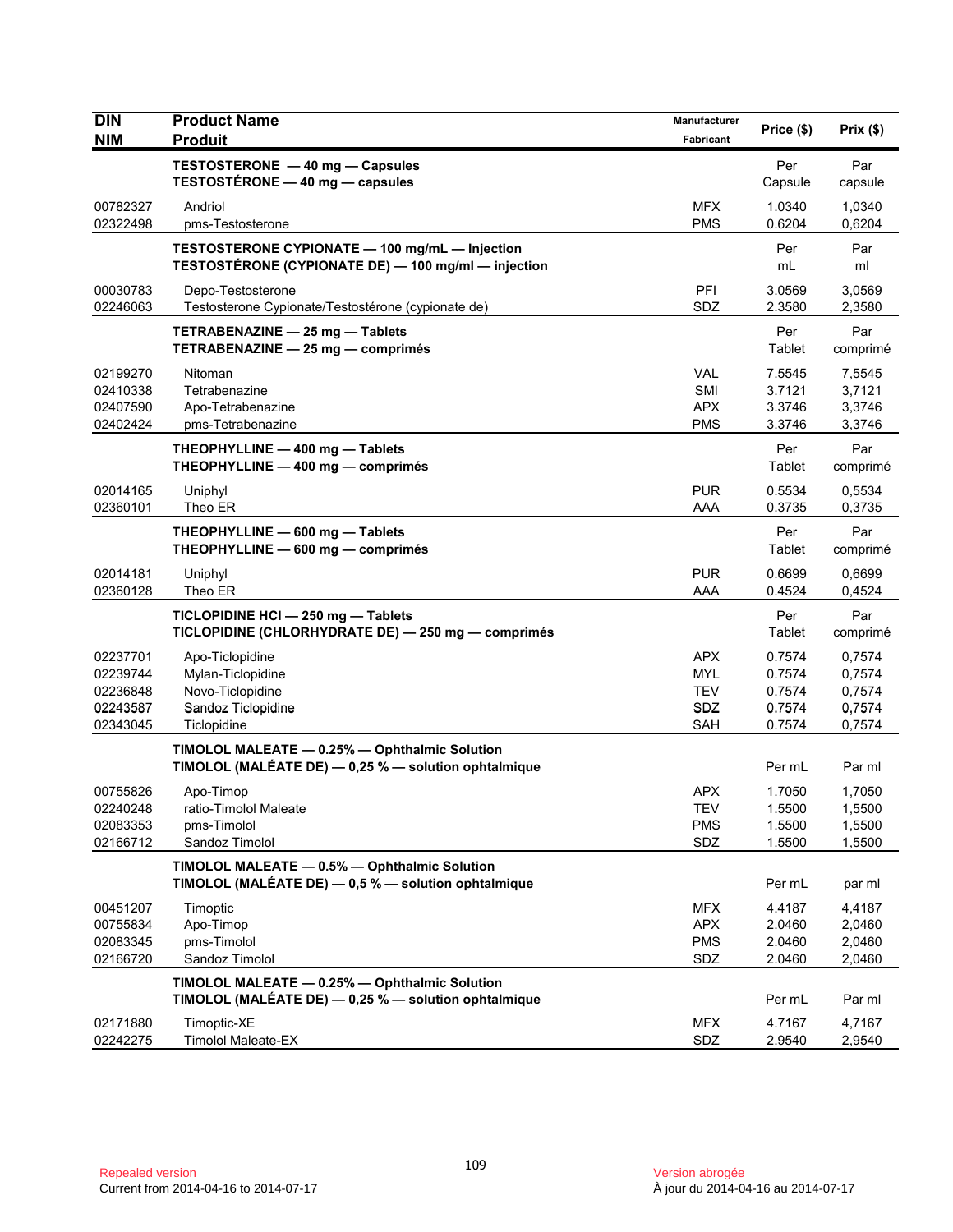| DIN<br>NIM | Product Name<br>Produit | Manufacturer<br>Fabricant | Price ($) | Prix ($) |
|---|---|---|---|---|
| | **TESTOSTERONE — 40 mg — Capsules**<br>**TESTOSTÉRONE — 40 mg — capsules** | | Per Capsule | Par capsule |
| 00782327 | Andriol | MFX | 1.0340 | 1,0340 |
| 02322498 | pms-Testosterone | PMS | 0.6204 | 0,6204 |
| | **TESTOSTERONE CYPIONATE — 100 mg/mL — Injection**<br>**TESTOSTÉRONE (CYPIONATE DE) — 100 mg/ml — injection** | | Per mL | Par ml |
| 00030783 | Depo-Testosterone | PFI | 3.0569 | 3,0569 |
| 02246063 | Testosterone Cypionate/Testostérone (cypionate de) | SDZ | 2.3580 | 2,3580 |
| | **TETRABENAZINE — 25 mg — Tablets**<br>**TETRABENAZINE — 25 mg — comprimés** | | Per Tablet | Par comprimé |
| 02199270 | Nitoman | VAL | 7.5545 | 7,5545 |
| 02410338 | Tetrabenazine | SMI | 3.7121 | 3,7121 |
| 02407590 | Apo-Tetrabenazine | APX | 3.3746 | 3,3746 |
| 02402424 | pms-Tetrabenazine | PMS | 3.3746 | 3,3746 |
| | **THEOPHYLLINE — 400 mg — Tablets**<br>**THEOPHYLLINE — 400 mg — comprimés** | | Per Tablet | Par comprimé |
| 02014165 | Uniphyl | PUR | 0.5534 | 0,5534 |
| 02360101 | Theo ER | AAA | 0.3735 | 0,3735 |
| | **THEOPHYLLINE — 600 mg — Tablets**<br>**THEOPHYLLINE — 600 mg — comprimés** | | Per Tablet | Par comprimé |
| 02014181 | Uniphyl | PUR | 0.6699 | 0,6699 |
| 02360128 | Theo ER | AAA | 0.4524 | 0,4524 |
| | **TICLOPIDINE HCl — 250 mg — Tablets**<br>**TICLOPIDINE (CHLORHYDRATE DE) — 250 mg — comprimés** | | Per Tablet | Par comprimé |
| 02237701 | Apo-Ticlopidine | APX | 0.7574 | 0,7574 |
| 02239744 | Mylan-Ticlopidine | MYL | 0.7574 | 0,7574 |
| 02236848 | Novo-Ticlopidine | TEV | 0.7574 | 0,7574 |
| 02243587 | Sandoz Ticlopidine | SDZ | 0.7574 | 0,7574 |
| 02343045 | Ticlopidine | SAH | 0.7574 | 0,7574 |
| | **TIMOLOL MALEATE — 0.25% — Ophthalmic Solution**<br>**TIMOLOL (MALÉATE DE) — 0,25 % — solution ophtalmique** | | Per mL | Par ml |
| 00755826 | Apo-Timop | APX | 1.7050 | 1,7050 |
| 02240248 | ratio-Timolol Maleate | TEV | 1.5500 | 1,5500 |
| 02083353 | pms-Timolol | PMS | 1.5500 | 1,5500 |
| 02166712 | Sandoz Timolol | SDZ | 1.5500 | 1,5500 |
| | **TIMOLOL MALEATE — 0.5% — Ophthalmic Solution**<br>**TIMOLOL (MALÉATE DE) — 0,5 % — solution ophtalmique** | | Per mL | par ml |
| 00451207 | Timoptic | MFX | 4.4187 | 4,4187 |
| 00755834 | Apo-Timop | APX | 2.0460 | 2,0460 |
| 02083345 | pms-Timolol | PMS | 2.0460 | 2,0460 |
| 02166720 | Sandoz Timolol | SDZ | 2.0460 | 2,0460 |
| | **TIMOLOL MALEATE — 0.25% — Ophthalmic Solution**<br>**TIMOLOL (MALÉATE DE) — 0,25 % — solution ophtalmique** | | Per mL | Par ml |
| 02171880 | Timoptic-XE | MFX | 4.7167 | 4,7167 |
| 02242275 | Timolol Maleate-EX | SDZ | 2.9540 | 2,9540 |

Repealed version
Current from 2014-04-16 to 2014-07-17

Version abrogée
À jour du 2014-04-16 au 2014-07-17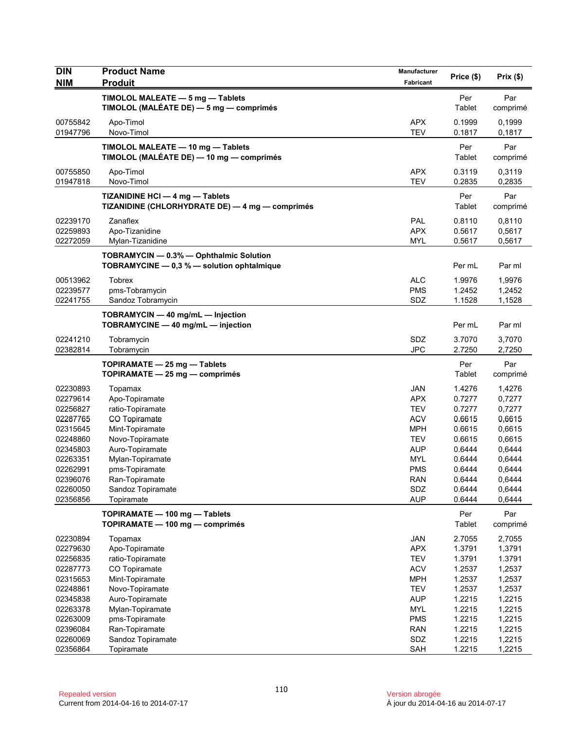| DIN<br>NIM | Product Name<br>Produit | Manufacturer<br>Fabricant | Price ($) | Prix ($) |
|---|---|---|---|---|
| | **TIMOLOL MALEATE — 5 mg — Tablets**<br>**TIMOLOL (MALÉATE DE) — 5 mg — comprimés** | | Per Tablet | Par comprimé |
| 00755842 | Apo-Timol | APX | 0.1999 | 0,1999 |
| 01947796 | Novo-Timol | TEV | 0.1817 | 0,1817 |
| | **TIMOLOL MALEATE — 10 mg — Tablets**<br>**TIMOLOL (MALÉATE DE) — 10 mg — comprimés** | | Per Tablet | Par comprimé |
| 00755850 | Apo-Timol | APX | 0.3119 | 0,3119 |
| 01947818 | Novo-Timol | TEV | 0.2835 | 0,2835 |
| | **TIZANIDINE HCl — 4 mg — Tablets**<br>**TIZANIDINE (CHLORHYDRATE DE) — 4 mg — comprimés** | | Per Tablet | Par comprimé |
| 02239170 | Zanaflex | PAL | 0.8110 | 0,8110 |
| 02259893 | Apo-Tizanidine | APX | 0.5617 | 0,5617 |
| 02272059 | Mylan-Tizanidine | MYL | 0.5617 | 0,5617 |
| | **TOBRAMYCIN — 0.3% — Ophthalmic Solution**<br>**TOBRAMYCINE — 0,3 % — solution ophtalmique** | | Per mL | Par ml |
| 00513962 | Tobrex | ALC | 1.9976 | 1,9976 |
| 02239577 | pms-Tobramycin | PMS | 1.2452 | 1,2452 |
| 02241755 | Sandoz Tobramycin | SDZ | 1.1528 | 1,1528 |
| | **TOBRAMYCIN — 40 mg/mL — Injection**<br>**TOBRAMYCINE — 40 mg/mL — injection** | | Per mL | Par ml |
| 02241210 | Tobramycin | SDZ | 3.7070 | 3,7070 |
| 02382814 | Tobramycin | JPC | 2.7250 | 2,7250 |
| | **TOPIRAMATE — 25 mg — Tablets**<br>**TOPIRAMATE — 25 mg — comprimés** | | Per Tablet | Par comprimé |
| 02230893 | Topamax | JAN | 1.4276 | 1,4276 |
| 02279614 | Apo-Topiramate | APX | 0.7277 | 0,7277 |
| 02256827 | ratio-Topiramate | TEV | 0.7277 | 0,7277 |
| 02287765 | CO Topiramate | ACV | 0.6615 | 0,6615 |
| 02315645 | Mint-Topiramate | MPH | 0.6615 | 0,6615 |
| 02248860 | Novo-Topiramate | TEV | 0.6615 | 0,6615 |
| 02345803 | Auro-Topiramate | AUP | 0.6444 | 0,6444 |
| 02263351 | Mylan-Topiramate | MYL | 0.6444 | 0,6444 |
| 02262991 | pms-Topiramate | PMS | 0.6444 | 0,6444 |
| 02396076 | Ran-Topiramate | RAN | 0.6444 | 0,6444 |
| 02260050 | Sandoz Topiramate | SDZ | 0.6444 | 0,6444 |
| 02356856 | Topiramate | AUP | 0.6444 | 0,6444 |
| | **TOPIRAMATE — 100 mg — Tablets**<br>**TOPIRAMATE — 100 mg — comprimés** | | Per Tablet | Par comprimé |
| 02230894 | Topamax | JAN | 2.7055 | 2,7055 |
| 02279630 | Apo-Topiramate | APX | 1.3791 | 1,3791 |
| 02256835 | ratio-Topiramate | TEV | 1.3791 | 1.3791 |
| 02287773 | CO Topiramate | ACV | 1.2537 | 1,2537 |
| 02315653 | Mint-Topiramate | MPH | 1.2537 | 1,2537 |
| 02248861 | Novo-Topiramate | TEV | 1.2537 | 1,2537 |
| 02345838 | Auro-Topiramate | AUP | 1.2215 | 1,2215 |
| 02263378 | Mylan-Topiramate | MYL | 1.2215 | 1,2215 |
| 02263009 | pms-Topiramate | PMS | 1.2215 | 1,2215 |
| 02396084 | Ran-Topiramate | RAN | 1.2215 | 1,2215 |
| 02260069 | Sandoz Topiramate | SDZ | 1.2215 | 1,2215 |
| 02356864 | Topiramate | SAH | 1.2215 | 1,2215 |

Repealed version
Current from 2014-04-16 to 2014-07-17

Version abrogée
À jour du 2014-04-16 au 2014-07-17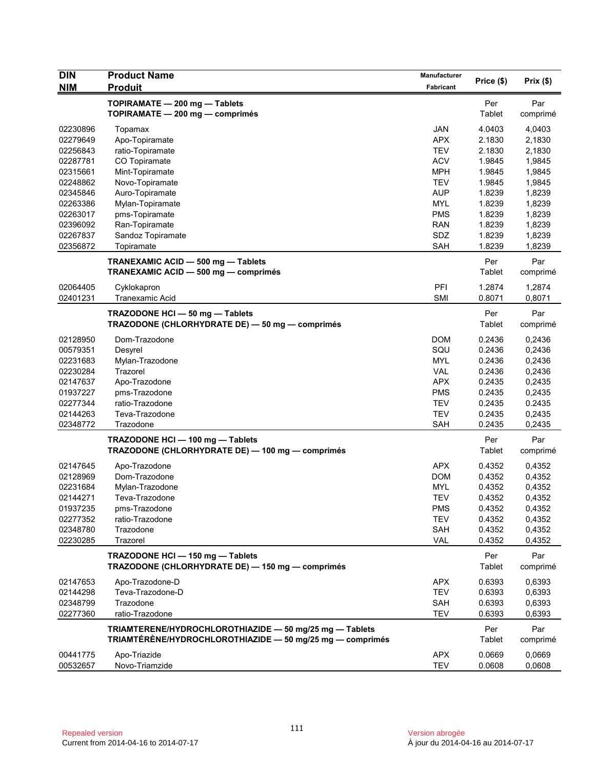| DIN<br>NIM | Product Name<br>Produit | Manufacturer<br>Fabricant | Price ($) | Prix ($) |
|---|---|---|---|---|
| | **TOPIRAMATE — 200 mg — Tablets**<br>**TOPIRAMATE — 200 mg — comprimés** | | Per<br>Tablet | Par<br>comprimé |
| 02230896 | Topamax | JAN | 4.0403 | 4,0403 |
| 02279649 | Apo-Topiramate | APX | 2.1830 | 2,1830 |
| 02256843 | ratio-Topiramate | TEV | 2.1830 | 2,1830 |
| 02287781 | CO Topiramate | ACV | 1.9845 | 1,9845 |
| 02315661 | Mint-Topiramate | MPH | 1.9845 | 1,9845 |
| 02248862 | Novo-Topiramate | TEV | 1.9845 | 1,9845 |
| 02345846 | Auro-Topiramate | AUP | 1.8239 | 1,8239 |
| 02263386 | Mylan-Topiramate | MYL | 1.8239 | 1,8239 |
| 02263017 | pms-Topiramate | PMS | 1.8239 | 1,8239 |
| 02396092 | Ran-Topiramate | RAN | 1.8239 | 1,8239 |
| 02267837 | Sandoz Topiramate | SDZ | 1.8239 | 1,8239 |
| 02356872 | Topiramate | SAH | 1.8239 | 1,8239 |
| | **TRANEXAMIC ACID — 500 mg — Tablets**<br>**TRANEXAMIC ACID — 500 mg — comprimés** | | Per<br>Tablet | Par<br>comprimé |
| 02064405 | Cyklokapron | PFI | 1.2874 | 1,2874 |
| 02401231 | Tranexamic Acid | SMI | 0.8071 | 0,8071 |
| | **TRAZODONE HCl — 50 mg — Tablets**<br>**TRAZODONE (CHLORHYDRATE DE) — 50 mg — comprimés** | | Per<br>Tablet | Par<br>comprimé |
| 02128950 | Dom-Trazodone | DOM | 0.2436 | 0,2436 |
| 00579351 | Desyrel | SQU | 0.2436 | 0,2436 |
| 02231683 | Mylan-Trazodone | MYL | 0.2436 | 0,2436 |
| 02230284 | Trazorel | VAL | 0.2436 | 0,2436 |
| 02147637 | Apo-Trazodone | APX | 0.2435 | 0,2435 |
| 01937227 | pms-Trazodone | PMS | 0.2435 | 0,2435 |
| 02277344 | ratio-Trazodone | TEV | 0.2435 | 0.2435 |
| 02144263 | Teva-Trazodone | TEV | 0.2435 | 0,2435 |
| 02348772 | Trazodone | SAH | 0.2435 | 0,2435 |
| | **TRAZODONE HCl — 100 mg — Tablets**<br>**TRAZODONE (CHLORHYDRATE DE) — 100 mg — comprimés** | | Per<br>Tablet | Par<br>comprimé |
| 02147645 | Apo-Trazodone | APX | 0.4352 | 0,4352 |
| 02128969 | Dom-Trazodone | DOM | 0.4352 | 0,4352 |
| 02231684 | Mylan-Trazodone | MYL | 0.4352 | 0,4352 |
| 02144271 | Teva-Trazodone | TEV | 0.4352 | 0,4352 |
| 01937235 | pms-Trazodone | PMS | 0.4352 | 0,4352 |
| 02277352 | ratio-Trazodone | TEV | 0.4352 | 0,4352 |
| 02348780 | Trazodone | SAH | 0.4352 | 0,4352 |
| 02230285 | Trazorel | VAL | 0.4352 | 0,4352 |
| | **TRAZODONE HCl — 150 mg — Tablets**<br>**TRAZODONE (CHLORHYDRATE DE) — 150 mg — comprimés** | | Per<br>Tablet | Par<br>comprimé |
| 02147653 | Apo-Trazodone-D | APX | 0.6393 | 0,6393 |
| 02144298 | Teva-Trazodone-D | TEV | 0.6393 | 0,6393 |
| 02348799 | Trazodone | SAH | 0.6393 | 0,6393 |
| 02277360 | ratio-Trazodone | TEV | 0.6393 | 0,6393 |
| | **TRIAMTERENE/HYDROCHLOROTHIAZIDE — 50 mg/25 mg — Tablets**<br>**TRIAMTÉRÈNE/HYDROCHLOROTHIAZIDE — 50 mg/25 mg — comprimés** | | Per<br>Tablet | Par<br>comprimé |
| 00441775 | Apo-Triazide | APX | 0.0669 | 0,0669 |
| 00532657 | Novo-Triamzide | TEV | 0.0608 | 0,0608 |

Repealed version
Current from 2014-04-16 to 2014-07-17

Version abrogée
À jour du 2014-04-16 au 2014-07-17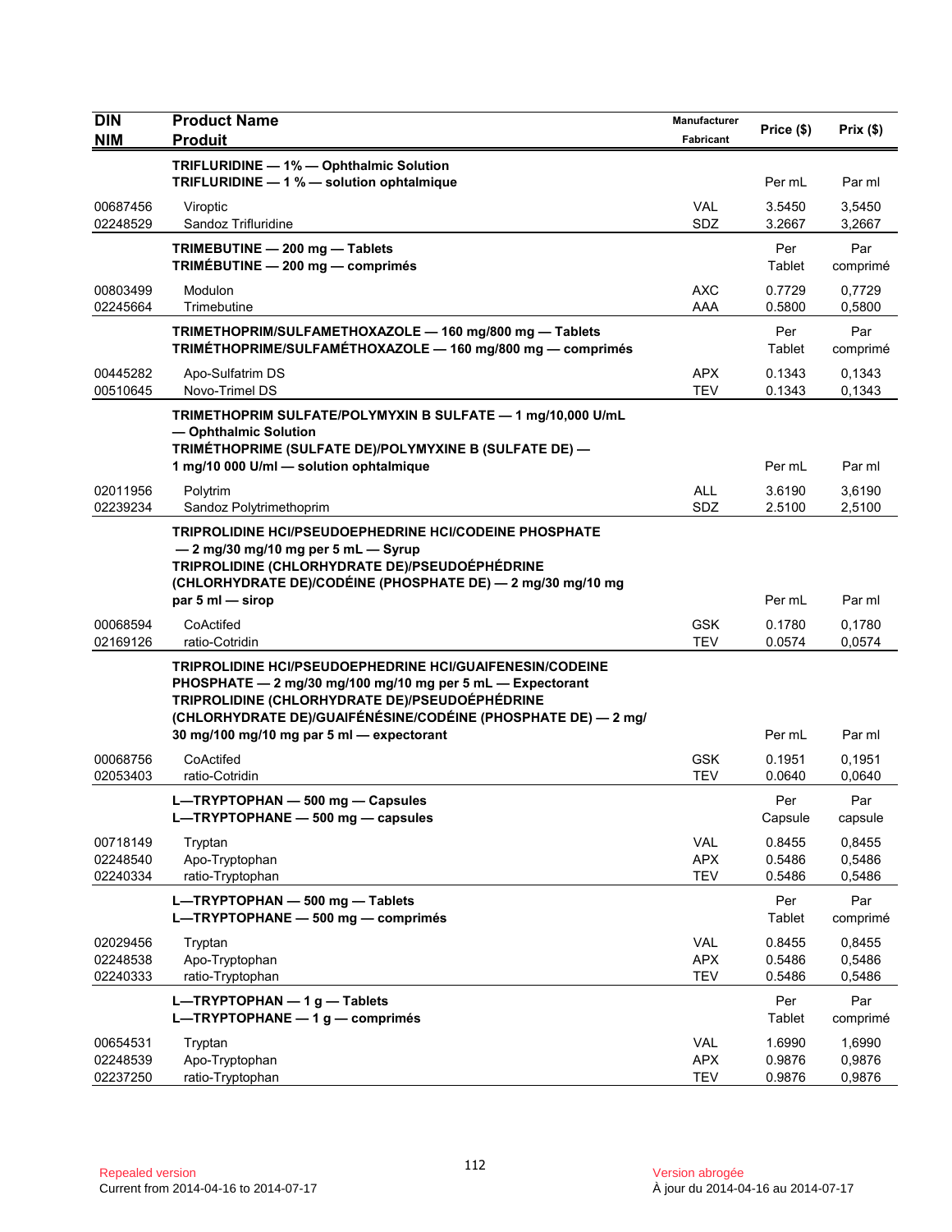| DIN<br>NIM | Product Name<br>Produit | Manufacturer<br>Fabricant | Price ($) | Prix ($) |
|---|---|---|---|---|
| | **TRIFLURIDINE — 1% — Ophthalmic Solution**<br>**TRIFLURIDINE — 1 % — solution ophtalmique** | | Per mL | Par ml |
| 00687456 | Viroptic | VAL | 3.5450 | 3,5450 |
| 02248529 | Sandoz Trifluridine | SDZ | 3.2667 | 3,2667 |
| | **TRIMEBUTINE — 200 mg — Tablets**<br>**TRIMÉBUTINE — 200 mg — comprimés** | | Per Tablet | Par comprimé |
| 00803499 | Modulon | AXC | 0.7729 | 0,7729 |
| 02245664 | Trimebutine | AAA | 0.5800 | 0,5800 |
| | **TRIMETHOPRIM/SULFAMETHOXAZOLE — 160 mg/800 mg — Tablets**<br>**TRIMÉTHOPRIM/SULFAMÉTHOXAZOLE — 160 mg/800 mg — comprimés** | | Per Tablet | Par comprimé |
| 00445282 | Apo-Sulfatrim DS | APX | 0.1343 | 0,1343 |
| 00510645 | Novo-Trimel DS | TEV | 0.1343 | 0,1343 |
| | **TRIMETHOPRIM SULFATE/POLYMYXIN B SULFATE — 1 mg/10,000 U/mL — Ophthalmic Solution**<br>**TRIMÉTHOPRIME (SULFATE DE)/POLYMYXINE B (SULFATE DE) — 1 mg/10 000 U/ml — solution ophtalmique** | | Per mL | Par ml |
| 02011956 | Polytrim | ALL | 3.6190 | 3,6190 |
| 02239234 | Sandoz Polytrimethoprim | SDZ | 2.5100 | 2,5100 |
| | **TRIPROLIDINE HCl/PSEUDOEPHEDRINE HCl/CODEINE PHOSPHATE — 2 mg/30 mg/10 mg per 5 mL — Syrup**<br>**TRIPROLIDINE (CHLORHYDRATE DE)/PSEUDOÉPHÉDRINE (CHLORHYDRATE DE)/CODÉINE (PHOSPHATE DE) — 2 mg/30 mg/10 mg par 5 ml — sirop** | | Per mL | Par ml |
| 00068594 | CoActifed | GSK | 0.1780 | 0,1780 |
| 02169126 | ratio-Cotridin | TEV | 0.0574 | 0,0574 |
| | **TRIPROLIDINE HCl/PSEUDOEPHEDRINE HCl/GUAIFENESIN/CODEINE PHOSPHATE — 2 mg/30 mg/100 mg/10 mg per 5 mL — Expectorant**<br>**TRIPROLIDINE (CHLORHYDRATE DE)/PSEUDOÉPHÉDRINE (CHLORHYDRATE DE)/GUAIFÉNÉSINE/CODÉINE (PHOSPHATE DE) — 2 mg/30 mg/100 mg/10 mg par 5 ml — expectorant** | | Per mL | Par ml |
| 00068756 | CoActifed | GSK | 0.1951 | 0,1951 |
| 02053403 | ratio-Cotridin | TEV | 0.0640 | 0,0640 |
| | **L—TRYPTOPHAN — 500 mg — Capsules**<br>**L—TRYPTOPHANE — 500 mg — capsules** | | Per Capsule | Par capsule |
| 00718149 | Tryptan | VAL | 0.8455 | 0,8455 |
| 02248540 | Apo-Tryptophan | APX | 0.5486 | 0,5486 |
| 02240334 | ratio-Tryptophan | TEV | 0.5486 | 0,5486 |
| | **L—TRYPTOPHAN — 500 mg — Tablets**<br>**L—TRYPTOPHANE — 500 mg — comprimés** | | Per Tablet | Par comprimé |
| 02029456 | Tryptan | VAL | 0.8455 | 0,8455 |
| 02248538 | Apo-Tryptophan | APX | 0.5486 | 0,5486 |
| 02240333 | ratio-Tryptophan | TEV | 0.5486 | 0,5486 |
| | **L—TRYPTOPHAN — 1 g — Tablets**<br>**L—TRYPTOPHANE — 1 g — comprimés** | | Per Tablet | Par comprimé |
| 00654531 | Tryptan | VAL | 1.6990 | 1,6990 |
| 02248539 | Apo-Tryptophan | APX | 0.9876 | 0,9876 |
| 02237250 | ratio-Tryptophan | TEV | 0.9876 | 0,9876 |

Repealed version
Current from 2014-04-16 to 2014-07-17

Version abrogée
À jour du 2014-04-16 au 2014-07-17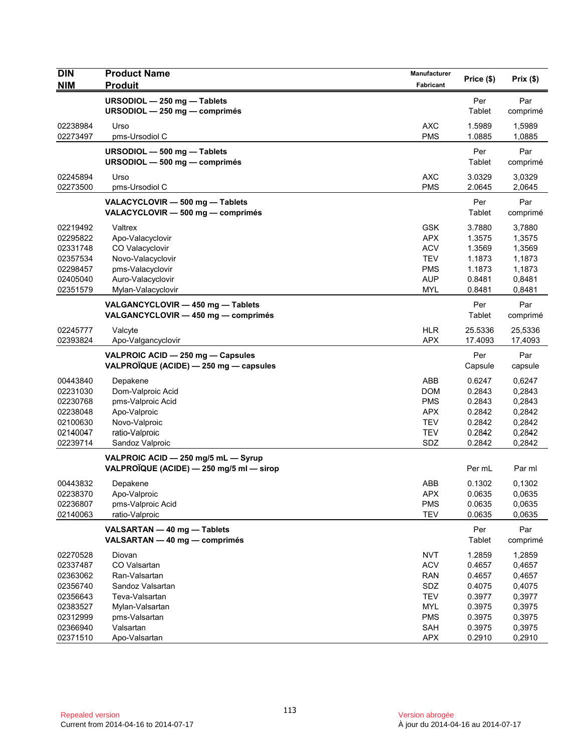| DIN<br>NIM | Product Name<br>Produit | Manufacturer<br>Fabricant | Price ($) | Prix ($) |
|---|---|---|---|---|
| | **URSODIOL — 250 mg — Tablets**<br>**URSODIOL — 250 mg — comprimés** | | Per Tablet | Par comprimé |
| 02238984 | Urso | AXC | 1.5989 | 1,5989 |
| 02273497 | pms-Ursodiol C | PMS | 1.0885 | 1,0885 |
| | **URSODIOL — 500 mg — Tablets**<br>**URSODIOL — 500 mg — comprimés** | | Per Tablet | Par comprimé |
| 02245894 | Urso | AXC | 3.0329 | 3,0329 |
| 02273500 | pms-Ursodiol C | PMS | 2.0645 | 2,0645 |
| | **VALACYCLOVIR — 500 mg — Tablets**<br>**VALACYCLOVIR — 500 mg — comprimés** | | Per Tablet | Par comprimé |
| 02219492 | Valtrex | GSK | 3.7880 | 3,7880 |
| 02295822 | Apo-Valacyclovir | APX | 1.3575 | 1,3575 |
| 02331748 | CO Valacyclovir | ACV | 1.3569 | 1,3569 |
| 02357534 | Novo-Valacyclovir | TEV | 1.1873 | 1,1873 |
| 02298457 | pms-Valacyclovir | PMS | 1.1873 | 1,1873 |
| 02405040 | Auro-Valacyclovir | AUP | 0.8481 | 0,8481 |
| 02351579 | Mylan-Valacyclovir | MYL | 0.8481 | 0,8481 |
| | **VALGANCYCLOVIR — 450 mg — Tablets**<br>**VALGANCYCLOVIR — 450 mg — comprimés** | | Per Tablet | Par comprimé |
| 02245777 | Valcyte | HLR | 25.5336 | 25,5336 |
| 02393824 | Apo-Valgancyclovir | APX | 17.4093 | 17,4093 |
| | **VALPROIC ACID — 250 mg — Capsules**<br>**VALPROÏQUE (ACIDE) — 250 mg — capsules** | | Per Capsule | Par capsule |
| 00443840 | Depakene | ABB | 0.6247 | 0,6247 |
| 02231030 | Dom-Valproic Acid | DOM | 0.2843 | 0,2843 |
| 02230768 | pms-Valproic Acid | PMS | 0.2843 | 0,2843 |
| 02238048 | Apo-Valproic | APX | 0.2842 | 0,2842 |
| 02100630 | Novo-Valproic | TEV | 0.2842 | 0,2842 |
| 02140047 | ratio-Valproic | TEV | 0.2842 | 0,2842 |
| 02239714 | Sandoz Valproic | SDZ | 0.2842 | 0,2842 |
| | **VALPROIC ACID — 250 mg/5 mL — Syrup**<br>**VALPROÏQUE (ACIDE) — 250 mg/5 ml — sirop** | | Per mL | Par ml |
| 00443832 | Depakene | ABB | 0.1302 | 0,1302 |
| 02238370 | Apo-Valproic | APX | 0.0635 | 0,0635 |
| 02236807 | pms-Valproic Acid | PMS | 0.0635 | 0,0635 |
| 02140063 | ratio-Valproic | TEV | 0.0635 | 0,0635 |
| | **VALSARTAN — 40 mg — Tablets**<br>**VALSARTAN — 40 mg — comprimés** | | Per Tablet | Par comprimé |
| 02270528 | Diovan | NVT | 1.2859 | 1,2859 |
| 02337487 | CO Valsartan | ACV | 0.4657 | 0,4657 |
| 02363062 | Ran-Valsartan | RAN | 0.4657 | 0,4657 |
| 02356740 | Sandoz Valsartan | SDZ | 0.4075 | 0,4075 |
| 02356643 | Teva-Valsartan | TEV | 0.3977 | 0,3977 |
| 02383527 | Mylan-Valsartan | MYL | 0.3975 | 0,3975 |
| 02312999 | pms-Valsartan | PMS | 0.3975 | 0,3975 |
| 02366940 | Valsartan | SAH | 0.3975 | 0,3975 |
| 02371510 | Apo-Valsartan | APX | 0.2910 | 0,2910 |

Repealed version
Current from 2014-04-16 to 2014-07-17

Version abrogée
À jour du 2014-04-16 au 2014-07-17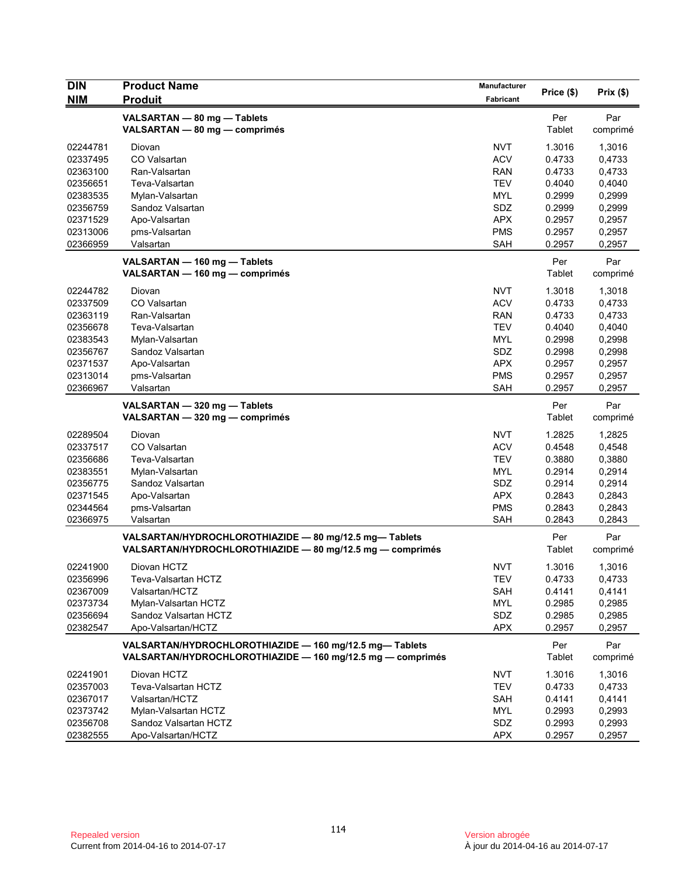| DIN<br>NIM | Product Name<br>Produit | Manufacturer<br>Fabricant | Price ($) | Prix ($) |
|---|---|---|---|---|
| | **VALSARTAN — 80 mg — Tablets<br>VALSARTAN — 80 mg — comprimés** | | Per Tablet | Par comprimé |
| 02244781 | Diovan | NVT | 1.3016 | 1,3016 |
| 02337495 | CO Valsartan | ACV | 0.4733 | 0,4733 |
| 02363100 | Ran-Valsartan | RAN | 0.4733 | 0,4733 |
| 02356651 | Teva-Valsartan | TEV | 0.4040 | 0,4040 |
| 02383535 | Mylan-Valsartan | MYL | 0.2999 | 0,2999 |
| 02356759 | Sandoz Valsartan | SDZ | 0.2999 | 0,2999 |
| 02371529 | Apo-Valsartan | APX | 0.2957 | 0,2957 |
| 02313006 | pms-Valsartan | PMS | 0.2957 | 0,2957 |
| 02366959 | Valsartan | SAH | 0.2957 | 0,2957 |
| | **VALSARTAN — 160 mg — Tablets<br>VALSARTAN — 160 mg — comprimés** | | Per Tablet | Par comprimé |
| 02244782 | Diovan | NVT | 1.3018 | 1,3018 |
| 02337509 | CO Valsartan | ACV | 0.4733 | 0,4733 |
| 02363119 | Ran-Valsartan | RAN | 0.4733 | 0,4733 |
| 02356678 | Teva-Valsartan | TEV | 0.4040 | 0,4040 |
| 02383543 | Mylan-Valsartan | MYL | 0.2998 | 0,2998 |
| 02356767 | Sandoz Valsartan | SDZ | 0.2998 | 0,2998 |
| 02371537 | Apo-Valsartan | APX | 0.2957 | 0,2957 |
| 02313014 | pms-Valsartan | PMS | 0.2957 | 0,2957 |
| 02366967 | Valsartan | SAH | 0.2957 | 0,2957 |
| | **VALSARTAN — 320 mg — Tablets<br>VALSARTAN — 320 mg — comprimés** | | Per Tablet | Par comprimé |
| 02289504 | Diovan | NVT | 1.2825 | 1,2825 |
| 02337517 | CO Valsartan | ACV | 0.4548 | 0,4548 |
| 02356686 | Teva-Valsartan | TEV | 0.3880 | 0,3880 |
| 02383551 | Mylan-Valsartan | MYL | 0.2914 | 0,2914 |
| 02356775 | Sandoz Valsartan | SDZ | 0.2914 | 0,2914 |
| 02371545 | Apo-Valsartan | APX | 0.2843 | 0,2843 |
| 02344564 | pms-Valsartan | PMS | 0.2843 | 0,2843 |
| 02366975 | Valsartan | SAH | 0.2843 | 0,2843 |
| | **VALSARTAN/HYDROCHLOROTHIAZIDE — 80 mg/12.5 mg— Tablets<br>VALSARTAN/HYDROCHLOROTHIAZIDE — 80 mg/12.5 mg — comprimés** | | Per Tablet | Par comprimé |
| 02241900 | Diovan HCTZ | NVT | 1.3016 | 1,3016 |
| 02356996 | Teva-Valsartan HCTZ | TEV | 0.4733 | 0,4733 |
| 02367009 | Valsartan/HCTZ | SAH | 0.4141 | 0,4141 |
| 02373734 | Mylan-Valsartan HCTZ | MYL | 0.2985 | 0,2985 |
| 02356694 | Sandoz Valsartan HCTZ | SDZ | 0.2985 | 0,2985 |
| 02382547 | Apo-Valsartan/HCTZ | APX | 0.2957 | 0,2957 |
| | **VALSARTAN/HYDROCHLOROTHIAZIDE — 160 mg/12.5 mg— Tablets<br>VALSARTAN/HYDROCHLOROTHIAZIDE — 160 mg/12.5 mg — comprimés** | | Per Tablet | Par comprimé |
| 02241901 | Diovan HCTZ | NVT | 1.3016 | 1,3016 |
| 02357003 | Teva-Valsartan HCTZ | TEV | 0.4733 | 0,4733 |
| 02367017 | Valsartan/HCTZ | SAH | 0.4141 | 0,4141 |
| 02373742 | Mylan-Valsartan HCTZ | MYL | 0.2993 | 0,2993 |
| 02356708 | Sandoz Valsartan HCTZ | SDZ | 0.2993 | 0,2993 |
| 02382555 | Apo-Valsartan/HCTZ | APX | 0.2957 | 0,2957 |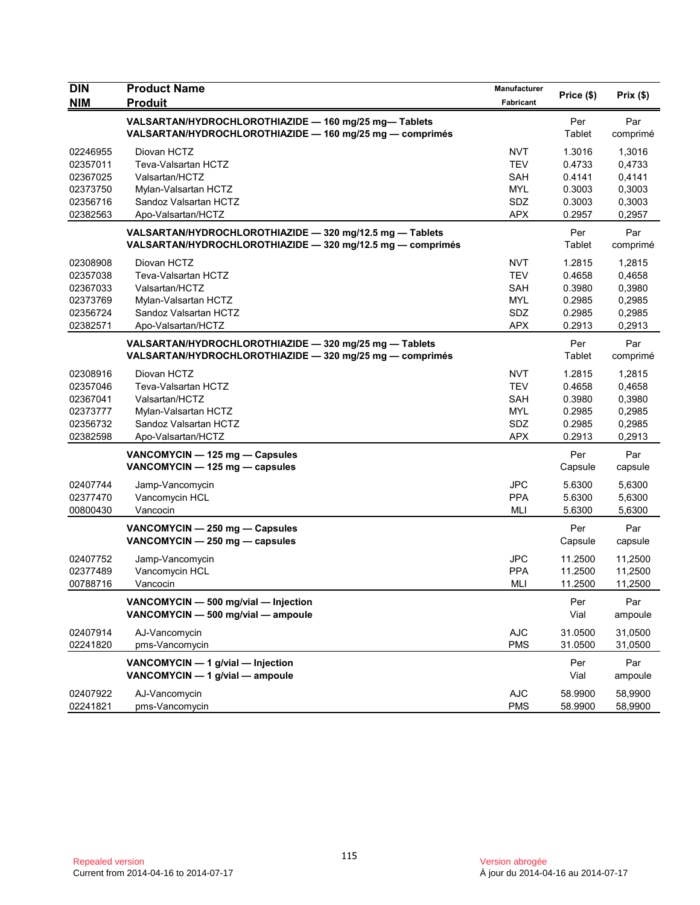| DIN<br>NIM | Product Name<br>Produit | Manufacturer<br>Fabricant | Price ($) | Prix ($) |
|---|---|---|---|---|
| | **VALSARTAN/HYDROCHLOROTHIAZIDE — 160 mg/25 mg— Tablets**<br>**VALSARTAN/HYDROCHLOROTHIAZIDE — 160 mg/25 mg — comprimés** | | Per Tablet | Par comprimé |
| 02246955 | Diovan HCTZ | NVT | 1.3016 | 1,3016 |
| 02357011 | Teva-Valsartan HCTZ | TEV | 0.4733 | 0,4733 |
| 02367025 | Valsartan/HCTZ | SAH | 0.4141 | 0,4141 |
| 02373750 | Mylan-Valsartan HCTZ | MYL | 0.3003 | 0,3003 |
| 02356716 | Sandoz Valsartan HCTZ | SDZ | 0.3003 | 0,3003 |
| 02382563 | Apo-Valsartan/HCTZ | APX | 0.2957 | 0,2957 |
| | **VALSARTAN/HYDROCHLOROTHIAZIDE — 320 mg/12.5 mg — Tablets**<br>**VALSARTAN/HYDROCHLOROTHIAZIDE — 320 mg/12.5 mg — comprimés** | | Per Tablet | Par comprimé |
| 02308908 | Diovan HCTZ | NVT | 1.2815 | 1,2815 |
| 02357038 | Teva-Valsartan HCTZ | TEV | 0.4658 | 0,4658 |
| 02367033 | Valsartan/HCTZ | SAH | 0.3980 | 0,3980 |
| 02373769 | Mylan-Valsartan HCTZ | MYL | 0.2985 | 0,2985 |
| 02356724 | Sandoz Valsartan HCTZ | SDZ | 0.2985 | 0,2985 |
| 02382571 | Apo-Valsartan/HCTZ | APX | 0.2913 | 0,2913 |
| | **VALSARTAN/HYDROCHLOROTHIAZIDE — 320 mg/25 mg — Tablets**<br>**VALSARTAN/HYDROCHLOROTHIAZIDE — 320 mg/25 mg — comprimés** | | Per Tablet | Par comprimé |
| 02308916 | Diovan HCTZ | NVT | 1.2815 | 1,2815 |
| 02357046 | Teva-Valsartan HCTZ | TEV | 0.4658 | 0,4658 |
| 02367041 | Valsartan/HCTZ | SAH | 0.3980 | 0,3980 |
| 02373777 | Mylan-Valsartan HCTZ | MYL | 0.2985 | 0,2985 |
| 02356732 | Sandoz Valsartan HCTZ | SDZ | 0.2985 | 0,2985 |
| 02382598 | Apo-Valsartan/HCTZ | APX | 0.2913 | 0,2913 |
| | **VANCOMYCIN — 125 mg — Capsules**<br>**VANCOMYCIN — 125 mg — capsules** | | Per Capsule | Par capsule |
| 02407744 | Jamp-Vancomycin | JPC | 5.6300 | 5,6300 |
| 02377470 | Vancomycin HCL | PPA | 5.6300 | 5,6300 |
| 00800430 | Vancocin | MLI | 5.6300 | 5,6300 |
| | **VANCOMYCIN — 250 mg — Capsules**<br>**VANCOMYCIN — 250 mg — capsules** | | Per Capsule | Par capsule |
| 02407752 | Jamp-Vancomycin | JPC | 11.2500 | 11,2500 |
| 02377489 | Vancomycin HCL | PPA | 11.2500 | 11,2500 |
| 00788716 | Vancocin | MLI | 11.2500 | 11,2500 |
| | **VANCOMYCIN — 500 mg/vial — Injection**<br>**VANCOMYCIN — 500 mg/vial — ampoule** | | Per Vial | Par ampoule |
| 02407914 | AJ-Vancomycin | AJC | 31.0500 | 31,0500 |
| 02241820 | pms-Vancomycin | PMS | 31.0500 | 31,0500 |
| | **VANCOMYCIN — 1 g/vial — Injection**<br>**VANCOMYCIN — 1 g/vial — ampoule** | | Per Vial | Par ampoule |
| 02407922 | AJ-Vancomycin | AJC | 58.9900 | 58,9900 |
| 02241821 | pms-Vancomycin | PMS | 58.9900 | 58,9900 |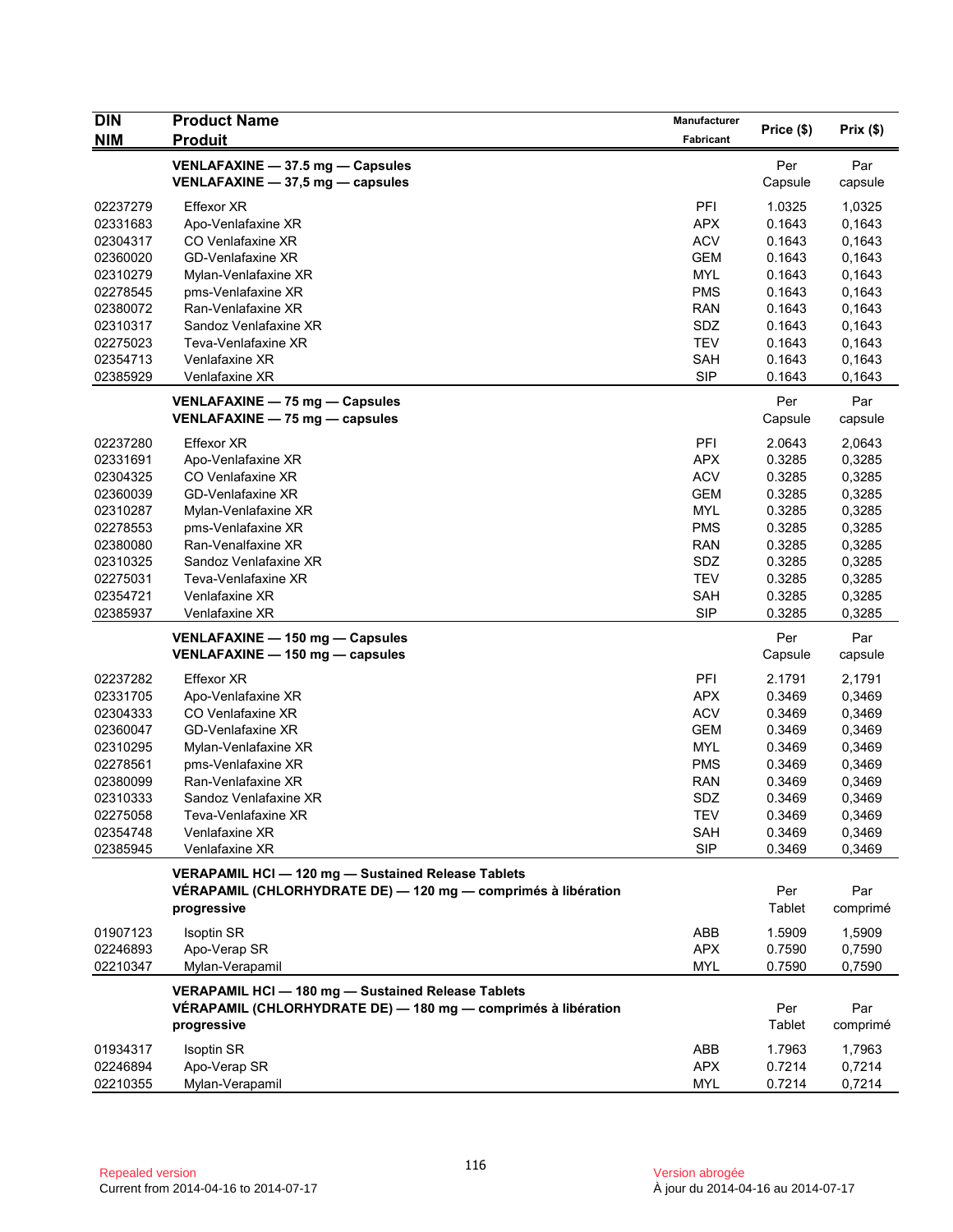| DIN<br>NIM | Product Name<br>Produit | Manufacturer<br>Fabricant | Price ($) | Prix ($) |
|---|---|---|---|---|
| | **VENLAFAXINE — 37.5 mg — Capsules**<br>**VENLAFAXINE — 37,5 mg — capsules** | | Per<br>Capsule | Par<br>capsule |
| 02237279 | Effexor XR | PFI | 1.0325 | 1,0325 |
| 02331683 | Apo-Venlafaxine XR | APX | 0.1643 | 0,1643 |
| 02304317 | CO Venlafaxine XR | ACV | 0.1643 | 0,1643 |
| 02360020 | GD-Venlafaxine XR | GEM | 0.1643 | 0,1643 |
| 02310279 | Mylan-Venlafaxine XR | MYL | 0.1643 | 0,1643 |
| 02278545 | pms-Venlafaxine XR | PMS | 0.1643 | 0,1643 |
| 02380072 | Ran-Venlafaxine XR | RAN | 0.1643 | 0,1643 |
| 02310317 | Sandoz Venlafaxine XR | SDZ | 0.1643 | 0,1643 |
| 02275023 | Teva-Venlafaxine XR | TEV | 0.1643 | 0,1643 |
| 02354713 | Venlafaxine XR | SAH | 0.1643 | 0,1643 |
| 02385929 | Venlafaxine XR | SIP | 0.1643 | 0,1643 |
| | **VENLAFAXINE — 75 mg — Capsules**<br>**VENLAFAXINE — 75 mg — capsules** | | Per<br>Capsule | Par<br>capsule |
| 02237280 | Effexor XR | PFI | 2.0643 | 2,0643 |
| 02331691 | Apo-Venlafaxine XR | APX | 0.3285 | 0,3285 |
| 02304325 | CO Venlafaxine XR | ACV | 0.3285 | 0,3285 |
| 02360039 | GD-Venlafaxine XR | GEM | 0.3285 | 0,3285 |
| 02310287 | Mylan-Venlafaxine XR | MYL | 0.3285 | 0,3285 |
| 02278553 | pms-Venlafaxine XR | PMS | 0.3285 | 0,3285 |
| 02380080 | Ran-Venalfaxine XR | RAN | 0.3285 | 0,3285 |
| 02310325 | Sandoz Venlafaxine XR | SDZ | 0.3285 | 0,3285 |
| 02275031 | Teva-Venlafaxine XR | TEV | 0.3285 | 0,3285 |
| 02354721 | Venlafaxine XR | SAH | 0.3285 | 0,3285 |
| 02385937 | Venlafaxine XR | SIP | 0.3285 | 0,3285 |
| | **VENLAFAXINE — 150 mg — Capsules**<br>**VENLAFAXINE — 150 mg — capsules** | | Per<br>Capsule | Par<br>capsule |
| 02237282 | Effexor XR | PFI | 2.1791 | 2,1791 |
| 02331705 | Apo-Venlafaxine XR | APX | 0.3469 | 0,3469 |
| 02304333 | CO Venlafaxine XR | ACV | 0.3469 | 0,3469 |
| 02360047 | GD-Venlafaxine XR | GEM | 0.3469 | 0,3469 |
| 02310295 | Mylan-Venlafaxine XR | MYL | 0.3469 | 0,3469 |
| 02278561 | pms-Venlafaxine XR | PMS | 0.3469 | 0,3469 |
| 02380099 | Ran-Venlafaxine XR | RAN | 0.3469 | 0,3469 |
| 02310333 | Sandoz Venlafaxine XR | SDZ | 0.3469 | 0,3469 |
| 02275058 | Teva-Venlafaxine XR | TEV | 0.3469 | 0,3469 |
| 02354748 | Venlafaxine XR | SAH | 0.3469 | 0,3469 |
| 02385945 | Venlafaxine XR | SIP | 0.3469 | 0,3469 |
| | **VERAPAMIL HCl — 120 mg — Sustained Release Tablets**<br>**VÉRAPAMIL (CHLORHYDRATE DE) — 120 mg — comprimés à libération progressive** | | Per<br>Tablet | Par<br>comprimé |
| 01907123 | Isoptin SR | ABB | 1.5909 | 1,5909 |
| 02246893 | Apo-Verap SR | APX | 0.7590 | 0,7590 |
| 02210347 | Mylan-Verapamil | MYL | 0.7590 | 0,7590 |
| | **VERAPAMIL HCl — 180 mg — Sustained Release Tablets**<br>**VÉRAPAMIL (CHLORHYDRATE DE) — 180 mg — comprimés à libération progressive** | | Per<br>Tablet | Par<br>comprimé |
| 01934317 | Isoptin SR | ABB | 1.7963 | 1,7963 |
| 02246894 | Apo-Verap SR | APX | 0.7214 | 0,7214 |
| 02210355 | Mylan-Verapamil | MYL | 0.7214 | 0,7214 |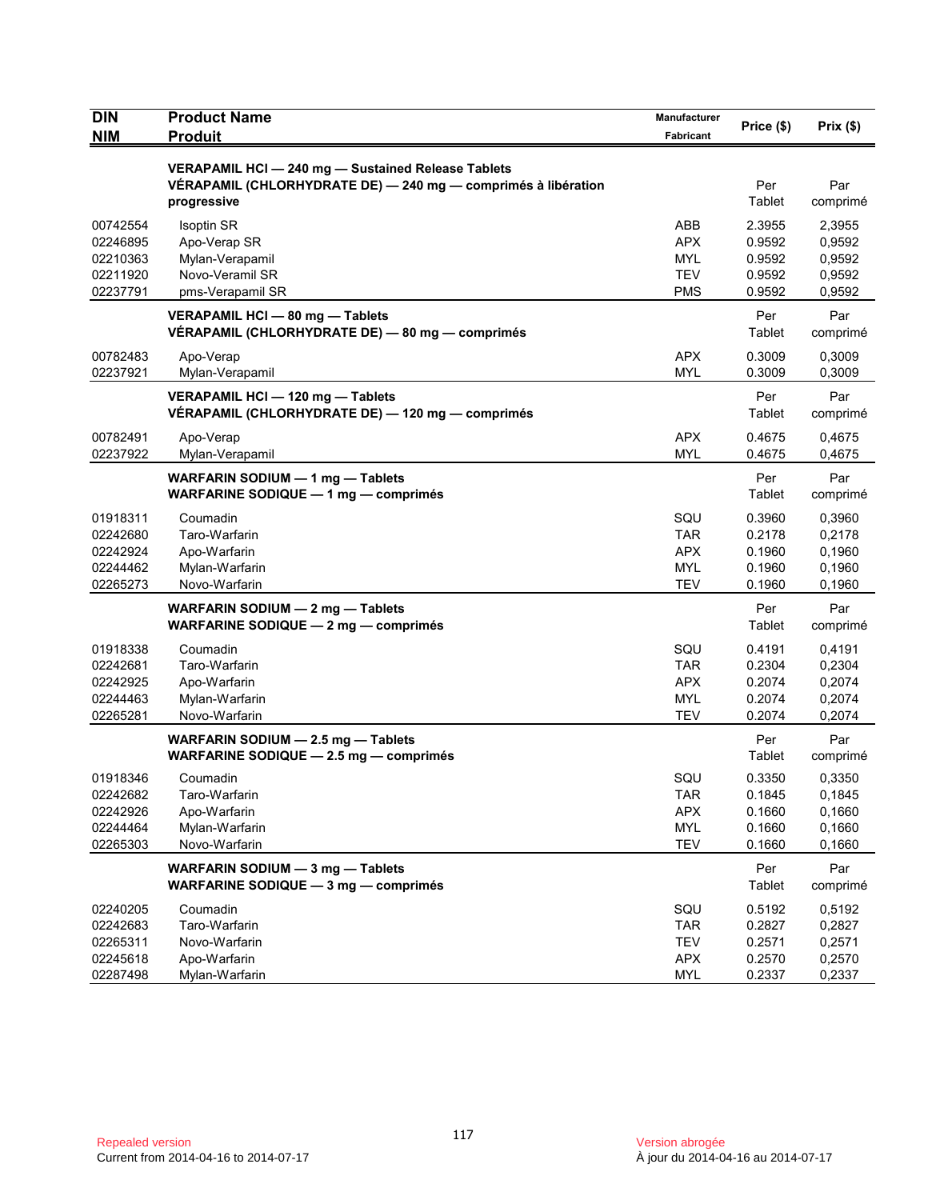| DIN<br>NIM | Product Name<br>Produit | Manufacturer<br>Fabricant | Price ($) | Prix ($) |
|---|---|---|---|---|
| | **VERAPAMIL HCl — 240 mg — Sustained Release Tablets**<br>**VÉRAPAMIL (CHLORHYDRATE DE) — 240 mg — comprimés à libération progressive** | | Per Tablet | Par comprimé |
| 00742554 | Isoptin SR | ABB | 2.3955 | 2,3955 |
| 02246895 | Apo-Verap SR | APX | 0.9592 | 0,9592 |
| 02210363 | Mylan-Verapamil | MYL | 0.9592 | 0,9592 |
| 02211920 | Novo-Veramil SR | TEV | 0.9592 | 0,9592 |
| 02237791 | pms-Verapamil SR | PMS | 0.9592 | 0,9592 |
| | **VERAPAMIL HCl — 80 mg — Tablets**<br>**VÉRAPAMIL (CHLORHYDRATE DE) — 80 mg — comprimés** | | Per Tablet | Par comprimé |
| 00782483 | Apo-Verap | APX | 0.3009 | 0,3009 |
| 02237921 | Mylan-Verapamil | MYL | 0.3009 | 0,3009 |
| | **VERAPAMIL HCl — 120 mg — Tablets**<br>**VÉRAPAMIL (CHLORHYDRATE DE) — 120 mg — comprimés** | | Per Tablet | Par comprimé |
| 00782491 | Apo-Verap | APX | 0.4675 | 0,4675 |
| 02237922 | Mylan-Verapamil | MYL | 0.4675 | 0,4675 |
| | **WARFARIN SODIUM — 1 mg — Tablets**<br>**WARFARINE SODIQUE — 1 mg — comprimés** | | Per Tablet | Par comprimé |
| 01918311 | Coumadin | SQU | 0.3960 | 0,3960 |
| 02242680 | Taro-Warfarin | TAR | 0.2178 | 0,2178 |
| 02242924 | Apo-Warfarin | APX | 0.1960 | 0,1960 |
| 02244462 | Mylan-Warfarin | MYL | 0.1960 | 0,1960 |
| 02265273 | Novo-Warfarin | TEV | 0.1960 | 0,1960 |
| | **WARFARIN SODIUM — 2 mg — Tablets**<br>**WARFARINE SODIQUE — 2 mg — comprimés** | | Per Tablet | Par comprimé |
| 01918338 | Coumadin | SQU | 0.4191 | 0,4191 |
| 02242681 | Taro-Warfarin | TAR | 0.2304 | 0,2304 |
| 02242925 | Apo-Warfarin | APX | 0.2074 | 0,2074 |
| 02244463 | Mylan-Warfarin | MYL | 0.2074 | 0,2074 |
| 02265281 | Novo-Warfarin | TEV | 0.2074 | 0,2074 |
| | **WARFARIN SODIUM — 2.5 mg — Tablets**<br>**WARFARINE SODIQUE — 2.5 mg — comprimés** | | Per Tablet | Par comprimé |
| 01918346 | Coumadin | SQU | 0.3350 | 0,3350 |
| 02242682 | Taro-Warfarin | TAR | 0.1845 | 0,1845 |
| 02242926 | Apo-Warfarin | APX | 0.1660 | 0,1660 |
| 02244464 | Mylan-Warfarin | MYL | 0.1660 | 0,1660 |
| 02265303 | Novo-Warfarin | TEV | 0.1660 | 0,1660 |
| | **WARFARIN SODIUM — 3 mg — Tablets**<br>**WARFARINE SODIQUE — 3 mg — comprimés** | | Per Tablet | Par comprimé |
| 02240205 | Coumadin | SQU | 0.5192 | 0,5192 |
| 02242683 | Taro-Warfarin | TAR | 0.2827 | 0,2827 |
| 02265311 | Novo-Warfarin | TEV | 0.2571 | 0,2571 |
| 02245618 | Apo-Warfarin | APX | 0.2570 | 0,2570 |
| 02287498 | Mylan-Warfarin | MYL | 0.2337 | 0,2337 |

Repealed version
Current from 2014-04-16 to 2014-07-17

Version abrogée
À jour du 2014-04-16 au 2014-07-17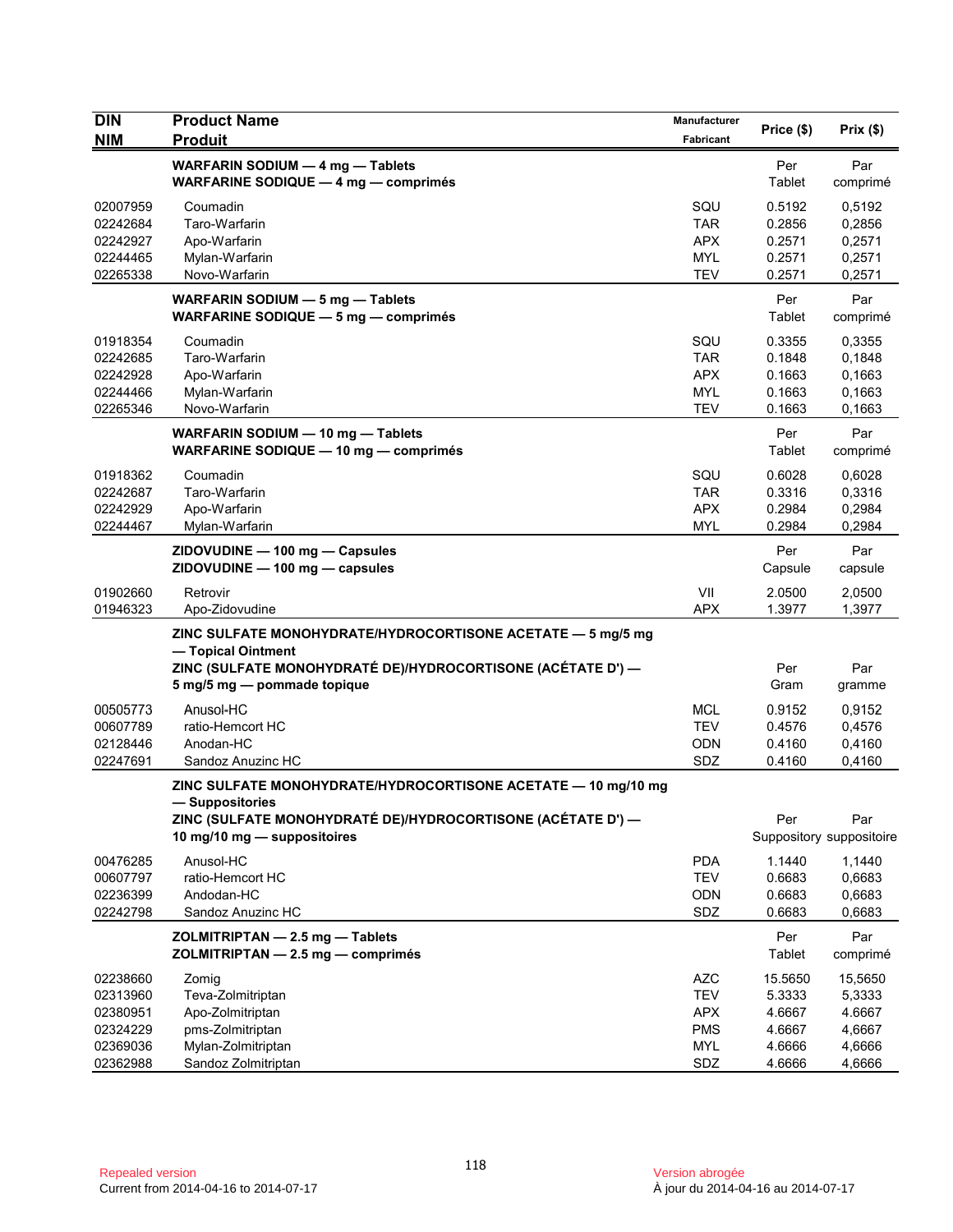| DIN<br>NIM | Product Name<br>Produit | Manufacturer<br>Fabricant | Price ($) | Prix ($) |
|---|---|---|---|---|
| | **WARFARIN SODIUM — 4 mg — Tablets**<br>**WARFARINE SODIQUE — 4 mg — comprimés** | | Per Tablet | Par comprimé |
| 02007959 | Coumadin | SQU | 0.5192 | 0,5192 |
| 02242684 | Taro-Warfarin | TAR | 0.2856 | 0,2856 |
| 02242927 | Apo-Warfarin | APX | 0.2571 | 0,2571 |
| 02244465 | Mylan-Warfarin | MYL | 0.2571 | 0,2571 |
| 02265338 | Novo-Warfarin | TEV | 0.2571 | 0,2571 |
| | **WARFARIN SODIUM — 5 mg — Tablets**<br>**WARFARINE SODIQUE — 5 mg — comprimés** | | Per Tablet | Par comprimé |
| 01918354 | Coumadin | SQU | 0.3355 | 0,3355 |
| 02242685 | Taro-Warfarin | TAR | 0.1848 | 0,1848 |
| 02242928 | Apo-Warfarin | APX | 0.1663 | 0,1663 |
| 02244466 | Mylan-Warfarin | MYL | 0.1663 | 0,1663 |
| 02265346 | Novo-Warfarin | TEV | 0.1663 | 0,1663 |
| | **WARFARIN SODIUM — 10 mg — Tablets**<br>**WARFARINE SODIQUE — 10 mg — comprimés** | | Per Tablet | Par comprimé |
| 01918362 | Coumadin | SQU | 0.6028 | 0,6028 |
| 02242687 | Taro-Warfarin | TAR | 0.3316 | 0,3316 |
| 02242929 | Apo-Warfarin | APX | 0.2984 | 0,2984 |
| 02244467 | Mylan-Warfarin | MYL | 0.2984 | 0,2984 |
| | **ZIDOVUDINE — 100 mg — Capsules**<br>**ZIDOVUDINE — 100 mg — capsules** | | Per Capsule | Par capsule |
| 01902660 | Retrovir | VII | 2.0500 | 2,0500 |
| 01946323 | Apo-Zidovudine | APX | 1.3977 | 1,3977 |
| | **ZINC SULFATE MONOHYDRATE/HYDROCORTISONE ACETATE — 5 mg/5 mg — Topical Ointment**<br>**ZINC (SULFATE MONOHYDRATÉ DE)/HYDROCORTISONE (ACÉTATE D') — 5 mg/5 mg — pommade topique** | | Per Gram | Par gramme |
| 00505773 | Anusol-HC | MCL | 0.9152 | 0,9152 |
| 00607789 | ratio-Hemcort HC | TEV | 0.4576 | 0,4576 |
| 02128446 | Anodan-HC | ODN | 0.4160 | 0,4160 |
| 02247691 | Sandoz Anuzinc HC | SDZ | 0.4160 | 0,4160 |
| | **ZINC SULFATE MONOHYDRATE/HYDROCORTISONE ACETATE — 10 mg/10 mg — Suppositories**<br>**ZINC (SULFATE MONOHYDRATÉ DE)/HYDROCORTISONE (ACÉTATE D') — 10 mg/10 mg — suppositoires** | | Per Suppository | Par suppositoire |
| 00476285 | Anusol-HC | PDA | 1.1440 | 1,1440 |
| 00607797 | ratio-Hemcort HC | TEV | 0.6683 | 0,6683 |
| 02236399 | Andodan-HC | ODN | 0.6683 | 0,6683 |
| 02242798 | Sandoz Anuzinc HC | SDZ | 0.6683 | 0,6683 |
| | **ZOLMITRIPTAN — 2.5 mg — Tablets**<br>**ZOLMITRIPTAN — 2.5 mg — comprimés** | | Per Tablet | Par comprimé |
| 02238660 | Zomig | AZC | 15.5650 | 15,5650 |
| 02313960 | Teva-Zolmitriptan | TEV | 5.3333 | 5,3333 |
| 02380951 | Apo-Zolmitriptan | APX | 4.6667 | 4.6667 |
| 02324229 | pms-Zolmitriptan | PMS | 4.6667 | 4,6667 |
| 02369036 | Mylan-Zolmitriptan | MYL | 4.6666 | 4,6666 |
| 02362988 | Sandoz Zolmitriptan | SDZ | 4.6666 | 4,6666 |

Repealed version
Current from 2014-04-16 to 2014-07-17

Version abrogée
À jour du 2014-04-16 au 2014-07-17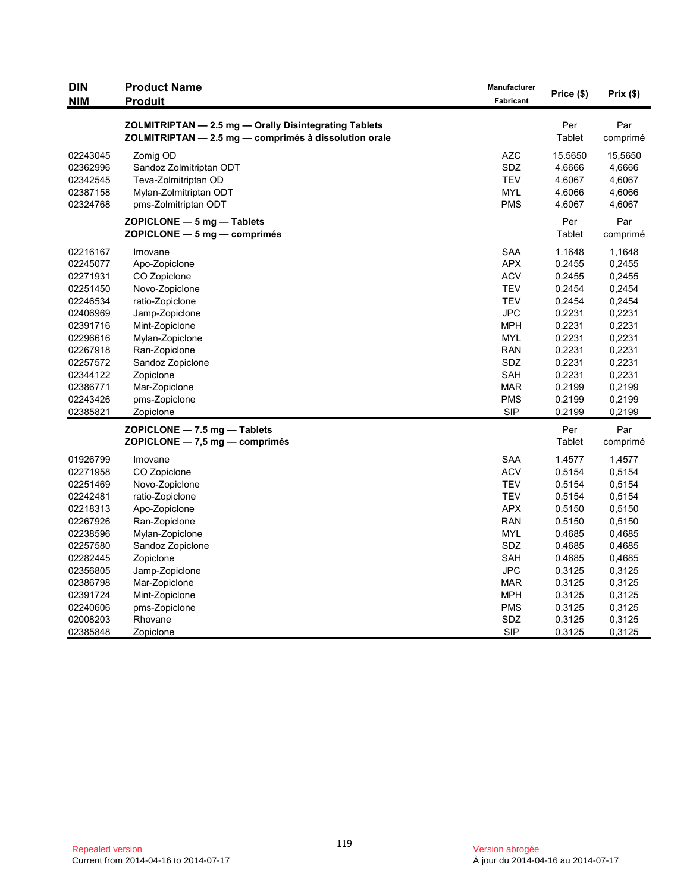| DIN<br>NIM | Product Name<br>Produit | Manufacturer<br>Fabricant | Price ($) | Prix ($) |
|---|---|---|---|---|
| | **ZOLMITRIPTAN — 2.5 mg — Orally Disintegrating Tablets**<br>**ZOLMITRIPTAN — 2.5 mg — comprimés à dissolution orale** | | Per Tablet | Par comprimé |
| 02243045 | Zomig OD | AZC | 15.5650 | 15,5650 |
| 02362996 | Sandoz Zolmitriptan ODT | SDZ | 4.6666 | 4,6666 |
| 02342545 | Teva-Zolmitriptan OD | TEV | 4.6067 | 4,6067 |
| 02387158 | Mylan-Zolmitriptan ODT | MYL | 4.6066 | 4,6066 |
| 02324768 | pms-Zolmitriptan ODT | PMS | 4.6067 | 4,6067 |
| | **ZOPICLONE — 5 mg — Tablets**<br>**ZOPICLONE — 5 mg — comprimés** | | Per Tablet | Par comprimé |
| 02216167 | Imovane | SAA | 1.1648 | 1,1648 |
| 02245077 | Apo-Zopiclone | APX | 0.2455 | 0,2455 |
| 02271931 | CO Zopiclone | ACV | 0.2455 | 0,2455 |
| 02251450 | Novo-Zopiclone | TEV | 0.2454 | 0,2454 |
| 02246534 | ratio-Zopiclone | TEV | 0.2454 | 0,2454 |
| 02406969 | Jamp-Zopiclone | JPC | 0.2231 | 0,2231 |
| 02391716 | Mint-Zopiclone | MPH | 0.2231 | 0,2231 |
| 02296616 | Mylan-Zopiclone | MYL | 0.2231 | 0,2231 |
| 02267918 | Ran-Zopiclone | RAN | 0.2231 | 0,2231 |
| 02257572 | Sandoz Zopiclone | SDZ | 0.2231 | 0,2231 |
| 02344122 | Zopiclone | SAH | 0.2231 | 0,2231 |
| 02386771 | Mar-Zopiclone | MAR | 0.2199 | 0,2199 |
| 02243426 | pms-Zopiclone | PMS | 0.2199 | 0,2199 |
| 02385821 | Zopiclone | SIP | 0.2199 | 0,2199 |
| | **ZOPICLONE — 7.5 mg — Tablets**<br>**ZOPICLONE — 7,5 mg — comprimés** | | Per Tablet | Par comprimé |
| 01926799 | Imovane | SAA | 1.4577 | 1,4577 |
| 02271958 | CO Zopiclone | ACV | 0.5154 | 0,5154 |
| 02251469 | Novo-Zopiclone | TEV | 0.5154 | 0,5154 |
| 02242481 | ratio-Zopiclone | TEV | 0.5154 | 0,5154 |
| 02218313 | Apo-Zopiclone | APX | 0.5150 | 0,5150 |
| 02267926 | Ran-Zopiclone | RAN | 0.5150 | 0,5150 |
| 02238596 | Mylan-Zopiclone | MYL | 0.4685 | 0,4685 |
| 02257580 | Sandoz Zopiclone | SDZ | 0.4685 | 0,4685 |
| 02282445 | Zopiclone | SAH | 0.4685 | 0,4685 |
| 02356805 | Jamp-Zopiclone | JPC | 0.3125 | 0,3125 |
| 02386798 | Mar-Zopiclone | MAR | 0.3125 | 0,3125 |
| 02391724 | Mint-Zopiclone | MPH | 0.3125 | 0,3125 |
| 02240606 | pms-Zopiclone | PMS | 0.3125 | 0,3125 |
| 02008203 | Rhovane | SDZ | 0.3125 | 0,3125 |
| 02385848 | Zopiclone | SIP | 0.3125 | 0,3125 |